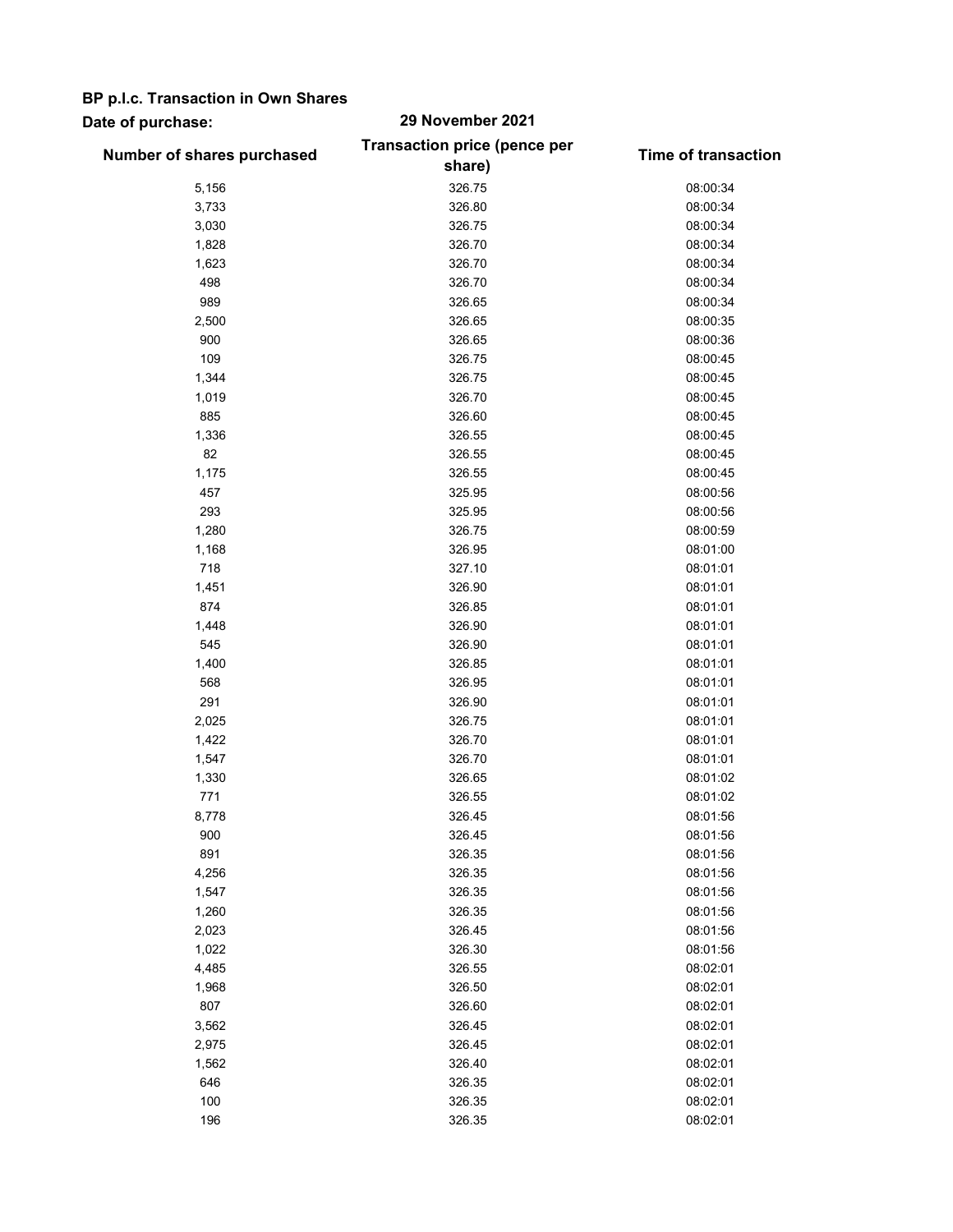**BP p.l.c. Transaction in Own Shares**

**Date of purchase:** **29 November 2021**

| Number of shares purchased | Transaction price (pence per share) | Time of transaction |
|---|---|---|
| 5,156 | 326.75 | 08:00:34 |
| 3,733 | 326.80 | 08:00:34 |
| 3,030 | 326.75 | 08:00:34 |
| 1,828 | 326.70 | 08:00:34 |
| 1,623 | 326.70 | 08:00:34 |
| 498 | 326.70 | 08:00:34 |
| 989 | 326.65 | 08:00:34 |
| 2,500 | 326.65 | 08:00:35 |
| 900 | 326.65 | 08:00:36 |
| 109 | 326.75 | 08:00:45 |
| 1,344 | 326.75 | 08:00:45 |
| 1,019 | 326.70 | 08:00:45 |
| 885 | 326.60 | 08:00:45 |
| 1,336 | 326.55 | 08:00:45 |
| 82 | 326.55 | 08:00:45 |
| 1,175 | 326.55 | 08:00:45 |
| 457 | 325.95 | 08:00:56 |
| 293 | 325.95 | 08:00:56 |
| 1,280 | 326.75 | 08:00:59 |
| 1,168 | 326.95 | 08:01:00 |
| 718 | 327.10 | 08:01:01 |
| 1,451 | 326.90 | 08:01:01 |
| 874 | 326.85 | 08:01:01 |
| 1,448 | 326.90 | 08:01:01 |
| 545 | 326.90 | 08:01:01 |
| 1,400 | 326.85 | 08:01:01 |
| 568 | 326.95 | 08:01:01 |
| 291 | 326.90 | 08:01:01 |
| 2,025 | 326.75 | 08:01:01 |
| 1,422 | 326.70 | 08:01:01 |
| 1,547 | 326.70 | 08:01:01 |
| 1,330 | 326.65 | 08:01:02 |
| 771 | 326.55 | 08:01:02 |
| 8,778 | 326.45 | 08:01:56 |
| 900 | 326.45 | 08:01:56 |
| 891 | 326.35 | 08:01:56 |
| 4,256 | 326.35 | 08:01:56 |
| 1,547 | 326.35 | 08:01:56 |
| 1,260 | 326.35 | 08:01:56 |
| 2,023 | 326.45 | 08:01:56 |
| 1,022 | 326.30 | 08:01:56 |
| 4,485 | 326.55 | 08:02:01 |
| 1,968 | 326.50 | 08:02:01 |
| 807 | 326.60 | 08:02:01 |
| 3,562 | 326.45 | 08:02:01 |
| 2,975 | 326.45 | 08:02:01 |
| 1,562 | 326.40 | 08:02:01 |
| 646 | 326.35 | 08:02:01 |
| 100 | 326.35 | 08:02:01 |
| 196 | 326.35 | 08:02:01 |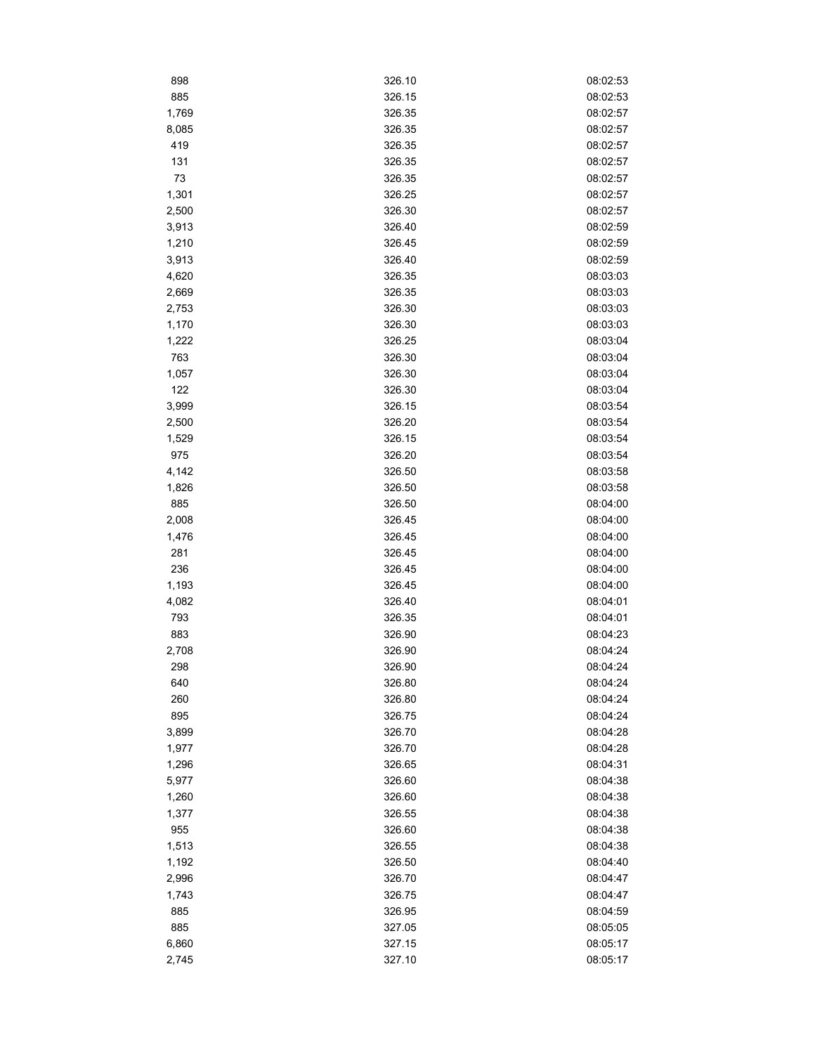| | | |
|---|---|---|
| 898 | 326.10 | 08:02:53 |
| 885 | 326.15 | 08:02:53 |
| 1,769 | 326.35 | 08:02:57 |
| 8,085 | 326.35 | 08:02:57 |
| 419 | 326.35 | 08:02:57 |
| 131 | 326.35 | 08:02:57 |
| 73 | 326.35 | 08:02:57 |
| 1,301 | 326.25 | 08:02:57 |
| 2,500 | 326.30 | 08:02:57 |
| 3,913 | 326.40 | 08:02:59 |
| 1,210 | 326.45 | 08:02:59 |
| 3,913 | 326.40 | 08:02:59 |
| 4,620 | 326.35 | 08:03:03 |
| 2,669 | 326.35 | 08:03:03 |
| 2,753 | 326.30 | 08:03:03 |
| 1,170 | 326.30 | 08:03:03 |
| 1,222 | 326.25 | 08:03:04 |
| 763 | 326.30 | 08:03:04 |
| 1,057 | 326.30 | 08:03:04 |
| 122 | 326.30 | 08:03:04 |
| 3,999 | 326.15 | 08:03:54 |
| 2,500 | 326.20 | 08:03:54 |
| 1,529 | 326.15 | 08:03:54 |
| 975 | 326.20 | 08:03:54 |
| 4,142 | 326.50 | 08:03:58 |
| 1,826 | 326.50 | 08:03:58 |
| 885 | 326.50 | 08:04:00 |
| 2,008 | 326.45 | 08:04:00 |
| 1,476 | 326.45 | 08:04:00 |
| 281 | 326.45 | 08:04:00 |
| 236 | 326.45 | 08:04:00 |
| 1,193 | 326.45 | 08:04:00 |
| 4,082 | 326.40 | 08:04:01 |
| 793 | 326.35 | 08:04:01 |
| 883 | 326.90 | 08:04:23 |
| 2,708 | 326.90 | 08:04:24 |
| 298 | 326.90 | 08:04:24 |
| 640 | 326.80 | 08:04:24 |
| 260 | 326.80 | 08:04:24 |
| 895 | 326.75 | 08:04:24 |
| 3,899 | 326.70 | 08:04:28 |
| 1,977 | 326.70 | 08:04:28 |
| 1,296 | 326.65 | 08:04:31 |
| 5,977 | 326.60 | 08:04:38 |
| 1,260 | 326.60 | 08:04:38 |
| 1,377 | 326.55 | 08:04:38 |
| 955 | 326.60 | 08:04:38 |
| 1,513 | 326.55 | 08:04:38 |
| 1,192 | 326.50 | 08:04:40 |
| 2,996 | 326.70 | 08:04:47 |
| 1,743 | 326.75 | 08:04:47 |
| 885 | 326.95 | 08:04:59 |
| 885 | 327.05 | 08:05:05 |
| 6,860 | 327.15 | 08:05:17 |
| 2,745 | 327.10 | 08:05:17 |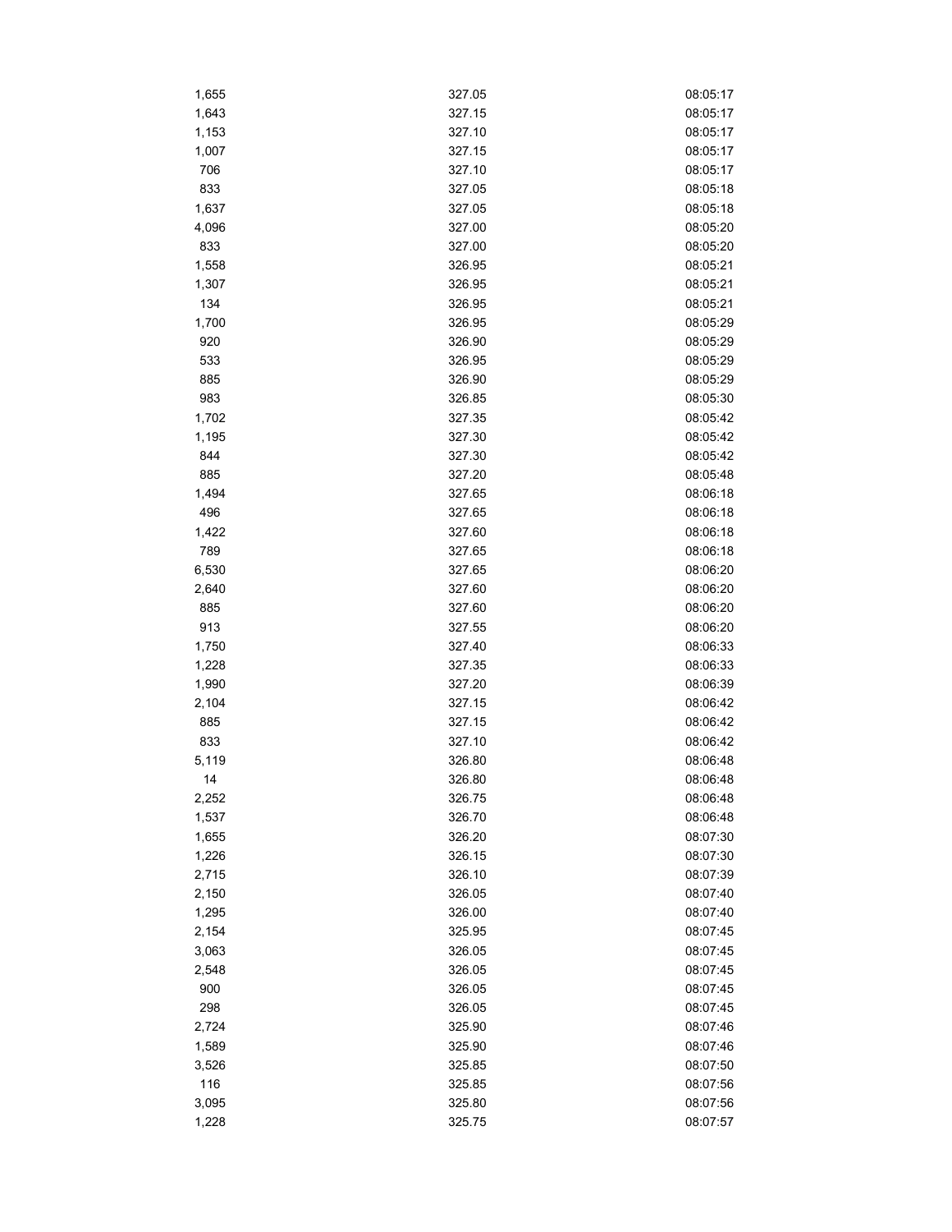| | | |
|---|---|---|
| 1,655 | 327.05 | 08:05:17 |
| 1,643 | 327.15 | 08:05:17 |
| 1,153 | 327.10 | 08:05:17 |
| 1,007 | 327.15 | 08:05:17 |
| 706 | 327.10 | 08:05:17 |
| 833 | 327.05 | 08:05:18 |
| 1,637 | 327.05 | 08:05:18 |
| 4,096 | 327.00 | 08:05:20 |
| 833 | 327.00 | 08:05:20 |
| 1,558 | 326.95 | 08:05:21 |
| 1,307 | 326.95 | 08:05:21 |
| 134 | 326.95 | 08:05:21 |
| 1,700 | 326.95 | 08:05:29 |
| 920 | 326.90 | 08:05:29 |
| 533 | 326.95 | 08:05:29 |
| 885 | 326.90 | 08:05:29 |
| 983 | 326.85 | 08:05:30 |
| 1,702 | 327.35 | 08:05:42 |
| 1,195 | 327.30 | 08:05:42 |
| 844 | 327.30 | 08:05:42 |
| 885 | 327.20 | 08:05:48 |
| 1,494 | 327.65 | 08:06:18 |
| 496 | 327.65 | 08:06:18 |
| 1,422 | 327.60 | 08:06:18 |
| 789 | 327.65 | 08:06:18 |
| 6,530 | 327.65 | 08:06:20 |
| 2,640 | 327.60 | 08:06:20 |
| 885 | 327.60 | 08:06:20 |
| 913 | 327.55 | 08:06:20 |
| 1,750 | 327.40 | 08:06:33 |
| 1,228 | 327.35 | 08:06:33 |
| 1,990 | 327.20 | 08:06:39 |
| 2,104 | 327.15 | 08:06:42 |
| 885 | 327.15 | 08:06:42 |
| 833 | 327.10 | 08:06:42 |
| 5,119 | 326.80 | 08:06:48 |
| 14 | 326.80 | 08:06:48 |
| 2,252 | 326.75 | 08:06:48 |
| 1,537 | 326.70 | 08:06:48 |
| 1,655 | 326.20 | 08:07:30 |
| 1,226 | 326.15 | 08:07:30 |
| 2,715 | 326.10 | 08:07:39 |
| 2,150 | 326.05 | 08:07:40 |
| 1,295 | 326.00 | 08:07:40 |
| 2,154 | 325.95 | 08:07:45 |
| 3,063 | 326.05 | 08:07:45 |
| 2,548 | 326.05 | 08:07:45 |
| 900 | 326.05 | 08:07:45 |
| 298 | 326.05 | 08:07:45 |
| 2,724 | 325.90 | 08:07:46 |
| 1,589 | 325.90 | 08:07:46 |
| 3,526 | 325.85 | 08:07:50 |
| 116 | 325.85 | 08:07:56 |
| 3,095 | 325.80 | 08:07:56 |
| 1,228 | 325.75 | 08:07:57 |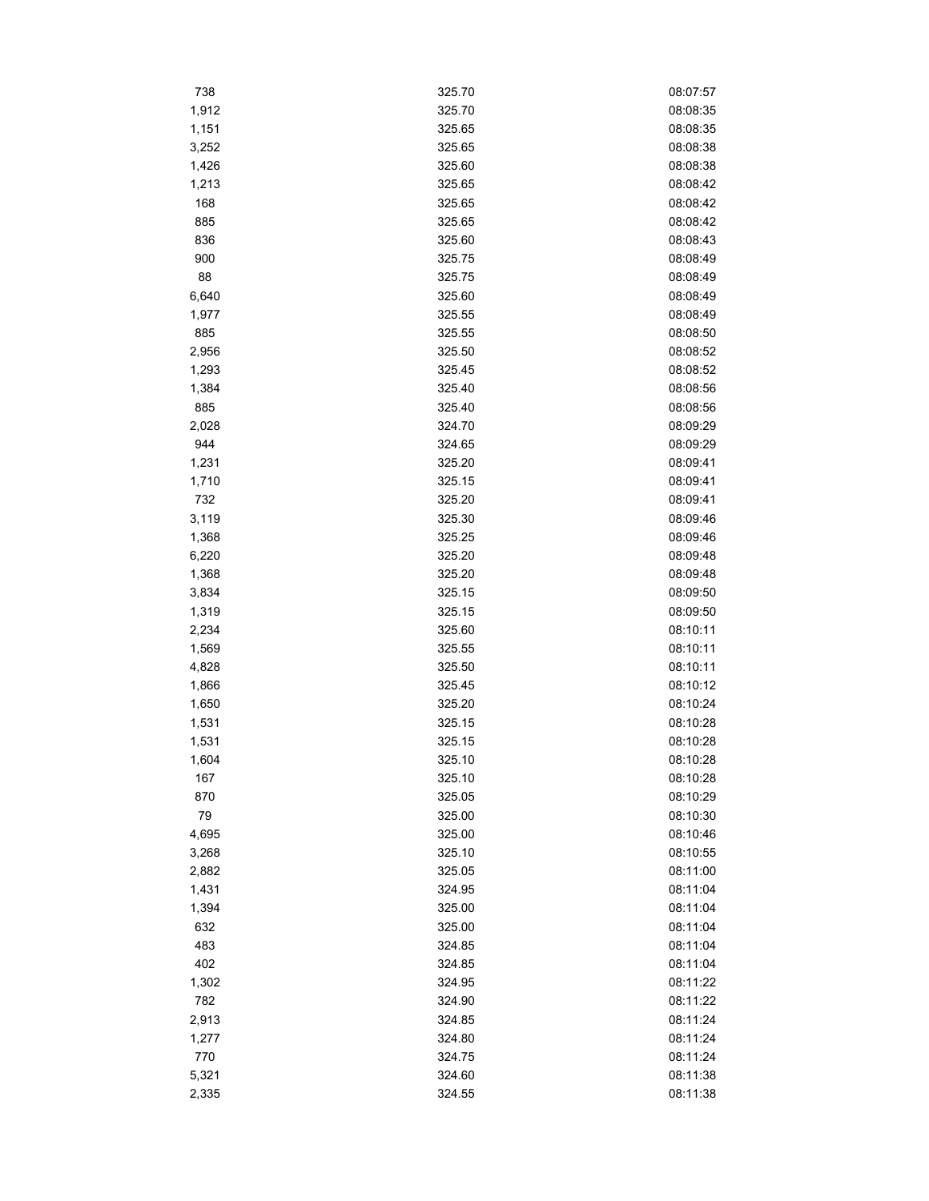| | | |
|---|---|---|
| 738 | 325.70 | 08:07:57 |
| 1,912 | 325.70 | 08:08:35 |
| 1,151 | 325.65 | 08:08:35 |
| 3,252 | 325.65 | 08:08:38 |
| 1,426 | 325.60 | 08:08:38 |
| 1,213 | 325.65 | 08:08:42 |
| 168 | 325.65 | 08:08:42 |
| 885 | 325.65 | 08:08:42 |
| 836 | 325.60 | 08:08:43 |
| 900 | 325.75 | 08:08:49 |
| 88 | 325.75 | 08:08:49 |
| 6,640 | 325.60 | 08:08:49 |
| 1,977 | 325.55 | 08:08:49 |
| 885 | 325.55 | 08:08:50 |
| 2,956 | 325.50 | 08:08:52 |
| 1,293 | 325.45 | 08:08:52 |
| 1,384 | 325.40 | 08:08:56 |
| 885 | 325.40 | 08:08:56 |
| 2,028 | 324.70 | 08:09:29 |
| 944 | 324.65 | 08:09:29 |
| 1,231 | 325.20 | 08:09:41 |
| 1,710 | 325.15 | 08:09:41 |
| 732 | 325.20 | 08:09:41 |
| 3,119 | 325.30 | 08:09:46 |
| 1,368 | 325.25 | 08:09:46 |
| 6,220 | 325.20 | 08:09:48 |
| 1,368 | 325.20 | 08:09:48 |
| 3,834 | 325.15 | 08:09:50 |
| 1,319 | 325.15 | 08:09:50 |
| 2,234 | 325.60 | 08:10:11 |
| 1,569 | 325.55 | 08:10:11 |
| 4,828 | 325.50 | 08:10:11 |
| 1,866 | 325.45 | 08:10:12 |
| 1,650 | 325.20 | 08:10:24 |
| 1,531 | 325.15 | 08:10:28 |
| 1,531 | 325.15 | 08:10:28 |
| 1,604 | 325.10 | 08:10:28 |
| 167 | 325.10 | 08:10:28 |
| 870 | 325.05 | 08:10:29 |
| 79 | 325.00 | 08:10:30 |
| 4,695 | 325.00 | 08:10:46 |
| 3,268 | 325.10 | 08:10:55 |
| 2,882 | 325.05 | 08:11:00 |
| 1,431 | 324.95 | 08:11:04 |
| 1,394 | 325.00 | 08:11:04 |
| 632 | 325.00 | 08:11:04 |
| 483 | 324.85 | 08:11:04 |
| 402 | 324.85 | 08:11:04 |
| 1,302 | 324.95 | 08:11:22 |
| 782 | 324.90 | 08:11:22 |
| 2,913 | 324.85 | 08:11:24 |
| 1,277 | 324.80 | 08:11:24 |
| 770 | 324.75 | 08:11:24 |
| 5,321 | 324.60 | 08:11:38 |
| 2,335 | 324.55 | 08:11:38 |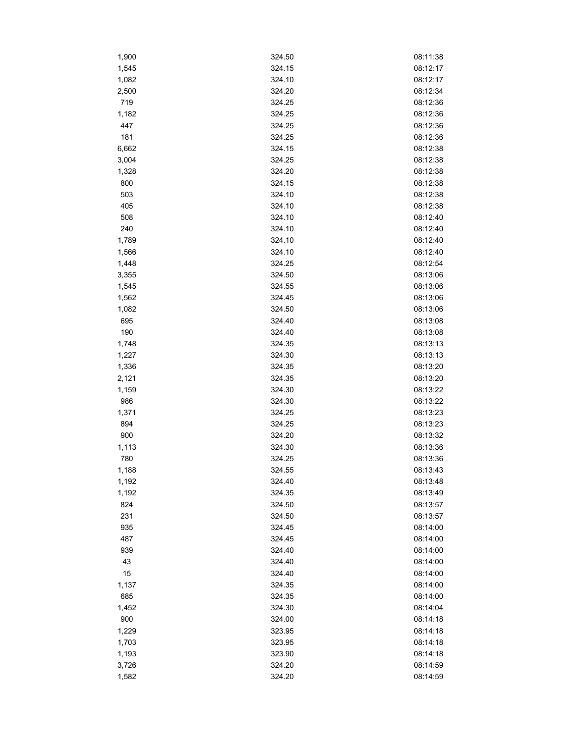| | | |
|---|---|---|
| 1,900 | 324.50 | 08:11:38 |
| 1,545 | 324.15 | 08:12:17 |
| 1,082 | 324.10 | 08:12:17 |
| 2,500 | 324.20 | 08:12:34 |
| 719 | 324.25 | 08:12:36 |
| 1,182 | 324.25 | 08:12:36 |
| 447 | 324.25 | 08:12:36 |
| 181 | 324.25 | 08:12:36 |
| 6,662 | 324.15 | 08:12:38 |
| 3,004 | 324.25 | 08:12:38 |
| 1,328 | 324.20 | 08:12:38 |
| 800 | 324.15 | 08:12:38 |
| 503 | 324.10 | 08:12:38 |
| 405 | 324.10 | 08:12:38 |
| 508 | 324.10 | 08:12:40 |
| 240 | 324.10 | 08:12:40 |
| 1,789 | 324.10 | 08:12:40 |
| 1,566 | 324.10 | 08:12:40 |
| 1,448 | 324.25 | 08:12:54 |
| 3,355 | 324.50 | 08:13:06 |
| 1,545 | 324.55 | 08:13:06 |
| 1,562 | 324.45 | 08:13:06 |
| 1,082 | 324.50 | 08:13:06 |
| 695 | 324.40 | 08:13:08 |
| 190 | 324.40 | 08:13:08 |
| 1,748 | 324.35 | 08:13:13 |
| 1,227 | 324.30 | 08:13:13 |
| 1,336 | 324.35 | 08:13:20 |
| 2,121 | 324.35 | 08:13:20 |
| 1,159 | 324.30 | 08:13:22 |
| 986 | 324.30 | 08:13:22 |
| 1,371 | 324.25 | 08:13:23 |
| 894 | 324.25 | 08:13:23 |
| 900 | 324.20 | 08:13:32 |
| 1,113 | 324.30 | 08:13:36 |
| 780 | 324.25 | 08:13:36 |
| 1,188 | 324.55 | 08:13:43 |
| 1,192 | 324.40 | 08:13:48 |
| 1,192 | 324.35 | 08:13:49 |
| 824 | 324.50 | 08:13:57 |
| 231 | 324.50 | 08:13:57 |
| 935 | 324.45 | 08:14:00 |
| 487 | 324.45 | 08:14:00 |
| 939 | 324.40 | 08:14:00 |
| 43 | 324.40 | 08:14:00 |
| 15 | 324.40 | 08:14:00 |
| 1,137 | 324.35 | 08:14:00 |
| 685 | 324.35 | 08:14:00 |
| 1,452 | 324.30 | 08:14:04 |
| 900 | 324.00 | 08:14:18 |
| 1,229 | 323.95 | 08:14:18 |
| 1,703 | 323.95 | 08:14:18 |
| 1,193 | 323.90 | 08:14:18 |
| 3,726 | 324.20 | 08:14:59 |
| 1,582 | 324.20 | 08:14:59 |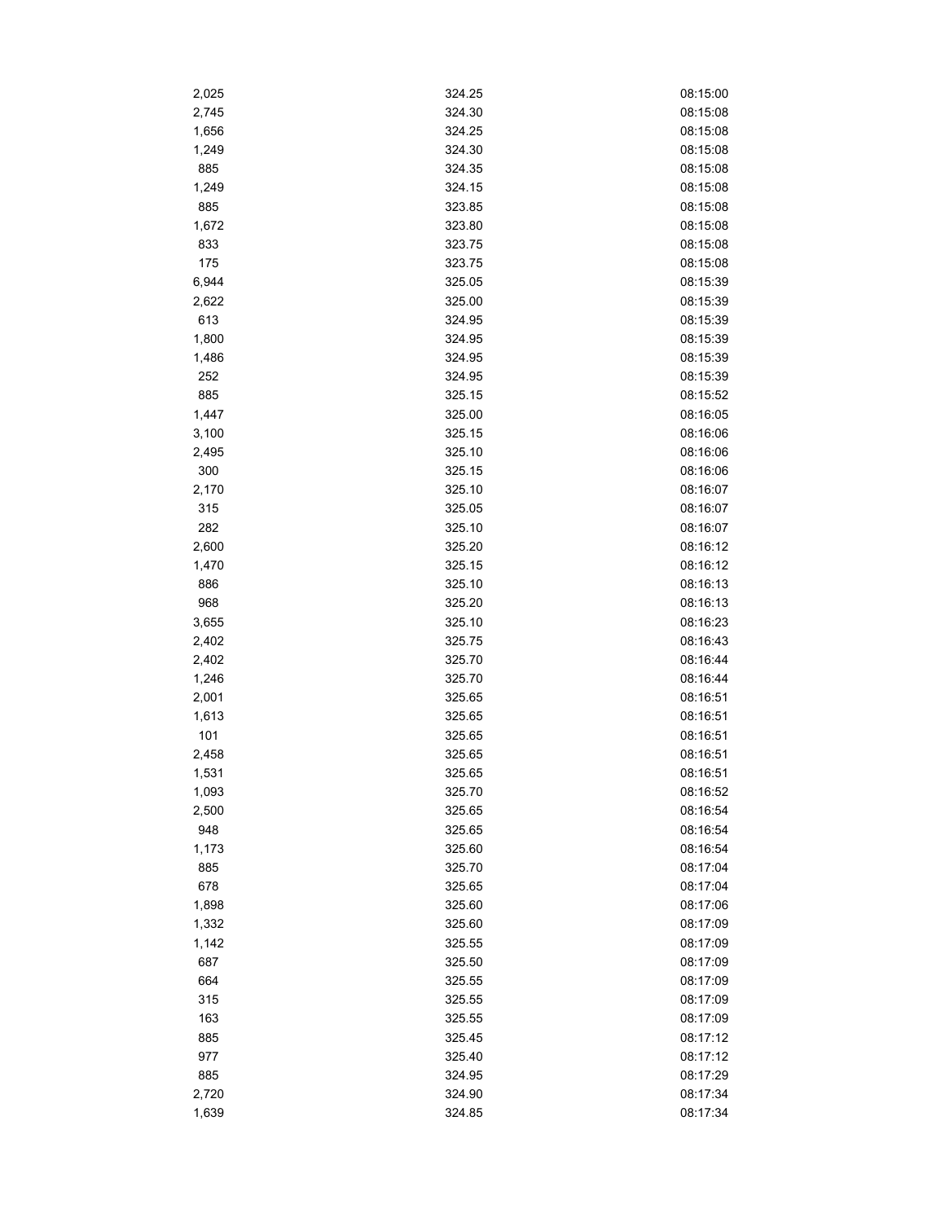| | | |
|---|---|---|
| 2,025 | 324.25 | 08:15:00 |
| 2,745 | 324.30 | 08:15:08 |
| 1,656 | 324.25 | 08:15:08 |
| 1,249 | 324.30 | 08:15:08 |
| 885 | 324.35 | 08:15:08 |
| 1,249 | 324.15 | 08:15:08 |
| 885 | 323.85 | 08:15:08 |
| 1,672 | 323.80 | 08:15:08 |
| 833 | 323.75 | 08:15:08 |
| 175 | 323.75 | 08:15:08 |
| 6,944 | 325.05 | 08:15:39 |
| 2,622 | 325.00 | 08:15:39 |
| 613 | 324.95 | 08:15:39 |
| 1,800 | 324.95 | 08:15:39 |
| 1,486 | 324.95 | 08:15:39 |
| 252 | 324.95 | 08:15:39 |
| 885 | 325.15 | 08:15:52 |
| 1,447 | 325.00 | 08:16:05 |
| 3,100 | 325.15 | 08:16:06 |
| 2,495 | 325.10 | 08:16:06 |
| 300 | 325.15 | 08:16:06 |
| 2,170 | 325.10 | 08:16:07 |
| 315 | 325.05 | 08:16:07 |
| 282 | 325.10 | 08:16:07 |
| 2,600 | 325.20 | 08:16:12 |
| 1,470 | 325.15 | 08:16:12 |
| 886 | 325.10 | 08:16:13 |
| 968 | 325.20 | 08:16:13 |
| 3,655 | 325.10 | 08:16:23 |
| 2,402 | 325.75 | 08:16:43 |
| 2,402 | 325.70 | 08:16:44 |
| 1,246 | 325.70 | 08:16:44 |
| 2,001 | 325.65 | 08:16:51 |
| 1,613 | 325.65 | 08:16:51 |
| 101 | 325.65 | 08:16:51 |
| 2,458 | 325.65 | 08:16:51 |
| 1,531 | 325.65 | 08:16:51 |
| 1,093 | 325.70 | 08:16:52 |
| 2,500 | 325.65 | 08:16:54 |
| 948 | 325.65 | 08:16:54 |
| 1,173 | 325.60 | 08:16:54 |
| 885 | 325.70 | 08:17:04 |
| 678 | 325.65 | 08:17:04 |
| 1,898 | 325.60 | 08:17:06 |
| 1,332 | 325.60 | 08:17:09 |
| 1,142 | 325.55 | 08:17:09 |
| 687 | 325.50 | 08:17:09 |
| 664 | 325.55 | 08:17:09 |
| 315 | 325.55 | 08:17:09 |
| 163 | 325.55 | 08:17:09 |
| 885 | 325.45 | 08:17:12 |
| 977 | 325.40 | 08:17:12 |
| 885 | 324.95 | 08:17:29 |
| 2,720 | 324.90 | 08:17:34 |
| 1,639 | 324.85 | 08:17:34 |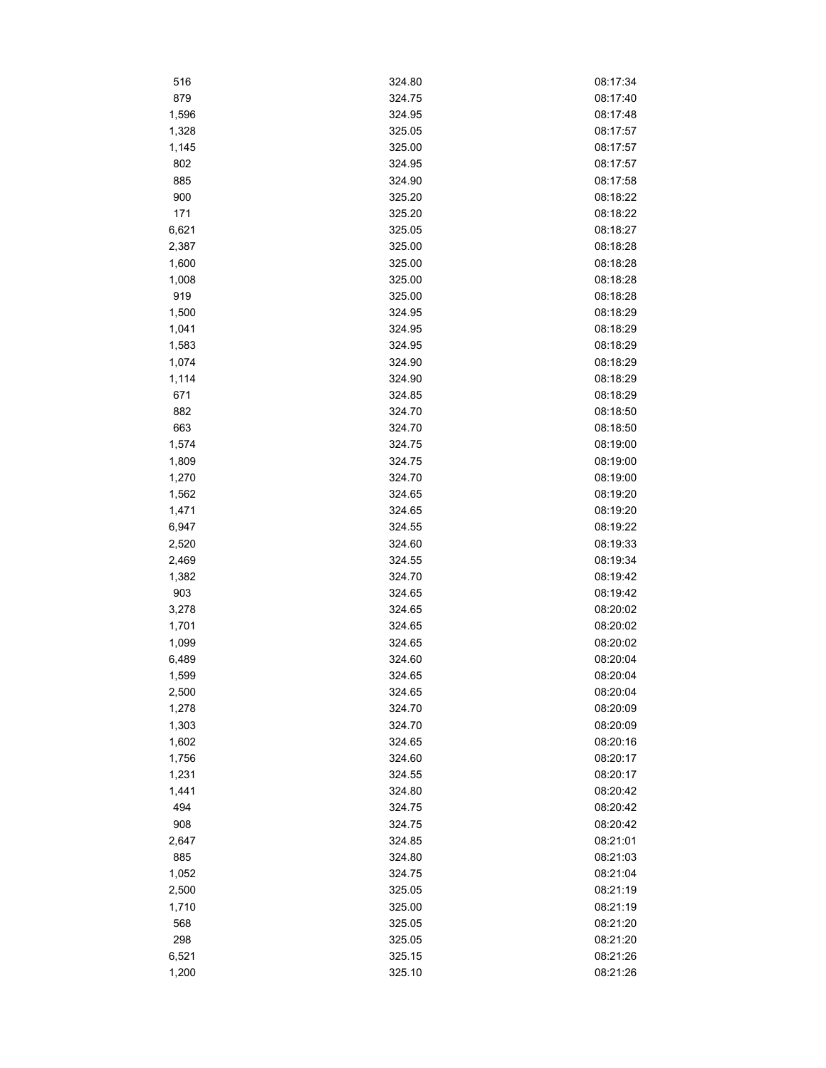| | | |
|---|---|---|
| 516 | 324.80 | 08:17:34 |
| 879 | 324.75 | 08:17:40 |
| 1,596 | 324.95 | 08:17:48 |
| 1,328 | 325.05 | 08:17:57 |
| 1,145 | 325.00 | 08:17:57 |
| 802 | 324.95 | 08:17:57 |
| 885 | 324.90 | 08:17:58 |
| 900 | 325.20 | 08:18:22 |
| 171 | 325.20 | 08:18:22 |
| 6,621 | 325.05 | 08:18:27 |
| 2,387 | 325.00 | 08:18:28 |
| 1,600 | 325.00 | 08:18:28 |
| 1,008 | 325.00 | 08:18:28 |
| 919 | 325.00 | 08:18:28 |
| 1,500 | 324.95 | 08:18:29 |
| 1,041 | 324.95 | 08:18:29 |
| 1,583 | 324.95 | 08:18:29 |
| 1,074 | 324.90 | 08:18:29 |
| 1,114 | 324.90 | 08:18:29 |
| 671 | 324.85 | 08:18:29 |
| 882 | 324.70 | 08:18:50 |
| 663 | 324.70 | 08:18:50 |
| 1,574 | 324.75 | 08:19:00 |
| 1,809 | 324.75 | 08:19:00 |
| 1,270 | 324.70 | 08:19:00 |
| 1,562 | 324.65 | 08:19:20 |
| 1,471 | 324.65 | 08:19:20 |
| 6,947 | 324.55 | 08:19:22 |
| 2,520 | 324.60 | 08:19:33 |
| 2,469 | 324.55 | 08:19:34 |
| 1,382 | 324.70 | 08:19:42 |
| 903 | 324.65 | 08:19:42 |
| 3,278 | 324.65 | 08:20:02 |
| 1,701 | 324.65 | 08:20:02 |
| 1,099 | 324.65 | 08:20:02 |
| 6,489 | 324.60 | 08:20:04 |
| 1,599 | 324.65 | 08:20:04 |
| 2,500 | 324.65 | 08:20:04 |
| 1,278 | 324.70 | 08:20:09 |
| 1,303 | 324.70 | 08:20:09 |
| 1,602 | 324.65 | 08:20:16 |
| 1,756 | 324.60 | 08:20:17 |
| 1,231 | 324.55 | 08:20:17 |
| 1,441 | 324.80 | 08:20:42 |
| 494 | 324.75 | 08:20:42 |
| 908 | 324.75 | 08:20:42 |
| 2,647 | 324.85 | 08:21:01 |
| 885 | 324.80 | 08:21:03 |
| 1,052 | 324.75 | 08:21:04 |
| 2,500 | 325.05 | 08:21:19 |
| 1,710 | 325.00 | 08:21:19 |
| 568 | 325.05 | 08:21:20 |
| 298 | 325.05 | 08:21:20 |
| 6,521 | 325.15 | 08:21:26 |
| 1,200 | 325.10 | 08:21:26 |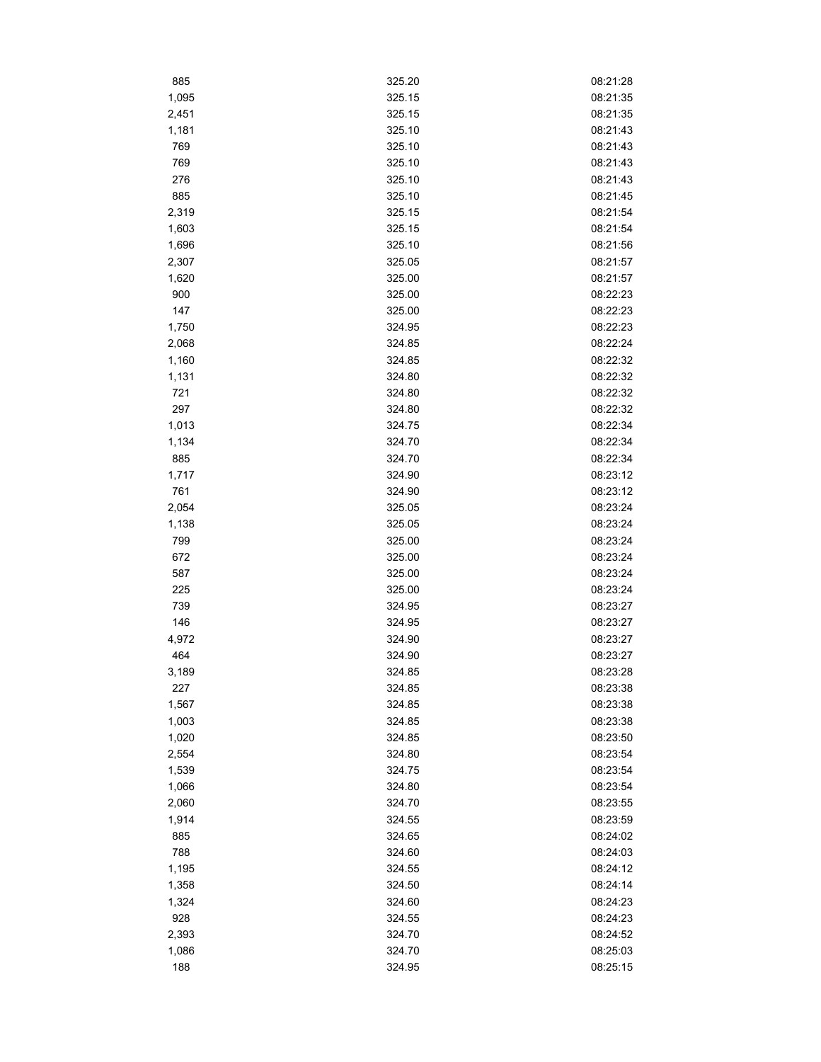| | | |
|---|---|---|
| 885 | 325.20 | 08:21:28 |
| 1,095 | 325.15 | 08:21:35 |
| 2,451 | 325.15 | 08:21:35 |
| 1,181 | 325.10 | 08:21:43 |
| 769 | 325.10 | 08:21:43 |
| 769 | 325.10 | 08:21:43 |
| 276 | 325.10 | 08:21:43 |
| 885 | 325.10 | 08:21:45 |
| 2,319 | 325.15 | 08:21:54 |
| 1,603 | 325.15 | 08:21:54 |
| 1,696 | 325.10 | 08:21:56 |
| 2,307 | 325.05 | 08:21:57 |
| 1,620 | 325.00 | 08:21:57 |
| 900 | 325.00 | 08:22:23 |
| 147 | 325.00 | 08:22:23 |
| 1,750 | 324.95 | 08:22:23 |
| 2,068 | 324.85 | 08:22:24 |
| 1,160 | 324.85 | 08:22:32 |
| 1,131 | 324.80 | 08:22:32 |
| 721 | 324.80 | 08:22:32 |
| 297 | 324.80 | 08:22:32 |
| 1,013 | 324.75 | 08:22:34 |
| 1,134 | 324.70 | 08:22:34 |
| 885 | 324.70 | 08:22:34 |
| 1,717 | 324.90 | 08:23:12 |
| 761 | 324.90 | 08:23:12 |
| 2,054 | 325.05 | 08:23:24 |
| 1,138 | 325.05 | 08:23:24 |
| 799 | 325.00 | 08:23:24 |
| 672 | 325.00 | 08:23:24 |
| 587 | 325.00 | 08:23:24 |
| 225 | 325.00 | 08:23:24 |
| 739 | 324.95 | 08:23:27 |
| 146 | 324.95 | 08:23:27 |
| 4,972 | 324.90 | 08:23:27 |
| 464 | 324.90 | 08:23:27 |
| 3,189 | 324.85 | 08:23:28 |
| 227 | 324.85 | 08:23:38 |
| 1,567 | 324.85 | 08:23:38 |
| 1,003 | 324.85 | 08:23:38 |
| 1,020 | 324.85 | 08:23:50 |
| 2,554 | 324.80 | 08:23:54 |
| 1,539 | 324.75 | 08:23:54 |
| 1,066 | 324.80 | 08:23:54 |
| 2,060 | 324.70 | 08:23:55 |
| 1,914 | 324.55 | 08:23:59 |
| 885 | 324.65 | 08:24:02 |
| 788 | 324.60 | 08:24:03 |
| 1,195 | 324.55 | 08:24:12 |
| 1,358 | 324.50 | 08:24:14 |
| 1,324 | 324.60 | 08:24:23 |
| 928 | 324.55 | 08:24:23 |
| 2,393 | 324.70 | 08:24:52 |
| 1,086 | 324.70 | 08:25:03 |
| 188 | 324.95 | 08:25:15 |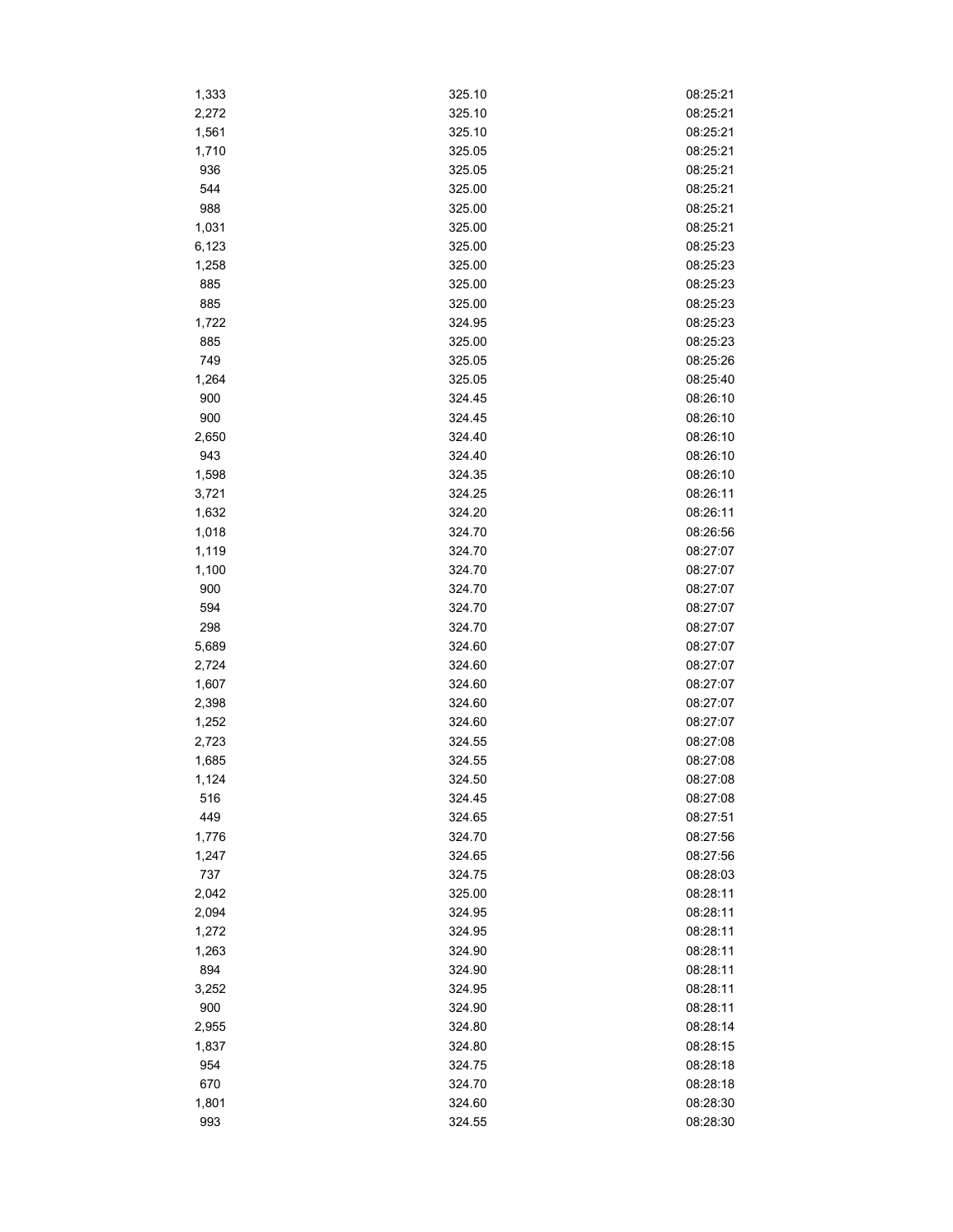| | | |
|---|---|---|
| 1,333 | 325.10 | 08:25:21 |
| 2,272 | 325.10 | 08:25:21 |
| 1,561 | 325.10 | 08:25:21 |
| 1,710 | 325.05 | 08:25:21 |
| 936 | 325.05 | 08:25:21 |
| 544 | 325.00 | 08:25:21 |
| 988 | 325.00 | 08:25:21 |
| 1,031 | 325.00 | 08:25:21 |
| 6,123 | 325.00 | 08:25:23 |
| 1,258 | 325.00 | 08:25:23 |
| 885 | 325.00 | 08:25:23 |
| 885 | 325.00 | 08:25:23 |
| 1,722 | 324.95 | 08:25:23 |
| 885 | 325.00 | 08:25:23 |
| 749 | 325.05 | 08:25:26 |
| 1,264 | 325.05 | 08:25:40 |
| 900 | 324.45 | 08:26:10 |
| 900 | 324.45 | 08:26:10 |
| 2,650 | 324.40 | 08:26:10 |
| 943 | 324.40 | 08:26:10 |
| 1,598 | 324.35 | 08:26:10 |
| 3,721 | 324.25 | 08:26:11 |
| 1,632 | 324.20 | 08:26:11 |
| 1,018 | 324.70 | 08:26:56 |
| 1,119 | 324.70 | 08:27:07 |
| 1,100 | 324.70 | 08:27:07 |
| 900 | 324.70 | 08:27:07 |
| 594 | 324.70 | 08:27:07 |
| 298 | 324.70 | 08:27:07 |
| 5,689 | 324.60 | 08:27:07 |
| 2,724 | 324.60 | 08:27:07 |
| 1,607 | 324.60 | 08:27:07 |
| 2,398 | 324.60 | 08:27:07 |
| 1,252 | 324.60 | 08:27:07 |
| 2,723 | 324.55 | 08:27:08 |
| 1,685 | 324.55 | 08:27:08 |
| 1,124 | 324.50 | 08:27:08 |
| 516 | 324.45 | 08:27:08 |
| 449 | 324.65 | 08:27:51 |
| 1,776 | 324.70 | 08:27:56 |
| 1,247 | 324.65 | 08:27:56 |
| 737 | 324.75 | 08:28:03 |
| 2,042 | 325.00 | 08:28:11 |
| 2,094 | 324.95 | 08:28:11 |
| 1,272 | 324.95 | 08:28:11 |
| 1,263 | 324.90 | 08:28:11 |
| 894 | 324.90 | 08:28:11 |
| 3,252 | 324.95 | 08:28:11 |
| 900 | 324.90 | 08:28:11 |
| 2,955 | 324.80 | 08:28:14 |
| 1,837 | 324.80 | 08:28:15 |
| 954 | 324.75 | 08:28:18 |
| 670 | 324.70 | 08:28:18 |
| 1,801 | 324.60 | 08:28:30 |
| 993 | 324.55 | 08:28:30 |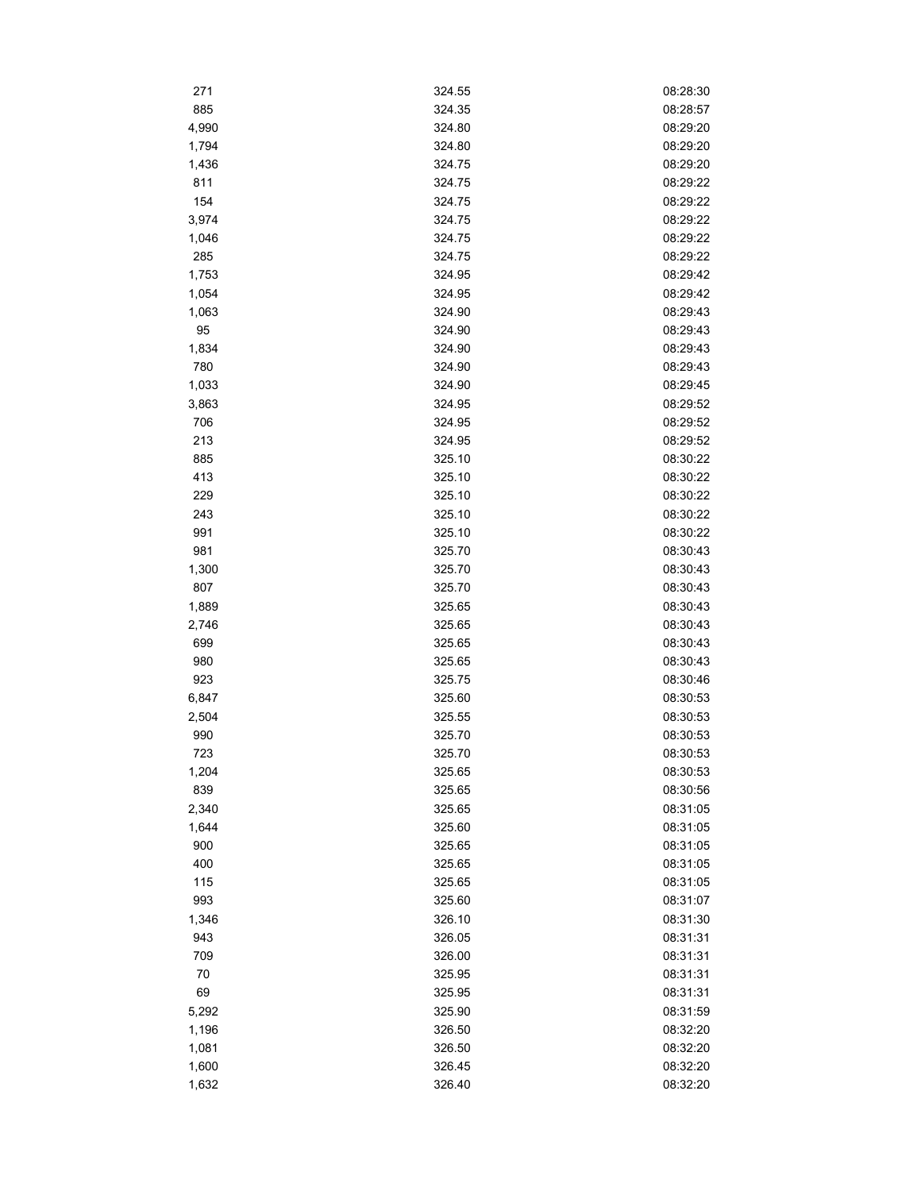| | | |
|---|---|---|
| 271 | 324.55 | 08:28:30 |
| 885 | 324.35 | 08:28:57 |
| 4,990 | 324.80 | 08:29:20 |
| 1,794 | 324.80 | 08:29:20 |
| 1,436 | 324.75 | 08:29:20 |
| 811 | 324.75 | 08:29:22 |
| 154 | 324.75 | 08:29:22 |
| 3,974 | 324.75 | 08:29:22 |
| 1,046 | 324.75 | 08:29:22 |
| 285 | 324.75 | 08:29:22 |
| 1,753 | 324.95 | 08:29:42 |
| 1,054 | 324.95 | 08:29:42 |
| 1,063 | 324.90 | 08:29:43 |
| 95 | 324.90 | 08:29:43 |
| 1,834 | 324.90 | 08:29:43 |
| 780 | 324.90 | 08:29:43 |
| 1,033 | 324.90 | 08:29:45 |
| 3,863 | 324.95 | 08:29:52 |
| 706 | 324.95 | 08:29:52 |
| 213 | 324.95 | 08:29:52 |
| 885 | 325.10 | 08:30:22 |
| 413 | 325.10 | 08:30:22 |
| 229 | 325.10 | 08:30:22 |
| 243 | 325.10 | 08:30:22 |
| 991 | 325.10 | 08:30:22 |
| 981 | 325.70 | 08:30:43 |
| 1,300 | 325.70 | 08:30:43 |
| 807 | 325.70 | 08:30:43 |
| 1,889 | 325.65 | 08:30:43 |
| 2,746 | 325.65 | 08:30:43 |
| 699 | 325.65 | 08:30:43 |
| 980 | 325.65 | 08:30:43 |
| 923 | 325.75 | 08:30:46 |
| 6,847 | 325.60 | 08:30:53 |
| 2,504 | 325.55 | 08:30:53 |
| 990 | 325.70 | 08:30:53 |
| 723 | 325.70 | 08:30:53 |
| 1,204 | 325.65 | 08:30:53 |
| 839 | 325.65 | 08:30:56 |
| 2,340 | 325.65 | 08:31:05 |
| 1,644 | 325.60 | 08:31:05 |
| 900 | 325.65 | 08:31:05 |
| 400 | 325.65 | 08:31:05 |
| 115 | 325.65 | 08:31:05 |
| 993 | 325.60 | 08:31:07 |
| 1,346 | 326.10 | 08:31:30 |
| 943 | 326.05 | 08:31:31 |
| 709 | 326.00 | 08:31:31 |
| 70 | 325.95 | 08:31:31 |
| 69 | 325.95 | 08:31:31 |
| 5,292 | 325.90 | 08:31:59 |
| 1,196 | 326.50 | 08:32:20 |
| 1,081 | 326.50 | 08:32:20 |
| 1,600 | 326.45 | 08:32:20 |
| 1,632 | 326.40 | 08:32:20 |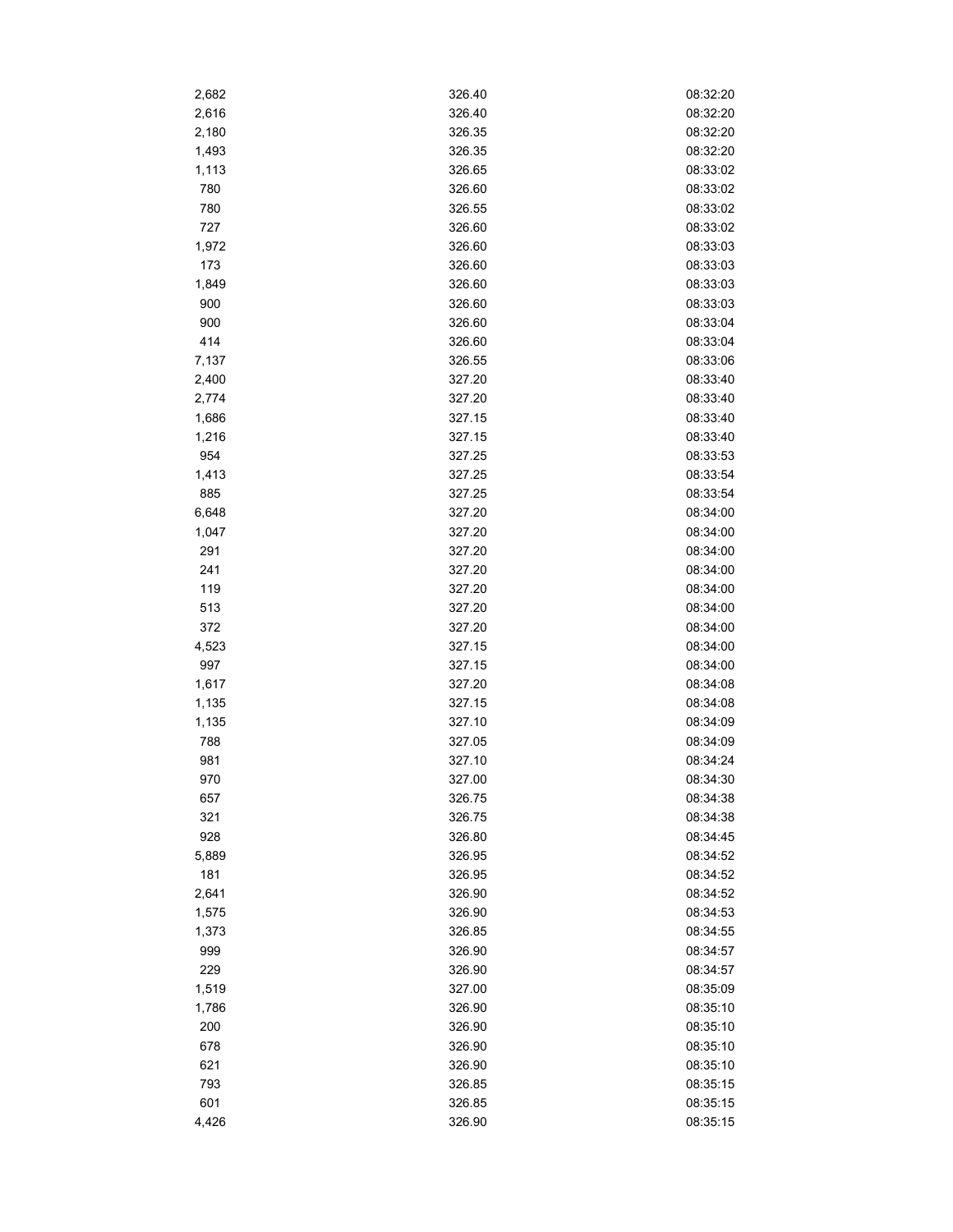| | | |
|---|---|---|
| 2,682 | 326.40 | 08:32:20 |
| 2,616 | 326.40 | 08:32:20 |
| 2,180 | 326.35 | 08:32:20 |
| 1,493 | 326.35 | 08:32:20 |
| 1,113 | 326.65 | 08:33:02 |
| 780 | 326.60 | 08:33:02 |
| 780 | 326.55 | 08:33:02 |
| 727 | 326.60 | 08:33:02 |
| 1,972 | 326.60 | 08:33:03 |
| 173 | 326.60 | 08:33:03 |
| 1,849 | 326.60 | 08:33:03 |
| 900 | 326.60 | 08:33:03 |
| 900 | 326.60 | 08:33:04 |
| 414 | 326.60 | 08:33:04 |
| 7,137 | 326.55 | 08:33:06 |
| 2,400 | 327.20 | 08:33:40 |
| 2,774 | 327.20 | 08:33:40 |
| 1,686 | 327.15 | 08:33:40 |
| 1,216 | 327.15 | 08:33:40 |
| 954 | 327.25 | 08:33:53 |
| 1,413 | 327.25 | 08:33:54 |
| 885 | 327.25 | 08:33:54 |
| 6,648 | 327.20 | 08:34:00 |
| 1,047 | 327.20 | 08:34:00 |
| 291 | 327.20 | 08:34:00 |
| 241 | 327.20 | 08:34:00 |
| 119 | 327.20 | 08:34:00 |
| 513 | 327.20 | 08:34:00 |
| 372 | 327.20 | 08:34:00 |
| 4,523 | 327.15 | 08:34:00 |
| 997 | 327.15 | 08:34:00 |
| 1,617 | 327.20 | 08:34:08 |
| 1,135 | 327.15 | 08:34:08 |
| 1,135 | 327.10 | 08:34:09 |
| 788 | 327.05 | 08:34:09 |
| 981 | 327.10 | 08:34:24 |
| 970 | 327.00 | 08:34:30 |
| 657 | 326.75 | 08:34:38 |
| 321 | 326.75 | 08:34:38 |
| 928 | 326.80 | 08:34:45 |
| 5,889 | 326.95 | 08:34:52 |
| 181 | 326.95 | 08:34:52 |
| 2,641 | 326.90 | 08:34:52 |
| 1,575 | 326.90 | 08:34:53 |
| 1,373 | 326.85 | 08:34:55 |
| 999 | 326.90 | 08:34:57 |
| 229 | 326.90 | 08:34:57 |
| 1,519 | 327.00 | 08:35:09 |
| 1,786 | 326.90 | 08:35:10 |
| 200 | 326.90 | 08:35:10 |
| 678 | 326.90 | 08:35:10 |
| 621 | 326.90 | 08:35:10 |
| 793 | 326.85 | 08:35:15 |
| 601 | 326.85 | 08:35:15 |
| 4,426 | 326.90 | 08:35:15 |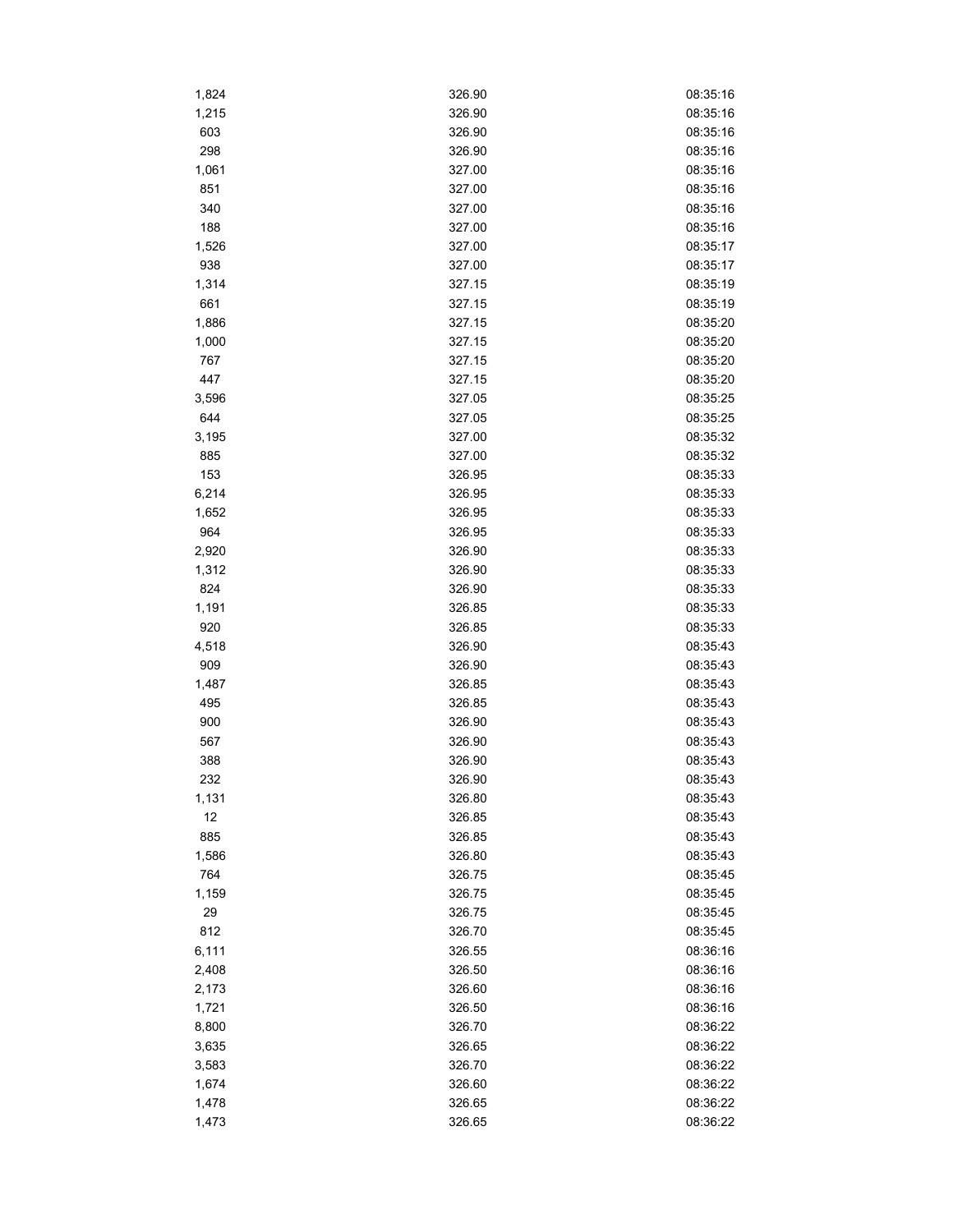| | | |
|---|---|---|
| 1,824 | 326.90 | 08:35:16 |
| 1,215 | 326.90 | 08:35:16 |
| 603 | 326.90 | 08:35:16 |
| 298 | 326.90 | 08:35:16 |
| 1,061 | 327.00 | 08:35:16 |
| 851 | 327.00 | 08:35:16 |
| 340 | 327.00 | 08:35:16 |
| 188 | 327.00 | 08:35:16 |
| 1,526 | 327.00 | 08:35:17 |
| 938 | 327.00 | 08:35:17 |
| 1,314 | 327.15 | 08:35:19 |
| 661 | 327.15 | 08:35:19 |
| 1,886 | 327.15 | 08:35:20 |
| 1,000 | 327.15 | 08:35:20 |
| 767 | 327.15 | 08:35:20 |
| 447 | 327.15 | 08:35:20 |
| 3,596 | 327.05 | 08:35:25 |
| 644 | 327.05 | 08:35:25 |
| 3,195 | 327.00 | 08:35:32 |
| 885 | 327.00 | 08:35:32 |
| 153 | 326.95 | 08:35:33 |
| 6,214 | 326.95 | 08:35:33 |
| 1,652 | 326.95 | 08:35:33 |
| 964 | 326.95 | 08:35:33 |
| 2,920 | 326.90 | 08:35:33 |
| 1,312 | 326.90 | 08:35:33 |
| 824 | 326.90 | 08:35:33 |
| 1,191 | 326.85 | 08:35:33 |
| 920 | 326.85 | 08:35:33 |
| 4,518 | 326.90 | 08:35:43 |
| 909 | 326.90 | 08:35:43 |
| 1,487 | 326.85 | 08:35:43 |
| 495 | 326.85 | 08:35:43 |
| 900 | 326.90 | 08:35:43 |
| 567 | 326.90 | 08:35:43 |
| 388 | 326.90 | 08:35:43 |
| 232 | 326.90 | 08:35:43 |
| 1,131 | 326.80 | 08:35:43 |
| 12 | 326.85 | 08:35:43 |
| 885 | 326.85 | 08:35:43 |
| 1,586 | 326.80 | 08:35:43 |
| 764 | 326.75 | 08:35:45 |
| 1,159 | 326.75 | 08:35:45 |
| 29 | 326.75 | 08:35:45 |
| 812 | 326.70 | 08:35:45 |
| 6,111 | 326.55 | 08:36:16 |
| 2,408 | 326.50 | 08:36:16 |
| 2,173 | 326.60 | 08:36:16 |
| 1,721 | 326.50 | 08:36:16 |
| 8,800 | 326.70 | 08:36:22 |
| 3,635 | 326.65 | 08:36:22 |
| 3,583 | 326.70 | 08:36:22 |
| 1,674 | 326.60 | 08:36:22 |
| 1,478 | 326.65 | 08:36:22 |
| 1,473 | 326.65 | 08:36:22 |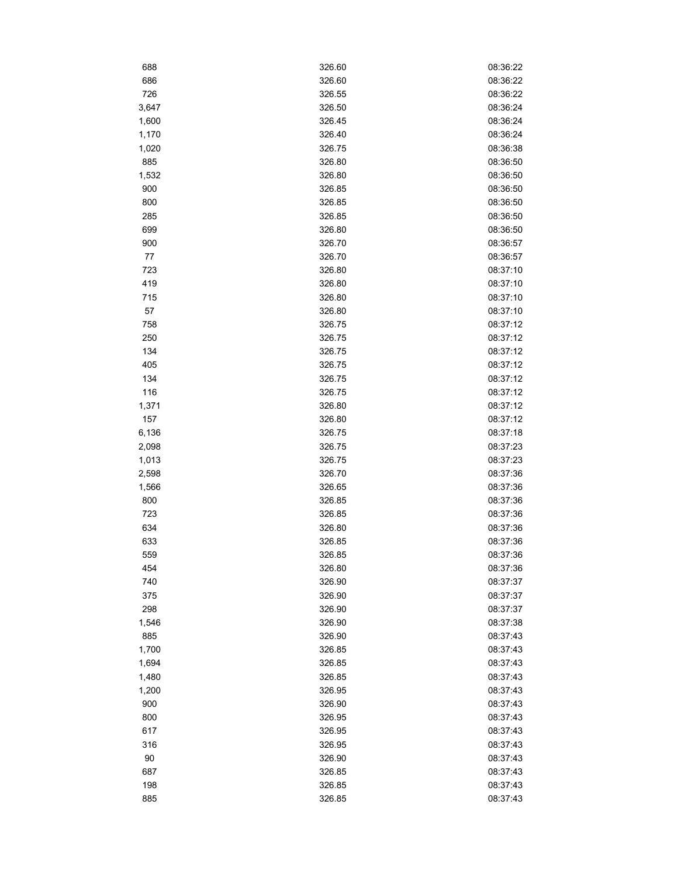| | | |
|---|---|---|
| 688 | 326.60 | 08:36:22 |
| 686 | 326.60 | 08:36:22 |
| 726 | 326.55 | 08:36:22 |
| 3,647 | 326.50 | 08:36:24 |
| 1,600 | 326.45 | 08:36:24 |
| 1,170 | 326.40 | 08:36:24 |
| 1,020 | 326.75 | 08:36:38 |
| 885 | 326.80 | 08:36:50 |
| 1,532 | 326.80 | 08:36:50 |
| 900 | 326.85 | 08:36:50 |
| 800 | 326.85 | 08:36:50 |
| 285 | 326.85 | 08:36:50 |
| 699 | 326.80 | 08:36:50 |
| 900 | 326.70 | 08:36:57 |
| 77 | 326.70 | 08:36:57 |
| 723 | 326.80 | 08:37:10 |
| 419 | 326.80 | 08:37:10 |
| 715 | 326.80 | 08:37:10 |
| 57 | 326.80 | 08:37:10 |
| 758 | 326.75 | 08:37:12 |
| 250 | 326.75 | 08:37:12 |
| 134 | 326.75 | 08:37:12 |
| 405 | 326.75 | 08:37:12 |
| 134 | 326.75 | 08:37:12 |
| 116 | 326.75 | 08:37:12 |
| 1,371 | 326.80 | 08:37:12 |
| 157 | 326.80 | 08:37:12 |
| 6,136 | 326.75 | 08:37:18 |
| 2,098 | 326.75 | 08:37:23 |
| 1,013 | 326.75 | 08:37:23 |
| 2,598 | 326.70 | 08:37:36 |
| 1,566 | 326.65 | 08:37:36 |
| 800 | 326.85 | 08:37:36 |
| 723 | 326.85 | 08:37:36 |
| 634 | 326.80 | 08:37:36 |
| 633 | 326.85 | 08:37:36 |
| 559 | 326.85 | 08:37:36 |
| 454 | 326.80 | 08:37:36 |
| 740 | 326.90 | 08:37:37 |
| 375 | 326.90 | 08:37:37 |
| 298 | 326.90 | 08:37:37 |
| 1,546 | 326.90 | 08:37:38 |
| 885 | 326.90 | 08:37:43 |
| 1,700 | 326.85 | 08:37:43 |
| 1,694 | 326.85 | 08:37:43 |
| 1,480 | 326.85 | 08:37:43 |
| 1,200 | 326.95 | 08:37:43 |
| 900 | 326.90 | 08:37:43 |
| 800 | 326.95 | 08:37:43 |
| 617 | 326.95 | 08:37:43 |
| 316 | 326.95 | 08:37:43 |
| 90 | 326.90 | 08:37:43 |
| 687 | 326.85 | 08:37:43 |
| 198 | 326.85 | 08:37:43 |
| 885 | 326.85 | 08:37:43 |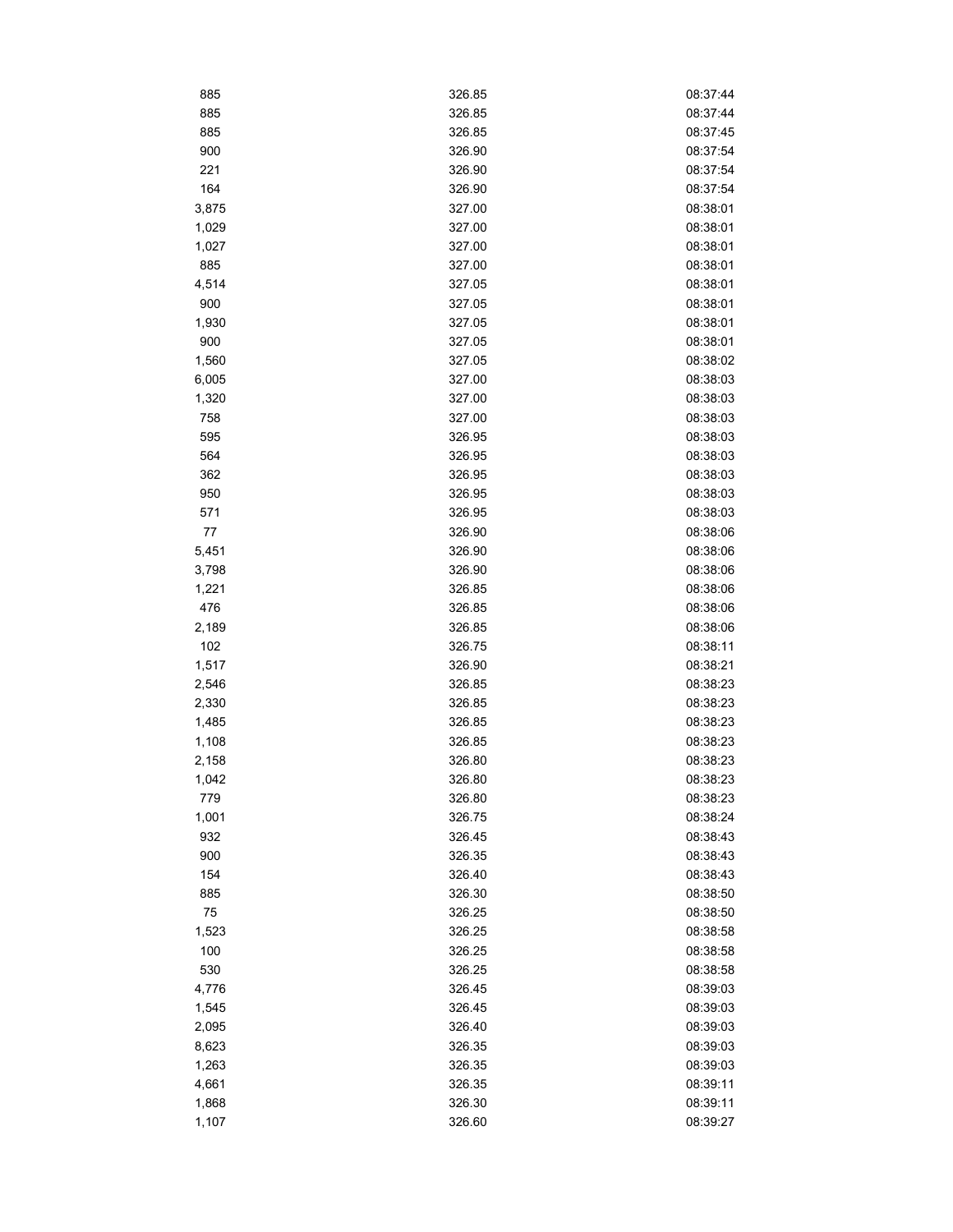| | | |
|---|---|---|
| 885 | 326.85 | 08:37:44 |
| 885 | 326.85 | 08:37:44 |
| 885 | 326.85 | 08:37:45 |
| 900 | 326.90 | 08:37:54 |
| 221 | 326.90 | 08:37:54 |
| 164 | 326.90 | 08:37:54 |
| 3,875 | 327.00 | 08:38:01 |
| 1,029 | 327.00 | 08:38:01 |
| 1,027 | 327.00 | 08:38:01 |
| 885 | 327.00 | 08:38:01 |
| 4,514 | 327.05 | 08:38:01 |
| 900 | 327.05 | 08:38:01 |
| 1,930 | 327.05 | 08:38:01 |
| 900 | 327.05 | 08:38:01 |
| 1,560 | 327.05 | 08:38:02 |
| 6,005 | 327.00 | 08:38:03 |
| 1,320 | 327.00 | 08:38:03 |
| 758 | 327.00 | 08:38:03 |
| 595 | 326.95 | 08:38:03 |
| 564 | 326.95 | 08:38:03 |
| 362 | 326.95 | 08:38:03 |
| 950 | 326.95 | 08:38:03 |
| 571 | 326.95 | 08:38:03 |
| 77 | 326.90 | 08:38:06 |
| 5,451 | 326.90 | 08:38:06 |
| 3,798 | 326.90 | 08:38:06 |
| 1,221 | 326.85 | 08:38:06 |
| 476 | 326.85 | 08:38:06 |
| 2,189 | 326.85 | 08:38:06 |
| 102 | 326.75 | 08:38:11 |
| 1,517 | 326.90 | 08:38:21 |
| 2,546 | 326.85 | 08:38:23 |
| 2,330 | 326.85 | 08:38:23 |
| 1,485 | 326.85 | 08:38:23 |
| 1,108 | 326.85 | 08:38:23 |
| 2,158 | 326.80 | 08:38:23 |
| 1,042 | 326.80 | 08:38:23 |
| 779 | 326.80 | 08:38:23 |
| 1,001 | 326.75 | 08:38:24 |
| 932 | 326.45 | 08:38:43 |
| 900 | 326.35 | 08:38:43 |
| 154 | 326.40 | 08:38:43 |
| 885 | 326.30 | 08:38:50 |
| 75 | 326.25 | 08:38:50 |
| 1,523 | 326.25 | 08:38:58 |
| 100 | 326.25 | 08:38:58 |
| 530 | 326.25 | 08:38:58 |
| 4,776 | 326.45 | 08:39:03 |
| 1,545 | 326.45 | 08:39:03 |
| 2,095 | 326.40 | 08:39:03 |
| 8,623 | 326.35 | 08:39:03 |
| 1,263 | 326.35 | 08:39:03 |
| 4,661 | 326.35 | 08:39:11 |
| 1,868 | 326.30 | 08:39:11 |
| 1,107 | 326.60 | 08:39:27 |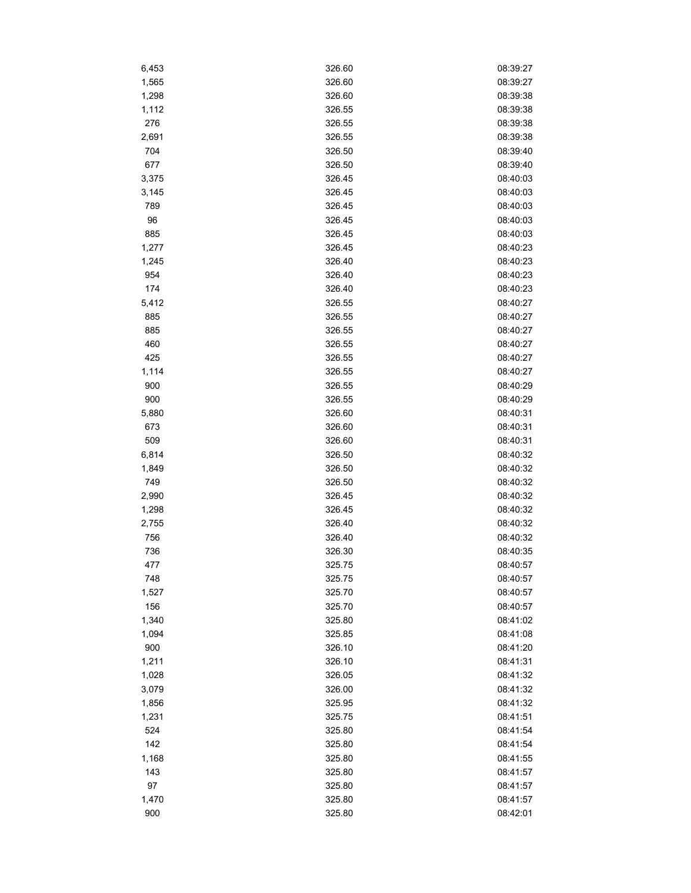| | | |
|---|---|---|
| 6,453 | 326.60 | 08:39:27 |
| 1,565 | 326.60 | 08:39:27 |
| 1,298 | 326.60 | 08:39:38 |
| 1,112 | 326.55 | 08:39:38 |
| 276 | 326.55 | 08:39:38 |
| 2,691 | 326.55 | 08:39:38 |
| 704 | 326.50 | 08:39:40 |
| 677 | 326.50 | 08:39:40 |
| 3,375 | 326.45 | 08:40:03 |
| 3,145 | 326.45 | 08:40:03 |
| 789 | 326.45 | 08:40:03 |
| 96 | 326.45 | 08:40:03 |
| 885 | 326.45 | 08:40:03 |
| 1,277 | 326.45 | 08:40:23 |
| 1,245 | 326.40 | 08:40:23 |
| 954 | 326.40 | 08:40:23 |
| 174 | 326.40 | 08:40:23 |
| 5,412 | 326.55 | 08:40:27 |
| 885 | 326.55 | 08:40:27 |
| 885 | 326.55 | 08:40:27 |
| 460 | 326.55 | 08:40:27 |
| 425 | 326.55 | 08:40:27 |
| 1,114 | 326.55 | 08:40:27 |
| 900 | 326.55 | 08:40:29 |
| 900 | 326.55 | 08:40:29 |
| 5,880 | 326.60 | 08:40:31 |
| 673 | 326.60 | 08:40:31 |
| 509 | 326.60 | 08:40:31 |
| 6,814 | 326.50 | 08:40:32 |
| 1,849 | 326.50 | 08:40:32 |
| 749 | 326.50 | 08:40:32 |
| 2,990 | 326.45 | 08:40:32 |
| 1,298 | 326.45 | 08:40:32 |
| 2,755 | 326.40 | 08:40:32 |
| 756 | 326.40 | 08:40:32 |
| 736 | 326.30 | 08:40:35 |
| 477 | 325.75 | 08:40:57 |
| 748 | 325.75 | 08:40:57 |
| 1,527 | 325.70 | 08:40:57 |
| 156 | 325.70 | 08:40:57 |
| 1,340 | 325.80 | 08:41:02 |
| 1,094 | 325.85 | 08:41:08 |
| 900 | 326.10 | 08:41:20 |
| 1,211 | 326.10 | 08:41:31 |
| 1,028 | 326.05 | 08:41:32 |
| 3,079 | 326.00 | 08:41:32 |
| 1,856 | 325.95 | 08:41:32 |
| 1,231 | 325.75 | 08:41:51 |
| 524 | 325.80 | 08:41:54 |
| 142 | 325.80 | 08:41:54 |
| 1,168 | 325.80 | 08:41:55 |
| 143 | 325.80 | 08:41:57 |
| 97 | 325.80 | 08:41:57 |
| 1,470 | 325.80 | 08:41:57 |
| 900 | 325.80 | 08:42:01 |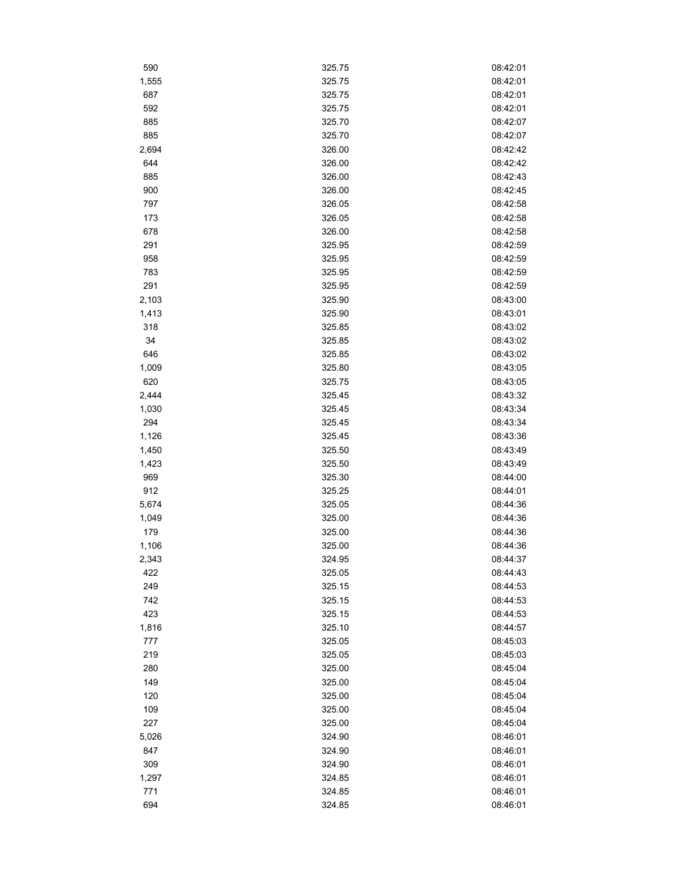| | | |
|---|---|---|
| 590 | 325.75 | 08:42:01 |
| 1,555 | 325.75 | 08:42:01 |
| 687 | 325.75 | 08:42:01 |
| 592 | 325.75 | 08:42:01 |
| 885 | 325.70 | 08:42:07 |
| 885 | 325.70 | 08:42:07 |
| 2,694 | 326.00 | 08:42:42 |
| 644 | 326.00 | 08:42:42 |
| 885 | 326.00 | 08:42:43 |
| 900 | 326.00 | 08:42:45 |
| 797 | 326.05 | 08:42:58 |
| 173 | 326.05 | 08:42:58 |
| 678 | 326.00 | 08:42:58 |
| 291 | 325.95 | 08:42:59 |
| 958 | 325.95 | 08:42:59 |
| 783 | 325.95 | 08:42:59 |
| 291 | 325.95 | 08:42:59 |
| 2,103 | 325.90 | 08:43:00 |
| 1,413 | 325.90 | 08:43:01 |
| 318 | 325.85 | 08:43:02 |
| 34 | 325.85 | 08:43:02 |
| 646 | 325.85 | 08:43:02 |
| 1,009 | 325.80 | 08:43:05 |
| 620 | 325.75 | 08:43:05 |
| 2,444 | 325.45 | 08:43:32 |
| 1,030 | 325.45 | 08:43:34 |
| 294 | 325.45 | 08:43:34 |
| 1,126 | 325.45 | 08:43:36 |
| 1,450 | 325.50 | 08:43:49 |
| 1,423 | 325.50 | 08:43:49 |
| 969 | 325.30 | 08:44:00 |
| 912 | 325.25 | 08:44:01 |
| 5,674 | 325.05 | 08:44:36 |
| 1,049 | 325.00 | 08:44:36 |
| 179 | 325.00 | 08:44:36 |
| 1,106 | 325.00 | 08:44:36 |
| 2,343 | 324.95 | 08:44:37 |
| 422 | 325.05 | 08:44:43 |
| 249 | 325.15 | 08:44:53 |
| 742 | 325.15 | 08:44:53 |
| 423 | 325.15 | 08:44:53 |
| 1,816 | 325.10 | 08:44:57 |
| 777 | 325.05 | 08:45:03 |
| 219 | 325.05 | 08:45:03 |
| 280 | 325.00 | 08:45:04 |
| 149 | 325.00 | 08:45:04 |
| 120 | 325.00 | 08:45:04 |
| 109 | 325.00 | 08:45:04 |
| 227 | 325.00 | 08:45:04 |
| 5,026 | 324.90 | 08:46:01 |
| 847 | 324.90 | 08:46:01 |
| 309 | 324.90 | 08:46:01 |
| 1,297 | 324.85 | 08:46:01 |
| 771 | 324.85 | 08:46:01 |
| 694 | 324.85 | 08:46:01 |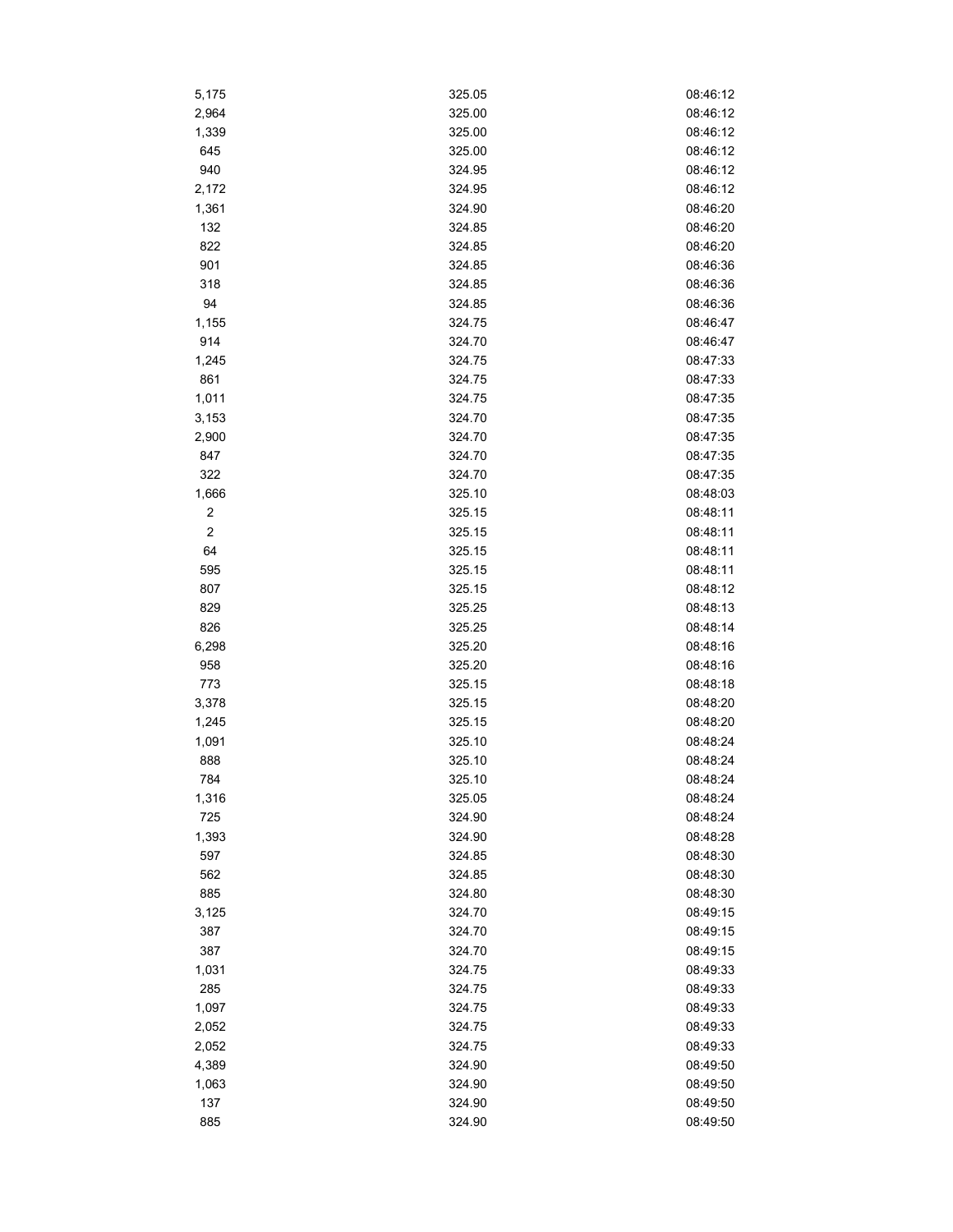| | | |
|---|---|---|
| 5,175 | 325.05 | 08:46:12 |
| 2,964 | 325.00 | 08:46:12 |
| 1,339 | 325.00 | 08:46:12 |
| 645 | 325.00 | 08:46:12 |
| 940 | 324.95 | 08:46:12 |
| 2,172 | 324.95 | 08:46:12 |
| 1,361 | 324.90 | 08:46:20 |
| 132 | 324.85 | 08:46:20 |
| 822 | 324.85 | 08:46:20 |
| 901 | 324.85 | 08:46:36 |
| 318 | 324.85 | 08:46:36 |
| 94 | 324.85 | 08:46:36 |
| 1,155 | 324.75 | 08:46:47 |
| 914 | 324.70 | 08:46:47 |
| 1,245 | 324.75 | 08:47:33 |
| 861 | 324.75 | 08:47:33 |
| 1,011 | 324.75 | 08:47:35 |
| 3,153 | 324.70 | 08:47:35 |
| 2,900 | 324.70 | 08:47:35 |
| 847 | 324.70 | 08:47:35 |
| 322 | 324.70 | 08:47:35 |
| 1,666 | 325.10 | 08:48:03 |
| 2 | 325.15 | 08:48:11 |
| 2 | 325.15 | 08:48:11 |
| 64 | 325.15 | 08:48:11 |
| 595 | 325.15 | 08:48:11 |
| 807 | 325.15 | 08:48:12 |
| 829 | 325.25 | 08:48:13 |
| 826 | 325.25 | 08:48:14 |
| 6,298 | 325.20 | 08:48:16 |
| 958 | 325.20 | 08:48:16 |
| 773 | 325.15 | 08:48:18 |
| 3,378 | 325.15 | 08:48:20 |
| 1,245 | 325.15 | 08:48:20 |
| 1,091 | 325.10 | 08:48:24 |
| 888 | 325.10 | 08:48:24 |
| 784 | 325.10 | 08:48:24 |
| 1,316 | 325.05 | 08:48:24 |
| 725 | 324.90 | 08:48:24 |
| 1,393 | 324.90 | 08:48:28 |
| 597 | 324.85 | 08:48:30 |
| 562 | 324.85 | 08:48:30 |
| 885 | 324.80 | 08:48:30 |
| 3,125 | 324.70 | 08:49:15 |
| 387 | 324.70 | 08:49:15 |
| 387 | 324.70 | 08:49:15 |
| 1,031 | 324.75 | 08:49:33 |
| 285 | 324.75 | 08:49:33 |
| 1,097 | 324.75 | 08:49:33 |
| 2,052 | 324.75 | 08:49:33 |
| 2,052 | 324.75 | 08:49:33 |
| 4,389 | 324.90 | 08:49:50 |
| 1,063 | 324.90 | 08:49:50 |
| 137 | 324.90 | 08:49:50 |
| 885 | 324.90 | 08:49:50 |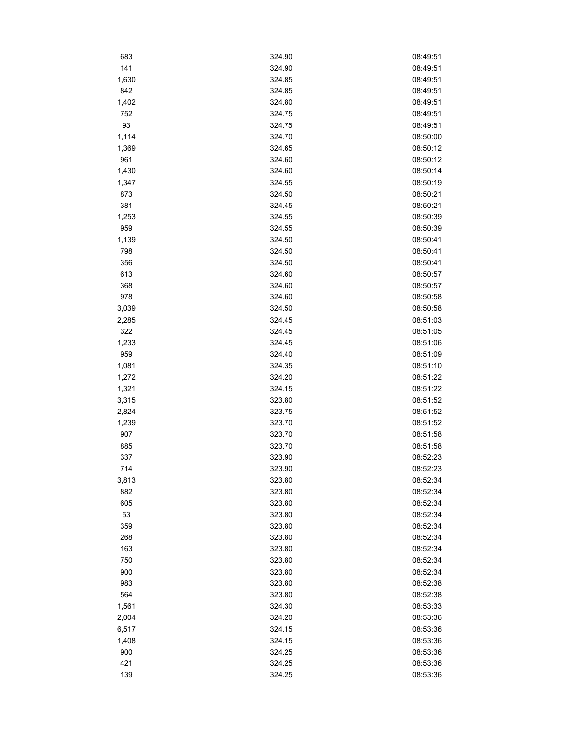| | | |
|---|---|---|
| 683 | 324.90 | 08:49:51 |
| 141 | 324.90 | 08:49:51 |
| 1,630 | 324.85 | 08:49:51 |
| 842 | 324.85 | 08:49:51 |
| 1,402 | 324.80 | 08:49:51 |
| 752 | 324.75 | 08:49:51 |
| 93 | 324.75 | 08:49:51 |
| 1,114 | 324.70 | 08:50:00 |
| 1,369 | 324.65 | 08:50:12 |
| 961 | 324.60 | 08:50:12 |
| 1,430 | 324.60 | 08:50:14 |
| 1,347 | 324.55 | 08:50:19 |
| 873 | 324.50 | 08:50:21 |
| 381 | 324.45 | 08:50:21 |
| 1,253 | 324.55 | 08:50:39 |
| 959 | 324.55 | 08:50:39 |
| 1,139 | 324.50 | 08:50:41 |
| 798 | 324.50 | 08:50:41 |
| 356 | 324.50 | 08:50:41 |
| 613 | 324.60 | 08:50:57 |
| 368 | 324.60 | 08:50:57 |
| 978 | 324.60 | 08:50:58 |
| 3,039 | 324.50 | 08:50:58 |
| 2,285 | 324.45 | 08:51:03 |
| 322 | 324.45 | 08:51:05 |
| 1,233 | 324.45 | 08:51:06 |
| 959 | 324.40 | 08:51:09 |
| 1,081 | 324.35 | 08:51:10 |
| 1,272 | 324.20 | 08:51:22 |
| 1,321 | 324.15 | 08:51:22 |
| 3,315 | 323.80 | 08:51:52 |
| 2,824 | 323.75 | 08:51:52 |
| 1,239 | 323.70 | 08:51:52 |
| 907 | 323.70 | 08:51:58 |
| 885 | 323.70 | 08:51:58 |
| 337 | 323.90 | 08:52:23 |
| 714 | 323.90 | 08:52:23 |
| 3,813 | 323.80 | 08:52:34 |
| 882 | 323.80 | 08:52:34 |
| 605 | 323.80 | 08:52:34 |
| 53 | 323.80 | 08:52:34 |
| 359 | 323.80 | 08:52:34 |
| 268 | 323.80 | 08:52:34 |
| 163 | 323.80 | 08:52:34 |
| 750 | 323.80 | 08:52:34 |
| 900 | 323.80 | 08:52:34 |
| 983 | 323.80 | 08:52:38 |
| 564 | 323.80 | 08:52:38 |
| 1,561 | 324.30 | 08:53:33 |
| 2,004 | 324.20 | 08:53:36 |
| 6,517 | 324.15 | 08:53:36 |
| 1,408 | 324.15 | 08:53:36 |
| 900 | 324.25 | 08:53:36 |
| 421 | 324.25 | 08:53:36 |
| 139 | 324.25 | 08:53:36 |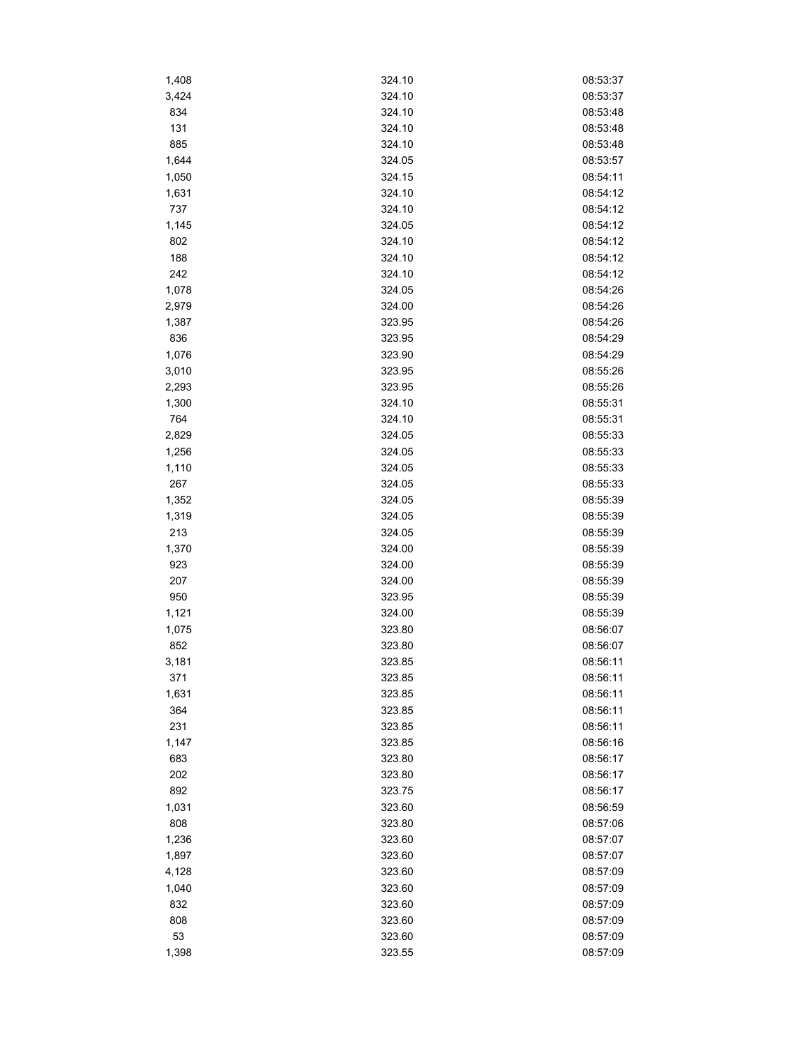| | | |
|---|---|---|
| 1,408 | 324.10 | 08:53:37 |
| 3,424 | 324.10 | 08:53:37 |
| 834 | 324.10 | 08:53:48 |
| 131 | 324.10 | 08:53:48 |
| 885 | 324.10 | 08:53:48 |
| 1,644 | 324.05 | 08:53:57 |
| 1,050 | 324.15 | 08:54:11 |
| 1,631 | 324.10 | 08:54:12 |
| 737 | 324.10 | 08:54:12 |
| 1,145 | 324.05 | 08:54:12 |
| 802 | 324.10 | 08:54:12 |
| 188 | 324.10 | 08:54:12 |
| 242 | 324.10 | 08:54:12 |
| 1,078 | 324.05 | 08:54:26 |
| 2,979 | 324.00 | 08:54:26 |
| 1,387 | 323.95 | 08:54:26 |
| 836 | 323.95 | 08:54:29 |
| 1,076 | 323.90 | 08:54:29 |
| 3,010 | 323.95 | 08:55:26 |
| 2,293 | 323.95 | 08:55:26 |
| 1,300 | 324.10 | 08:55:31 |
| 764 | 324.10 | 08:55:31 |
| 2,829 | 324.05 | 08:55:33 |
| 1,256 | 324.05 | 08:55:33 |
| 1,110 | 324.05 | 08:55:33 |
| 267 | 324.05 | 08:55:33 |
| 1,352 | 324.05 | 08:55:39 |
| 1,319 | 324.05 | 08:55:39 |
| 213 | 324.05 | 08:55:39 |
| 1,370 | 324.00 | 08:55:39 |
| 923 | 324.00 | 08:55:39 |
| 207 | 324.00 | 08:55:39 |
| 950 | 323.95 | 08:55:39 |
| 1,121 | 324.00 | 08:55:39 |
| 1,075 | 323.80 | 08:56:07 |
| 852 | 323.80 | 08:56:07 |
| 3,181 | 323.85 | 08:56:11 |
| 371 | 323.85 | 08:56:11 |
| 1,631 | 323.85 | 08:56:11 |
| 364 | 323.85 | 08:56:11 |
| 231 | 323.85 | 08:56:11 |
| 1,147 | 323.85 | 08:56:16 |
| 683 | 323.80 | 08:56:17 |
| 202 | 323.80 | 08:56:17 |
| 892 | 323.75 | 08:56:17 |
| 1,031 | 323.60 | 08:56:59 |
| 808 | 323.80 | 08:57:06 |
| 1,236 | 323.60 | 08:57:07 |
| 1,897 | 323.60 | 08:57:07 |
| 4,128 | 323.60 | 08:57:09 |
| 1,040 | 323.60 | 08:57:09 |
| 832 | 323.60 | 08:57:09 |
| 808 | 323.60 | 08:57:09 |
| 53 | 323.60 | 08:57:09 |
| 1,398 | 323.55 | 08:57:09 |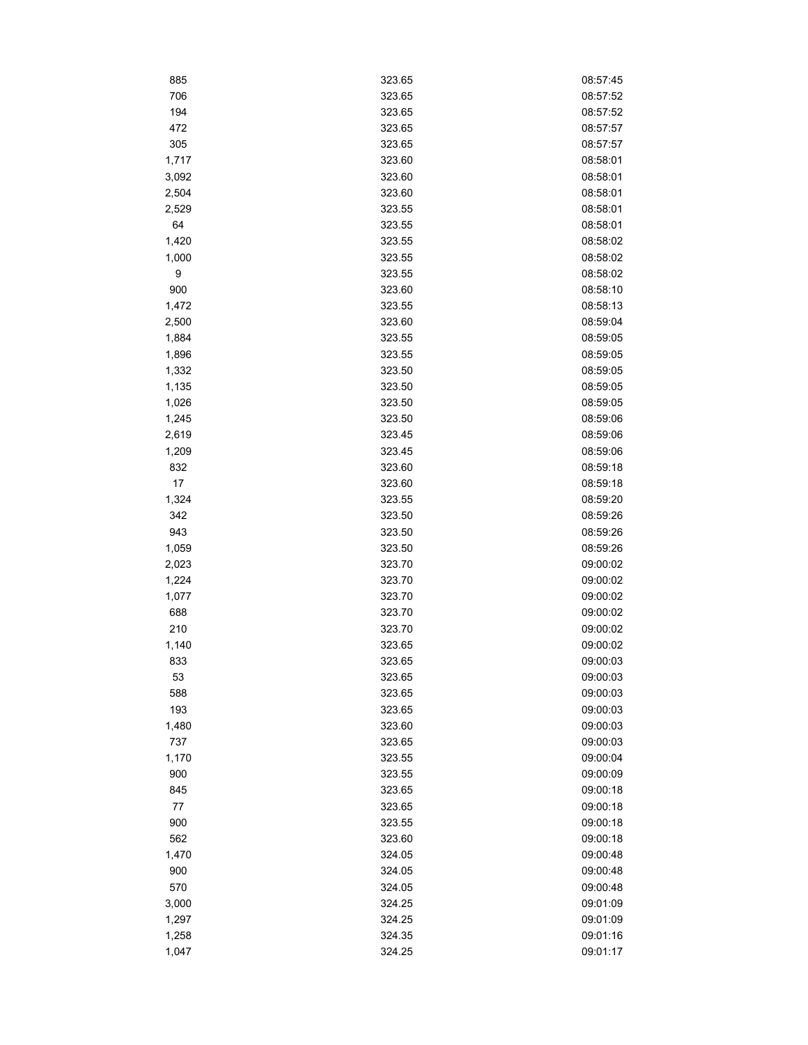| | | |
|---|---|---|
| 885 | 323.65 | 08:57:45 |
| 706 | 323.65 | 08:57:52 |
| 194 | 323.65 | 08:57:52 |
| 472 | 323.65 | 08:57:57 |
| 305 | 323.65 | 08:57:57 |
| 1,717 | 323.60 | 08:58:01 |
| 3,092 | 323.60 | 08:58:01 |
| 2,504 | 323.60 | 08:58:01 |
| 2,529 | 323.55 | 08:58:01 |
| 64 | 323.55 | 08:58:01 |
| 1,420 | 323.55 | 08:58:02 |
| 1,000 | 323.55 | 08:58:02 |
| 9 | 323.55 | 08:58:02 |
| 900 | 323.60 | 08:58:10 |
| 1,472 | 323.55 | 08:58:13 |
| 2,500 | 323.60 | 08:59:04 |
| 1,884 | 323.55 | 08:59:05 |
| 1,896 | 323.55 | 08:59:05 |
| 1,332 | 323.50 | 08:59:05 |
| 1,135 | 323.50 | 08:59:05 |
| 1,026 | 323.50 | 08:59:05 |
| 1,245 | 323.50 | 08:59:06 |
| 2,619 | 323.45 | 08:59:06 |
| 1,209 | 323.45 | 08:59:06 |
| 832 | 323.60 | 08:59:18 |
| 17 | 323.60 | 08:59:18 |
| 1,324 | 323.55 | 08:59:20 |
| 342 | 323.50 | 08:59:26 |
| 943 | 323.50 | 08:59:26 |
| 1,059 | 323.50 | 08:59:26 |
| 2,023 | 323.70 | 09:00:02 |
| 1,224 | 323.70 | 09:00:02 |
| 1,077 | 323.70 | 09:00:02 |
| 688 | 323.70 | 09:00:02 |
| 210 | 323.70 | 09:00:02 |
| 1,140 | 323.65 | 09:00:02 |
| 833 | 323.65 | 09:00:03 |
| 53 | 323.65 | 09:00:03 |
| 588 | 323.65 | 09:00:03 |
| 193 | 323.65 | 09:00:03 |
| 1,480 | 323.60 | 09:00:03 |
| 737 | 323.65 | 09:00:03 |
| 1,170 | 323.55 | 09:00:04 |
| 900 | 323.55 | 09:00:09 |
| 845 | 323.65 | 09:00:18 |
| 77 | 323.65 | 09:00:18 |
| 900 | 323.55 | 09:00:18 |
| 562 | 323.60 | 09:00:18 |
| 1,470 | 324.05 | 09:00:48 |
| 900 | 324.05 | 09:00:48 |
| 570 | 324.05 | 09:00:48 |
| 3,000 | 324.25 | 09:01:09 |
| 1,297 | 324.25 | 09:01:09 |
| 1,258 | 324.35 | 09:01:16 |
| 1,047 | 324.25 | 09:01:17 |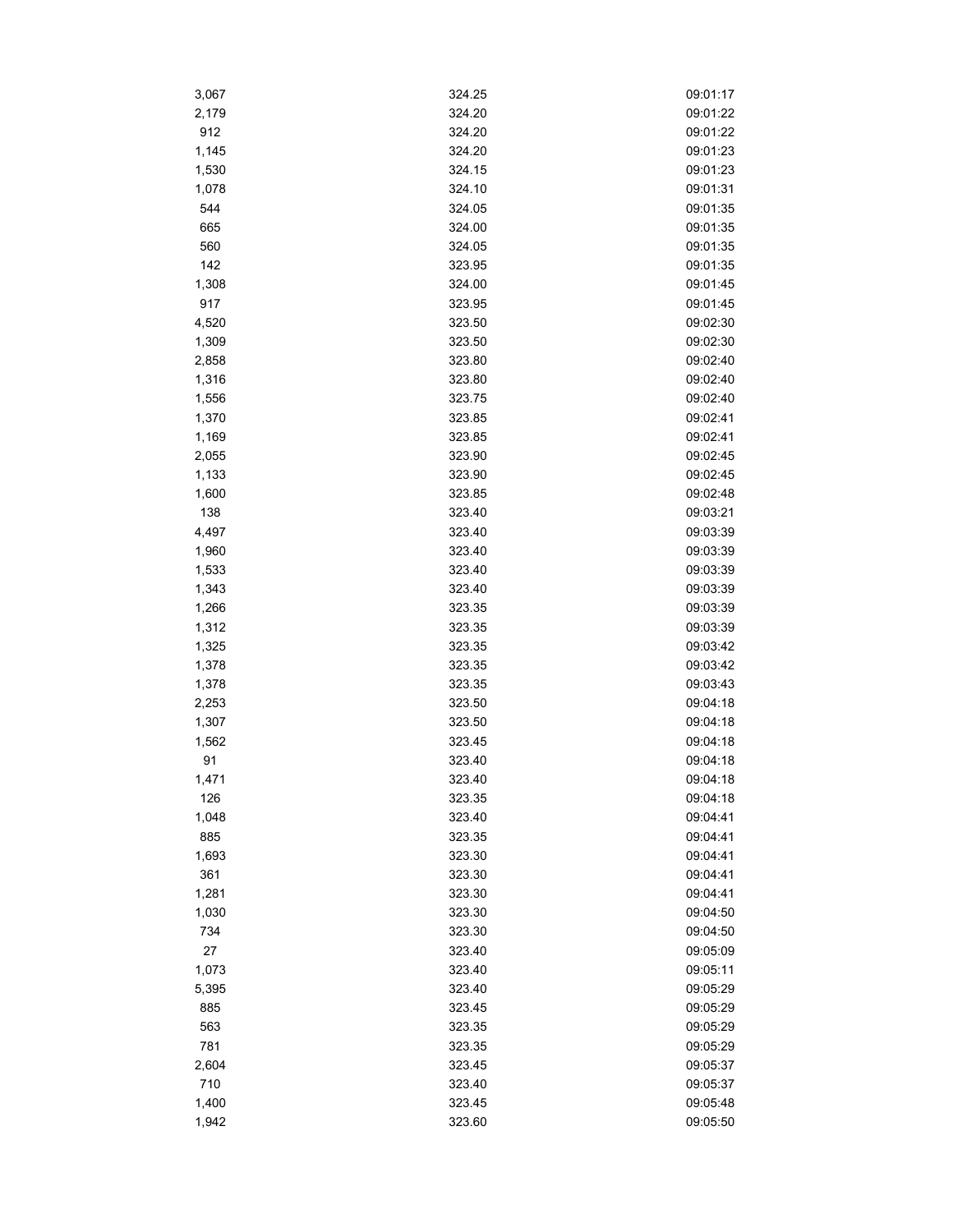| | | |
|---|---|---|
| 3,067 | 324.25 | 09:01:17 |
| 2,179 | 324.20 | 09:01:22 |
| 912 | 324.20 | 09:01:22 |
| 1,145 | 324.20 | 09:01:23 |
| 1,530 | 324.15 | 09:01:23 |
| 1,078 | 324.10 | 09:01:31 |
| 544 | 324.05 | 09:01:35 |
| 665 | 324.00 | 09:01:35 |
| 560 | 324.05 | 09:01:35 |
| 142 | 323.95 | 09:01:35 |
| 1,308 | 324.00 | 09:01:45 |
| 917 | 323.95 | 09:01:45 |
| 4,520 | 323.50 | 09:02:30 |
| 1,309 | 323.50 | 09:02:30 |
| 2,858 | 323.80 | 09:02:40 |
| 1,316 | 323.80 | 09:02:40 |
| 1,556 | 323.75 | 09:02:40 |
| 1,370 | 323.85 | 09:02:41 |
| 1,169 | 323.85 | 09:02:41 |
| 2,055 | 323.90 | 09:02:45 |
| 1,133 | 323.90 | 09:02:45 |
| 1,600 | 323.85 | 09:02:48 |
| 138 | 323.40 | 09:03:21 |
| 4,497 | 323.40 | 09:03:39 |
| 1,960 | 323.40 | 09:03:39 |
| 1,533 | 323.40 | 09:03:39 |
| 1,343 | 323.40 | 09:03:39 |
| 1,266 | 323.35 | 09:03:39 |
| 1,312 | 323.35 | 09:03:39 |
| 1,325 | 323.35 | 09:03:42 |
| 1,378 | 323.35 | 09:03:42 |
| 1,378 | 323.35 | 09:03:43 |
| 2,253 | 323.50 | 09:04:18 |
| 1,307 | 323.50 | 09:04:18 |
| 1,562 | 323.45 | 09:04:18 |
| 91 | 323.40 | 09:04:18 |
| 1,471 | 323.40 | 09:04:18 |
| 126 | 323.35 | 09:04:18 |
| 1,048 | 323.40 | 09:04:41 |
| 885 | 323.35 | 09:04:41 |
| 1,693 | 323.30 | 09:04:41 |
| 361 | 323.30 | 09:04:41 |
| 1,281 | 323.30 | 09:04:41 |
| 1,030 | 323.30 | 09:04:50 |
| 734 | 323.30 | 09:04:50 |
| 27 | 323.40 | 09:05:09 |
| 1,073 | 323.40 | 09:05:11 |
| 5,395 | 323.40 | 09:05:29 |
| 885 | 323.45 | 09:05:29 |
| 563 | 323.35 | 09:05:29 |
| 781 | 323.35 | 09:05:29 |
| 2,604 | 323.45 | 09:05:37 |
| 710 | 323.40 | 09:05:37 |
| 1,400 | 323.45 | 09:05:48 |
| 1,942 | 323.60 | 09:05:50 |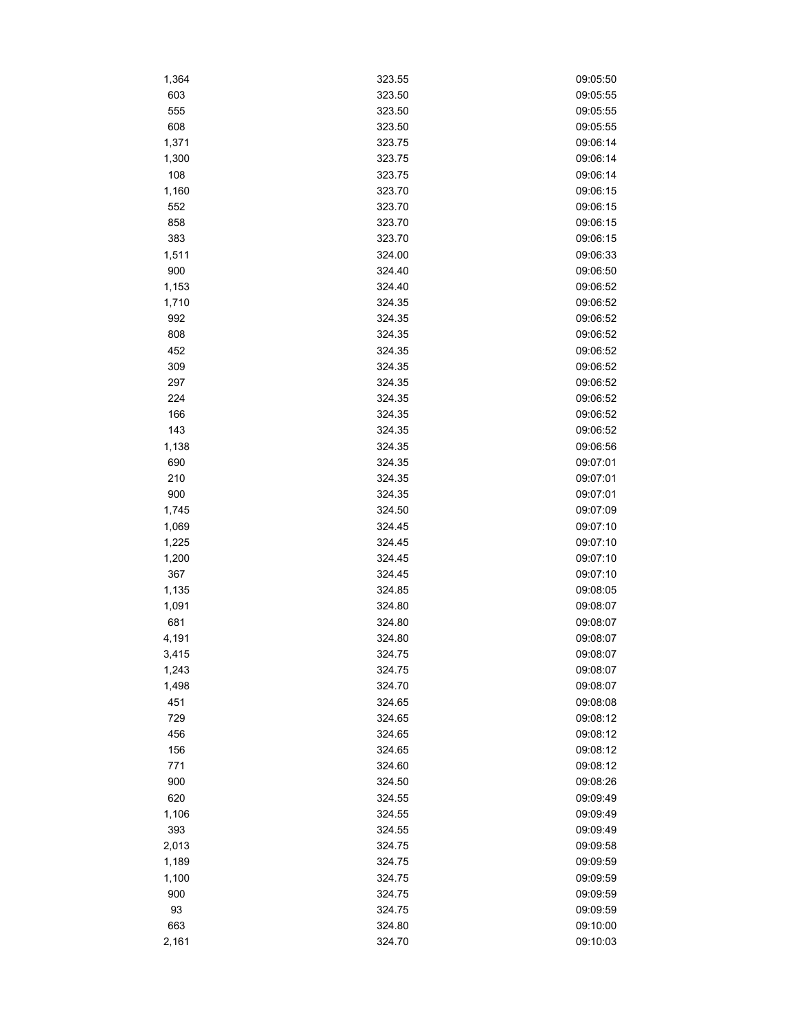| | | |
|---|---|---|
| 1,364 | 323.55 | 09:05:50 |
| 603 | 323.50 | 09:05:55 |
| 555 | 323.50 | 09:05:55 |
| 608 | 323.50 | 09:05:55 |
| 1,371 | 323.75 | 09:06:14 |
| 1,300 | 323.75 | 09:06:14 |
| 108 | 323.75 | 09:06:14 |
| 1,160 | 323.70 | 09:06:15 |
| 552 | 323.70 | 09:06:15 |
| 858 | 323.70 | 09:06:15 |
| 383 | 323.70 | 09:06:15 |
| 1,511 | 324.00 | 09:06:33 |
| 900 | 324.40 | 09:06:50 |
| 1,153 | 324.40 | 09:06:52 |
| 1,710 | 324.35 | 09:06:52 |
| 992 | 324.35 | 09:06:52 |
| 808 | 324.35 | 09:06:52 |
| 452 | 324.35 | 09:06:52 |
| 309 | 324.35 | 09:06:52 |
| 297 | 324.35 | 09:06:52 |
| 224 | 324.35 | 09:06:52 |
| 166 | 324.35 | 09:06:52 |
| 143 | 324.35 | 09:06:52 |
| 1,138 | 324.35 | 09:06:56 |
| 690 | 324.35 | 09:07:01 |
| 210 | 324.35 | 09:07:01 |
| 900 | 324.35 | 09:07:01 |
| 1,745 | 324.50 | 09:07:09 |
| 1,069 | 324.45 | 09:07:10 |
| 1,225 | 324.45 | 09:07:10 |
| 1,200 | 324.45 | 09:07:10 |
| 367 | 324.45 | 09:07:10 |
| 1,135 | 324.85 | 09:08:05 |
| 1,091 | 324.80 | 09:08:07 |
| 681 | 324.80 | 09:08:07 |
| 4,191 | 324.80 | 09:08:07 |
| 3,415 | 324.75 | 09:08:07 |
| 1,243 | 324.75 | 09:08:07 |
| 1,498 | 324.70 | 09:08:07 |
| 451 | 324.65 | 09:08:08 |
| 729 | 324.65 | 09:08:12 |
| 456 | 324.65 | 09:08:12 |
| 156 | 324.65 | 09:08:12 |
| 771 | 324.60 | 09:08:12 |
| 900 | 324.50 | 09:08:26 |
| 620 | 324.55 | 09:09:49 |
| 1,106 | 324.55 | 09:09:49 |
| 393 | 324.55 | 09:09:49 |
| 2,013 | 324.75 | 09:09:58 |
| 1,189 | 324.75 | 09:09:59 |
| 1,100 | 324.75 | 09:09:59 |
| 900 | 324.75 | 09:09:59 |
| 93 | 324.75 | 09:09:59 |
| 663 | 324.80 | 09:10:00 |
| 2,161 | 324.70 | 09:10:03 |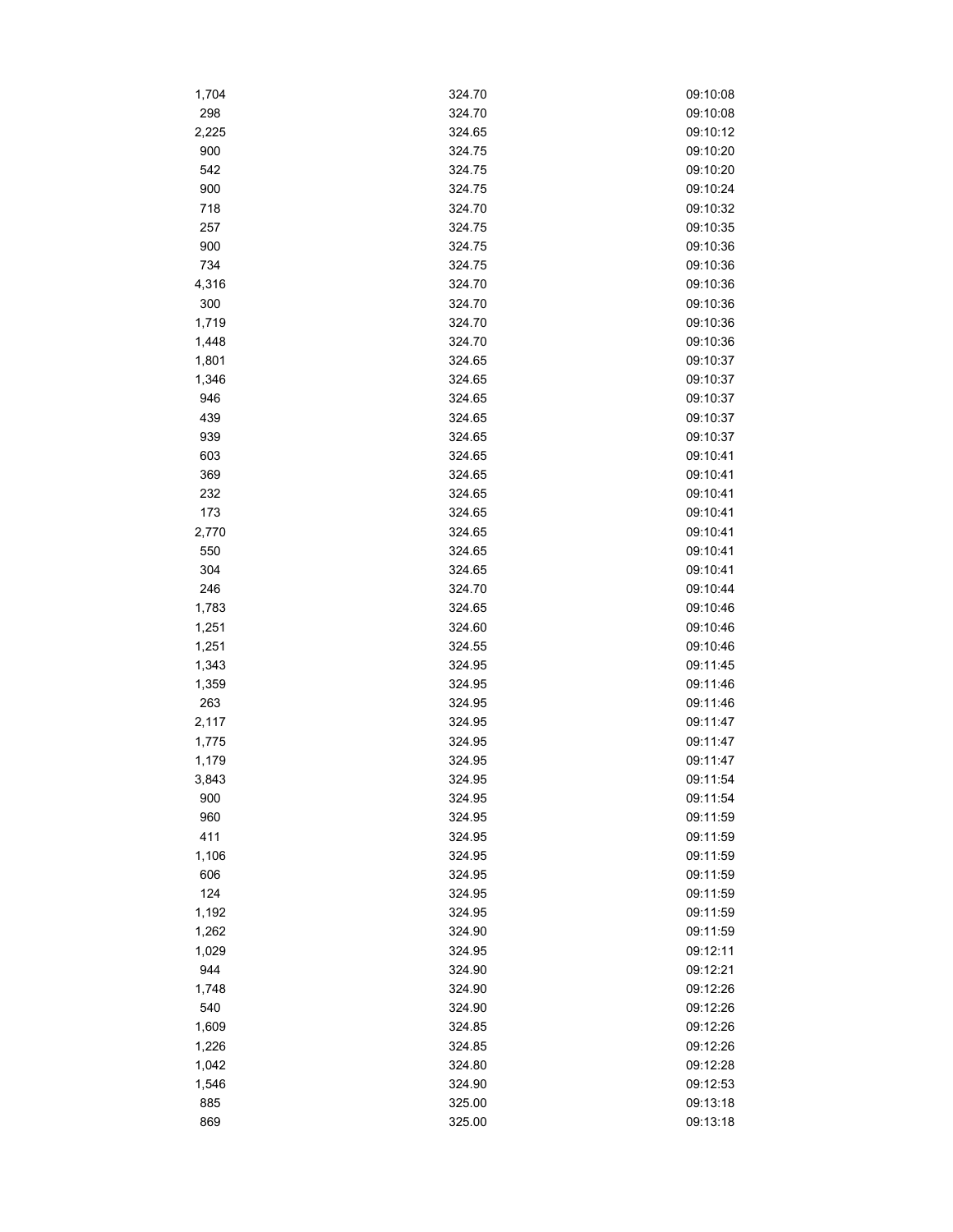| | | |
|---|---|---|
| 1,704 | 324.70 | 09:10:08 |
| 298 | 324.70 | 09:10:08 |
| 2,225 | 324.65 | 09:10:12 |
| 900 | 324.75 | 09:10:20 |
| 542 | 324.75 | 09:10:20 |
| 900 | 324.75 | 09:10:24 |
| 718 | 324.70 | 09:10:32 |
| 257 | 324.75 | 09:10:35 |
| 900 | 324.75 | 09:10:36 |
| 734 | 324.75 | 09:10:36 |
| 4,316 | 324.70 | 09:10:36 |
| 300 | 324.70 | 09:10:36 |
| 1,719 | 324.70 | 09:10:36 |
| 1,448 | 324.70 | 09:10:36 |
| 1,801 | 324.65 | 09:10:37 |
| 1,346 | 324.65 | 09:10:37 |
| 946 | 324.65 | 09:10:37 |
| 439 | 324.65 | 09:10:37 |
| 939 | 324.65 | 09:10:37 |
| 603 | 324.65 | 09:10:41 |
| 369 | 324.65 | 09:10:41 |
| 232 | 324.65 | 09:10:41 |
| 173 | 324.65 | 09:10:41 |
| 2,770 | 324.65 | 09:10:41 |
| 550 | 324.65 | 09:10:41 |
| 304 | 324.65 | 09:10:41 |
| 246 | 324.70 | 09:10:44 |
| 1,783 | 324.65 | 09:10:46 |
| 1,251 | 324.60 | 09:10:46 |
| 1,251 | 324.55 | 09:10:46 |
| 1,343 | 324.95 | 09:11:45 |
| 1,359 | 324.95 | 09:11:46 |
| 263 | 324.95 | 09:11:46 |
| 2,117 | 324.95 | 09:11:47 |
| 1,775 | 324.95 | 09:11:47 |
| 1,179 | 324.95 | 09:11:47 |
| 3,843 | 324.95 | 09:11:54 |
| 900 | 324.95 | 09:11:54 |
| 960 | 324.95 | 09:11:59 |
| 411 | 324.95 | 09:11:59 |
| 1,106 | 324.95 | 09:11:59 |
| 606 | 324.95 | 09:11:59 |
| 124 | 324.95 | 09:11:59 |
| 1,192 | 324.95 | 09:11:59 |
| 1,262 | 324.90 | 09:11:59 |
| 1,029 | 324.95 | 09:12:11 |
| 944 | 324.90 | 09:12:21 |
| 1,748 | 324.90 | 09:12:26 |
| 540 | 324.90 | 09:12:26 |
| 1,609 | 324.85 | 09:12:26 |
| 1,226 | 324.85 | 09:12:26 |
| 1,042 | 324.80 | 09:12:28 |
| 1,546 | 324.90 | 09:12:53 |
| 885 | 325.00 | 09:13:18 |
| 869 | 325.00 | 09:13:18 |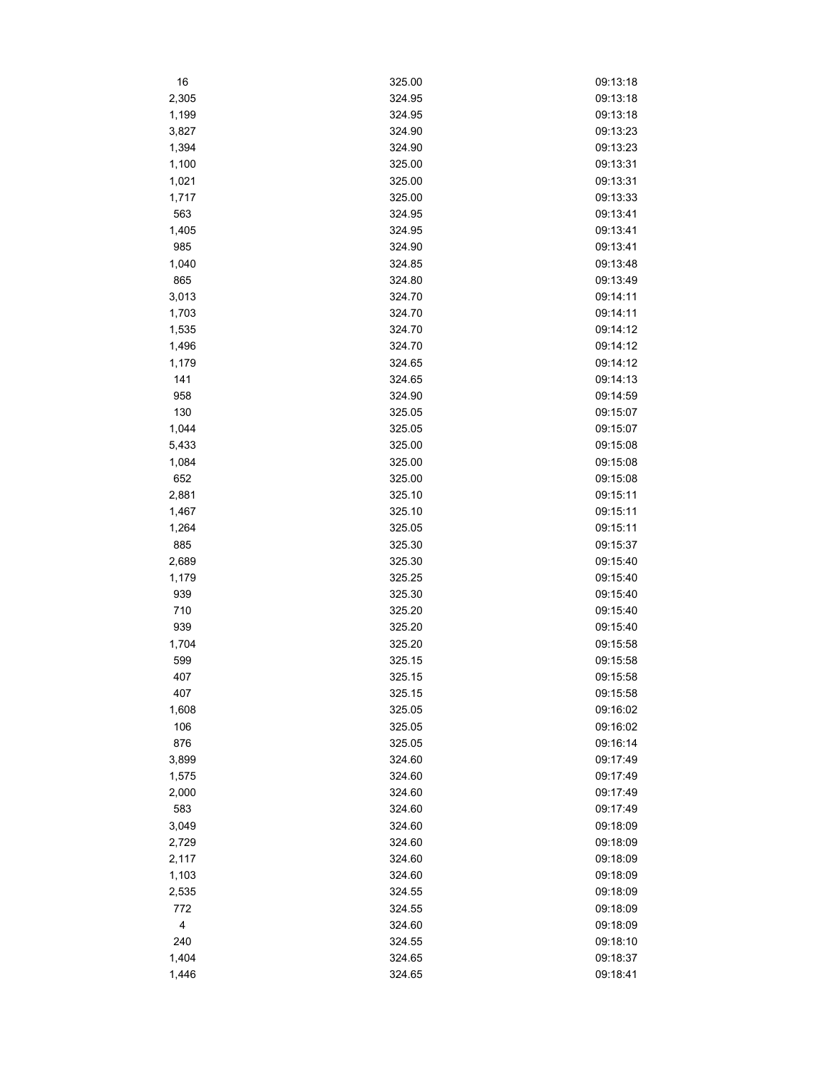| | | |
|---|---|---|
| 16 | 325.00 | 09:13:18 |
| 2,305 | 324.95 | 09:13:18 |
| 1,199 | 324.95 | 09:13:18 |
| 3,827 | 324.90 | 09:13:23 |
| 1,394 | 324.90 | 09:13:23 |
| 1,100 | 325.00 | 09:13:31 |
| 1,021 | 325.00 | 09:13:31 |
| 1,717 | 325.00 | 09:13:33 |
| 563 | 324.95 | 09:13:41 |
| 1,405 | 324.95 | 09:13:41 |
| 985 | 324.90 | 09:13:41 |
| 1,040 | 324.85 | 09:13:48 |
| 865 | 324.80 | 09:13:49 |
| 3,013 | 324.70 | 09:14:11 |
| 1,703 | 324.70 | 09:14:11 |
| 1,535 | 324.70 | 09:14:12 |
| 1,496 | 324.70 | 09:14:12 |
| 1,179 | 324.65 | 09:14:12 |
| 141 | 324.65 | 09:14:13 |
| 958 | 324.90 | 09:14:59 |
| 130 | 325.05 | 09:15:07 |
| 1,044 | 325.05 | 09:15:07 |
| 5,433 | 325.00 | 09:15:08 |
| 1,084 | 325.00 | 09:15:08 |
| 652 | 325.00 | 09:15:08 |
| 2,881 | 325.10 | 09:15:11 |
| 1,467 | 325.10 | 09:15:11 |
| 1,264 | 325.05 | 09:15:11 |
| 885 | 325.30 | 09:15:37 |
| 2,689 | 325.30 | 09:15:40 |
| 1,179 | 325.25 | 09:15:40 |
| 939 | 325.30 | 09:15:40 |
| 710 | 325.20 | 09:15:40 |
| 939 | 325.20 | 09:15:40 |
| 1,704 | 325.20 | 09:15:58 |
| 599 | 325.15 | 09:15:58 |
| 407 | 325.15 | 09:15:58 |
| 407 | 325.15 | 09:15:58 |
| 1,608 | 325.05 | 09:16:02 |
| 106 | 325.05 | 09:16:02 |
| 876 | 325.05 | 09:16:14 |
| 3,899 | 324.60 | 09:17:49 |
| 1,575 | 324.60 | 09:17:49 |
| 2,000 | 324.60 | 09:17:49 |
| 583 | 324.60 | 09:17:49 |
| 3,049 | 324.60 | 09:18:09 |
| 2,729 | 324.60 | 09:18:09 |
| 2,117 | 324.60 | 09:18:09 |
| 1,103 | 324.60 | 09:18:09 |
| 2,535 | 324.55 | 09:18:09 |
| 772 | 324.55 | 09:18:09 |
| 4 | 324.60 | 09:18:09 |
| 240 | 324.55 | 09:18:10 |
| 1,404 | 324.65 | 09:18:37 |
| 1,446 | 324.65 | 09:18:41 |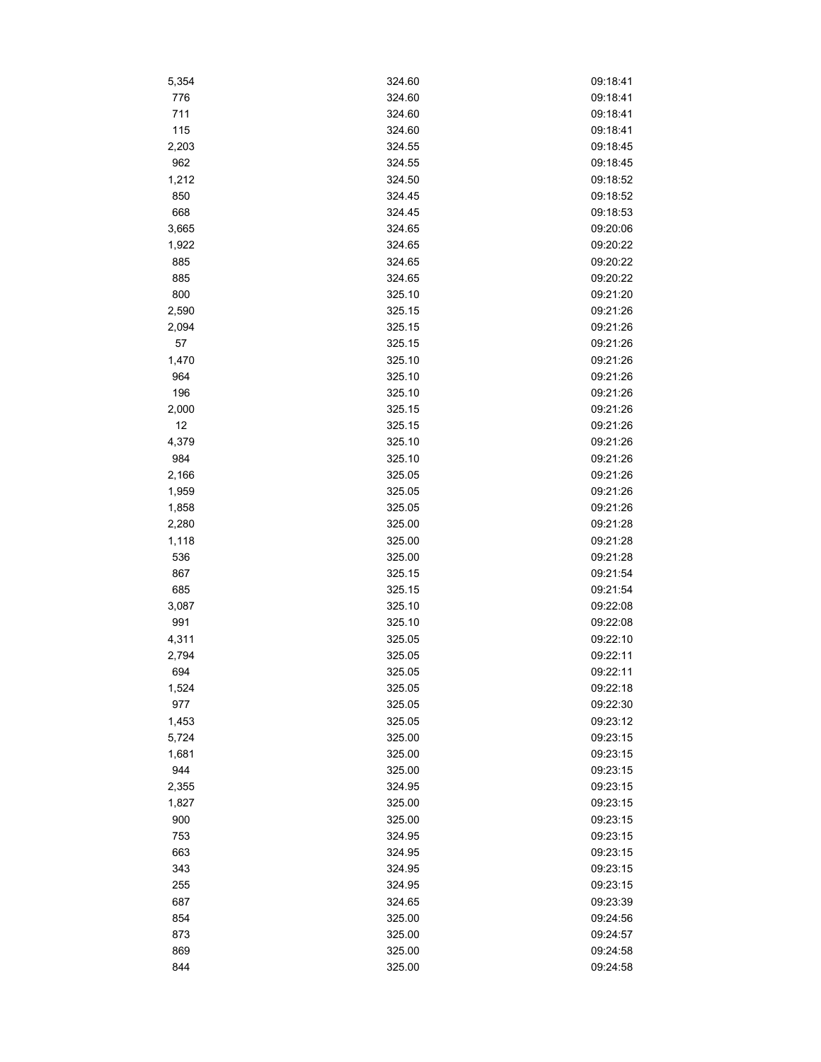| | | |
|---|---|---|
| 5,354 | 324.60 | 09:18:41 |
| 776 | 324.60 | 09:18:41 |
| 711 | 324.60 | 09:18:41 |
| 115 | 324.60 | 09:18:41 |
| 2,203 | 324.55 | 09:18:45 |
| 962 | 324.55 | 09:18:45 |
| 1,212 | 324.50 | 09:18:52 |
| 850 | 324.45 | 09:18:52 |
| 668 | 324.45 | 09:18:53 |
| 3,665 | 324.65 | 09:20:06 |
| 1,922 | 324.65 | 09:20:22 |
| 885 | 324.65 | 09:20:22 |
| 885 | 324.65 | 09:20:22 |
| 800 | 325.10 | 09:21:20 |
| 2,590 | 325.15 | 09:21:26 |
| 2,094 | 325.15 | 09:21:26 |
| 57 | 325.15 | 09:21:26 |
| 1,470 | 325.10 | 09:21:26 |
| 964 | 325.10 | 09:21:26 |
| 196 | 325.10 | 09:21:26 |
| 2,000 | 325.15 | 09:21:26 |
| 12 | 325.15 | 09:21:26 |
| 4,379 | 325.10 | 09:21:26 |
| 984 | 325.10 | 09:21:26 |
| 2,166 | 325.05 | 09:21:26 |
| 1,959 | 325.05 | 09:21:26 |
| 1,858 | 325.05 | 09:21:26 |
| 2,280 | 325.00 | 09:21:28 |
| 1,118 | 325.00 | 09:21:28 |
| 536 | 325.00 | 09:21:28 |
| 867 | 325.15 | 09:21:54 |
| 685 | 325.15 | 09:21:54 |
| 3,087 | 325.10 | 09:22:08 |
| 991 | 325.10 | 09:22:08 |
| 4,311 | 325.05 | 09:22:10 |
| 2,794 | 325.05 | 09:22:11 |
| 694 | 325.05 | 09:22:11 |
| 1,524 | 325.05 | 09:22:18 |
| 977 | 325.05 | 09:22:30 |
| 1,453 | 325.05 | 09:23:12 |
| 5,724 | 325.00 | 09:23:15 |
| 1,681 | 325.00 | 09:23:15 |
| 944 | 325.00 | 09:23:15 |
| 2,355 | 324.95 | 09:23:15 |
| 1,827 | 325.00 | 09:23:15 |
| 900 | 325.00 | 09:23:15 |
| 753 | 324.95 | 09:23:15 |
| 663 | 324.95 | 09:23:15 |
| 343 | 324.95 | 09:23:15 |
| 255 | 324.95 | 09:23:15 |
| 687 | 324.65 | 09:23:39 |
| 854 | 325.00 | 09:24:56 |
| 873 | 325.00 | 09:24:57 |
| 869 | 325.00 | 09:24:58 |
| 844 | 325.00 | 09:24:58 |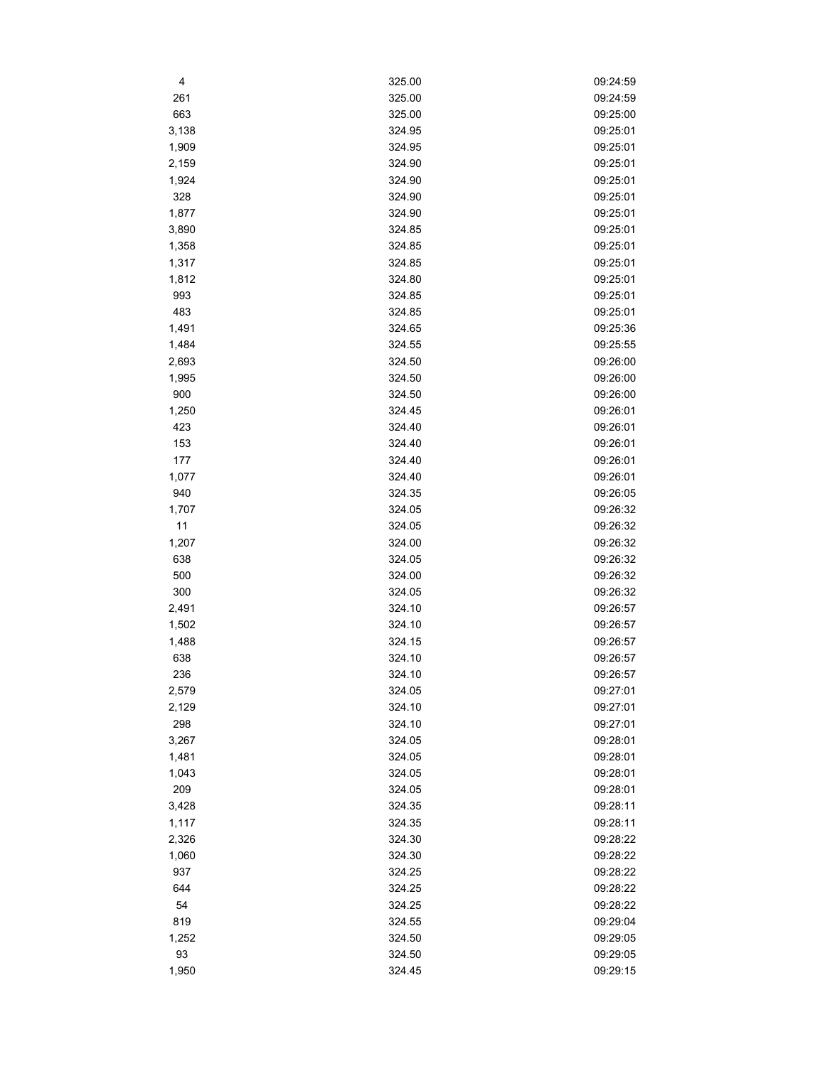| | | |
|---|---|---|
| 4 | 325.00 | 09:24:59 |
| 261 | 325.00 | 09:24:59 |
| 663 | 325.00 | 09:25:00 |
| 3,138 | 324.95 | 09:25:01 |
| 1,909 | 324.95 | 09:25:01 |
| 2,159 | 324.90 | 09:25:01 |
| 1,924 | 324.90 | 09:25:01 |
| 328 | 324.90 | 09:25:01 |
| 1,877 | 324.90 | 09:25:01 |
| 3,890 | 324.85 | 09:25:01 |
| 1,358 | 324.85 | 09:25:01 |
| 1,317 | 324.85 | 09:25:01 |
| 1,812 | 324.80 | 09:25:01 |
| 993 | 324.85 | 09:25:01 |
| 483 | 324.85 | 09:25:01 |
| 1,491 | 324.65 | 09:25:36 |
| 1,484 | 324.55 | 09:25:55 |
| 2,693 | 324.50 | 09:26:00 |
| 1,995 | 324.50 | 09:26:00 |
| 900 | 324.50 | 09:26:00 |
| 1,250 | 324.45 | 09:26:01 |
| 423 | 324.40 | 09:26:01 |
| 153 | 324.40 | 09:26:01 |
| 177 | 324.40 | 09:26:01 |
| 1,077 | 324.40 | 09:26:01 |
| 940 | 324.35 | 09:26:05 |
| 1,707 | 324.05 | 09:26:32 |
| 11 | 324.05 | 09:26:32 |
| 1,207 | 324.00 | 09:26:32 |
| 638 | 324.05 | 09:26:32 |
| 500 | 324.00 | 09:26:32 |
| 300 | 324.05 | 09:26:32 |
| 2,491 | 324.10 | 09:26:57 |
| 1,502 | 324.10 | 09:26:57 |
| 1,488 | 324.15 | 09:26:57 |
| 638 | 324.10 | 09:26:57 |
| 236 | 324.10 | 09:26:57 |
| 2,579 | 324.05 | 09:27:01 |
| 2,129 | 324.10 | 09:27:01 |
| 298 | 324.10 | 09:27:01 |
| 3,267 | 324.05 | 09:28:01 |
| 1,481 | 324.05 | 09:28:01 |
| 1,043 | 324.05 | 09:28:01 |
| 209 | 324.05 | 09:28:01 |
| 3,428 | 324.35 | 09:28:11 |
| 1,117 | 324.35 | 09:28:11 |
| 2,326 | 324.30 | 09:28:22 |
| 1,060 | 324.30 | 09:28:22 |
| 937 | 324.25 | 09:28:22 |
| 644 | 324.25 | 09:28:22 |
| 54 | 324.25 | 09:28:22 |
| 819 | 324.55 | 09:29:04 |
| 1,252 | 324.50 | 09:29:05 |
| 93 | 324.50 | 09:29:05 |
| 1,950 | 324.45 | 09:29:15 |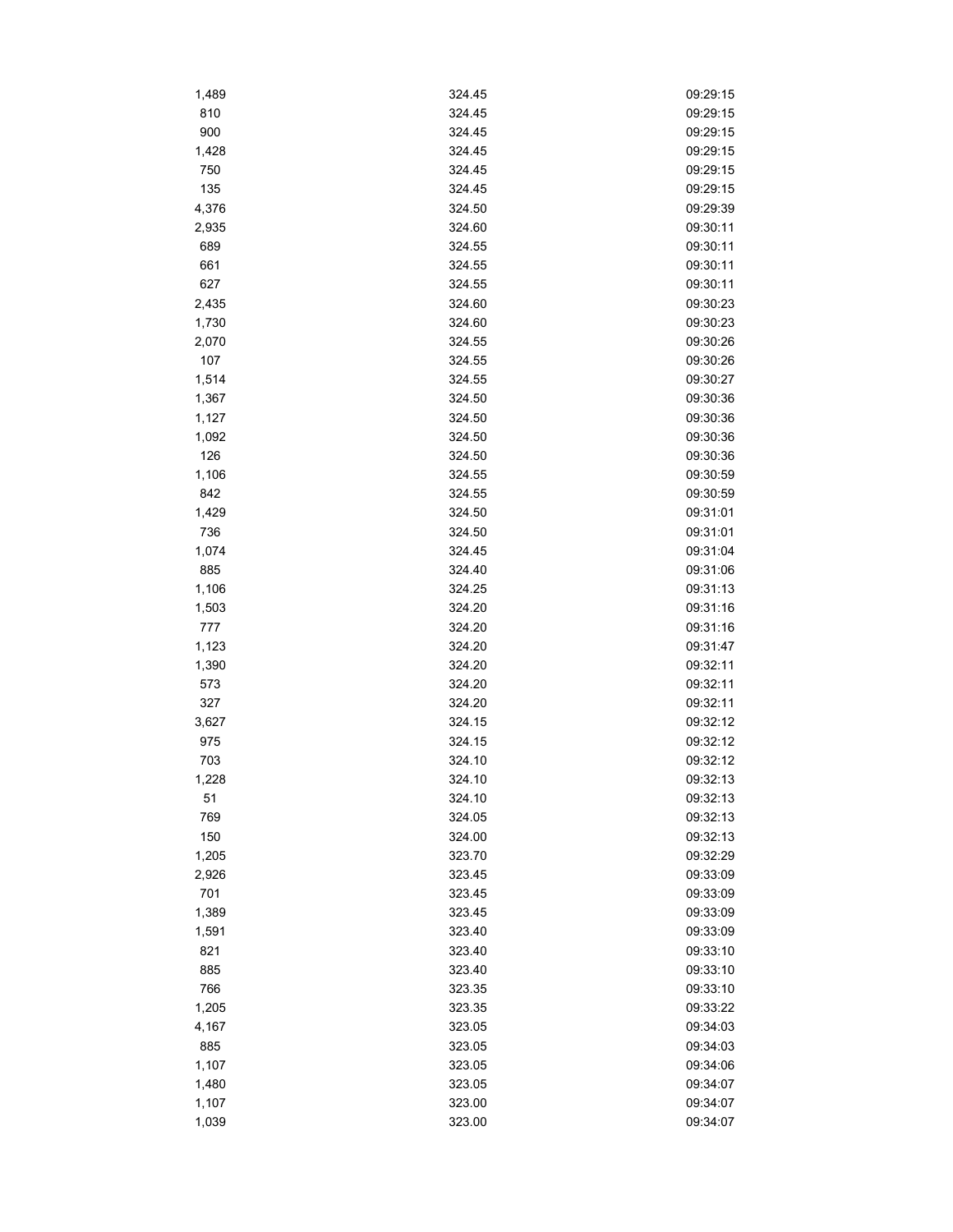| | | |
|---|---|---|
| 1,489 | 324.45 | 09:29:15 |
| 810 | 324.45 | 09:29:15 |
| 900 | 324.45 | 09:29:15 |
| 1,428 | 324.45 | 09:29:15 |
| 750 | 324.45 | 09:29:15 |
| 135 | 324.45 | 09:29:15 |
| 4,376 | 324.50 | 09:29:39 |
| 2,935 | 324.60 | 09:30:11 |
| 689 | 324.55 | 09:30:11 |
| 661 | 324.55 | 09:30:11 |
| 627 | 324.55 | 09:30:11 |
| 2,435 | 324.60 | 09:30:23 |
| 1,730 | 324.60 | 09:30:23 |
| 2,070 | 324.55 | 09:30:26 |
| 107 | 324.55 | 09:30:26 |
| 1,514 | 324.55 | 09:30:27 |
| 1,367 | 324.50 | 09:30:36 |
| 1,127 | 324.50 | 09:30:36 |
| 1,092 | 324.50 | 09:30:36 |
| 126 | 324.50 | 09:30:36 |
| 1,106 | 324.55 | 09:30:59 |
| 842 | 324.55 | 09:30:59 |
| 1,429 | 324.50 | 09:31:01 |
| 736 | 324.50 | 09:31:01 |
| 1,074 | 324.45 | 09:31:04 |
| 885 | 324.40 | 09:31:06 |
| 1,106 | 324.25 | 09:31:13 |
| 1,503 | 324.20 | 09:31:16 |
| 777 | 324.20 | 09:31:16 |
| 1,123 | 324.20 | 09:31:47 |
| 1,390 | 324.20 | 09:32:11 |
| 573 | 324.20 | 09:32:11 |
| 327 | 324.20 | 09:32:11 |
| 3,627 | 324.15 | 09:32:12 |
| 975 | 324.15 | 09:32:12 |
| 703 | 324.10 | 09:32:12 |
| 1,228 | 324.10 | 09:32:13 |
| 51 | 324.10 | 09:32:13 |
| 769 | 324.05 | 09:32:13 |
| 150 | 324.00 | 09:32:13 |
| 1,205 | 323.70 | 09:32:29 |
| 2,926 | 323.45 | 09:33:09 |
| 701 | 323.45 | 09:33:09 |
| 1,389 | 323.45 | 09:33:09 |
| 1,591 | 323.40 | 09:33:09 |
| 821 | 323.40 | 09:33:10 |
| 885 | 323.40 | 09:33:10 |
| 766 | 323.35 | 09:33:10 |
| 1,205 | 323.35 | 09:33:22 |
| 4,167 | 323.05 | 09:34:03 |
| 885 | 323.05 | 09:34:03 |
| 1,107 | 323.05 | 09:34:06 |
| 1,480 | 323.05 | 09:34:07 |
| 1,107 | 323.00 | 09:34:07 |
| 1,039 | 323.00 | 09:34:07 |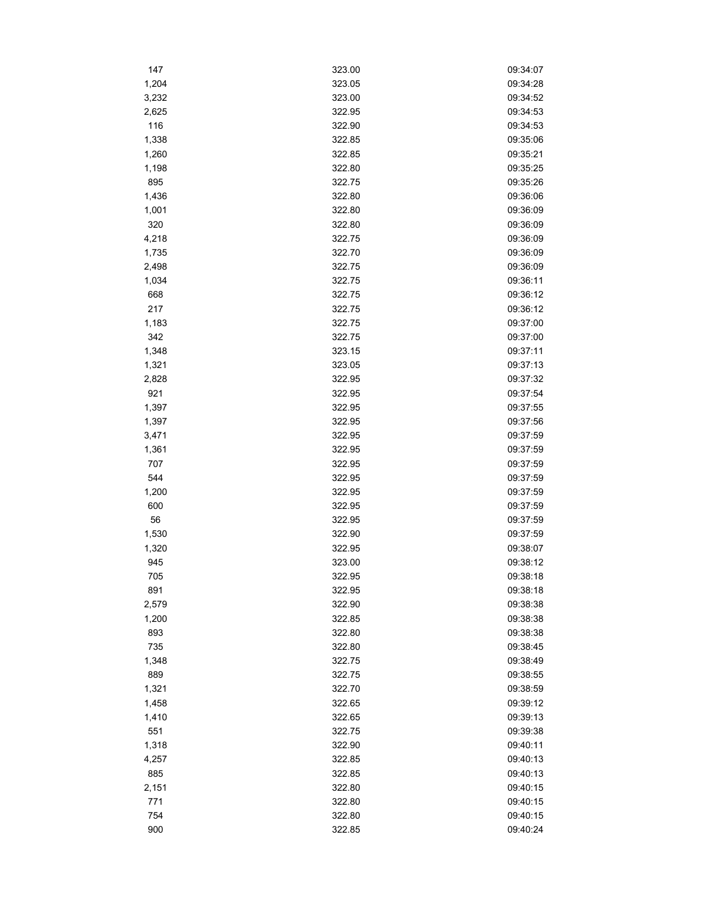| | | |
|---|---|---|
| 147 | 323.00 | 09:34:07 |
| 1,204 | 323.05 | 09:34:28 |
| 3,232 | 323.00 | 09:34:52 |
| 2,625 | 322.95 | 09:34:53 |
| 116 | 322.90 | 09:34:53 |
| 1,338 | 322.85 | 09:35:06 |
| 1,260 | 322.85 | 09:35:21 |
| 1,198 | 322.80 | 09:35:25 |
| 895 | 322.75 | 09:35:26 |
| 1,436 | 322.80 | 09:36:06 |
| 1,001 | 322.80 | 09:36:09 |
| 320 | 322.80 | 09:36:09 |
| 4,218 | 322.75 | 09:36:09 |
| 1,735 | 322.70 | 09:36:09 |
| 2,498 | 322.75 | 09:36:09 |
| 1,034 | 322.75 | 09:36:11 |
| 668 | 322.75 | 09:36:12 |
| 217 | 322.75 | 09:36:12 |
| 1,183 | 322.75 | 09:37:00 |
| 342 | 322.75 | 09:37:00 |
| 1,348 | 323.15 | 09:37:11 |
| 1,321 | 323.05 | 09:37:13 |
| 2,828 | 322.95 | 09:37:32 |
| 921 | 322.95 | 09:37:54 |
| 1,397 | 322.95 | 09:37:55 |
| 1,397 | 322.95 | 09:37:56 |
| 3,471 | 322.95 | 09:37:59 |
| 1,361 | 322.95 | 09:37:59 |
| 707 | 322.95 | 09:37:59 |
| 544 | 322.95 | 09:37:59 |
| 1,200 | 322.95 | 09:37:59 |
| 600 | 322.95 | 09:37:59 |
| 56 | 322.95 | 09:37:59 |
| 1,530 | 322.90 | 09:37:59 |
| 1,320 | 322.95 | 09:38:07 |
| 945 | 323.00 | 09:38:12 |
| 705 | 322.95 | 09:38:18 |
| 891 | 322.95 | 09:38:18 |
| 2,579 | 322.90 | 09:38:38 |
| 1,200 | 322.85 | 09:38:38 |
| 893 | 322.80 | 09:38:38 |
| 735 | 322.80 | 09:38:45 |
| 1,348 | 322.75 | 09:38:49 |
| 889 | 322.75 | 09:38:55 |
| 1,321 | 322.70 | 09:38:59 |
| 1,458 | 322.65 | 09:39:12 |
| 1,410 | 322.65 | 09:39:13 |
| 551 | 322.75 | 09:39:38 |
| 1,318 | 322.90 | 09:40:11 |
| 4,257 | 322.85 | 09:40:13 |
| 885 | 322.85 | 09:40:13 |
| 2,151 | 322.80 | 09:40:15 |
| 771 | 322.80 | 09:40:15 |
| 754 | 322.80 | 09:40:15 |
| 900 | 322.85 | 09:40:24 |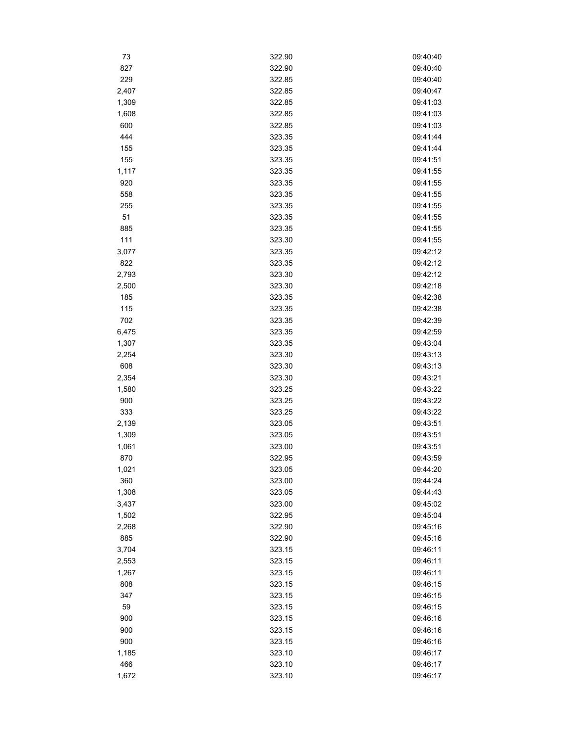| | | |
|---|---|---|
| 73 | 322.90 | 09:40:40 |
| 827 | 322.90 | 09:40:40 |
| 229 | 322.85 | 09:40:40 |
| 2,407 | 322.85 | 09:40:47 |
| 1,309 | 322.85 | 09:41:03 |
| 1,608 | 322.85 | 09:41:03 |
| 600 | 322.85 | 09:41:03 |
| 444 | 323.35 | 09:41:44 |
| 155 | 323.35 | 09:41:44 |
| 155 | 323.35 | 09:41:51 |
| 1,117 | 323.35 | 09:41:55 |
| 920 | 323.35 | 09:41:55 |
| 558 | 323.35 | 09:41:55 |
| 255 | 323.35 | 09:41:55 |
| 51 | 323.35 | 09:41:55 |
| 885 | 323.35 | 09:41:55 |
| 111 | 323.30 | 09:41:55 |
| 3,077 | 323.35 | 09:42:12 |
| 822 | 323.35 | 09:42:12 |
| 2,793 | 323.30 | 09:42:12 |
| 2,500 | 323.30 | 09:42:18 |
| 185 | 323.35 | 09:42:38 |
| 115 | 323.35 | 09:42:38 |
| 702 | 323.35 | 09:42:39 |
| 6,475 | 323.35 | 09:42:59 |
| 1,307 | 323.35 | 09:43:04 |
| 2,254 | 323.30 | 09:43:13 |
| 608 | 323.30 | 09:43:13 |
| 2,354 | 323.30 | 09:43:21 |
| 1,580 | 323.25 | 09:43:22 |
| 900 | 323.25 | 09:43:22 |
| 333 | 323.25 | 09:43:22 |
| 2,139 | 323.05 | 09:43:51 |
| 1,309 | 323.05 | 09:43:51 |
| 1,061 | 323.00 | 09:43:51 |
| 870 | 322.95 | 09:43:59 |
| 1,021 | 323.05 | 09:44:20 |
| 360 | 323.00 | 09:44:24 |
| 1,308 | 323.05 | 09:44:43 |
| 3,437 | 323.00 | 09:45:02 |
| 1,502 | 322.95 | 09:45:04 |
| 2,268 | 322.90 | 09:45:16 |
| 885 | 322.90 | 09:45:16 |
| 3,704 | 323.15 | 09:46:11 |
| 2,553 | 323.15 | 09:46:11 |
| 1,267 | 323.15 | 09:46:11 |
| 808 | 323.15 | 09:46:15 |
| 347 | 323.15 | 09:46:15 |
| 59 | 323.15 | 09:46:15 |
| 900 | 323.15 | 09:46:16 |
| 900 | 323.15 | 09:46:16 |
| 900 | 323.15 | 09:46:16 |
| 1,185 | 323.10 | 09:46:17 |
| 466 | 323.10 | 09:46:17 |
| 1,672 | 323.10 | 09:46:17 |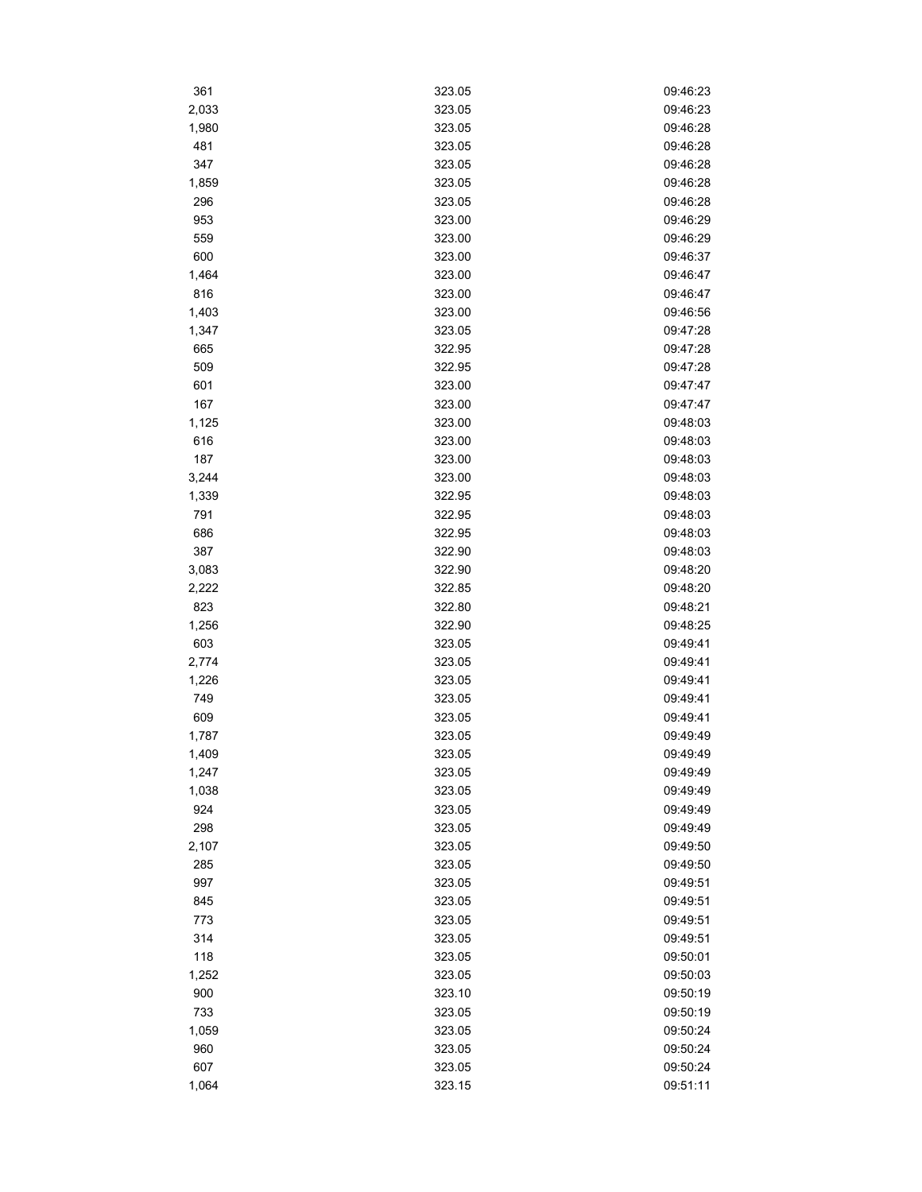| | | |
|---|---|---|
| 361 | 323.05 | 09:46:23 |
| 2,033 | 323.05 | 09:46:23 |
| 1,980 | 323.05 | 09:46:28 |
| 481 | 323.05 | 09:46:28 |
| 347 | 323.05 | 09:46:28 |
| 1,859 | 323.05 | 09:46:28 |
| 296 | 323.05 | 09:46:28 |
| 953 | 323.00 | 09:46:29 |
| 559 | 323.00 | 09:46:29 |
| 600 | 323.00 | 09:46:37 |
| 1,464 | 323.00 | 09:46:47 |
| 816 | 323.00 | 09:46:47 |
| 1,403 | 323.00 | 09:46:56 |
| 1,347 | 323.05 | 09:47:28 |
| 665 | 322.95 | 09:47:28 |
| 509 | 322.95 | 09:47:28 |
| 601 | 323.00 | 09:47:47 |
| 167 | 323.00 | 09:47:47 |
| 1,125 | 323.00 | 09:48:03 |
| 616 | 323.00 | 09:48:03 |
| 187 | 323.00 | 09:48:03 |
| 3,244 | 323.00 | 09:48:03 |
| 1,339 | 322.95 | 09:48:03 |
| 791 | 322.95 | 09:48:03 |
| 686 | 322.95 | 09:48:03 |
| 387 | 322.90 | 09:48:03 |
| 3,083 | 322.90 | 09:48:20 |
| 2,222 | 322.85 | 09:48:20 |
| 823 | 322.80 | 09:48:21 |
| 1,256 | 322.90 | 09:48:25 |
| 603 | 323.05 | 09:49:41 |
| 2,774 | 323.05 | 09:49:41 |
| 1,226 | 323.05 | 09:49:41 |
| 749 | 323.05 | 09:49:41 |
| 609 | 323.05 | 09:49:41 |
| 1,787 | 323.05 | 09:49:49 |
| 1,409 | 323.05 | 09:49:49 |
| 1,247 | 323.05 | 09:49:49 |
| 1,038 | 323.05 | 09:49:49 |
| 924 | 323.05 | 09:49:49 |
| 298 | 323.05 | 09:49:49 |
| 2,107 | 323.05 | 09:49:50 |
| 285 | 323.05 | 09:49:50 |
| 997 | 323.05 | 09:49:51 |
| 845 | 323.05 | 09:49:51 |
| 773 | 323.05 | 09:49:51 |
| 314 | 323.05 | 09:49:51 |
| 118 | 323.05 | 09:50:01 |
| 1,252 | 323.05 | 09:50:03 |
| 900 | 323.10 | 09:50:19 |
| 733 | 323.05 | 09:50:19 |
| 1,059 | 323.05 | 09:50:24 |
| 960 | 323.05 | 09:50:24 |
| 607 | 323.05 | 09:50:24 |
| 1,064 | 323.15 | 09:51:11 |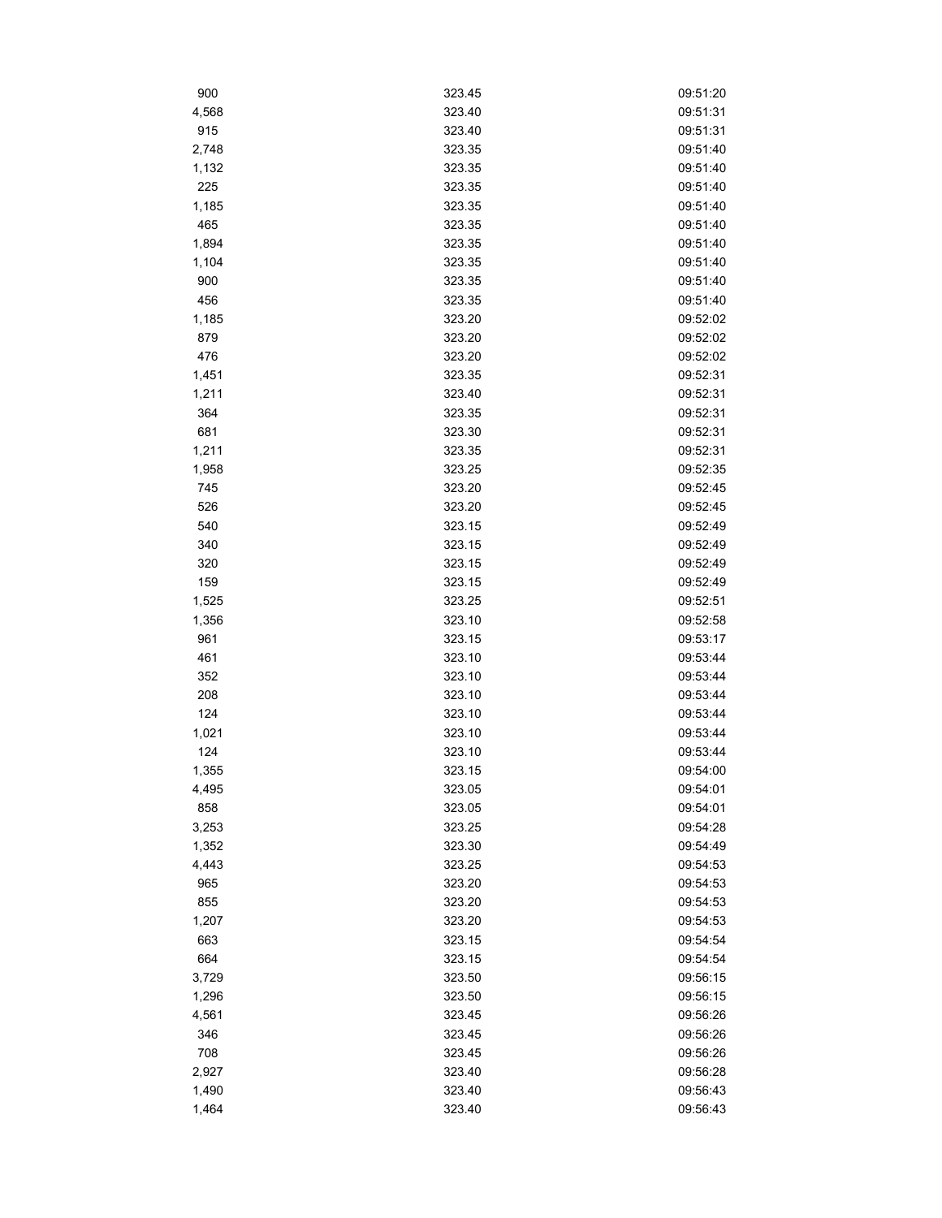| | | |
|---|---|---|
| 900 | 323.45 | 09:51:20 |
| 4,568 | 323.40 | 09:51:31 |
| 915 | 323.40 | 09:51:31 |
| 2,748 | 323.35 | 09:51:40 |
| 1,132 | 323.35 | 09:51:40 |
| 225 | 323.35 | 09:51:40 |
| 1,185 | 323.35 | 09:51:40 |
| 465 | 323.35 | 09:51:40 |
| 1,894 | 323.35 | 09:51:40 |
| 1,104 | 323.35 | 09:51:40 |
| 900 | 323.35 | 09:51:40 |
| 456 | 323.35 | 09:51:40 |
| 1,185 | 323.20 | 09:52:02 |
| 879 | 323.20 | 09:52:02 |
| 476 | 323.20 | 09:52:02 |
| 1,451 | 323.35 | 09:52:31 |
| 1,211 | 323.40 | 09:52:31 |
| 364 | 323.35 | 09:52:31 |
| 681 | 323.30 | 09:52:31 |
| 1,211 | 323.35 | 09:52:31 |
| 1,958 | 323.25 | 09:52:35 |
| 745 | 323.20 | 09:52:45 |
| 526 | 323.20 | 09:52:45 |
| 540 | 323.15 | 09:52:49 |
| 340 | 323.15 | 09:52:49 |
| 320 | 323.15 | 09:52:49 |
| 159 | 323.15 | 09:52:49 |
| 1,525 | 323.25 | 09:52:51 |
| 1,356 | 323.10 | 09:52:58 |
| 961 | 323.15 | 09:53:17 |
| 461 | 323.10 | 09:53:44 |
| 352 | 323.10 | 09:53:44 |
| 208 | 323.10 | 09:53:44 |
| 124 | 323.10 | 09:53:44 |
| 1,021 | 323.10 | 09:53:44 |
| 124 | 323.10 | 09:53:44 |
| 1,355 | 323.15 | 09:54:00 |
| 4,495 | 323.05 | 09:54:01 |
| 858 | 323.05 | 09:54:01 |
| 3,253 | 323.25 | 09:54:28 |
| 1,352 | 323.30 | 09:54:49 |
| 4,443 | 323.25 | 09:54:53 |
| 965 | 323.20 | 09:54:53 |
| 855 | 323.20 | 09:54:53 |
| 1,207 | 323.20 | 09:54:53 |
| 663 | 323.15 | 09:54:54 |
| 664 | 323.15 | 09:54:54 |
| 3,729 | 323.50 | 09:56:15 |
| 1,296 | 323.50 | 09:56:15 |
| 4,561 | 323.45 | 09:56:26 |
| 346 | 323.45 | 09:56:26 |
| 708 | 323.45 | 09:56:26 |
| 2,927 | 323.40 | 09:56:28 |
| 1,490 | 323.40 | 09:56:43 |
| 1,464 | 323.40 | 09:56:43 |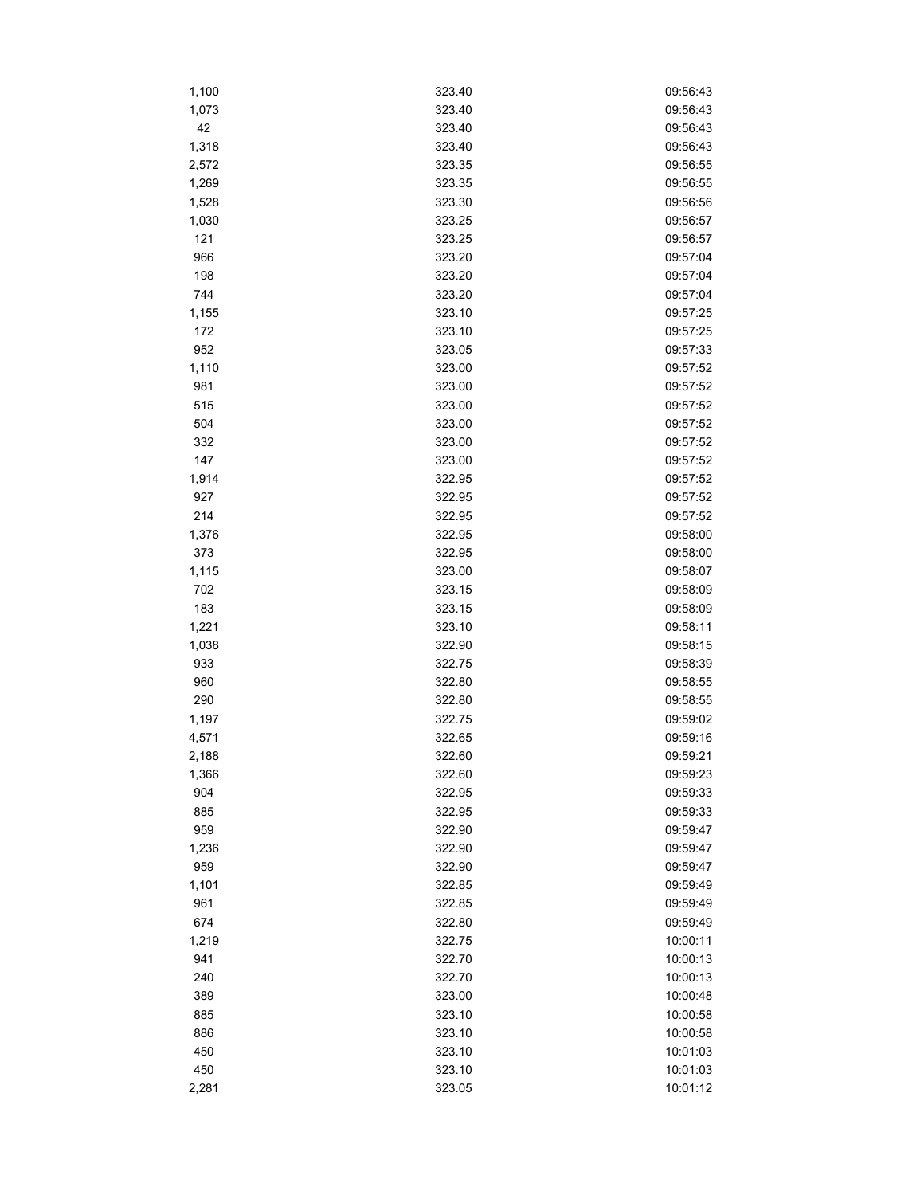| | | |
|---|---|---|
| 1,100 | 323.40 | 09:56:43 |
| 1,073 | 323.40 | 09:56:43 |
| 42 | 323.40 | 09:56:43 |
| 1,318 | 323.40 | 09:56:43 |
| 2,572 | 323.35 | 09:56:55 |
| 1,269 | 323.35 | 09:56:55 |
| 1,528 | 323.30 | 09:56:56 |
| 1,030 | 323.25 | 09:56:57 |
| 121 | 323.25 | 09:56:57 |
| 966 | 323.20 | 09:57:04 |
| 198 | 323.20 | 09:57:04 |
| 744 | 323.20 | 09:57:04 |
| 1,155 | 323.10 | 09:57:25 |
| 172 | 323.10 | 09:57:25 |
| 952 | 323.05 | 09:57:33 |
| 1,110 | 323.00 | 09:57:52 |
| 981 | 323.00 | 09:57:52 |
| 515 | 323.00 | 09:57:52 |
| 504 | 323.00 | 09:57:52 |
| 332 | 323.00 | 09:57:52 |
| 147 | 323.00 | 09:57:52 |
| 1,914 | 322.95 | 09:57:52 |
| 927 | 322.95 | 09:57:52 |
| 214 | 322.95 | 09:57:52 |
| 1,376 | 322.95 | 09:58:00 |
| 373 | 322.95 | 09:58:00 |
| 1,115 | 323.00 | 09:58:07 |
| 702 | 323.15 | 09:58:09 |
| 183 | 323.15 | 09:58:09 |
| 1,221 | 323.10 | 09:58:11 |
| 1,038 | 322.90 | 09:58:15 |
| 933 | 322.75 | 09:58:39 |
| 960 | 322.80 | 09:58:55 |
| 290 | 322.80 | 09:58:55 |
| 1,197 | 322.75 | 09:59:02 |
| 4,571 | 322.65 | 09:59:16 |
| 2,188 | 322.60 | 09:59:21 |
| 1,366 | 322.60 | 09:59:23 |
| 904 | 322.95 | 09:59:33 |
| 885 | 322.95 | 09:59:33 |
| 959 | 322.90 | 09:59:47 |
| 1,236 | 322.90 | 09:59:47 |
| 959 | 322.90 | 09:59:47 |
| 1,101 | 322.85 | 09:59:49 |
| 961 | 322.85 | 09:59:49 |
| 674 | 322.80 | 09:59:49 |
| 1,219 | 322.75 | 10:00:11 |
| 941 | 322.70 | 10:00:13 |
| 240 | 322.70 | 10:00:13 |
| 389 | 323.00 | 10:00:48 |
| 885 | 323.10 | 10:00:58 |
| 886 | 323.10 | 10:00:58 |
| 450 | 323.10 | 10:01:03 |
| 450 | 323.10 | 10:01:03 |
| 2,281 | 323.05 | 10:01:12 |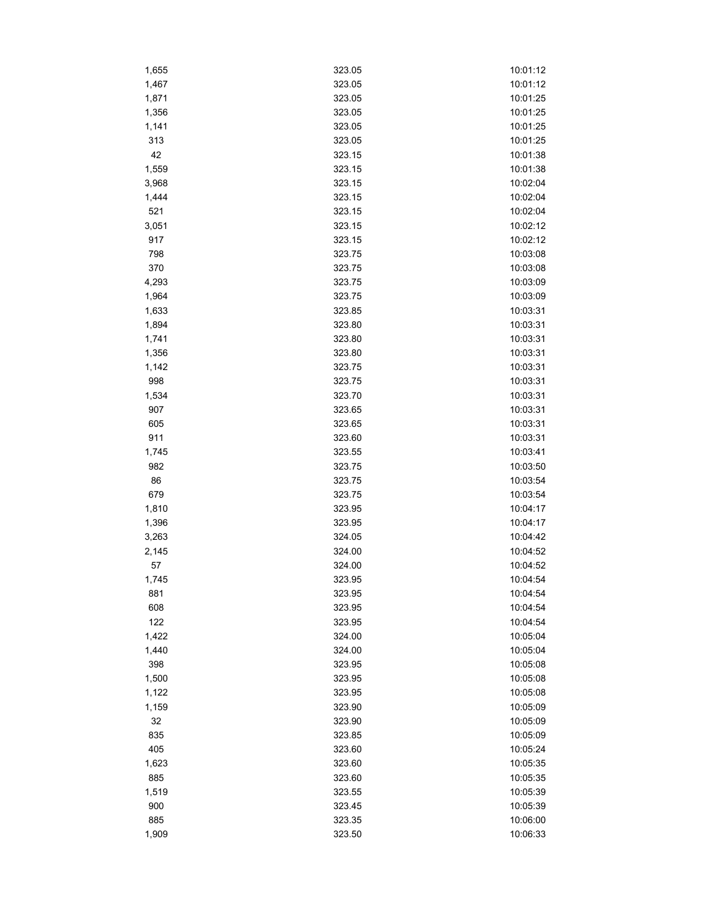| | | |
|---|---|---|
| 1,655 | 323.05 | 10:01:12 |
| 1,467 | 323.05 | 10:01:12 |
| 1,871 | 323.05 | 10:01:25 |
| 1,356 | 323.05 | 10:01:25 |
| 1,141 | 323.05 | 10:01:25 |
| 313 | 323.05 | 10:01:25 |
| 42 | 323.15 | 10:01:38 |
| 1,559 | 323.15 | 10:01:38 |
| 3,968 | 323.15 | 10:02:04 |
| 1,444 | 323.15 | 10:02:04 |
| 521 | 323.15 | 10:02:04 |
| 3,051 | 323.15 | 10:02:12 |
| 917 | 323.15 | 10:02:12 |
| 798 | 323.75 | 10:03:08 |
| 370 | 323.75 | 10:03:08 |
| 4,293 | 323.75 | 10:03:09 |
| 1,964 | 323.75 | 10:03:09 |
| 1,633 | 323.85 | 10:03:31 |
| 1,894 | 323.80 | 10:03:31 |
| 1,741 | 323.80 | 10:03:31 |
| 1,356 | 323.80 | 10:03:31 |
| 1,142 | 323.75 | 10:03:31 |
| 998 | 323.75 | 10:03:31 |
| 1,534 | 323.70 | 10:03:31 |
| 907 | 323.65 | 10:03:31 |
| 605 | 323.65 | 10:03:31 |
| 911 | 323.60 | 10:03:31 |
| 1,745 | 323.55 | 10:03:41 |
| 982 | 323.75 | 10:03:50 |
| 86 | 323.75 | 10:03:54 |
| 679 | 323.75 | 10:03:54 |
| 1,810 | 323.95 | 10:04:17 |
| 1,396 | 323.95 | 10:04:17 |
| 3,263 | 324.05 | 10:04:42 |
| 2,145 | 324.00 | 10:04:52 |
| 57 | 324.00 | 10:04:52 |
| 1,745 | 323.95 | 10:04:54 |
| 881 | 323.95 | 10:04:54 |
| 608 | 323.95 | 10:04:54 |
| 122 | 323.95 | 10:04:54 |
| 1,422 | 324.00 | 10:05:04 |
| 1,440 | 324.00 | 10:05:04 |
| 398 | 323.95 | 10:05:08 |
| 1,500 | 323.95 | 10:05:08 |
| 1,122 | 323.95 | 10:05:08 |
| 1,159 | 323.90 | 10:05:09 |
| 32 | 323.90 | 10:05:09 |
| 835 | 323.85 | 10:05:09 |
| 405 | 323.60 | 10:05:24 |
| 1,623 | 323.60 | 10:05:35 |
| 885 | 323.60 | 10:05:35 |
| 1,519 | 323.55 | 10:05:39 |
| 900 | 323.45 | 10:05:39 |
| 885 | 323.35 | 10:06:00 |
| 1,909 | 323.50 | 10:06:33 |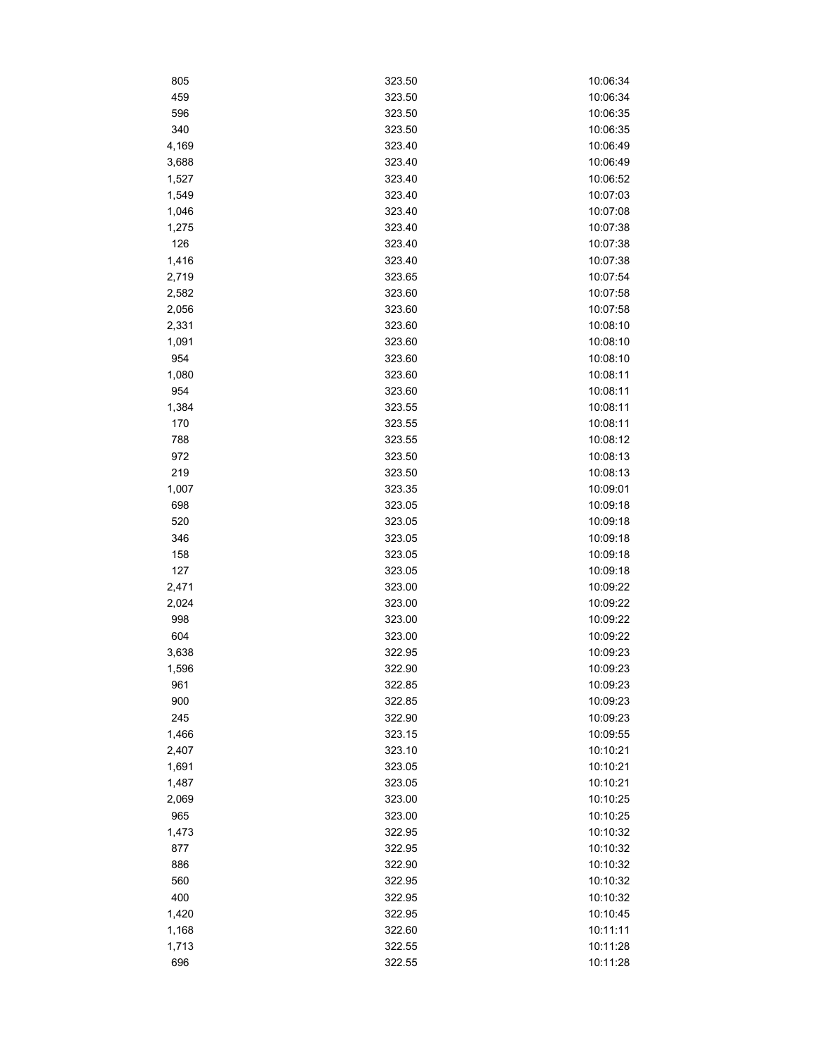| | | |
|---|---|---|
| 805 | 323.50 | 10:06:34 |
| 459 | 323.50 | 10:06:34 |
| 596 | 323.50 | 10:06:35 |
| 340 | 323.50 | 10:06:35 |
| 4,169 | 323.40 | 10:06:49 |
| 3,688 | 323.40 | 10:06:49 |
| 1,527 | 323.40 | 10:06:52 |
| 1,549 | 323.40 | 10:07:03 |
| 1,046 | 323.40 | 10:07:08 |
| 1,275 | 323.40 | 10:07:38 |
| 126 | 323.40 | 10:07:38 |
| 1,416 | 323.40 | 10:07:38 |
| 2,719 | 323.65 | 10:07:54 |
| 2,582 | 323.60 | 10:07:58 |
| 2,056 | 323.60 | 10:07:58 |
| 2,331 | 323.60 | 10:08:10 |
| 1,091 | 323.60 | 10:08:10 |
| 954 | 323.60 | 10:08:10 |
| 1,080 | 323.60 | 10:08:11 |
| 954 | 323.60 | 10:08:11 |
| 1,384 | 323.55 | 10:08:11 |
| 170 | 323.55 | 10:08:11 |
| 788 | 323.55 | 10:08:12 |
| 972 | 323.50 | 10:08:13 |
| 219 | 323.50 | 10:08:13 |
| 1,007 | 323.35 | 10:09:01 |
| 698 | 323.05 | 10:09:18 |
| 520 | 323.05 | 10:09:18 |
| 346 | 323.05 | 10:09:18 |
| 158 | 323.05 | 10:09:18 |
| 127 | 323.05 | 10:09:18 |
| 2,471 | 323.00 | 10:09:22 |
| 2,024 | 323.00 | 10:09:22 |
| 998 | 323.00 | 10:09:22 |
| 604 | 323.00 | 10:09:22 |
| 3,638 | 322.95 | 10:09:23 |
| 1,596 | 322.90 | 10:09:23 |
| 961 | 322.85 | 10:09:23 |
| 900 | 322.85 | 10:09:23 |
| 245 | 322.90 | 10:09:23 |
| 1,466 | 323.15 | 10:09:55 |
| 2,407 | 323.10 | 10:10:21 |
| 1,691 | 323.05 | 10:10:21 |
| 1,487 | 323.05 | 10:10:21 |
| 2,069 | 323.00 | 10:10:25 |
| 965 | 323.00 | 10:10:25 |
| 1,473 | 322.95 | 10:10:32 |
| 877 | 322.95 | 10:10:32 |
| 886 | 322.90 | 10:10:32 |
| 560 | 322.95 | 10:10:32 |
| 400 | 322.95 | 10:10:32 |
| 1,420 | 322.95 | 10:10:45 |
| 1,168 | 322.60 | 10:11:11 |
| 1,713 | 322.55 | 10:11:28 |
| 696 | 322.55 | 10:11:28 |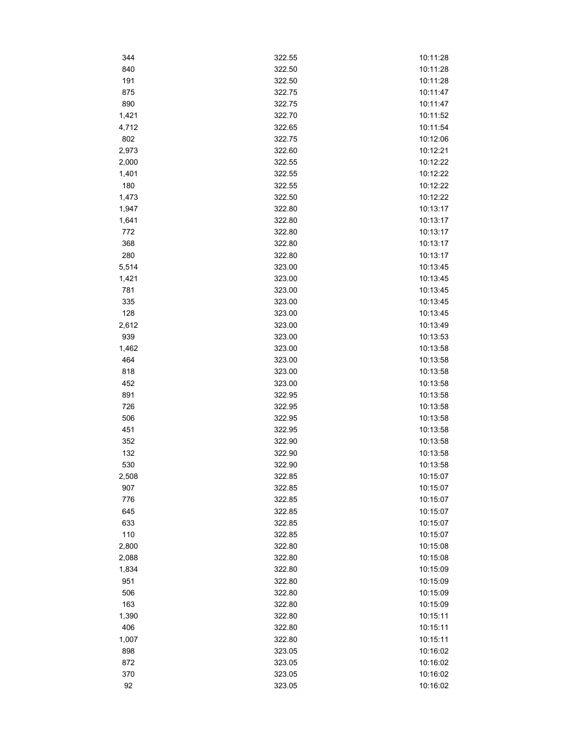| | | |
|---|---|---|
| 344 | 322.55 | 10:11:28 |
| 840 | 322.50 | 10:11:28 |
| 191 | 322.50 | 10:11:28 |
| 875 | 322.75 | 10:11:47 |
| 890 | 322.75 | 10:11:47 |
| 1,421 | 322.70 | 10:11:52 |
| 4,712 | 322.65 | 10:11:54 |
| 802 | 322.75 | 10:12:06 |
| 2,973 | 322.60 | 10:12:21 |
| 2,000 | 322.55 | 10:12:22 |
| 1,401 | 322.55 | 10:12:22 |
| 180 | 322.55 | 10:12:22 |
| 1,473 | 322.50 | 10:12:22 |
| 1,947 | 322.80 | 10:13:17 |
| 1,641 | 322.80 | 10:13:17 |
| 772 | 322.80 | 10:13:17 |
| 368 | 322.80 | 10:13:17 |
| 280 | 322.80 | 10:13:17 |
| 5,514 | 323.00 | 10:13:45 |
| 1,421 | 323.00 | 10:13:45 |
| 781 | 323.00 | 10:13:45 |
| 335 | 323.00 | 10:13:45 |
| 128 | 323.00 | 10:13:45 |
| 2,612 | 323.00 | 10:13:49 |
| 939 | 323.00 | 10:13:53 |
| 1,462 | 323.00 | 10:13:58 |
| 464 | 323.00 | 10:13:58 |
| 818 | 323.00 | 10:13:58 |
| 452 | 323.00 | 10:13:58 |
| 891 | 322.95 | 10:13:58 |
| 726 | 322.95 | 10:13:58 |
| 506 | 322.95 | 10:13:58 |
| 451 | 322.95 | 10:13:58 |
| 352 | 322.90 | 10:13:58 |
| 132 | 322.90 | 10:13:58 |
| 530 | 322.90 | 10:13:58 |
| 2,508 | 322.85 | 10:15:07 |
| 907 | 322.85 | 10:15:07 |
| 776 | 322.85 | 10:15:07 |
| 645 | 322.85 | 10:15:07 |
| 633 | 322.85 | 10:15:07 |
| 110 | 322.85 | 10:15:07 |
| 2,800 | 322.80 | 10:15:08 |
| 2,088 | 322.80 | 10:15:08 |
| 1,834 | 322.80 | 10:15:09 |
| 951 | 322.80 | 10:15:09 |
| 506 | 322.80 | 10:15:09 |
| 163 | 322.80 | 10:15:09 |
| 1,390 | 322.80 | 10:15:11 |
| 406 | 322.80 | 10:15:11 |
| 1,007 | 322.80 | 10:15:11 |
| 898 | 323.05 | 10:16:02 |
| 872 | 323.05 | 10:16:02 |
| 370 | 323.05 | 10:16:02 |
| 92 | 323.05 | 10:16:02 |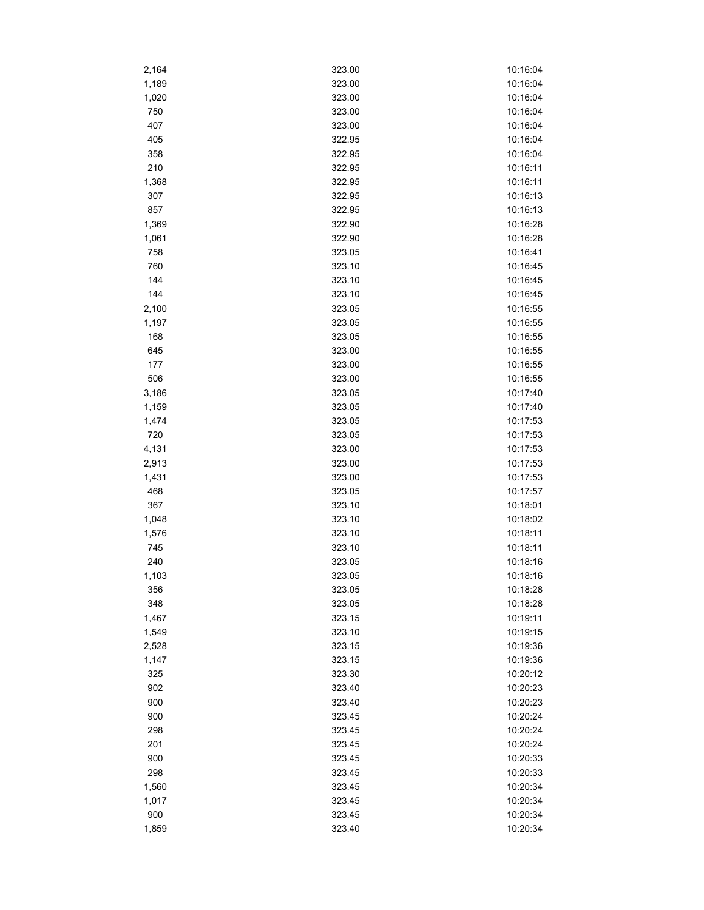| | | |
|---|---|---|
| 2,164 | 323.00 | 10:16:04 |
| 1,189 | 323.00 | 10:16:04 |
| 1,020 | 323.00 | 10:16:04 |
| 750 | 323.00 | 10:16:04 |
| 407 | 323.00 | 10:16:04 |
| 405 | 322.95 | 10:16:04 |
| 358 | 322.95 | 10:16:04 |
| 210 | 322.95 | 10:16:11 |
| 1,368 | 322.95 | 10:16:11 |
| 307 | 322.95 | 10:16:13 |
| 857 | 322.95 | 10:16:13 |
| 1,369 | 322.90 | 10:16:28 |
| 1,061 | 322.90 | 10:16:28 |
| 758 | 323.05 | 10:16:41 |
| 760 | 323.10 | 10:16:45 |
| 144 | 323.10 | 10:16:45 |
| 144 | 323.10 | 10:16:45 |
| 2,100 | 323.05 | 10:16:55 |
| 1,197 | 323.05 | 10:16:55 |
| 168 | 323.05 | 10:16:55 |
| 645 | 323.00 | 10:16:55 |
| 177 | 323.00 | 10:16:55 |
| 506 | 323.00 | 10:16:55 |
| 3,186 | 323.05 | 10:17:40 |
| 1,159 | 323.05 | 10:17:40 |
| 1,474 | 323.05 | 10:17:53 |
| 720 | 323.05 | 10:17:53 |
| 4,131 | 323.00 | 10:17:53 |
| 2,913 | 323.00 | 10:17:53 |
| 1,431 | 323.00 | 10:17:53 |
| 468 | 323.05 | 10:17:57 |
| 367 | 323.10 | 10:18:01 |
| 1,048 | 323.10 | 10:18:02 |
| 1,576 | 323.10 | 10:18:11 |
| 745 | 323.10 | 10:18:11 |
| 240 | 323.05 | 10:18:16 |
| 1,103 | 323.05 | 10:18:16 |
| 356 | 323.05 | 10:18:28 |
| 348 | 323.05 | 10:18:28 |
| 1,467 | 323.15 | 10:19:11 |
| 1,549 | 323.10 | 10:19:15 |
| 2,528 | 323.15 | 10:19:36 |
| 1,147 | 323.15 | 10:19:36 |
| 325 | 323.30 | 10:20:12 |
| 902 | 323.40 | 10:20:23 |
| 900 | 323.40 | 10:20:23 |
| 900 | 323.45 | 10:20:24 |
| 298 | 323.45 | 10:20:24 |
| 201 | 323.45 | 10:20:24 |
| 900 | 323.45 | 10:20:33 |
| 298 | 323.45 | 10:20:33 |
| 1,560 | 323.45 | 10:20:34 |
| 1,017 | 323.45 | 10:20:34 |
| 900 | 323.45 | 10:20:34 |
| 1,859 | 323.40 | 10:20:34 |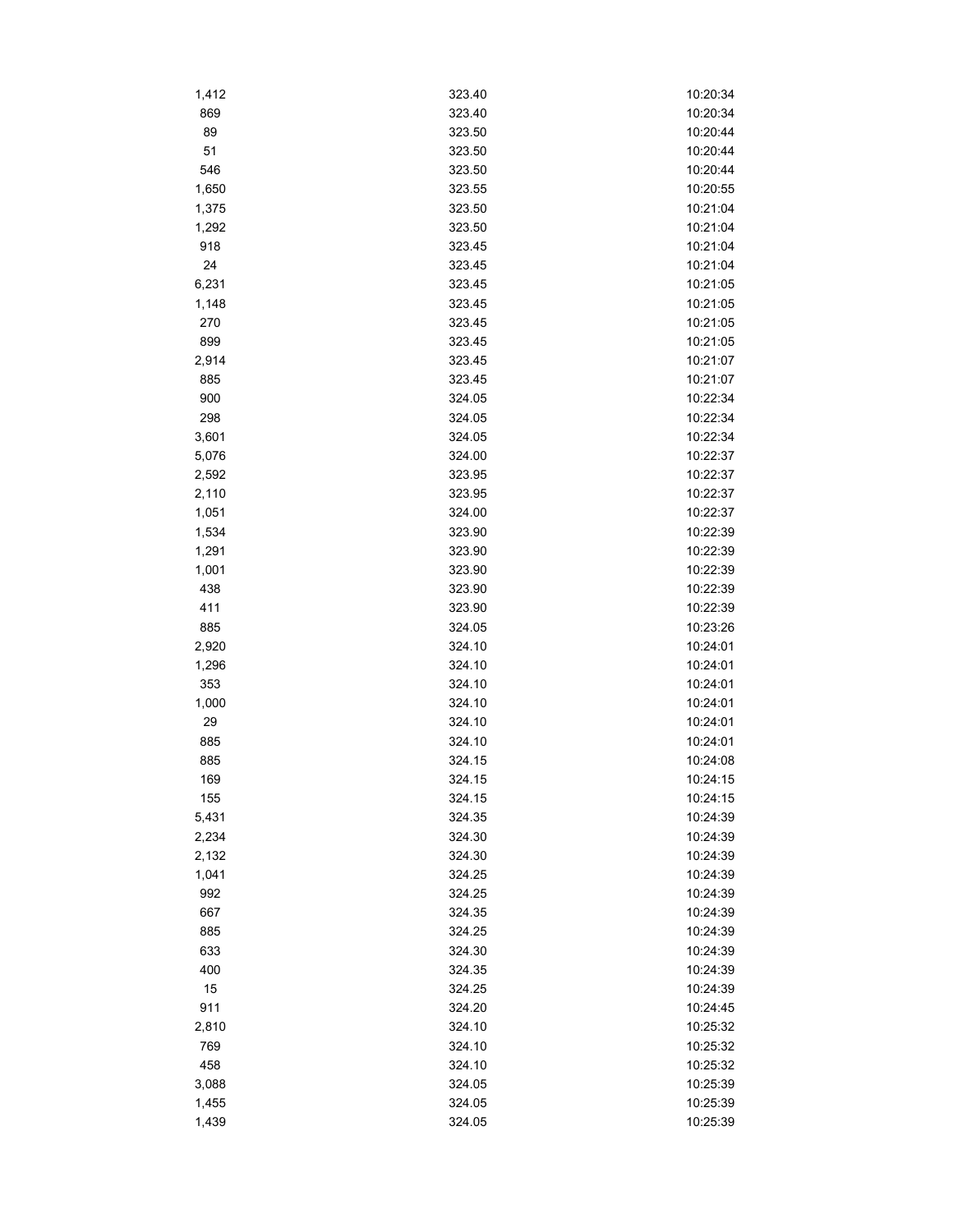| | | |
|---|---|---|
| 1,412 | 323.40 | 10:20:34 |
| 869 | 323.40 | 10:20:34 |
| 89 | 323.50 | 10:20:44 |
| 51 | 323.50 | 10:20:44 |
| 546 | 323.50 | 10:20:44 |
| 1,650 | 323.55 | 10:20:55 |
| 1,375 | 323.50 | 10:21:04 |
| 1,292 | 323.50 | 10:21:04 |
| 918 | 323.45 | 10:21:04 |
| 24 | 323.45 | 10:21:04 |
| 6,231 | 323.45 | 10:21:05 |
| 1,148 | 323.45 | 10:21:05 |
| 270 | 323.45 | 10:21:05 |
| 899 | 323.45 | 10:21:05 |
| 2,914 | 323.45 | 10:21:07 |
| 885 | 323.45 | 10:21:07 |
| 900 | 324.05 | 10:22:34 |
| 298 | 324.05 | 10:22:34 |
| 3,601 | 324.05 | 10:22:34 |
| 5,076 | 324.00 | 10:22:37 |
| 2,592 | 323.95 | 10:22:37 |
| 2,110 | 323.95 | 10:22:37 |
| 1,051 | 324.00 | 10:22:37 |
| 1,534 | 323.90 | 10:22:39 |
| 1,291 | 323.90 | 10:22:39 |
| 1,001 | 323.90 | 10:22:39 |
| 438 | 323.90 | 10:22:39 |
| 411 | 323.90 | 10:22:39 |
| 885 | 324.05 | 10:23:26 |
| 2,920 | 324.10 | 10:24:01 |
| 1,296 | 324.10 | 10:24:01 |
| 353 | 324.10 | 10:24:01 |
| 1,000 | 324.10 | 10:24:01 |
| 29 | 324.10 | 10:24:01 |
| 885 | 324.10 | 10:24:01 |
| 885 | 324.15 | 10:24:08 |
| 169 | 324.15 | 10:24:15 |
| 155 | 324.15 | 10:24:15 |
| 5,431 | 324.35 | 10:24:39 |
| 2,234 | 324.30 | 10:24:39 |
| 2,132 | 324.30 | 10:24:39 |
| 1,041 | 324.25 | 10:24:39 |
| 992 | 324.25 | 10:24:39 |
| 667 | 324.35 | 10:24:39 |
| 885 | 324.25 | 10:24:39 |
| 633 | 324.30 | 10:24:39 |
| 400 | 324.35 | 10:24:39 |
| 15 | 324.25 | 10:24:39 |
| 911 | 324.20 | 10:24:45 |
| 2,810 | 324.10 | 10:25:32 |
| 769 | 324.10 | 10:25:32 |
| 458 | 324.10 | 10:25:32 |
| 3,088 | 324.05 | 10:25:39 |
| 1,455 | 324.05 | 10:25:39 |
| 1,439 | 324.05 | 10:25:39 |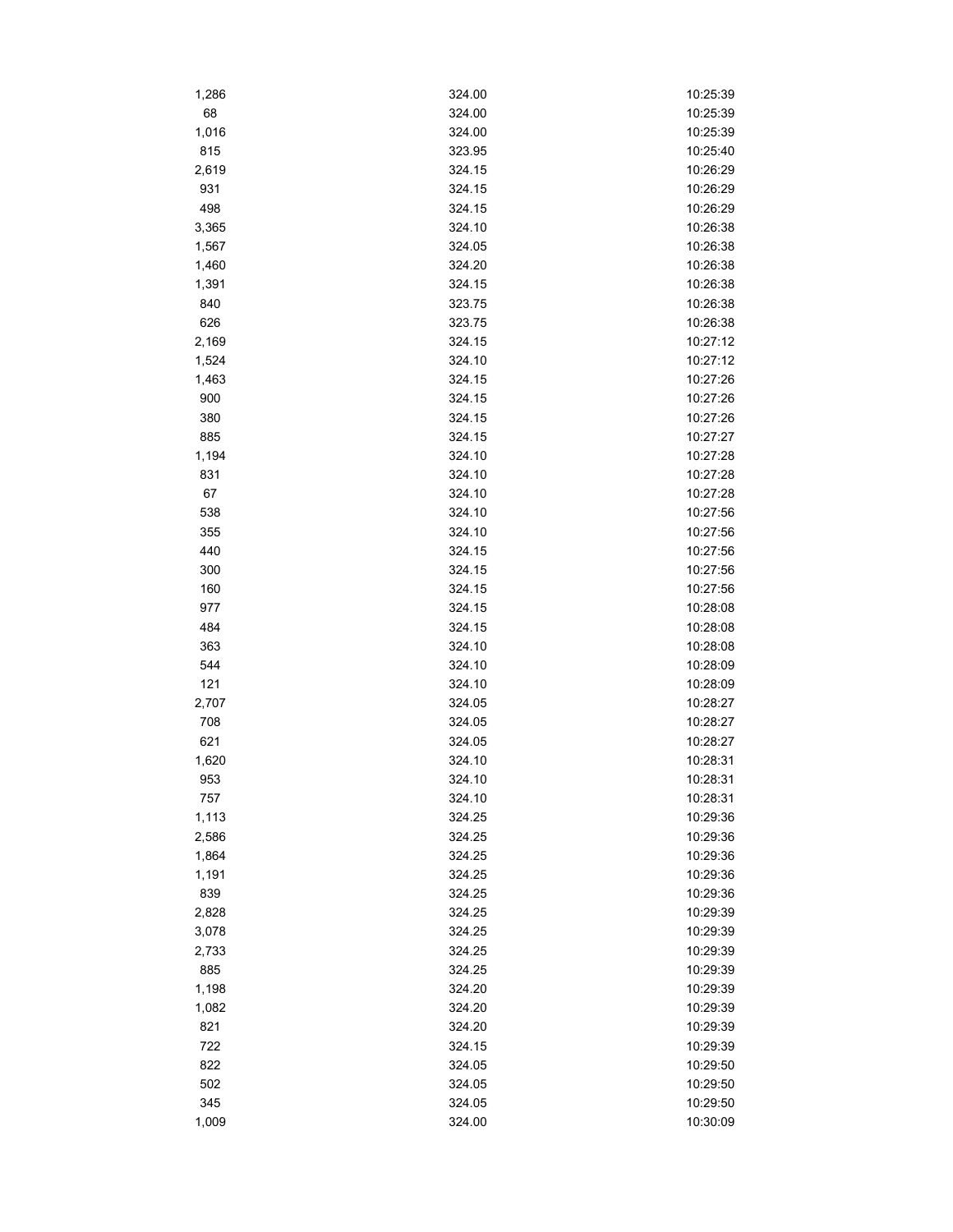| | | |
|---|---|---|
| 1,286 | 324.00 | 10:25:39 |
| 68 | 324.00 | 10:25:39 |
| 1,016 | 324.00 | 10:25:39 |
| 815 | 323.95 | 10:25:40 |
| 2,619 | 324.15 | 10:26:29 |
| 931 | 324.15 | 10:26:29 |
| 498 | 324.15 | 10:26:29 |
| 3,365 | 324.10 | 10:26:38 |
| 1,567 | 324.05 | 10:26:38 |
| 1,460 | 324.20 | 10:26:38 |
| 1,391 | 324.15 | 10:26:38 |
| 840 | 323.75 | 10:26:38 |
| 626 | 323.75 | 10:26:38 |
| 2,169 | 324.15 | 10:27:12 |
| 1,524 | 324.10 | 10:27:12 |
| 1,463 | 324.15 | 10:27:26 |
| 900 | 324.15 | 10:27:26 |
| 380 | 324.15 | 10:27:26 |
| 885 | 324.15 | 10:27:27 |
| 1,194 | 324.10 | 10:27:28 |
| 831 | 324.10 | 10:27:28 |
| 67 | 324.10 | 10:27:28 |
| 538 | 324.10 | 10:27:56 |
| 355 | 324.10 | 10:27:56 |
| 440 | 324.15 | 10:27:56 |
| 300 | 324.15 | 10:27:56 |
| 160 | 324.15 | 10:27:56 |
| 977 | 324.15 | 10:28:08 |
| 484 | 324.15 | 10:28:08 |
| 363 | 324.10 | 10:28:08 |
| 544 | 324.10 | 10:28:09 |
| 121 | 324.10 | 10:28:09 |
| 2,707 | 324.05 | 10:28:27 |
| 708 | 324.05 | 10:28:27 |
| 621 | 324.05 | 10:28:27 |
| 1,620 | 324.10 | 10:28:31 |
| 953 | 324.10 | 10:28:31 |
| 757 | 324.10 | 10:28:31 |
| 1,113 | 324.25 | 10:29:36 |
| 2,586 | 324.25 | 10:29:36 |
| 1,864 | 324.25 | 10:29:36 |
| 1,191 | 324.25 | 10:29:36 |
| 839 | 324.25 | 10:29:36 |
| 2,828 | 324.25 | 10:29:39 |
| 3,078 | 324.25 | 10:29:39 |
| 2,733 | 324.25 | 10:29:39 |
| 885 | 324.25 | 10:29:39 |
| 1,198 | 324.20 | 10:29:39 |
| 1,082 | 324.20 | 10:29:39 |
| 821 | 324.20 | 10:29:39 |
| 722 | 324.15 | 10:29:39 |
| 822 | 324.05 | 10:29:50 |
| 502 | 324.05 | 10:29:50 |
| 345 | 324.05 | 10:29:50 |
| 1,009 | 324.00 | 10:30:09 |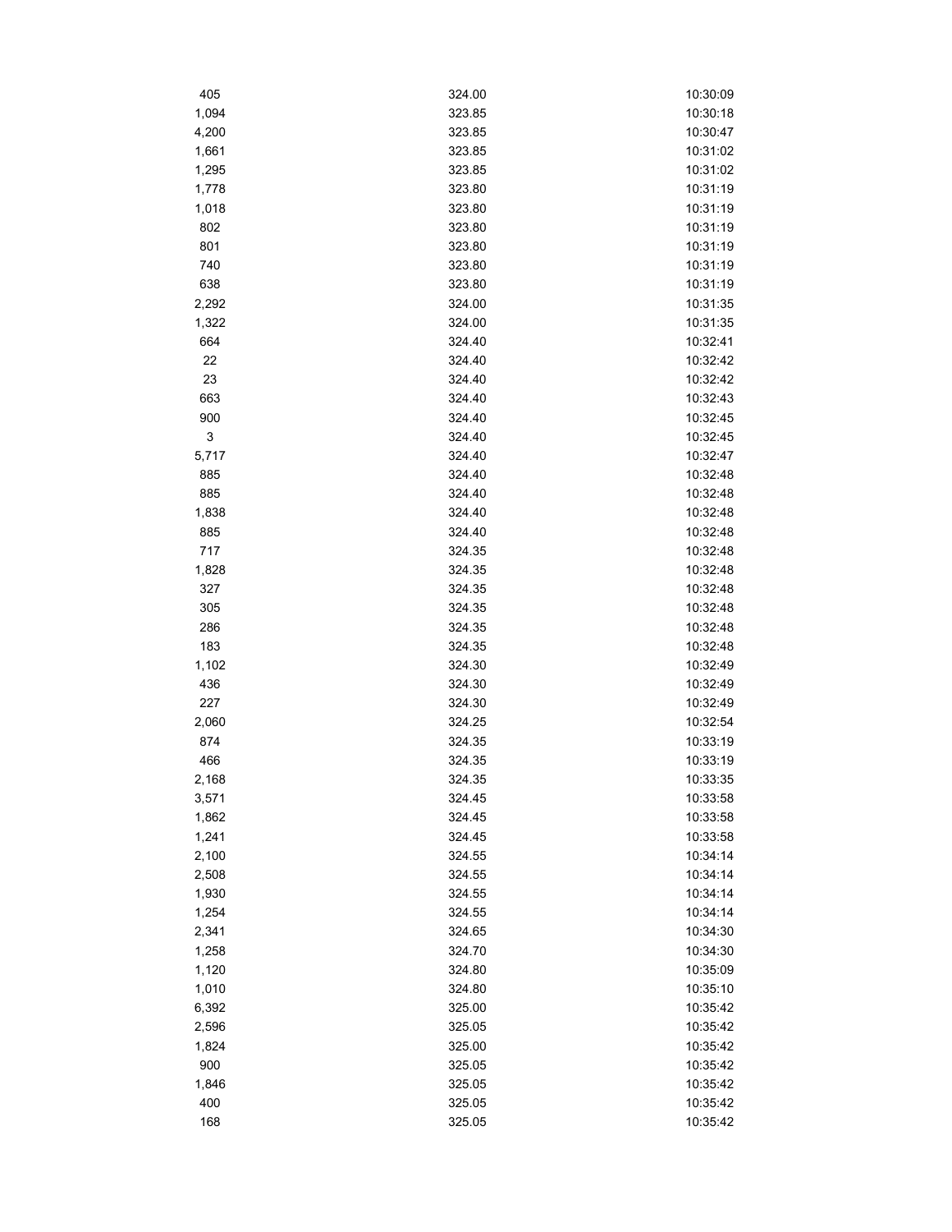| | | |
|---|---|---|
| 405 | 324.00 | 10:30:09 |
| 1,094 | 323.85 | 10:30:18 |
| 4,200 | 323.85 | 10:30:47 |
| 1,661 | 323.85 | 10:31:02 |
| 1,295 | 323.85 | 10:31:02 |
| 1,778 | 323.80 | 10:31:19 |
| 1,018 | 323.80 | 10:31:19 |
| 802 | 323.80 | 10:31:19 |
| 801 | 323.80 | 10:31:19 |
| 740 | 323.80 | 10:31:19 |
| 638 | 323.80 | 10:31:19 |
| 2,292 | 324.00 | 10:31:35 |
| 1,322 | 324.00 | 10:31:35 |
| 664 | 324.40 | 10:32:41 |
| 22 | 324.40 | 10:32:42 |
| 23 | 324.40 | 10:32:42 |
| 663 | 324.40 | 10:32:43 |
| 900 | 324.40 | 10:32:45 |
| 3 | 324.40 | 10:32:45 |
| 5,717 | 324.40 | 10:32:47 |
| 885 | 324.40 | 10:32:48 |
| 885 | 324.40 | 10:32:48 |
| 1,838 | 324.40 | 10:32:48 |
| 885 | 324.40 | 10:32:48 |
| 717 | 324.35 | 10:32:48 |
| 1,828 | 324.35 | 10:32:48 |
| 327 | 324.35 | 10:32:48 |
| 305 | 324.35 | 10:32:48 |
| 286 | 324.35 | 10:32:48 |
| 183 | 324.35 | 10:32:48 |
| 1,102 | 324.30 | 10:32:49 |
| 436 | 324.30 | 10:32:49 |
| 227 | 324.30 | 10:32:49 |
| 2,060 | 324.25 | 10:32:54 |
| 874 | 324.35 | 10:33:19 |
| 466 | 324.35 | 10:33:19 |
| 2,168 | 324.35 | 10:33:35 |
| 3,571 | 324.45 | 10:33:58 |
| 1,862 | 324.45 | 10:33:58 |
| 1,241 | 324.45 | 10:33:58 |
| 2,100 | 324.55 | 10:34:14 |
| 2,508 | 324.55 | 10:34:14 |
| 1,930 | 324.55 | 10:34:14 |
| 1,254 | 324.55 | 10:34:14 |
| 2,341 | 324.65 | 10:34:30 |
| 1,258 | 324.70 | 10:34:30 |
| 1,120 | 324.80 | 10:35:09 |
| 1,010 | 324.80 | 10:35:10 |
| 6,392 | 325.00 | 10:35:42 |
| 2,596 | 325.05 | 10:35:42 |
| 1,824 | 325.00 | 10:35:42 |
| 900 | 325.05 | 10:35:42 |
| 1,846 | 325.05 | 10:35:42 |
| 400 | 325.05 | 10:35:42 |
| 168 | 325.05 | 10:35:42 |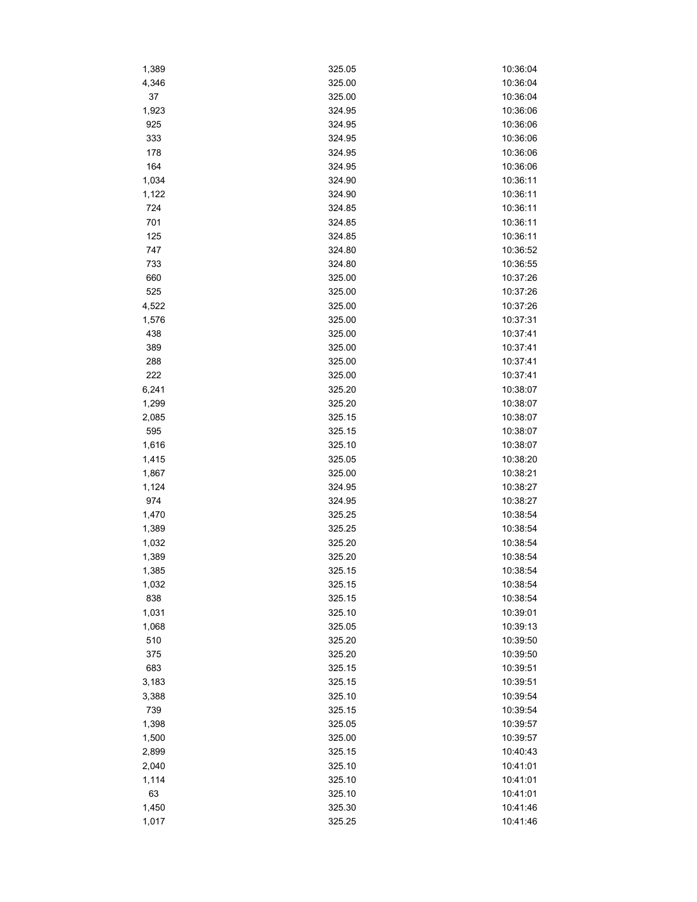| | | |
|---|---|---|
| 1,389 | 325.05 | 10:36:04 |
| 4,346 | 325.00 | 10:36:04 |
| 37 | 325.00 | 10:36:04 |
| 1,923 | 324.95 | 10:36:06 |
| 925 | 324.95 | 10:36:06 |
| 333 | 324.95 | 10:36:06 |
| 178 | 324.95 | 10:36:06 |
| 164 | 324.95 | 10:36:06 |
| 1,034 | 324.90 | 10:36:11 |
| 1,122 | 324.90 | 10:36:11 |
| 724 | 324.85 | 10:36:11 |
| 701 | 324.85 | 10:36:11 |
| 125 | 324.85 | 10:36:11 |
| 747 | 324.80 | 10:36:52 |
| 733 | 324.80 | 10:36:55 |
| 660 | 325.00 | 10:37:26 |
| 525 | 325.00 | 10:37:26 |
| 4,522 | 325.00 | 10:37:26 |
| 1,576 | 325.00 | 10:37:31 |
| 438 | 325.00 | 10:37:41 |
| 389 | 325.00 | 10:37:41 |
| 288 | 325.00 | 10:37:41 |
| 222 | 325.00 | 10:37:41 |
| 6,241 | 325.20 | 10:38:07 |
| 1,299 | 325.20 | 10:38:07 |
| 2,085 | 325.15 | 10:38:07 |
| 595 | 325.15 | 10:38:07 |
| 1,616 | 325.10 | 10:38:07 |
| 1,415 | 325.05 | 10:38:20 |
| 1,867 | 325.00 | 10:38:21 |
| 1,124 | 324.95 | 10:38:27 |
| 974 | 324.95 | 10:38:27 |
| 1,470 | 325.25 | 10:38:54 |
| 1,389 | 325.25 | 10:38:54 |
| 1,032 | 325.20 | 10:38:54 |
| 1,389 | 325.20 | 10:38:54 |
| 1,385 | 325.15 | 10:38:54 |
| 1,032 | 325.15 | 10:38:54 |
| 838 | 325.15 | 10:38:54 |
| 1,031 | 325.10 | 10:39:01 |
| 1,068 | 325.05 | 10:39:13 |
| 510 | 325.20 | 10:39:50 |
| 375 | 325.20 | 10:39:50 |
| 683 | 325.15 | 10:39:51 |
| 3,183 | 325.15 | 10:39:51 |
| 3,388 | 325.10 | 10:39:54 |
| 739 | 325.15 | 10:39:54 |
| 1,398 | 325.05 | 10:39:57 |
| 1,500 | 325.00 | 10:39:57 |
| 2,899 | 325.15 | 10:40:43 |
| 2,040 | 325.10 | 10:41:01 |
| 1,114 | 325.10 | 10:41:01 |
| 63 | 325.10 | 10:41:01 |
| 1,450 | 325.30 | 10:41:46 |
| 1,017 | 325.25 | 10:41:46 |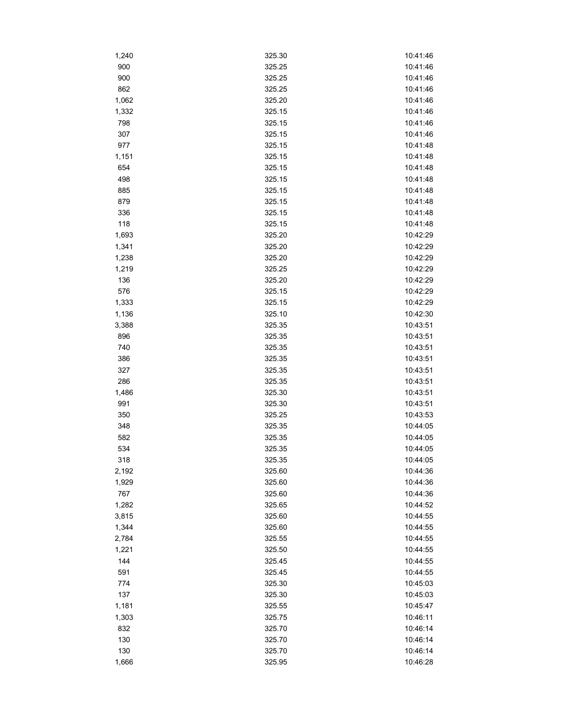| | | |
|---|---|---|
| 1,240 | 325.30 | 10:41:46 |
| 900 | 325.25 | 10:41:46 |
| 900 | 325.25 | 10:41:46 |
| 862 | 325.25 | 10:41:46 |
| 1,062 | 325.20 | 10:41:46 |
| 1,332 | 325.15 | 10:41:46 |
| 798 | 325.15 | 10:41:46 |
| 307 | 325.15 | 10:41:46 |
| 977 | 325.15 | 10:41:48 |
| 1,151 | 325.15 | 10:41:48 |
| 654 | 325.15 | 10:41:48 |
| 498 | 325.15 | 10:41:48 |
| 885 | 325.15 | 10:41:48 |
| 879 | 325.15 | 10:41:48 |
| 336 | 325.15 | 10:41:48 |
| 118 | 325.15 | 10:41:48 |
| 1,693 | 325.20 | 10:42:29 |
| 1,341 | 325.20 | 10:42:29 |
| 1,238 | 325.20 | 10:42:29 |
| 1,219 | 325.25 | 10:42:29 |
| 136 | 325.20 | 10:42:29 |
| 576 | 325.15 | 10:42:29 |
| 1,333 | 325.15 | 10:42:29 |
| 1,136 | 325.10 | 10:42:30 |
| 3,388 | 325.35 | 10:43:51 |
| 896 | 325.35 | 10:43:51 |
| 740 | 325.35 | 10:43:51 |
| 386 | 325.35 | 10:43:51 |
| 327 | 325.35 | 10:43:51 |
| 286 | 325.35 | 10:43:51 |
| 1,486 | 325.30 | 10:43:51 |
| 991 | 325.30 | 10:43:51 |
| 350 | 325.25 | 10:43:53 |
| 348 | 325.35 | 10:44:05 |
| 582 | 325.35 | 10:44:05 |
| 534 | 325.35 | 10:44:05 |
| 318 | 325.35 | 10:44:05 |
| 2,192 | 325.60 | 10:44:36 |
| 1,929 | 325.60 | 10:44:36 |
| 767 | 325.60 | 10:44:36 |
| 1,282 | 325.65 | 10:44:52 |
| 3,815 | 325.60 | 10:44:55 |
| 1,344 | 325.60 | 10:44:55 |
| 2,784 | 325.55 | 10:44:55 |
| 1,221 | 325.50 | 10:44:55 |
| 144 | 325.45 | 10:44:55 |
| 591 | 325.45 | 10:44:55 |
| 774 | 325.30 | 10:45:03 |
| 137 | 325.30 | 10:45:03 |
| 1,181 | 325.55 | 10:45:47 |
| 1,303 | 325.75 | 10:46:11 |
| 832 | 325.70 | 10:46:14 |
| 130 | 325.70 | 10:46:14 |
| 130 | 325.70 | 10:46:14 |
| 1,666 | 325.95 | 10:46:28 |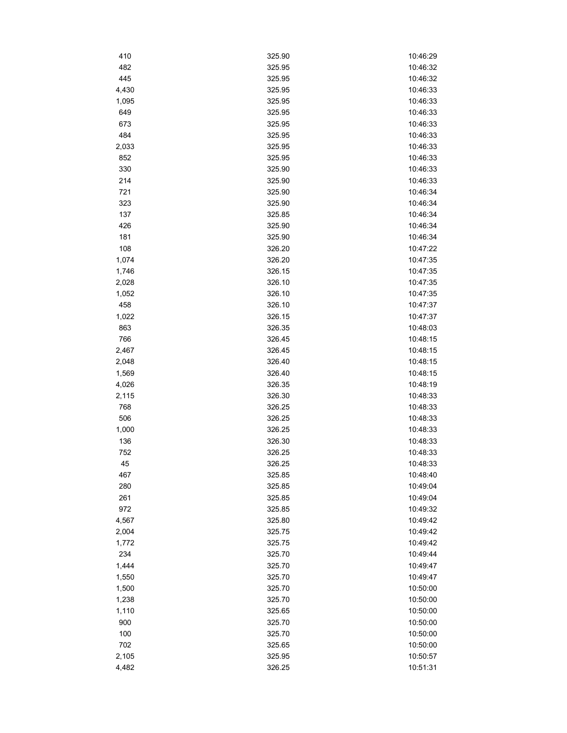| | | |
|---|---|---|
| 410 | 325.90 | 10:46:29 |
| 482 | 325.95 | 10:46:32 |
| 445 | 325.95 | 10:46:32 |
| 4,430 | 325.95 | 10:46:33 |
| 1,095 | 325.95 | 10:46:33 |
| 649 | 325.95 | 10:46:33 |
| 673 | 325.95 | 10:46:33 |
| 484 | 325.95 | 10:46:33 |
| 2,033 | 325.95 | 10:46:33 |
| 852 | 325.95 | 10:46:33 |
| 330 | 325.90 | 10:46:33 |
| 214 | 325.90 | 10:46:33 |
| 721 | 325.90 | 10:46:34 |
| 323 | 325.90 | 10:46:34 |
| 137 | 325.85 | 10:46:34 |
| 426 | 325.90 | 10:46:34 |
| 181 | 325.90 | 10:46:34 |
| 108 | 326.20 | 10:47:22 |
| 1,074 | 326.20 | 10:47:35 |
| 1,746 | 326.15 | 10:47:35 |
| 2,028 | 326.10 | 10:47:35 |
| 1,052 | 326.10 | 10:47:35 |
| 458 | 326.10 | 10:47:37 |
| 1,022 | 326.15 | 10:47:37 |
| 863 | 326.35 | 10:48:03 |
| 766 | 326.45 | 10:48:15 |
| 2,467 | 326.45 | 10:48:15 |
| 2,048 | 326.40 | 10:48:15 |
| 1,569 | 326.40 | 10:48:15 |
| 4,026 | 326.35 | 10:48:19 |
| 2,115 | 326.30 | 10:48:33 |
| 768 | 326.25 | 10:48:33 |
| 506 | 326.25 | 10:48:33 |
| 1,000 | 326.25 | 10:48:33 |
| 136 | 326.30 | 10:48:33 |
| 752 | 326.25 | 10:48:33 |
| 45 | 326.25 | 10:48:33 |
| 467 | 325.85 | 10:48:40 |
| 280 | 325.85 | 10:49:04 |
| 261 | 325.85 | 10:49:04 |
| 972 | 325.85 | 10:49:32 |
| 4,567 | 325.80 | 10:49:42 |
| 2,004 | 325.75 | 10:49:42 |
| 1,772 | 325.75 | 10:49:42 |
| 234 | 325.70 | 10:49:44 |
| 1,444 | 325.70 | 10:49:47 |
| 1,550 | 325.70 | 10:49:47 |
| 1,500 | 325.70 | 10:50:00 |
| 1,238 | 325.70 | 10:50:00 |
| 1,110 | 325.65 | 10:50:00 |
| 900 | 325.70 | 10:50:00 |
| 100 | 325.70 | 10:50:00 |
| 702 | 325.65 | 10:50:00 |
| 2,105 | 325.95 | 10:50:57 |
| 4,482 | 326.25 | 10:51:31 |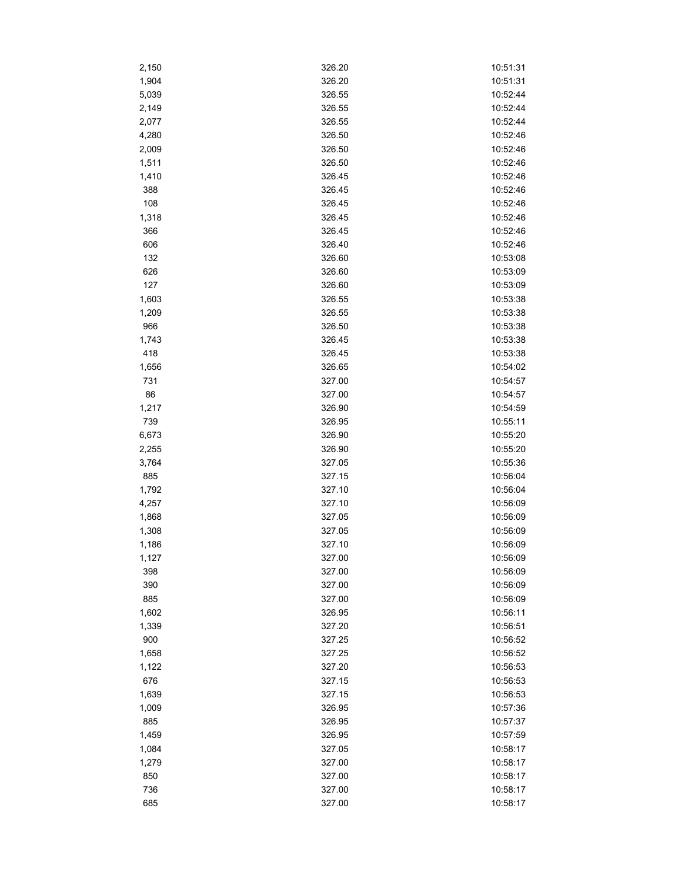| | | |
|---|---|---|
| 2,150 | 326.20 | 10:51:31 |
| 1,904 | 326.20 | 10:51:31 |
| 5,039 | 326.55 | 10:52:44 |
| 2,149 | 326.55 | 10:52:44 |
| 2,077 | 326.55 | 10:52:44 |
| 4,280 | 326.50 | 10:52:46 |
| 2,009 | 326.50 | 10:52:46 |
| 1,511 | 326.50 | 10:52:46 |
| 1,410 | 326.45 | 10:52:46 |
| 388 | 326.45 | 10:52:46 |
| 108 | 326.45 | 10:52:46 |
| 1,318 | 326.45 | 10:52:46 |
| 366 | 326.45 | 10:52:46 |
| 606 | 326.40 | 10:52:46 |
| 132 | 326.60 | 10:53:08 |
| 626 | 326.60 | 10:53:09 |
| 127 | 326.60 | 10:53:09 |
| 1,603 | 326.55 | 10:53:38 |
| 1,209 | 326.55 | 10:53:38 |
| 966 | 326.50 | 10:53:38 |
| 1,743 | 326.45 | 10:53:38 |
| 418 | 326.45 | 10:53:38 |
| 1,656 | 326.65 | 10:54:02 |
| 731 | 327.00 | 10:54:57 |
| 86 | 327.00 | 10:54:57 |
| 1,217 | 326.90 | 10:54:59 |
| 739 | 326.95 | 10:55:11 |
| 6,673 | 326.90 | 10:55:20 |
| 2,255 | 326.90 | 10:55:20 |
| 3,764 | 327.05 | 10:55:36 |
| 885 | 327.15 | 10:56:04 |
| 1,792 | 327.10 | 10:56:04 |
| 4,257 | 327.10 | 10:56:09 |
| 1,868 | 327.05 | 10:56:09 |
| 1,308 | 327.05 | 10:56:09 |
| 1,186 | 327.10 | 10:56:09 |
| 1,127 | 327.00 | 10:56:09 |
| 398 | 327.00 | 10:56:09 |
| 390 | 327.00 | 10:56:09 |
| 885 | 327.00 | 10:56:09 |
| 1,602 | 326.95 | 10:56:11 |
| 1,339 | 327.20 | 10:56:51 |
| 900 | 327.25 | 10:56:52 |
| 1,658 | 327.25 | 10:56:52 |
| 1,122 | 327.20 | 10:56:53 |
| 676 | 327.15 | 10:56:53 |
| 1,639 | 327.15 | 10:56:53 |
| 1,009 | 326.95 | 10:57:36 |
| 885 | 326.95 | 10:57:37 |
| 1,459 | 326.95 | 10:57:59 |
| 1,084 | 327.05 | 10:58:17 |
| 1,279 | 327.00 | 10:58:17 |
| 850 | 327.00 | 10:58:17 |
| 736 | 327.00 | 10:58:17 |
| 685 | 327.00 | 10:58:17 |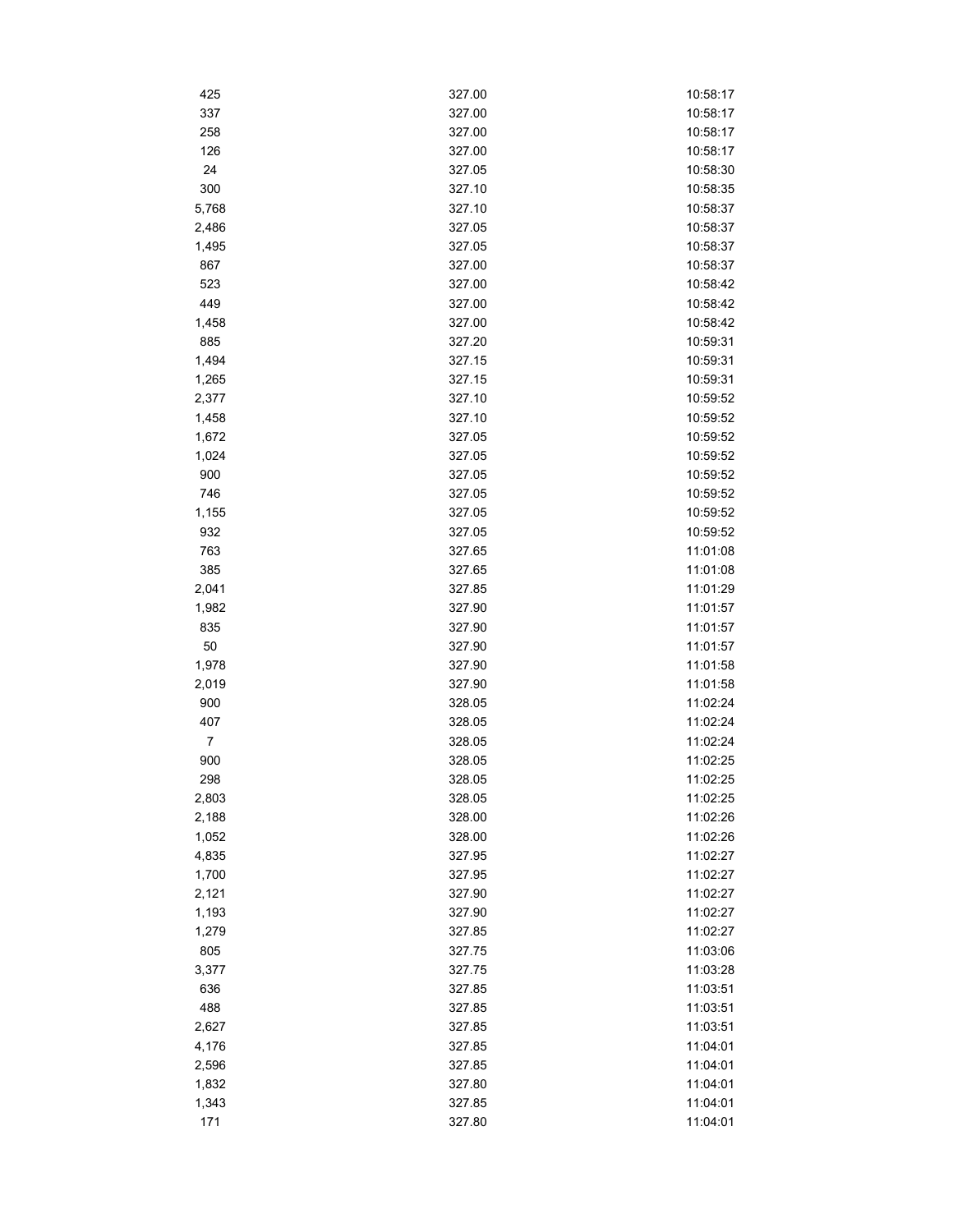| | | |
|---|---|---|
| 425 | 327.00 | 10:58:17 |
| 337 | 327.00 | 10:58:17 |
| 258 | 327.00 | 10:58:17 |
| 126 | 327.00 | 10:58:17 |
| 24 | 327.05 | 10:58:30 |
| 300 | 327.10 | 10:58:35 |
| 5,768 | 327.10 | 10:58:37 |
| 2,486 | 327.05 | 10:58:37 |
| 1,495 | 327.05 | 10:58:37 |
| 867 | 327.00 | 10:58:37 |
| 523 | 327.00 | 10:58:42 |
| 449 | 327.00 | 10:58:42 |
| 1,458 | 327.00 | 10:58:42 |
| 885 | 327.20 | 10:59:31 |
| 1,494 | 327.15 | 10:59:31 |
| 1,265 | 327.15 | 10:59:31 |
| 2,377 | 327.10 | 10:59:52 |
| 1,458 | 327.10 | 10:59:52 |
| 1,672 | 327.05 | 10:59:52 |
| 1,024 | 327.05 | 10:59:52 |
| 900 | 327.05 | 10:59:52 |
| 746 | 327.05 | 10:59:52 |
| 1,155 | 327.05 | 10:59:52 |
| 932 | 327.05 | 10:59:52 |
| 763 | 327.65 | 11:01:08 |
| 385 | 327.65 | 11:01:08 |
| 2,041 | 327.85 | 11:01:29 |
| 1,982 | 327.90 | 11:01:57 |
| 835 | 327.90 | 11:01:57 |
| 50 | 327.90 | 11:01:57 |
| 1,978 | 327.90 | 11:01:58 |
| 2,019 | 327.90 | 11:01:58 |
| 900 | 328.05 | 11:02:24 |
| 407 | 328.05 | 11:02:24 |
| 7 | 328.05 | 11:02:24 |
| 900 | 328.05 | 11:02:25 |
| 298 | 328.05 | 11:02:25 |
| 2,803 | 328.05 | 11:02:25 |
| 2,188 | 328.00 | 11:02:26 |
| 1,052 | 328.00 | 11:02:26 |
| 4,835 | 327.95 | 11:02:27 |
| 1,700 | 327.95 | 11:02:27 |
| 2,121 | 327.90 | 11:02:27 |
| 1,193 | 327.90 | 11:02:27 |
| 1,279 | 327.85 | 11:02:27 |
| 805 | 327.75 | 11:03:06 |
| 3,377 | 327.75 | 11:03:28 |
| 636 | 327.85 | 11:03:51 |
| 488 | 327.85 | 11:03:51 |
| 2,627 | 327.85 | 11:03:51 |
| 4,176 | 327.85 | 11:04:01 |
| 2,596 | 327.85 | 11:04:01 |
| 1,832 | 327.80 | 11:04:01 |
| 1,343 | 327.85 | 11:04:01 |
| 171 | 327.80 | 11:04:01 |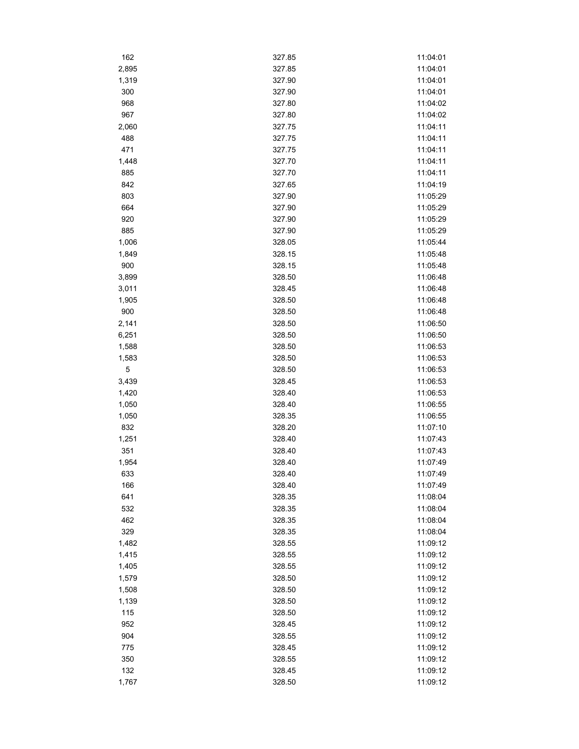| | | |
|---|---|---|
| 162 | 327.85 | 11:04:01 |
| 2,895 | 327.85 | 11:04:01 |
| 1,319 | 327.90 | 11:04:01 |
| 300 | 327.90 | 11:04:01 |
| 968 | 327.80 | 11:04:02 |
| 967 | 327.80 | 11:04:02 |
| 2,060 | 327.75 | 11:04:11 |
| 488 | 327.75 | 11:04:11 |
| 471 | 327.75 | 11:04:11 |
| 1,448 | 327.70 | 11:04:11 |
| 885 | 327.70 | 11:04:11 |
| 842 | 327.65 | 11:04:19 |
| 803 | 327.90 | 11:05:29 |
| 664 | 327.90 | 11:05:29 |
| 920 | 327.90 | 11:05:29 |
| 885 | 327.90 | 11:05:29 |
| 1,006 | 328.05 | 11:05:44 |
| 1,849 | 328.15 | 11:05:48 |
| 900 | 328.15 | 11:05:48 |
| 3,899 | 328.50 | 11:06:48 |
| 3,011 | 328.45 | 11:06:48 |
| 1,905 | 328.50 | 11:06:48 |
| 900 | 328.50 | 11:06:48 |
| 2,141 | 328.50 | 11:06:50 |
| 6,251 | 328.50 | 11:06:50 |
| 1,588 | 328.50 | 11:06:53 |
| 1,583 | 328.50 | 11:06:53 |
| 5 | 328.50 | 11:06:53 |
| 3,439 | 328.45 | 11:06:53 |
| 1,420 | 328.40 | 11:06:53 |
| 1,050 | 328.40 | 11:06:55 |
| 1,050 | 328.35 | 11:06:55 |
| 832 | 328.20 | 11:07:10 |
| 1,251 | 328.40 | 11:07:43 |
| 351 | 328.40 | 11:07:43 |
| 1,954 | 328.40 | 11:07:49 |
| 633 | 328.40 | 11:07:49 |
| 166 | 328.40 | 11:07:49 |
| 641 | 328.35 | 11:08:04 |
| 532 | 328.35 | 11:08:04 |
| 462 | 328.35 | 11:08:04 |
| 329 | 328.35 | 11:08:04 |
| 1,482 | 328.55 | 11:09:12 |
| 1,415 | 328.55 | 11:09:12 |
| 1,405 | 328.55 | 11:09:12 |
| 1,579 | 328.50 | 11:09:12 |
| 1,508 | 328.50 | 11:09:12 |
| 1,139 | 328.50 | 11:09:12 |
| 115 | 328.50 | 11:09:12 |
| 952 | 328.45 | 11:09:12 |
| 904 | 328.55 | 11:09:12 |
| 775 | 328.45 | 11:09:12 |
| 350 | 328.55 | 11:09:12 |
| 132 | 328.45 | 11:09:12 |
| 1,767 | 328.50 | 11:09:12 |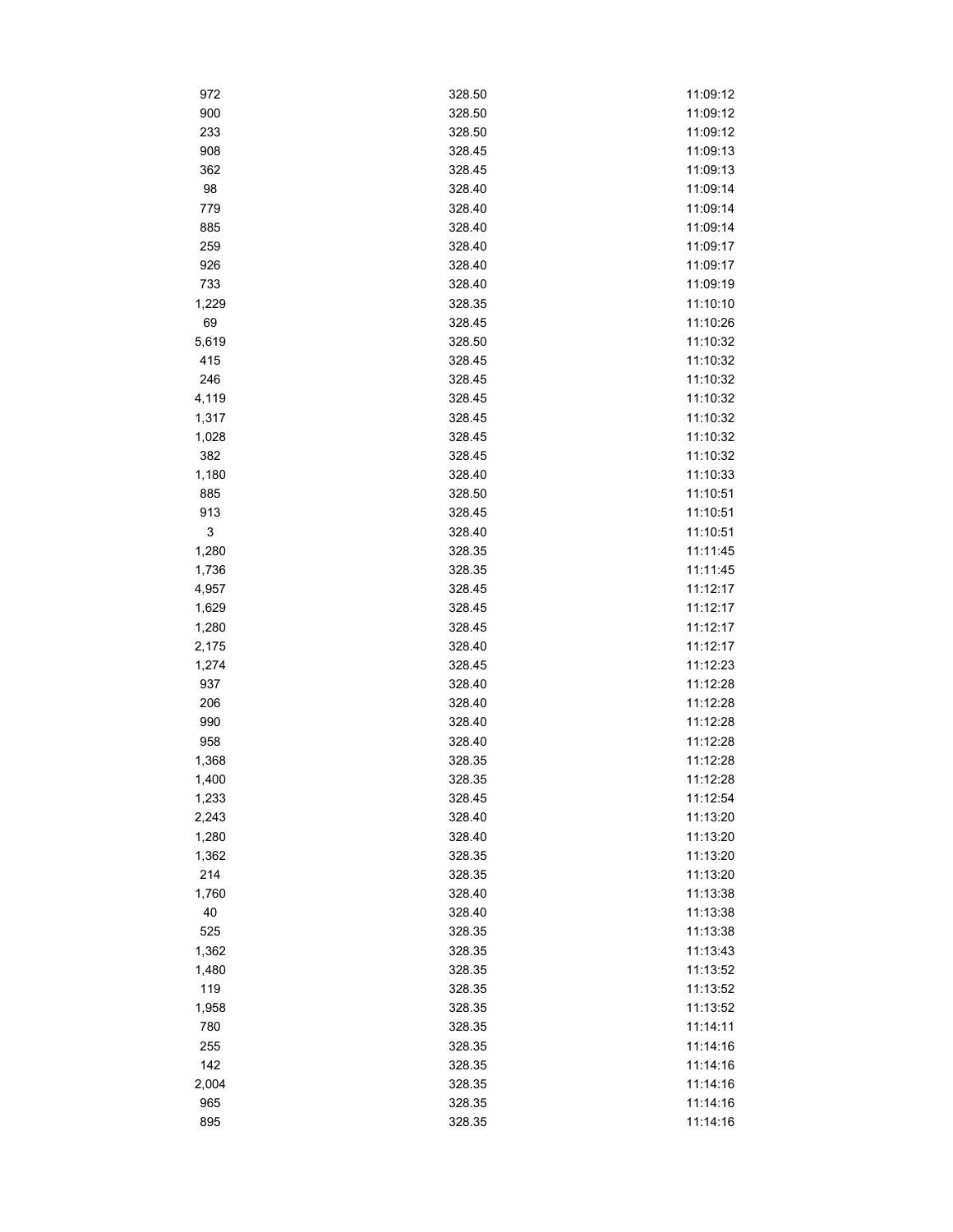| | | |
|---|---|---|
| 972 | 328.50 | 11:09:12 |
| 900 | 328.50 | 11:09:12 |
| 233 | 328.50 | 11:09:12 |
| 908 | 328.45 | 11:09:13 |
| 362 | 328.45 | 11:09:13 |
| 98 | 328.40 | 11:09:14 |
| 779 | 328.40 | 11:09:14 |
| 885 | 328.40 | 11:09:14 |
| 259 | 328.40 | 11:09:17 |
| 926 | 328.40 | 11:09:17 |
| 733 | 328.40 | 11:09:19 |
| 1,229 | 328.35 | 11:10:10 |
| 69 | 328.45 | 11:10:26 |
| 5,619 | 328.50 | 11:10:32 |
| 415 | 328.45 | 11:10:32 |
| 246 | 328.45 | 11:10:32 |
| 4,119 | 328.45 | 11:10:32 |
| 1,317 | 328.45 | 11:10:32 |
| 1,028 | 328.45 | 11:10:32 |
| 382 | 328.45 | 11:10:32 |
| 1,180 | 328.40 | 11:10:33 |
| 885 | 328.50 | 11:10:51 |
| 913 | 328.45 | 11:10:51 |
| 3 | 328.40 | 11:10:51 |
| 1,280 | 328.35 | 11:11:45 |
| 1,736 | 328.35 | 11:11:45 |
| 4,957 | 328.45 | 11:12:17 |
| 1,629 | 328.45 | 11:12:17 |
| 1,280 | 328.45 | 11:12:17 |
| 2,175 | 328.40 | 11:12:17 |
| 1,274 | 328.45 | 11:12:23 |
| 937 | 328.40 | 11:12:28 |
| 206 | 328.40 | 11:12:28 |
| 990 | 328.40 | 11:12:28 |
| 958 | 328.40 | 11:12:28 |
| 1,368 | 328.35 | 11:12:28 |
| 1,400 | 328.35 | 11:12:28 |
| 1,233 | 328.45 | 11:12:54 |
| 2,243 | 328.40 | 11:13:20 |
| 1,280 | 328.40 | 11:13:20 |
| 1,362 | 328.35 | 11:13:20 |
| 214 | 328.35 | 11:13:20 |
| 1,760 | 328.40 | 11:13:38 |
| 40 | 328.40 | 11:13:38 |
| 525 | 328.35 | 11:13:38 |
| 1,362 | 328.35 | 11:13:43 |
| 1,480 | 328.35 | 11:13:52 |
| 119 | 328.35 | 11:13:52 |
| 1,958 | 328.35 | 11:13:52 |
| 780 | 328.35 | 11:14:11 |
| 255 | 328.35 | 11:14:16 |
| 142 | 328.35 | 11:14:16 |
| 2,004 | 328.35 | 11:14:16 |
| 965 | 328.35 | 11:14:16 |
| 895 | 328.35 | 11:14:16 |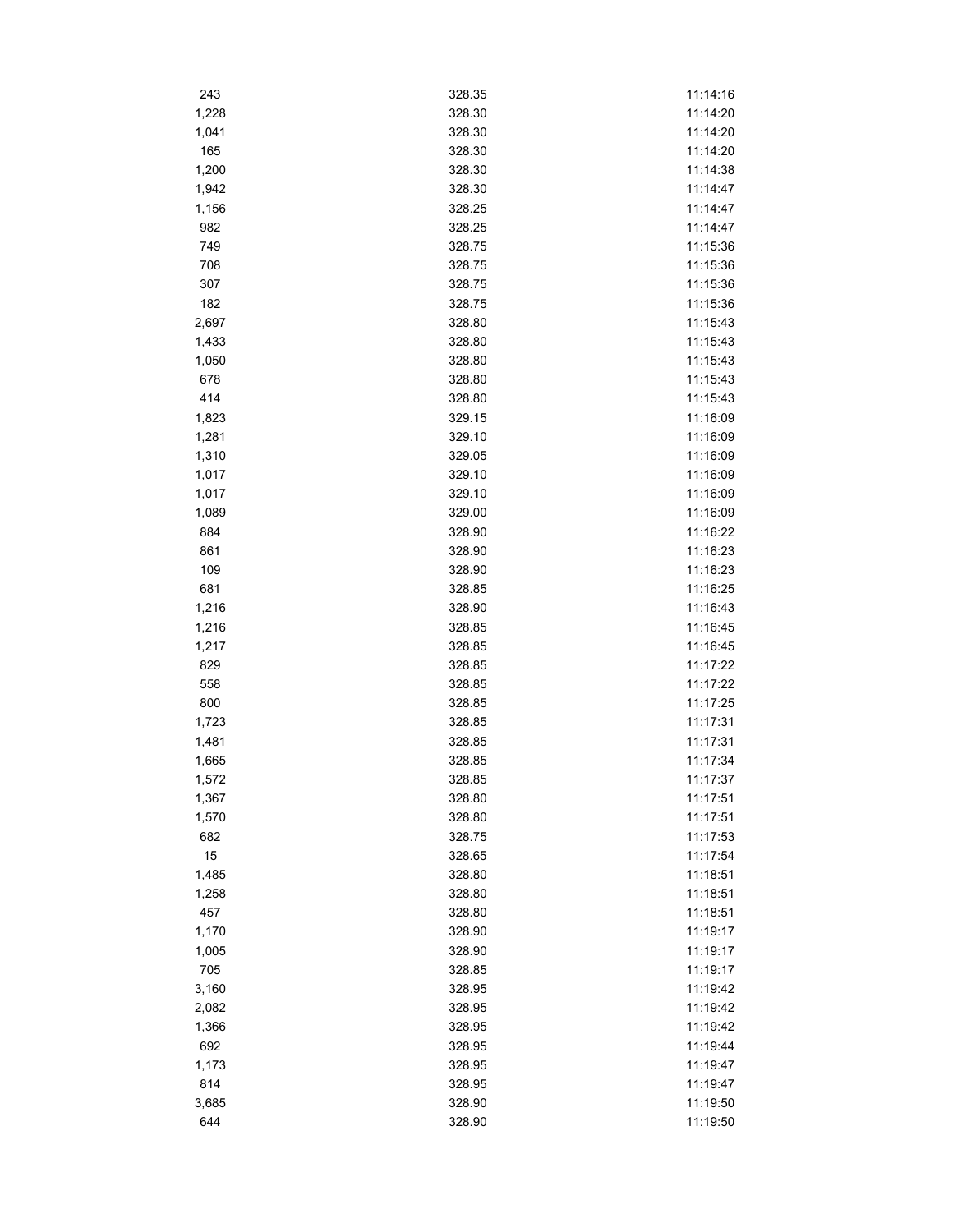| | | |
|---|---|---|
| 243 | 328.35 | 11:14:16 |
| 1,228 | 328.30 | 11:14:20 |
| 1,041 | 328.30 | 11:14:20 |
| 165 | 328.30 | 11:14:20 |
| 1,200 | 328.30 | 11:14:38 |
| 1,942 | 328.30 | 11:14:47 |
| 1,156 | 328.25 | 11:14:47 |
| 982 | 328.25 | 11:14:47 |
| 749 | 328.75 | 11:15:36 |
| 708 | 328.75 | 11:15:36 |
| 307 | 328.75 | 11:15:36 |
| 182 | 328.75 | 11:15:36 |
| 2,697 | 328.80 | 11:15:43 |
| 1,433 | 328.80 | 11:15:43 |
| 1,050 | 328.80 | 11:15:43 |
| 678 | 328.80 | 11:15:43 |
| 414 | 328.80 | 11:15:43 |
| 1,823 | 329.15 | 11:16:09 |
| 1,281 | 329.10 | 11:16:09 |
| 1,310 | 329.05 | 11:16:09 |
| 1,017 | 329.10 | 11:16:09 |
| 1,017 | 329.10 | 11:16:09 |
| 1,089 | 329.00 | 11:16:09 |
| 884 | 328.90 | 11:16:22 |
| 861 | 328.90 | 11:16:23 |
| 109 | 328.90 | 11:16:23 |
| 681 | 328.85 | 11:16:25 |
| 1,216 | 328.90 | 11:16:43 |
| 1,216 | 328.85 | 11:16:45 |
| 1,217 | 328.85 | 11:16:45 |
| 829 | 328.85 | 11:17:22 |
| 558 | 328.85 | 11:17:22 |
| 800 | 328.85 | 11:17:25 |
| 1,723 | 328.85 | 11:17:31 |
| 1,481 | 328.85 | 11:17:31 |
| 1,665 | 328.85 | 11:17:34 |
| 1,572 | 328.85 | 11:17:37 |
| 1,367 | 328.80 | 11:17:51 |
| 1,570 | 328.80 | 11:17:51 |
| 682 | 328.75 | 11:17:53 |
| 15 | 328.65 | 11:17:54 |
| 1,485 | 328.80 | 11:18:51 |
| 1,258 | 328.80 | 11:18:51 |
| 457 | 328.80 | 11:18:51 |
| 1,170 | 328.90 | 11:19:17 |
| 1,005 | 328.90 | 11:19:17 |
| 705 | 328.85 | 11:19:17 |
| 3,160 | 328.95 | 11:19:42 |
| 2,082 | 328.95 | 11:19:42 |
| 1,366 | 328.95 | 11:19:42 |
| 692 | 328.95 | 11:19:44 |
| 1,173 | 328.95 | 11:19:47 |
| 814 | 328.95 | 11:19:47 |
| 3,685 | 328.90 | 11:19:50 |
| 644 | 328.90 | 11:19:50 |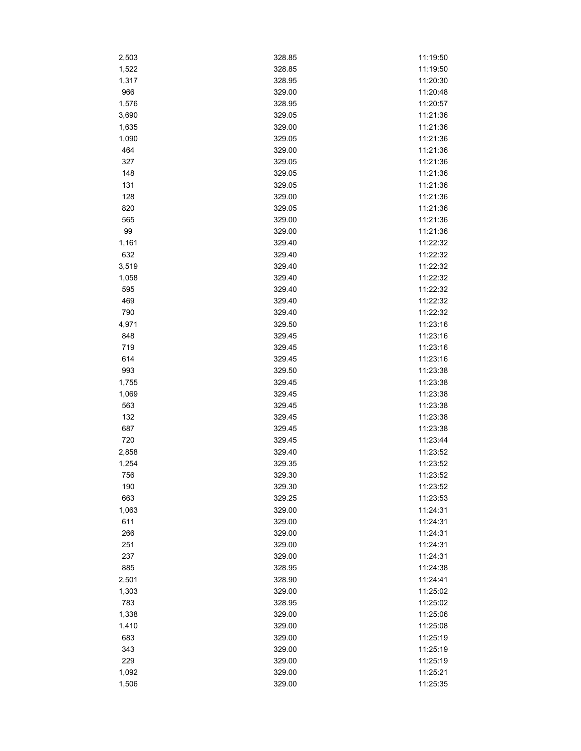| | | |
|---|---|---|
| 2,503 | 328.85 | 11:19:50 |
| 1,522 | 328.85 | 11:19:50 |
| 1,317 | 328.95 | 11:20:30 |
| 966 | 329.00 | 11:20:48 |
| 1,576 | 328.95 | 11:20:57 |
| 3,690 | 329.05 | 11:21:36 |
| 1,635 | 329.00 | 11:21:36 |
| 1,090 | 329.05 | 11:21:36 |
| 464 | 329.00 | 11:21:36 |
| 327 | 329.05 | 11:21:36 |
| 148 | 329.05 | 11:21:36 |
| 131 | 329.05 | 11:21:36 |
| 128 | 329.00 | 11:21:36 |
| 820 | 329.05 | 11:21:36 |
| 565 | 329.00 | 11:21:36 |
| 99 | 329.00 | 11:21:36 |
| 1,161 | 329.40 | 11:22:32 |
| 632 | 329.40 | 11:22:32 |
| 3,519 | 329.40 | 11:22:32 |
| 1,058 | 329.40 | 11:22:32 |
| 595 | 329.40 | 11:22:32 |
| 469 | 329.40 | 11:22:32 |
| 790 | 329.40 | 11:22:32 |
| 4,971 | 329.50 | 11:23:16 |
| 848 | 329.45 | 11:23:16 |
| 719 | 329.45 | 11:23:16 |
| 614 | 329.45 | 11:23:16 |
| 993 | 329.50 | 11:23:38 |
| 1,755 | 329.45 | 11:23:38 |
| 1,069 | 329.45 | 11:23:38 |
| 563 | 329.45 | 11:23:38 |
| 132 | 329.45 | 11:23:38 |
| 687 | 329.45 | 11:23:38 |
| 720 | 329.45 | 11:23:44 |
| 2,858 | 329.40 | 11:23:52 |
| 1,254 | 329.35 | 11:23:52 |
| 756 | 329.30 | 11:23:52 |
| 190 | 329.30 | 11:23:52 |
| 663 | 329.25 | 11:23:53 |
| 1,063 | 329.00 | 11:24:31 |
| 611 | 329.00 | 11:24:31 |
| 266 | 329.00 | 11:24:31 |
| 251 | 329.00 | 11:24:31 |
| 237 | 329.00 | 11:24:31 |
| 885 | 328.95 | 11:24:38 |
| 2,501 | 328.90 | 11:24:41 |
| 1,303 | 329.00 | 11:25:02 |
| 783 | 328.95 | 11:25:02 |
| 1,338 | 329.00 | 11:25:06 |
| 1,410 | 329.00 | 11:25:08 |
| 683 | 329.00 | 11:25:19 |
| 343 | 329.00 | 11:25:19 |
| 229 | 329.00 | 11:25:19 |
| 1,092 | 329.00 | 11:25:21 |
| 1,506 | 329.00 | 11:25:35 |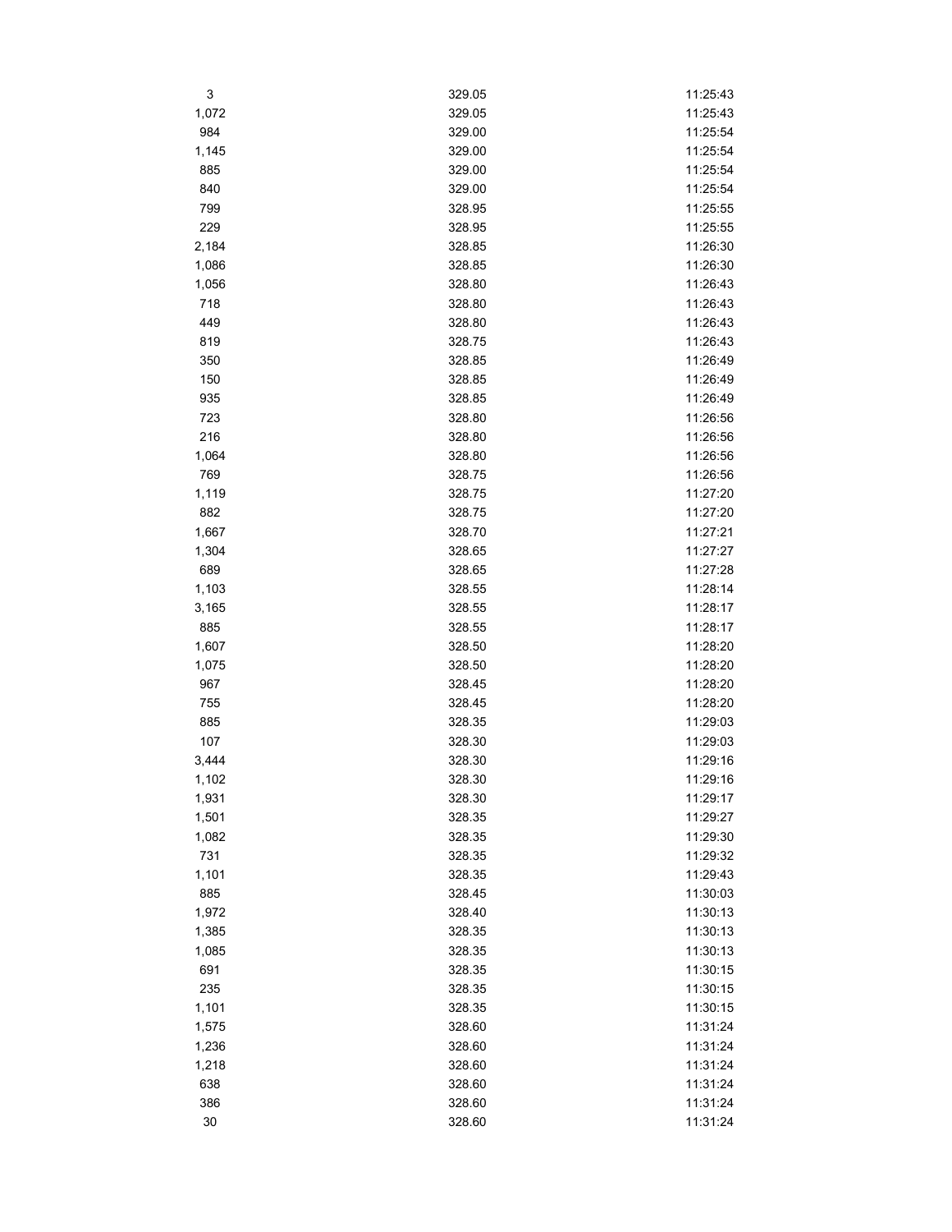| | | |
|---|---|---|
| 3 | 329.05 | 11:25:43 |
| 1,072 | 329.05 | 11:25:43 |
| 984 | 329.00 | 11:25:54 |
| 1,145 | 329.00 | 11:25:54 |
| 885 | 329.00 | 11:25:54 |
| 840 | 329.00 | 11:25:54 |
| 799 | 328.95 | 11:25:55 |
| 229 | 328.95 | 11:25:55 |
| 2,184 | 328.85 | 11:26:30 |
| 1,086 | 328.85 | 11:26:30 |
| 1,056 | 328.80 | 11:26:43 |
| 718 | 328.80 | 11:26:43 |
| 449 | 328.80 | 11:26:43 |
| 819 | 328.75 | 11:26:43 |
| 350 | 328.85 | 11:26:49 |
| 150 | 328.85 | 11:26:49 |
| 935 | 328.85 | 11:26:49 |
| 723 | 328.80 | 11:26:56 |
| 216 | 328.80 | 11:26:56 |
| 1,064 | 328.80 | 11:26:56 |
| 769 | 328.75 | 11:26:56 |
| 1,119 | 328.75 | 11:27:20 |
| 882 | 328.75 | 11:27:20 |
| 1,667 | 328.70 | 11:27:21 |
| 1,304 | 328.65 | 11:27:27 |
| 689 | 328.65 | 11:27:28 |
| 1,103 | 328.55 | 11:28:14 |
| 3,165 | 328.55 | 11:28:17 |
| 885 | 328.55 | 11:28:17 |
| 1,607 | 328.50 | 11:28:20 |
| 1,075 | 328.50 | 11:28:20 |
| 967 | 328.45 | 11:28:20 |
| 755 | 328.45 | 11:28:20 |
| 885 | 328.35 | 11:29:03 |
| 107 | 328.30 | 11:29:03 |
| 3,444 | 328.30 | 11:29:16 |
| 1,102 | 328.30 | 11:29:16 |
| 1,931 | 328.30 | 11:29:17 |
| 1,501 | 328.35 | 11:29:27 |
| 1,082 | 328.35 | 11:29:30 |
| 731 | 328.35 | 11:29:32 |
| 1,101 | 328.35 | 11:29:43 |
| 885 | 328.45 | 11:30:03 |
| 1,972 | 328.40 | 11:30:13 |
| 1,385 | 328.35 | 11:30:13 |
| 1,085 | 328.35 | 11:30:13 |
| 691 | 328.35 | 11:30:15 |
| 235 | 328.35 | 11:30:15 |
| 1,101 | 328.35 | 11:30:15 |
| 1,575 | 328.60 | 11:31:24 |
| 1,236 | 328.60 | 11:31:24 |
| 1,218 | 328.60 | 11:31:24 |
| 638 | 328.60 | 11:31:24 |
| 386 | 328.60 | 11:31:24 |
| 30 | 328.60 | 11:31:24 |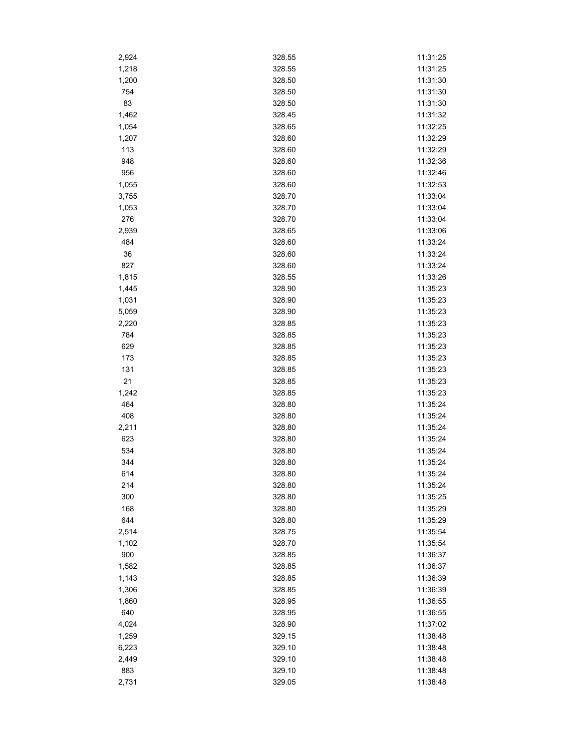| | | |
|---|---|---|
| 2,924 | 328.55 | 11:31:25 |
| 1,218 | 328.55 | 11:31:25 |
| 1,200 | 328.50 | 11:31:30 |
| 754 | 328.50 | 11:31:30 |
| 83 | 328.50 | 11:31:30 |
| 1,462 | 328.45 | 11:31:32 |
| 1,054 | 328.65 | 11:32:25 |
| 1,207 | 328.60 | 11:32:29 |
| 113 | 328.60 | 11:32:29 |
| 948 | 328.60 | 11:32:36 |
| 956 | 328.60 | 11:32:46 |
| 1,055 | 328.60 | 11:32:53 |
| 3,755 | 328.70 | 11:33:04 |
| 1,053 | 328.70 | 11:33:04 |
| 276 | 328.70 | 11:33:04 |
| 2,939 | 328.65 | 11:33:06 |
| 484 | 328.60 | 11:33:24 |
| 36 | 328.60 | 11:33:24 |
| 827 | 328.60 | 11:33:24 |
| 1,815 | 328.55 | 11:33:26 |
| 1,445 | 328.90 | 11:35:23 |
| 1,031 | 328.90 | 11:35:23 |
| 5,059 | 328.90 | 11:35:23 |
| 2,220 | 328.85 | 11:35:23 |
| 784 | 328.85 | 11:35:23 |
| 629 | 328.85 | 11:35:23 |
| 173 | 328.85 | 11:35:23 |
| 131 | 328.85 | 11:35:23 |
| 21 | 328.85 | 11:35:23 |
| 1,242 | 328.85 | 11:35:23 |
| 464 | 328.80 | 11:35:24 |
| 408 | 328.80 | 11:35:24 |
| 2,211 | 328.80 | 11:35:24 |
| 623 | 328.80 | 11:35:24 |
| 534 | 328.80 | 11:35:24 |
| 344 | 328.80 | 11:35:24 |
| 614 | 328.80 | 11:35:24 |
| 214 | 328.80 | 11:35:24 |
| 300 | 328.80 | 11:35:25 |
| 168 | 328.80 | 11:35:29 |
| 644 | 328.80 | 11:35:29 |
| 2,514 | 328.75 | 11:35:54 |
| 1,102 | 328.70 | 11:35:54 |
| 900 | 328.85 | 11:36:37 |
| 1,582 | 328.85 | 11:36:37 |
| 1,143 | 328.85 | 11:36:39 |
| 1,306 | 328.85 | 11:36:39 |
| 1,860 | 328.95 | 11:36:55 |
| 640 | 328.95 | 11:36:55 |
| 4,024 | 328.90 | 11:37:02 |
| 1,259 | 329.15 | 11:38:48 |
| 6,223 | 329.10 | 11:38:48 |
| 2,449 | 329.10 | 11:38:48 |
| 883 | 329.10 | 11:38:48 |
| 2,731 | 329.05 | 11:38:48 |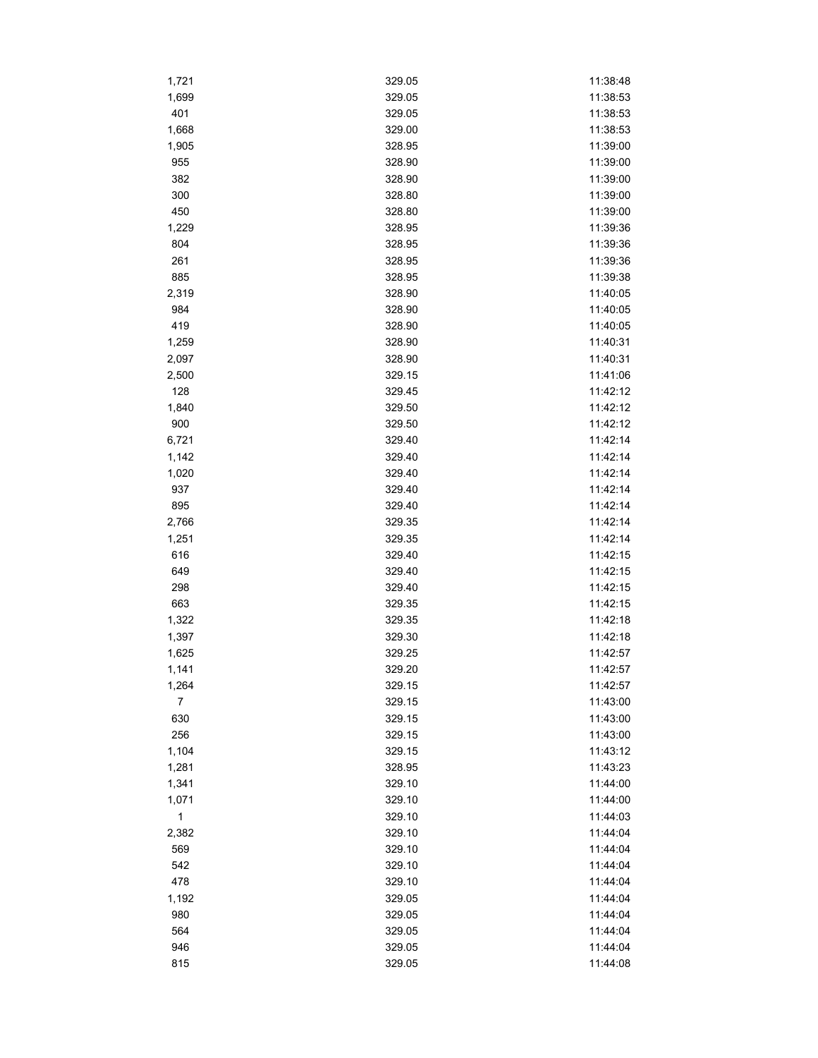| | | |
|---|---|---|
| 1,721 | 329.05 | 11:38:48 |
| 1,699 | 329.05 | 11:38:53 |
| 401 | 329.05 | 11:38:53 |
| 1,668 | 329.00 | 11:38:53 |
| 1,905 | 328.95 | 11:39:00 |
| 955 | 328.90 | 11:39:00 |
| 382 | 328.90 | 11:39:00 |
| 300 | 328.80 | 11:39:00 |
| 450 | 328.80 | 11:39:00 |
| 1,229 | 328.95 | 11:39:36 |
| 804 | 328.95 | 11:39:36 |
| 261 | 328.95 | 11:39:36 |
| 885 | 328.95 | 11:39:38 |
| 2,319 | 328.90 | 11:40:05 |
| 984 | 328.90 | 11:40:05 |
| 419 | 328.90 | 11:40:05 |
| 1,259 | 328.90 | 11:40:31 |
| 2,097 | 328.90 | 11:40:31 |
| 2,500 | 329.15 | 11:41:06 |
| 128 | 329.45 | 11:42:12 |
| 1,840 | 329.50 | 11:42:12 |
| 900 | 329.50 | 11:42:12 |
| 6,721 | 329.40 | 11:42:14 |
| 1,142 | 329.40 | 11:42:14 |
| 1,020 | 329.40 | 11:42:14 |
| 937 | 329.40 | 11:42:14 |
| 895 | 329.40 | 11:42:14 |
| 2,766 | 329.35 | 11:42:14 |
| 1,251 | 329.35 | 11:42:14 |
| 616 | 329.40 | 11:42:15 |
| 649 | 329.40 | 11:42:15 |
| 298 | 329.40 | 11:42:15 |
| 663 | 329.35 | 11:42:15 |
| 1,322 | 329.35 | 11:42:18 |
| 1,397 | 329.30 | 11:42:18 |
| 1,625 | 329.25 | 11:42:57 |
| 1,141 | 329.20 | 11:42:57 |
| 1,264 | 329.15 | 11:42:57 |
| 7 | 329.15 | 11:43:00 |
| 630 | 329.15 | 11:43:00 |
| 256 | 329.15 | 11:43:00 |
| 1,104 | 329.15 | 11:43:12 |
| 1,281 | 328.95 | 11:43:23 |
| 1,341 | 329.10 | 11:44:00 |
| 1,071 | 329.10 | 11:44:00 |
| 1 | 329.10 | 11:44:03 |
| 2,382 | 329.10 | 11:44:04 |
| 569 | 329.10 | 11:44:04 |
| 542 | 329.10 | 11:44:04 |
| 478 | 329.10 | 11:44:04 |
| 1,192 | 329.05 | 11:44:04 |
| 980 | 329.05 | 11:44:04 |
| 564 | 329.05 | 11:44:04 |
| 946 | 329.05 | 11:44:04 |
| 815 | 329.05 | 11:44:08 |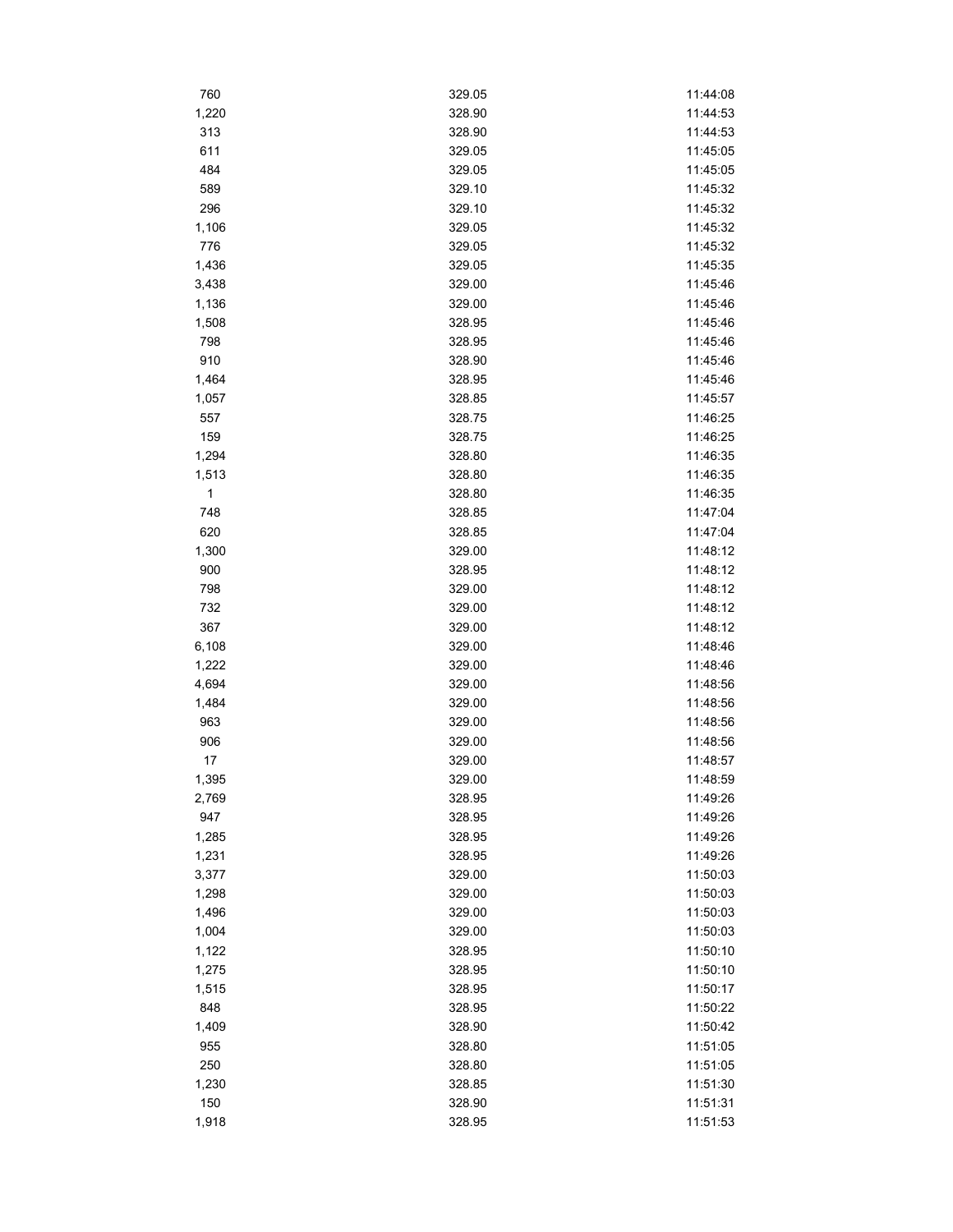| | | |
|---|---|---|
| 760 | 329.05 | 11:44:08 |
| 1,220 | 328.90 | 11:44:53 |
| 313 | 328.90 | 11:44:53 |
| 611 | 329.05 | 11:45:05 |
| 484 | 329.05 | 11:45:05 |
| 589 | 329.10 | 11:45:32 |
| 296 | 329.10 | 11:45:32 |
| 1,106 | 329.05 | 11:45:32 |
| 776 | 329.05 | 11:45:32 |
| 1,436 | 329.05 | 11:45:35 |
| 3,438 | 329.00 | 11:45:46 |
| 1,136 | 329.00 | 11:45:46 |
| 1,508 | 328.95 | 11:45:46 |
| 798 | 328.95 | 11:45:46 |
| 910 | 328.90 | 11:45:46 |
| 1,464 | 328.95 | 11:45:46 |
| 1,057 | 328.85 | 11:45:57 |
| 557 | 328.75 | 11:46:25 |
| 159 | 328.75 | 11:46:25 |
| 1,294 | 328.80 | 11:46:35 |
| 1,513 | 328.80 | 11:46:35 |
| 1 | 328.80 | 11:46:35 |
| 748 | 328.85 | 11:47:04 |
| 620 | 328.85 | 11:47:04 |
| 1,300 | 329.00 | 11:48:12 |
| 900 | 328.95 | 11:48:12 |
| 798 | 329.00 | 11:48:12 |
| 732 | 329.00 | 11:48:12 |
| 367 | 329.00 | 11:48:12 |
| 6,108 | 329.00 | 11:48:46 |
| 1,222 | 329.00 | 11:48:46 |
| 4,694 | 329.00 | 11:48:56 |
| 1,484 | 329.00 | 11:48:56 |
| 963 | 329.00 | 11:48:56 |
| 906 | 329.00 | 11:48:56 |
| 17 | 329.00 | 11:48:57 |
| 1,395 | 329.00 | 11:48:59 |
| 2,769 | 328.95 | 11:49:26 |
| 947 | 328.95 | 11:49:26 |
| 1,285 | 328.95 | 11:49:26 |
| 1,231 | 328.95 | 11:49:26 |
| 3,377 | 329.00 | 11:50:03 |
| 1,298 | 329.00 | 11:50:03 |
| 1,496 | 329.00 | 11:50:03 |
| 1,004 | 329.00 | 11:50:03 |
| 1,122 | 328.95 | 11:50:10 |
| 1,275 | 328.95 | 11:50:10 |
| 1,515 | 328.95 | 11:50:17 |
| 848 | 328.95 | 11:50:22 |
| 1,409 | 328.90 | 11:50:42 |
| 955 | 328.80 | 11:51:05 |
| 250 | 328.80 | 11:51:05 |
| 1,230 | 328.85 | 11:51:30 |
| 150 | 328.90 | 11:51:31 |
| 1,918 | 328.95 | 11:51:53 |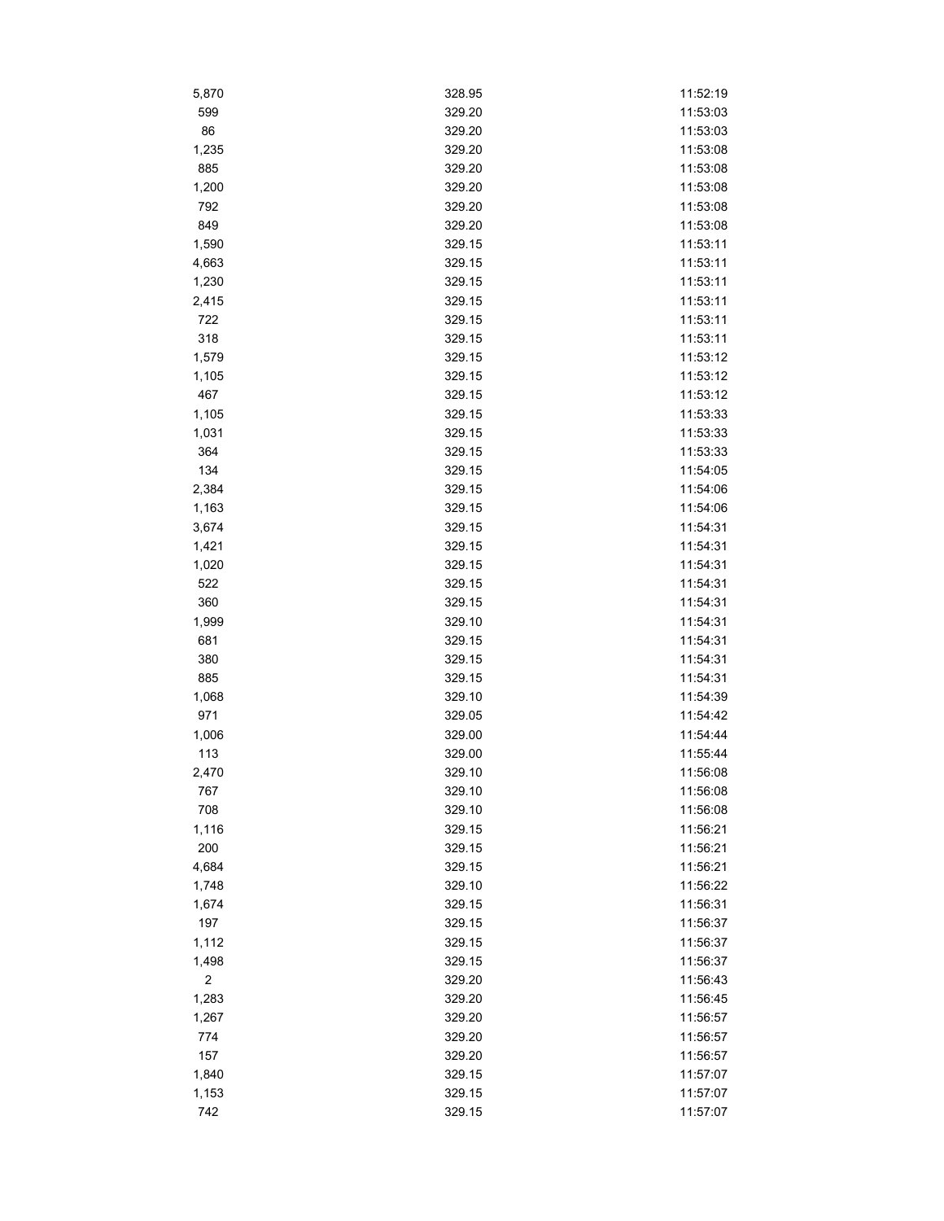| | | |
|---|---|---|
| 5,870 | 328.95 | 11:52:19 |
| 599 | 329.20 | 11:53:03 |
| 86 | 329.20 | 11:53:03 |
| 1,235 | 329.20 | 11:53:08 |
| 885 | 329.20 | 11:53:08 |
| 1,200 | 329.20 | 11:53:08 |
| 792 | 329.20 | 11:53:08 |
| 849 | 329.20 | 11:53:08 |
| 1,590 | 329.15 | 11:53:11 |
| 4,663 | 329.15 | 11:53:11 |
| 1,230 | 329.15 | 11:53:11 |
| 2,415 | 329.15 | 11:53:11 |
| 722 | 329.15 | 11:53:11 |
| 318 | 329.15 | 11:53:11 |
| 1,579 | 329.15 | 11:53:12 |
| 1,105 | 329.15 | 11:53:12 |
| 467 | 329.15 | 11:53:12 |
| 1,105 | 329.15 | 11:53:33 |
| 1,031 | 329.15 | 11:53:33 |
| 364 | 329.15 | 11:53:33 |
| 134 | 329.15 | 11:54:05 |
| 2,384 | 329.15 | 11:54:06 |
| 1,163 | 329.15 | 11:54:06 |
| 3,674 | 329.15 | 11:54:31 |
| 1,421 | 329.15 | 11:54:31 |
| 1,020 | 329.15 | 11:54:31 |
| 522 | 329.15 | 11:54:31 |
| 360 | 329.15 | 11:54:31 |
| 1,999 | 329.10 | 11:54:31 |
| 681 | 329.15 | 11:54:31 |
| 380 | 329.15 | 11:54:31 |
| 885 | 329.15 | 11:54:31 |
| 1,068 | 329.10 | 11:54:39 |
| 971 | 329.05 | 11:54:42 |
| 1,006 | 329.00 | 11:54:44 |
| 113 | 329.00 | 11:55:44 |
| 2,470 | 329.10 | 11:56:08 |
| 767 | 329.10 | 11:56:08 |
| 708 | 329.10 | 11:56:08 |
| 1,116 | 329.15 | 11:56:21 |
| 200 | 329.15 | 11:56:21 |
| 4,684 | 329.15 | 11:56:21 |
| 1,748 | 329.10 | 11:56:22 |
| 1,674 | 329.15 | 11:56:31 |
| 197 | 329.15 | 11:56:37 |
| 1,112 | 329.15 | 11:56:37 |
| 1,498 | 329.15 | 11:56:37 |
| 2 | 329.20 | 11:56:43 |
| 1,283 | 329.20 | 11:56:45 |
| 1,267 | 329.20 | 11:56:57 |
| 774 | 329.20 | 11:56:57 |
| 157 | 329.20 | 11:56:57 |
| 1,840 | 329.15 | 11:57:07 |
| 1,153 | 329.15 | 11:57:07 |
| 742 | 329.15 | 11:57:07 |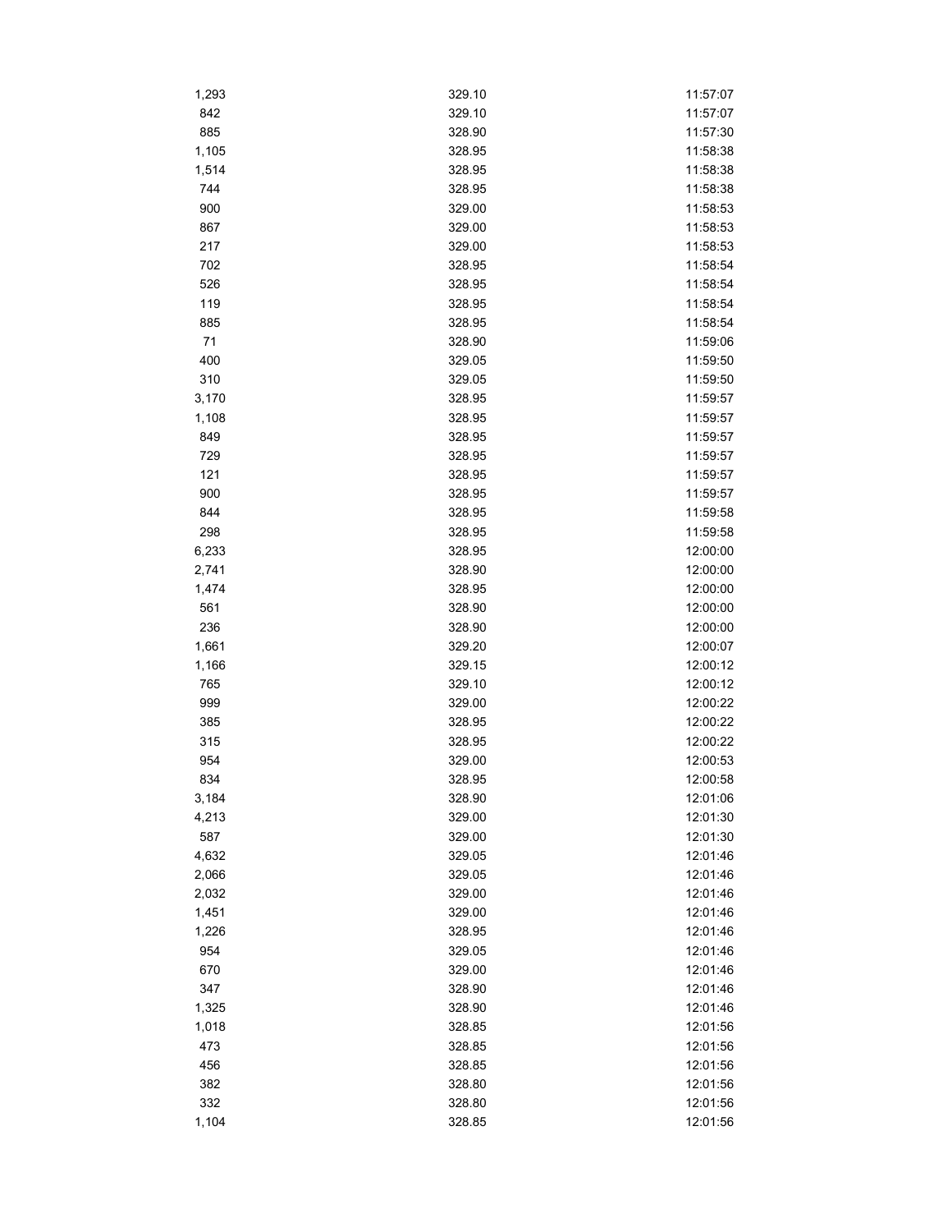| | | |
|---|---|---|
| 1,293 | 329.10 | 11:57:07 |
| 842 | 329.10 | 11:57:07 |
| 885 | 328.90 | 11:57:30 |
| 1,105 | 328.95 | 11:58:38 |
| 1,514 | 328.95 | 11:58:38 |
| 744 | 328.95 | 11:58:38 |
| 900 | 329.00 | 11:58:53 |
| 867 | 329.00 | 11:58:53 |
| 217 | 329.00 | 11:58:53 |
| 702 | 328.95 | 11:58:54 |
| 526 | 328.95 | 11:58:54 |
| 119 | 328.95 | 11:58:54 |
| 885 | 328.95 | 11:58:54 |
| 71 | 328.90 | 11:59:06 |
| 400 | 329.05 | 11:59:50 |
| 310 | 329.05 | 11:59:50 |
| 3,170 | 328.95 | 11:59:57 |
| 1,108 | 328.95 | 11:59:57 |
| 849 | 328.95 | 11:59:57 |
| 729 | 328.95 | 11:59:57 |
| 121 | 328.95 | 11:59:57 |
| 900 | 328.95 | 11:59:57 |
| 844 | 328.95 | 11:59:58 |
| 298 | 328.95 | 11:59:58 |
| 6,233 | 328.95 | 12:00:00 |
| 2,741 | 328.90 | 12:00:00 |
| 1,474 | 328.95 | 12:00:00 |
| 561 | 328.90 | 12:00:00 |
| 236 | 328.90 | 12:00:00 |
| 1,661 | 329.20 | 12:00:07 |
| 1,166 | 329.15 | 12:00:12 |
| 765 | 329.10 | 12:00:12 |
| 999 | 329.00 | 12:00:22 |
| 385 | 328.95 | 12:00:22 |
| 315 | 328.95 | 12:00:22 |
| 954 | 329.00 | 12:00:53 |
| 834 | 328.95 | 12:00:58 |
| 3,184 | 328.90 | 12:01:06 |
| 4,213 | 329.00 | 12:01:30 |
| 587 | 329.00 | 12:01:30 |
| 4,632 | 329.05 | 12:01:46 |
| 2,066 | 329.05 | 12:01:46 |
| 2,032 | 329.00 | 12:01:46 |
| 1,451 | 329.00 | 12:01:46 |
| 1,226 | 328.95 | 12:01:46 |
| 954 | 329.05 | 12:01:46 |
| 670 | 329.00 | 12:01:46 |
| 347 | 328.90 | 12:01:46 |
| 1,325 | 328.90 | 12:01:46 |
| 1,018 | 328.85 | 12:01:56 |
| 473 | 328.85 | 12:01:56 |
| 456 | 328.85 | 12:01:56 |
| 382 | 328.80 | 12:01:56 |
| 332 | 328.80 | 12:01:56 |
| 1,104 | 328.85 | 12:01:56 |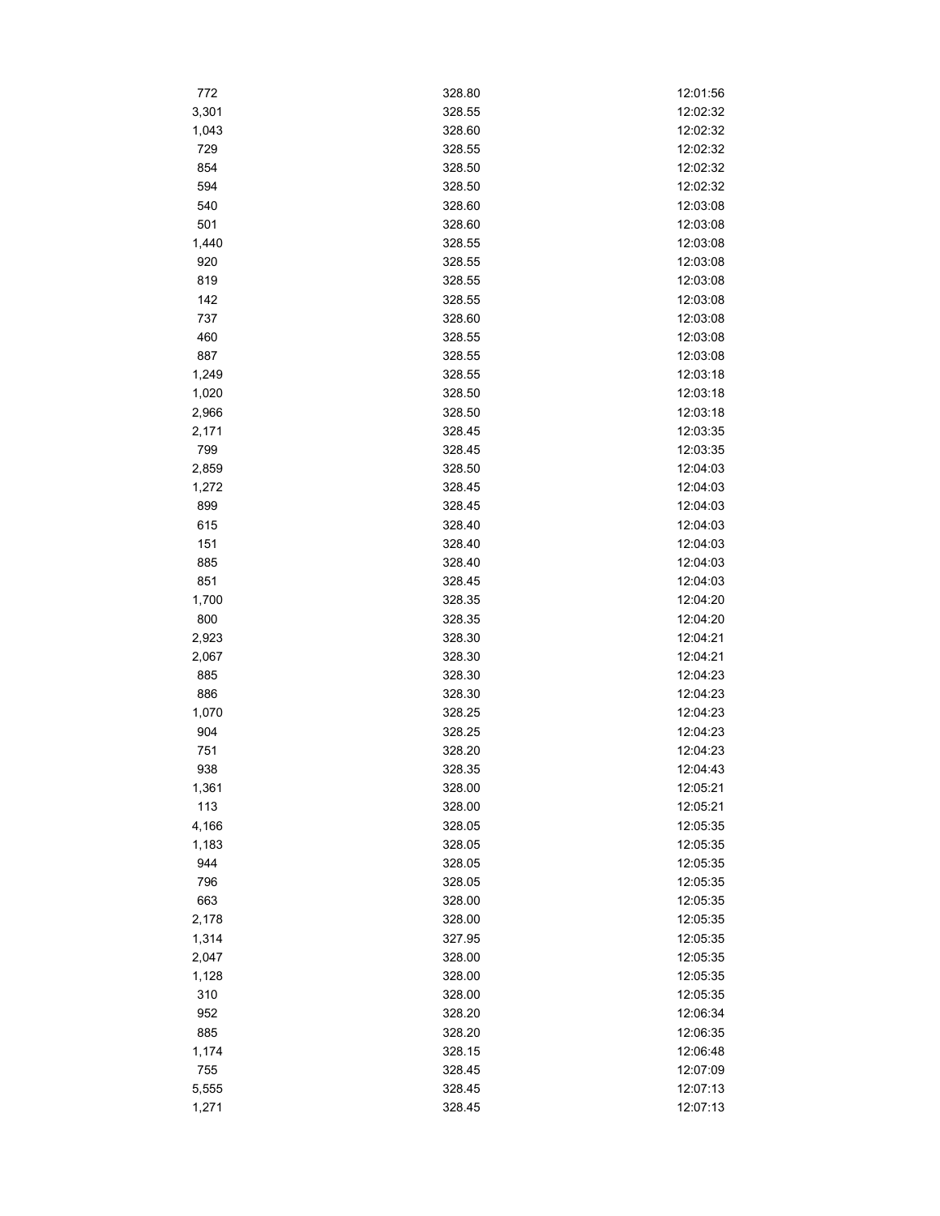| | | |
|---|---|---|
| 772 | 328.80 | 12:01:56 |
| 3,301 | 328.55 | 12:02:32 |
| 1,043 | 328.60 | 12:02:32 |
| 729 | 328.55 | 12:02:32 |
| 854 | 328.50 | 12:02:32 |
| 594 | 328.50 | 12:02:32 |
| 540 | 328.60 | 12:03:08 |
| 501 | 328.60 | 12:03:08 |
| 1,440 | 328.55 | 12:03:08 |
| 920 | 328.55 | 12:03:08 |
| 819 | 328.55 | 12:03:08 |
| 142 | 328.55 | 12:03:08 |
| 737 | 328.60 | 12:03:08 |
| 460 | 328.55 | 12:03:08 |
| 887 | 328.55 | 12:03:08 |
| 1,249 | 328.55 | 12:03:18 |
| 1,020 | 328.50 | 12:03:18 |
| 2,966 | 328.50 | 12:03:18 |
| 2,171 | 328.45 | 12:03:35 |
| 799 | 328.45 | 12:03:35 |
| 2,859 | 328.50 | 12:04:03 |
| 1,272 | 328.45 | 12:04:03 |
| 899 | 328.45 | 12:04:03 |
| 615 | 328.40 | 12:04:03 |
| 151 | 328.40 | 12:04:03 |
| 885 | 328.40 | 12:04:03 |
| 851 | 328.45 | 12:04:03 |
| 1,700 | 328.35 | 12:04:20 |
| 800 | 328.35 | 12:04:20 |
| 2,923 | 328.30 | 12:04:21 |
| 2,067 | 328.30 | 12:04:21 |
| 885 | 328.30 | 12:04:23 |
| 886 | 328.30 | 12:04:23 |
| 1,070 | 328.25 | 12:04:23 |
| 904 | 328.25 | 12:04:23 |
| 751 | 328.20 | 12:04:23 |
| 938 | 328.35 | 12:04:43 |
| 1,361 | 328.00 | 12:05:21 |
| 113 | 328.00 | 12:05:21 |
| 4,166 | 328.05 | 12:05:35 |
| 1,183 | 328.05 | 12:05:35 |
| 944 | 328.05 | 12:05:35 |
| 796 | 328.05 | 12:05:35 |
| 663 | 328.00 | 12:05:35 |
| 2,178 | 328.00 | 12:05:35 |
| 1,314 | 327.95 | 12:05:35 |
| 2,047 | 328.00 | 12:05:35 |
| 1,128 | 328.00 | 12:05:35 |
| 310 | 328.00 | 12:05:35 |
| 952 | 328.20 | 12:06:34 |
| 885 | 328.20 | 12:06:35 |
| 1,174 | 328.15 | 12:06:48 |
| 755 | 328.45 | 12:07:09 |
| 5,555 | 328.45 | 12:07:13 |
| 1,271 | 328.45 | 12:07:13 |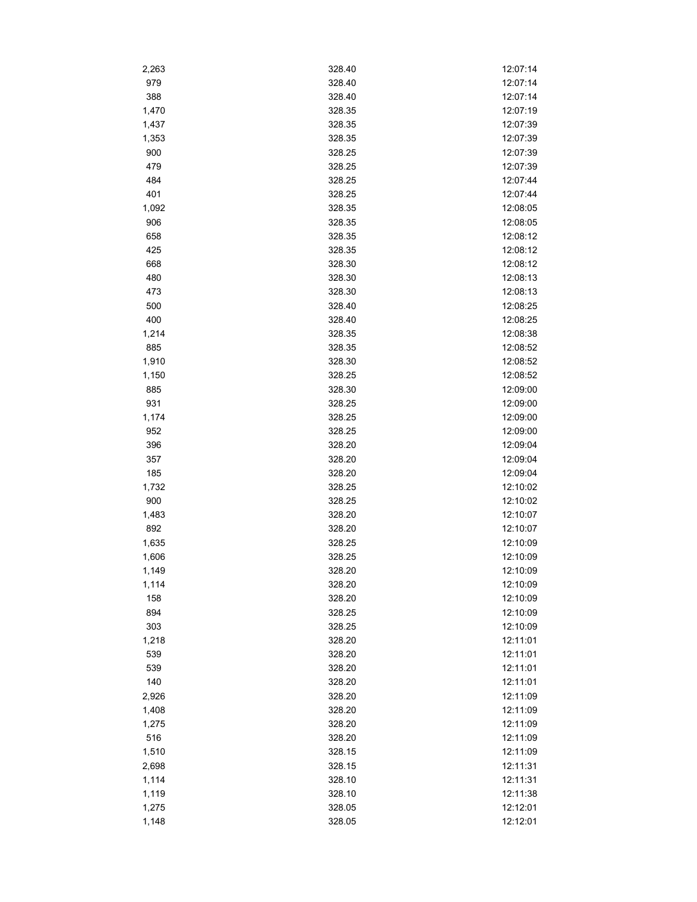| | | |
|---|---|---|
| 2,263 | 328.40 | 12:07:14 |
| 979 | 328.40 | 12:07:14 |
| 388 | 328.40 | 12:07:14 |
| 1,470 | 328.35 | 12:07:19 |
| 1,437 | 328.35 | 12:07:39 |
| 1,353 | 328.35 | 12:07:39 |
| 900 | 328.25 | 12:07:39 |
| 479 | 328.25 | 12:07:39 |
| 484 | 328.25 | 12:07:44 |
| 401 | 328.25 | 12:07:44 |
| 1,092 | 328.35 | 12:08:05 |
| 906 | 328.35 | 12:08:05 |
| 658 | 328.35 | 12:08:12 |
| 425 | 328.35 | 12:08:12 |
| 668 | 328.30 | 12:08:12 |
| 480 | 328.30 | 12:08:13 |
| 473 | 328.30 | 12:08:13 |
| 500 | 328.40 | 12:08:25 |
| 400 | 328.40 | 12:08:25 |
| 1,214 | 328.35 | 12:08:38 |
| 885 | 328.35 | 12:08:52 |
| 1,910 | 328.30 | 12:08:52 |
| 1,150 | 328.25 | 12:08:52 |
| 885 | 328.30 | 12:09:00 |
| 931 | 328.25 | 12:09:00 |
| 1,174 | 328.25 | 12:09:00 |
| 952 | 328.25 | 12:09:00 |
| 396 | 328.20 | 12:09:04 |
| 357 | 328.20 | 12:09:04 |
| 185 | 328.20 | 12:09:04 |
| 1,732 | 328.25 | 12:10:02 |
| 900 | 328.25 | 12:10:02 |
| 1,483 | 328.20 | 12:10:07 |
| 892 | 328.20 | 12:10:07 |
| 1,635 | 328.25 | 12:10:09 |
| 1,606 | 328.25 | 12:10:09 |
| 1,149 | 328.20 | 12:10:09 |
| 1,114 | 328.20 | 12:10:09 |
| 158 | 328.20 | 12:10:09 |
| 894 | 328.25 | 12:10:09 |
| 303 | 328.25 | 12:10:09 |
| 1,218 | 328.20 | 12:11:01 |
| 539 | 328.20 | 12:11:01 |
| 539 | 328.20 | 12:11:01 |
| 140 | 328.20 | 12:11:01 |
| 2,926 | 328.20 | 12:11:09 |
| 1,408 | 328.20 | 12:11:09 |
| 1,275 | 328.20 | 12:11:09 |
| 516 | 328.20 | 12:11:09 |
| 1,510 | 328.15 | 12:11:09 |
| 2,698 | 328.15 | 12:11:31 |
| 1,114 | 328.10 | 12:11:31 |
| 1,119 | 328.10 | 12:11:38 |
| 1,275 | 328.05 | 12:12:01 |
| 1,148 | 328.05 | 12:12:01 |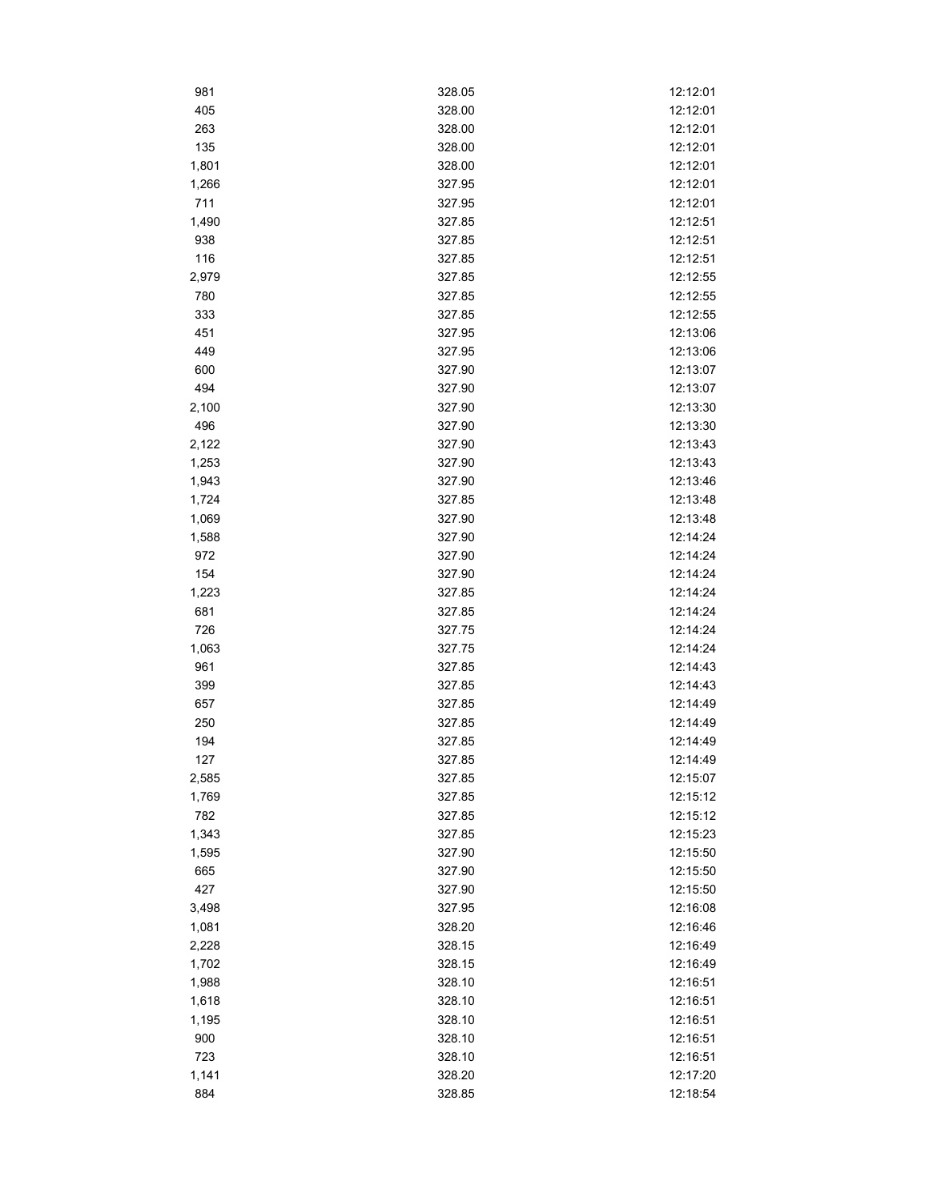| | | |
|---|---|---|
| 981 | 328.05 | 12:12:01 |
| 405 | 328.00 | 12:12:01 |
| 263 | 328.00 | 12:12:01 |
| 135 | 328.00 | 12:12:01 |
| 1,801 | 328.00 | 12:12:01 |
| 1,266 | 327.95 | 12:12:01 |
| 711 | 327.95 | 12:12:01 |
| 1,490 | 327.85 | 12:12:51 |
| 938 | 327.85 | 12:12:51 |
| 116 | 327.85 | 12:12:51 |
| 2,979 | 327.85 | 12:12:55 |
| 780 | 327.85 | 12:12:55 |
| 333 | 327.85 | 12:12:55 |
| 451 | 327.95 | 12:13:06 |
| 449 | 327.95 | 12:13:06 |
| 600 | 327.90 | 12:13:07 |
| 494 | 327.90 | 12:13:07 |
| 2,100 | 327.90 | 12:13:30 |
| 496 | 327.90 | 12:13:30 |
| 2,122 | 327.90 | 12:13:43 |
| 1,253 | 327.90 | 12:13:43 |
| 1,943 | 327.90 | 12:13:46 |
| 1,724 | 327.85 | 12:13:48 |
| 1,069 | 327.90 | 12:13:48 |
| 1,588 | 327.90 | 12:14:24 |
| 972 | 327.90 | 12:14:24 |
| 154 | 327.90 | 12:14:24 |
| 1,223 | 327.85 | 12:14:24 |
| 681 | 327.85 | 12:14:24 |
| 726 | 327.75 | 12:14:24 |
| 1,063 | 327.75 | 12:14:24 |
| 961 | 327.85 | 12:14:43 |
| 399 | 327.85 | 12:14:43 |
| 657 | 327.85 | 12:14:49 |
| 250 | 327.85 | 12:14:49 |
| 194 | 327.85 | 12:14:49 |
| 127 | 327.85 | 12:14:49 |
| 2,585 | 327.85 | 12:15:07 |
| 1,769 | 327.85 | 12:15:12 |
| 782 | 327.85 | 12:15:12 |
| 1,343 | 327.85 | 12:15:23 |
| 1,595 | 327.90 | 12:15:50 |
| 665 | 327.90 | 12:15:50 |
| 427 | 327.90 | 12:15:50 |
| 3,498 | 327.95 | 12:16:08 |
| 1,081 | 328.20 | 12:16:46 |
| 2,228 | 328.15 | 12:16:49 |
| 1,702 | 328.15 | 12:16:49 |
| 1,988 | 328.10 | 12:16:51 |
| 1,618 | 328.10 | 12:16:51 |
| 1,195 | 328.10 | 12:16:51 |
| 900 | 328.10 | 12:16:51 |
| 723 | 328.10 | 12:16:51 |
| 1,141 | 328.20 | 12:17:20 |
| 884 | 328.85 | 12:18:54 |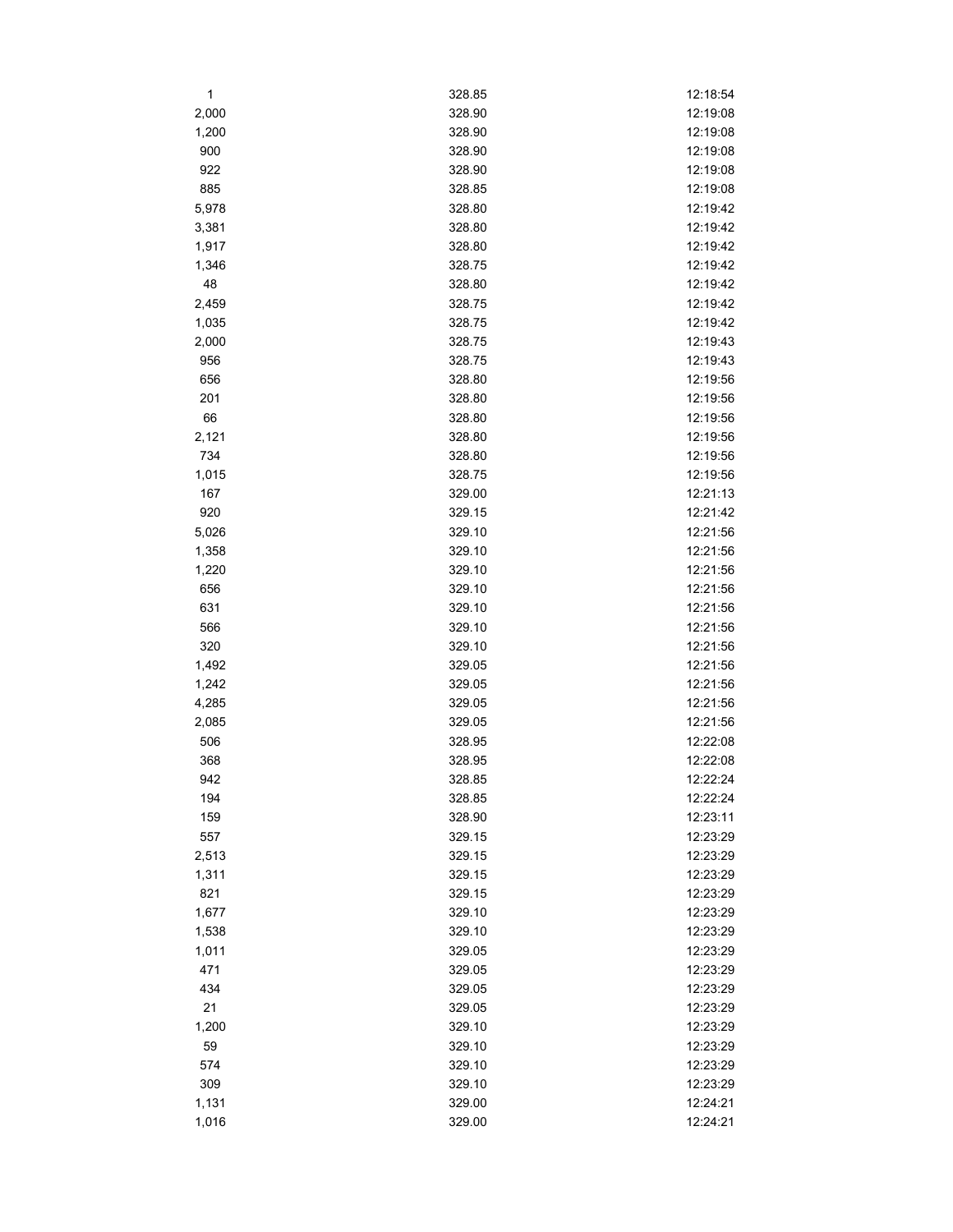| | | |
|---|---|---|
| 1 | 328.85 | 12:18:54 |
| 2,000 | 328.90 | 12:19:08 |
| 1,200 | 328.90 | 12:19:08 |
| 900 | 328.90 | 12:19:08 |
| 922 | 328.90 | 12:19:08 |
| 885 | 328.85 | 12:19:08 |
| 5,978 | 328.80 | 12:19:42 |
| 3,381 | 328.80 | 12:19:42 |
| 1,917 | 328.80 | 12:19:42 |
| 1,346 | 328.75 | 12:19:42 |
| 48 | 328.80 | 12:19:42 |
| 2,459 | 328.75 | 12:19:42 |
| 1,035 | 328.75 | 12:19:42 |
| 2,000 | 328.75 | 12:19:43 |
| 956 | 328.75 | 12:19:43 |
| 656 | 328.80 | 12:19:56 |
| 201 | 328.80 | 12:19:56 |
| 66 | 328.80 | 12:19:56 |
| 2,121 | 328.80 | 12:19:56 |
| 734 | 328.80 | 12:19:56 |
| 1,015 | 328.75 | 12:19:56 |
| 167 | 329.00 | 12:21:13 |
| 920 | 329.15 | 12:21:42 |
| 5,026 | 329.10 | 12:21:56 |
| 1,358 | 329.10 | 12:21:56 |
| 1,220 | 329.10 | 12:21:56 |
| 656 | 329.10 | 12:21:56 |
| 631 | 329.10 | 12:21:56 |
| 566 | 329.10 | 12:21:56 |
| 320 | 329.10 | 12:21:56 |
| 1,492 | 329.05 | 12:21:56 |
| 1,242 | 329.05 | 12:21:56 |
| 4,285 | 329.05 | 12:21:56 |
| 2,085 | 329.05 | 12:21:56 |
| 506 | 328.95 | 12:22:08 |
| 368 | 328.95 | 12:22:08 |
| 942 | 328.85 | 12:22:24 |
| 194 | 328.85 | 12:22:24 |
| 159 | 328.90 | 12:23:11 |
| 557 | 329.15 | 12:23:29 |
| 2,513 | 329.15 | 12:23:29 |
| 1,311 | 329.15 | 12:23:29 |
| 821 | 329.15 | 12:23:29 |
| 1,677 | 329.10 | 12:23:29 |
| 1,538 | 329.10 | 12:23:29 |
| 1,011 | 329.05 | 12:23:29 |
| 471 | 329.05 | 12:23:29 |
| 434 | 329.05 | 12:23:29 |
| 21 | 329.05 | 12:23:29 |
| 1,200 | 329.10 | 12:23:29 |
| 59 | 329.10 | 12:23:29 |
| 574 | 329.10 | 12:23:29 |
| 309 | 329.10 | 12:23:29 |
| 1,131 | 329.00 | 12:24:21 |
| 1,016 | 329.00 | 12:24:21 |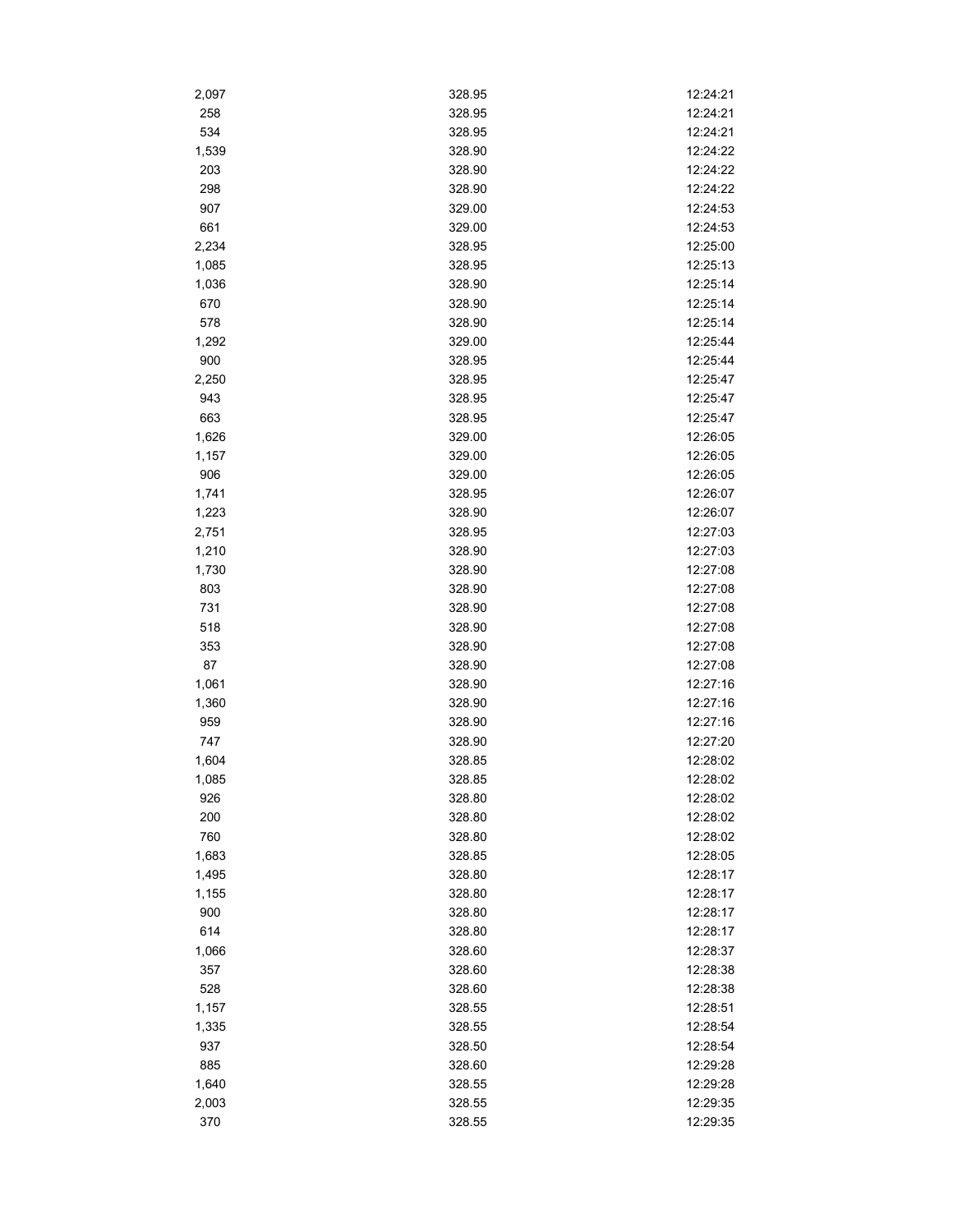| | | |
|---|---|---|
| 2,097 | 328.95 | 12:24:21 |
| 258 | 328.95 | 12:24:21 |
| 534 | 328.95 | 12:24:21 |
| 1,539 | 328.90 | 12:24:22 |
| 203 | 328.90 | 12:24:22 |
| 298 | 328.90 | 12:24:22 |
| 907 | 329.00 | 12:24:53 |
| 661 | 329.00 | 12:24:53 |
| 2,234 | 328.95 | 12:25:00 |
| 1,085 | 328.95 | 12:25:13 |
| 1,036 | 328.90 | 12:25:14 |
| 670 | 328.90 | 12:25:14 |
| 578 | 328.90 | 12:25:14 |
| 1,292 | 329.00 | 12:25:44 |
| 900 | 328.95 | 12:25:44 |
| 2,250 | 328.95 | 12:25:47 |
| 943 | 328.95 | 12:25:47 |
| 663 | 328.95 | 12:25:47 |
| 1,626 | 329.00 | 12:26:05 |
| 1,157 | 329.00 | 12:26:05 |
| 906 | 329.00 | 12:26:05 |
| 1,741 | 328.95 | 12:26:07 |
| 1,223 | 328.90 | 12:26:07 |
| 2,751 | 328.95 | 12:27:03 |
| 1,210 | 328.90 | 12:27:03 |
| 1,730 | 328.90 | 12:27:08 |
| 803 | 328.90 | 12:27:08 |
| 731 | 328.90 | 12:27:08 |
| 518 | 328.90 | 12:27:08 |
| 353 | 328.90 | 12:27:08 |
| 87 | 328.90 | 12:27:08 |
| 1,061 | 328.90 | 12:27:16 |
| 1,360 | 328.90 | 12:27:16 |
| 959 | 328.90 | 12:27:16 |
| 747 | 328.90 | 12:27:20 |
| 1,604 | 328.85 | 12:28:02 |
| 1,085 | 328.85 | 12:28:02 |
| 926 | 328.80 | 12:28:02 |
| 200 | 328.80 | 12:28:02 |
| 760 | 328.80 | 12:28:02 |
| 1,683 | 328.85 | 12:28:05 |
| 1,495 | 328.80 | 12:28:17 |
| 1,155 | 328.80 | 12:28:17 |
| 900 | 328.80 | 12:28:17 |
| 614 | 328.80 | 12:28:17 |
| 1,066 | 328.60 | 12:28:37 |
| 357 | 328.60 | 12:28:38 |
| 528 | 328.60 | 12:28:38 |
| 1,157 | 328.55 | 12:28:51 |
| 1,335 | 328.55 | 12:28:54 |
| 937 | 328.50 | 12:28:54 |
| 885 | 328.60 | 12:29:28 |
| 1,640 | 328.55 | 12:29:28 |
| 2,003 | 328.55 | 12:29:35 |
| 370 | 328.55 | 12:29:35 |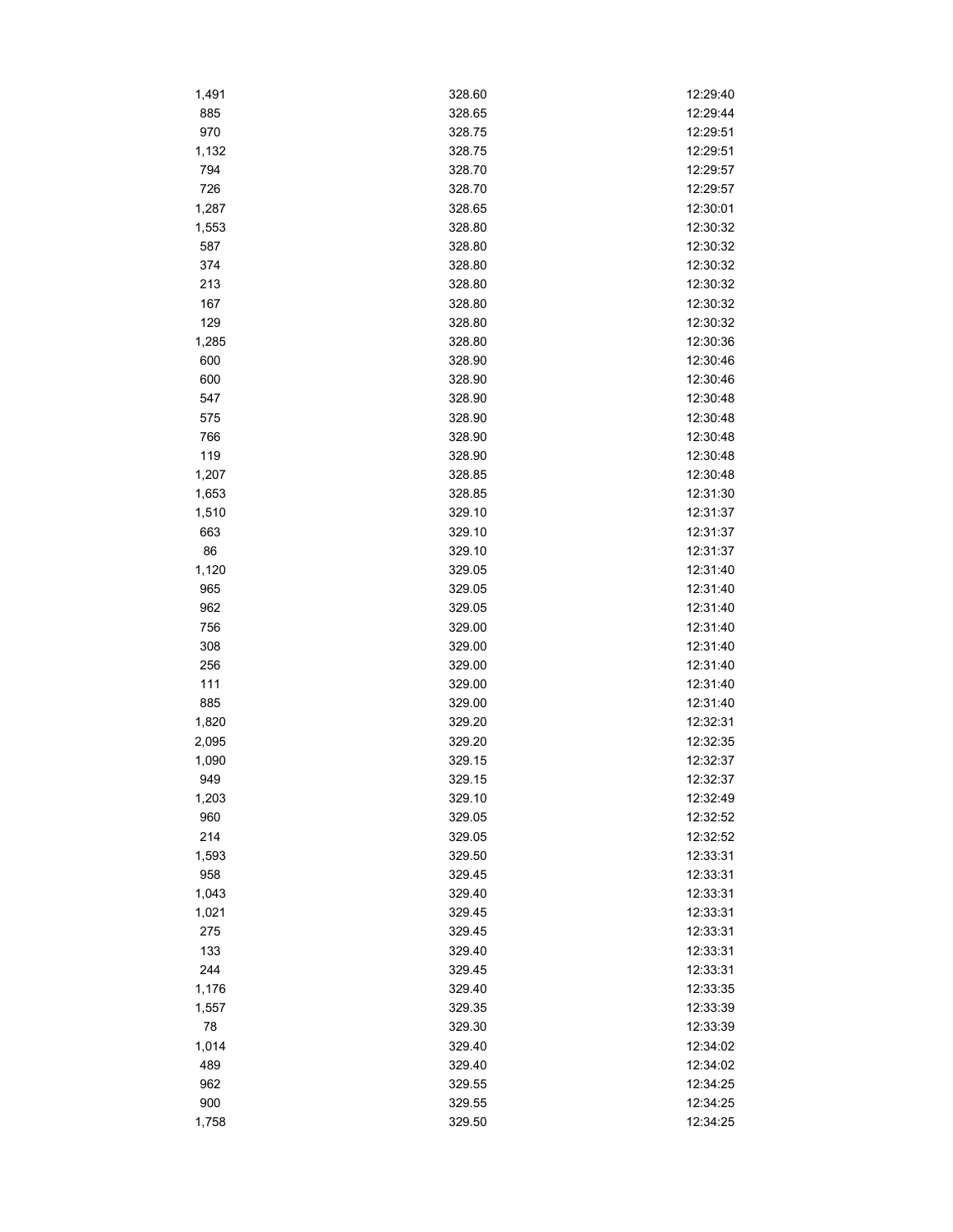| | | |
|---|---|---|
| 1,491 | 328.60 | 12:29:40 |
| 885 | 328.65 | 12:29:44 |
| 970 | 328.75 | 12:29:51 |
| 1,132 | 328.75 | 12:29:51 |
| 794 | 328.70 | 12:29:57 |
| 726 | 328.70 | 12:29:57 |
| 1,287 | 328.65 | 12:30:01 |
| 1,553 | 328.80 | 12:30:32 |
| 587 | 328.80 | 12:30:32 |
| 374 | 328.80 | 12:30:32 |
| 213 | 328.80 | 12:30:32 |
| 167 | 328.80 | 12:30:32 |
| 129 | 328.80 | 12:30:32 |
| 1,285 | 328.80 | 12:30:36 |
| 600 | 328.90 | 12:30:46 |
| 600 | 328.90 | 12:30:46 |
| 547 | 328.90 | 12:30:48 |
| 575 | 328.90 | 12:30:48 |
| 766 | 328.90 | 12:30:48 |
| 119 | 328.90 | 12:30:48 |
| 1,207 | 328.85 | 12:30:48 |
| 1,653 | 328.85 | 12:31:30 |
| 1,510 | 329.10 | 12:31:37 |
| 663 | 329.10 | 12:31:37 |
| 86 | 329.10 | 12:31:37 |
| 1,120 | 329.05 | 12:31:40 |
| 965 | 329.05 | 12:31:40 |
| 962 | 329.05 | 12:31:40 |
| 756 | 329.00 | 12:31:40 |
| 308 | 329.00 | 12:31:40 |
| 256 | 329.00 | 12:31:40 |
| 111 | 329.00 | 12:31:40 |
| 885 | 329.00 | 12:31:40 |
| 1,820 | 329.20 | 12:32:31 |
| 2,095 | 329.20 | 12:32:35 |
| 1,090 | 329.15 | 12:32:37 |
| 949 | 329.15 | 12:32:37 |
| 1,203 | 329.10 | 12:32:49 |
| 960 | 329.05 | 12:32:52 |
| 214 | 329.05 | 12:32:52 |
| 1,593 | 329.50 | 12:33:31 |
| 958 | 329.45 | 12:33:31 |
| 1,043 | 329.40 | 12:33:31 |
| 1,021 | 329.45 | 12:33:31 |
| 275 | 329.45 | 12:33:31 |
| 133 | 329.40 | 12:33:31 |
| 244 | 329.45 | 12:33:31 |
| 1,176 | 329.40 | 12:33:35 |
| 1,557 | 329.35 | 12:33:39 |
| 78 | 329.30 | 12:33:39 |
| 1,014 | 329.40 | 12:34:02 |
| 489 | 329.40 | 12:34:02 |
| 962 | 329.55 | 12:34:25 |
| 900 | 329.55 | 12:34:25 |
| 1,758 | 329.50 | 12:34:25 |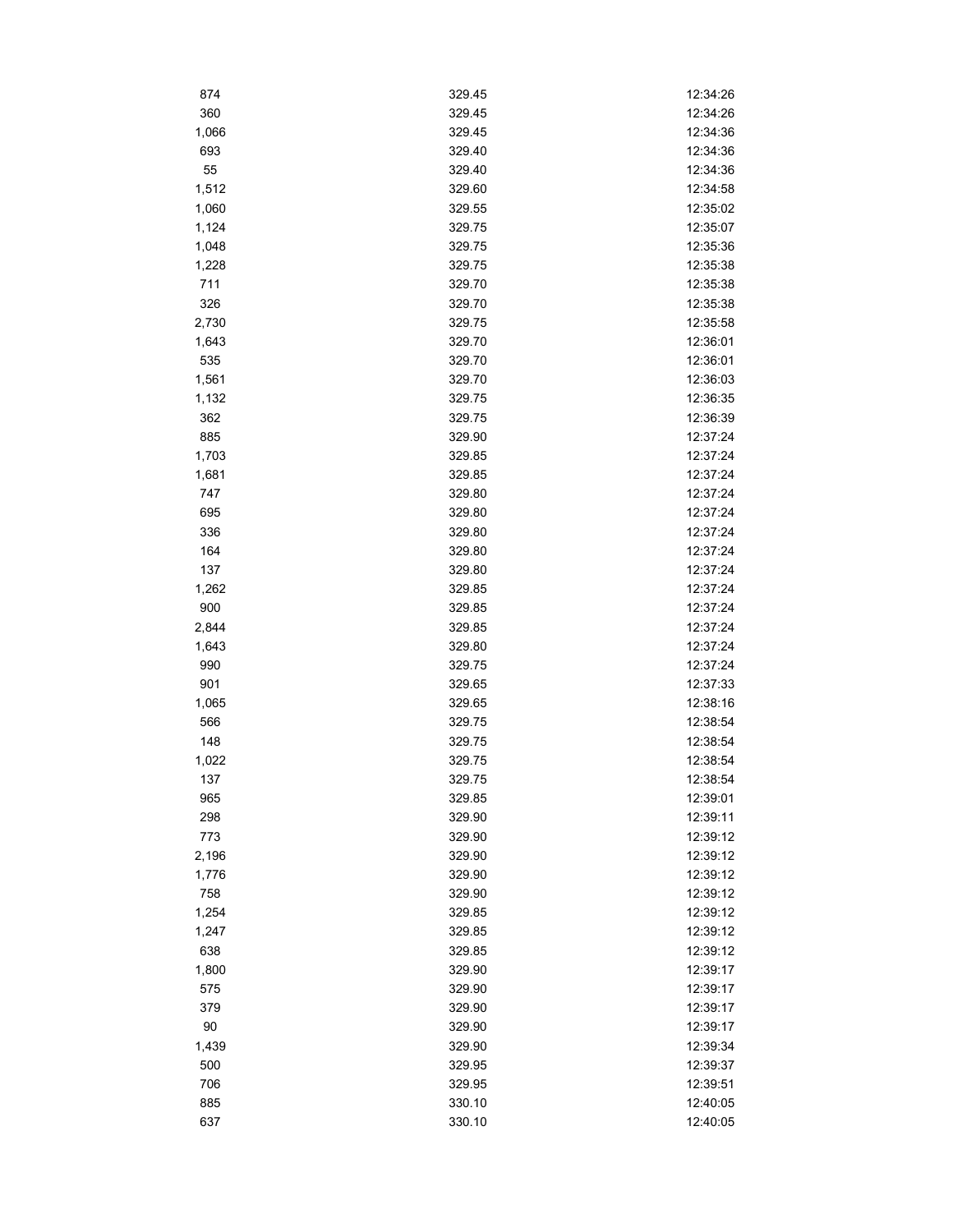| | | |
|---|---|---|
| 874 | 329.45 | 12:34:26 |
| 360 | 329.45 | 12:34:26 |
| 1,066 | 329.45 | 12:34:36 |
| 693 | 329.40 | 12:34:36 |
| 55 | 329.40 | 12:34:36 |
| 1,512 | 329.60 | 12:34:58 |
| 1,060 | 329.55 | 12:35:02 |
| 1,124 | 329.75 | 12:35:07 |
| 1,048 | 329.75 | 12:35:36 |
| 1,228 | 329.75 | 12:35:38 |
| 711 | 329.70 | 12:35:38 |
| 326 | 329.70 | 12:35:38 |
| 2,730 | 329.75 | 12:35:58 |
| 1,643 | 329.70 | 12:36:01 |
| 535 | 329.70 | 12:36:01 |
| 1,561 | 329.70 | 12:36:03 |
| 1,132 | 329.75 | 12:36:35 |
| 362 | 329.75 | 12:36:39 |
| 885 | 329.90 | 12:37:24 |
| 1,703 | 329.85 | 12:37:24 |
| 1,681 | 329.85 | 12:37:24 |
| 747 | 329.80 | 12:37:24 |
| 695 | 329.80 | 12:37:24 |
| 336 | 329.80 | 12:37:24 |
| 164 | 329.80 | 12:37:24 |
| 137 | 329.80 | 12:37:24 |
| 1,262 | 329.85 | 12:37:24 |
| 900 | 329.85 | 12:37:24 |
| 2,844 | 329.85 | 12:37:24 |
| 1,643 | 329.80 | 12:37:24 |
| 990 | 329.75 | 12:37:24 |
| 901 | 329.65 | 12:37:33 |
| 1,065 | 329.65 | 12:38:16 |
| 566 | 329.75 | 12:38:54 |
| 148 | 329.75 | 12:38:54 |
| 1,022 | 329.75 | 12:38:54 |
| 137 | 329.75 | 12:38:54 |
| 965 | 329.85 | 12:39:01 |
| 298 | 329.90 | 12:39:11 |
| 773 | 329.90 | 12:39:12 |
| 2,196 | 329.90 | 12:39:12 |
| 1,776 | 329.90 | 12:39:12 |
| 758 | 329.90 | 12:39:12 |
| 1,254 | 329.85 | 12:39:12 |
| 1,247 | 329.85 | 12:39:12 |
| 638 | 329.85 | 12:39:12 |
| 1,800 | 329.90 | 12:39:17 |
| 575 | 329.90 | 12:39:17 |
| 379 | 329.90 | 12:39:17 |
| 90 | 329.90 | 12:39:17 |
| 1,439 | 329.90 | 12:39:34 |
| 500 | 329.95 | 12:39:37 |
| 706 | 329.95 | 12:39:51 |
| 885 | 330.10 | 12:40:05 |
| 637 | 330.10 | 12:40:05 |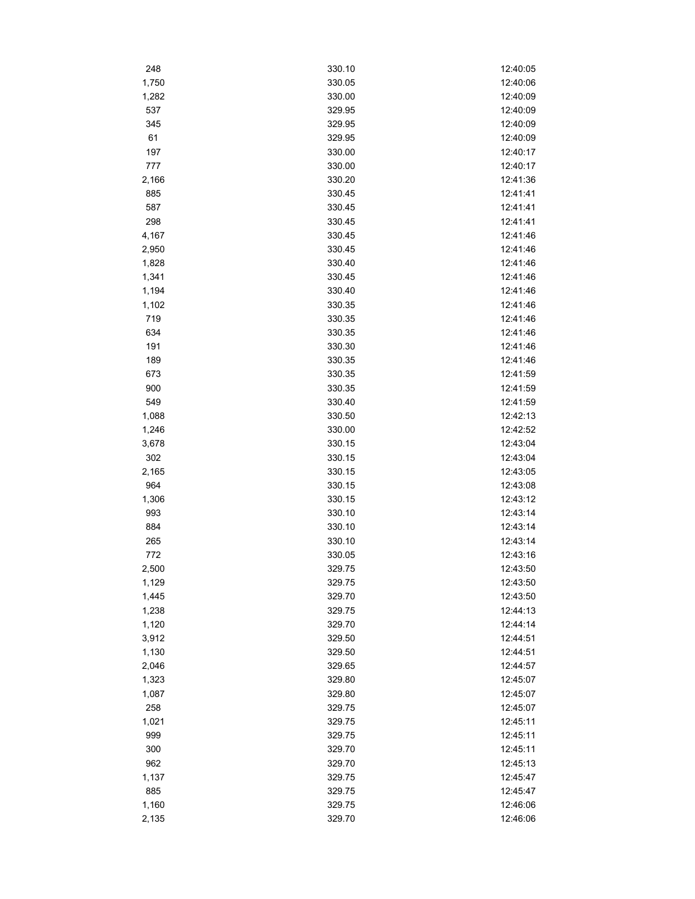| | | |
|---|---|---|
| 248 | 330.10 | 12:40:05 |
| 1,750 | 330.05 | 12:40:06 |
| 1,282 | 330.00 | 12:40:09 |
| 537 | 329.95 | 12:40:09 |
| 345 | 329.95 | 12:40:09 |
| 61 | 329.95 | 12:40:09 |
| 197 | 330.00 | 12:40:17 |
| 777 | 330.00 | 12:40:17 |
| 2,166 | 330.20 | 12:41:36 |
| 885 | 330.45 | 12:41:41 |
| 587 | 330.45 | 12:41:41 |
| 298 | 330.45 | 12:41:41 |
| 4,167 | 330.45 | 12:41:46 |
| 2,950 | 330.45 | 12:41:46 |
| 1,828 | 330.40 | 12:41:46 |
| 1,341 | 330.45 | 12:41:46 |
| 1,194 | 330.40 | 12:41:46 |
| 1,102 | 330.35 | 12:41:46 |
| 719 | 330.35 | 12:41:46 |
| 634 | 330.35 | 12:41:46 |
| 191 | 330.30 | 12:41:46 |
| 189 | 330.35 | 12:41:46 |
| 673 | 330.35 | 12:41:59 |
| 900 | 330.35 | 12:41:59 |
| 549 | 330.40 | 12:41:59 |
| 1,088 | 330.50 | 12:42:13 |
| 1,246 | 330.00 | 12:42:52 |
| 3,678 | 330.15 | 12:43:04 |
| 302 | 330.15 | 12:43:04 |
| 2,165 | 330.15 | 12:43:05 |
| 964 | 330.15 | 12:43:08 |
| 1,306 | 330.15 | 12:43:12 |
| 993 | 330.10 | 12:43:14 |
| 884 | 330.10 | 12:43:14 |
| 265 | 330.10 | 12:43:14 |
| 772 | 330.05 | 12:43:16 |
| 2,500 | 329.75 | 12:43:50 |
| 1,129 | 329.75 | 12:43:50 |
| 1,445 | 329.70 | 12:43:50 |
| 1,238 | 329.75 | 12:44:13 |
| 1,120 | 329.70 | 12:44:14 |
| 3,912 | 329.50 | 12:44:51 |
| 1,130 | 329.50 | 12:44:51 |
| 2,046 | 329.65 | 12:44:57 |
| 1,323 | 329.80 | 12:45:07 |
| 1,087 | 329.80 | 12:45:07 |
| 258 | 329.75 | 12:45:07 |
| 1,021 | 329.75 | 12:45:11 |
| 999 | 329.75 | 12:45:11 |
| 300 | 329.70 | 12:45:11 |
| 962 | 329.70 | 12:45:13 |
| 1,137 | 329.75 | 12:45:47 |
| 885 | 329.75 | 12:45:47 |
| 1,160 | 329.75 | 12:46:06 |
| 2,135 | 329.70 | 12:46:06 |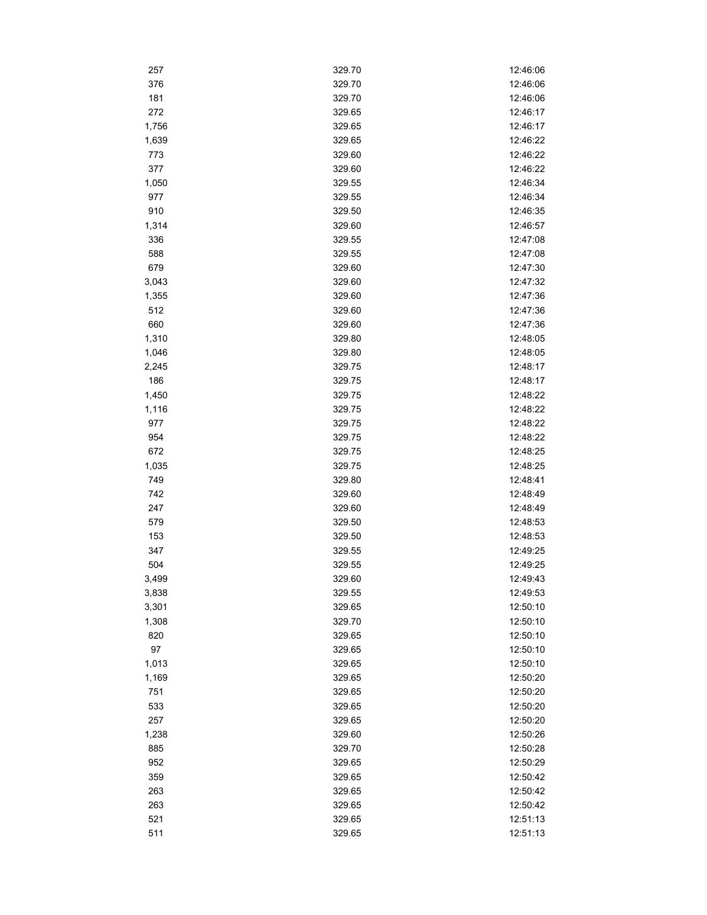| | | |
|---|---|---|
| 257 | 329.70 | 12:46:06 |
| 376 | 329.70 | 12:46:06 |
| 181 | 329.70 | 12:46:06 |
| 272 | 329.65 | 12:46:17 |
| 1,756 | 329.65 | 12:46:17 |
| 1,639 | 329.65 | 12:46:22 |
| 773 | 329.60 | 12:46:22 |
| 377 | 329.60 | 12:46:22 |
| 1,050 | 329.55 | 12:46:34 |
| 977 | 329.55 | 12:46:34 |
| 910 | 329.50 | 12:46:35 |
| 1,314 | 329.60 | 12:46:57 |
| 336 | 329.55 | 12:47:08 |
| 588 | 329.55 | 12:47:08 |
| 679 | 329.60 | 12:47:30 |
| 3,043 | 329.60 | 12:47:32 |
| 1,355 | 329.60 | 12:47:36 |
| 512 | 329.60 | 12:47:36 |
| 660 | 329.60 | 12:47:36 |
| 1,310 | 329.80 | 12:48:05 |
| 1,046 | 329.80 | 12:48:05 |
| 2,245 | 329.75 | 12:48:17 |
| 186 | 329.75 | 12:48:17 |
| 1,450 | 329.75 | 12:48:22 |
| 1,116 | 329.75 | 12:48:22 |
| 977 | 329.75 | 12:48:22 |
| 954 | 329.75 | 12:48:22 |
| 672 | 329.75 | 12:48:25 |
| 1,035 | 329.75 | 12:48:25 |
| 749 | 329.80 | 12:48:41 |
| 742 | 329.60 | 12:48:49 |
| 247 | 329.60 | 12:48:49 |
| 579 | 329.50 | 12:48:53 |
| 153 | 329.50 | 12:48:53 |
| 347 | 329.55 | 12:49:25 |
| 504 | 329.55 | 12:49:25 |
| 3,499 | 329.60 | 12:49:43 |
| 3,838 | 329.55 | 12:49:53 |
| 3,301 | 329.65 | 12:50:10 |
| 1,308 | 329.70 | 12:50:10 |
| 820 | 329.65 | 12:50:10 |
| 97 | 329.65 | 12:50:10 |
| 1,013 | 329.65 | 12:50:10 |
| 1,169 | 329.65 | 12:50:20 |
| 751 | 329.65 | 12:50:20 |
| 533 | 329.65 | 12:50:20 |
| 257 | 329.65 | 12:50:20 |
| 1,238 | 329.60 | 12:50:26 |
| 885 | 329.70 | 12:50:28 |
| 952 | 329.65 | 12:50:29 |
| 359 | 329.65 | 12:50:42 |
| 263 | 329.65 | 12:50:42 |
| 263 | 329.65 | 12:50:42 |
| 521 | 329.65 | 12:51:13 |
| 511 | 329.65 | 12:51:13 |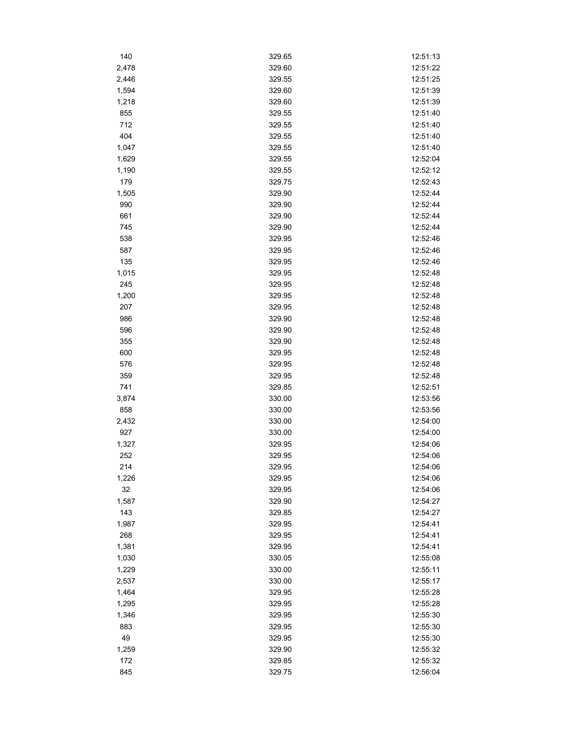| | | |
|---|---|---|
| 140 | 329.65 | 12:51:13 |
| 2,478 | 329.60 | 12:51:22 |
| 2,446 | 329.55 | 12:51:25 |
| 1,594 | 329.60 | 12:51:39 |
| 1,218 | 329.60 | 12:51:39 |
| 855 | 329.55 | 12:51:40 |
| 712 | 329.55 | 12:51:40 |
| 404 | 329.55 | 12:51:40 |
| 1,047 | 329.55 | 12:51:40 |
| 1,629 | 329.55 | 12:52:04 |
| 1,190 | 329.55 | 12:52:12 |
| 179 | 329.75 | 12:52:43 |
| 1,505 | 329.90 | 12:52:44 |
| 990 | 329.90 | 12:52:44 |
| 661 | 329.90 | 12:52:44 |
| 745 | 329.90 | 12:52:44 |
| 538 | 329.95 | 12:52:46 |
| 587 | 329.95 | 12:52:46 |
| 135 | 329.95 | 12:52:46 |
| 1,015 | 329.95 | 12:52:48 |
| 245 | 329.95 | 12:52:48 |
| 1,200 | 329.95 | 12:52:48 |
| 207 | 329.95 | 12:52:48 |
| 986 | 329.90 | 12:52:48 |
| 596 | 329.90 | 12:52:48 |
| 355 | 329.90 | 12:52:48 |
| 600 | 329.95 | 12:52:48 |
| 576 | 329.95 | 12:52:48 |
| 359 | 329.95 | 12:52:48 |
| 741 | 329.85 | 12:52:51 |
| 3,874 | 330.00 | 12:53:56 |
| 858 | 330.00 | 12:53:56 |
| 2,432 | 330.00 | 12:54:00 |
| 927 | 330.00 | 12:54:00 |
| 1,327 | 329.95 | 12:54:06 |
| 252 | 329.95 | 12:54:06 |
| 214 | 329.95 | 12:54:06 |
| 1,226 | 329.95 | 12:54:06 |
| 32 | 329.95 | 12:54:06 |
| 1,587 | 329.90 | 12:54:27 |
| 143 | 329.85 | 12:54:27 |
| 1,987 | 329.95 | 12:54:41 |
| 268 | 329.95 | 12:54:41 |
| 1,381 | 329.95 | 12:54:41 |
| 1,030 | 330.05 | 12:55:08 |
| 1,229 | 330.00 | 12:55:11 |
| 2,537 | 330.00 | 12:55:17 |
| 1,464 | 329.95 | 12:55:28 |
| 1,295 | 329.95 | 12:55:28 |
| 1,346 | 329.95 | 12:55:30 |
| 883 | 329.95 | 12:55:30 |
| 49 | 329.95 | 12:55:30 |
| 1,259 | 329.90 | 12:55:32 |
| 172 | 329.85 | 12:55:32 |
| 845 | 329.75 | 12:56:04 |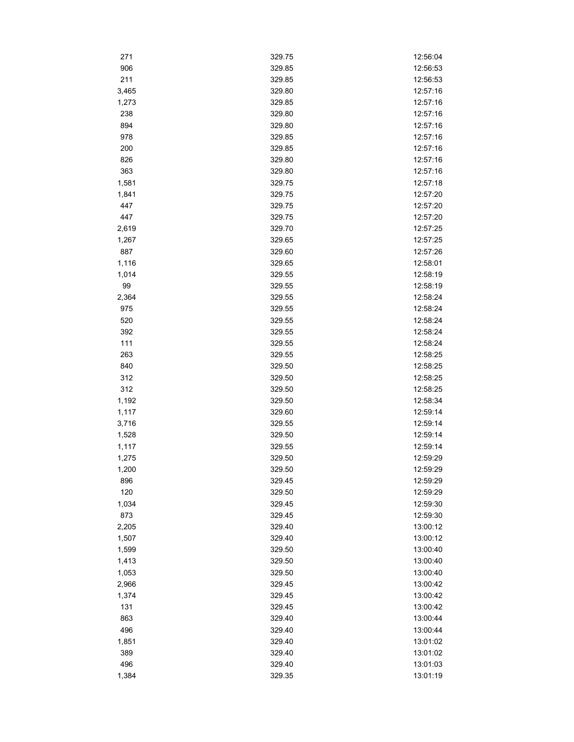| | | |
|---|---|---|
| 271 | 329.75 | 12:56:04 |
| 906 | 329.85 | 12:56:53 |
| 211 | 329.85 | 12:56:53 |
| 3,465 | 329.80 | 12:57:16 |
| 1,273 | 329.85 | 12:57:16 |
| 238 | 329.80 | 12:57:16 |
| 894 | 329.80 | 12:57:16 |
| 978 | 329.85 | 12:57:16 |
| 200 | 329.85 | 12:57:16 |
| 826 | 329.80 | 12:57:16 |
| 363 | 329.80 | 12:57:16 |
| 1,581 | 329.75 | 12:57:18 |
| 1,841 | 329.75 | 12:57:20 |
| 447 | 329.75 | 12:57:20 |
| 447 | 329.75 | 12:57:20 |
| 2,619 | 329.70 | 12:57:25 |
| 1,267 | 329.65 | 12:57:25 |
| 887 | 329.60 | 12:57:26 |
| 1,116 | 329.65 | 12:58:01 |
| 1,014 | 329.55 | 12:58:19 |
| 99 | 329.55 | 12:58:19 |
| 2,364 | 329.55 | 12:58:24 |
| 975 | 329.55 | 12:58:24 |
| 520 | 329.55 | 12:58:24 |
| 392 | 329.55 | 12:58:24 |
| 111 | 329.55 | 12:58:24 |
| 263 | 329.55 | 12:58:25 |
| 840 | 329.50 | 12:58:25 |
| 312 | 329.50 | 12:58:25 |
| 312 | 329.50 | 12:58:25 |
| 1,192 | 329.50 | 12:58:34 |
| 1,117 | 329.60 | 12:59:14 |
| 3,716 | 329.55 | 12:59:14 |
| 1,528 | 329.50 | 12:59:14 |
| 1,117 | 329.55 | 12:59:14 |
| 1,275 | 329.50 | 12:59:29 |
| 1,200 | 329.50 | 12:59:29 |
| 896 | 329.45 | 12:59:29 |
| 120 | 329.50 | 12:59:29 |
| 1,034 | 329.45 | 12:59:30 |
| 873 | 329.45 | 12:59:30 |
| 2,205 | 329.40 | 13:00:12 |
| 1,507 | 329.40 | 13:00:12 |
| 1,599 | 329.50 | 13:00:40 |
| 1,413 | 329.50 | 13:00:40 |
| 1,053 | 329.50 | 13:00:40 |
| 2,966 | 329.45 | 13:00:42 |
| 1,374 | 329.45 | 13:00:42 |
| 131 | 329.45 | 13:00:42 |
| 863 | 329.40 | 13:00:44 |
| 496 | 329.40 | 13:00:44 |
| 1,851 | 329.40 | 13:01:02 |
| 389 | 329.40 | 13:01:02 |
| 496 | 329.40 | 13:01:03 |
| 1,384 | 329.35 | 13:01:19 |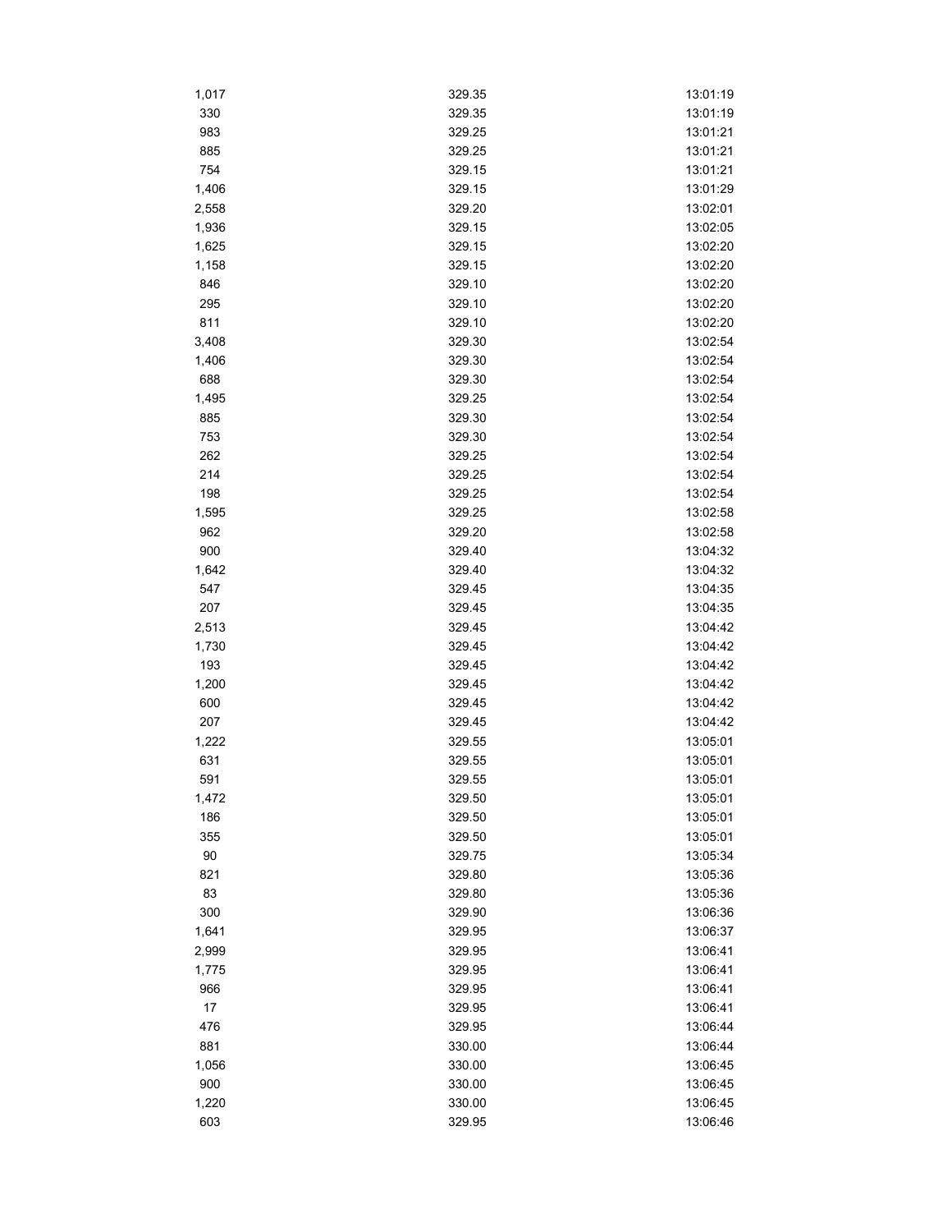| | | |
|---|---|---|
| 1,017 | 329.35 | 13:01:19 |
| 330 | 329.35 | 13:01:19 |
| 983 | 329.25 | 13:01:21 |
| 885 | 329.25 | 13:01:21 |
| 754 | 329.15 | 13:01:21 |
| 1,406 | 329.15 | 13:01:29 |
| 2,558 | 329.20 | 13:02:01 |
| 1,936 | 329.15 | 13:02:05 |
| 1,625 | 329.15 | 13:02:20 |
| 1,158 | 329.15 | 13:02:20 |
| 846 | 329.10 | 13:02:20 |
| 295 | 329.10 | 13:02:20 |
| 811 | 329.10 | 13:02:20 |
| 3,408 | 329.30 | 13:02:54 |
| 1,406 | 329.30 | 13:02:54 |
| 688 | 329.30 | 13:02:54 |
| 1,495 | 329.25 | 13:02:54 |
| 885 | 329.30 | 13:02:54 |
| 753 | 329.30 | 13:02:54 |
| 262 | 329.25 | 13:02:54 |
| 214 | 329.25 | 13:02:54 |
| 198 | 329.25 | 13:02:54 |
| 1,595 | 329.25 | 13:02:58 |
| 962 | 329.20 | 13:02:58 |
| 900 | 329.40 | 13:04:32 |
| 1,642 | 329.40 | 13:04:32 |
| 547 | 329.45 | 13:04:35 |
| 207 | 329.45 | 13:04:35 |
| 2,513 | 329.45 | 13:04:42 |
| 1,730 | 329.45 | 13:04:42 |
| 193 | 329.45 | 13:04:42 |
| 1,200 | 329.45 | 13:04:42 |
| 600 | 329.45 | 13:04:42 |
| 207 | 329.45 | 13:04:42 |
| 1,222 | 329.55 | 13:05:01 |
| 631 | 329.55 | 13:05:01 |
| 591 | 329.55 | 13:05:01 |
| 1,472 | 329.50 | 13:05:01 |
| 186 | 329.50 | 13:05:01 |
| 355 | 329.50 | 13:05:01 |
| 90 | 329.75 | 13:05:34 |
| 821 | 329.80 | 13:05:36 |
| 83 | 329.80 | 13:05:36 |
| 300 | 329.90 | 13:06:36 |
| 1,641 | 329.95 | 13:06:37 |
| 2,999 | 329.95 | 13:06:41 |
| 1,775 | 329.95 | 13:06:41 |
| 966 | 329.95 | 13:06:41 |
| 17 | 329.95 | 13:06:41 |
| 476 | 329.95 | 13:06:44 |
| 881 | 330.00 | 13:06:44 |
| 1,056 | 330.00 | 13:06:45 |
| 900 | 330.00 | 13:06:45 |
| 1,220 | 330.00 | 13:06:45 |
| 603 | 329.95 | 13:06:46 |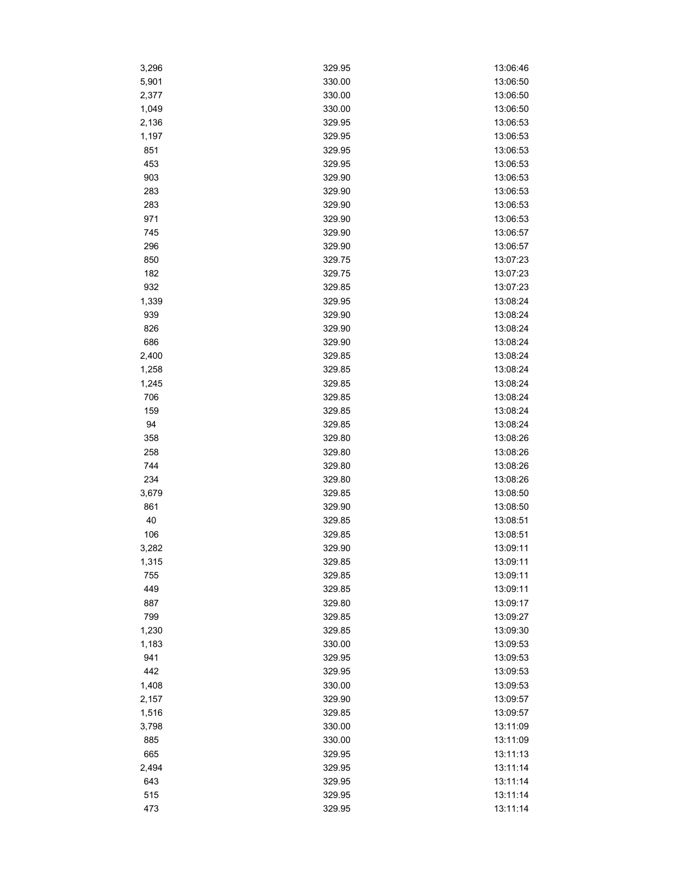| | | |
|---|---|---|
| 3,296 | 329.95 | 13:06:46 |
| 5,901 | 330.00 | 13:06:50 |
| 2,377 | 330.00 | 13:06:50 |
| 1,049 | 330.00 | 13:06:50 |
| 2,136 | 329.95 | 13:06:53 |
| 1,197 | 329.95 | 13:06:53 |
| 851 | 329.95 | 13:06:53 |
| 453 | 329.95 | 13:06:53 |
| 903 | 329.90 | 13:06:53 |
| 283 | 329.90 | 13:06:53 |
| 283 | 329.90 | 13:06:53 |
| 971 | 329.90 | 13:06:53 |
| 745 | 329.90 | 13:06:57 |
| 296 | 329.90 | 13:06:57 |
| 850 | 329.75 | 13:07:23 |
| 182 | 329.75 | 13:07:23 |
| 932 | 329.85 | 13:07:23 |
| 1,339 | 329.95 | 13:08:24 |
| 939 | 329.90 | 13:08:24 |
| 826 | 329.90 | 13:08:24 |
| 686 | 329.90 | 13:08:24 |
| 2,400 | 329.85 | 13:08:24 |
| 1,258 | 329.85 | 13:08:24 |
| 1,245 | 329.85 | 13:08:24 |
| 706 | 329.85 | 13:08:24 |
| 159 | 329.85 | 13:08:24 |
| 94 | 329.85 | 13:08:24 |
| 358 | 329.80 | 13:08:26 |
| 258 | 329.80 | 13:08:26 |
| 744 | 329.80 | 13:08:26 |
| 234 | 329.80 | 13:08:26 |
| 3,679 | 329.85 | 13:08:50 |
| 861 | 329.90 | 13:08:50 |
| 40 | 329.85 | 13:08:51 |
| 106 | 329.85 | 13:08:51 |
| 3,282 | 329.90 | 13:09:11 |
| 1,315 | 329.85 | 13:09:11 |
| 755 | 329.85 | 13:09:11 |
| 449 | 329.85 | 13:09:11 |
| 887 | 329.80 | 13:09:17 |
| 799 | 329.85 | 13:09:27 |
| 1,230 | 329.85 | 13:09:30 |
| 1,183 | 330.00 | 13:09:53 |
| 941 | 329.95 | 13:09:53 |
| 442 | 329.95 | 13:09:53 |
| 1,408 | 330.00 | 13:09:53 |
| 2,157 | 329.90 | 13:09:57 |
| 1,516 | 329.85 | 13:09:57 |
| 3,798 | 330.00 | 13:11:09 |
| 885 | 330.00 | 13:11:09 |
| 665 | 329.95 | 13:11:13 |
| 2,494 | 329.95 | 13:11:14 |
| 643 | 329.95 | 13:11:14 |
| 515 | 329.95 | 13:11:14 |
| 473 | 329.95 | 13:11:14 |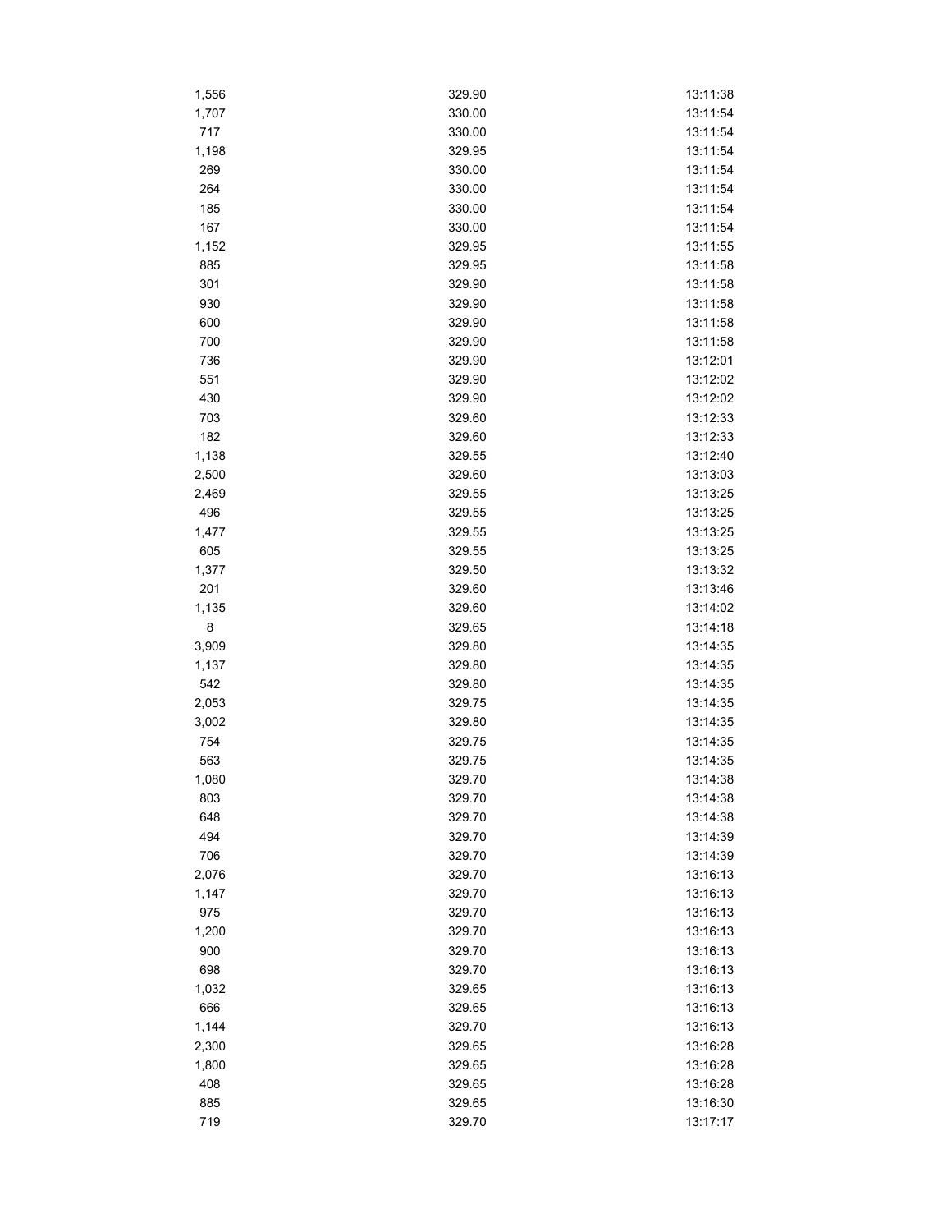| | | |
|---|---|---|
| 1,556 | 329.90 | 13:11:38 |
| 1,707 | 330.00 | 13:11:54 |
| 717 | 330.00 | 13:11:54 |
| 1,198 | 329.95 | 13:11:54 |
| 269 | 330.00 | 13:11:54 |
| 264 | 330.00 | 13:11:54 |
| 185 | 330.00 | 13:11:54 |
| 167 | 330.00 | 13:11:54 |
| 1,152 | 329.95 | 13:11:55 |
| 885 | 329.95 | 13:11:58 |
| 301 | 329.90 | 13:11:58 |
| 930 | 329.90 | 13:11:58 |
| 600 | 329.90 | 13:11:58 |
| 700 | 329.90 | 13:11:58 |
| 736 | 329.90 | 13:12:01 |
| 551 | 329.90 | 13:12:02 |
| 430 | 329.90 | 13:12:02 |
| 703 | 329.60 | 13:12:33 |
| 182 | 329.60 | 13:12:33 |
| 1,138 | 329.55 | 13:12:40 |
| 2,500 | 329.60 | 13:13:03 |
| 2,469 | 329.55 | 13:13:25 |
| 496 | 329.55 | 13:13:25 |
| 1,477 | 329.55 | 13:13:25 |
| 605 | 329.55 | 13:13:25 |
| 1,377 | 329.50 | 13:13:32 |
| 201 | 329.60 | 13:13:46 |
| 1,135 | 329.60 | 13:14:02 |
| 8 | 329.65 | 13:14:18 |
| 3,909 | 329.80 | 13:14:35 |
| 1,137 | 329.80 | 13:14:35 |
| 542 | 329.80 | 13:14:35 |
| 2,053 | 329.75 | 13:14:35 |
| 3,002 | 329.80 | 13:14:35 |
| 754 | 329.75 | 13:14:35 |
| 563 | 329.75 | 13:14:35 |
| 1,080 | 329.70 | 13:14:38 |
| 803 | 329.70 | 13:14:38 |
| 648 | 329.70 | 13:14:38 |
| 494 | 329.70 | 13:14:39 |
| 706 | 329.70 | 13:14:39 |
| 2,076 | 329.70 | 13:16:13 |
| 1,147 | 329.70 | 13:16:13 |
| 975 | 329.70 | 13:16:13 |
| 1,200 | 329.70 | 13:16:13 |
| 900 | 329.70 | 13:16:13 |
| 698 | 329.70 | 13:16:13 |
| 1,032 | 329.65 | 13:16:13 |
| 666 | 329.65 | 13:16:13 |
| 1,144 | 329.70 | 13:16:13 |
| 2,300 | 329.65 | 13:16:28 |
| 1,800 | 329.65 | 13:16:28 |
| 408 | 329.65 | 13:16:28 |
| 885 | 329.65 | 13:16:30 |
| 719 | 329.70 | 13:17:17 |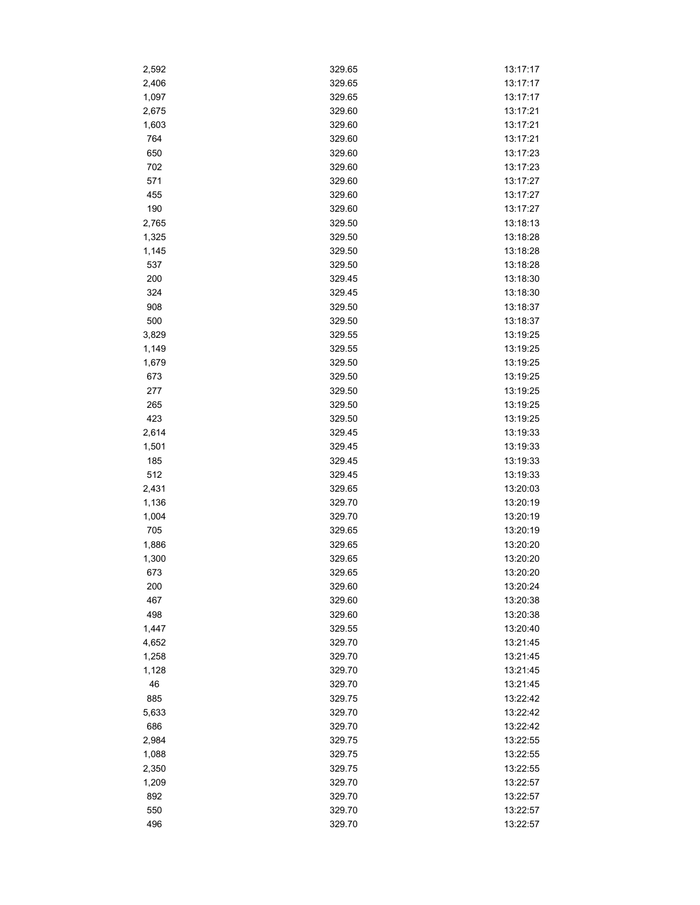| | | |
|---|---|---|
| 2,592 | 329.65 | 13:17:17 |
| 2,406 | 329.65 | 13:17:17 |
| 1,097 | 329.65 | 13:17:17 |
| 2,675 | 329.60 | 13:17:21 |
| 1,603 | 329.60 | 13:17:21 |
| 764 | 329.60 | 13:17:21 |
| 650 | 329.60 | 13:17:23 |
| 702 | 329.60 | 13:17:23 |
| 571 | 329.60 | 13:17:27 |
| 455 | 329.60 | 13:17:27 |
| 190 | 329.60 | 13:17:27 |
| 2,765 | 329.50 | 13:18:13 |
| 1,325 | 329.50 | 13:18:28 |
| 1,145 | 329.50 | 13:18:28 |
| 537 | 329.50 | 13:18:28 |
| 200 | 329.45 | 13:18:30 |
| 324 | 329.45 | 13:18:30 |
| 908 | 329.50 | 13:18:37 |
| 500 | 329.50 | 13:18:37 |
| 3,829 | 329.55 | 13:19:25 |
| 1,149 | 329.55 | 13:19:25 |
| 1,679 | 329.50 | 13:19:25 |
| 673 | 329.50 | 13:19:25 |
| 277 | 329.50 | 13:19:25 |
| 265 | 329.50 | 13:19:25 |
| 423 | 329.50 | 13:19:25 |
| 2,614 | 329.45 | 13:19:33 |
| 1,501 | 329.45 | 13:19:33 |
| 185 | 329.45 | 13:19:33 |
| 512 | 329.45 | 13:19:33 |
| 2,431 | 329.65 | 13:20:03 |
| 1,136 | 329.70 | 13:20:19 |
| 1,004 | 329.70 | 13:20:19 |
| 705 | 329.65 | 13:20:19 |
| 1,886 | 329.65 | 13:20:20 |
| 1,300 | 329.65 | 13:20:20 |
| 673 | 329.65 | 13:20:20 |
| 200 | 329.60 | 13:20:24 |
| 467 | 329.60 | 13:20:38 |
| 498 | 329.60 | 13:20:38 |
| 1,447 | 329.55 | 13:20:40 |
| 4,652 | 329.70 | 13:21:45 |
| 1,258 | 329.70 | 13:21:45 |
| 1,128 | 329.70 | 13:21:45 |
| 46 | 329.70 | 13:21:45 |
| 885 | 329.75 | 13:22:42 |
| 5,633 | 329.70 | 13:22:42 |
| 686 | 329.70 | 13:22:42 |
| 2,984 | 329.75 | 13:22:55 |
| 1,088 | 329.75 | 13:22:55 |
| 2,350 | 329.75 | 13:22:55 |
| 1,209 | 329.70 | 13:22:57 |
| 892 | 329.70 | 13:22:57 |
| 550 | 329.70 | 13:22:57 |
| 496 | 329.70 | 13:22:57 |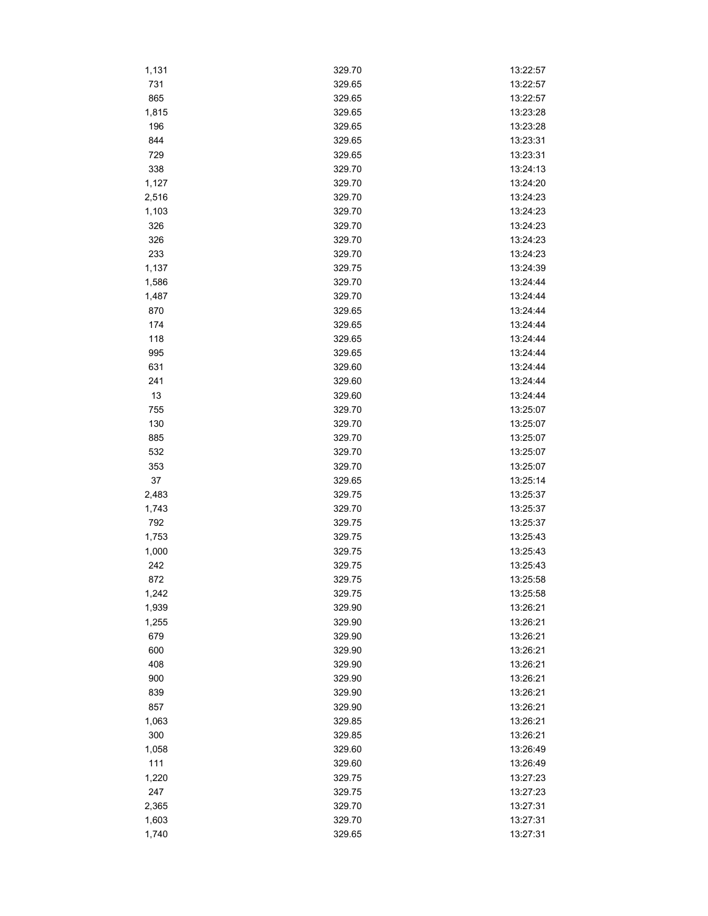| | | |
|---|---|---|
| 1,131 | 329.70 | 13:22:57 |
| 731 | 329.65 | 13:22:57 |
| 865 | 329.65 | 13:22:57 |
| 1,815 | 329.65 | 13:23:28 |
| 196 | 329.65 | 13:23:28 |
| 844 | 329.65 | 13:23:31 |
| 729 | 329.65 | 13:23:31 |
| 338 | 329.70 | 13:24:13 |
| 1,127 | 329.70 | 13:24:20 |
| 2,516 | 329.70 | 13:24:23 |
| 1,103 | 329.70 | 13:24:23 |
| 326 | 329.70 | 13:24:23 |
| 326 | 329.70 | 13:24:23 |
| 233 | 329.70 | 13:24:23 |
| 1,137 | 329.75 | 13:24:39 |
| 1,586 | 329.70 | 13:24:44 |
| 1,487 | 329.70 | 13:24:44 |
| 870 | 329.65 | 13:24:44 |
| 174 | 329.65 | 13:24:44 |
| 118 | 329.65 | 13:24:44 |
| 995 | 329.65 | 13:24:44 |
| 631 | 329.60 | 13:24:44 |
| 241 | 329.60 | 13:24:44 |
| 13 | 329.60 | 13:24:44 |
| 755 | 329.70 | 13:25:07 |
| 130 | 329.70 | 13:25:07 |
| 885 | 329.70 | 13:25:07 |
| 532 | 329.70 | 13:25:07 |
| 353 | 329.70 | 13:25:07 |
| 37 | 329.65 | 13:25:14 |
| 2,483 | 329.75 | 13:25:37 |
| 1,743 | 329.70 | 13:25:37 |
| 792 | 329.75 | 13:25:37 |
| 1,753 | 329.75 | 13:25:43 |
| 1,000 | 329.75 | 13:25:43 |
| 242 | 329.75 | 13:25:43 |
| 872 | 329.75 | 13:25:58 |
| 1,242 | 329.75 | 13:25:58 |
| 1,939 | 329.90 | 13:26:21 |
| 1,255 | 329.90 | 13:26:21 |
| 679 | 329.90 | 13:26:21 |
| 600 | 329.90 | 13:26:21 |
| 408 | 329.90 | 13:26:21 |
| 900 | 329.90 | 13:26:21 |
| 839 | 329.90 | 13:26:21 |
| 857 | 329.90 | 13:26:21 |
| 1,063 | 329.85 | 13:26:21 |
| 300 | 329.85 | 13:26:21 |
| 1,058 | 329.60 | 13:26:49 |
| 111 | 329.60 | 13:26:49 |
| 1,220 | 329.75 | 13:27:23 |
| 247 | 329.75 | 13:27:23 |
| 2,365 | 329.70 | 13:27:31 |
| 1,603 | 329.70 | 13:27:31 |
| 1,740 | 329.65 | 13:27:31 |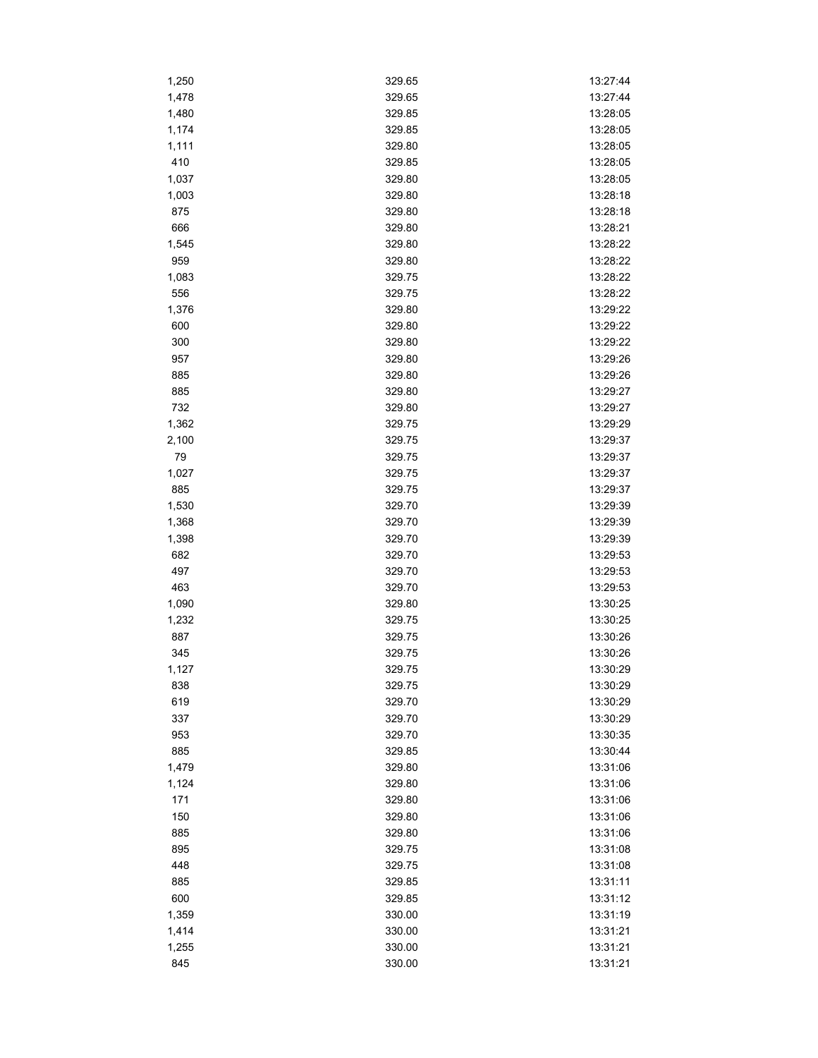| | | |
|---|---|---|
| 1,250 | 329.65 | 13:27:44 |
| 1,478 | 329.65 | 13:27:44 |
| 1,480 | 329.85 | 13:28:05 |
| 1,174 | 329.85 | 13:28:05 |
| 1,111 | 329.80 | 13:28:05 |
| 410 | 329.85 | 13:28:05 |
| 1,037 | 329.80 | 13:28:05 |
| 1,003 | 329.80 | 13:28:18 |
| 875 | 329.80 | 13:28:18 |
| 666 | 329.80 | 13:28:21 |
| 1,545 | 329.80 | 13:28:22 |
| 959 | 329.80 | 13:28:22 |
| 1,083 | 329.75 | 13:28:22 |
| 556 | 329.75 | 13:28:22 |
| 1,376 | 329.80 | 13:29:22 |
| 600 | 329.80 | 13:29:22 |
| 300 | 329.80 | 13:29:22 |
| 957 | 329.80 | 13:29:26 |
| 885 | 329.80 | 13:29:26 |
| 885 | 329.80 | 13:29:27 |
| 732 | 329.80 | 13:29:27 |
| 1,362 | 329.75 | 13:29:29 |
| 2,100 | 329.75 | 13:29:37 |
| 79 | 329.75 | 13:29:37 |
| 1,027 | 329.75 | 13:29:37 |
| 885 | 329.75 | 13:29:37 |
| 1,530 | 329.70 | 13:29:39 |
| 1,368 | 329.70 | 13:29:39 |
| 1,398 | 329.70 | 13:29:39 |
| 682 | 329.70 | 13:29:53 |
| 497 | 329.70 | 13:29:53 |
| 463 | 329.70 | 13:29:53 |
| 1,090 | 329.80 | 13:30:25 |
| 1,232 | 329.75 | 13:30:25 |
| 887 | 329.75 | 13:30:26 |
| 345 | 329.75 | 13:30:26 |
| 1,127 | 329.75 | 13:30:29 |
| 838 | 329.75 | 13:30:29 |
| 619 | 329.70 | 13:30:29 |
| 337 | 329.70 | 13:30:29 |
| 953 | 329.70 | 13:30:35 |
| 885 | 329.85 | 13:30:44 |
| 1,479 | 329.80 | 13:31:06 |
| 1,124 | 329.80 | 13:31:06 |
| 171 | 329.80 | 13:31:06 |
| 150 | 329.80 | 13:31:06 |
| 885 | 329.80 | 13:31:06 |
| 895 | 329.75 | 13:31:08 |
| 448 | 329.75 | 13:31:08 |
| 885 | 329.85 | 13:31:11 |
| 600 | 329.85 | 13:31:12 |
| 1,359 | 330.00 | 13:31:19 |
| 1,414 | 330.00 | 13:31:21 |
| 1,255 | 330.00 | 13:31:21 |
| 845 | 330.00 | 13:31:21 |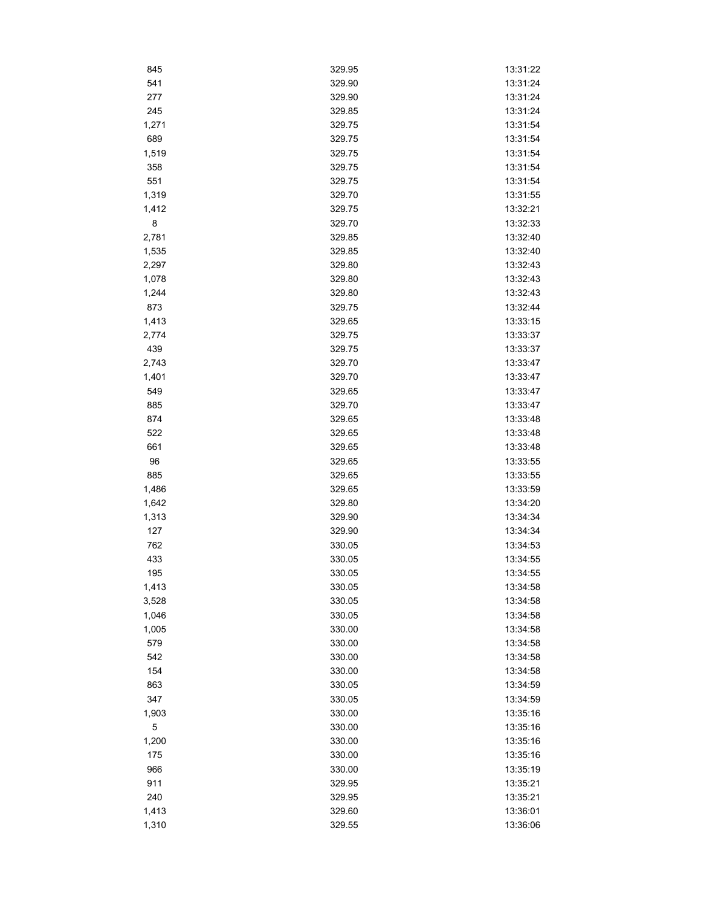| | | |
|---|---|---|
| 845 | 329.95 | 13:31:22 |
| 541 | 329.90 | 13:31:24 |
| 277 | 329.90 | 13:31:24 |
| 245 | 329.85 | 13:31:24 |
| 1,271 | 329.75 | 13:31:54 |
| 689 | 329.75 | 13:31:54 |
| 1,519 | 329.75 | 13:31:54 |
| 358 | 329.75 | 13:31:54 |
| 551 | 329.75 | 13:31:54 |
| 1,319 | 329.70 | 13:31:55 |
| 1,412 | 329.75 | 13:32:21 |
| 8 | 329.70 | 13:32:33 |
| 2,781 | 329.85 | 13:32:40 |
| 1,535 | 329.85 | 13:32:40 |
| 2,297 | 329.80 | 13:32:43 |
| 1,078 | 329.80 | 13:32:43 |
| 1,244 | 329.80 | 13:32:43 |
| 873 | 329.75 | 13:32:44 |
| 1,413 | 329.65 | 13:33:15 |
| 2,774 | 329.75 | 13:33:37 |
| 439 | 329.75 | 13:33:37 |
| 2,743 | 329.70 | 13:33:47 |
| 1,401 | 329.70 | 13:33:47 |
| 549 | 329.65 | 13:33:47 |
| 885 | 329.70 | 13:33:47 |
| 874 | 329.65 | 13:33:48 |
| 522 | 329.65 | 13:33:48 |
| 661 | 329.65 | 13:33:48 |
| 96 | 329.65 | 13:33:55 |
| 885 | 329.65 | 13:33:55 |
| 1,486 | 329.65 | 13:33:59 |
| 1,642 | 329.80 | 13:34:20 |
| 1,313 | 329.90 | 13:34:34 |
| 127 | 329.90 | 13:34:34 |
| 762 | 330.05 | 13:34:53 |
| 433 | 330.05 | 13:34:55 |
| 195 | 330.05 | 13:34:55 |
| 1,413 | 330.05 | 13:34:58 |
| 3,528 | 330.05 | 13:34:58 |
| 1,046 | 330.05 | 13:34:58 |
| 1,005 | 330.00 | 13:34:58 |
| 579 | 330.00 | 13:34:58 |
| 542 | 330.00 | 13:34:58 |
| 154 | 330.00 | 13:34:58 |
| 863 | 330.05 | 13:34:59 |
| 347 | 330.05 | 13:34:59 |
| 1,903 | 330.00 | 13:35:16 |
| 5 | 330.00 | 13:35:16 |
| 1,200 | 330.00 | 13:35:16 |
| 175 | 330.00 | 13:35:16 |
| 966 | 330.00 | 13:35:19 |
| 911 | 329.95 | 13:35:21 |
| 240 | 329.95 | 13:35:21 |
| 1,413 | 329.60 | 13:36:01 |
| 1,310 | 329.55 | 13:36:06 |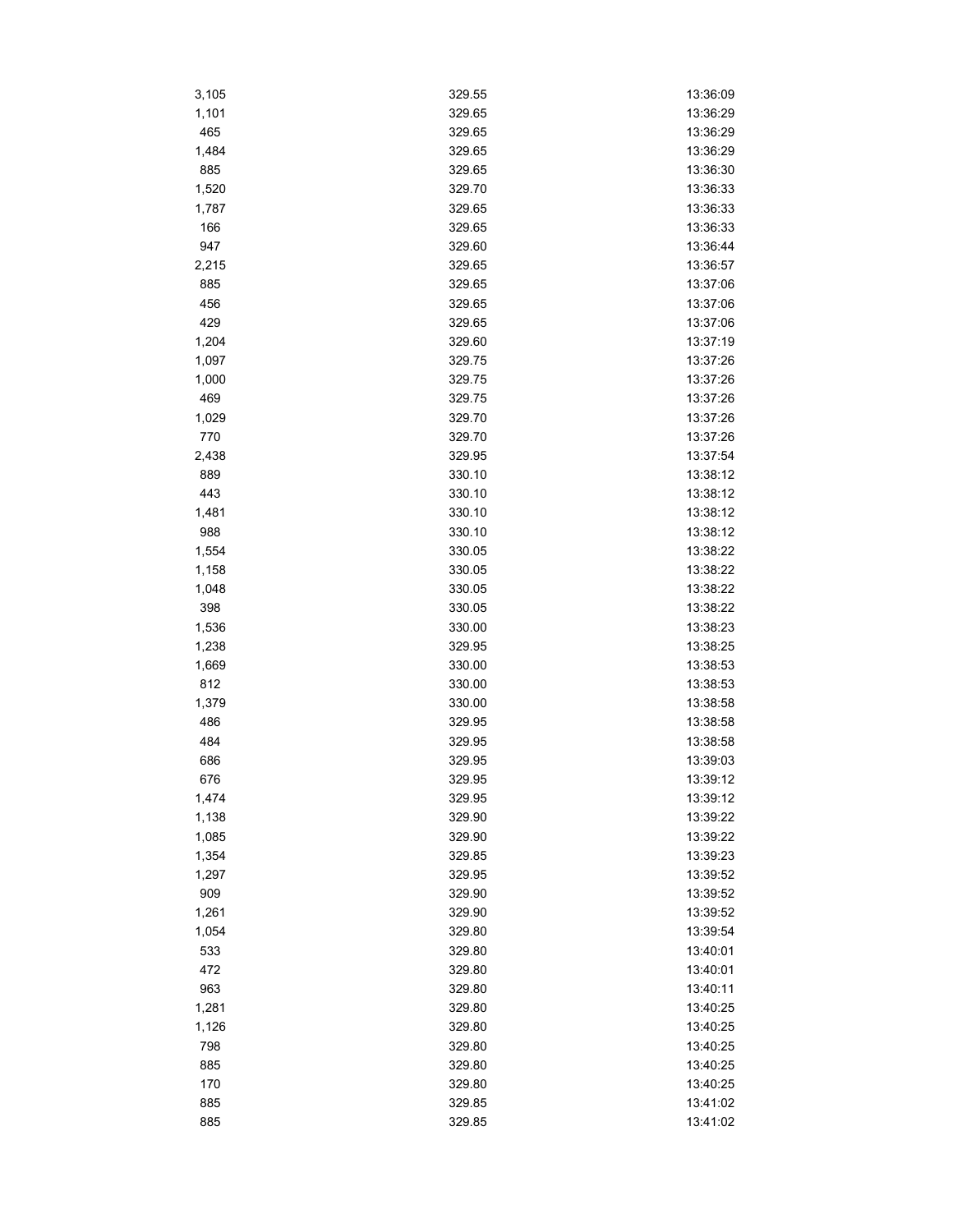| | | |
|---|---|---|
| 3,105 | 329.55 | 13:36:09 |
| 1,101 | 329.65 | 13:36:29 |
| 465 | 329.65 | 13:36:29 |
| 1,484 | 329.65 | 13:36:29 |
| 885 | 329.65 | 13:36:30 |
| 1,520 | 329.70 | 13:36:33 |
| 1,787 | 329.65 | 13:36:33 |
| 166 | 329.65 | 13:36:33 |
| 947 | 329.60 | 13:36:44 |
| 2,215 | 329.65 | 13:36:57 |
| 885 | 329.65 | 13:37:06 |
| 456 | 329.65 | 13:37:06 |
| 429 | 329.65 | 13:37:06 |
| 1,204 | 329.60 | 13:37:19 |
| 1,097 | 329.75 | 13:37:26 |
| 1,000 | 329.75 | 13:37:26 |
| 469 | 329.75 | 13:37:26 |
| 1,029 | 329.70 | 13:37:26 |
| 770 | 329.70 | 13:37:26 |
| 2,438 | 329.95 | 13:37:54 |
| 889 | 330.10 | 13:38:12 |
| 443 | 330.10 | 13:38:12 |
| 1,481 | 330.10 | 13:38:12 |
| 988 | 330.10 | 13:38:12 |
| 1,554 | 330.05 | 13:38:22 |
| 1,158 | 330.05 | 13:38:22 |
| 1,048 | 330.05 | 13:38:22 |
| 398 | 330.05 | 13:38:22 |
| 1,536 | 330.00 | 13:38:23 |
| 1,238 | 329.95 | 13:38:25 |
| 1,669 | 330.00 | 13:38:53 |
| 812 | 330.00 | 13:38:53 |
| 1,379 | 330.00 | 13:38:58 |
| 486 | 329.95 | 13:38:58 |
| 484 | 329.95 | 13:38:58 |
| 686 | 329.95 | 13:39:03 |
| 676 | 329.95 | 13:39:12 |
| 1,474 | 329.95 | 13:39:12 |
| 1,138 | 329.90 | 13:39:22 |
| 1,085 | 329.90 | 13:39:22 |
| 1,354 | 329.85 | 13:39:23 |
| 1,297 | 329.95 | 13:39:52 |
| 909 | 329.90 | 13:39:52 |
| 1,261 | 329.90 | 13:39:52 |
| 1,054 | 329.80 | 13:39:54 |
| 533 | 329.80 | 13:40:01 |
| 472 | 329.80 | 13:40:01 |
| 963 | 329.80 | 13:40:11 |
| 1,281 | 329.80 | 13:40:25 |
| 1,126 | 329.80 | 13:40:25 |
| 798 | 329.80 | 13:40:25 |
| 885 | 329.80 | 13:40:25 |
| 170 | 329.80 | 13:40:25 |
| 885 | 329.85 | 13:41:02 |
| 885 | 329.85 | 13:41:02 |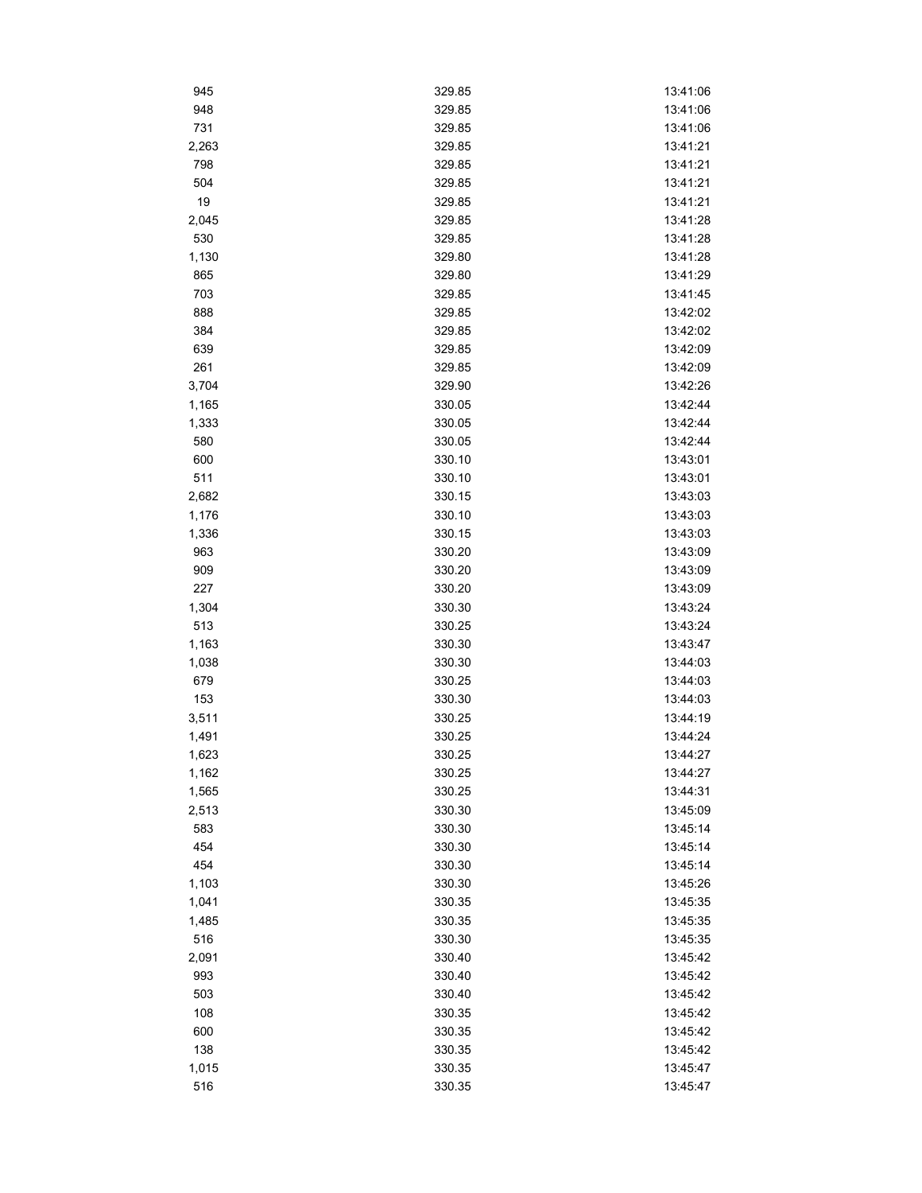| | | |
|---|---|---|
| 945 | 329.85 | 13:41:06 |
| 948 | 329.85 | 13:41:06 |
| 731 | 329.85 | 13:41:06 |
| 2,263 | 329.85 | 13:41:21 |
| 798 | 329.85 | 13:41:21 |
| 504 | 329.85 | 13:41:21 |
| 19 | 329.85 | 13:41:21 |
| 2,045 | 329.85 | 13:41:28 |
| 530 | 329.85 | 13:41:28 |
| 1,130 | 329.80 | 13:41:28 |
| 865 | 329.80 | 13:41:29 |
| 703 | 329.85 | 13:41:45 |
| 888 | 329.85 | 13:42:02 |
| 384 | 329.85 | 13:42:02 |
| 639 | 329.85 | 13:42:09 |
| 261 | 329.85 | 13:42:09 |
| 3,704 | 329.90 | 13:42:26 |
| 1,165 | 330.05 | 13:42:44 |
| 1,333 | 330.05 | 13:42:44 |
| 580 | 330.05 | 13:42:44 |
| 600 | 330.10 | 13:43:01 |
| 511 | 330.10 | 13:43:01 |
| 2,682 | 330.15 | 13:43:03 |
| 1,176 | 330.10 | 13:43:03 |
| 1,336 | 330.15 | 13:43:03 |
| 963 | 330.20 | 13:43:09 |
| 909 | 330.20 | 13:43:09 |
| 227 | 330.20 | 13:43:09 |
| 1,304 | 330.30 | 13:43:24 |
| 513 | 330.25 | 13:43:24 |
| 1,163 | 330.30 | 13:43:47 |
| 1,038 | 330.30 | 13:44:03 |
| 679 | 330.25 | 13:44:03 |
| 153 | 330.30 | 13:44:03 |
| 3,511 | 330.25 | 13:44:19 |
| 1,491 | 330.25 | 13:44:24 |
| 1,623 | 330.25 | 13:44:27 |
| 1,162 | 330.25 | 13:44:27 |
| 1,565 | 330.25 | 13:44:31 |
| 2,513 | 330.30 | 13:45:09 |
| 583 | 330.30 | 13:45:14 |
| 454 | 330.30 | 13:45:14 |
| 454 | 330.30 | 13:45:14 |
| 1,103 | 330.30 | 13:45:26 |
| 1,041 | 330.35 | 13:45:35 |
| 1,485 | 330.35 | 13:45:35 |
| 516 | 330.30 | 13:45:35 |
| 2,091 | 330.40 | 13:45:42 |
| 993 | 330.40 | 13:45:42 |
| 503 | 330.40 | 13:45:42 |
| 108 | 330.35 | 13:45:42 |
| 600 | 330.35 | 13:45:42 |
| 138 | 330.35 | 13:45:42 |
| 1,015 | 330.35 | 13:45:47 |
| 516 | 330.35 | 13:45:47 |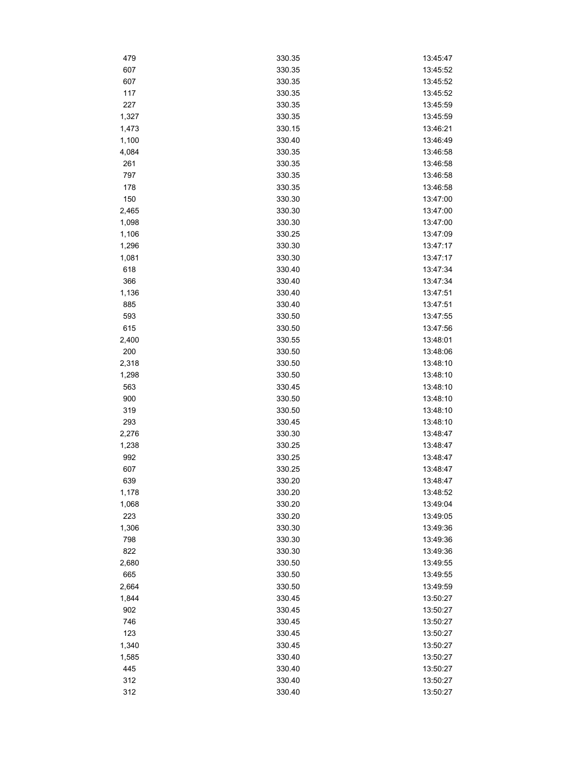| | | |
|---|---|---|
| 479 | 330.35 | 13:45:47 |
| 607 | 330.35 | 13:45:52 |
| 607 | 330.35 | 13:45:52 |
| 117 | 330.35 | 13:45:52 |
| 227 | 330.35 | 13:45:59 |
| 1,327 | 330.35 | 13:45:59 |
| 1,473 | 330.15 | 13:46:21 |
| 1,100 | 330.40 | 13:46:49 |
| 4,084 | 330.35 | 13:46:58 |
| 261 | 330.35 | 13:46:58 |
| 797 | 330.35 | 13:46:58 |
| 178 | 330.35 | 13:46:58 |
| 150 | 330.30 | 13:47:00 |
| 2,465 | 330.30 | 13:47:00 |
| 1,098 | 330.30 | 13:47:00 |
| 1,106 | 330.25 | 13:47:09 |
| 1,296 | 330.30 | 13:47:17 |
| 1,081 | 330.30 | 13:47:17 |
| 618 | 330.40 | 13:47:34 |
| 366 | 330.40 | 13:47:34 |
| 1,136 | 330.40 | 13:47:51 |
| 885 | 330.40 | 13:47:51 |
| 593 | 330.50 | 13:47:55 |
| 615 | 330.50 | 13:47:56 |
| 2,400 | 330.55 | 13:48:01 |
| 200 | 330.50 | 13:48:06 |
| 2,318 | 330.50 | 13:48:10 |
| 1,298 | 330.50 | 13:48:10 |
| 563 | 330.45 | 13:48:10 |
| 900 | 330.50 | 13:48:10 |
| 319 | 330.50 | 13:48:10 |
| 293 | 330.45 | 13:48:10 |
| 2,276 | 330.30 | 13:48:47 |
| 1,238 | 330.25 | 13:48:47 |
| 992 | 330.25 | 13:48:47 |
| 607 | 330.25 | 13:48:47 |
| 639 | 330.20 | 13:48:47 |
| 1,178 | 330.20 | 13:48:52 |
| 1,068 | 330.20 | 13:49:04 |
| 223 | 330.20 | 13:49:05 |
| 1,306 | 330.30 | 13:49:36 |
| 798 | 330.30 | 13:49:36 |
| 822 | 330.30 | 13:49:36 |
| 2,680 | 330.50 | 13:49:55 |
| 665 | 330.50 | 13:49:55 |
| 2,664 | 330.50 | 13:49:59 |
| 1,844 | 330.45 | 13:50:27 |
| 902 | 330.45 | 13:50:27 |
| 746 | 330.45 | 13:50:27 |
| 123 | 330.45 | 13:50:27 |
| 1,340 | 330.45 | 13:50:27 |
| 1,585 | 330.40 | 13:50:27 |
| 445 | 330.40 | 13:50:27 |
| 312 | 330.40 | 13:50:27 |
| 312 | 330.40 | 13:50:27 |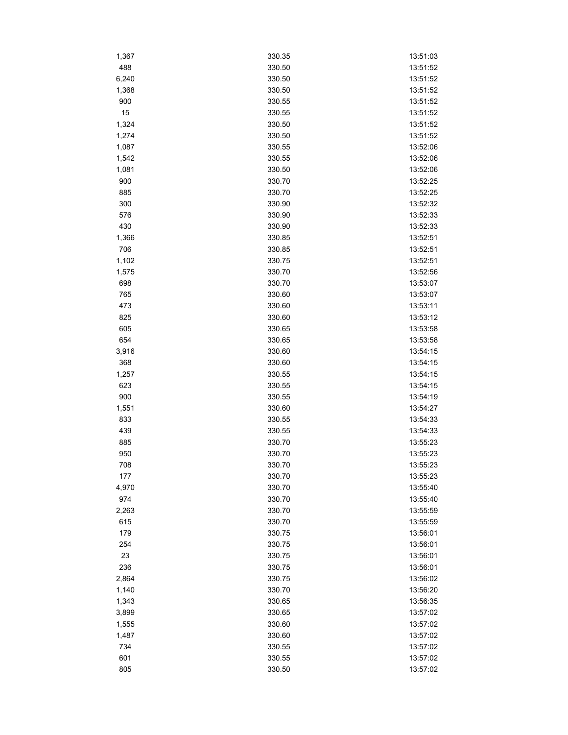| | | |
|---|---|---|
| 1,367 | 330.35 | 13:51:03 |
| 488 | 330.50 | 13:51:52 |
| 6,240 | 330.50 | 13:51:52 |
| 1,368 | 330.50 | 13:51:52 |
| 900 | 330.55 | 13:51:52 |
| 15 | 330.55 | 13:51:52 |
| 1,324 | 330.50 | 13:51:52 |
| 1,274 | 330.50 | 13:51:52 |
| 1,087 | 330.55 | 13:52:06 |
| 1,542 | 330.55 | 13:52:06 |
| 1,081 | 330.50 | 13:52:06 |
| 900 | 330.70 | 13:52:25 |
| 885 | 330.70 | 13:52:25 |
| 300 | 330.90 | 13:52:32 |
| 576 | 330.90 | 13:52:33 |
| 430 | 330.90 | 13:52:33 |
| 1,366 | 330.85 | 13:52:51 |
| 706 | 330.85 | 13:52:51 |
| 1,102 | 330.75 | 13:52:51 |
| 1,575 | 330.70 | 13:52:56 |
| 698 | 330.70 | 13:53:07 |
| 765 | 330.60 | 13:53:07 |
| 473 | 330.60 | 13:53:11 |
| 825 | 330.60 | 13:53:12 |
| 605 | 330.65 | 13:53:58 |
| 654 | 330.65 | 13:53:58 |
| 3,916 | 330.60 | 13:54:15 |
| 368 | 330.60 | 13:54:15 |
| 1,257 | 330.55 | 13:54:15 |
| 623 | 330.55 | 13:54:15 |
| 900 | 330.55 | 13:54:19 |
| 1,551 | 330.60 | 13:54:27 |
| 833 | 330.55 | 13:54:33 |
| 439 | 330.55 | 13:54:33 |
| 885 | 330.70 | 13:55:23 |
| 950 | 330.70 | 13:55:23 |
| 708 | 330.70 | 13:55:23 |
| 177 | 330.70 | 13:55:23 |
| 4,970 | 330.70 | 13:55:40 |
| 974 | 330.70 | 13:55:40 |
| 2,263 | 330.70 | 13:55:59 |
| 615 | 330.70 | 13:55:59 |
| 179 | 330.75 | 13:56:01 |
| 254 | 330.75 | 13:56:01 |
| 23 | 330.75 | 13:56:01 |
| 236 | 330.75 | 13:56:01 |
| 2,864 | 330.75 | 13:56:02 |
| 1,140 | 330.70 | 13:56:20 |
| 1,343 | 330.65 | 13:56:35 |
| 3,899 | 330.65 | 13:57:02 |
| 1,555 | 330.60 | 13:57:02 |
| 1,487 | 330.60 | 13:57:02 |
| 734 | 330.55 | 13:57:02 |
| 601 | 330.55 | 13:57:02 |
| 805 | 330.50 | 13:57:02 |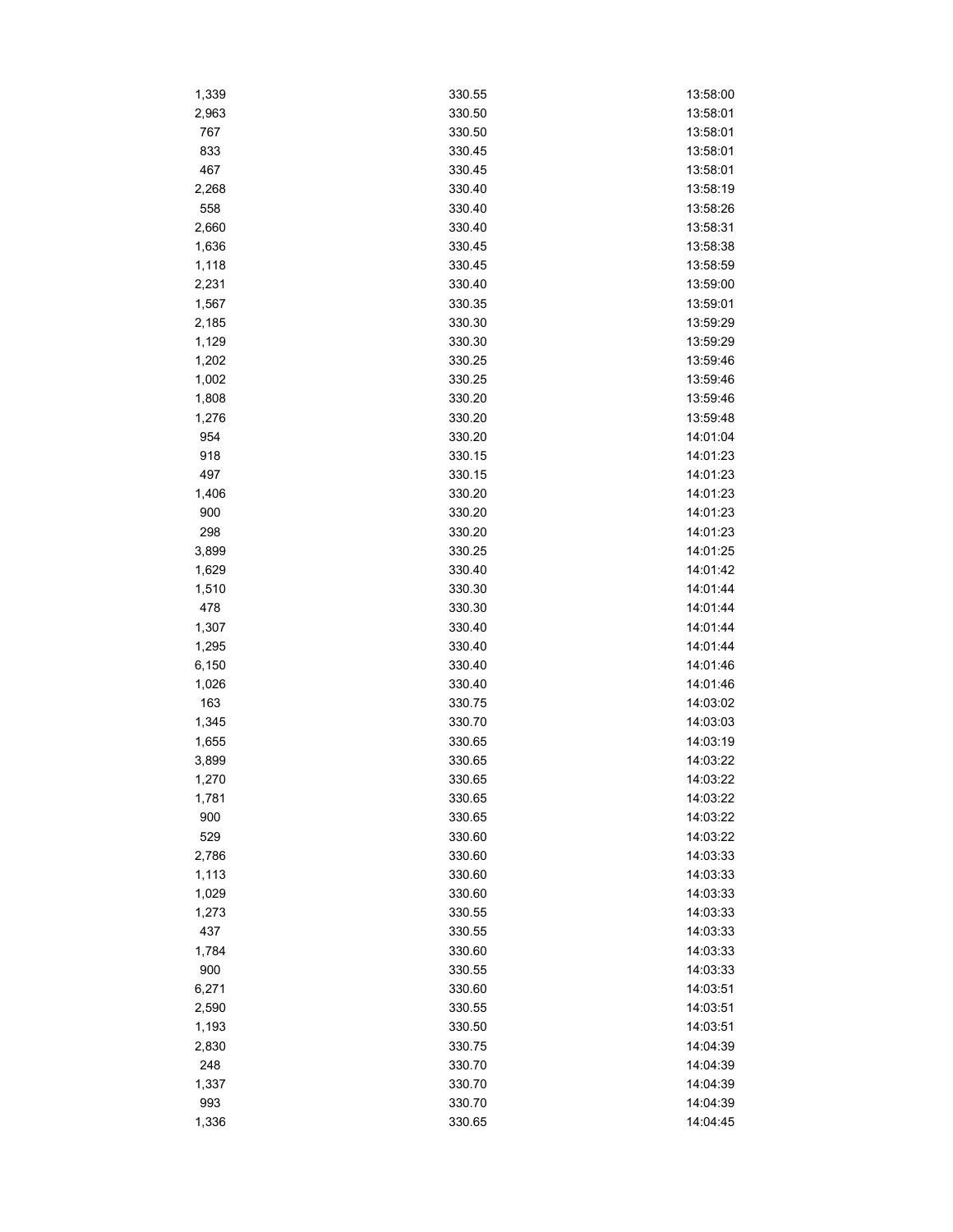| | | |
|---|---|---|
| 1,339 | 330.55 | 13:58:00 |
| 2,963 | 330.50 | 13:58:01 |
| 767 | 330.50 | 13:58:01 |
| 833 | 330.45 | 13:58:01 |
| 467 | 330.45 | 13:58:01 |
| 2,268 | 330.40 | 13:58:19 |
| 558 | 330.40 | 13:58:26 |
| 2,660 | 330.40 | 13:58:31 |
| 1,636 | 330.45 | 13:58:38 |
| 1,118 | 330.45 | 13:58:59 |
| 2,231 | 330.40 | 13:59:00 |
| 1,567 | 330.35 | 13:59:01 |
| 2,185 | 330.30 | 13:59:29 |
| 1,129 | 330.30 | 13:59:29 |
| 1,202 | 330.25 | 13:59:46 |
| 1,002 | 330.25 | 13:59:46 |
| 1,808 | 330.20 | 13:59:46 |
| 1,276 | 330.20 | 13:59:48 |
| 954 | 330.20 | 14:01:04 |
| 918 | 330.15 | 14:01:23 |
| 497 | 330.15 | 14:01:23 |
| 1,406 | 330.20 | 14:01:23 |
| 900 | 330.20 | 14:01:23 |
| 298 | 330.20 | 14:01:23 |
| 3,899 | 330.25 | 14:01:25 |
| 1,629 | 330.40 | 14:01:42 |
| 1,510 | 330.30 | 14:01:44 |
| 478 | 330.30 | 14:01:44 |
| 1,307 | 330.40 | 14:01:44 |
| 1,295 | 330.40 | 14:01:44 |
| 6,150 | 330.40 | 14:01:46 |
| 1,026 | 330.40 | 14:01:46 |
| 163 | 330.75 | 14:03:02 |
| 1,345 | 330.70 | 14:03:03 |
| 1,655 | 330.65 | 14:03:19 |
| 3,899 | 330.65 | 14:03:22 |
| 1,270 | 330.65 | 14:03:22 |
| 1,781 | 330.65 | 14:03:22 |
| 900 | 330.65 | 14:03:22 |
| 529 | 330.60 | 14:03:22 |
| 2,786 | 330.60 | 14:03:33 |
| 1,113 | 330.60 | 14:03:33 |
| 1,029 | 330.60 | 14:03:33 |
| 1,273 | 330.55 | 14:03:33 |
| 437 | 330.55 | 14:03:33 |
| 1,784 | 330.60 | 14:03:33 |
| 900 | 330.55 | 14:03:33 |
| 6,271 | 330.60 | 14:03:51 |
| 2,590 | 330.55 | 14:03:51 |
| 1,193 | 330.50 | 14:03:51 |
| 2,830 | 330.75 | 14:04:39 |
| 248 | 330.70 | 14:04:39 |
| 1,337 | 330.70 | 14:04:39 |
| 993 | 330.70 | 14:04:39 |
| 1,336 | 330.65 | 14:04:45 |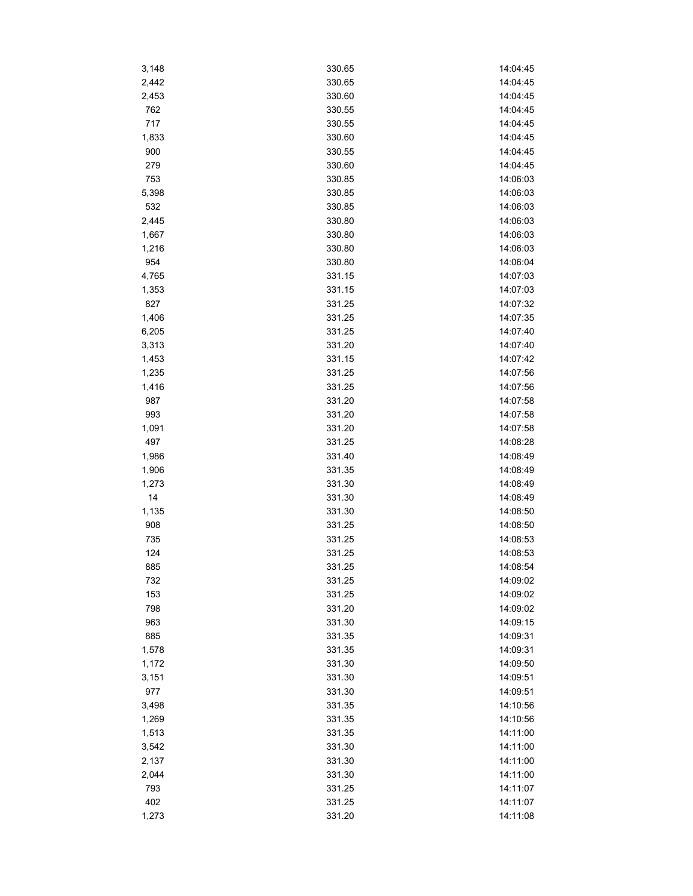| | | |
|---|---|---|
| 3,148 | 330.65 | 14:04:45 |
| 2,442 | 330.65 | 14:04:45 |
| 2,453 | 330.60 | 14:04:45 |
| 762 | 330.55 | 14:04:45 |
| 717 | 330.55 | 14:04:45 |
| 1,833 | 330.60 | 14:04:45 |
| 900 | 330.55 | 14:04:45 |
| 279 | 330.60 | 14:04:45 |
| 753 | 330.85 | 14:06:03 |
| 5,398 | 330.85 | 14:06:03 |
| 532 | 330.85 | 14:06:03 |
| 2,445 | 330.80 | 14:06:03 |
| 1,667 | 330.80 | 14:06:03 |
| 1,216 | 330.80 | 14:06:03 |
| 954 | 330.80 | 14:06:04 |
| 4,765 | 331.15 | 14:07:03 |
| 1,353 | 331.15 | 14:07:03 |
| 827 | 331.25 | 14:07:32 |
| 1,406 | 331.25 | 14:07:35 |
| 6,205 | 331.25 | 14:07:40 |
| 3,313 | 331.20 | 14:07:40 |
| 1,453 | 331.15 | 14:07:42 |
| 1,235 | 331.25 | 14:07:56 |
| 1,416 | 331.25 | 14:07:56 |
| 987 | 331.20 | 14:07:58 |
| 993 | 331.20 | 14:07:58 |
| 1,091 | 331.20 | 14:07:58 |
| 497 | 331.25 | 14:08:28 |
| 1,986 | 331.40 | 14:08:49 |
| 1,906 | 331.35 | 14:08:49 |
| 1,273 | 331.30 | 14:08:49 |
| 14 | 331.30 | 14:08:49 |
| 1,135 | 331.30 | 14:08:50 |
| 908 | 331.25 | 14:08:50 |
| 735 | 331.25 | 14:08:53 |
| 124 | 331.25 | 14:08:53 |
| 885 | 331.25 | 14:08:54 |
| 732 | 331.25 | 14:09:02 |
| 153 | 331.25 | 14:09:02 |
| 798 | 331.20 | 14:09:02 |
| 963 | 331.30 | 14:09:15 |
| 885 | 331.35 | 14:09:31 |
| 1,578 | 331.35 | 14:09:31 |
| 1,172 | 331.30 | 14:09:50 |
| 3,151 | 331.30 | 14:09:51 |
| 977 | 331.30 | 14:09:51 |
| 3,498 | 331.35 | 14:10:56 |
| 1,269 | 331.35 | 14:10:56 |
| 1,513 | 331.35 | 14:11:00 |
| 3,542 | 331.30 | 14:11:00 |
| 2,137 | 331.30 | 14:11:00 |
| 2,044 | 331.30 | 14:11:00 |
| 793 | 331.25 | 14:11:07 |
| 402 | 331.25 | 14:11:07 |
| 1,273 | 331.20 | 14:11:08 |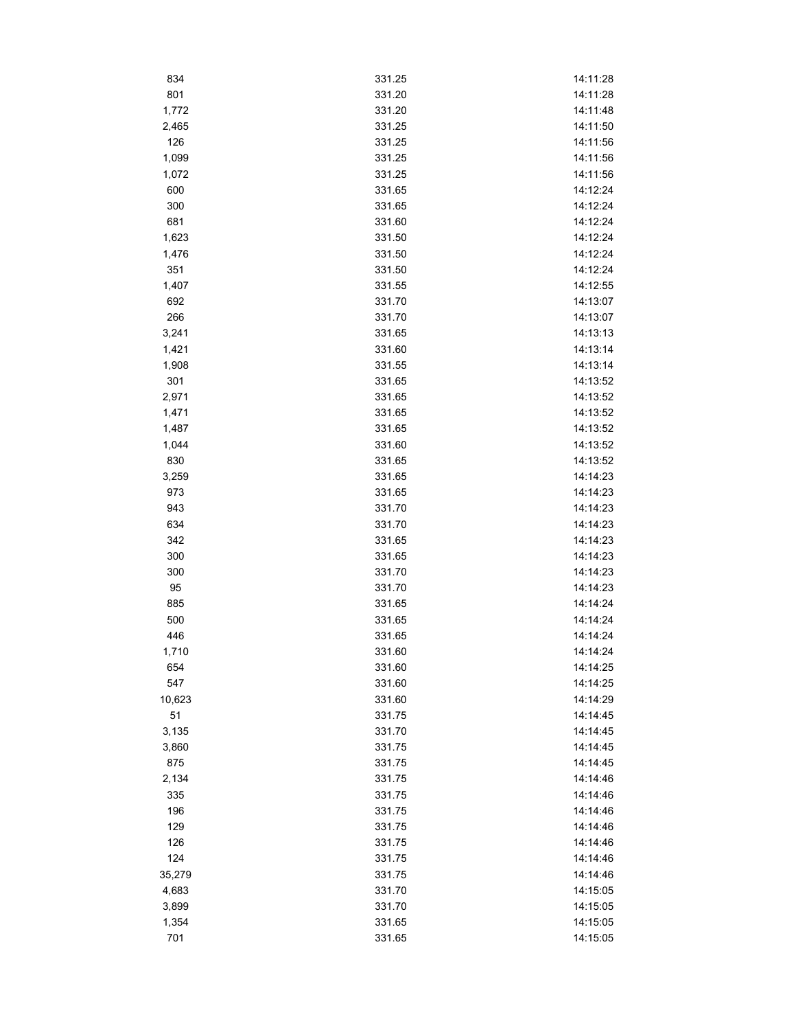| | | |
|---|---|---|
| 834 | 331.25 | 14:11:28 |
| 801 | 331.20 | 14:11:28 |
| 1,772 | 331.20 | 14:11:48 |
| 2,465 | 331.25 | 14:11:50 |
| 126 | 331.25 | 14:11:56 |
| 1,099 | 331.25 | 14:11:56 |
| 1,072 | 331.25 | 14:11:56 |
| 600 | 331.65 | 14:12:24 |
| 300 | 331.65 | 14:12:24 |
| 681 | 331.60 | 14:12:24 |
| 1,623 | 331.50 | 14:12:24 |
| 1,476 | 331.50 | 14:12:24 |
| 351 | 331.50 | 14:12:24 |
| 1,407 | 331.55 | 14:12:55 |
| 692 | 331.70 | 14:13:07 |
| 266 | 331.70 | 14:13:07 |
| 3,241 | 331.65 | 14:13:13 |
| 1,421 | 331.60 | 14:13:14 |
| 1,908 | 331.55 | 14:13:14 |
| 301 | 331.65 | 14:13:52 |
| 2,971 | 331.65 | 14:13:52 |
| 1,471 | 331.65 | 14:13:52 |
| 1,487 | 331.65 | 14:13:52 |
| 1,044 | 331.60 | 14:13:52 |
| 830 | 331.65 | 14:13:52 |
| 3,259 | 331.65 | 14:14:23 |
| 973 | 331.65 | 14:14:23 |
| 943 | 331.70 | 14:14:23 |
| 634 | 331.70 | 14:14:23 |
| 342 | 331.65 | 14:14:23 |
| 300 | 331.65 | 14:14:23 |
| 300 | 331.70 | 14:14:23 |
| 95 | 331.70 | 14:14:23 |
| 885 | 331.65 | 14:14:24 |
| 500 | 331.65 | 14:14:24 |
| 446 | 331.65 | 14:14:24 |
| 1,710 | 331.60 | 14:14:24 |
| 654 | 331.60 | 14:14:25 |
| 547 | 331.60 | 14:14:25 |
| 10,623 | 331.60 | 14:14:29 |
| 51 | 331.75 | 14:14:45 |
| 3,135 | 331.70 | 14:14:45 |
| 3,860 | 331.75 | 14:14:45 |
| 875 | 331.75 | 14:14:45 |
| 2,134 | 331.75 | 14:14:46 |
| 335 | 331.75 | 14:14:46 |
| 196 | 331.75 | 14:14:46 |
| 129 | 331.75 | 14:14:46 |
| 126 | 331.75 | 14:14:46 |
| 124 | 331.75 | 14:14:46 |
| 35,279 | 331.75 | 14:14:46 |
| 4,683 | 331.70 | 14:15:05 |
| 3,899 | 331.70 | 14:15:05 |
| 1,354 | 331.65 | 14:15:05 |
| 701 | 331.65 | 14:15:05 |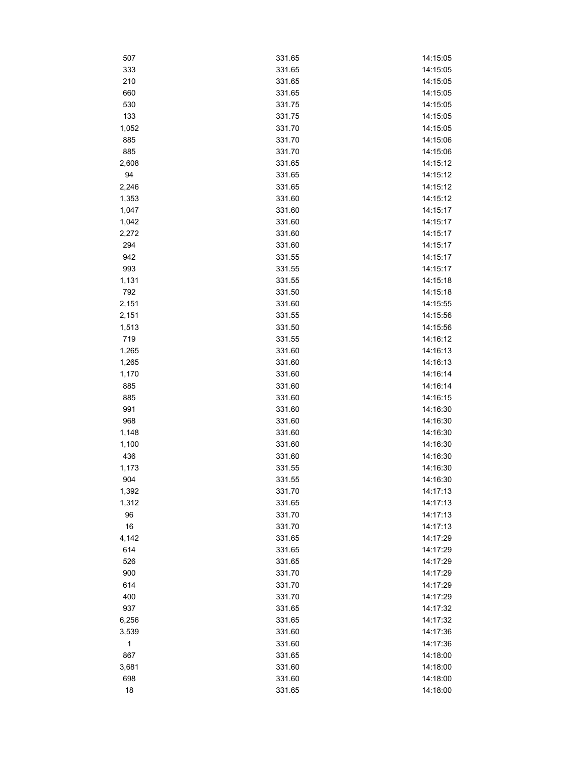| | | |
|---|---|---|
| 507 | 331.65 | 14:15:05 |
| 333 | 331.65 | 14:15:05 |
| 210 | 331.65 | 14:15:05 |
| 660 | 331.65 | 14:15:05 |
| 530 | 331.75 | 14:15:05 |
| 133 | 331.75 | 14:15:05 |
| 1,052 | 331.70 | 14:15:05 |
| 885 | 331.70 | 14:15:06 |
| 885 | 331.70 | 14:15:06 |
| 2,608 | 331.65 | 14:15:12 |
| 94 | 331.65 | 14:15:12 |
| 2,246 | 331.65 | 14:15:12 |
| 1,353 | 331.60 | 14:15:12 |
| 1,047 | 331.60 | 14:15:17 |
| 1,042 | 331.60 | 14:15:17 |
| 2,272 | 331.60 | 14:15:17 |
| 294 | 331.60 | 14:15:17 |
| 942 | 331.55 | 14:15:17 |
| 993 | 331.55 | 14:15:17 |
| 1,131 | 331.55 | 14:15:18 |
| 792 | 331.50 | 14:15:18 |
| 2,151 | 331.60 | 14:15:55 |
| 2,151 | 331.55 | 14:15:56 |
| 1,513 | 331.50 | 14:15:56 |
| 719 | 331.55 | 14:16:12 |
| 1,265 | 331.60 | 14:16:13 |
| 1,265 | 331.60 | 14:16:13 |
| 1,170 | 331.60 | 14:16:14 |
| 885 | 331.60 | 14:16:14 |
| 885 | 331.60 | 14:16:15 |
| 991 | 331.60 | 14:16:30 |
| 968 | 331.60 | 14:16:30 |
| 1,148 | 331.60 | 14:16:30 |
| 1,100 | 331.60 | 14:16:30 |
| 436 | 331.60 | 14:16:30 |
| 1,173 | 331.55 | 14:16:30 |
| 904 | 331.55 | 14:16:30 |
| 1,392 | 331.70 | 14:17:13 |
| 1,312 | 331.65 | 14:17:13 |
| 96 | 331.70 | 14:17:13 |
| 16 | 331.70 | 14:17:13 |
| 4,142 | 331.65 | 14:17:29 |
| 614 | 331.65 | 14:17:29 |
| 526 | 331.65 | 14:17:29 |
| 900 | 331.70 | 14:17:29 |
| 614 | 331.70 | 14:17:29 |
| 400 | 331.70 | 14:17:29 |
| 937 | 331.65 | 14:17:32 |
| 6,256 | 331.65 | 14:17:32 |
| 3,539 | 331.60 | 14:17:36 |
| 1 | 331.60 | 14:17:36 |
| 867 | 331.65 | 14:18:00 |
| 3,681 | 331.60 | 14:18:00 |
| 698 | 331.60 | 14:18:00 |
| 18 | 331.65 | 14:18:00 |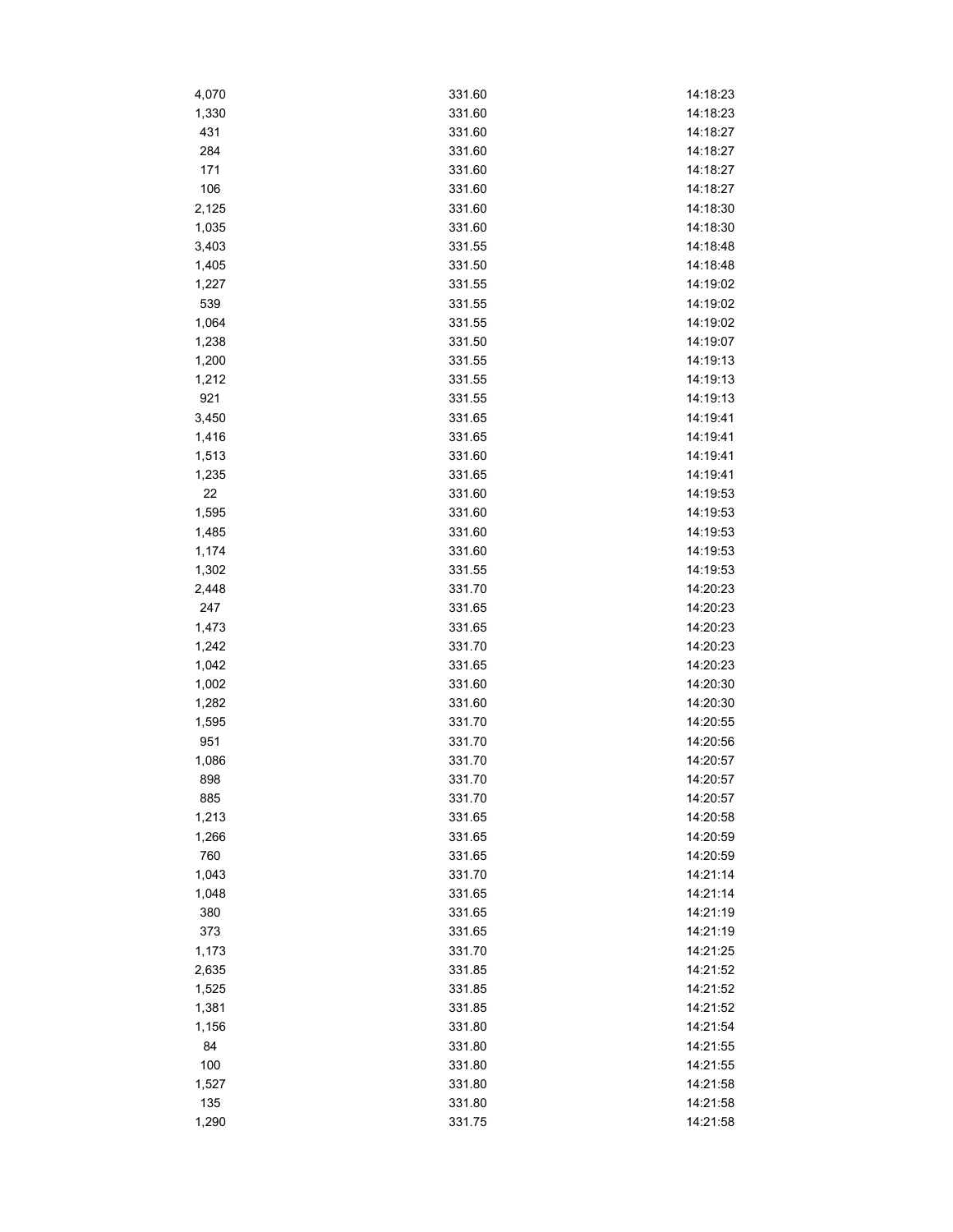| | | |
|---|---|---|
| 4,070 | 331.60 | 14:18:23 |
| 1,330 | 331.60 | 14:18:23 |
| 431 | 331.60 | 14:18:27 |
| 284 | 331.60 | 14:18:27 |
| 171 | 331.60 | 14:18:27 |
| 106 | 331.60 | 14:18:27 |
| 2,125 | 331.60 | 14:18:30 |
| 1,035 | 331.60 | 14:18:30 |
| 3,403 | 331.55 | 14:18:48 |
| 1,405 | 331.50 | 14:18:48 |
| 1,227 | 331.55 | 14:19:02 |
| 539 | 331.55 | 14:19:02 |
| 1,064 | 331.55 | 14:19:02 |
| 1,238 | 331.50 | 14:19:07 |
| 1,200 | 331.55 | 14:19:13 |
| 1,212 | 331.55 | 14:19:13 |
| 921 | 331.55 | 14:19:13 |
| 3,450 | 331.65 | 14:19:41 |
| 1,416 | 331.65 | 14:19:41 |
| 1,513 | 331.60 | 14:19:41 |
| 1,235 | 331.65 | 14:19:41 |
| 22 | 331.60 | 14:19:53 |
| 1,595 | 331.60 | 14:19:53 |
| 1,485 | 331.60 | 14:19:53 |
| 1,174 | 331.60 | 14:19:53 |
| 1,302 | 331.55 | 14:19:53 |
| 2,448 | 331.70 | 14:20:23 |
| 247 | 331.65 | 14:20:23 |
| 1,473 | 331.65 | 14:20:23 |
| 1,242 | 331.70 | 14:20:23 |
| 1,042 | 331.65 | 14:20:23 |
| 1,002 | 331.60 | 14:20:30 |
| 1,282 | 331.60 | 14:20:30 |
| 1,595 | 331.70 | 14:20:55 |
| 951 | 331.70 | 14:20:56 |
| 1,086 | 331.70 | 14:20:57 |
| 898 | 331.70 | 14:20:57 |
| 885 | 331.70 | 14:20:57 |
| 1,213 | 331.65 | 14:20:58 |
| 1,266 | 331.65 | 14:20:59 |
| 760 | 331.65 | 14:20:59 |
| 1,043 | 331.70 | 14:21:14 |
| 1,048 | 331.65 | 14:21:14 |
| 380 | 331.65 | 14:21:19 |
| 373 | 331.65 | 14:21:19 |
| 1,173 | 331.70 | 14:21:25 |
| 2,635 | 331.85 | 14:21:52 |
| 1,525 | 331.85 | 14:21:52 |
| 1,381 | 331.85 | 14:21:52 |
| 1,156 | 331.80 | 14:21:54 |
| 84 | 331.80 | 14:21:55 |
| 100 | 331.80 | 14:21:55 |
| 1,527 | 331.80 | 14:21:58 |
| 135 | 331.80 | 14:21:58 |
| 1,290 | 331.75 | 14:21:58 |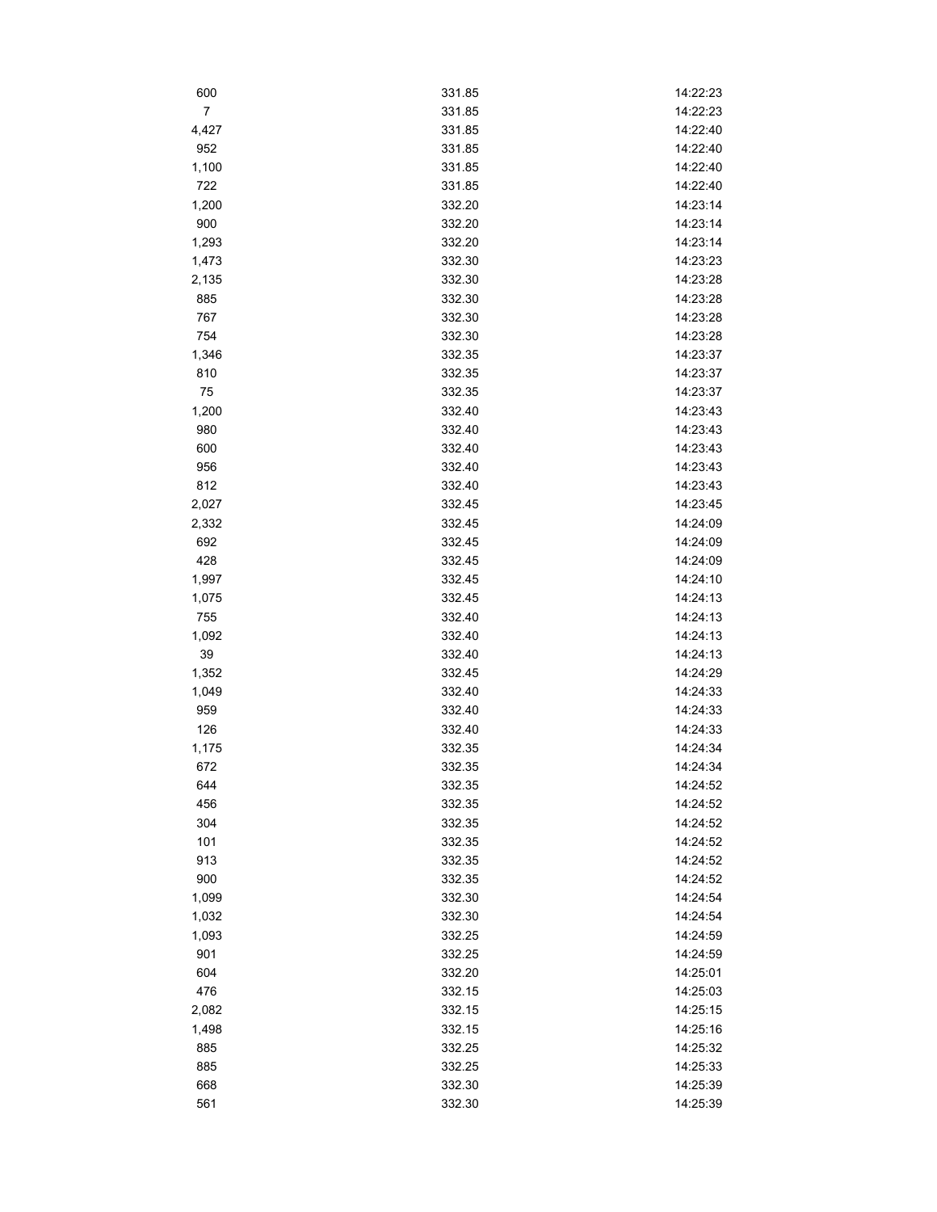| | | |
|---|---|---|
| 600 | 331.85 | 14:22:23 |
| 7 | 331.85 | 14:22:23 |
| 4,427 | 331.85 | 14:22:40 |
| 952 | 331.85 | 14:22:40 |
| 1,100 | 331.85 | 14:22:40 |
| 722 | 331.85 | 14:22:40 |
| 1,200 | 332.20 | 14:23:14 |
| 900 | 332.20 | 14:23:14 |
| 1,293 | 332.20 | 14:23:14 |
| 1,473 | 332.30 | 14:23:23 |
| 2,135 | 332.30 | 14:23:28 |
| 885 | 332.30 | 14:23:28 |
| 767 | 332.30 | 14:23:28 |
| 754 | 332.30 | 14:23:28 |
| 1,346 | 332.35 | 14:23:37 |
| 810 | 332.35 | 14:23:37 |
| 75 | 332.35 | 14:23:37 |
| 1,200 | 332.40 | 14:23:43 |
| 980 | 332.40 | 14:23:43 |
| 600 | 332.40 | 14:23:43 |
| 956 | 332.40 | 14:23:43 |
| 812 | 332.40 | 14:23:43 |
| 2,027 | 332.45 | 14:23:45 |
| 2,332 | 332.45 | 14:24:09 |
| 692 | 332.45 | 14:24:09 |
| 428 | 332.45 | 14:24:09 |
| 1,997 | 332.45 | 14:24:10 |
| 1,075 | 332.45 | 14:24:13 |
| 755 | 332.40 | 14:24:13 |
| 1,092 | 332.40 | 14:24:13 |
| 39 | 332.40 | 14:24:13 |
| 1,352 | 332.45 | 14:24:29 |
| 1,049 | 332.40 | 14:24:33 |
| 959 | 332.40 | 14:24:33 |
| 126 | 332.40 | 14:24:33 |
| 1,175 | 332.35 | 14:24:34 |
| 672 | 332.35 | 14:24:34 |
| 644 | 332.35 | 14:24:52 |
| 456 | 332.35 | 14:24:52 |
| 304 | 332.35 | 14:24:52 |
| 101 | 332.35 | 14:24:52 |
| 913 | 332.35 | 14:24:52 |
| 900 | 332.35 | 14:24:52 |
| 1,099 | 332.30 | 14:24:54 |
| 1,032 | 332.30 | 14:24:54 |
| 1,093 | 332.25 | 14:24:59 |
| 901 | 332.25 | 14:24:59 |
| 604 | 332.20 | 14:25:01 |
| 476 | 332.15 | 14:25:03 |
| 2,082 | 332.15 | 14:25:15 |
| 1,498 | 332.15 | 14:25:16 |
| 885 | 332.25 | 14:25:32 |
| 885 | 332.25 | 14:25:33 |
| 668 | 332.30 | 14:25:39 |
| 561 | 332.30 | 14:25:39 |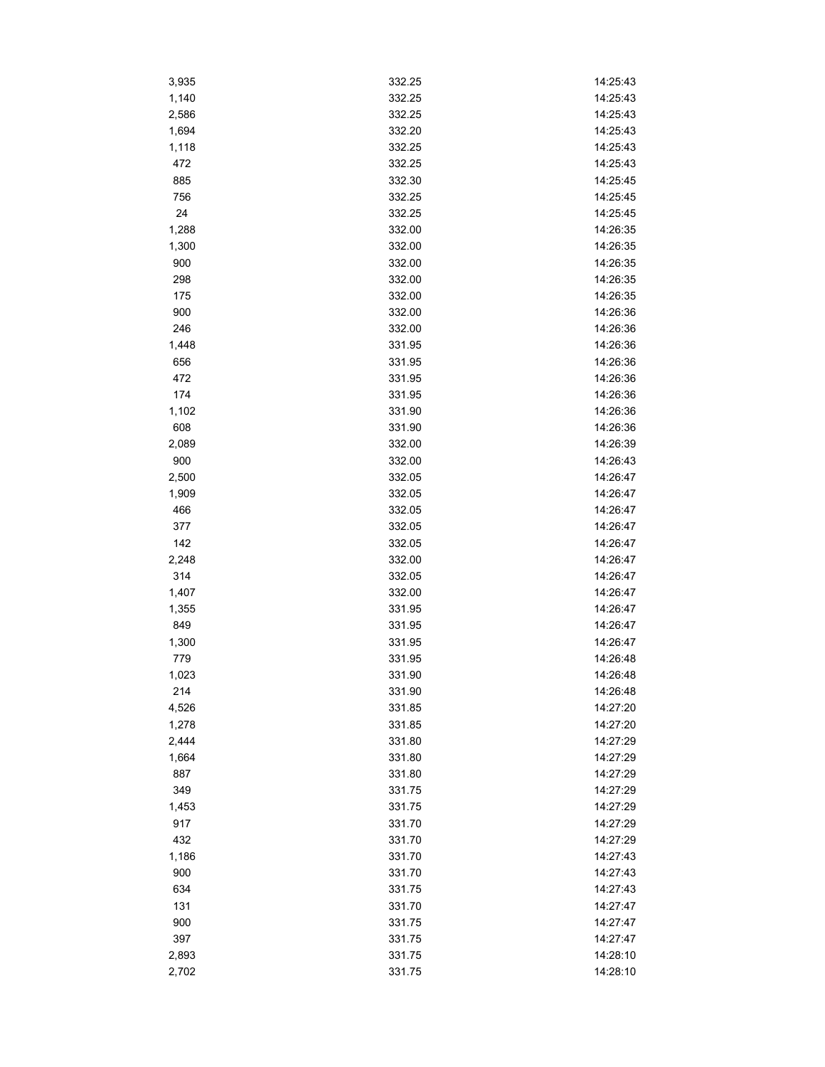| | | |
|---|---|---|
| 3,935 | 332.25 | 14:25:43 |
| 1,140 | 332.25 | 14:25:43 |
| 2,586 | 332.25 | 14:25:43 |
| 1,694 | 332.20 | 14:25:43 |
| 1,118 | 332.25 | 14:25:43 |
| 472 | 332.25 | 14:25:43 |
| 885 | 332.30 | 14:25:45 |
| 756 | 332.25 | 14:25:45 |
| 24 | 332.25 | 14:25:45 |
| 1,288 | 332.00 | 14:26:35 |
| 1,300 | 332.00 | 14:26:35 |
| 900 | 332.00 | 14:26:35 |
| 298 | 332.00 | 14:26:35 |
| 175 | 332.00 | 14:26:35 |
| 900 | 332.00 | 14:26:36 |
| 246 | 332.00 | 14:26:36 |
| 1,448 | 331.95 | 14:26:36 |
| 656 | 331.95 | 14:26:36 |
| 472 | 331.95 | 14:26:36 |
| 174 | 331.95 | 14:26:36 |
| 1,102 | 331.90 | 14:26:36 |
| 608 | 331.90 | 14:26:36 |
| 2,089 | 332.00 | 14:26:39 |
| 900 | 332.00 | 14:26:43 |
| 2,500 | 332.05 | 14:26:47 |
| 1,909 | 332.05 | 14:26:47 |
| 466 | 332.05 | 14:26:47 |
| 377 | 332.05 | 14:26:47 |
| 142 | 332.05 | 14:26:47 |
| 2,248 | 332.00 | 14:26:47 |
| 314 | 332.05 | 14:26:47 |
| 1,407 | 332.00 | 14:26:47 |
| 1,355 | 331.95 | 14:26:47 |
| 849 | 331.95 | 14:26:47 |
| 1,300 | 331.95 | 14:26:47 |
| 779 | 331.95 | 14:26:48 |
| 1,023 | 331.90 | 14:26:48 |
| 214 | 331.90 | 14:26:48 |
| 4,526 | 331.85 | 14:27:20 |
| 1,278 | 331.85 | 14:27:20 |
| 2,444 | 331.80 | 14:27:29 |
| 1,664 | 331.80 | 14:27:29 |
| 887 | 331.80 | 14:27:29 |
| 349 | 331.75 | 14:27:29 |
| 1,453 | 331.75 | 14:27:29 |
| 917 | 331.70 | 14:27:29 |
| 432 | 331.70 | 14:27:29 |
| 1,186 | 331.70 | 14:27:43 |
| 900 | 331.70 | 14:27:43 |
| 634 | 331.75 | 14:27:43 |
| 131 | 331.70 | 14:27:47 |
| 900 | 331.75 | 14:27:47 |
| 397 | 331.75 | 14:27:47 |
| 2,893 | 331.75 | 14:28:10 |
| 2,702 | 331.75 | 14:28:10 |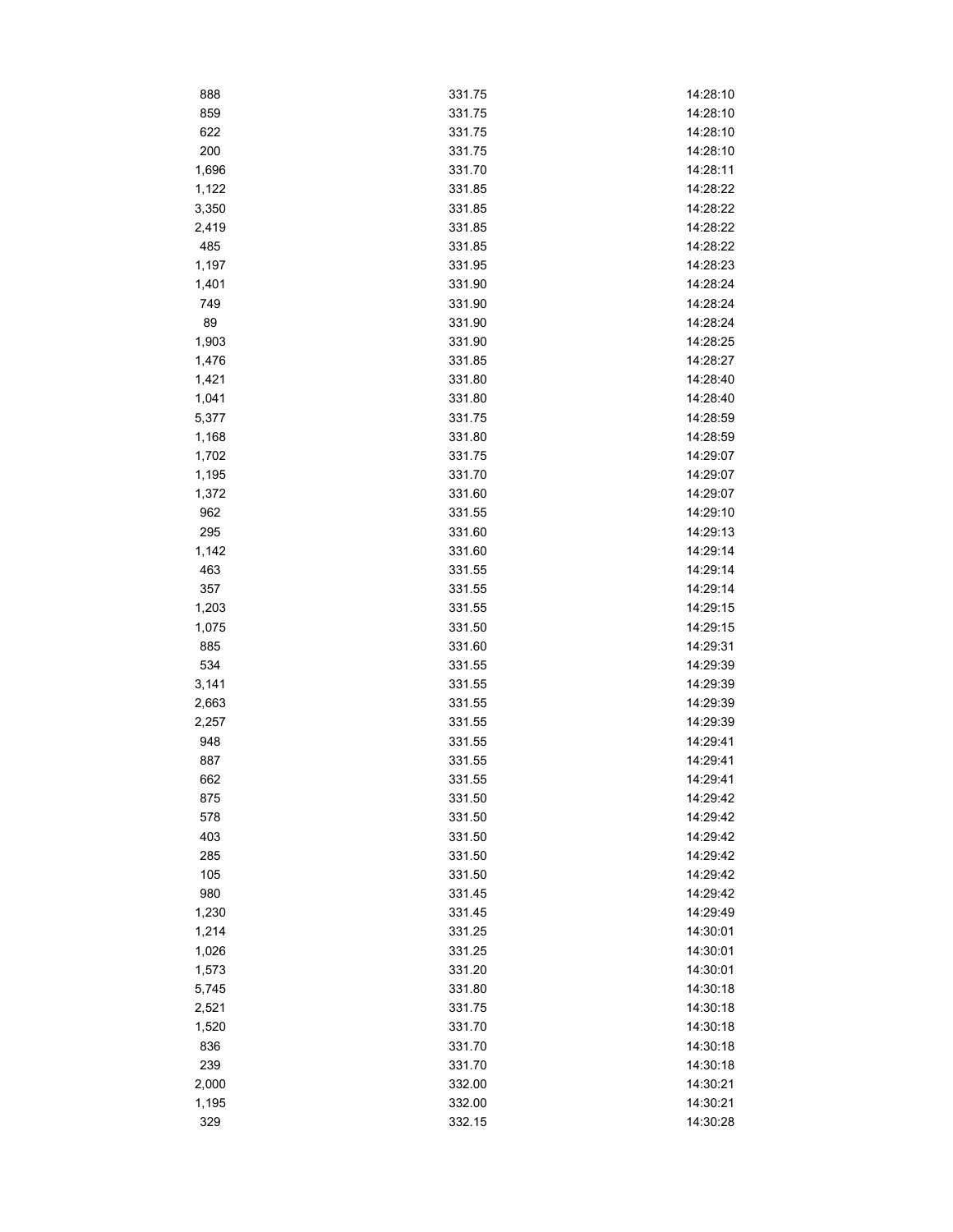| | | |
|---|---|---|
| 888 | 331.75 | 14:28:10 |
| 859 | 331.75 | 14:28:10 |
| 622 | 331.75 | 14:28:10 |
| 200 | 331.75 | 14:28:10 |
| 1,696 | 331.70 | 14:28:11 |
| 1,122 | 331.85 | 14:28:22 |
| 3,350 | 331.85 | 14:28:22 |
| 2,419 | 331.85 | 14:28:22 |
| 485 | 331.85 | 14:28:22 |
| 1,197 | 331.95 | 14:28:23 |
| 1,401 | 331.90 | 14:28:24 |
| 749 | 331.90 | 14:28:24 |
| 89 | 331.90 | 14:28:24 |
| 1,903 | 331.90 | 14:28:25 |
| 1,476 | 331.85 | 14:28:27 |
| 1,421 | 331.80 | 14:28:40 |
| 1,041 | 331.80 | 14:28:40 |
| 5,377 | 331.75 | 14:28:59 |
| 1,168 | 331.80 | 14:28:59 |
| 1,702 | 331.75 | 14:29:07 |
| 1,195 | 331.70 | 14:29:07 |
| 1,372 | 331.60 | 14:29:07 |
| 962 | 331.55 | 14:29:10 |
| 295 | 331.60 | 14:29:13 |
| 1,142 | 331.60 | 14:29:14 |
| 463 | 331.55 | 14:29:14 |
| 357 | 331.55 | 14:29:14 |
| 1,203 | 331.55 | 14:29:15 |
| 1,075 | 331.50 | 14:29:15 |
| 885 | 331.60 | 14:29:31 |
| 534 | 331.55 | 14:29:39 |
| 3,141 | 331.55 | 14:29:39 |
| 2,663 | 331.55 | 14:29:39 |
| 2,257 | 331.55 | 14:29:39 |
| 948 | 331.55 | 14:29:41 |
| 887 | 331.55 | 14:29:41 |
| 662 | 331.55 | 14:29:41 |
| 875 | 331.50 | 14:29:42 |
| 578 | 331.50 | 14:29:42 |
| 403 | 331.50 | 14:29:42 |
| 285 | 331.50 | 14:29:42 |
| 105 | 331.50 | 14:29:42 |
| 980 | 331.45 | 14:29:42 |
| 1,230 | 331.45 | 14:29:49 |
| 1,214 | 331.25 | 14:30:01 |
| 1,026 | 331.25 | 14:30:01 |
| 1,573 | 331.20 | 14:30:01 |
| 5,745 | 331.80 | 14:30:18 |
| 2,521 | 331.75 | 14:30:18 |
| 1,520 | 331.70 | 14:30:18 |
| 836 | 331.70 | 14:30:18 |
| 239 | 331.70 | 14:30:18 |
| 2,000 | 332.00 | 14:30:21 |
| 1,195 | 332.00 | 14:30:21 |
| 329 | 332.15 | 14:30:28 |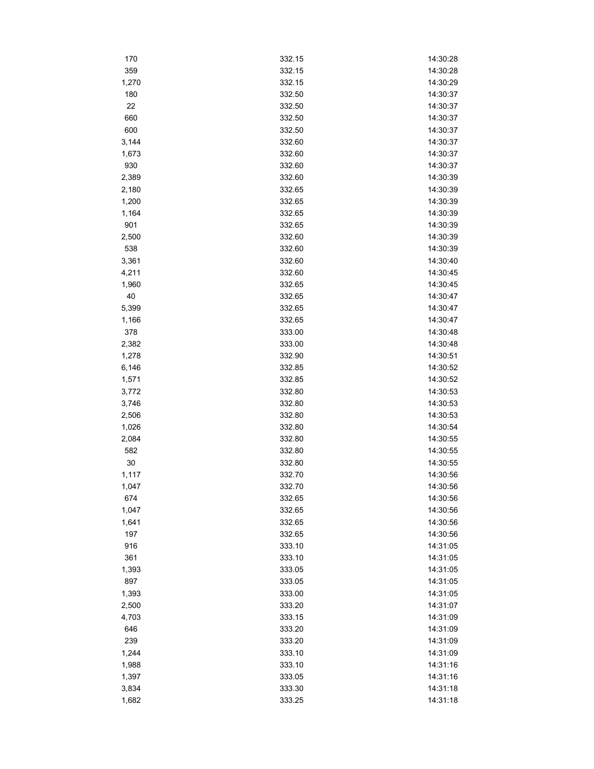| | | |
|---|---|---|
| 170 | 332.15 | 14:30:28 |
| 359 | 332.15 | 14:30:28 |
| 1,270 | 332.15 | 14:30:29 |
| 180 | 332.50 | 14:30:37 |
| 22 | 332.50 | 14:30:37 |
| 660 | 332.50 | 14:30:37 |
| 600 | 332.50 | 14:30:37 |
| 3,144 | 332.60 | 14:30:37 |
| 1,673 | 332.60 | 14:30:37 |
| 930 | 332.60 | 14:30:37 |
| 2,389 | 332.60 | 14:30:39 |
| 2,180 | 332.65 | 14:30:39 |
| 1,200 | 332.65 | 14:30:39 |
| 1,164 | 332.65 | 14:30:39 |
| 901 | 332.65 | 14:30:39 |
| 2,500 | 332.60 | 14:30:39 |
| 538 | 332.60 | 14:30:39 |
| 3,361 | 332.60 | 14:30:40 |
| 4,211 | 332.60 | 14:30:45 |
| 1,960 | 332.65 | 14:30:45 |
| 40 | 332.65 | 14:30:47 |
| 5,399 | 332.65 | 14:30:47 |
| 1,166 | 332.65 | 14:30:47 |
| 378 | 333.00 | 14:30:48 |
| 2,382 | 333.00 | 14:30:48 |
| 1,278 | 332.90 | 14:30:51 |
| 6,146 | 332.85 | 14:30:52 |
| 1,571 | 332.85 | 14:30:52 |
| 3,772 | 332.80 | 14:30:53 |
| 3,746 | 332.80 | 14:30:53 |
| 2,506 | 332.80 | 14:30:53 |
| 1,026 | 332.80 | 14:30:54 |
| 2,084 | 332.80 | 14:30:55 |
| 582 | 332.80 | 14:30:55 |
| 30 | 332.80 | 14:30:55 |
| 1,117 | 332.70 | 14:30:56 |
| 1,047 | 332.70 | 14:30:56 |
| 674 | 332.65 | 14:30:56 |
| 1,047 | 332.65 | 14:30:56 |
| 1,641 | 332.65 | 14:30:56 |
| 197 | 332.65 | 14:30:56 |
| 916 | 333.10 | 14:31:05 |
| 361 | 333.10 | 14:31:05 |
| 1,393 | 333.05 | 14:31:05 |
| 897 | 333.05 | 14:31:05 |
| 1,393 | 333.00 | 14:31:05 |
| 2,500 | 333.20 | 14:31:07 |
| 4,703 | 333.15 | 14:31:09 |
| 646 | 333.20 | 14:31:09 |
| 239 | 333.20 | 14:31:09 |
| 1,244 | 333.10 | 14:31:09 |
| 1,988 | 333.10 | 14:31:16 |
| 1,397 | 333.05 | 14:31:16 |
| 3,834 | 333.30 | 14:31:18 |
| 1,682 | 333.25 | 14:31:18 |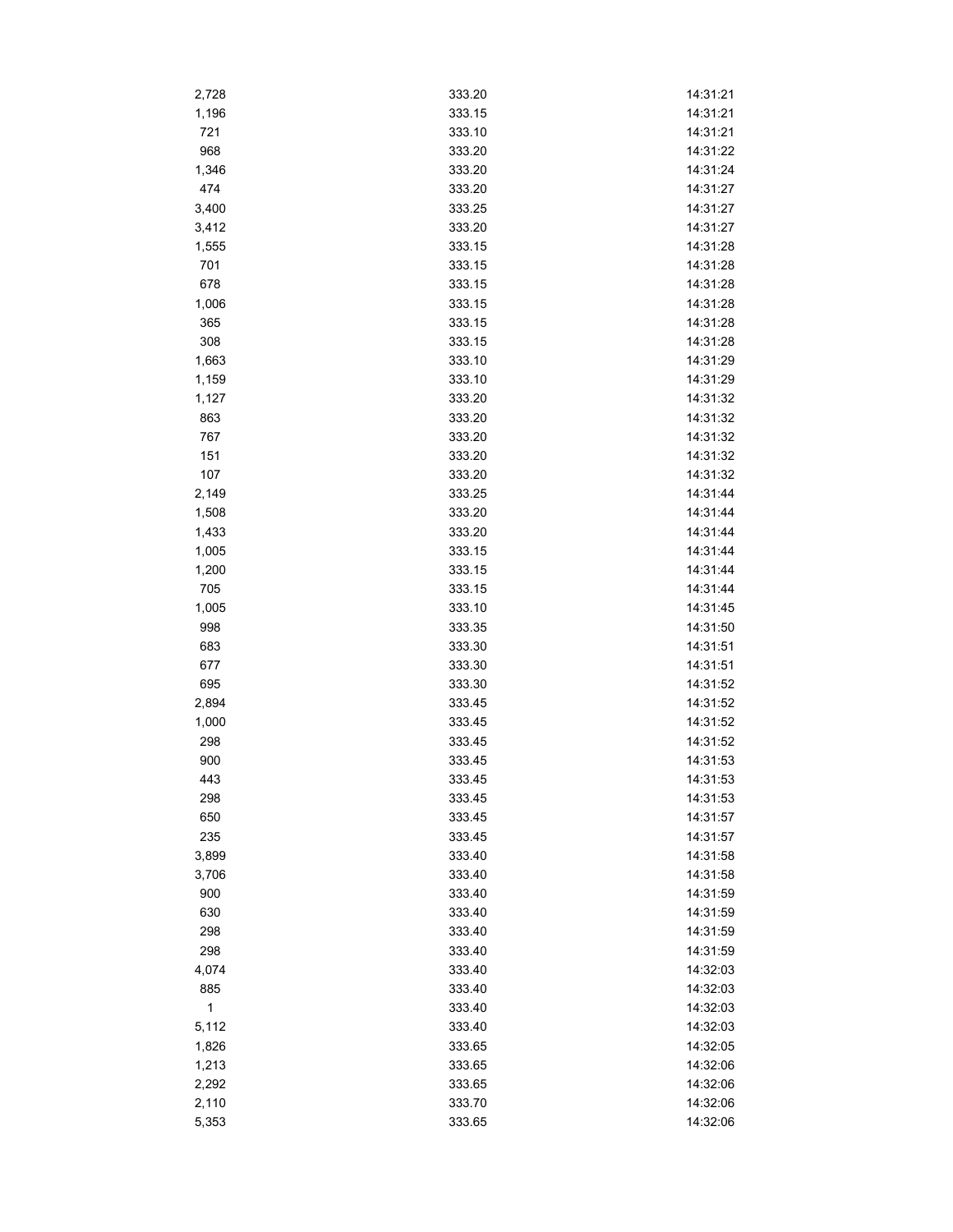| | | |
|---|---|---|
| 2,728 | 333.20 | 14:31:21 |
| 1,196 | 333.15 | 14:31:21 |
| 721 | 333.10 | 14:31:21 |
| 968 | 333.20 | 14:31:22 |
| 1,346 | 333.20 | 14:31:24 |
| 474 | 333.20 | 14:31:27 |
| 3,400 | 333.25 | 14:31:27 |
| 3,412 | 333.20 | 14:31:27 |
| 1,555 | 333.15 | 14:31:28 |
| 701 | 333.15 | 14:31:28 |
| 678 | 333.15 | 14:31:28 |
| 1,006 | 333.15 | 14:31:28 |
| 365 | 333.15 | 14:31:28 |
| 308 | 333.15 | 14:31:28 |
| 1,663 | 333.10 | 14:31:29 |
| 1,159 | 333.10 | 14:31:29 |
| 1,127 | 333.20 | 14:31:32 |
| 863 | 333.20 | 14:31:32 |
| 767 | 333.20 | 14:31:32 |
| 151 | 333.20 | 14:31:32 |
| 107 | 333.20 | 14:31:32 |
| 2,149 | 333.25 | 14:31:44 |
| 1,508 | 333.20 | 14:31:44 |
| 1,433 | 333.20 | 14:31:44 |
| 1,005 | 333.15 | 14:31:44 |
| 1,200 | 333.15 | 14:31:44 |
| 705 | 333.15 | 14:31:44 |
| 1,005 | 333.10 | 14:31:45 |
| 998 | 333.35 | 14:31:50 |
| 683 | 333.30 | 14:31:51 |
| 677 | 333.30 | 14:31:51 |
| 695 | 333.30 | 14:31:52 |
| 2,894 | 333.45 | 14:31:52 |
| 1,000 | 333.45 | 14:31:52 |
| 298 | 333.45 | 14:31:52 |
| 900 | 333.45 | 14:31:53 |
| 443 | 333.45 | 14:31:53 |
| 298 | 333.45 | 14:31:53 |
| 650 | 333.45 | 14:31:57 |
| 235 | 333.45 | 14:31:57 |
| 3,899 | 333.40 | 14:31:58 |
| 3,706 | 333.40 | 14:31:58 |
| 900 | 333.40 | 14:31:59 |
| 630 | 333.40 | 14:31:59 |
| 298 | 333.40 | 14:31:59 |
| 298 | 333.40 | 14:31:59 |
| 4,074 | 333.40 | 14:32:03 |
| 885 | 333.40 | 14:32:03 |
| 1 | 333.40 | 14:32:03 |
| 5,112 | 333.40 | 14:32:03 |
| 1,826 | 333.65 | 14:32:05 |
| 1,213 | 333.65 | 14:32:06 |
| 2,292 | 333.65 | 14:32:06 |
| 2,110 | 333.70 | 14:32:06 |
| 5,353 | 333.65 | 14:32:06 |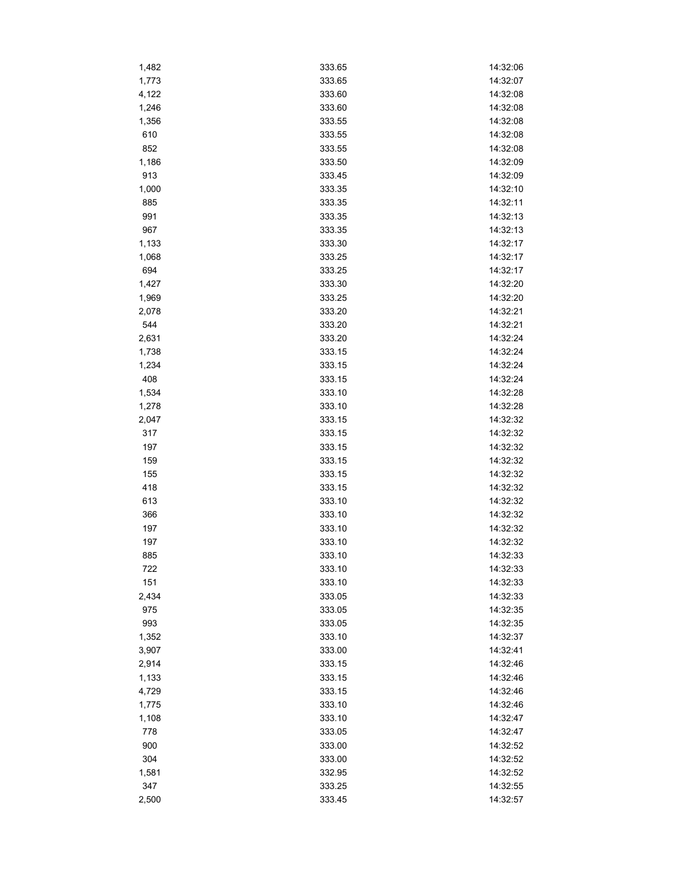| | | |
|---|---|---|
| 1,482 | 333.65 | 14:32:06 |
| 1,773 | 333.65 | 14:32:07 |
| 4,122 | 333.60 | 14:32:08 |
| 1,246 | 333.60 | 14:32:08 |
| 1,356 | 333.55 | 14:32:08 |
| 610 | 333.55 | 14:32:08 |
| 852 | 333.55 | 14:32:08 |
| 1,186 | 333.50 | 14:32:09 |
| 913 | 333.45 | 14:32:09 |
| 1,000 | 333.35 | 14:32:10 |
| 885 | 333.35 | 14:32:11 |
| 991 | 333.35 | 14:32:13 |
| 967 | 333.35 | 14:32:13 |
| 1,133 | 333.30 | 14:32:17 |
| 1,068 | 333.25 | 14:32:17 |
| 694 | 333.25 | 14:32:17 |
| 1,427 | 333.30 | 14:32:20 |
| 1,969 | 333.25 | 14:32:20 |
| 2,078 | 333.20 | 14:32:21 |
| 544 | 333.20 | 14:32:21 |
| 2,631 | 333.20 | 14:32:24 |
| 1,738 | 333.15 | 14:32:24 |
| 1,234 | 333.15 | 14:32:24 |
| 408 | 333.15 | 14:32:24 |
| 1,534 | 333.10 | 14:32:28 |
| 1,278 | 333.10 | 14:32:28 |
| 2,047 | 333.15 | 14:32:32 |
| 317 | 333.15 | 14:32:32 |
| 197 | 333.15 | 14:32:32 |
| 159 | 333.15 | 14:32:32 |
| 155 | 333.15 | 14:32:32 |
| 418 | 333.15 | 14:32:32 |
| 613 | 333.10 | 14:32:32 |
| 366 | 333.10 | 14:32:32 |
| 197 | 333.10 | 14:32:32 |
| 197 | 333.10 | 14:32:32 |
| 885 | 333.10 | 14:32:33 |
| 722 | 333.10 | 14:32:33 |
| 151 | 333.10 | 14:32:33 |
| 2,434 | 333.05 | 14:32:33 |
| 975 | 333.05 | 14:32:35 |
| 993 | 333.05 | 14:32:35 |
| 1,352 | 333.10 | 14:32:37 |
| 3,907 | 333.00 | 14:32:41 |
| 2,914 | 333.15 | 14:32:46 |
| 1,133 | 333.15 | 14:32:46 |
| 4,729 | 333.15 | 14:32:46 |
| 1,775 | 333.10 | 14:32:46 |
| 1,108 | 333.10 | 14:32:47 |
| 778 | 333.05 | 14:32:47 |
| 900 | 333.00 | 14:32:52 |
| 304 | 333.00 | 14:32:52 |
| 1,581 | 332.95 | 14:32:52 |
| 347 | 333.25 | 14:32:55 |
| 2,500 | 333.45 | 14:32:57 |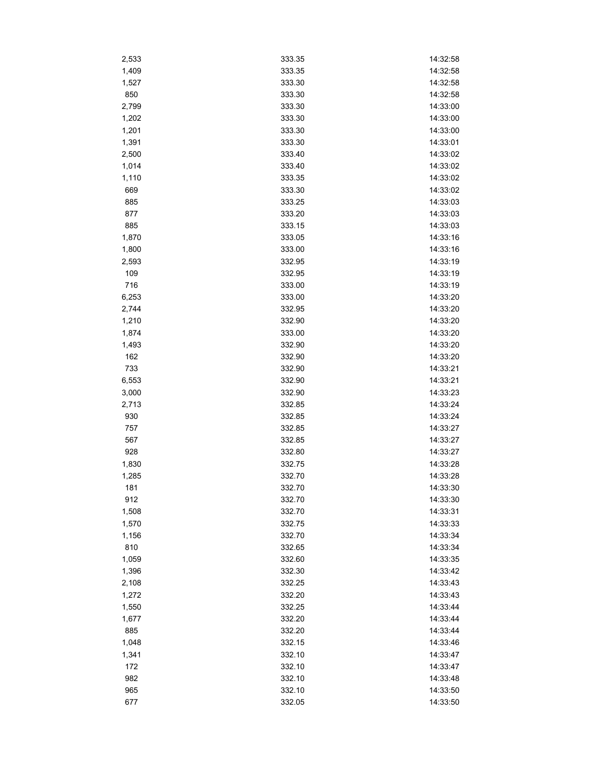| | | |
|---|---|---|
| 2,533 | 333.35 | 14:32:58 |
| 1,409 | 333.35 | 14:32:58 |
| 1,527 | 333.30 | 14:32:58 |
| 850 | 333.30 | 14:32:58 |
| 2,799 | 333.30 | 14:33:00 |
| 1,202 | 333.30 | 14:33:00 |
| 1,201 | 333.30 | 14:33:00 |
| 1,391 | 333.30 | 14:33:01 |
| 2,500 | 333.40 | 14:33:02 |
| 1,014 | 333.40 | 14:33:02 |
| 1,110 | 333.35 | 14:33:02 |
| 669 | 333.30 | 14:33:02 |
| 885 | 333.25 | 14:33:03 |
| 877 | 333.20 | 14:33:03 |
| 885 | 333.15 | 14:33:03 |
| 1,870 | 333.05 | 14:33:16 |
| 1,800 | 333.00 | 14:33:16 |
| 2,593 | 332.95 | 14:33:19 |
| 109 | 332.95 | 14:33:19 |
| 716 | 333.00 | 14:33:19 |
| 6,253 | 333.00 | 14:33:20 |
| 2,744 | 332.95 | 14:33:20 |
| 1,210 | 332.90 | 14:33:20 |
| 1,874 | 333.00 | 14:33:20 |
| 1,493 | 332.90 | 14:33:20 |
| 162 | 332.90 | 14:33:20 |
| 733 | 332.90 | 14:33:21 |
| 6,553 | 332.90 | 14:33:21 |
| 3,000 | 332.90 | 14:33:23 |
| 2,713 | 332.85 | 14:33:24 |
| 930 | 332.85 | 14:33:24 |
| 757 | 332.85 | 14:33:27 |
| 567 | 332.85 | 14:33:27 |
| 928 | 332.80 | 14:33:27 |
| 1,830 | 332.75 | 14:33:28 |
| 1,285 | 332.70 | 14:33:28 |
| 181 | 332.70 | 14:33:30 |
| 912 | 332.70 | 14:33:30 |
| 1,508 | 332.70 | 14:33:31 |
| 1,570 | 332.75 | 14:33:33 |
| 1,156 | 332.70 | 14:33:34 |
| 810 | 332.65 | 14:33:34 |
| 1,059 | 332.60 | 14:33:35 |
| 1,396 | 332.30 | 14:33:42 |
| 2,108 | 332.25 | 14:33:43 |
| 1,272 | 332.20 | 14:33:43 |
| 1,550 | 332.25 | 14:33:44 |
| 1,677 | 332.20 | 14:33:44 |
| 885 | 332.20 | 14:33:44 |
| 1,048 | 332.15 | 14:33:46 |
| 1,341 | 332.10 | 14:33:47 |
| 172 | 332.10 | 14:33:47 |
| 982 | 332.10 | 14:33:48 |
| 965 | 332.10 | 14:33:50 |
| 677 | 332.05 | 14:33:50 |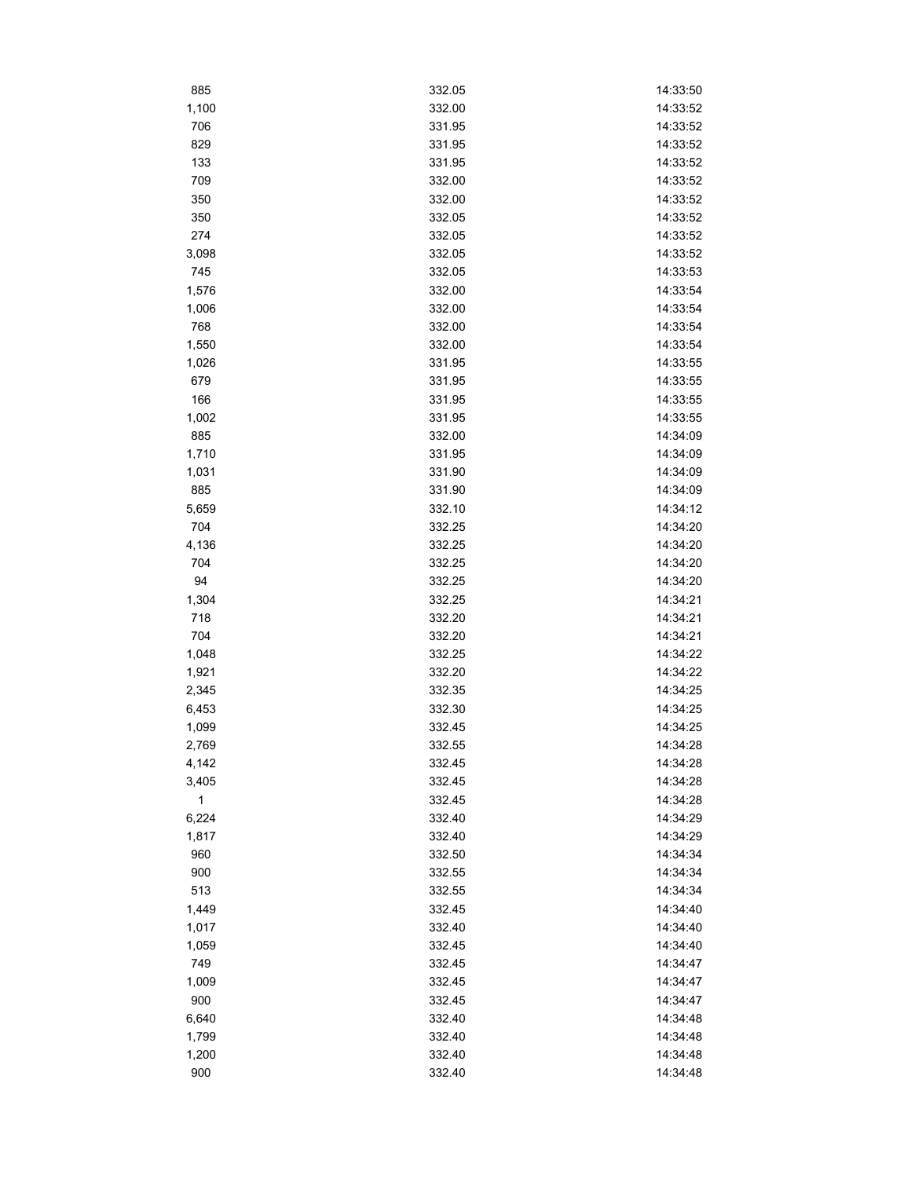| | | |
|---|---|---|
| 885 | 332.05 | 14:33:50 |
| 1,100 | 332.00 | 14:33:52 |
| 706 | 331.95 | 14:33:52 |
| 829 | 331.95 | 14:33:52 |
| 133 | 331.95 | 14:33:52 |
| 709 | 332.00 | 14:33:52 |
| 350 | 332.00 | 14:33:52 |
| 350 | 332.05 | 14:33:52 |
| 274 | 332.05 | 14:33:52 |
| 3,098 | 332.05 | 14:33:52 |
| 745 | 332.05 | 14:33:53 |
| 1,576 | 332.00 | 14:33:54 |
| 1,006 | 332.00 | 14:33:54 |
| 768 | 332.00 | 14:33:54 |
| 1,550 | 332.00 | 14:33:54 |
| 1,026 | 331.95 | 14:33:55 |
| 679 | 331.95 | 14:33:55 |
| 166 | 331.95 | 14:33:55 |
| 1,002 | 331.95 | 14:33:55 |
| 885 | 332.00 | 14:34:09 |
| 1,710 | 331.95 | 14:34:09 |
| 1,031 | 331.90 | 14:34:09 |
| 885 | 331.90 | 14:34:09 |
| 5,659 | 332.10 | 14:34:12 |
| 704 | 332.25 | 14:34:20 |
| 4,136 | 332.25 | 14:34:20 |
| 704 | 332.25 | 14:34:20 |
| 94 | 332.25 | 14:34:20 |
| 1,304 | 332.25 | 14:34:21 |
| 718 | 332.20 | 14:34:21 |
| 704 | 332.20 | 14:34:21 |
| 1,048 | 332.25 | 14:34:22 |
| 1,921 | 332.20 | 14:34:22 |
| 2,345 | 332.35 | 14:34:25 |
| 6,453 | 332.30 | 14:34:25 |
| 1,099 | 332.45 | 14:34:25 |
| 2,769 | 332.55 | 14:34:28 |
| 4,142 | 332.45 | 14:34:28 |
| 3,405 | 332.45 | 14:34:28 |
| 1 | 332.45 | 14:34:28 |
| 6,224 | 332.40 | 14:34:29 |
| 1,817 | 332.40 | 14:34:29 |
| 960 | 332.50 | 14:34:34 |
| 900 | 332.55 | 14:34:34 |
| 513 | 332.55 | 14:34:34 |
| 1,449 | 332.45 | 14:34:40 |
| 1,017 | 332.40 | 14:34:40 |
| 1,059 | 332.45 | 14:34:40 |
| 749 | 332.45 | 14:34:47 |
| 1,009 | 332.45 | 14:34:47 |
| 900 | 332.45 | 14:34:47 |
| 6,640 | 332.40 | 14:34:48 |
| 1,799 | 332.40 | 14:34:48 |
| 1,200 | 332.40 | 14:34:48 |
| 900 | 332.40 | 14:34:48 |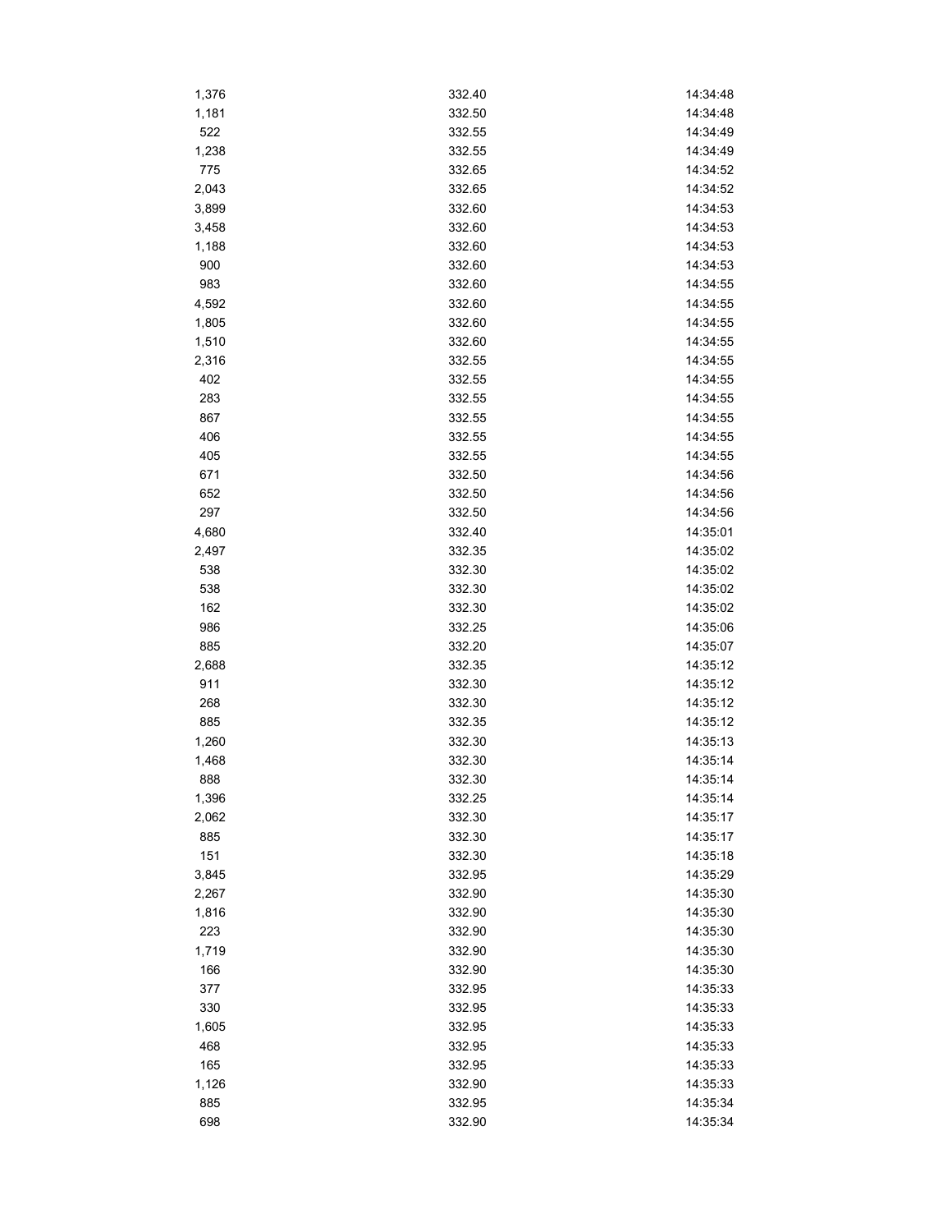| | | |
|---|---|---|
| 1,376 | 332.40 | 14:34:48 |
| 1,181 | 332.50 | 14:34:48 |
| 522 | 332.55 | 14:34:49 |
| 1,238 | 332.55 | 14:34:49 |
| 775 | 332.65 | 14:34:52 |
| 2,043 | 332.65 | 14:34:52 |
| 3,899 | 332.60 | 14:34:53 |
| 3,458 | 332.60 | 14:34:53 |
| 1,188 | 332.60 | 14:34:53 |
| 900 | 332.60 | 14:34:53 |
| 983 | 332.60 | 14:34:55 |
| 4,592 | 332.60 | 14:34:55 |
| 1,805 | 332.60 | 14:34:55 |
| 1,510 | 332.60 | 14:34:55 |
| 2,316 | 332.55 | 14:34:55 |
| 402 | 332.55 | 14:34:55 |
| 283 | 332.55 | 14:34:55 |
| 867 | 332.55 | 14:34:55 |
| 406 | 332.55 | 14:34:55 |
| 405 | 332.55 | 14:34:55 |
| 671 | 332.50 | 14:34:56 |
| 652 | 332.50 | 14:34:56 |
| 297 | 332.50 | 14:34:56 |
| 4,680 | 332.40 | 14:35:01 |
| 2,497 | 332.35 | 14:35:02 |
| 538 | 332.30 | 14:35:02 |
| 538 | 332.30 | 14:35:02 |
| 162 | 332.30 | 14:35:02 |
| 986 | 332.25 | 14:35:06 |
| 885 | 332.20 | 14:35:07 |
| 2,688 | 332.35 | 14:35:12 |
| 911 | 332.30 | 14:35:12 |
| 268 | 332.30 | 14:35:12 |
| 885 | 332.35 | 14:35:12 |
| 1,260 | 332.30 | 14:35:13 |
| 1,468 | 332.30 | 14:35:14 |
| 888 | 332.30 | 14:35:14 |
| 1,396 | 332.25 | 14:35:14 |
| 2,062 | 332.30 | 14:35:17 |
| 885 | 332.30 | 14:35:17 |
| 151 | 332.30 | 14:35:18 |
| 3,845 | 332.95 | 14:35:29 |
| 2,267 | 332.90 | 14:35:30 |
| 1,816 | 332.90 | 14:35:30 |
| 223 | 332.90 | 14:35:30 |
| 1,719 | 332.90 | 14:35:30 |
| 166 | 332.90 | 14:35:30 |
| 377 | 332.95 | 14:35:33 |
| 330 | 332.95 | 14:35:33 |
| 1,605 | 332.95 | 14:35:33 |
| 468 | 332.95 | 14:35:33 |
| 165 | 332.95 | 14:35:33 |
| 1,126 | 332.90 | 14:35:33 |
| 885 | 332.95 | 14:35:34 |
| 698 | 332.90 | 14:35:34 |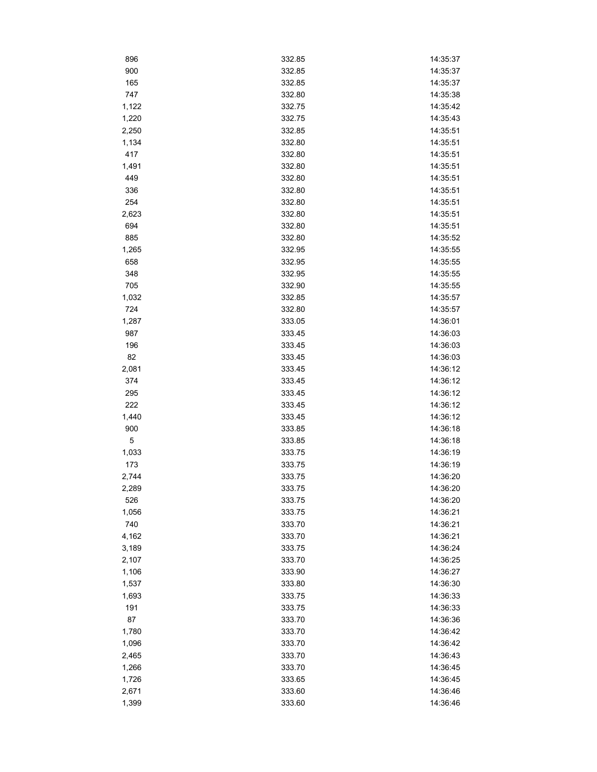| | | |
|---|---|---|
| 896 | 332.85 | 14:35:37 |
| 900 | 332.85 | 14:35:37 |
| 165 | 332.85 | 14:35:37 |
| 747 | 332.80 | 14:35:38 |
| 1,122 | 332.75 | 14:35:42 |
| 1,220 | 332.75 | 14:35:43 |
| 2,250 | 332.85 | 14:35:51 |
| 1,134 | 332.80 | 14:35:51 |
| 417 | 332.80 | 14:35:51 |
| 1,491 | 332.80 | 14:35:51 |
| 449 | 332.80 | 14:35:51 |
| 336 | 332.80 | 14:35:51 |
| 254 | 332.80 | 14:35:51 |
| 2,623 | 332.80 | 14:35:51 |
| 694 | 332.80 | 14:35:51 |
| 885 | 332.80 | 14:35:52 |
| 1,265 | 332.95 | 14:35:55 |
| 658 | 332.95 | 14:35:55 |
| 348 | 332.95 | 14:35:55 |
| 705 | 332.90 | 14:35:55 |
| 1,032 | 332.85 | 14:35:57 |
| 724 | 332.80 | 14:35:57 |
| 1,287 | 333.05 | 14:36:01 |
| 987 | 333.45 | 14:36:03 |
| 196 | 333.45 | 14:36:03 |
| 82 | 333.45 | 14:36:03 |
| 2,081 | 333.45 | 14:36:12 |
| 374 | 333.45 | 14:36:12 |
| 295 | 333.45 | 14:36:12 |
| 222 | 333.45 | 14:36:12 |
| 1,440 | 333.45 | 14:36:12 |
| 900 | 333.85 | 14:36:18 |
| 5 | 333.85 | 14:36:18 |
| 1,033 | 333.75 | 14:36:19 |
| 173 | 333.75 | 14:36:19 |
| 2,744 | 333.75 | 14:36:20 |
| 2,289 | 333.75 | 14:36:20 |
| 526 | 333.75 | 14:36:20 |
| 1,056 | 333.75 | 14:36:21 |
| 740 | 333.70 | 14:36:21 |
| 4,162 | 333.70 | 14:36:21 |
| 3,189 | 333.75 | 14:36:24 |
| 2,107 | 333.70 | 14:36:25 |
| 1,106 | 333.90 | 14:36:27 |
| 1,537 | 333.80 | 14:36:30 |
| 1,693 | 333.75 | 14:36:33 |
| 191 | 333.75 | 14:36:33 |
| 87 | 333.70 | 14:36:36 |
| 1,780 | 333.70 | 14:36:42 |
| 1,096 | 333.70 | 14:36:42 |
| 2,465 | 333.70 | 14:36:43 |
| 1,266 | 333.70 | 14:36:45 |
| 1,726 | 333.65 | 14:36:45 |
| 2,671 | 333.60 | 14:36:46 |
| 1,399 | 333.60 | 14:36:46 |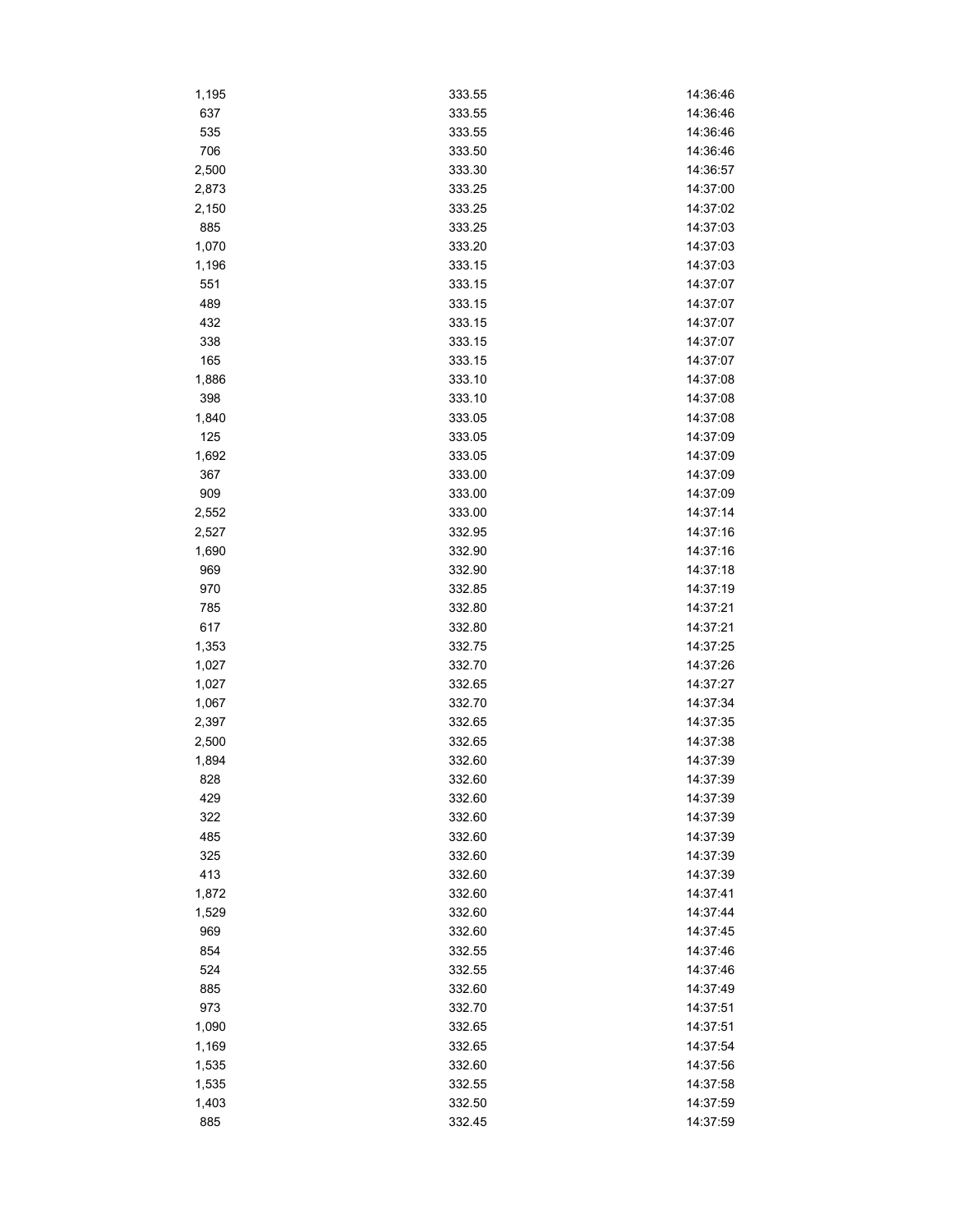| | | |
|---|---|---|
| 1,195 | 333.55 | 14:36:46 |
| 637 | 333.55 | 14:36:46 |
| 535 | 333.55 | 14:36:46 |
| 706 | 333.50 | 14:36:46 |
| 2,500 | 333.30 | 14:36:57 |
| 2,873 | 333.25 | 14:37:00 |
| 2,150 | 333.25 | 14:37:02 |
| 885 | 333.25 | 14:37:03 |
| 1,070 | 333.20 | 14:37:03 |
| 1,196 | 333.15 | 14:37:03 |
| 551 | 333.15 | 14:37:07 |
| 489 | 333.15 | 14:37:07 |
| 432 | 333.15 | 14:37:07 |
| 338 | 333.15 | 14:37:07 |
| 165 | 333.15 | 14:37:07 |
| 1,886 | 333.10 | 14:37:08 |
| 398 | 333.10 | 14:37:08 |
| 1,840 | 333.05 | 14:37:08 |
| 125 | 333.05 | 14:37:09 |
| 1,692 | 333.05 | 14:37:09 |
| 367 | 333.00 | 14:37:09 |
| 909 | 333.00 | 14:37:09 |
| 2,552 | 333.00 | 14:37:14 |
| 2,527 | 332.95 | 14:37:16 |
| 1,690 | 332.90 | 14:37:16 |
| 969 | 332.90 | 14:37:18 |
| 970 | 332.85 | 14:37:19 |
| 785 | 332.80 | 14:37:21 |
| 617 | 332.80 | 14:37:21 |
| 1,353 | 332.75 | 14:37:25 |
| 1,027 | 332.70 | 14:37:26 |
| 1,027 | 332.65 | 14:37:27 |
| 1,067 | 332.70 | 14:37:34 |
| 2,397 | 332.65 | 14:37:35 |
| 2,500 | 332.65 | 14:37:38 |
| 1,894 | 332.60 | 14:37:39 |
| 828 | 332.60 | 14:37:39 |
| 429 | 332.60 | 14:37:39 |
| 322 | 332.60 | 14:37:39 |
| 485 | 332.60 | 14:37:39 |
| 325 | 332.60 | 14:37:39 |
| 413 | 332.60 | 14:37:39 |
| 1,872 | 332.60 | 14:37:41 |
| 1,529 | 332.60 | 14:37:44 |
| 969 | 332.60 | 14:37:45 |
| 854 | 332.55 | 14:37:46 |
| 524 | 332.55 | 14:37:46 |
| 885 | 332.60 | 14:37:49 |
| 973 | 332.70 | 14:37:51 |
| 1,090 | 332.65 | 14:37:51 |
| 1,169 | 332.65 | 14:37:54 |
| 1,535 | 332.60 | 14:37:56 |
| 1,535 | 332.55 | 14:37:58 |
| 1,403 | 332.50 | 14:37:59 |
| 885 | 332.45 | 14:37:59 |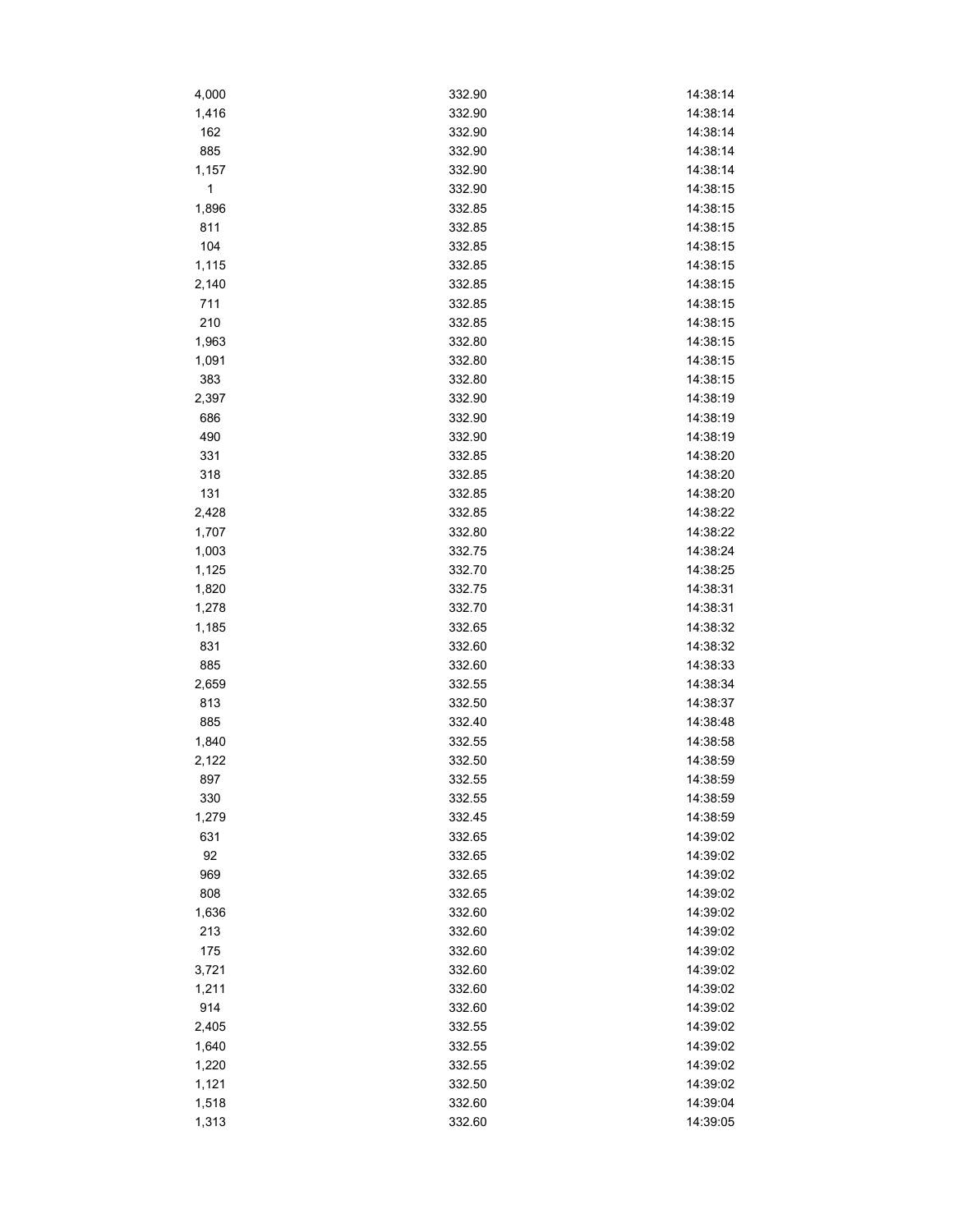| | | |
|---|---|---|
| 4,000 | 332.90 | 14:38:14 |
| 1,416 | 332.90 | 14:38:14 |
| 162 | 332.90 | 14:38:14 |
| 885 | 332.90 | 14:38:14 |
| 1,157 | 332.90 | 14:38:14 |
| 1 | 332.90 | 14:38:15 |
| 1,896 | 332.85 | 14:38:15 |
| 811 | 332.85 | 14:38:15 |
| 104 | 332.85 | 14:38:15 |
| 1,115 | 332.85 | 14:38:15 |
| 2,140 | 332.85 | 14:38:15 |
| 711 | 332.85 | 14:38:15 |
| 210 | 332.85 | 14:38:15 |
| 1,963 | 332.80 | 14:38:15 |
| 1,091 | 332.80 | 14:38:15 |
| 383 | 332.80 | 14:38:15 |
| 2,397 | 332.90 | 14:38:19 |
| 686 | 332.90 | 14:38:19 |
| 490 | 332.90 | 14:38:19 |
| 331 | 332.85 | 14:38:20 |
| 318 | 332.85 | 14:38:20 |
| 131 | 332.85 | 14:38:20 |
| 2,428 | 332.85 | 14:38:22 |
| 1,707 | 332.80 | 14:38:22 |
| 1,003 | 332.75 | 14:38:24 |
| 1,125 | 332.70 | 14:38:25 |
| 1,820 | 332.75 | 14:38:31 |
| 1,278 | 332.70 | 14:38:31 |
| 1,185 | 332.65 | 14:38:32 |
| 831 | 332.60 | 14:38:32 |
| 885 | 332.60 | 14:38:33 |
| 2,659 | 332.55 | 14:38:34 |
| 813 | 332.50 | 14:38:37 |
| 885 | 332.40 | 14:38:48 |
| 1,840 | 332.55 | 14:38:58 |
| 2,122 | 332.50 | 14:38:59 |
| 897 | 332.55 | 14:38:59 |
| 330 | 332.55 | 14:38:59 |
| 1,279 | 332.45 | 14:38:59 |
| 631 | 332.65 | 14:39:02 |
| 92 | 332.65 | 14:39:02 |
| 969 | 332.65 | 14:39:02 |
| 808 | 332.65 | 14:39:02 |
| 1,636 | 332.60 | 14:39:02 |
| 213 | 332.60 | 14:39:02 |
| 175 | 332.60 | 14:39:02 |
| 3,721 | 332.60 | 14:39:02 |
| 1,211 | 332.60 | 14:39:02 |
| 914 | 332.60 | 14:39:02 |
| 2,405 | 332.55 | 14:39:02 |
| 1,640 | 332.55 | 14:39:02 |
| 1,220 | 332.55 | 14:39:02 |
| 1,121 | 332.50 | 14:39:02 |
| 1,518 | 332.60 | 14:39:04 |
| 1,313 | 332.60 | 14:39:05 |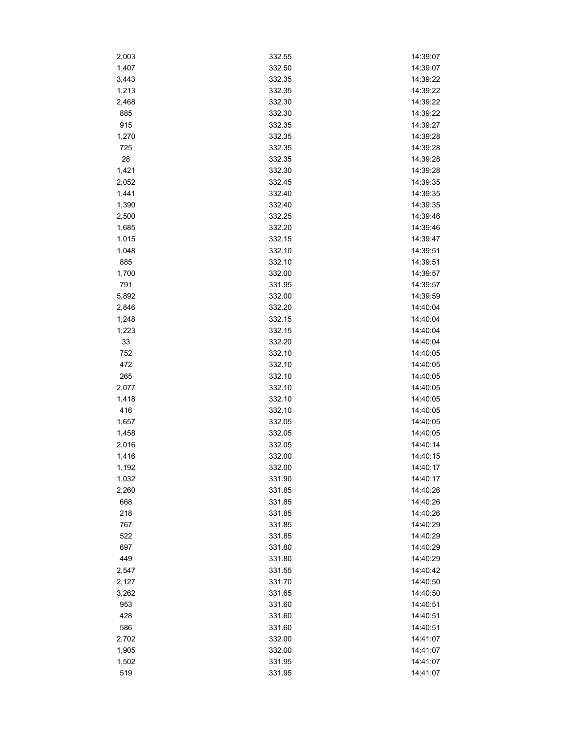| | | |
|---|---|---|
| 2,003 | 332.55 | 14:39:07 |
| 1,407 | 332.50 | 14:39:07 |
| 3,443 | 332.35 | 14:39:22 |
| 1,213 | 332.35 | 14:39:22 |
| 2,468 | 332.30 | 14:39:22 |
| 885 | 332.30 | 14:39:22 |
| 915 | 332.35 | 14:39:27 |
| 1,270 | 332.35 | 14:39:28 |
| 725 | 332.35 | 14:39:28 |
| 28 | 332.35 | 14:39:28 |
| 1,421 | 332.30 | 14:39:28 |
| 2,052 | 332.45 | 14:39:35 |
| 1,441 | 332.40 | 14:39:35 |
| 1,390 | 332.40 | 14:39:35 |
| 2,500 | 332.25 | 14:39:46 |
| 1,685 | 332.20 | 14:39:46 |
| 1,015 | 332.15 | 14:39:47 |
| 1,048 | 332.10 | 14:39:51 |
| 885 | 332.10 | 14:39:51 |
| 1,700 | 332.00 | 14:39:57 |
| 791 | 331.95 | 14:39:57 |
| 5,892 | 332.00 | 14:39:59 |
| 2,846 | 332.20 | 14:40:04 |
| 1,248 | 332.15 | 14:40:04 |
| 1,223 | 332.15 | 14:40:04 |
| 33 | 332.20 | 14:40:04 |
| 752 | 332.10 | 14:40:05 |
| 472 | 332.10 | 14:40:05 |
| 265 | 332.10 | 14:40:05 |
| 2,077 | 332.10 | 14:40:05 |
| 1,418 | 332.10 | 14:40:05 |
| 416 | 332.10 | 14:40:05 |
| 1,657 | 332.05 | 14:40:05 |
| 1,458 | 332.05 | 14:40:05 |
| 2,016 | 332.05 | 14:40:14 |
| 1,416 | 332.00 | 14:40:15 |
| 1,192 | 332.00 | 14:40:17 |
| 1,032 | 331.90 | 14:40:17 |
| 2,260 | 331.85 | 14:40:26 |
| 668 | 331.85 | 14:40:26 |
| 218 | 331.85 | 14:40:26 |
| 767 | 331.85 | 14:40:29 |
| 522 | 331.85 | 14:40:29 |
| 697 | 331.80 | 14:40:29 |
| 449 | 331.80 | 14:40:29 |
| 2,547 | 331.55 | 14:40:42 |
| 2,127 | 331.70 | 14:40:50 |
| 3,262 | 331.65 | 14:40:50 |
| 953 | 331.60 | 14:40:51 |
| 428 | 331.60 | 14:40:51 |
| 586 | 331.60 | 14:40:51 |
| 2,702 | 332.00 | 14:41:07 |
| 1,905 | 332.00 | 14:41:07 |
| 1,502 | 331.95 | 14:41:07 |
| 519 | 331.95 | 14:41:07 |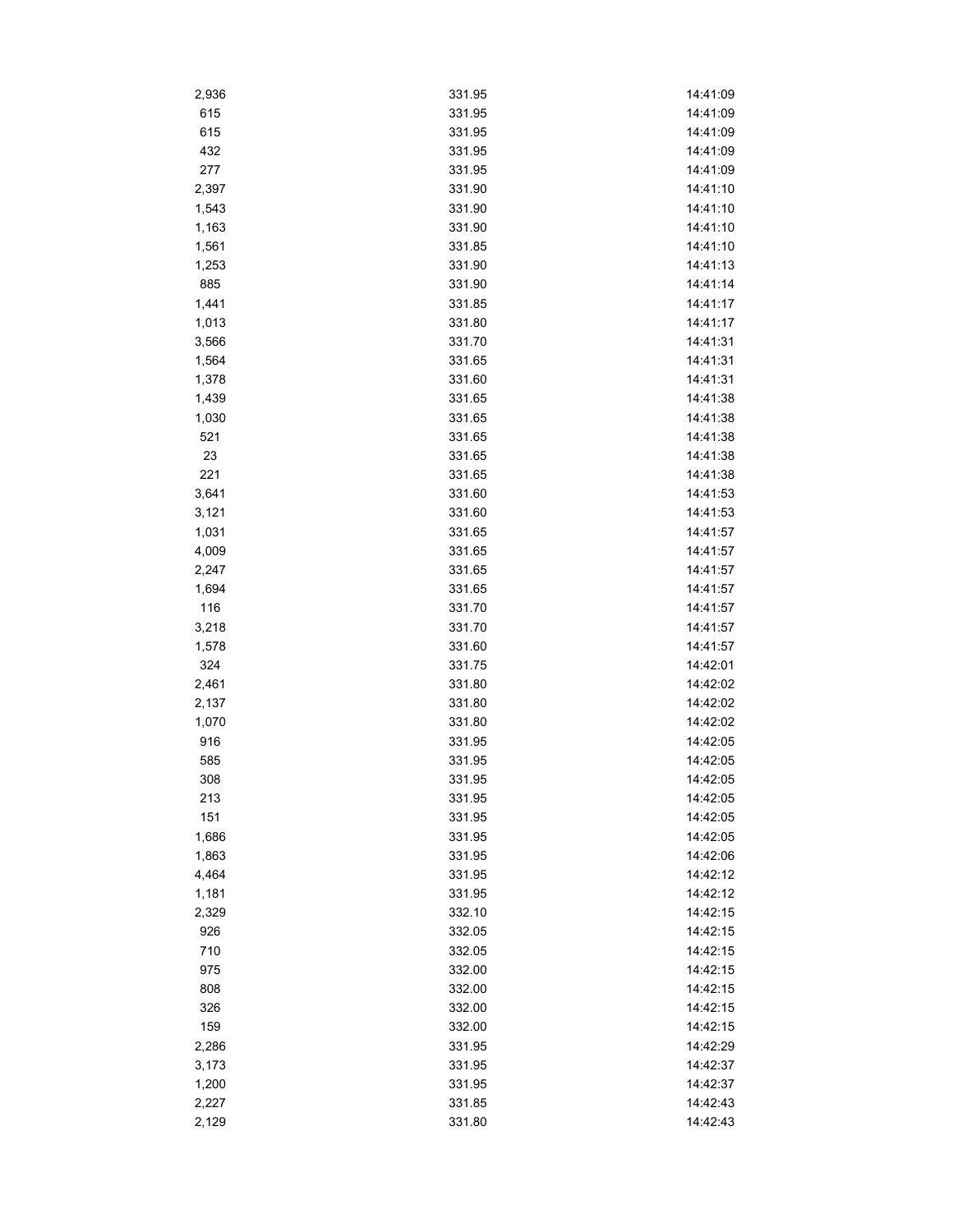| | | |
|---|---|---|
| 2,936 | 331.95 | 14:41:09 |
| 615 | 331.95 | 14:41:09 |
| 615 | 331.95 | 14:41:09 |
| 432 | 331.95 | 14:41:09 |
| 277 | 331.95 | 14:41:09 |
| 2,397 | 331.90 | 14:41:10 |
| 1,543 | 331.90 | 14:41:10 |
| 1,163 | 331.90 | 14:41:10 |
| 1,561 | 331.85 | 14:41:10 |
| 1,253 | 331.90 | 14:41:13 |
| 885 | 331.90 | 14:41:14 |
| 1,441 | 331.85 | 14:41:17 |
| 1,013 | 331.80 | 14:41:17 |
| 3,566 | 331.70 | 14:41:31 |
| 1,564 | 331.65 | 14:41:31 |
| 1,378 | 331.60 | 14:41:31 |
| 1,439 | 331.65 | 14:41:38 |
| 1,030 | 331.65 | 14:41:38 |
| 521 | 331.65 | 14:41:38 |
| 23 | 331.65 | 14:41:38 |
| 221 | 331.65 | 14:41:38 |
| 3,641 | 331.60 | 14:41:53 |
| 3,121 | 331.60 | 14:41:53 |
| 1,031 | 331.65 | 14:41:57 |
| 4,009 | 331.65 | 14:41:57 |
| 2,247 | 331.65 | 14:41:57 |
| 1,694 | 331.65 | 14:41:57 |
| 116 | 331.70 | 14:41:57 |
| 3,218 | 331.70 | 14:41:57 |
| 1,578 | 331.60 | 14:41:57 |
| 324 | 331.75 | 14:42:01 |
| 2,461 | 331.80 | 14:42:02 |
| 2,137 | 331.80 | 14:42:02 |
| 1,070 | 331.80 | 14:42:02 |
| 916 | 331.95 | 14:42:05 |
| 585 | 331.95 | 14:42:05 |
| 308 | 331.95 | 14:42:05 |
| 213 | 331.95 | 14:42:05 |
| 151 | 331.95 | 14:42:05 |
| 1,686 | 331.95 | 14:42:05 |
| 1,863 | 331.95 | 14:42:06 |
| 4,464 | 331.95 | 14:42:12 |
| 1,181 | 331.95 | 14:42:12 |
| 2,329 | 332.10 | 14:42:15 |
| 926 | 332.05 | 14:42:15 |
| 710 | 332.05 | 14:42:15 |
| 975 | 332.00 | 14:42:15 |
| 808 | 332.00 | 14:42:15 |
| 326 | 332.00 | 14:42:15 |
| 159 | 332.00 | 14:42:15 |
| 2,286 | 331.95 | 14:42:29 |
| 3,173 | 331.95 | 14:42:37 |
| 1,200 | 331.95 | 14:42:37 |
| 2,227 | 331.85 | 14:42:43 |
| 2,129 | 331.80 | 14:42:43 |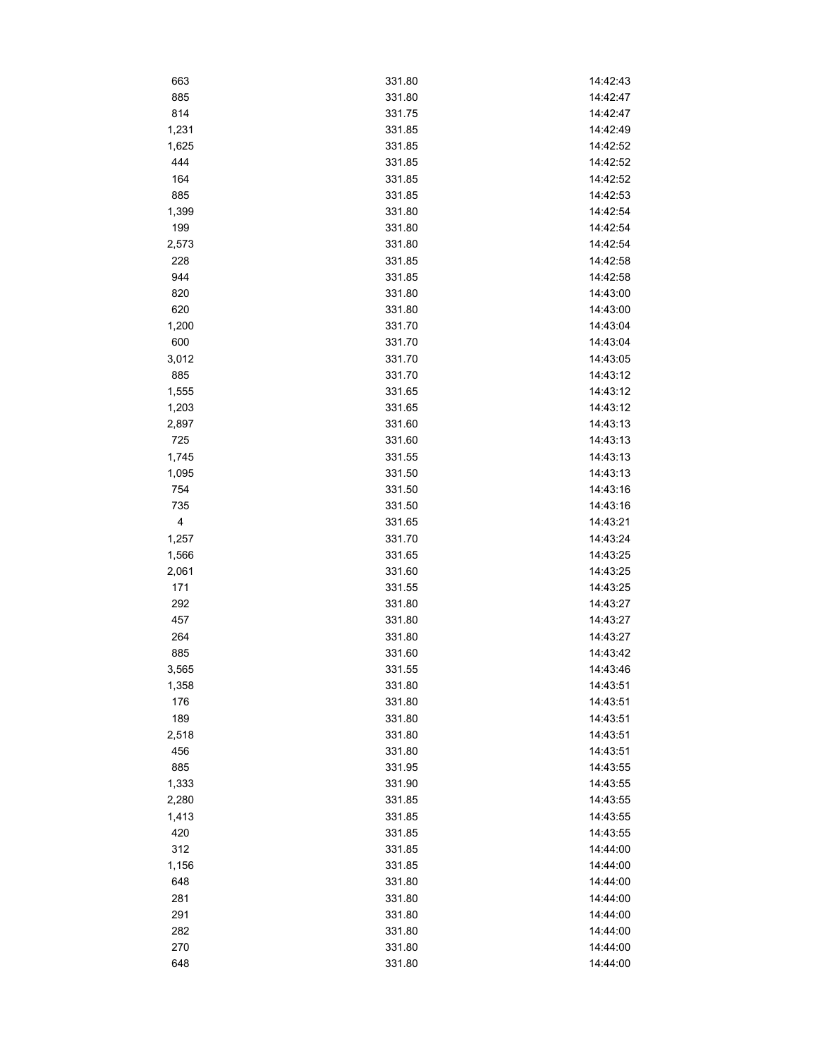| | | |
|---|---|---|
| 663 | 331.80 | 14:42:43 |
| 885 | 331.80 | 14:42:47 |
| 814 | 331.75 | 14:42:47 |
| 1,231 | 331.85 | 14:42:49 |
| 1,625 | 331.85 | 14:42:52 |
| 444 | 331.85 | 14:42:52 |
| 164 | 331.85 | 14:42:52 |
| 885 | 331.85 | 14:42:53 |
| 1,399 | 331.80 | 14:42:54 |
| 199 | 331.80 | 14:42:54 |
| 2,573 | 331.80 | 14:42:54 |
| 228 | 331.85 | 14:42:58 |
| 944 | 331.85 | 14:42:58 |
| 820 | 331.80 | 14:43:00 |
| 620 | 331.80 | 14:43:00 |
| 1,200 | 331.70 | 14:43:04 |
| 600 | 331.70 | 14:43:04 |
| 3,012 | 331.70 | 14:43:05 |
| 885 | 331.70 | 14:43:12 |
| 1,555 | 331.65 | 14:43:12 |
| 1,203 | 331.65 | 14:43:12 |
| 2,897 | 331.60 | 14:43:13 |
| 725 | 331.60 | 14:43:13 |
| 1,745 | 331.55 | 14:43:13 |
| 1,095 | 331.50 | 14:43:13 |
| 754 | 331.50 | 14:43:16 |
| 735 | 331.50 | 14:43:16 |
| 4 | 331.65 | 14:43:21 |
| 1,257 | 331.70 | 14:43:24 |
| 1,566 | 331.65 | 14:43:25 |
| 2,061 | 331.60 | 14:43:25 |
| 171 | 331.55 | 14:43:25 |
| 292 | 331.80 | 14:43:27 |
| 457 | 331.80 | 14:43:27 |
| 264 | 331.80 | 14:43:27 |
| 885 | 331.60 | 14:43:42 |
| 3,565 | 331.55 | 14:43:46 |
| 1,358 | 331.80 | 14:43:51 |
| 176 | 331.80 | 14:43:51 |
| 189 | 331.80 | 14:43:51 |
| 2,518 | 331.80 | 14:43:51 |
| 456 | 331.80 | 14:43:51 |
| 885 | 331.95 | 14:43:55 |
| 1,333 | 331.90 | 14:43:55 |
| 2,280 | 331.85 | 14:43:55 |
| 1,413 | 331.85 | 14:43:55 |
| 420 | 331.85 | 14:43:55 |
| 312 | 331.85 | 14:44:00 |
| 1,156 | 331.85 | 14:44:00 |
| 648 | 331.80 | 14:44:00 |
| 281 | 331.80 | 14:44:00 |
| 291 | 331.80 | 14:44:00 |
| 282 | 331.80 | 14:44:00 |
| 270 | 331.80 | 14:44:00 |
| 648 | 331.80 | 14:44:00 |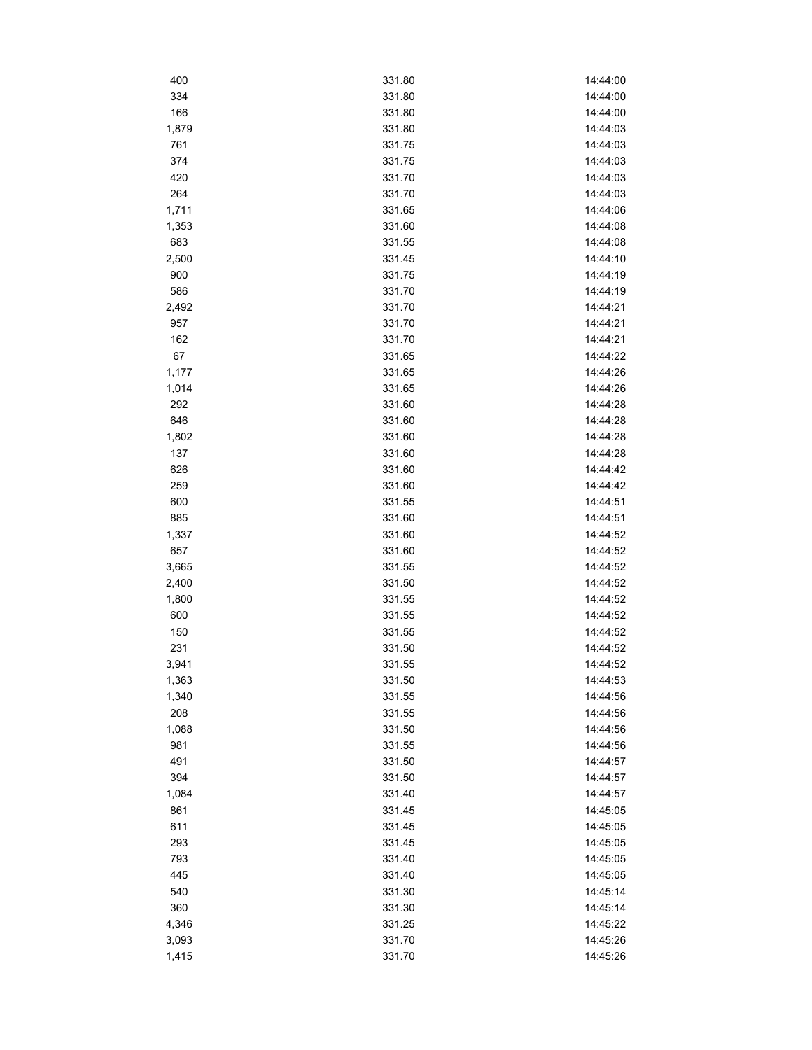| | | |
|---|---|---|
| 400 | 331.80 | 14:44:00 |
| 334 | 331.80 | 14:44:00 |
| 166 | 331.80 | 14:44:00 |
| 1,879 | 331.80 | 14:44:03 |
| 761 | 331.75 | 14:44:03 |
| 374 | 331.75 | 14:44:03 |
| 420 | 331.70 | 14:44:03 |
| 264 | 331.70 | 14:44:03 |
| 1,711 | 331.65 | 14:44:06 |
| 1,353 | 331.60 | 14:44:08 |
| 683 | 331.55 | 14:44:08 |
| 2,500 | 331.45 | 14:44:10 |
| 900 | 331.75 | 14:44:19 |
| 586 | 331.70 | 14:44:19 |
| 2,492 | 331.70 | 14:44:21 |
| 957 | 331.70 | 14:44:21 |
| 162 | 331.70 | 14:44:21 |
| 67 | 331.65 | 14:44:22 |
| 1,177 | 331.65 | 14:44:26 |
| 1,014 | 331.65 | 14:44:26 |
| 292 | 331.60 | 14:44:28 |
| 646 | 331.60 | 14:44:28 |
| 1,802 | 331.60 | 14:44:28 |
| 137 | 331.60 | 14:44:28 |
| 626 | 331.60 | 14:44:42 |
| 259 | 331.60 | 14:44:42 |
| 600 | 331.55 | 14:44:51 |
| 885 | 331.60 | 14:44:51 |
| 1,337 | 331.60 | 14:44:52 |
| 657 | 331.60 | 14:44:52 |
| 3,665 | 331.55 | 14:44:52 |
| 2,400 | 331.50 | 14:44:52 |
| 1,800 | 331.55 | 14:44:52 |
| 600 | 331.55 | 14:44:52 |
| 150 | 331.55 | 14:44:52 |
| 231 | 331.50 | 14:44:52 |
| 3,941 | 331.55 | 14:44:52 |
| 1,363 | 331.50 | 14:44:53 |
| 1,340 | 331.55 | 14:44:56 |
| 208 | 331.55 | 14:44:56 |
| 1,088 | 331.50 | 14:44:56 |
| 981 | 331.55 | 14:44:56 |
| 491 | 331.50 | 14:44:57 |
| 394 | 331.50 | 14:44:57 |
| 1,084 | 331.40 | 14:44:57 |
| 861 | 331.45 | 14:45:05 |
| 611 | 331.45 | 14:45:05 |
| 293 | 331.45 | 14:45:05 |
| 793 | 331.40 | 14:45:05 |
| 445 | 331.40 | 14:45:05 |
| 540 | 331.30 | 14:45:14 |
| 360 | 331.30 | 14:45:14 |
| 4,346 | 331.25 | 14:45:22 |
| 3,093 | 331.70 | 14:45:26 |
| 1,415 | 331.70 | 14:45:26 |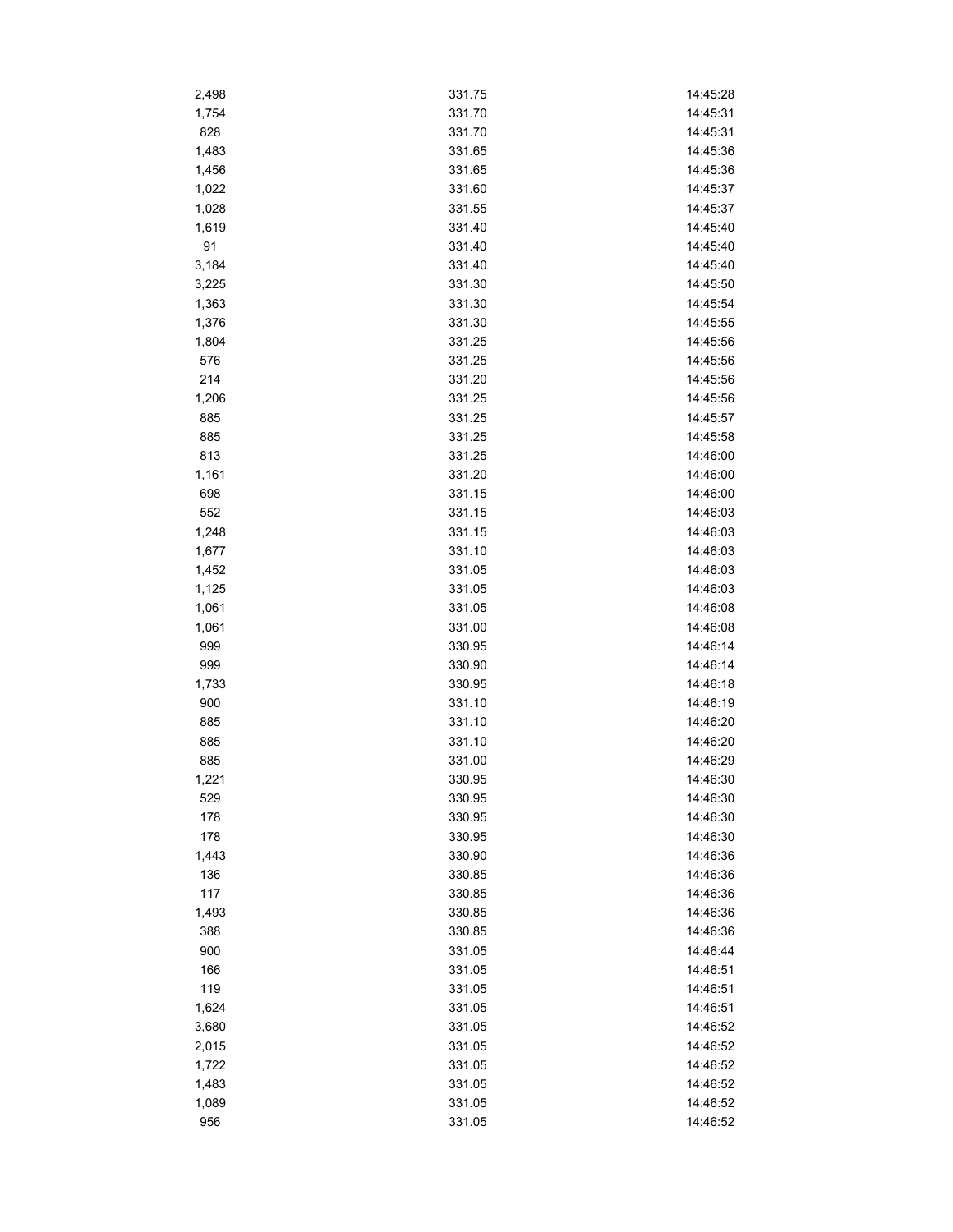| | | |
|---|---|---|
| 2,498 | 331.75 | 14:45:28 |
| 1,754 | 331.70 | 14:45:31 |
| 828 | 331.70 | 14:45:31 |
| 1,483 | 331.65 | 14:45:36 |
| 1,456 | 331.65 | 14:45:36 |
| 1,022 | 331.60 | 14:45:37 |
| 1,028 | 331.55 | 14:45:37 |
| 1,619 | 331.40 | 14:45:40 |
| 91 | 331.40 | 14:45:40 |
| 3,184 | 331.40 | 14:45:40 |
| 3,225 | 331.30 | 14:45:50 |
| 1,363 | 331.30 | 14:45:54 |
| 1,376 | 331.30 | 14:45:55 |
| 1,804 | 331.25 | 14:45:56 |
| 576 | 331.25 | 14:45:56 |
| 214 | 331.20 | 14:45:56 |
| 1,206 | 331.25 | 14:45:56 |
| 885 | 331.25 | 14:45:57 |
| 885 | 331.25 | 14:45:58 |
| 813 | 331.25 | 14:46:00 |
| 1,161 | 331.20 | 14:46:00 |
| 698 | 331.15 | 14:46:00 |
| 552 | 331.15 | 14:46:03 |
| 1,248 | 331.15 | 14:46:03 |
| 1,677 | 331.10 | 14:46:03 |
| 1,452 | 331.05 | 14:46:03 |
| 1,125 | 331.05 | 14:46:03 |
| 1,061 | 331.05 | 14:46:08 |
| 1,061 | 331.00 | 14:46:08 |
| 999 | 330.95 | 14:46:14 |
| 999 | 330.90 | 14:46:14 |
| 1,733 | 330.95 | 14:46:18 |
| 900 | 331.10 | 14:46:19 |
| 885 | 331.10 | 14:46:20 |
| 885 | 331.10 | 14:46:20 |
| 885 | 331.00 | 14:46:29 |
| 1,221 | 330.95 | 14:46:30 |
| 529 | 330.95 | 14:46:30 |
| 178 | 330.95 | 14:46:30 |
| 178 | 330.95 | 14:46:30 |
| 1,443 | 330.90 | 14:46:36 |
| 136 | 330.85 | 14:46:36 |
| 117 | 330.85 | 14:46:36 |
| 1,493 | 330.85 | 14:46:36 |
| 388 | 330.85 | 14:46:36 |
| 900 | 331.05 | 14:46:44 |
| 166 | 331.05 | 14:46:51 |
| 119 | 331.05 | 14:46:51 |
| 1,624 | 331.05 | 14:46:51 |
| 3,680 | 331.05 | 14:46:52 |
| 2,015 | 331.05 | 14:46:52 |
| 1,722 | 331.05 | 14:46:52 |
| 1,483 | 331.05 | 14:46:52 |
| 1,089 | 331.05 | 14:46:52 |
| 956 | 331.05 | 14:46:52 |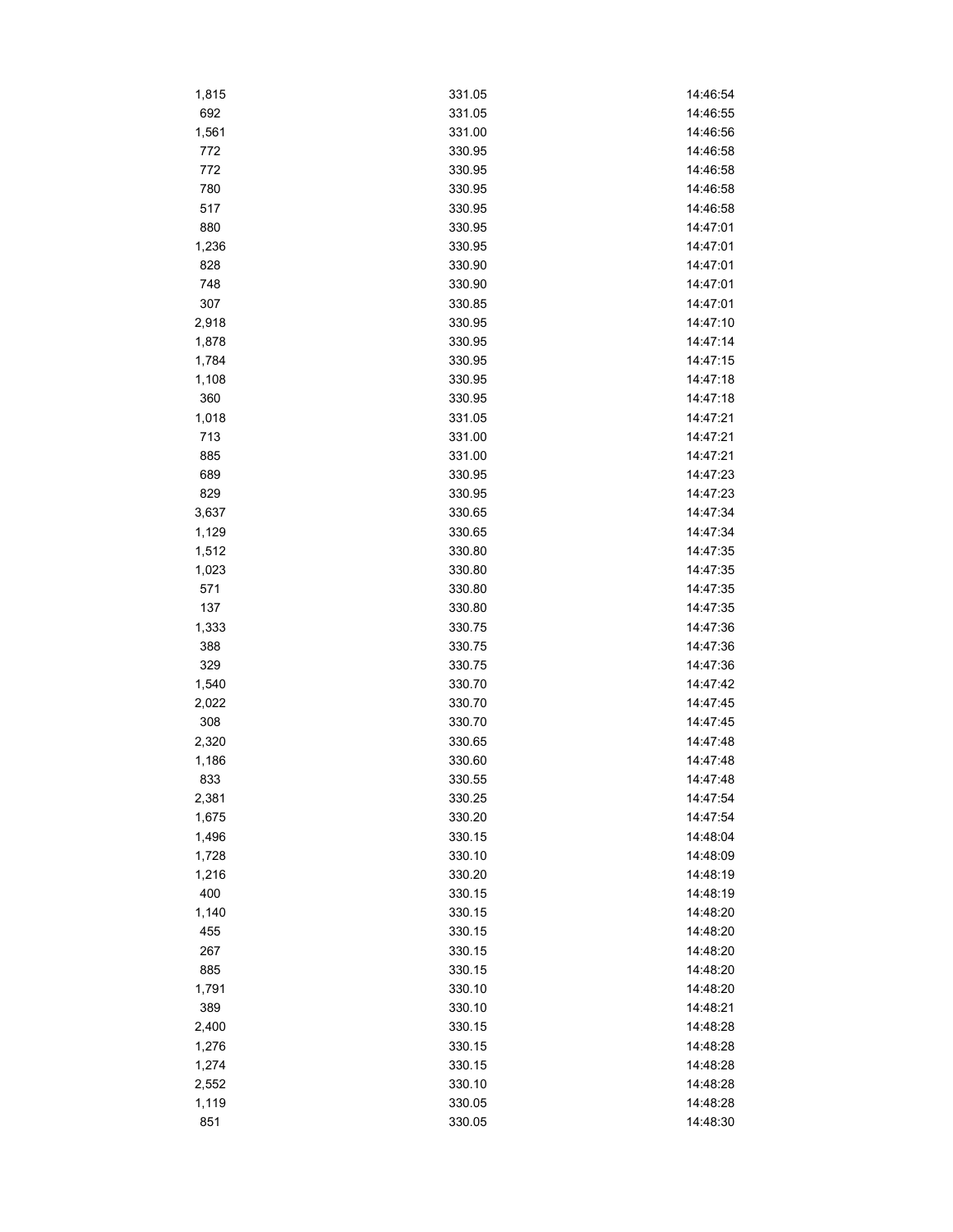| | | |
|---|---|---|
| 1,815 | 331.05 | 14:46:54 |
| 692 | 331.05 | 14:46:55 |
| 1,561 | 331.00 | 14:46:56 |
| 772 | 330.95 | 14:46:58 |
| 772 | 330.95 | 14:46:58 |
| 780 | 330.95 | 14:46:58 |
| 517 | 330.95 | 14:46:58 |
| 880 | 330.95 | 14:47:01 |
| 1,236 | 330.95 | 14:47:01 |
| 828 | 330.90 | 14:47:01 |
| 748 | 330.90 | 14:47:01 |
| 307 | 330.85 | 14:47:01 |
| 2,918 | 330.95 | 14:47:10 |
| 1,878 | 330.95 | 14:47:14 |
| 1,784 | 330.95 | 14:47:15 |
| 1,108 | 330.95 | 14:47:18 |
| 360 | 330.95 | 14:47:18 |
| 1,018 | 331.05 | 14:47:21 |
| 713 | 331.00 | 14:47:21 |
| 885 | 331.00 | 14:47:21 |
| 689 | 330.95 | 14:47:23 |
| 829 | 330.95 | 14:47:23 |
| 3,637 | 330.65 | 14:47:34 |
| 1,129 | 330.65 | 14:47:34 |
| 1,512 | 330.80 | 14:47:35 |
| 1,023 | 330.80 | 14:47:35 |
| 571 | 330.80 | 14:47:35 |
| 137 | 330.80 | 14:47:35 |
| 1,333 | 330.75 | 14:47:36 |
| 388 | 330.75 | 14:47:36 |
| 329 | 330.75 | 14:47:36 |
| 1,540 | 330.70 | 14:47:42 |
| 2,022 | 330.70 | 14:47:45 |
| 308 | 330.70 | 14:47:45 |
| 2,320 | 330.65 | 14:47:48 |
| 1,186 | 330.60 | 14:47:48 |
| 833 | 330.55 | 14:47:48 |
| 2,381 | 330.25 | 14:47:54 |
| 1,675 | 330.20 | 14:47:54 |
| 1,496 | 330.15 | 14:48:04 |
| 1,728 | 330.10 | 14:48:09 |
| 1,216 | 330.20 | 14:48:19 |
| 400 | 330.15 | 14:48:19 |
| 1,140 | 330.15 | 14:48:20 |
| 455 | 330.15 | 14:48:20 |
| 267 | 330.15 | 14:48:20 |
| 885 | 330.15 | 14:48:20 |
| 1,791 | 330.10 | 14:48:20 |
| 389 | 330.10 | 14:48:21 |
| 2,400 | 330.15 | 14:48:28 |
| 1,276 | 330.15 | 14:48:28 |
| 1,274 | 330.15 | 14:48:28 |
| 2,552 | 330.10 | 14:48:28 |
| 1,119 | 330.05 | 14:48:28 |
| 851 | 330.05 | 14:48:30 |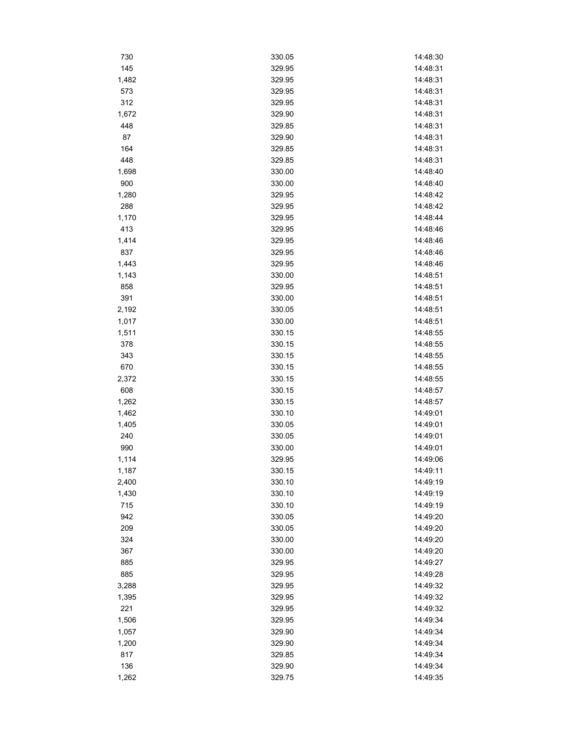| | | |
|---|---|---|
| 730 | 330.05 | 14:48:30 |
| 145 | 329.95 | 14:48:31 |
| 1,482 | 329.95 | 14:48:31 |
| 573 | 329.95 | 14:48:31 |
| 312 | 329.95 | 14:48:31 |
| 1,672 | 329.90 | 14:48:31 |
| 448 | 329.85 | 14:48:31 |
| 87 | 329.90 | 14:48:31 |
| 164 | 329.85 | 14:48:31 |
| 448 | 329.85 | 14:48:31 |
| 1,698 | 330.00 | 14:48:40 |
| 900 | 330.00 | 14:48:40 |
| 1,280 | 329.95 | 14:48:42 |
| 288 | 329.95 | 14:48:42 |
| 1,170 | 329.95 | 14:48:44 |
| 413 | 329.95 | 14:48:46 |
| 1,414 | 329.95 | 14:48:46 |
| 837 | 329.95 | 14:48:46 |
| 1,443 | 329.95 | 14:48:46 |
| 1,143 | 330.00 | 14:48:51 |
| 858 | 329.95 | 14:48:51 |
| 391 | 330.00 | 14:48:51 |
| 2,192 | 330.05 | 14:48:51 |
| 1,017 | 330.00 | 14:48:51 |
| 1,511 | 330.15 | 14:48:55 |
| 378 | 330.15 | 14:48:55 |
| 343 | 330.15 | 14:48:55 |
| 670 | 330.15 | 14:48:55 |
| 2,372 | 330.15 | 14:48:55 |
| 608 | 330.15 | 14:48:57 |
| 1,262 | 330.15 | 14:48:57 |
| 1,462 | 330.10 | 14:49:01 |
| 1,405 | 330.05 | 14:49:01 |
| 240 | 330.05 | 14:49:01 |
| 990 | 330.00 | 14:49:01 |
| 1,114 | 329.95 | 14:49:06 |
| 1,187 | 330.15 | 14:49:11 |
| 2,400 | 330.10 | 14:49:19 |
| 1,430 | 330.10 | 14:49:19 |
| 715 | 330.10 | 14:49:19 |
| 942 | 330.05 | 14:49:20 |
| 209 | 330.05 | 14:49:20 |
| 324 | 330.00 | 14:49:20 |
| 367 | 330.00 | 14:49:20 |
| 885 | 329.95 | 14:49:27 |
| 885 | 329.95 | 14:49:28 |
| 3,288 | 329.95 | 14:49:32 |
| 1,395 | 329.95 | 14:49:32 |
| 221 | 329.95 | 14:49:32 |
| 1,506 | 329.95 | 14:49:34 |
| 1,057 | 329.90 | 14:49:34 |
| 1,200 | 329.90 | 14:49:34 |
| 817 | 329.85 | 14:49:34 |
| 136 | 329.90 | 14:49:34 |
| 1,262 | 329.75 | 14:49:35 |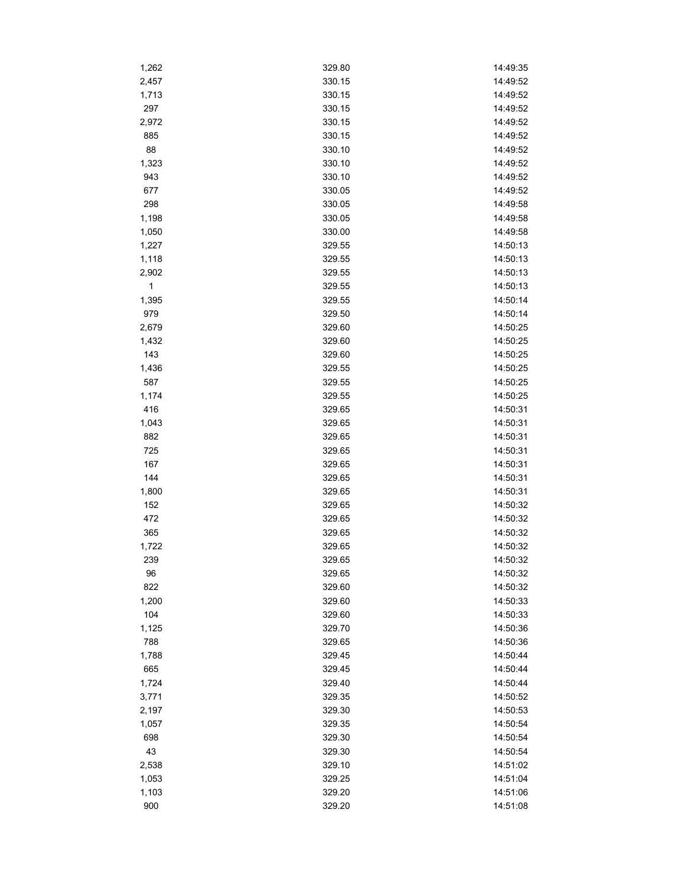| | | |
|---|---|---|
| 1,262 | 329.80 | 14:49:35 |
| 2,457 | 330.15 | 14:49:52 |
| 1,713 | 330.15 | 14:49:52 |
| 297 | 330.15 | 14:49:52 |
| 2,972 | 330.15 | 14:49:52 |
| 885 | 330.15 | 14:49:52 |
| 88 | 330.10 | 14:49:52 |
| 1,323 | 330.10 | 14:49:52 |
| 943 | 330.10 | 14:49:52 |
| 677 | 330.05 | 14:49:52 |
| 298 | 330.05 | 14:49:58 |
| 1,198 | 330.05 | 14:49:58 |
| 1,050 | 330.00 | 14:49:58 |
| 1,227 | 329.55 | 14:50:13 |
| 1,118 | 329.55 | 14:50:13 |
| 2,902 | 329.55 | 14:50:13 |
| 1 | 329.55 | 14:50:13 |
| 1,395 | 329.55 | 14:50:14 |
| 979 | 329.50 | 14:50:14 |
| 2,679 | 329.60 | 14:50:25 |
| 1,432 | 329.60 | 14:50:25 |
| 143 | 329.60 | 14:50:25 |
| 1,436 | 329.55 | 14:50:25 |
| 587 | 329.55 | 14:50:25 |
| 1,174 | 329.55 | 14:50:25 |
| 416 | 329.65 | 14:50:31 |
| 1,043 | 329.65 | 14:50:31 |
| 882 | 329.65 | 14:50:31 |
| 725 | 329.65 | 14:50:31 |
| 167 | 329.65 | 14:50:31 |
| 144 | 329.65 | 14:50:31 |
| 1,800 | 329.65 | 14:50:31 |
| 152 | 329.65 | 14:50:32 |
| 472 | 329.65 | 14:50:32 |
| 365 | 329.65 | 14:50:32 |
| 1,722 | 329.65 | 14:50:32 |
| 239 | 329.65 | 14:50:32 |
| 96 | 329.65 | 14:50:32 |
| 822 | 329.60 | 14:50:32 |
| 1,200 | 329.60 | 14:50:33 |
| 104 | 329.60 | 14:50:33 |
| 1,125 | 329.70 | 14:50:36 |
| 788 | 329.65 | 14:50:36 |
| 1,788 | 329.45 | 14:50:44 |
| 665 | 329.45 | 14:50:44 |
| 1,724 | 329.40 | 14:50:44 |
| 3,771 | 329.35 | 14:50:52 |
| 2,197 | 329.30 | 14:50:53 |
| 1,057 | 329.35 | 14:50:54 |
| 698 | 329.30 | 14:50:54 |
| 43 | 329.30 | 14:50:54 |
| 2,538 | 329.10 | 14:51:02 |
| 1,053 | 329.25 | 14:51:04 |
| 1,103 | 329.20 | 14:51:06 |
| 900 | 329.20 | 14:51:08 |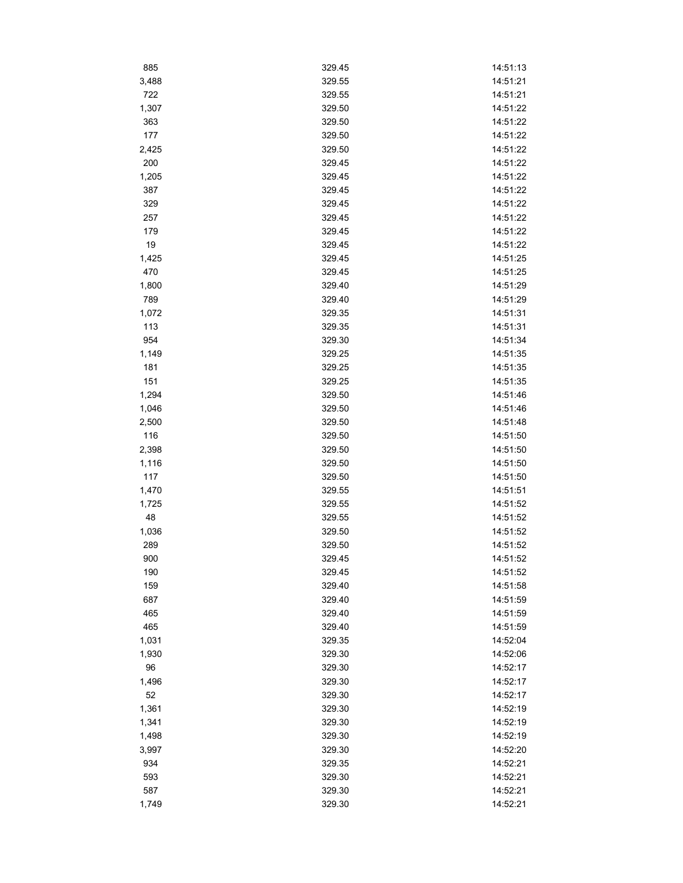| | | |
|---|---|---|
| 885 | 329.45 | 14:51:13 |
| 3,488 | 329.55 | 14:51:21 |
| 722 | 329.55 | 14:51:21 |
| 1,307 | 329.50 | 14:51:22 |
| 363 | 329.50 | 14:51:22 |
| 177 | 329.50 | 14:51:22 |
| 2,425 | 329.50 | 14:51:22 |
| 200 | 329.45 | 14:51:22 |
| 1,205 | 329.45 | 14:51:22 |
| 387 | 329.45 | 14:51:22 |
| 329 | 329.45 | 14:51:22 |
| 257 | 329.45 | 14:51:22 |
| 179 | 329.45 | 14:51:22 |
| 19 | 329.45 | 14:51:22 |
| 1,425 | 329.45 | 14:51:25 |
| 470 | 329.45 | 14:51:25 |
| 1,800 | 329.40 | 14:51:29 |
| 789 | 329.40 | 14:51:29 |
| 1,072 | 329.35 | 14:51:31 |
| 113 | 329.35 | 14:51:31 |
| 954 | 329.30 | 14:51:34 |
| 1,149 | 329.25 | 14:51:35 |
| 181 | 329.25 | 14:51:35 |
| 151 | 329.25 | 14:51:35 |
| 1,294 | 329.50 | 14:51:46 |
| 1,046 | 329.50 | 14:51:46 |
| 2,500 | 329.50 | 14:51:48 |
| 116 | 329.50 | 14:51:50 |
| 2,398 | 329.50 | 14:51:50 |
| 1,116 | 329.50 | 14:51:50 |
| 117 | 329.50 | 14:51:50 |
| 1,470 | 329.55 | 14:51:51 |
| 1,725 | 329.55 | 14:51:52 |
| 48 | 329.55 | 14:51:52 |
| 1,036 | 329.50 | 14:51:52 |
| 289 | 329.50 | 14:51:52 |
| 900 | 329.45 | 14:51:52 |
| 190 | 329.45 | 14:51:52 |
| 159 | 329.40 | 14:51:58 |
| 687 | 329.40 | 14:51:59 |
| 465 | 329.40 | 14:51:59 |
| 465 | 329.40 | 14:51:59 |
| 1,031 | 329.35 | 14:52:04 |
| 1,930 | 329.30 | 14:52:06 |
| 96 | 329.30 | 14:52:17 |
| 1,496 | 329.30 | 14:52:17 |
| 52 | 329.30 | 14:52:17 |
| 1,361 | 329.30 | 14:52:19 |
| 1,341 | 329.30 | 14:52:19 |
| 1,498 | 329.30 | 14:52:19 |
| 3,997 | 329.30 | 14:52:20 |
| 934 | 329.35 | 14:52:21 |
| 593 | 329.30 | 14:52:21 |
| 587 | 329.30 | 14:52:21 |
| 1,749 | 329.30 | 14:52:21 |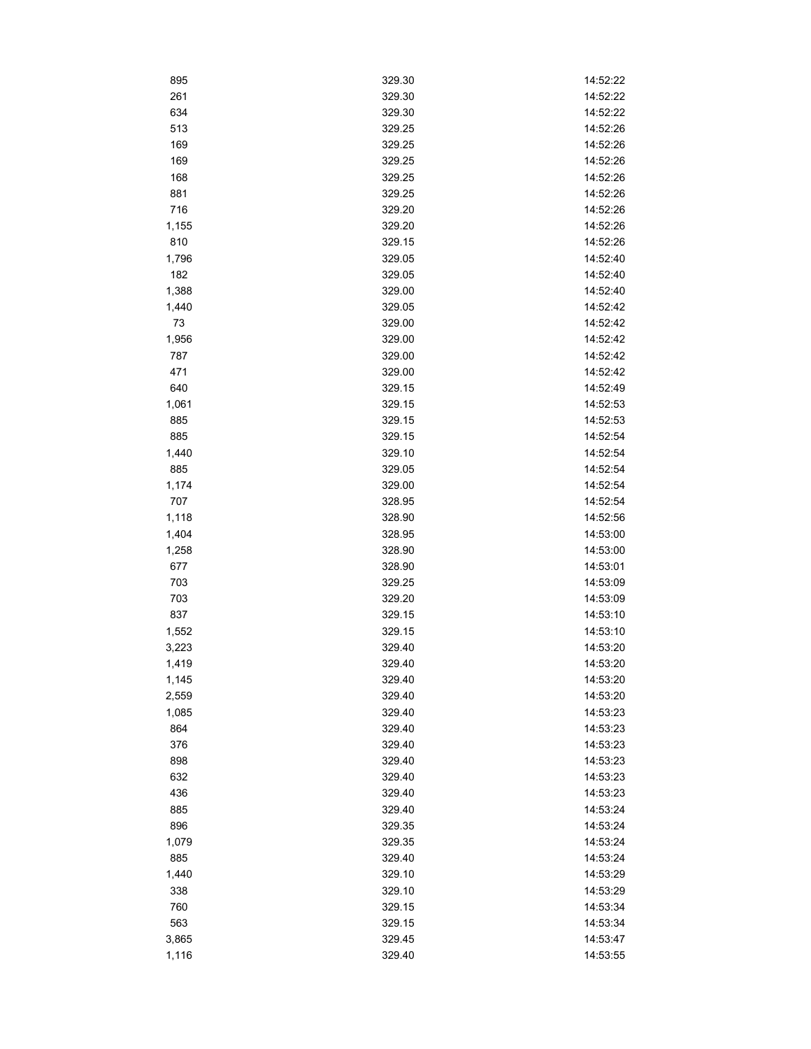| | | |
|---|---|---|
| 895 | 329.30 | 14:52:22 |
| 261 | 329.30 | 14:52:22 |
| 634 | 329.30 | 14:52:22 |
| 513 | 329.25 | 14:52:26 |
| 169 | 329.25 | 14:52:26 |
| 169 | 329.25 | 14:52:26 |
| 168 | 329.25 | 14:52:26 |
| 881 | 329.25 | 14:52:26 |
| 716 | 329.20 | 14:52:26 |
| 1,155 | 329.20 | 14:52:26 |
| 810 | 329.15 | 14:52:26 |
| 1,796 | 329.05 | 14:52:40 |
| 182 | 329.05 | 14:52:40 |
| 1,388 | 329.00 | 14:52:40 |
| 1,440 | 329.05 | 14:52:42 |
| 73 | 329.00 | 14:52:42 |
| 1,956 | 329.00 | 14:52:42 |
| 787 | 329.00 | 14:52:42 |
| 471 | 329.00 | 14:52:42 |
| 640 | 329.15 | 14:52:49 |
| 1,061 | 329.15 | 14:52:53 |
| 885 | 329.15 | 14:52:53 |
| 885 | 329.15 | 14:52:54 |
| 1,440 | 329.10 | 14:52:54 |
| 885 | 329.05 | 14:52:54 |
| 1,174 | 329.00 | 14:52:54 |
| 707 | 328.95 | 14:52:54 |
| 1,118 | 328.90 | 14:52:56 |
| 1,404 | 328.95 | 14:53:00 |
| 1,258 | 328.90 | 14:53:00 |
| 677 | 328.90 | 14:53:01 |
| 703 | 329.25 | 14:53:09 |
| 703 | 329.20 | 14:53:09 |
| 837 | 329.15 | 14:53:10 |
| 1,552 | 329.15 | 14:53:10 |
| 3,223 | 329.40 | 14:53:20 |
| 1,419 | 329.40 | 14:53:20 |
| 1,145 | 329.40 | 14:53:20 |
| 2,559 | 329.40 | 14:53:20 |
| 1,085 | 329.40 | 14:53:23 |
| 864 | 329.40 | 14:53:23 |
| 376 | 329.40 | 14:53:23 |
| 898 | 329.40 | 14:53:23 |
| 632 | 329.40 | 14:53:23 |
| 436 | 329.40 | 14:53:23 |
| 885 | 329.40 | 14:53:24 |
| 896 | 329.35 | 14:53:24 |
| 1,079 | 329.35 | 14:53:24 |
| 885 | 329.40 | 14:53:24 |
| 1,440 | 329.10 | 14:53:29 |
| 338 | 329.10 | 14:53:29 |
| 760 | 329.15 | 14:53:34 |
| 563 | 329.15 | 14:53:34 |
| 3,865 | 329.45 | 14:53:47 |
| 1,116 | 329.40 | 14:53:55 |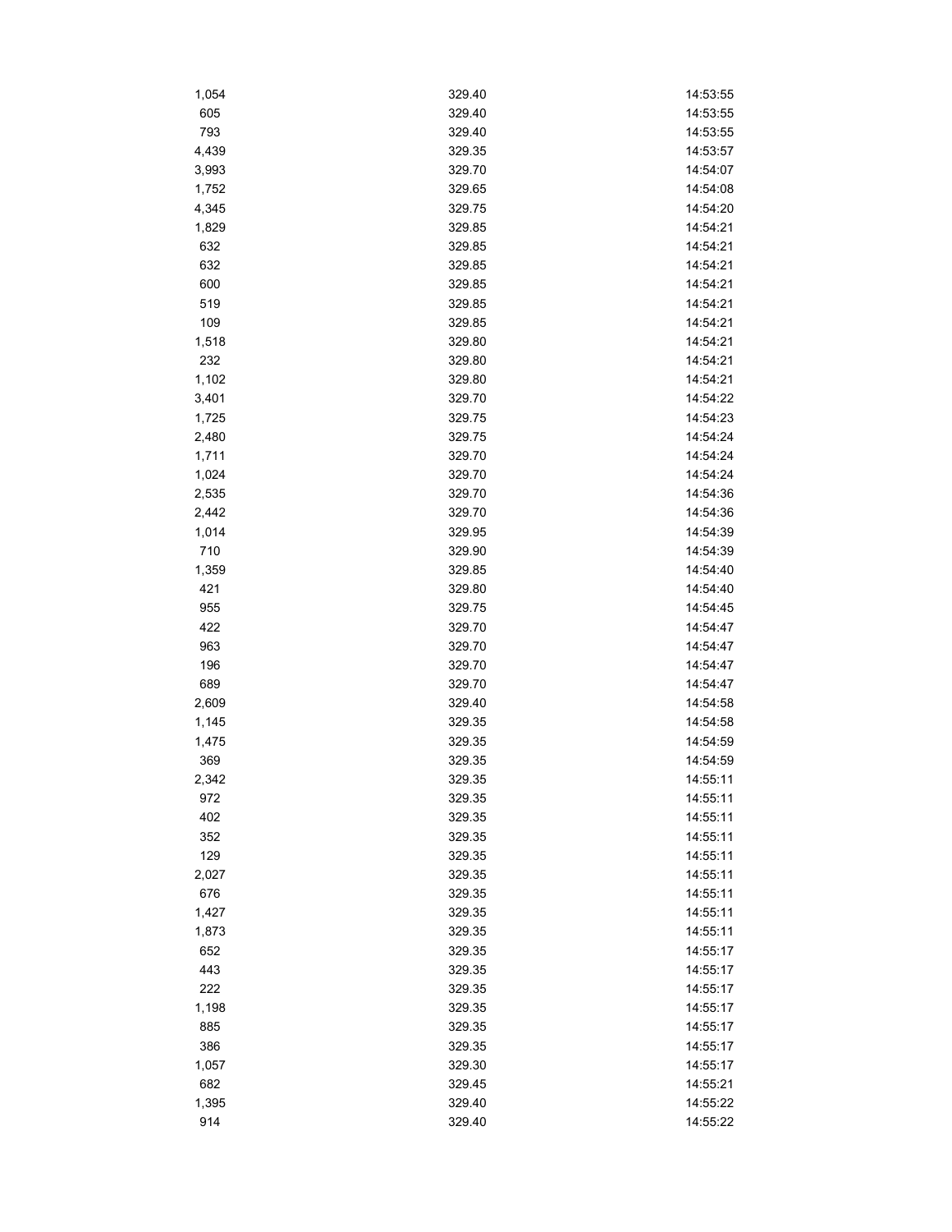| | | |
|---|---|---|
| 1,054 | 329.40 | 14:53:55 |
| 605 | 329.40 | 14:53:55 |
| 793 | 329.40 | 14:53:55 |
| 4,439 | 329.35 | 14:53:57 |
| 3,993 | 329.70 | 14:54:07 |
| 1,752 | 329.65 | 14:54:08 |
| 4,345 | 329.75 | 14:54:20 |
| 1,829 | 329.85 | 14:54:21 |
| 632 | 329.85 | 14:54:21 |
| 632 | 329.85 | 14:54:21 |
| 600 | 329.85 | 14:54:21 |
| 519 | 329.85 | 14:54:21 |
| 109 | 329.85 | 14:54:21 |
| 1,518 | 329.80 | 14:54:21 |
| 232 | 329.80 | 14:54:21 |
| 1,102 | 329.80 | 14:54:21 |
| 3,401 | 329.70 | 14:54:22 |
| 1,725 | 329.75 | 14:54:23 |
| 2,480 | 329.75 | 14:54:24 |
| 1,711 | 329.70 | 14:54:24 |
| 1,024 | 329.70 | 14:54:24 |
| 2,535 | 329.70 | 14:54:36 |
| 2,442 | 329.70 | 14:54:36 |
| 1,014 | 329.95 | 14:54:39 |
| 710 | 329.90 | 14:54:39 |
| 1,359 | 329.85 | 14:54:40 |
| 421 | 329.80 | 14:54:40 |
| 955 | 329.75 | 14:54:45 |
| 422 | 329.70 | 14:54:47 |
| 963 | 329.70 | 14:54:47 |
| 196 | 329.70 | 14:54:47 |
| 689 | 329.70 | 14:54:47 |
| 2,609 | 329.40 | 14:54:58 |
| 1,145 | 329.35 | 14:54:58 |
| 1,475 | 329.35 | 14:54:59 |
| 369 | 329.35 | 14:54:59 |
| 2,342 | 329.35 | 14:55:11 |
| 972 | 329.35 | 14:55:11 |
| 402 | 329.35 | 14:55:11 |
| 352 | 329.35 | 14:55:11 |
| 129 | 329.35 | 14:55:11 |
| 2,027 | 329.35 | 14:55:11 |
| 676 | 329.35 | 14:55:11 |
| 1,427 | 329.35 | 14:55:11 |
| 1,873 | 329.35 | 14:55:11 |
| 652 | 329.35 | 14:55:17 |
| 443 | 329.35 | 14:55:17 |
| 222 | 329.35 | 14:55:17 |
| 1,198 | 329.35 | 14:55:17 |
| 885 | 329.35 | 14:55:17 |
| 386 | 329.35 | 14:55:17 |
| 1,057 | 329.30 | 14:55:17 |
| 682 | 329.45 | 14:55:21 |
| 1,395 | 329.40 | 14:55:22 |
| 914 | 329.40 | 14:55:22 |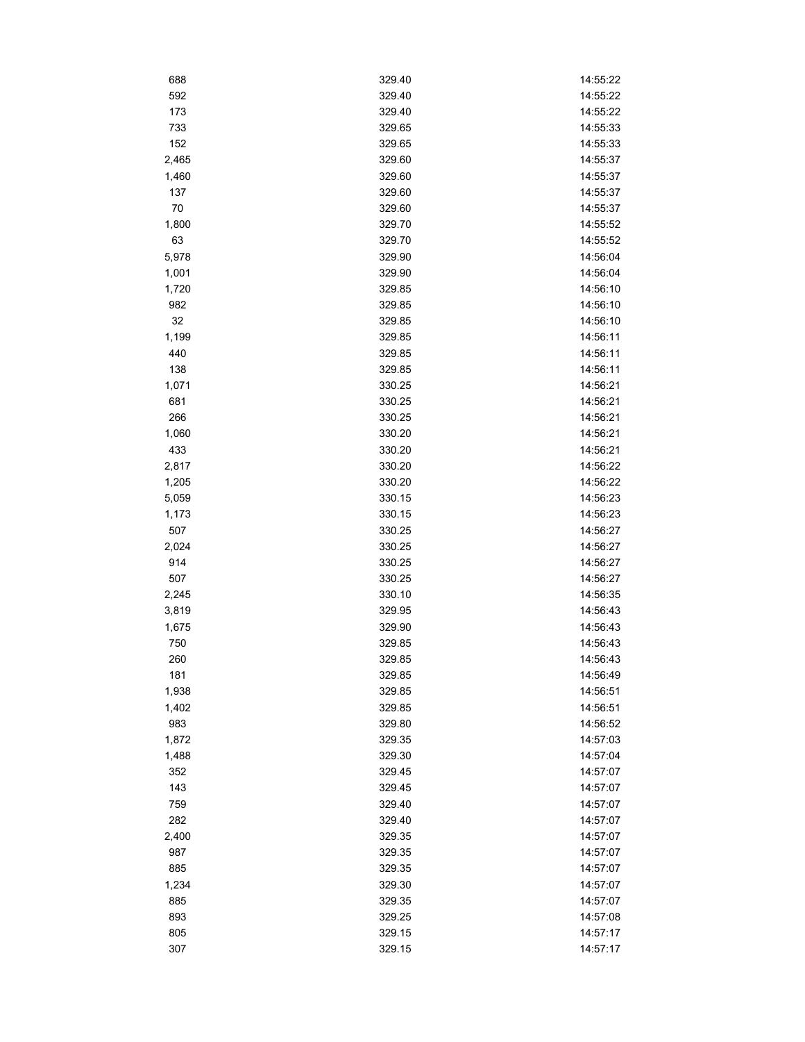| | | |
|---|---|---|
| 688 | 329.40 | 14:55:22 |
| 592 | 329.40 | 14:55:22 |
| 173 | 329.40 | 14:55:22 |
| 733 | 329.65 | 14:55:33 |
| 152 | 329.65 | 14:55:33 |
| 2,465 | 329.60 | 14:55:37 |
| 1,460 | 329.60 | 14:55:37 |
| 137 | 329.60 | 14:55:37 |
| 70 | 329.60 | 14:55:37 |
| 1,800 | 329.70 | 14:55:52 |
| 63 | 329.70 | 14:55:52 |
| 5,978 | 329.90 | 14:56:04 |
| 1,001 | 329.90 | 14:56:04 |
| 1,720 | 329.85 | 14:56:10 |
| 982 | 329.85 | 14:56:10 |
| 32 | 329.85 | 14:56:10 |
| 1,199 | 329.85 | 14:56:11 |
| 440 | 329.85 | 14:56:11 |
| 138 | 329.85 | 14:56:11 |
| 1,071 | 330.25 | 14:56:21 |
| 681 | 330.25 | 14:56:21 |
| 266 | 330.25 | 14:56:21 |
| 1,060 | 330.20 | 14:56:21 |
| 433 | 330.20 | 14:56:21 |
| 2,817 | 330.20 | 14:56:22 |
| 1,205 | 330.20 | 14:56:22 |
| 5,059 | 330.15 | 14:56:23 |
| 1,173 | 330.15 | 14:56:23 |
| 507 | 330.25 | 14:56:27 |
| 2,024 | 330.25 | 14:56:27 |
| 914 | 330.25 | 14:56:27 |
| 507 | 330.25 | 14:56:27 |
| 2,245 | 330.10 | 14:56:35 |
| 3,819 | 329.95 | 14:56:43 |
| 1,675 | 329.90 | 14:56:43 |
| 750 | 329.85 | 14:56:43 |
| 260 | 329.85 | 14:56:43 |
| 181 | 329.85 | 14:56:49 |
| 1,938 | 329.85 | 14:56:51 |
| 1,402 | 329.85 | 14:56:51 |
| 983 | 329.80 | 14:56:52 |
| 1,872 | 329.35 | 14:57:03 |
| 1,488 | 329.30 | 14:57:04 |
| 352 | 329.45 | 14:57:07 |
| 143 | 329.45 | 14:57:07 |
| 759 | 329.40 | 14:57:07 |
| 282 | 329.40 | 14:57:07 |
| 2,400 | 329.35 | 14:57:07 |
| 987 | 329.35 | 14:57:07 |
| 885 | 329.35 | 14:57:07 |
| 1,234 | 329.30 | 14:57:07 |
| 885 | 329.35 | 14:57:07 |
| 893 | 329.25 | 14:57:08 |
| 805 | 329.15 | 14:57:17 |
| 307 | 329.15 | 14:57:17 |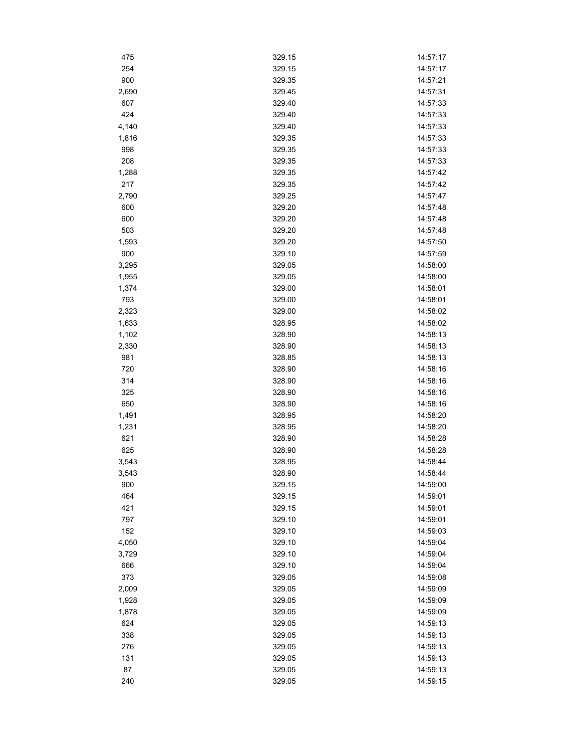| | | |
|---|---|---|
| 475 | 329.15 | 14:57:17 |
| 254 | 329.15 | 14:57:17 |
| 900 | 329.35 | 14:57:21 |
| 2,690 | 329.45 | 14:57:31 |
| 607 | 329.40 | 14:57:33 |
| 424 | 329.40 | 14:57:33 |
| 4,140 | 329.40 | 14:57:33 |
| 1,816 | 329.35 | 14:57:33 |
| 998 | 329.35 | 14:57:33 |
| 208 | 329.35 | 14:57:33 |
| 1,288 | 329.35 | 14:57:42 |
| 217 | 329.35 | 14:57:42 |
| 2,790 | 329.25 | 14:57:47 |
| 600 | 329.20 | 14:57:48 |
| 600 | 329.20 | 14:57:48 |
| 503 | 329.20 | 14:57:48 |
| 1,593 | 329.20 | 14:57:50 |
| 900 | 329.10 | 14:57:59 |
| 3,295 | 329.05 | 14:58:00 |
| 1,955 | 329.05 | 14:58:00 |
| 1,374 | 329.00 | 14:58:01 |
| 793 | 329.00 | 14:58:01 |
| 2,323 | 329.00 | 14:58:02 |
| 1,633 | 328.95 | 14:58:02 |
| 1,102 | 328.90 | 14:58:13 |
| 2,330 | 328.90 | 14:58:13 |
| 981 | 328.85 | 14:58:13 |
| 720 | 328.90 | 14:58:16 |
| 314 | 328.90 | 14:58:16 |
| 325 | 328.90 | 14:58:16 |
| 650 | 328.90 | 14:58:16 |
| 1,491 | 328.95 | 14:58:20 |
| 1,231 | 328.95 | 14:58:20 |
| 621 | 328.90 | 14:58:28 |
| 625 | 328.90 | 14:58:28 |
| 3,543 | 328.95 | 14:58:44 |
| 3,543 | 328.90 | 14:58:44 |
| 900 | 329.15 | 14:59:00 |
| 464 | 329.15 | 14:59:01 |
| 421 | 329.15 | 14:59:01 |
| 797 | 329.10 | 14:59:01 |
| 152 | 329.10 | 14:59:03 |
| 4,050 | 329.10 | 14:59:04 |
| 3,729 | 329.10 | 14:59:04 |
| 666 | 329.10 | 14:59:04 |
| 373 | 329.05 | 14:59:08 |
| 2,009 | 329.05 | 14:59:09 |
| 1,928 | 329.05 | 14:59:09 |
| 1,878 | 329.05 | 14:59:09 |
| 624 | 329.05 | 14:59:13 |
| 338 | 329.05 | 14:59:13 |
| 276 | 329.05 | 14:59:13 |
| 131 | 329.05 | 14:59:13 |
| 87 | 329.05 | 14:59:13 |
| 240 | 329.05 | 14:59:15 |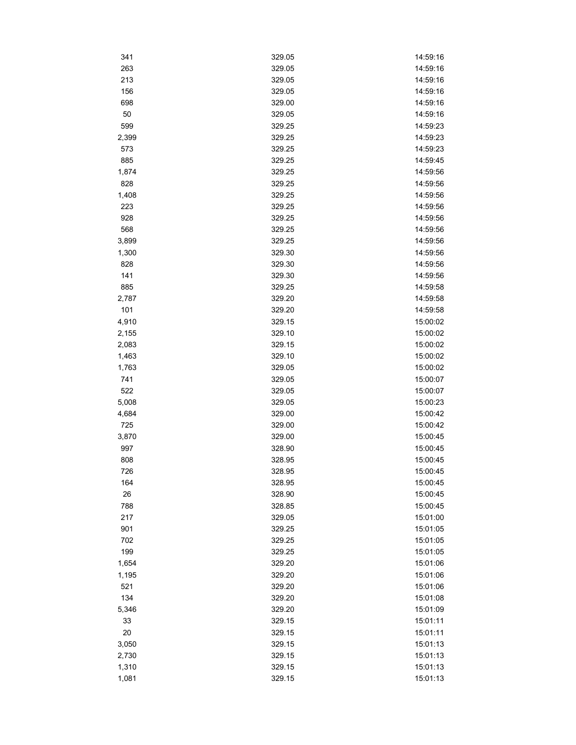| | | |
|---|---|---|
| 341 | 329.05 | 14:59:16 |
| 263 | 329.05 | 14:59:16 |
| 213 | 329.05 | 14:59:16 |
| 156 | 329.05 | 14:59:16 |
| 698 | 329.00 | 14:59:16 |
| 50 | 329.05 | 14:59:16 |
| 599 | 329.25 | 14:59:23 |
| 2,399 | 329.25 | 14:59:23 |
| 573 | 329.25 | 14:59:23 |
| 885 | 329.25 | 14:59:45 |
| 1,874 | 329.25 | 14:59:56 |
| 828 | 329.25 | 14:59:56 |
| 1,408 | 329.25 | 14:59:56 |
| 223 | 329.25 | 14:59:56 |
| 928 | 329.25 | 14:59:56 |
| 568 | 329.25 | 14:59:56 |
| 3,899 | 329.25 | 14:59:56 |
| 1,300 | 329.30 | 14:59:56 |
| 828 | 329.30 | 14:59:56 |
| 141 | 329.30 | 14:59:56 |
| 885 | 329.25 | 14:59:58 |
| 2,787 | 329.20 | 14:59:58 |
| 101 | 329.20 | 14:59:58 |
| 4,910 | 329.15 | 15:00:02 |
| 2,155 | 329.10 | 15:00:02 |
| 2,083 | 329.15 | 15:00:02 |
| 1,463 | 329.10 | 15:00:02 |
| 1,763 | 329.05 | 15:00:02 |
| 741 | 329.05 | 15:00:07 |
| 522 | 329.05 | 15:00:07 |
| 5,008 | 329.05 | 15:00:23 |
| 4,684 | 329.00 | 15:00:42 |
| 725 | 329.00 | 15:00:42 |
| 3,870 | 329.00 | 15:00:45 |
| 997 | 328.90 | 15:00:45 |
| 808 | 328.95 | 15:00:45 |
| 726 | 328.95 | 15:00:45 |
| 164 | 328.95 | 15:00:45 |
| 26 | 328.90 | 15:00:45 |
| 788 | 328.85 | 15:00:45 |
| 217 | 329.05 | 15:01:00 |
| 901 | 329.25 | 15:01:05 |
| 702 | 329.25 | 15:01:05 |
| 199 | 329.25 | 15:01:05 |
| 1,654 | 329.20 | 15:01:06 |
| 1,195 | 329.20 | 15:01:06 |
| 521 | 329.20 | 15:01:06 |
| 134 | 329.20 | 15:01:08 |
| 5,346 | 329.20 | 15:01:09 |
| 33 | 329.15 | 15:01:11 |
| 20 | 329.15 | 15:01:11 |
| 3,050 | 329.15 | 15:01:13 |
| 2,730 | 329.15 | 15:01:13 |
| 1,310 | 329.15 | 15:01:13 |
| 1,081 | 329.15 | 15:01:13 |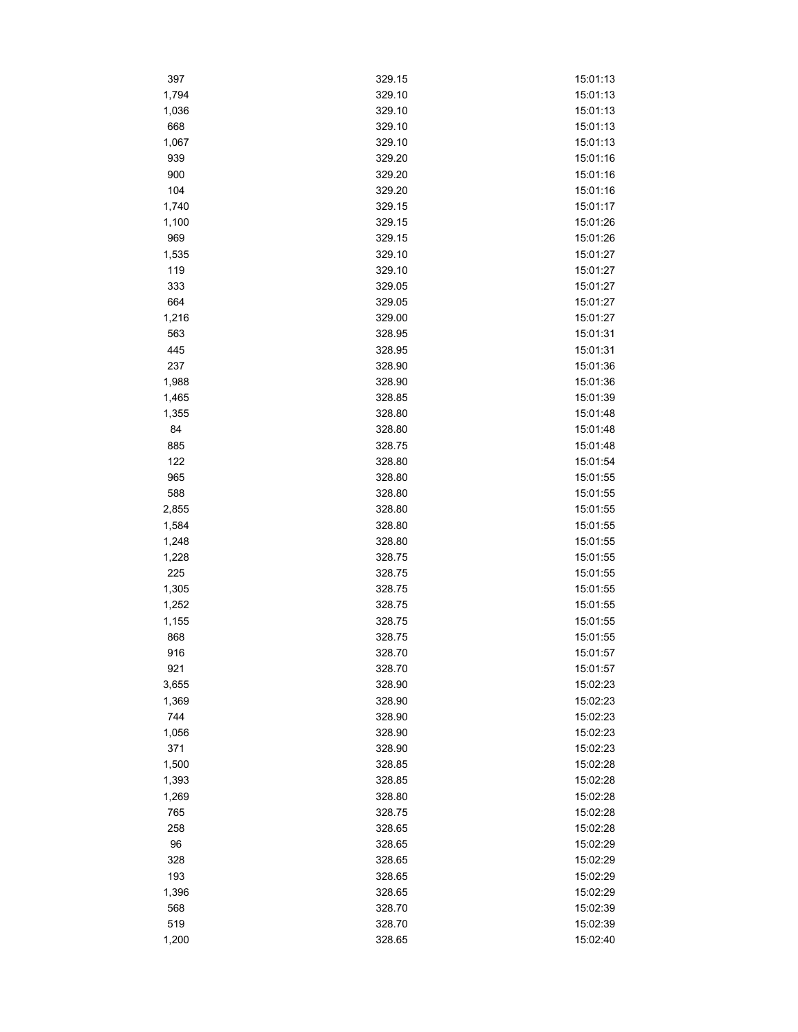| | | |
|---|---|---|
| 397 | 329.15 | 15:01:13 |
| 1,794 | 329.10 | 15:01:13 |
| 1,036 | 329.10 | 15:01:13 |
| 668 | 329.10 | 15:01:13 |
| 1,067 | 329.10 | 15:01:13 |
| 939 | 329.20 | 15:01:16 |
| 900 | 329.20 | 15:01:16 |
| 104 | 329.20 | 15:01:16 |
| 1,740 | 329.15 | 15:01:17 |
| 1,100 | 329.15 | 15:01:26 |
| 969 | 329.15 | 15:01:26 |
| 1,535 | 329.10 | 15:01:27 |
| 119 | 329.10 | 15:01:27 |
| 333 | 329.05 | 15:01:27 |
| 664 | 329.05 | 15:01:27 |
| 1,216 | 329.00 | 15:01:27 |
| 563 | 328.95 | 15:01:31 |
| 445 | 328.95 | 15:01:31 |
| 237 | 328.90 | 15:01:36 |
| 1,988 | 328.90 | 15:01:36 |
| 1,465 | 328.85 | 15:01:39 |
| 1,355 | 328.80 | 15:01:48 |
| 84 | 328.80 | 15:01:48 |
| 885 | 328.75 | 15:01:48 |
| 122 | 328.80 | 15:01:54 |
| 965 | 328.80 | 15:01:55 |
| 588 | 328.80 | 15:01:55 |
| 2,855 | 328.80 | 15:01:55 |
| 1,584 | 328.80 | 15:01:55 |
| 1,248 | 328.80 | 15:01:55 |
| 1,228 | 328.75 | 15:01:55 |
| 225 | 328.75 | 15:01:55 |
| 1,305 | 328.75 | 15:01:55 |
| 1,252 | 328.75 | 15:01:55 |
| 1,155 | 328.75 | 15:01:55 |
| 868 | 328.75 | 15:01:55 |
| 916 | 328.70 | 15:01:57 |
| 921 | 328.70 | 15:01:57 |
| 3,655 | 328.90 | 15:02:23 |
| 1,369 | 328.90 | 15:02:23 |
| 744 | 328.90 | 15:02:23 |
| 1,056 | 328.90 | 15:02:23 |
| 371 | 328.90 | 15:02:23 |
| 1,500 | 328.85 | 15:02:28 |
| 1,393 | 328.85 | 15:02:28 |
| 1,269 | 328.80 | 15:02:28 |
| 765 | 328.75 | 15:02:28 |
| 258 | 328.65 | 15:02:28 |
| 96 | 328.65 | 15:02:29 |
| 328 | 328.65 | 15:02:29 |
| 193 | 328.65 | 15:02:29 |
| 1,396 | 328.65 | 15:02:29 |
| 568 | 328.70 | 15:02:39 |
| 519 | 328.70 | 15:02:39 |
| 1,200 | 328.65 | 15:02:40 |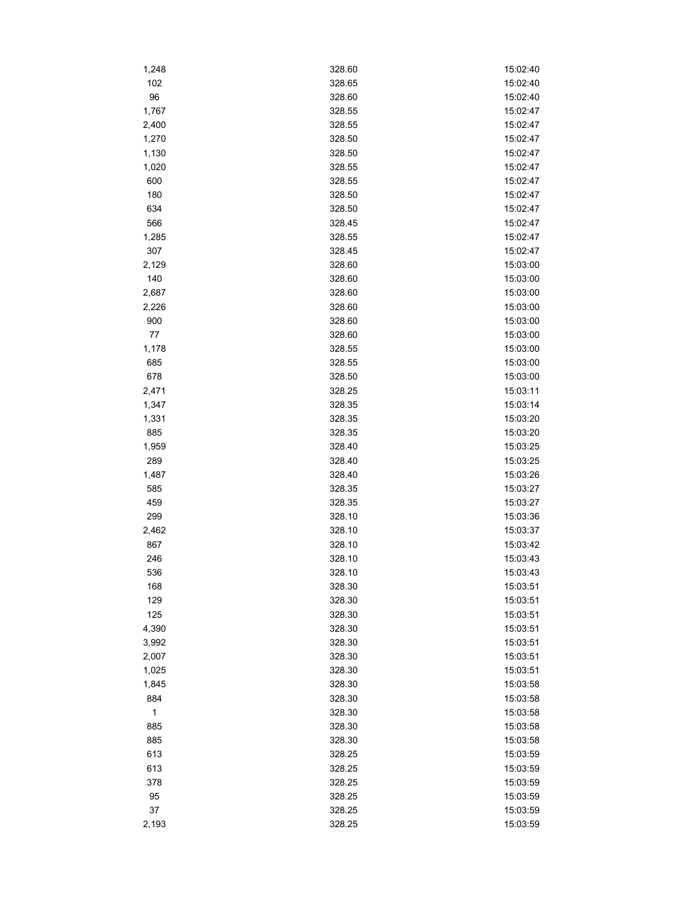| | | |
|---|---|---|
| 1,248 | 328.60 | 15:02:40 |
| 102 | 328.65 | 15:02:40 |
| 96 | 328.60 | 15:02:40 |
| 1,767 | 328.55 | 15:02:47 |
| 2,400 | 328.55 | 15:02:47 |
| 1,270 | 328.50 | 15:02:47 |
| 1,130 | 328.50 | 15:02:47 |
| 1,020 | 328.55 | 15:02:47 |
| 600 | 328.55 | 15:02:47 |
| 180 | 328.50 | 15:02:47 |
| 634 | 328.50 | 15:02:47 |
| 566 | 328.45 | 15:02:47 |
| 1,285 | 328.55 | 15:02:47 |
| 307 | 328.45 | 15:02:47 |
| 2,129 | 328.60 | 15:03:00 |
| 140 | 328.60 | 15:03:00 |
| 2,687 | 328.60 | 15:03:00 |
| 2,226 | 328.60 | 15:03:00 |
| 900 | 328.60 | 15:03:00 |
| 77 | 328.60 | 15:03:00 |
| 1,178 | 328.55 | 15:03:00 |
| 685 | 328.55 | 15:03:00 |
| 678 | 328.50 | 15:03:00 |
| 2,471 | 328.25 | 15:03:11 |
| 1,347 | 328.35 | 15:03:14 |
| 1,331 | 328.35 | 15:03:20 |
| 885 | 328.35 | 15:03:20 |
| 1,959 | 328.40 | 15:03:25 |
| 289 | 328.40 | 15:03:25 |
| 1,487 | 328.40 | 15:03:26 |
| 585 | 328.35 | 15:03:27 |
| 459 | 328.35 | 15:03:27 |
| 299 | 328.10 | 15:03:36 |
| 2,462 | 328.10 | 15:03:37 |
| 867 | 328.10 | 15:03:42 |
| 246 | 328.10 | 15:03:43 |
| 536 | 328.10 | 15:03:43 |
| 168 | 328.30 | 15:03:51 |
| 129 | 328.30 | 15:03:51 |
| 125 | 328.30 | 15:03:51 |
| 4,390 | 328.30 | 15:03:51 |
| 3,992 | 328.30 | 15:03:51 |
| 2,007 | 328.30 | 15:03:51 |
| 1,025 | 328.30 | 15:03:51 |
| 1,845 | 328.30 | 15:03:58 |
| 884 | 328.30 | 15:03:58 |
| 1 | 328.30 | 15:03:58 |
| 885 | 328.30 | 15:03:58 |
| 885 | 328.30 | 15:03:58 |
| 613 | 328.25 | 15:03:59 |
| 613 | 328.25 | 15:03:59 |
| 378 | 328.25 | 15:03:59 |
| 95 | 328.25 | 15:03:59 |
| 37 | 328.25 | 15:03:59 |
| 2,193 | 328.25 | 15:03:59 |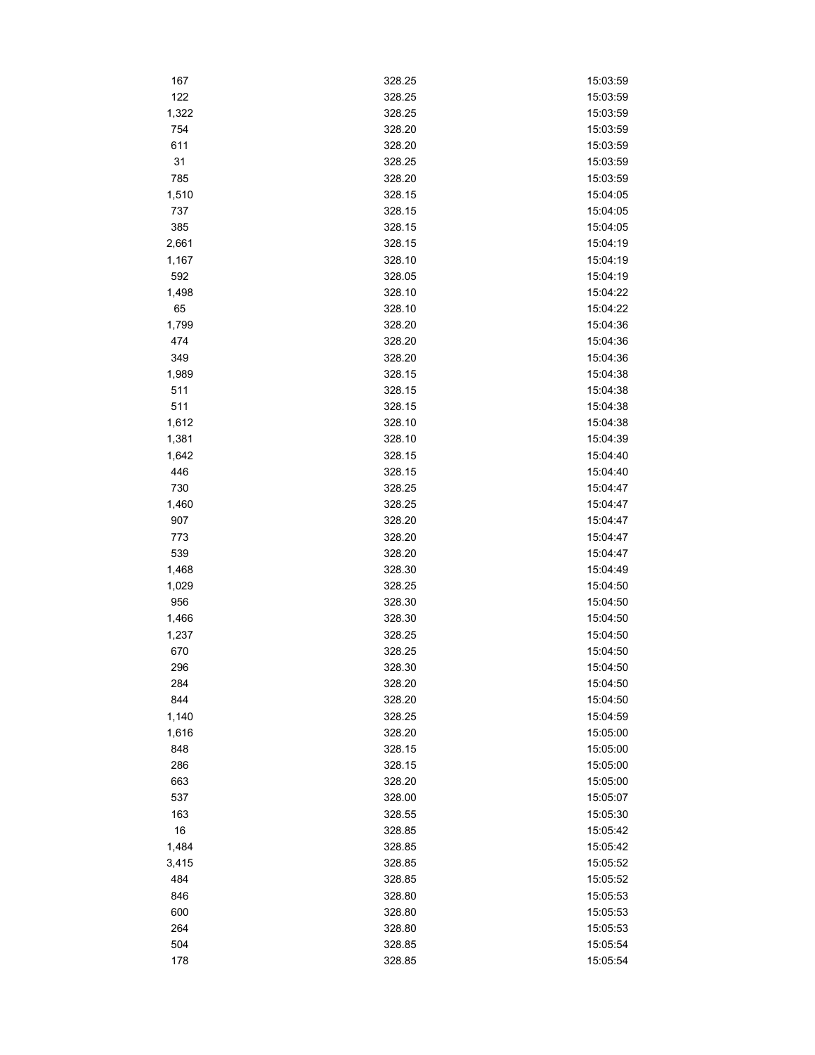| | | |
|---|---|---|
| 167 | 328.25 | 15:03:59 |
| 122 | 328.25 | 15:03:59 |
| 1,322 | 328.25 | 15:03:59 |
| 754 | 328.20 | 15:03:59 |
| 611 | 328.20 | 15:03:59 |
| 31 | 328.25 | 15:03:59 |
| 785 | 328.20 | 15:03:59 |
| 1,510 | 328.15 | 15:04:05 |
| 737 | 328.15 | 15:04:05 |
| 385 | 328.15 | 15:04:05 |
| 2,661 | 328.15 | 15:04:19 |
| 1,167 | 328.10 | 15:04:19 |
| 592 | 328.05 | 15:04:19 |
| 1,498 | 328.10 | 15:04:22 |
| 65 | 328.10 | 15:04:22 |
| 1,799 | 328.20 | 15:04:36 |
| 474 | 328.20 | 15:04:36 |
| 349 | 328.20 | 15:04:36 |
| 1,989 | 328.15 | 15:04:38 |
| 511 | 328.15 | 15:04:38 |
| 511 | 328.15 | 15:04:38 |
| 1,612 | 328.10 | 15:04:38 |
| 1,381 | 328.10 | 15:04:39 |
| 1,642 | 328.15 | 15:04:40 |
| 446 | 328.15 | 15:04:40 |
| 730 | 328.25 | 15:04:47 |
| 1,460 | 328.25 | 15:04:47 |
| 907 | 328.20 | 15:04:47 |
| 773 | 328.20 | 15:04:47 |
| 539 | 328.20 | 15:04:47 |
| 1,468 | 328.30 | 15:04:49 |
| 1,029 | 328.25 | 15:04:50 |
| 956 | 328.30 | 15:04:50 |
| 1,466 | 328.30 | 15:04:50 |
| 1,237 | 328.25 | 15:04:50 |
| 670 | 328.25 | 15:04:50 |
| 296 | 328.30 | 15:04:50 |
| 284 | 328.20 | 15:04:50 |
| 844 | 328.20 | 15:04:50 |
| 1,140 | 328.25 | 15:04:59 |
| 1,616 | 328.20 | 15:05:00 |
| 848 | 328.15 | 15:05:00 |
| 286 | 328.15 | 15:05:00 |
| 663 | 328.20 | 15:05:00 |
| 537 | 328.00 | 15:05:07 |
| 163 | 328.55 | 15:05:30 |
| 16 | 328.85 | 15:05:42 |
| 1,484 | 328.85 | 15:05:42 |
| 3,415 | 328.85 | 15:05:52 |
| 484 | 328.85 | 15:05:52 |
| 846 | 328.80 | 15:05:53 |
| 600 | 328.80 | 15:05:53 |
| 264 | 328.80 | 15:05:53 |
| 504 | 328.85 | 15:05:54 |
| 178 | 328.85 | 15:05:54 |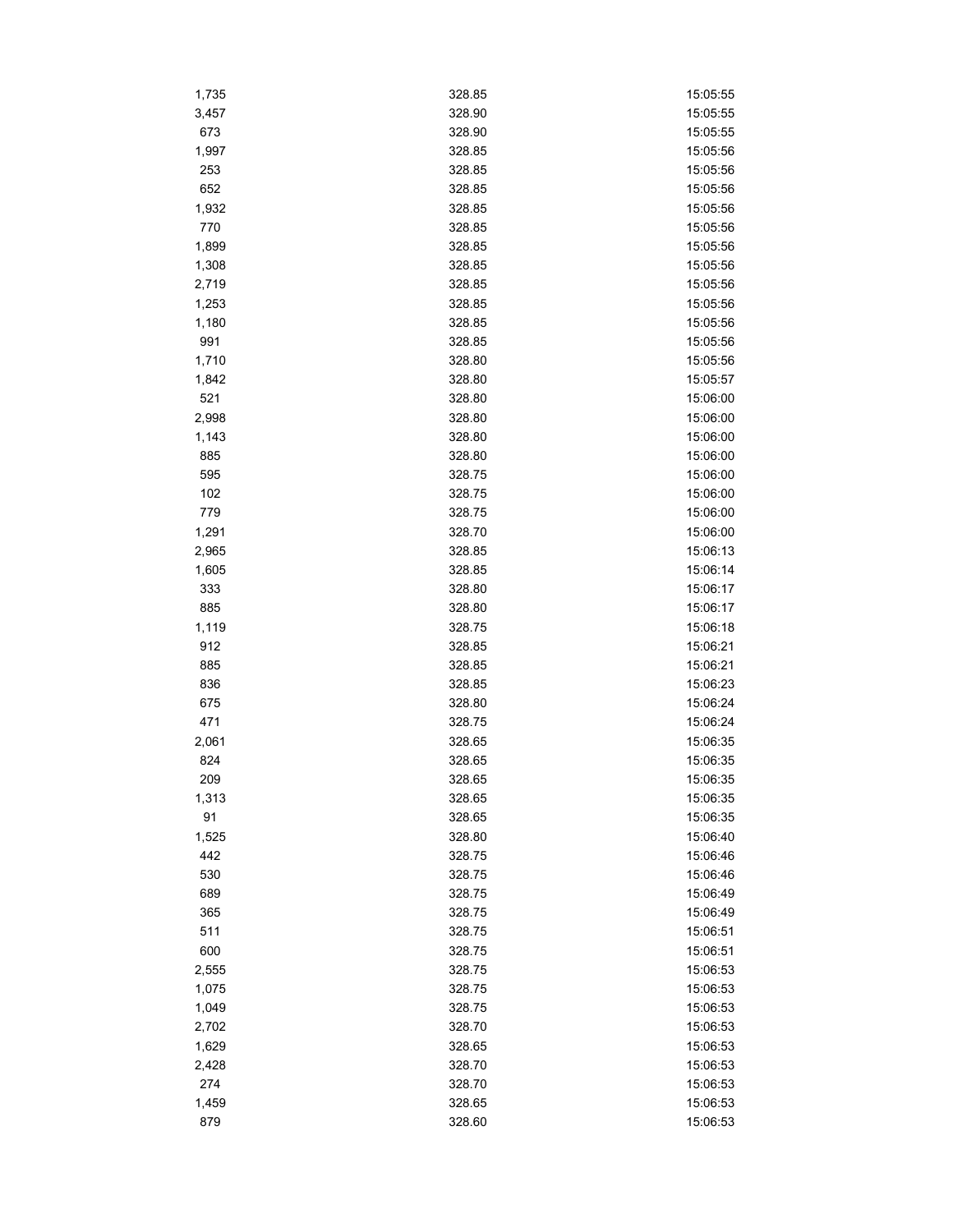| | | |
|---|---|---|
| 1,735 | 328.85 | 15:05:55 |
| 3,457 | 328.90 | 15:05:55 |
| 673 | 328.90 | 15:05:55 |
| 1,997 | 328.85 | 15:05:56 |
| 253 | 328.85 | 15:05:56 |
| 652 | 328.85 | 15:05:56 |
| 1,932 | 328.85 | 15:05:56 |
| 770 | 328.85 | 15:05:56 |
| 1,899 | 328.85 | 15:05:56 |
| 1,308 | 328.85 | 15:05:56 |
| 2,719 | 328.85 | 15:05:56 |
| 1,253 | 328.85 | 15:05:56 |
| 1,180 | 328.85 | 15:05:56 |
| 991 | 328.85 | 15:05:56 |
| 1,710 | 328.80 | 15:05:56 |
| 1,842 | 328.80 | 15:05:57 |
| 521 | 328.80 | 15:06:00 |
| 2,998 | 328.80 | 15:06:00 |
| 1,143 | 328.80 | 15:06:00 |
| 885 | 328.80 | 15:06:00 |
| 595 | 328.75 | 15:06:00 |
| 102 | 328.75 | 15:06:00 |
| 779 | 328.75 | 15:06:00 |
| 1,291 | 328.70 | 15:06:00 |
| 2,965 | 328.85 | 15:06:13 |
| 1,605 | 328.85 | 15:06:14 |
| 333 | 328.80 | 15:06:17 |
| 885 | 328.80 | 15:06:17 |
| 1,119 | 328.75 | 15:06:18 |
| 912 | 328.85 | 15:06:21 |
| 885 | 328.85 | 15:06:21 |
| 836 | 328.85 | 15:06:23 |
| 675 | 328.80 | 15:06:24 |
| 471 | 328.75 | 15:06:24 |
| 2,061 | 328.65 | 15:06:35 |
| 824 | 328.65 | 15:06:35 |
| 209 | 328.65 | 15:06:35 |
| 1,313 | 328.65 | 15:06:35 |
| 91 | 328.65 | 15:06:35 |
| 1,525 | 328.80 | 15:06:40 |
| 442 | 328.75 | 15:06:46 |
| 530 | 328.75 | 15:06:46 |
| 689 | 328.75 | 15:06:49 |
| 365 | 328.75 | 15:06:49 |
| 511 | 328.75 | 15:06:51 |
| 600 | 328.75 | 15:06:51 |
| 2,555 | 328.75 | 15:06:53 |
| 1,075 | 328.75 | 15:06:53 |
| 1,049 | 328.75 | 15:06:53 |
| 2,702 | 328.70 | 15:06:53 |
| 1,629 | 328.65 | 15:06:53 |
| 2,428 | 328.70 | 15:06:53 |
| 274 | 328.70 | 15:06:53 |
| 1,459 | 328.65 | 15:06:53 |
| 879 | 328.60 | 15:06:53 |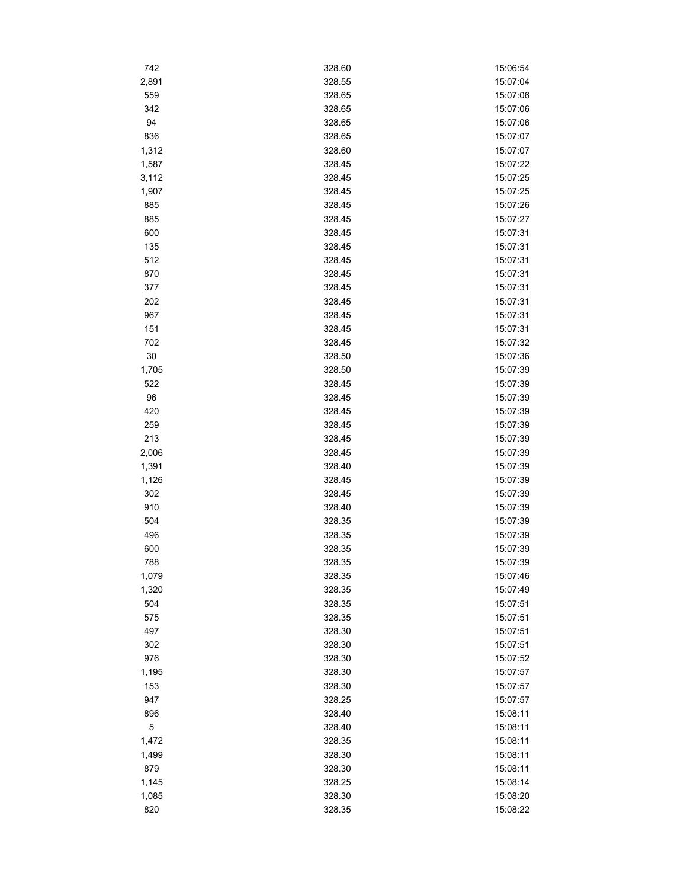| | | |
|---|---|---|
| 742 | 328.60 | 15:06:54 |
| 2,891 | 328.55 | 15:07:04 |
| 559 | 328.65 | 15:07:06 |
| 342 | 328.65 | 15:07:06 |
| 94 | 328.65 | 15:07:06 |
| 836 | 328.65 | 15:07:07 |
| 1,312 | 328.60 | 15:07:07 |
| 1,587 | 328.45 | 15:07:22 |
| 3,112 | 328.45 | 15:07:25 |
| 1,907 | 328.45 | 15:07:25 |
| 885 | 328.45 | 15:07:26 |
| 885 | 328.45 | 15:07:27 |
| 600 | 328.45 | 15:07:31 |
| 135 | 328.45 | 15:07:31 |
| 512 | 328.45 | 15:07:31 |
| 870 | 328.45 | 15:07:31 |
| 377 | 328.45 | 15:07:31 |
| 202 | 328.45 | 15:07:31 |
| 967 | 328.45 | 15:07:31 |
| 151 | 328.45 | 15:07:31 |
| 702 | 328.45 | 15:07:32 |
| 30 | 328.50 | 15:07:36 |
| 1,705 | 328.50 | 15:07:39 |
| 522 | 328.45 | 15:07:39 |
| 96 | 328.45 | 15:07:39 |
| 420 | 328.45 | 15:07:39 |
| 259 | 328.45 | 15:07:39 |
| 213 | 328.45 | 15:07:39 |
| 2,006 | 328.45 | 15:07:39 |
| 1,391 | 328.40 | 15:07:39 |
| 1,126 | 328.45 | 15:07:39 |
| 302 | 328.45 | 15:07:39 |
| 910 | 328.40 | 15:07:39 |
| 504 | 328.35 | 15:07:39 |
| 496 | 328.35 | 15:07:39 |
| 600 | 328.35 | 15:07:39 |
| 788 | 328.35 | 15:07:39 |
| 1,079 | 328.35 | 15:07:46 |
| 1,320 | 328.35 | 15:07:49 |
| 504 | 328.35 | 15:07:51 |
| 575 | 328.35 | 15:07:51 |
| 497 | 328.30 | 15:07:51 |
| 302 | 328.30 | 15:07:51 |
| 976 | 328.30 | 15:07:52 |
| 1,195 | 328.30 | 15:07:57 |
| 153 | 328.30 | 15:07:57 |
| 947 | 328.25 | 15:07:57 |
| 896 | 328.40 | 15:08:11 |
| 5 | 328.40 | 15:08:11 |
| 1,472 | 328.35 | 15:08:11 |
| 1,499 | 328.30 | 15:08:11 |
| 879 | 328.30 | 15:08:11 |
| 1,145 | 328.25 | 15:08:14 |
| 1,085 | 328.30 | 15:08:20 |
| 820 | 328.35 | 15:08:22 |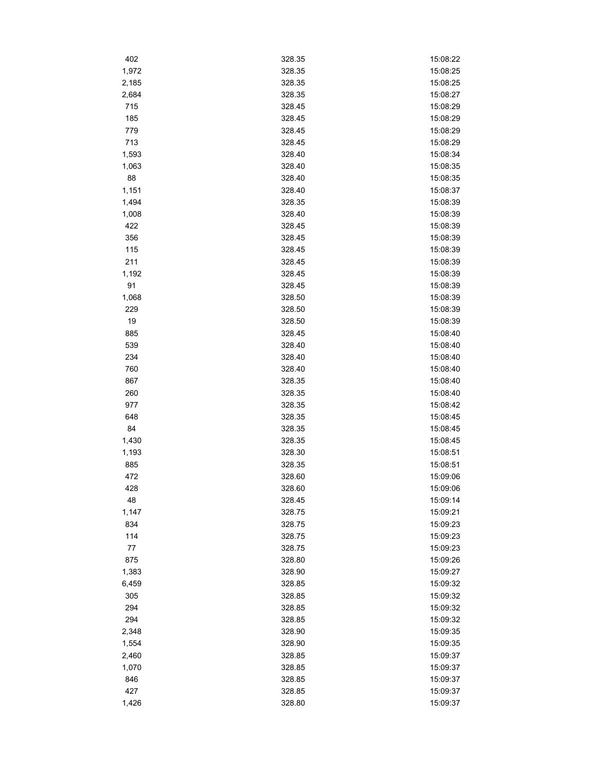| | | |
|---|---|---|
| 402 | 328.35 | 15:08:22 |
| 1,972 | 328.35 | 15:08:25 |
| 2,185 | 328.35 | 15:08:25 |
| 2,684 | 328.35 | 15:08:27 |
| 715 | 328.45 | 15:08:29 |
| 185 | 328.45 | 15:08:29 |
| 779 | 328.45 | 15:08:29 |
| 713 | 328.45 | 15:08:29 |
| 1,593 | 328.40 | 15:08:34 |
| 1,063 | 328.40 | 15:08:35 |
| 88 | 328.40 | 15:08:35 |
| 1,151 | 328.40 | 15:08:37 |
| 1,494 | 328.35 | 15:08:39 |
| 1,008 | 328.40 | 15:08:39 |
| 422 | 328.45 | 15:08:39 |
| 356 | 328.45 | 15:08:39 |
| 115 | 328.45 | 15:08:39 |
| 211 | 328.45 | 15:08:39 |
| 1,192 | 328.45 | 15:08:39 |
| 91 | 328.45 | 15:08:39 |
| 1,068 | 328.50 | 15:08:39 |
| 229 | 328.50 | 15:08:39 |
| 19 | 328.50 | 15:08:39 |
| 885 | 328.45 | 15:08:40 |
| 539 | 328.40 | 15:08:40 |
| 234 | 328.40 | 15:08:40 |
| 760 | 328.40 | 15:08:40 |
| 867 | 328.35 | 15:08:40 |
| 260 | 328.35 | 15:08:40 |
| 977 | 328.35 | 15:08:42 |
| 648 | 328.35 | 15:08:45 |
| 84 | 328.35 | 15:08:45 |
| 1,430 | 328.35 | 15:08:45 |
| 1,193 | 328.30 | 15:08:51 |
| 885 | 328.35 | 15:08:51 |
| 472 | 328.60 | 15:09:06 |
| 428 | 328.60 | 15:09:06 |
| 48 | 328.45 | 15:09:14 |
| 1,147 | 328.75 | 15:09:21 |
| 834 | 328.75 | 15:09:23 |
| 114 | 328.75 | 15:09:23 |
| 77 | 328.75 | 15:09:23 |
| 875 | 328.80 | 15:09:26 |
| 1,383 | 328.90 | 15:09:27 |
| 6,459 | 328.85 | 15:09:32 |
| 305 | 328.85 | 15:09:32 |
| 294 | 328.85 | 15:09:32 |
| 294 | 328.85 | 15:09:32 |
| 2,348 | 328.90 | 15:09:35 |
| 1,554 | 328.90 | 15:09:35 |
| 2,460 | 328.85 | 15:09:37 |
| 1,070 | 328.85 | 15:09:37 |
| 846 | 328.85 | 15:09:37 |
| 427 | 328.85 | 15:09:37 |
| 1,426 | 328.80 | 15:09:37 |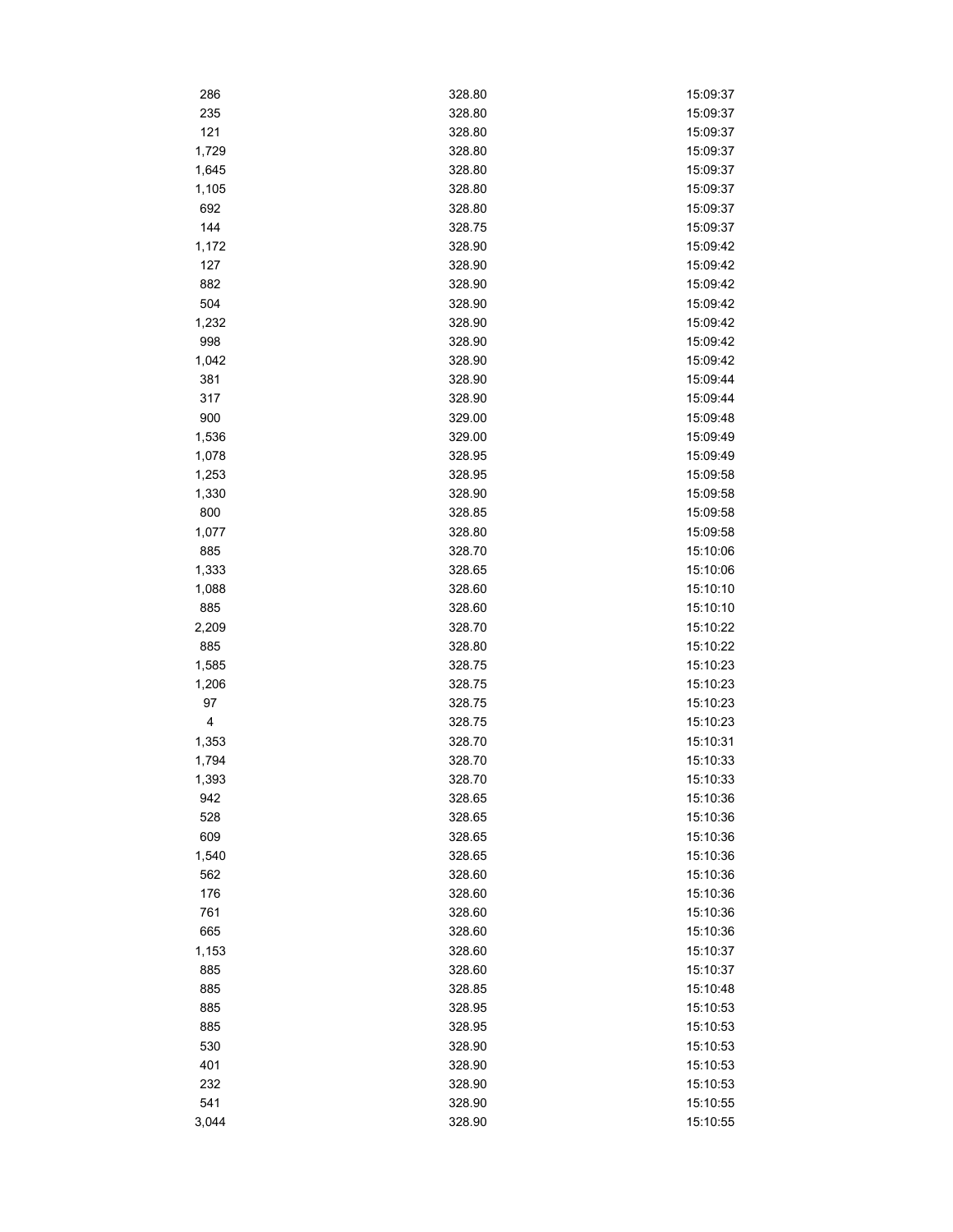| | | |
|---|---|---|
| 286 | 328.80 | 15:09:37 |
| 235 | 328.80 | 15:09:37 |
| 121 | 328.80 | 15:09:37 |
| 1,729 | 328.80 | 15:09:37 |
| 1,645 | 328.80 | 15:09:37 |
| 1,105 | 328.80 | 15:09:37 |
| 692 | 328.80 | 15:09:37 |
| 144 | 328.75 | 15:09:37 |
| 1,172 | 328.90 | 15:09:42 |
| 127 | 328.90 | 15:09:42 |
| 882 | 328.90 | 15:09:42 |
| 504 | 328.90 | 15:09:42 |
| 1,232 | 328.90 | 15:09:42 |
| 998 | 328.90 | 15:09:42 |
| 1,042 | 328.90 | 15:09:42 |
| 381 | 328.90 | 15:09:44 |
| 317 | 328.90 | 15:09:44 |
| 900 | 329.00 | 15:09:48 |
| 1,536 | 329.00 | 15:09:49 |
| 1,078 | 328.95 | 15:09:49 |
| 1,253 | 328.95 | 15:09:58 |
| 1,330 | 328.90 | 15:09:58 |
| 800 | 328.85 | 15:09:58 |
| 1,077 | 328.80 | 15:09:58 |
| 885 | 328.70 | 15:10:06 |
| 1,333 | 328.65 | 15:10:06 |
| 1,088 | 328.60 | 15:10:10 |
| 885 | 328.60 | 15:10:10 |
| 2,209 | 328.70 | 15:10:22 |
| 885 | 328.80 | 15:10:22 |
| 1,585 | 328.75 | 15:10:23 |
| 1,206 | 328.75 | 15:10:23 |
| 97 | 328.75 | 15:10:23 |
| 4 | 328.75 | 15:10:23 |
| 1,353 | 328.70 | 15:10:31 |
| 1,794 | 328.70 | 15:10:33 |
| 1,393 | 328.70 | 15:10:33 |
| 942 | 328.65 | 15:10:36 |
| 528 | 328.65 | 15:10:36 |
| 609 | 328.65 | 15:10:36 |
| 1,540 | 328.65 | 15:10:36 |
| 562 | 328.60 | 15:10:36 |
| 176 | 328.60 | 15:10:36 |
| 761 | 328.60 | 15:10:36 |
| 665 | 328.60 | 15:10:36 |
| 1,153 | 328.60 | 15:10:37 |
| 885 | 328.60 | 15:10:37 |
| 885 | 328.85 | 15:10:48 |
| 885 | 328.95 | 15:10:53 |
| 885 | 328.95 | 15:10:53 |
| 530 | 328.90 | 15:10:53 |
| 401 | 328.90 | 15:10:53 |
| 232 | 328.90 | 15:10:53 |
| 541 | 328.90 | 15:10:55 |
| 3,044 | 328.90 | 15:10:55 |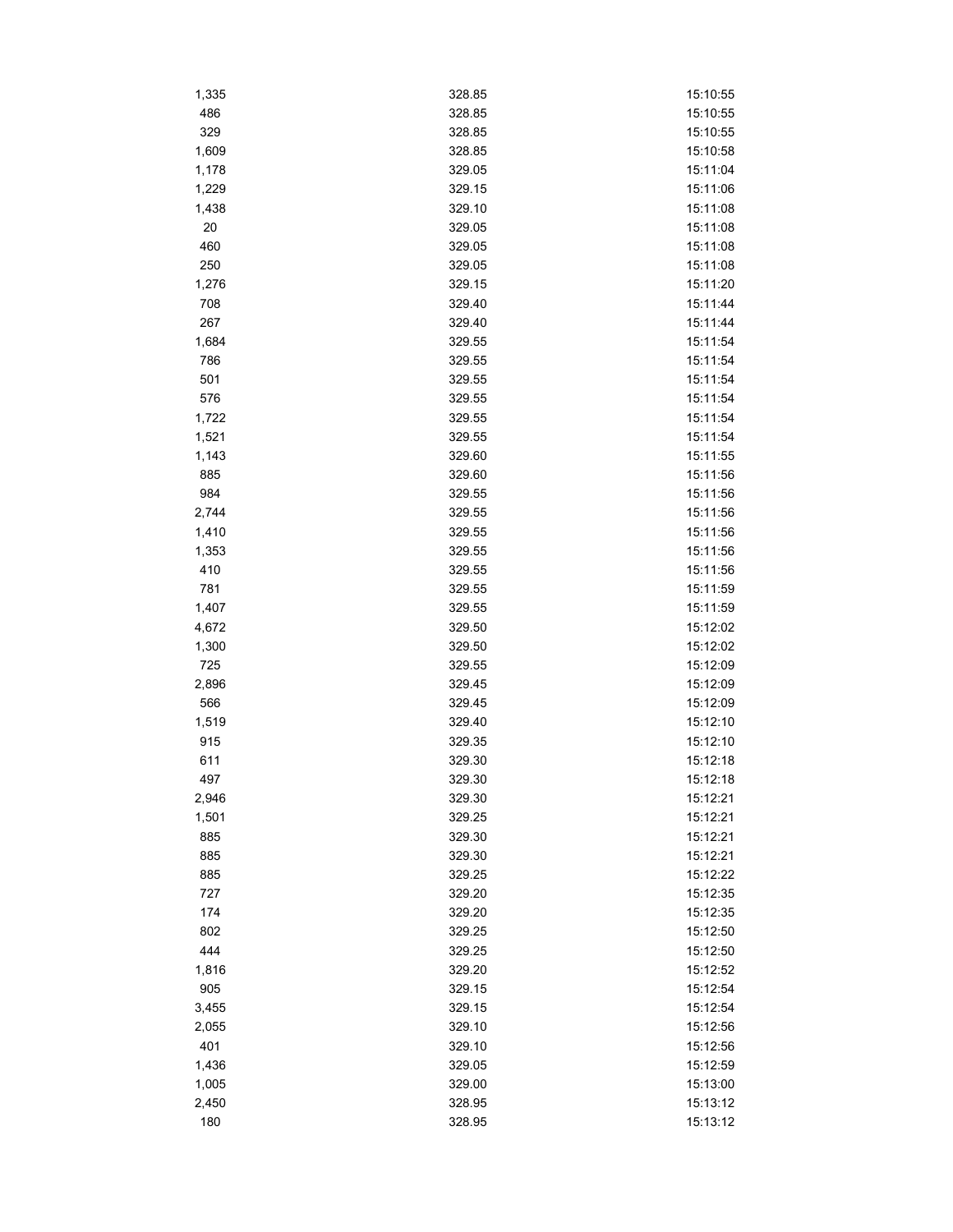| | | |
|---|---|---|
| 1,335 | 328.85 | 15:10:55 |
| 486 | 328.85 | 15:10:55 |
| 329 | 328.85 | 15:10:55 |
| 1,609 | 328.85 | 15:10:58 |
| 1,178 | 329.05 | 15:11:04 |
| 1,229 | 329.15 | 15:11:06 |
| 1,438 | 329.10 | 15:11:08 |
| 20 | 329.05 | 15:11:08 |
| 460 | 329.05 | 15:11:08 |
| 250 | 329.05 | 15:11:08 |
| 1,276 | 329.15 | 15:11:20 |
| 708 | 329.40 | 15:11:44 |
| 267 | 329.40 | 15:11:44 |
| 1,684 | 329.55 | 15:11:54 |
| 786 | 329.55 | 15:11:54 |
| 501 | 329.55 | 15:11:54 |
| 576 | 329.55 | 15:11:54 |
| 1,722 | 329.55 | 15:11:54 |
| 1,521 | 329.55 | 15:11:54 |
| 1,143 | 329.60 | 15:11:55 |
| 885 | 329.60 | 15:11:56 |
| 984 | 329.55 | 15:11:56 |
| 2,744 | 329.55 | 15:11:56 |
| 1,410 | 329.55 | 15:11:56 |
| 1,353 | 329.55 | 15:11:56 |
| 410 | 329.55 | 15:11:56 |
| 781 | 329.55 | 15:11:59 |
| 1,407 | 329.55 | 15:11:59 |
| 4,672 | 329.50 | 15:12:02 |
| 1,300 | 329.50 | 15:12:02 |
| 725 | 329.55 | 15:12:09 |
| 2,896 | 329.45 | 15:12:09 |
| 566 | 329.45 | 15:12:09 |
| 1,519 | 329.40 | 15:12:10 |
| 915 | 329.35 | 15:12:10 |
| 611 | 329.30 | 15:12:18 |
| 497 | 329.30 | 15:12:18 |
| 2,946 | 329.30 | 15:12:21 |
| 1,501 | 329.25 | 15:12:21 |
| 885 | 329.30 | 15:12:21 |
| 885 | 329.30 | 15:12:21 |
| 885 | 329.25 | 15:12:22 |
| 727 | 329.20 | 15:12:35 |
| 174 | 329.20 | 15:12:35 |
| 802 | 329.25 | 15:12:50 |
| 444 | 329.25 | 15:12:50 |
| 1,816 | 329.20 | 15:12:52 |
| 905 | 329.15 | 15:12:54 |
| 3,455 | 329.15 | 15:12:54 |
| 2,055 | 329.10 | 15:12:56 |
| 401 | 329.10 | 15:12:56 |
| 1,436 | 329.05 | 15:12:59 |
| 1,005 | 329.00 | 15:13:00 |
| 2,450 | 328.95 | 15:13:12 |
| 180 | 328.95 | 15:13:12 |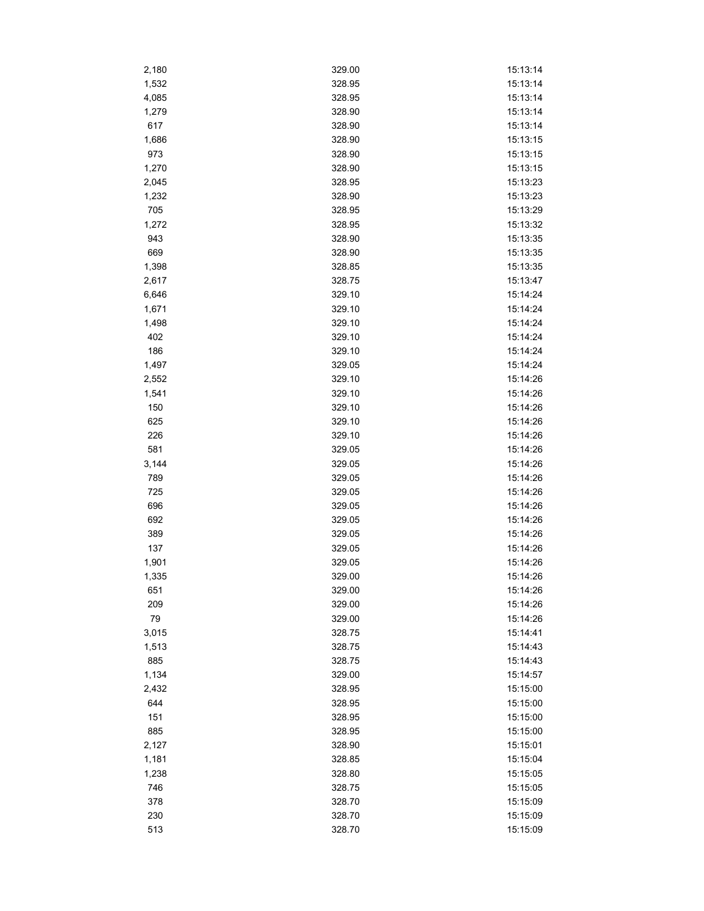| | | |
|---|---|---|
| 2,180 | 329.00 | 15:13:14 |
| 1,532 | 328.95 | 15:13:14 |
| 4,085 | 328.95 | 15:13:14 |
| 1,279 | 328.90 | 15:13:14 |
| 617 | 328.90 | 15:13:14 |
| 1,686 | 328.90 | 15:13:15 |
| 973 | 328.90 | 15:13:15 |
| 1,270 | 328.90 | 15:13:15 |
| 2,045 | 328.95 | 15:13:23 |
| 1,232 | 328.90 | 15:13:23 |
| 705 | 328.95 | 15:13:29 |
| 1,272 | 328.95 | 15:13:32 |
| 943 | 328.90 | 15:13:35 |
| 669 | 328.90 | 15:13:35 |
| 1,398 | 328.85 | 15:13:35 |
| 2,617 | 328.75 | 15:13:47 |
| 6,646 | 329.10 | 15:14:24 |
| 1,671 | 329.10 | 15:14:24 |
| 1,498 | 329.10 | 15:14:24 |
| 402 | 329.10 | 15:14:24 |
| 186 | 329.10 | 15:14:24 |
| 1,497 | 329.05 | 15:14:24 |
| 2,552 | 329.10 | 15:14:26 |
| 1,541 | 329.10 | 15:14:26 |
| 150 | 329.10 | 15:14:26 |
| 625 | 329.10 | 15:14:26 |
| 226 | 329.10 | 15:14:26 |
| 581 | 329.05 | 15:14:26 |
| 3,144 | 329.05 | 15:14:26 |
| 789 | 329.05 | 15:14:26 |
| 725 | 329.05 | 15:14:26 |
| 696 | 329.05 | 15:14:26 |
| 692 | 329.05 | 15:14:26 |
| 389 | 329.05 | 15:14:26 |
| 137 | 329.05 | 15:14:26 |
| 1,901 | 329.05 | 15:14:26 |
| 1,335 | 329.00 | 15:14:26 |
| 651 | 329.00 | 15:14:26 |
| 209 | 329.00 | 15:14:26 |
| 79 | 329.00 | 15:14:26 |
| 3,015 | 328.75 | 15:14:41 |
| 1,513 | 328.75 | 15:14:43 |
| 885 | 328.75 | 15:14:43 |
| 1,134 | 329.00 | 15:14:57 |
| 2,432 | 328.95 | 15:15:00 |
| 644 | 328.95 | 15:15:00 |
| 151 | 328.95 | 15:15:00 |
| 885 | 328.95 | 15:15:00 |
| 2,127 | 328.90 | 15:15:01 |
| 1,181 | 328.85 | 15:15:04 |
| 1,238 | 328.80 | 15:15:05 |
| 746 | 328.75 | 15:15:05 |
| 378 | 328.70 | 15:15:09 |
| 230 | 328.70 | 15:15:09 |
| 513 | 328.70 | 15:15:09 |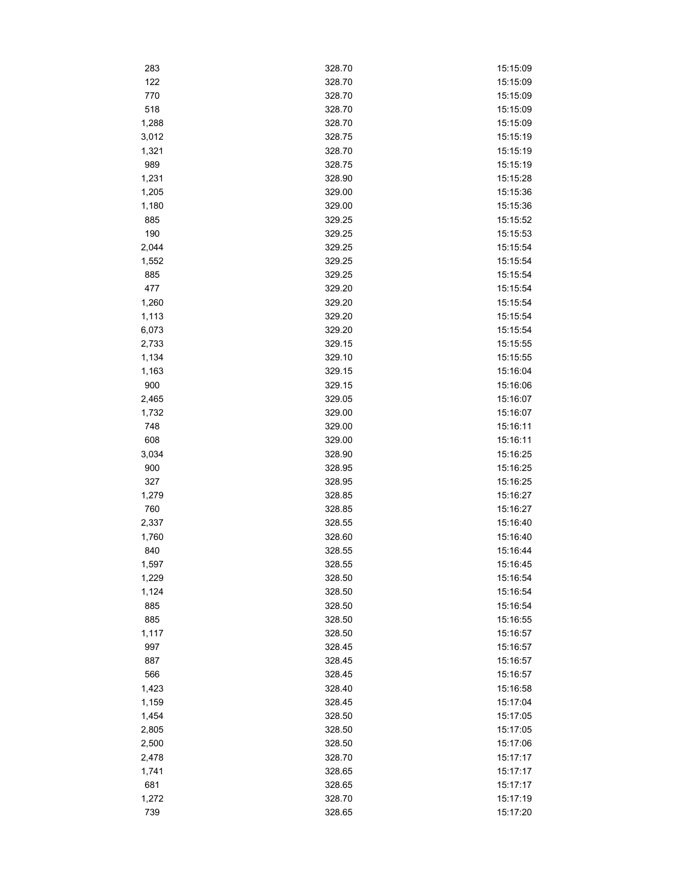| | | |
|---|---|---|
| 283 | 328.70 | 15:15:09 |
| 122 | 328.70 | 15:15:09 |
| 770 | 328.70 | 15:15:09 |
| 518 | 328.70 | 15:15:09 |
| 1,288 | 328.70 | 15:15:09 |
| 3,012 | 328.75 | 15:15:19 |
| 1,321 | 328.70 | 15:15:19 |
| 989 | 328.75 | 15:15:19 |
| 1,231 | 328.90 | 15:15:28 |
| 1,205 | 329.00 | 15:15:36 |
| 1,180 | 329.00 | 15:15:36 |
| 885 | 329.25 | 15:15:52 |
| 190 | 329.25 | 15:15:53 |
| 2,044 | 329.25 | 15:15:54 |
| 1,552 | 329.25 | 15:15:54 |
| 885 | 329.25 | 15:15:54 |
| 477 | 329.20 | 15:15:54 |
| 1,260 | 329.20 | 15:15:54 |
| 1,113 | 329.20 | 15:15:54 |
| 6,073 | 329.20 | 15:15:54 |
| 2,733 | 329.15 | 15:15:55 |
| 1,134 | 329.10 | 15:15:55 |
| 1,163 | 329.15 | 15:16:04 |
| 900 | 329.15 | 15:16:06 |
| 2,465 | 329.05 | 15:16:07 |
| 1,732 | 329.00 | 15:16:07 |
| 748 | 329.00 | 15:16:11 |
| 608 | 329.00 | 15:16:11 |
| 3,034 | 328.90 | 15:16:25 |
| 900 | 328.95 | 15:16:25 |
| 327 | 328.95 | 15:16:25 |
| 1,279 | 328.85 | 15:16:27 |
| 760 | 328.85 | 15:16:27 |
| 2,337 | 328.55 | 15:16:40 |
| 1,760 | 328.60 | 15:16:40 |
| 840 | 328.55 | 15:16:44 |
| 1,597 | 328.55 | 15:16:45 |
| 1,229 | 328.50 | 15:16:54 |
| 1,124 | 328.50 | 15:16:54 |
| 885 | 328.50 | 15:16:54 |
| 885 | 328.50 | 15:16:55 |
| 1,117 | 328.50 | 15:16:57 |
| 997 | 328.45 | 15:16:57 |
| 887 | 328.45 | 15:16:57 |
| 566 | 328.45 | 15:16:57 |
| 1,423 | 328.40 | 15:16:58 |
| 1,159 | 328.45 | 15:17:04 |
| 1,454 | 328.50 | 15:17:05 |
| 2,805 | 328.50 | 15:17:05 |
| 2,500 | 328.50 | 15:17:06 |
| 2,478 | 328.70 | 15:17:17 |
| 1,741 | 328.65 | 15:17:17 |
| 681 | 328.65 | 15:17:17 |
| 1,272 | 328.70 | 15:17:19 |
| 739 | 328.65 | 15:17:20 |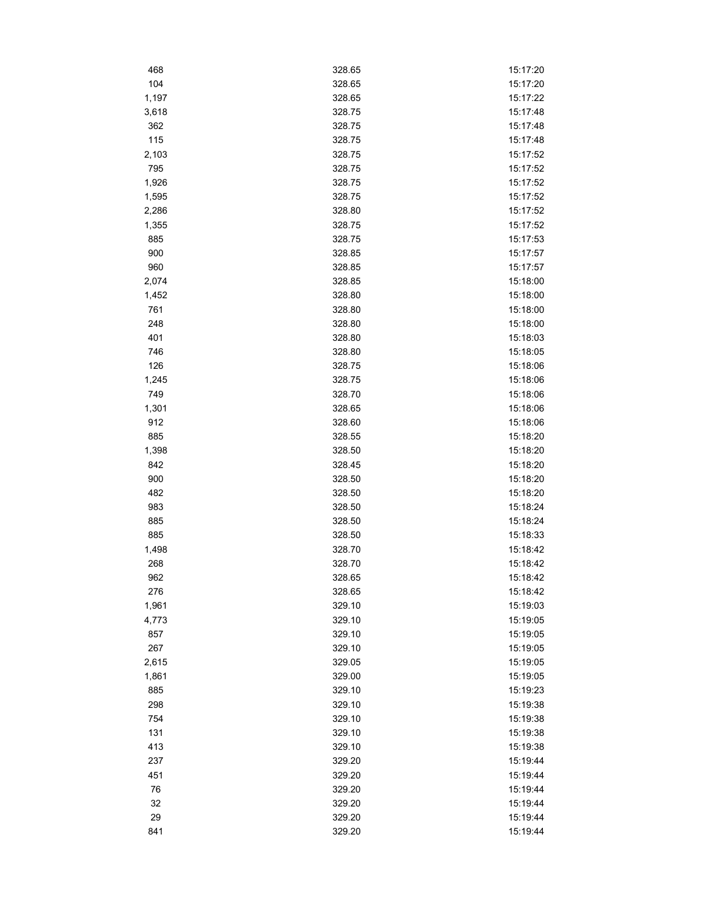| | | |
|---|---|---|
| 468 | 328.65 | 15:17:20 |
| 104 | 328.65 | 15:17:20 |
| 1,197 | 328.65 | 15:17:22 |
| 3,618 | 328.75 | 15:17:48 |
| 362 | 328.75 | 15:17:48 |
| 115 | 328.75 | 15:17:48 |
| 2,103 | 328.75 | 15:17:52 |
| 795 | 328.75 | 15:17:52 |
| 1,926 | 328.75 | 15:17:52 |
| 1,595 | 328.75 | 15:17:52 |
| 2,286 | 328.80 | 15:17:52 |
| 1,355 | 328.75 | 15:17:52 |
| 885 | 328.75 | 15:17:53 |
| 900 | 328.85 | 15:17:57 |
| 960 | 328.85 | 15:17:57 |
| 2,074 | 328.85 | 15:18:00 |
| 1,452 | 328.80 | 15:18:00 |
| 761 | 328.80 | 15:18:00 |
| 248 | 328.80 | 15:18:00 |
| 401 | 328.80 | 15:18:03 |
| 746 | 328.80 | 15:18:05 |
| 126 | 328.75 | 15:18:06 |
| 1,245 | 328.75 | 15:18:06 |
| 749 | 328.70 | 15:18:06 |
| 1,301 | 328.65 | 15:18:06 |
| 912 | 328.60 | 15:18:06 |
| 885 | 328.55 | 15:18:20 |
| 1,398 | 328.50 | 15:18:20 |
| 842 | 328.45 | 15:18:20 |
| 900 | 328.50 | 15:18:20 |
| 482 | 328.50 | 15:18:20 |
| 983 | 328.50 | 15:18:24 |
| 885 | 328.50 | 15:18:24 |
| 885 | 328.50 | 15:18:33 |
| 1,498 | 328.70 | 15:18:42 |
| 268 | 328.70 | 15:18:42 |
| 962 | 328.65 | 15:18:42 |
| 276 | 328.65 | 15:18:42 |
| 1,961 | 329.10 | 15:19:03 |
| 4,773 | 329.10 | 15:19:05 |
| 857 | 329.10 | 15:19:05 |
| 267 | 329.10 | 15:19:05 |
| 2,615 | 329.05 | 15:19:05 |
| 1,861 | 329.00 | 15:19:05 |
| 885 | 329.10 | 15:19:23 |
| 298 | 329.10 | 15:19:38 |
| 754 | 329.10 | 15:19:38 |
| 131 | 329.10 | 15:19:38 |
| 413 | 329.10 | 15:19:38 |
| 237 | 329.20 | 15:19:44 |
| 451 | 329.20 | 15:19:44 |
| 76 | 329.20 | 15:19:44 |
| 32 | 329.20 | 15:19:44 |
| 29 | 329.20 | 15:19:44 |
| 841 | 329.20 | 15:19:44 |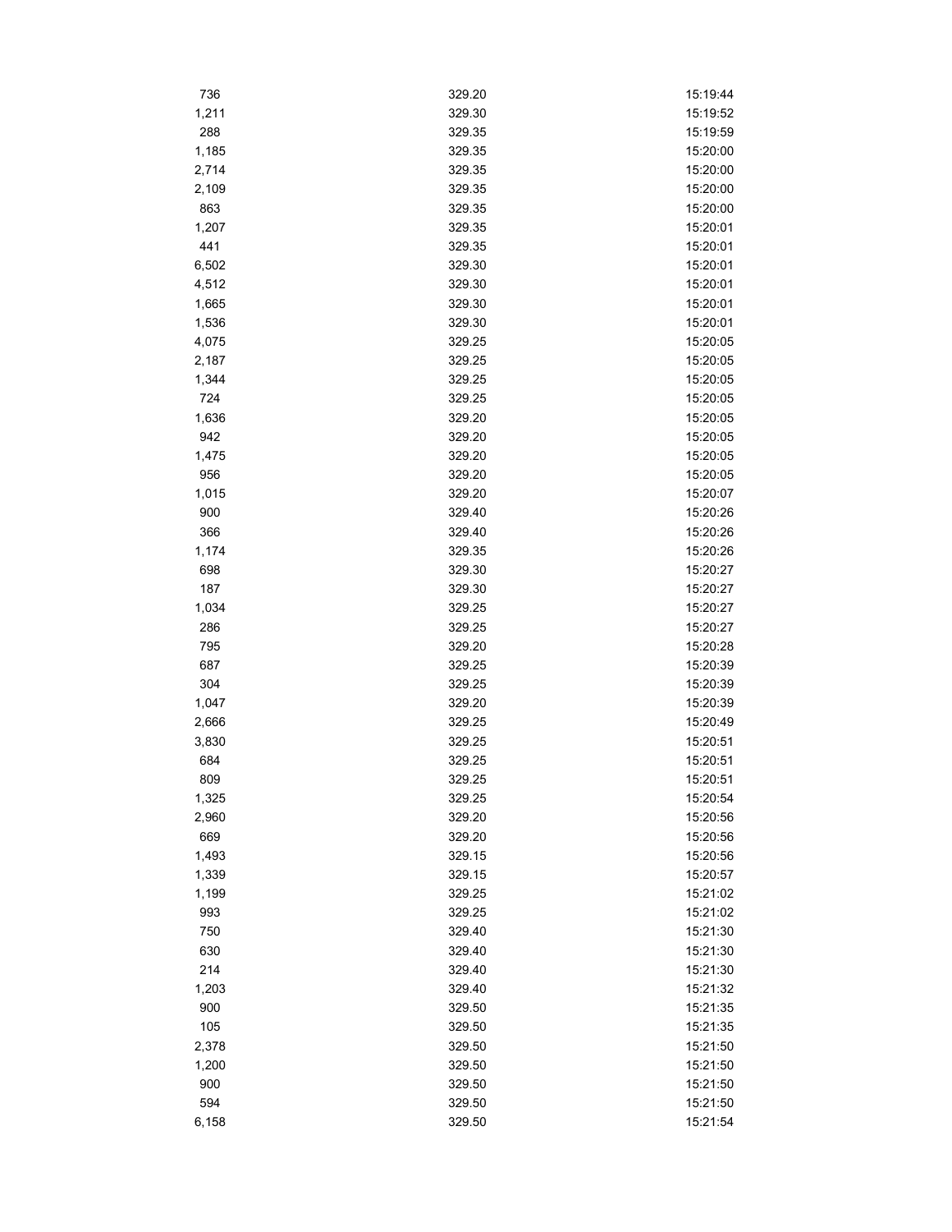| | | |
|---|---|---|
| 736 | 329.20 | 15:19:44 |
| 1,211 | 329.30 | 15:19:52 |
| 288 | 329.35 | 15:19:59 |
| 1,185 | 329.35 | 15:20:00 |
| 2,714 | 329.35 | 15:20:00 |
| 2,109 | 329.35 | 15:20:00 |
| 863 | 329.35 | 15:20:00 |
| 1,207 | 329.35 | 15:20:01 |
| 441 | 329.35 | 15:20:01 |
| 6,502 | 329.30 | 15:20:01 |
| 4,512 | 329.30 | 15:20:01 |
| 1,665 | 329.30 | 15:20:01 |
| 1,536 | 329.30 | 15:20:01 |
| 4,075 | 329.25 | 15:20:05 |
| 2,187 | 329.25 | 15:20:05 |
| 1,344 | 329.25 | 15:20:05 |
| 724 | 329.25 | 15:20:05 |
| 1,636 | 329.20 | 15:20:05 |
| 942 | 329.20 | 15:20:05 |
| 1,475 | 329.20 | 15:20:05 |
| 956 | 329.20 | 15:20:05 |
| 1,015 | 329.20 | 15:20:07 |
| 900 | 329.40 | 15:20:26 |
| 366 | 329.40 | 15:20:26 |
| 1,174 | 329.35 | 15:20:26 |
| 698 | 329.30 | 15:20:27 |
| 187 | 329.30 | 15:20:27 |
| 1,034 | 329.25 | 15:20:27 |
| 286 | 329.25 | 15:20:27 |
| 795 | 329.20 | 15:20:28 |
| 687 | 329.25 | 15:20:39 |
| 304 | 329.25 | 15:20:39 |
| 1,047 | 329.20 | 15:20:39 |
| 2,666 | 329.25 | 15:20:49 |
| 3,830 | 329.25 | 15:20:51 |
| 684 | 329.25 | 15:20:51 |
| 809 | 329.25 | 15:20:51 |
| 1,325 | 329.25 | 15:20:54 |
| 2,960 | 329.20 | 15:20:56 |
| 669 | 329.20 | 15:20:56 |
| 1,493 | 329.15 | 15:20:56 |
| 1,339 | 329.15 | 15:20:57 |
| 1,199 | 329.25 | 15:21:02 |
| 993 | 329.25 | 15:21:02 |
| 750 | 329.40 | 15:21:30 |
| 630 | 329.40 | 15:21:30 |
| 214 | 329.40 | 15:21:30 |
| 1,203 | 329.40 | 15:21:32 |
| 900 | 329.50 | 15:21:35 |
| 105 | 329.50 | 15:21:35 |
| 2,378 | 329.50 | 15:21:50 |
| 1,200 | 329.50 | 15:21:50 |
| 900 | 329.50 | 15:21:50 |
| 594 | 329.50 | 15:21:50 |
| 6,158 | 329.50 | 15:21:54 |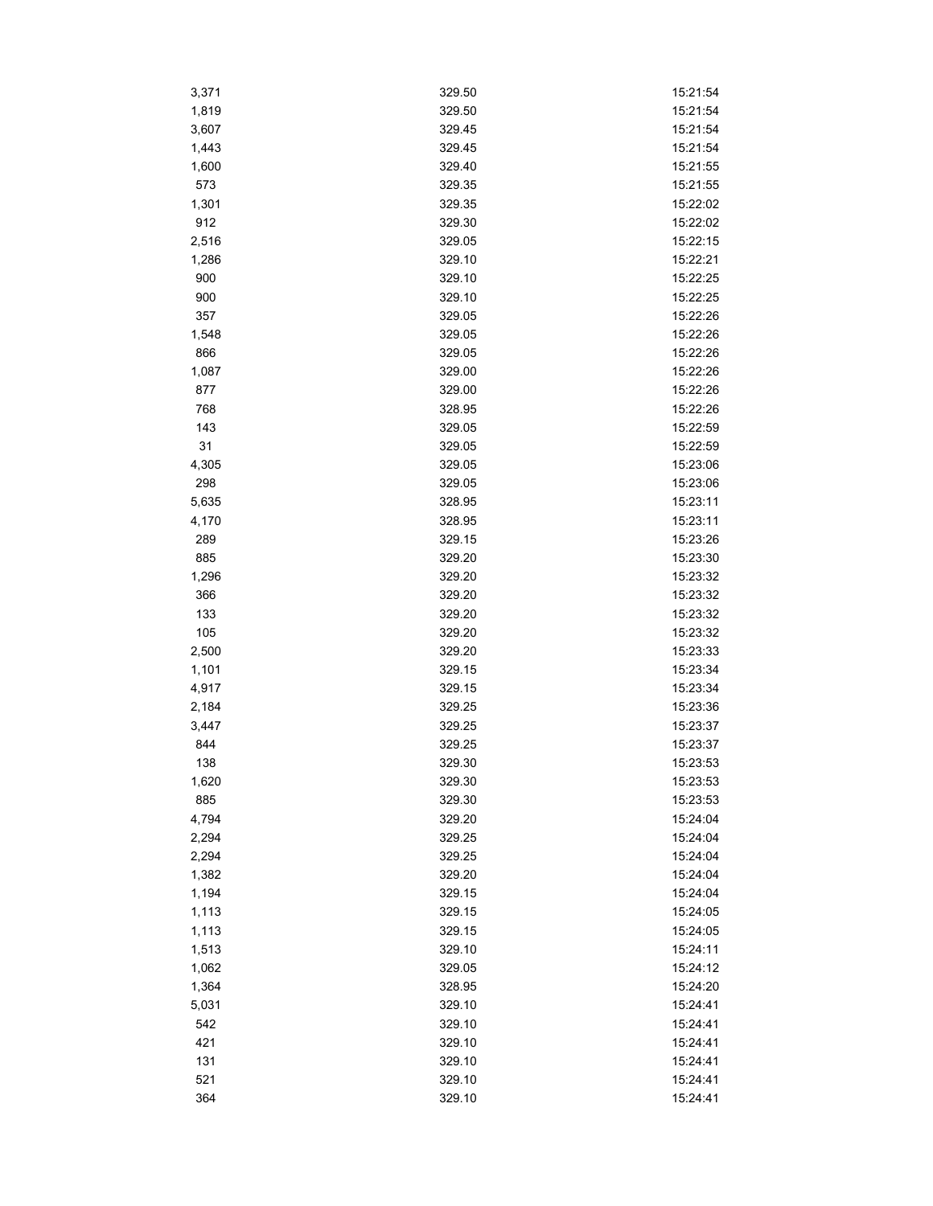| | | |
|---|---|---|
| 3,371 | 329.50 | 15:21:54 |
| 1,819 | 329.50 | 15:21:54 |
| 3,607 | 329.45 | 15:21:54 |
| 1,443 | 329.45 | 15:21:54 |
| 1,600 | 329.40 | 15:21:55 |
| 573 | 329.35 | 15:21:55 |
| 1,301 | 329.35 | 15:22:02 |
| 912 | 329.30 | 15:22:02 |
| 2,516 | 329.05 | 15:22:15 |
| 1,286 | 329.10 | 15:22:21 |
| 900 | 329.10 | 15:22:25 |
| 900 | 329.10 | 15:22:25 |
| 357 | 329.05 | 15:22:26 |
| 1,548 | 329.05 | 15:22:26 |
| 866 | 329.05 | 15:22:26 |
| 1,087 | 329.00 | 15:22:26 |
| 877 | 329.00 | 15:22:26 |
| 768 | 328.95 | 15:22:26 |
| 143 | 329.05 | 15:22:59 |
| 31 | 329.05 | 15:22:59 |
| 4,305 | 329.05 | 15:23:06 |
| 298 | 329.05 | 15:23:06 |
| 5,635 | 328.95 | 15:23:11 |
| 4,170 | 328.95 | 15:23:11 |
| 289 | 329.15 | 15:23:26 |
| 885 | 329.20 | 15:23:30 |
| 1,296 | 329.20 | 15:23:32 |
| 366 | 329.20 | 15:23:32 |
| 133 | 329.20 | 15:23:32 |
| 105 | 329.20 | 15:23:32 |
| 2,500 | 329.20 | 15:23:33 |
| 1,101 | 329.15 | 15:23:34 |
| 4,917 | 329.15 | 15:23:34 |
| 2,184 | 329.25 | 15:23:36 |
| 3,447 | 329.25 | 15:23:37 |
| 844 | 329.25 | 15:23:37 |
| 138 | 329.30 | 15:23:53 |
| 1,620 | 329.30 | 15:23:53 |
| 885 | 329.30 | 15:23:53 |
| 4,794 | 329.20 | 15:24:04 |
| 2,294 | 329.25 | 15:24:04 |
| 2,294 | 329.25 | 15:24:04 |
| 1,382 | 329.20 | 15:24:04 |
| 1,194 | 329.15 | 15:24:04 |
| 1,113 | 329.15 | 15:24:05 |
| 1,113 | 329.15 | 15:24:05 |
| 1,513 | 329.10 | 15:24:11 |
| 1,062 | 329.05 | 15:24:12 |
| 1,364 | 328.95 | 15:24:20 |
| 5,031 | 329.10 | 15:24:41 |
| 542 | 329.10 | 15:24:41 |
| 421 | 329.10 | 15:24:41 |
| 131 | 329.10 | 15:24:41 |
| 521 | 329.10 | 15:24:41 |
| 364 | 329.10 | 15:24:41 |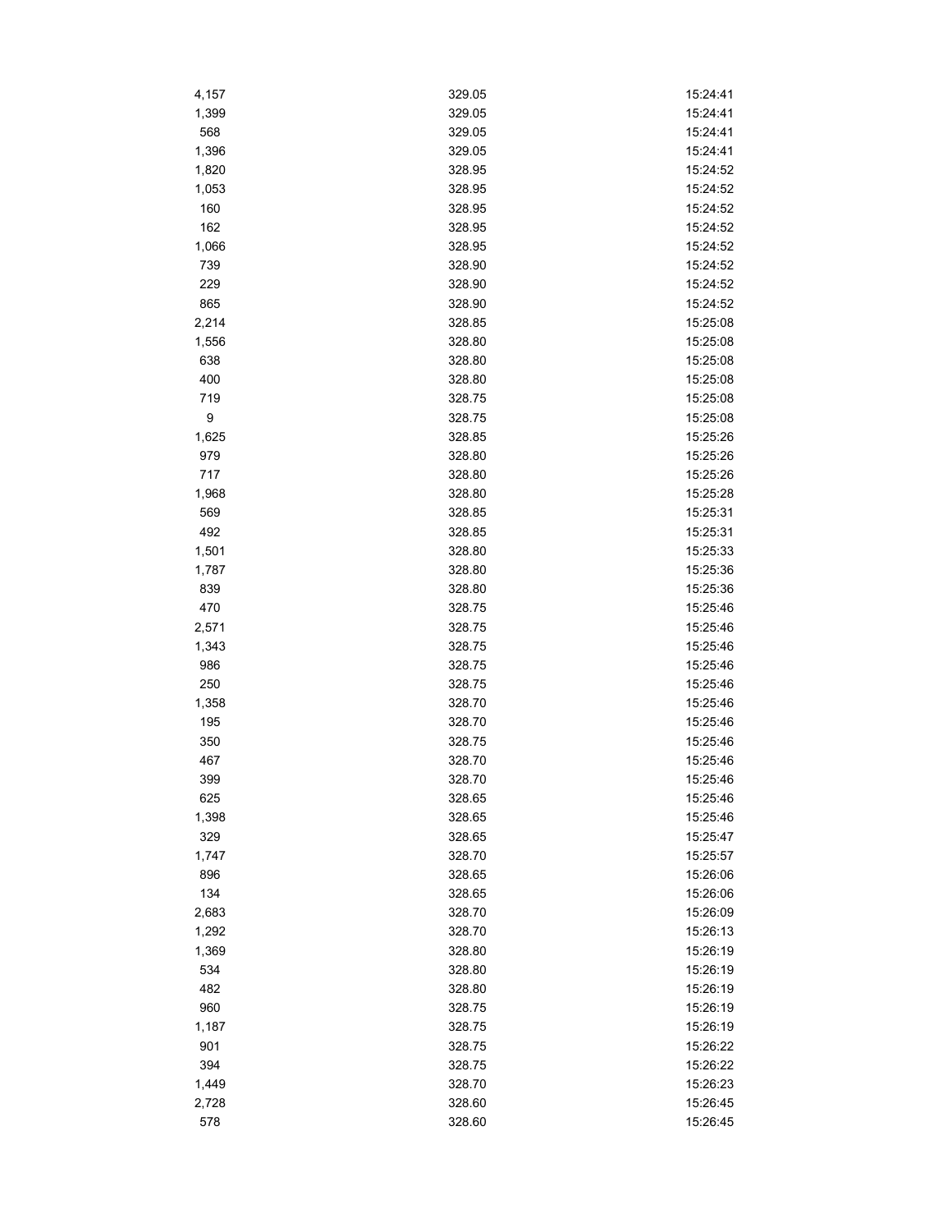| | | |
|---|---|---|
| 4,157 | 329.05 | 15:24:41 |
| 1,399 | 329.05 | 15:24:41 |
| 568 | 329.05 | 15:24:41 |
| 1,396 | 329.05 | 15:24:41 |
| 1,820 | 328.95 | 15:24:52 |
| 1,053 | 328.95 | 15:24:52 |
| 160 | 328.95 | 15:24:52 |
| 162 | 328.95 | 15:24:52 |
| 1,066 | 328.95 | 15:24:52 |
| 739 | 328.90 | 15:24:52 |
| 229 | 328.90 | 15:24:52 |
| 865 | 328.90 | 15:24:52 |
| 2,214 | 328.85 | 15:25:08 |
| 1,556 | 328.80 | 15:25:08 |
| 638 | 328.80 | 15:25:08 |
| 400 | 328.80 | 15:25:08 |
| 719 | 328.75 | 15:25:08 |
| 9 | 328.75 | 15:25:08 |
| 1,625 | 328.85 | 15:25:26 |
| 979 | 328.80 | 15:25:26 |
| 717 | 328.80 | 15:25:26 |
| 1,968 | 328.80 | 15:25:28 |
| 569 | 328.85 | 15:25:31 |
| 492 | 328.85 | 15:25:31 |
| 1,501 | 328.80 | 15:25:33 |
| 1,787 | 328.80 | 15:25:36 |
| 839 | 328.80 | 15:25:36 |
| 470 | 328.75 | 15:25:46 |
| 2,571 | 328.75 | 15:25:46 |
| 1,343 | 328.75 | 15:25:46 |
| 986 | 328.75 | 15:25:46 |
| 250 | 328.75 | 15:25:46 |
| 1,358 | 328.70 | 15:25:46 |
| 195 | 328.70 | 15:25:46 |
| 350 | 328.75 | 15:25:46 |
| 467 | 328.70 | 15:25:46 |
| 399 | 328.70 | 15:25:46 |
| 625 | 328.65 | 15:25:46 |
| 1,398 | 328.65 | 15:25:46 |
| 329 | 328.65 | 15:25:47 |
| 1,747 | 328.70 | 15:25:57 |
| 896 | 328.65 | 15:26:06 |
| 134 | 328.65 | 15:26:06 |
| 2,683 | 328.70 | 15:26:09 |
| 1,292 | 328.70 | 15:26:13 |
| 1,369 | 328.80 | 15:26:19 |
| 534 | 328.80 | 15:26:19 |
| 482 | 328.80 | 15:26:19 |
| 960 | 328.75 | 15:26:19 |
| 1,187 | 328.75 | 15:26:19 |
| 901 | 328.75 | 15:26:22 |
| 394 | 328.75 | 15:26:22 |
| 1,449 | 328.70 | 15:26:23 |
| 2,728 | 328.60 | 15:26:45 |
| 578 | 328.60 | 15:26:45 |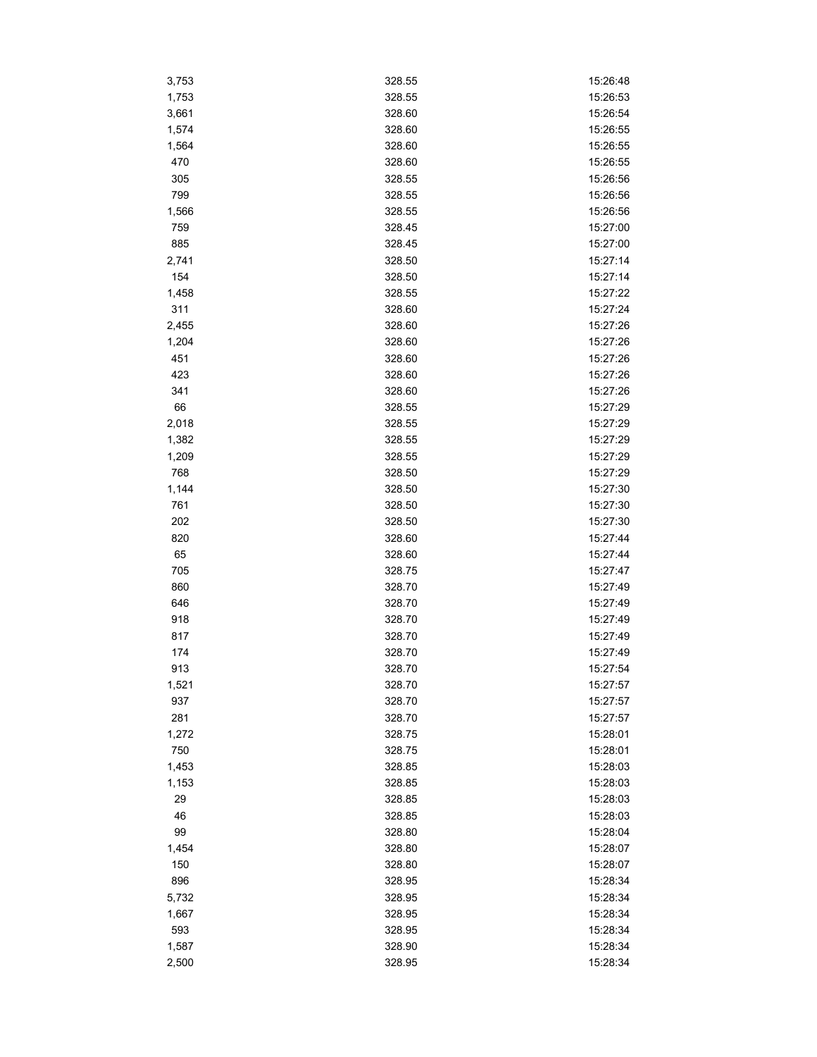| | | |
|---|---|---|
| 3,753 | 328.55 | 15:26:48 |
| 1,753 | 328.55 | 15:26:53 |
| 3,661 | 328.60 | 15:26:54 |
| 1,574 | 328.60 | 15:26:55 |
| 1,564 | 328.60 | 15:26:55 |
| 470 | 328.60 | 15:26:55 |
| 305 | 328.55 | 15:26:56 |
| 799 | 328.55 | 15:26:56 |
| 1,566 | 328.55 | 15:26:56 |
| 759 | 328.45 | 15:27:00 |
| 885 | 328.45 | 15:27:00 |
| 2,741 | 328.50 | 15:27:14 |
| 154 | 328.50 | 15:27:14 |
| 1,458 | 328.55 | 15:27:22 |
| 311 | 328.60 | 15:27:24 |
| 2,455 | 328.60 | 15:27:26 |
| 1,204 | 328.60 | 15:27:26 |
| 451 | 328.60 | 15:27:26 |
| 423 | 328.60 | 15:27:26 |
| 341 | 328.60 | 15:27:26 |
| 66 | 328.55 | 15:27:29 |
| 2,018 | 328.55 | 15:27:29 |
| 1,382 | 328.55 | 15:27:29 |
| 1,209 | 328.55 | 15:27:29 |
| 768 | 328.50 | 15:27:29 |
| 1,144 | 328.50 | 15:27:30 |
| 761 | 328.50 | 15:27:30 |
| 202 | 328.50 | 15:27:30 |
| 820 | 328.60 | 15:27:44 |
| 65 | 328.60 | 15:27:44 |
| 705 | 328.75 | 15:27:47 |
| 860 | 328.70 | 15:27:49 |
| 646 | 328.70 | 15:27:49 |
| 918 | 328.70 | 15:27:49 |
| 817 | 328.70 | 15:27:49 |
| 174 | 328.70 | 15:27:49 |
| 913 | 328.70 | 15:27:54 |
| 1,521 | 328.70 | 15:27:57 |
| 937 | 328.70 | 15:27:57 |
| 281 | 328.70 | 15:27:57 |
| 1,272 | 328.75 | 15:28:01 |
| 750 | 328.75 | 15:28:01 |
| 1,453 | 328.85 | 15:28:03 |
| 1,153 | 328.85 | 15:28:03 |
| 29 | 328.85 | 15:28:03 |
| 46 | 328.85 | 15:28:03 |
| 99 | 328.80 | 15:28:04 |
| 1,454 | 328.80 | 15:28:07 |
| 150 | 328.80 | 15:28:07 |
| 896 | 328.95 | 15:28:34 |
| 5,732 | 328.95 | 15:28:34 |
| 1,667 | 328.95 | 15:28:34 |
| 593 | 328.95 | 15:28:34 |
| 1,587 | 328.90 | 15:28:34 |
| 2,500 | 328.95 | 15:28:34 |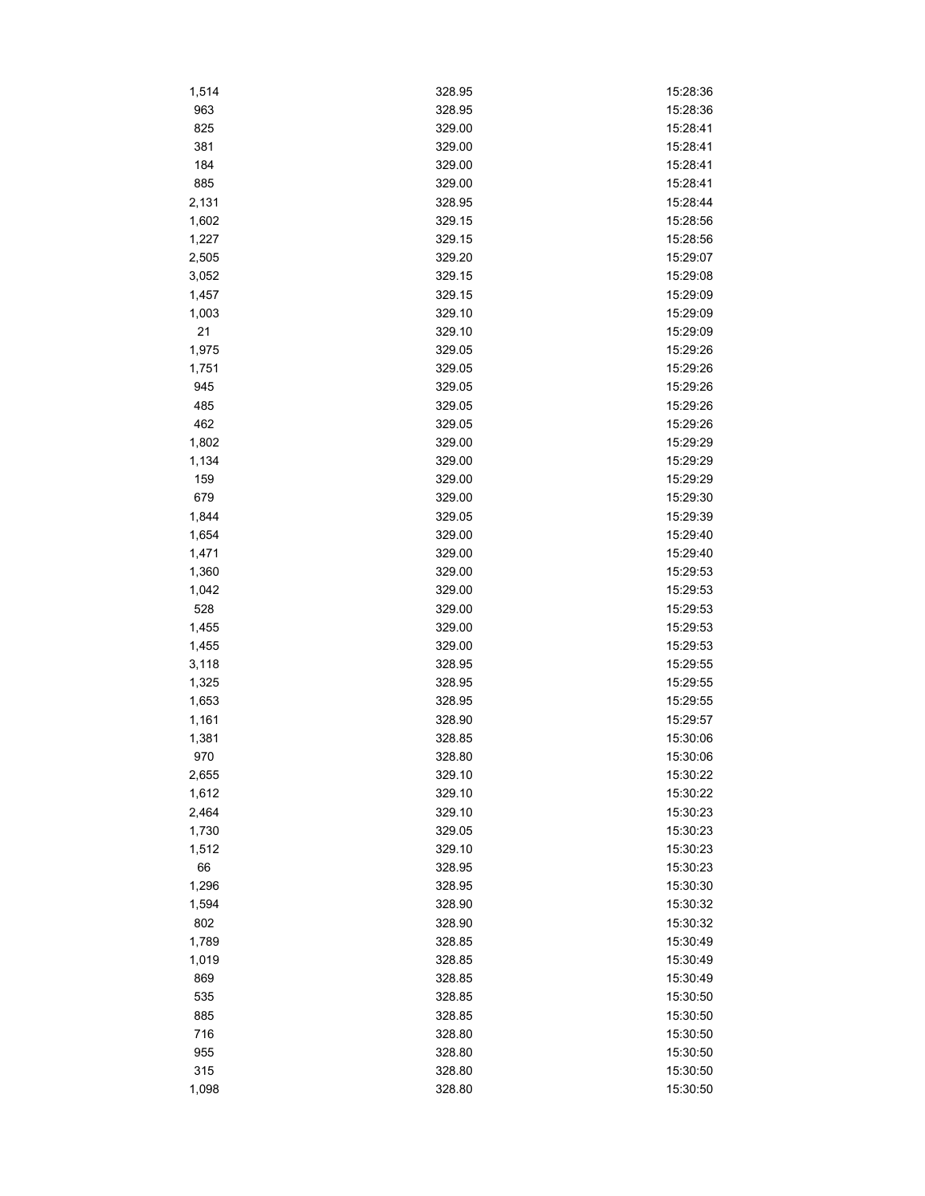| | | |
|---|---|---|
| 1,514 | 328.95 | 15:28:36 |
| 963 | 328.95 | 15:28:36 |
| 825 | 329.00 | 15:28:41 |
| 381 | 329.00 | 15:28:41 |
| 184 | 329.00 | 15:28:41 |
| 885 | 329.00 | 15:28:41 |
| 2,131 | 328.95 | 15:28:44 |
| 1,602 | 329.15 | 15:28:56 |
| 1,227 | 329.15 | 15:28:56 |
| 2,505 | 329.20 | 15:29:07 |
| 3,052 | 329.15 | 15:29:08 |
| 1,457 | 329.15 | 15:29:09 |
| 1,003 | 329.10 | 15:29:09 |
| 21 | 329.10 | 15:29:09 |
| 1,975 | 329.05 | 15:29:26 |
| 1,751 | 329.05 | 15:29:26 |
| 945 | 329.05 | 15:29:26 |
| 485 | 329.05 | 15:29:26 |
| 462 | 329.05 | 15:29:26 |
| 1,802 | 329.00 | 15:29:29 |
| 1,134 | 329.00 | 15:29:29 |
| 159 | 329.00 | 15:29:29 |
| 679 | 329.00 | 15:29:30 |
| 1,844 | 329.05 | 15:29:39 |
| 1,654 | 329.00 | 15:29:40 |
| 1,471 | 329.00 | 15:29:40 |
| 1,360 | 329.00 | 15:29:53 |
| 1,042 | 329.00 | 15:29:53 |
| 528 | 329.00 | 15:29:53 |
| 1,455 | 329.00 | 15:29:53 |
| 1,455 | 329.00 | 15:29:53 |
| 3,118 | 328.95 | 15:29:55 |
| 1,325 | 328.95 | 15:29:55 |
| 1,653 | 328.95 | 15:29:55 |
| 1,161 | 328.90 | 15:29:57 |
| 1,381 | 328.85 | 15:30:06 |
| 970 | 328.80 | 15:30:06 |
| 2,655 | 329.10 | 15:30:22 |
| 1,612 | 329.10 | 15:30:22 |
| 2,464 | 329.10 | 15:30:23 |
| 1,730 | 329.05 | 15:30:23 |
| 1,512 | 329.10 | 15:30:23 |
| 66 | 328.95 | 15:30:23 |
| 1,296 | 328.95 | 15:30:30 |
| 1,594 | 328.90 | 15:30:32 |
| 802 | 328.90 | 15:30:32 |
| 1,789 | 328.85 | 15:30:49 |
| 1,019 | 328.85 | 15:30:49 |
| 869 | 328.85 | 15:30:49 |
| 535 | 328.85 | 15:30:50 |
| 885 | 328.85 | 15:30:50 |
| 716 | 328.80 | 15:30:50 |
| 955 | 328.80 | 15:30:50 |
| 315 | 328.80 | 15:30:50 |
| 1,098 | 328.80 | 15:30:50 |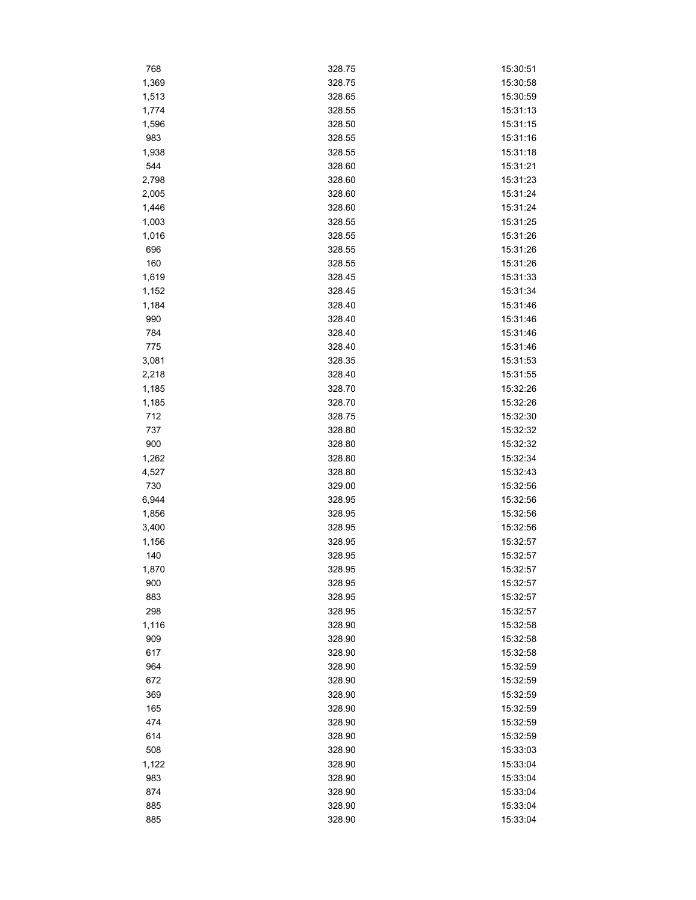| | | |
|---|---|---|
| 768 | 328.75 | 15:30:51 |
| 1,369 | 328.75 | 15:30:58 |
| 1,513 | 328.65 | 15:30:59 |
| 1,774 | 328.55 | 15:31:13 |
| 1,596 | 328.50 | 15:31:15 |
| 983 | 328.55 | 15:31:16 |
| 1,938 | 328.55 | 15:31:18 |
| 544 | 328.60 | 15:31:21 |
| 2,798 | 328.60 | 15:31:23 |
| 2,005 | 328.60 | 15:31:24 |
| 1,446 | 328.60 | 15:31:24 |
| 1,003 | 328.55 | 15:31:25 |
| 1,016 | 328.55 | 15:31:26 |
| 696 | 328.55 | 15:31:26 |
| 160 | 328.55 | 15:31:26 |
| 1,619 | 328.45 | 15:31:33 |
| 1,152 | 328.45 | 15:31:34 |
| 1,184 | 328.40 | 15:31:46 |
| 990 | 328.40 | 15:31:46 |
| 784 | 328.40 | 15:31:46 |
| 775 | 328.40 | 15:31:46 |
| 3,081 | 328.35 | 15:31:53 |
| 2,218 | 328.40 | 15:31:55 |
| 1,185 | 328.70 | 15:32:26 |
| 1,185 | 328.70 | 15:32:26 |
| 712 | 328.75 | 15:32:30 |
| 737 | 328.80 | 15:32:32 |
| 900 | 328.80 | 15:32:32 |
| 1,262 | 328.80 | 15:32:34 |
| 4,527 | 328.80 | 15:32:43 |
| 730 | 329.00 | 15:32:56 |
| 6,944 | 328.95 | 15:32:56 |
| 1,856 | 328.95 | 15:32:56 |
| 3,400 | 328.95 | 15:32:56 |
| 1,156 | 328.95 | 15:32:57 |
| 140 | 328.95 | 15:32:57 |
| 1,870 | 328.95 | 15:32:57 |
| 900 | 328.95 | 15:32:57 |
| 883 | 328.95 | 15:32:57 |
| 298 | 328.95 | 15:32:57 |
| 1,116 | 328.90 | 15:32:58 |
| 909 | 328.90 | 15:32:58 |
| 617 | 328.90 | 15:32:58 |
| 964 | 328.90 | 15:32:59 |
| 672 | 328.90 | 15:32:59 |
| 369 | 328.90 | 15:32:59 |
| 165 | 328.90 | 15:32:59 |
| 474 | 328.90 | 15:32:59 |
| 614 | 328.90 | 15:32:59 |
| 508 | 328.90 | 15:33:03 |
| 1,122 | 328.90 | 15:33:04 |
| 983 | 328.90 | 15:33:04 |
| 874 | 328.90 | 15:33:04 |
| 885 | 328.90 | 15:33:04 |
| 885 | 328.90 | 15:33:04 |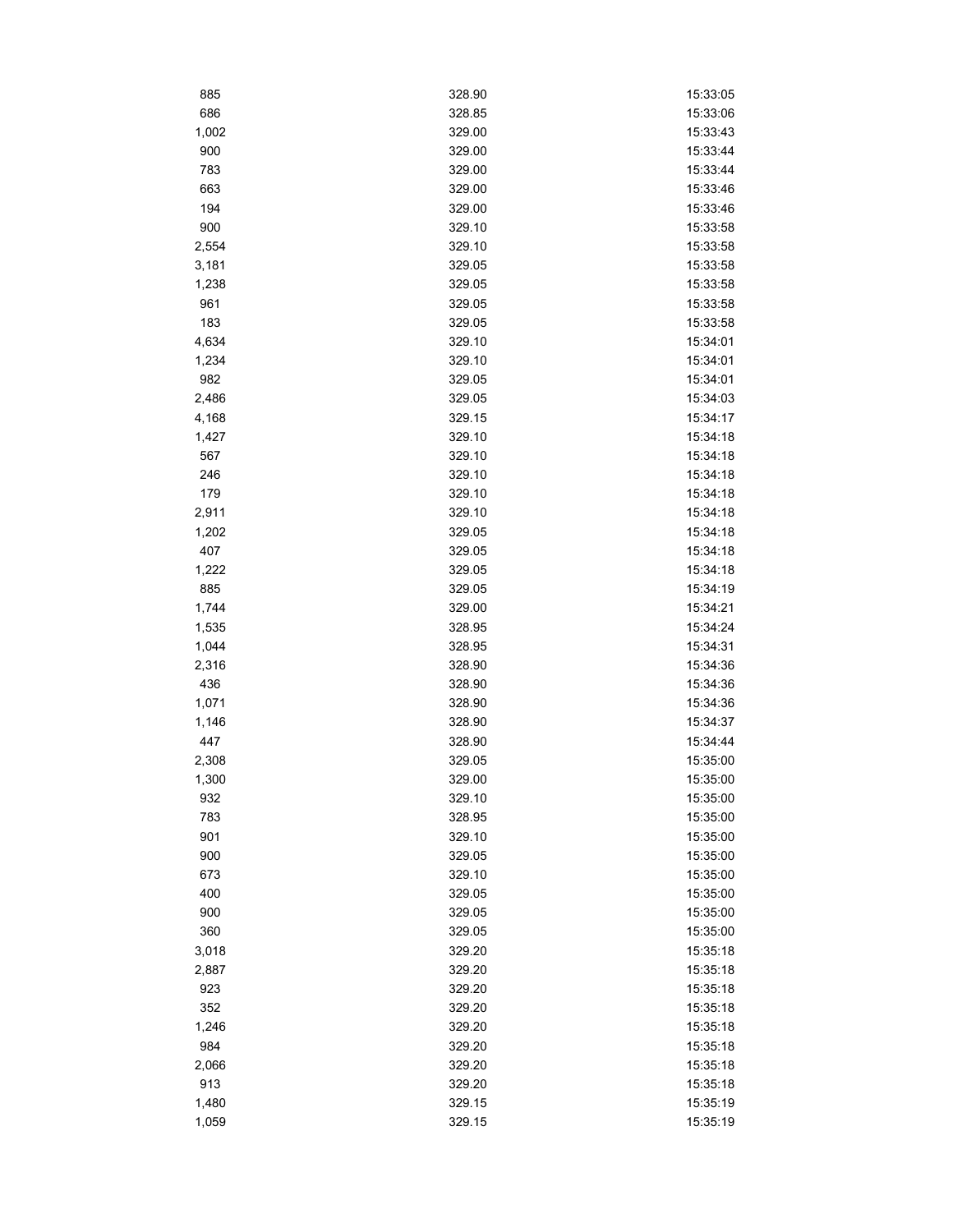| | | |
|---|---|---|
| 885 | 328.90 | 15:33:05 |
| 686 | 328.85 | 15:33:06 |
| 1,002 | 329.00 | 15:33:43 |
| 900 | 329.00 | 15:33:44 |
| 783 | 329.00 | 15:33:44 |
| 663 | 329.00 | 15:33:46 |
| 194 | 329.00 | 15:33:46 |
| 900 | 329.10 | 15:33:58 |
| 2,554 | 329.10 | 15:33:58 |
| 3,181 | 329.05 | 15:33:58 |
| 1,238 | 329.05 | 15:33:58 |
| 961 | 329.05 | 15:33:58 |
| 183 | 329.05 | 15:33:58 |
| 4,634 | 329.10 | 15:34:01 |
| 1,234 | 329.10 | 15:34:01 |
| 982 | 329.05 | 15:34:01 |
| 2,486 | 329.05 | 15:34:03 |
| 4,168 | 329.15 | 15:34:17 |
| 1,427 | 329.10 | 15:34:18 |
| 567 | 329.10 | 15:34:18 |
| 246 | 329.10 | 15:34:18 |
| 179 | 329.10 | 15:34:18 |
| 2,911 | 329.10 | 15:34:18 |
| 1,202 | 329.05 | 15:34:18 |
| 407 | 329.05 | 15:34:18 |
| 1,222 | 329.05 | 15:34:18 |
| 885 | 329.05 | 15:34:19 |
| 1,744 | 329.00 | 15:34:21 |
| 1,535 | 328.95 | 15:34:24 |
| 1,044 | 328.95 | 15:34:31 |
| 2,316 | 328.90 | 15:34:36 |
| 436 | 328.90 | 15:34:36 |
| 1,071 | 328.90 | 15:34:36 |
| 1,146 | 328.90 | 15:34:37 |
| 447 | 328.90 | 15:34:44 |
| 2,308 | 329.05 | 15:35:00 |
| 1,300 | 329.00 | 15:35:00 |
| 932 | 329.10 | 15:35:00 |
| 783 | 328.95 | 15:35:00 |
| 901 | 329.10 | 15:35:00 |
| 900 | 329.05 | 15:35:00 |
| 673 | 329.10 | 15:35:00 |
| 400 | 329.05 | 15:35:00 |
| 900 | 329.05 | 15:35:00 |
| 360 | 329.05 | 15:35:00 |
| 3,018 | 329.20 | 15:35:18 |
| 2,887 | 329.20 | 15:35:18 |
| 923 | 329.20 | 15:35:18 |
| 352 | 329.20 | 15:35:18 |
| 1,246 | 329.20 | 15:35:18 |
| 984 | 329.20 | 15:35:18 |
| 2,066 | 329.20 | 15:35:18 |
| 913 | 329.20 | 15:35:18 |
| 1,480 | 329.15 | 15:35:19 |
| 1,059 | 329.15 | 15:35:19 |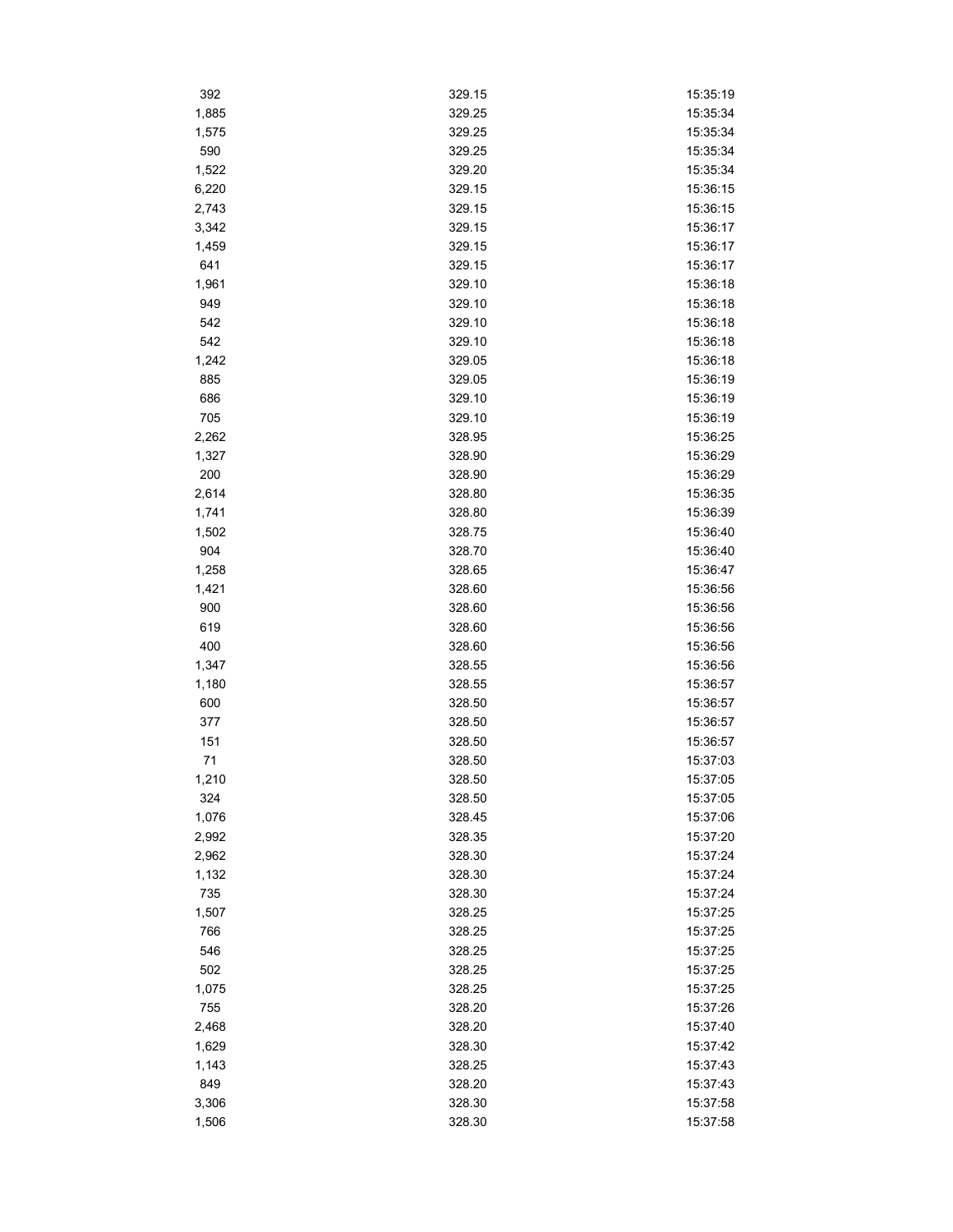| | | |
|---|---|---|
| 392 | 329.15 | 15:35:19 |
| 1,885 | 329.25 | 15:35:34 |
| 1,575 | 329.25 | 15:35:34 |
| 590 | 329.25 | 15:35:34 |
| 1,522 | 329.20 | 15:35:34 |
| 6,220 | 329.15 | 15:36:15 |
| 2,743 | 329.15 | 15:36:15 |
| 3,342 | 329.15 | 15:36:17 |
| 1,459 | 329.15 | 15:36:17 |
| 641 | 329.15 | 15:36:17 |
| 1,961 | 329.10 | 15:36:18 |
| 949 | 329.10 | 15:36:18 |
| 542 | 329.10 | 15:36:18 |
| 542 | 329.10 | 15:36:18 |
| 1,242 | 329.05 | 15:36:18 |
| 885 | 329.05 | 15:36:19 |
| 686 | 329.10 | 15:36:19 |
| 705 | 329.10 | 15:36:19 |
| 2,262 | 328.95 | 15:36:25 |
| 1,327 | 328.90 | 15:36:29 |
| 200 | 328.90 | 15:36:29 |
| 2,614 | 328.80 | 15:36:35 |
| 1,741 | 328.80 | 15:36:39 |
| 1,502 | 328.75 | 15:36:40 |
| 904 | 328.70 | 15:36:40 |
| 1,258 | 328.65 | 15:36:47 |
| 1,421 | 328.60 | 15:36:56 |
| 900 | 328.60 | 15:36:56 |
| 619 | 328.60 | 15:36:56 |
| 400 | 328.60 | 15:36:56 |
| 1,347 | 328.55 | 15:36:56 |
| 1,180 | 328.55 | 15:36:57 |
| 600 | 328.50 | 15:36:57 |
| 377 | 328.50 | 15:36:57 |
| 151 | 328.50 | 15:36:57 |
| 71 | 328.50 | 15:37:03 |
| 1,210 | 328.50 | 15:37:05 |
| 324 | 328.50 | 15:37:05 |
| 1,076 | 328.45 | 15:37:06 |
| 2,992 | 328.35 | 15:37:20 |
| 2,962 | 328.30 | 15:37:24 |
| 1,132 | 328.30 | 15:37:24 |
| 735 | 328.30 | 15:37:24 |
| 1,507 | 328.25 | 15:37:25 |
| 766 | 328.25 | 15:37:25 |
| 546 | 328.25 | 15:37:25 |
| 502 | 328.25 | 15:37:25 |
| 1,075 | 328.25 | 15:37:25 |
| 755 | 328.20 | 15:37:26 |
| 2,468 | 328.20 | 15:37:40 |
| 1,629 | 328.30 | 15:37:42 |
| 1,143 | 328.25 | 15:37:43 |
| 849 | 328.20 | 15:37:43 |
| 3,306 | 328.30 | 15:37:58 |
| 1,506 | 328.30 | 15:37:58 |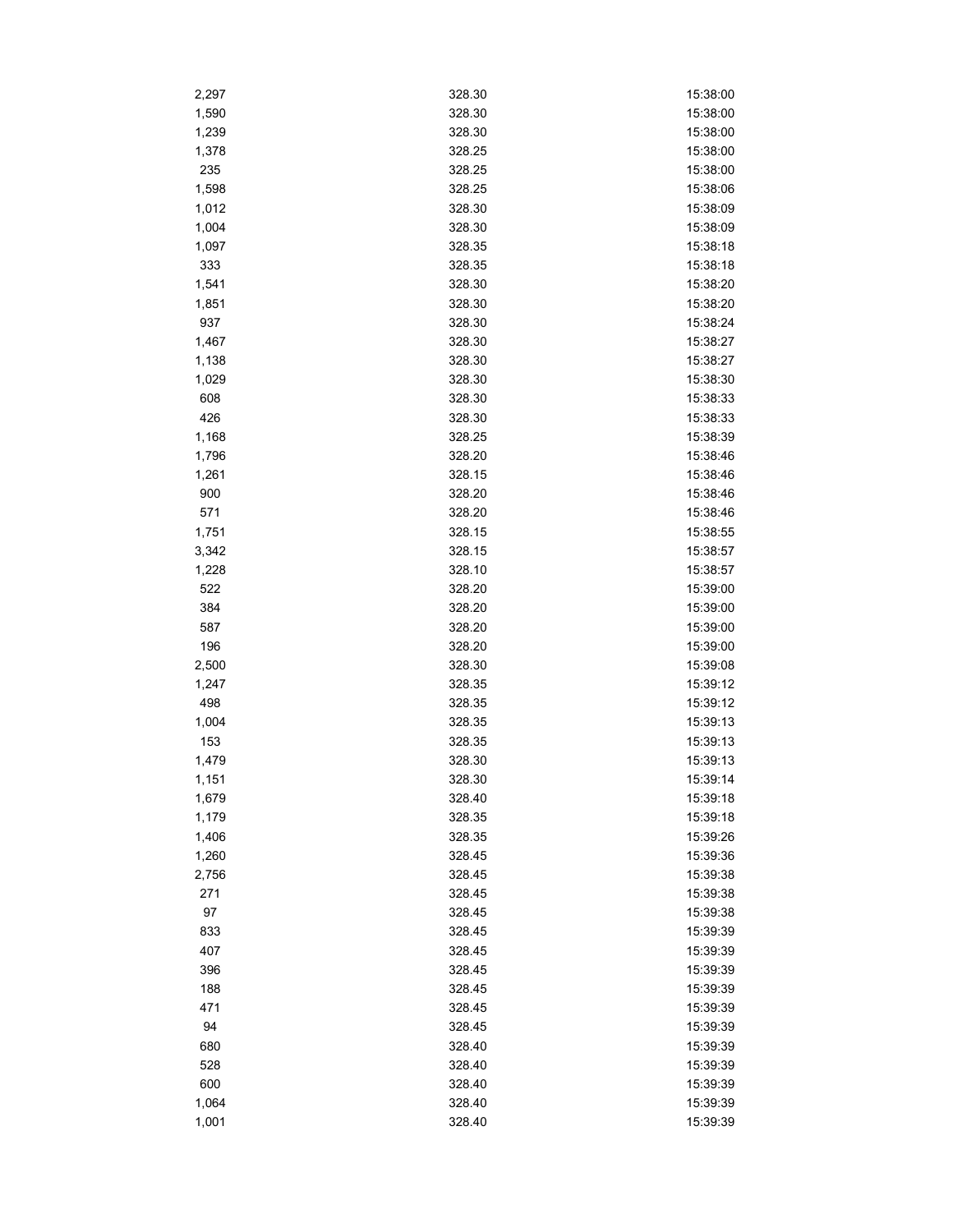| | | |
|---|---|---|
| 2,297 | 328.30 | 15:38:00 |
| 1,590 | 328.30 | 15:38:00 |
| 1,239 | 328.30 | 15:38:00 |
| 1,378 | 328.25 | 15:38:00 |
| 235 | 328.25 | 15:38:00 |
| 1,598 | 328.25 | 15:38:06 |
| 1,012 | 328.30 | 15:38:09 |
| 1,004 | 328.30 | 15:38:09 |
| 1,097 | 328.35 | 15:38:18 |
| 333 | 328.35 | 15:38:18 |
| 1,541 | 328.30 | 15:38:20 |
| 1,851 | 328.30 | 15:38:20 |
| 937 | 328.30 | 15:38:24 |
| 1,467 | 328.30 | 15:38:27 |
| 1,138 | 328.30 | 15:38:27 |
| 1,029 | 328.30 | 15:38:30 |
| 608 | 328.30 | 15:38:33 |
| 426 | 328.30 | 15:38:33 |
| 1,168 | 328.25 | 15:38:39 |
| 1,796 | 328.20 | 15:38:46 |
| 1,261 | 328.15 | 15:38:46 |
| 900 | 328.20 | 15:38:46 |
| 571 | 328.20 | 15:38:46 |
| 1,751 | 328.15 | 15:38:55 |
| 3,342 | 328.15 | 15:38:57 |
| 1,228 | 328.10 | 15:38:57 |
| 522 | 328.20 | 15:39:00 |
| 384 | 328.20 | 15:39:00 |
| 587 | 328.20 | 15:39:00 |
| 196 | 328.20 | 15:39:00 |
| 2,500 | 328.30 | 15:39:08 |
| 1,247 | 328.35 | 15:39:12 |
| 498 | 328.35 | 15:39:12 |
| 1,004 | 328.35 | 15:39:13 |
| 153 | 328.35 | 15:39:13 |
| 1,479 | 328.30 | 15:39:13 |
| 1,151 | 328.30 | 15:39:14 |
| 1,679 | 328.40 | 15:39:18 |
| 1,179 | 328.35 | 15:39:18 |
| 1,406 | 328.35 | 15:39:26 |
| 1,260 | 328.45 | 15:39:36 |
| 2,756 | 328.45 | 15:39:38 |
| 271 | 328.45 | 15:39:38 |
| 97 | 328.45 | 15:39:38 |
| 833 | 328.45 | 15:39:39 |
| 407 | 328.45 | 15:39:39 |
| 396 | 328.45 | 15:39:39 |
| 188 | 328.45 | 15:39:39 |
| 471 | 328.45 | 15:39:39 |
| 94 | 328.45 | 15:39:39 |
| 680 | 328.40 | 15:39:39 |
| 528 | 328.40 | 15:39:39 |
| 600 | 328.40 | 15:39:39 |
| 1,064 | 328.40 | 15:39:39 |
| 1,001 | 328.40 | 15:39:39 |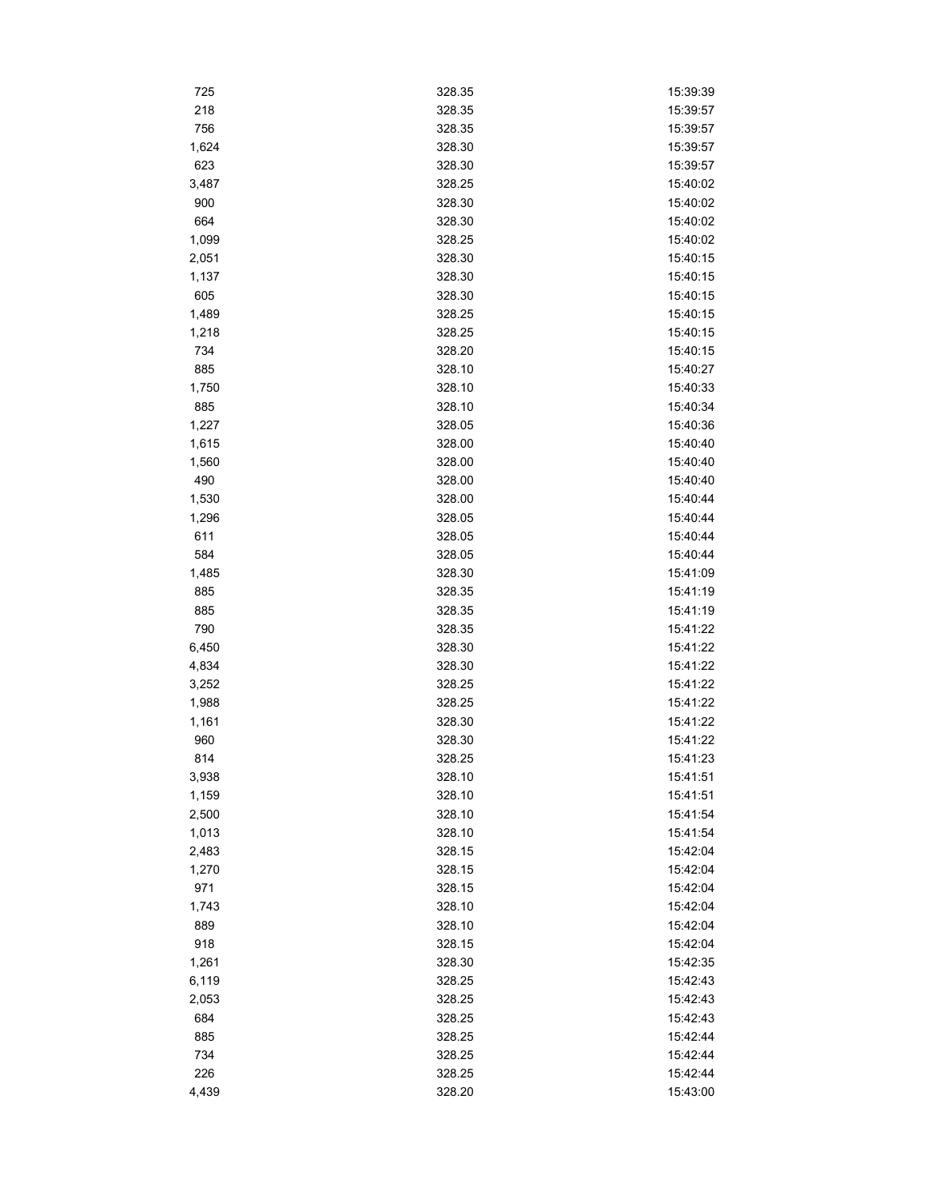| | | |
|---|---|---|
| 725 | 328.35 | 15:39:39 |
| 218 | 328.35 | 15:39:57 |
| 756 | 328.35 | 15:39:57 |
| 1,624 | 328.30 | 15:39:57 |
| 623 | 328.30 | 15:39:57 |
| 3,487 | 328.25 | 15:40:02 |
| 900 | 328.30 | 15:40:02 |
| 664 | 328.30 | 15:40:02 |
| 1,099 | 328.25 | 15:40:02 |
| 2,051 | 328.30 | 15:40:15 |
| 1,137 | 328.30 | 15:40:15 |
| 605 | 328.30 | 15:40:15 |
| 1,489 | 328.25 | 15:40:15 |
| 1,218 | 328.25 | 15:40:15 |
| 734 | 328.20 | 15:40:15 |
| 885 | 328.10 | 15:40:27 |
| 1,750 | 328.10 | 15:40:33 |
| 885 | 328.10 | 15:40:34 |
| 1,227 | 328.05 | 15:40:36 |
| 1,615 | 328.00 | 15:40:40 |
| 1,560 | 328.00 | 15:40:40 |
| 490 | 328.00 | 15:40:40 |
| 1,530 | 328.00 | 15:40:44 |
| 1,296 | 328.05 | 15:40:44 |
| 611 | 328.05 | 15:40:44 |
| 584 | 328.05 | 15:40:44 |
| 1,485 | 328.30 | 15:41:09 |
| 885 | 328.35 | 15:41:19 |
| 885 | 328.35 | 15:41:19 |
| 790 | 328.35 | 15:41:22 |
| 6,450 | 328.30 | 15:41:22 |
| 4,834 | 328.30 | 15:41:22 |
| 3,252 | 328.25 | 15:41:22 |
| 1,988 | 328.25 | 15:41:22 |
| 1,161 | 328.30 | 15:41:22 |
| 960 | 328.30 | 15:41:22 |
| 814 | 328.25 | 15:41:23 |
| 3,938 | 328.10 | 15:41:51 |
| 1,159 | 328.10 | 15:41:51 |
| 2,500 | 328.10 | 15:41:54 |
| 1,013 | 328.10 | 15:41:54 |
| 2,483 | 328.15 | 15:42:04 |
| 1,270 | 328.15 | 15:42:04 |
| 971 | 328.15 | 15:42:04 |
| 1,743 | 328.10 | 15:42:04 |
| 889 | 328.10 | 15:42:04 |
| 918 | 328.15 | 15:42:04 |
| 1,261 | 328.30 | 15:42:35 |
| 6,119 | 328.25 | 15:42:43 |
| 2,053 | 328.25 | 15:42:43 |
| 684 | 328.25 | 15:42:43 |
| 885 | 328.25 | 15:42:44 |
| 734 | 328.25 | 15:42:44 |
| 226 | 328.25 | 15:42:44 |
| 4,439 | 328.20 | 15:43:00 |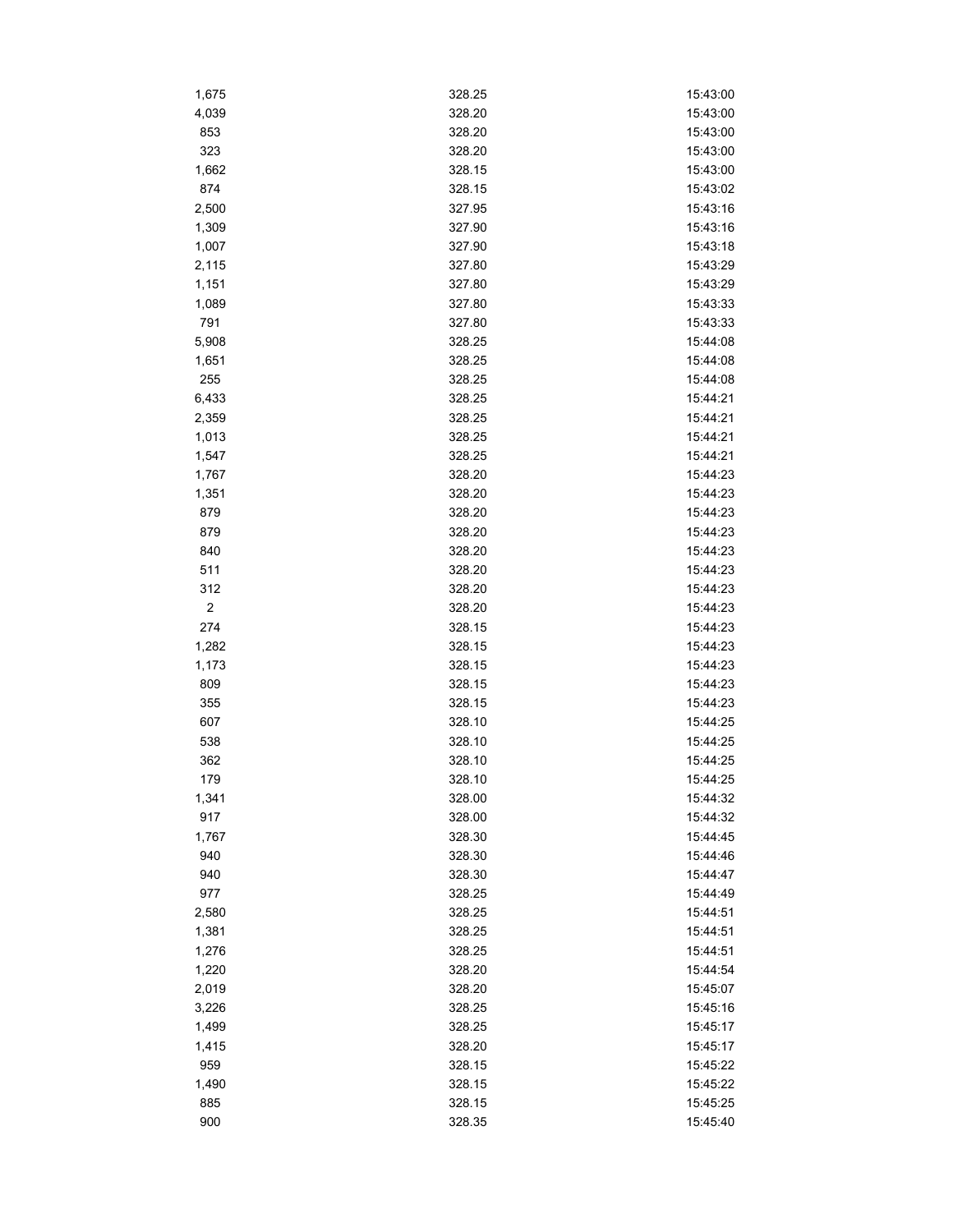| | | |
|---|---|---|
| 1,675 | 328.25 | 15:43:00 |
| 4,039 | 328.20 | 15:43:00 |
| 853 | 328.20 | 15:43:00 |
| 323 | 328.20 | 15:43:00 |
| 1,662 | 328.15 | 15:43:00 |
| 874 | 328.15 | 15:43:02 |
| 2,500 | 327.95 | 15:43:16 |
| 1,309 | 327.90 | 15:43:16 |
| 1,007 | 327.90 | 15:43:18 |
| 2,115 | 327.80 | 15:43:29 |
| 1,151 | 327.80 | 15:43:29 |
| 1,089 | 327.80 | 15:43:33 |
| 791 | 327.80 | 15:43:33 |
| 5,908 | 328.25 | 15:44:08 |
| 1,651 | 328.25 | 15:44:08 |
| 255 | 328.25 | 15:44:08 |
| 6,433 | 328.25 | 15:44:21 |
| 2,359 | 328.25 | 15:44:21 |
| 1,013 | 328.25 | 15:44:21 |
| 1,547 | 328.25 | 15:44:21 |
| 1,767 | 328.20 | 15:44:23 |
| 1,351 | 328.20 | 15:44:23 |
| 879 | 328.20 | 15:44:23 |
| 879 | 328.20 | 15:44:23 |
| 840 | 328.20 | 15:44:23 |
| 511 | 328.20 | 15:44:23 |
| 312 | 328.20 | 15:44:23 |
| 2 | 328.20 | 15:44:23 |
| 274 | 328.15 | 15:44:23 |
| 1,282 | 328.15 | 15:44:23 |
| 1,173 | 328.15 | 15:44:23 |
| 809 | 328.15 | 15:44:23 |
| 355 | 328.15 | 15:44:23 |
| 607 | 328.10 | 15:44:25 |
| 538 | 328.10 | 15:44:25 |
| 362 | 328.10 | 15:44:25 |
| 179 | 328.10 | 15:44:25 |
| 1,341 | 328.00 | 15:44:32 |
| 917 | 328.00 | 15:44:32 |
| 1,767 | 328.30 | 15:44:45 |
| 940 | 328.30 | 15:44:46 |
| 940 | 328.30 | 15:44:47 |
| 977 | 328.25 | 15:44:49 |
| 2,580 | 328.25 | 15:44:51 |
| 1,381 | 328.25 | 15:44:51 |
| 1,276 | 328.25 | 15:44:51 |
| 1,220 | 328.20 | 15:44:54 |
| 2,019 | 328.20 | 15:45:07 |
| 3,226 | 328.25 | 15:45:16 |
| 1,499 | 328.25 | 15:45:17 |
| 1,415 | 328.20 | 15:45:17 |
| 959 | 328.15 | 15:45:22 |
| 1,490 | 328.15 | 15:45:22 |
| 885 | 328.15 | 15:45:25 |
| 900 | 328.35 | 15:45:40 |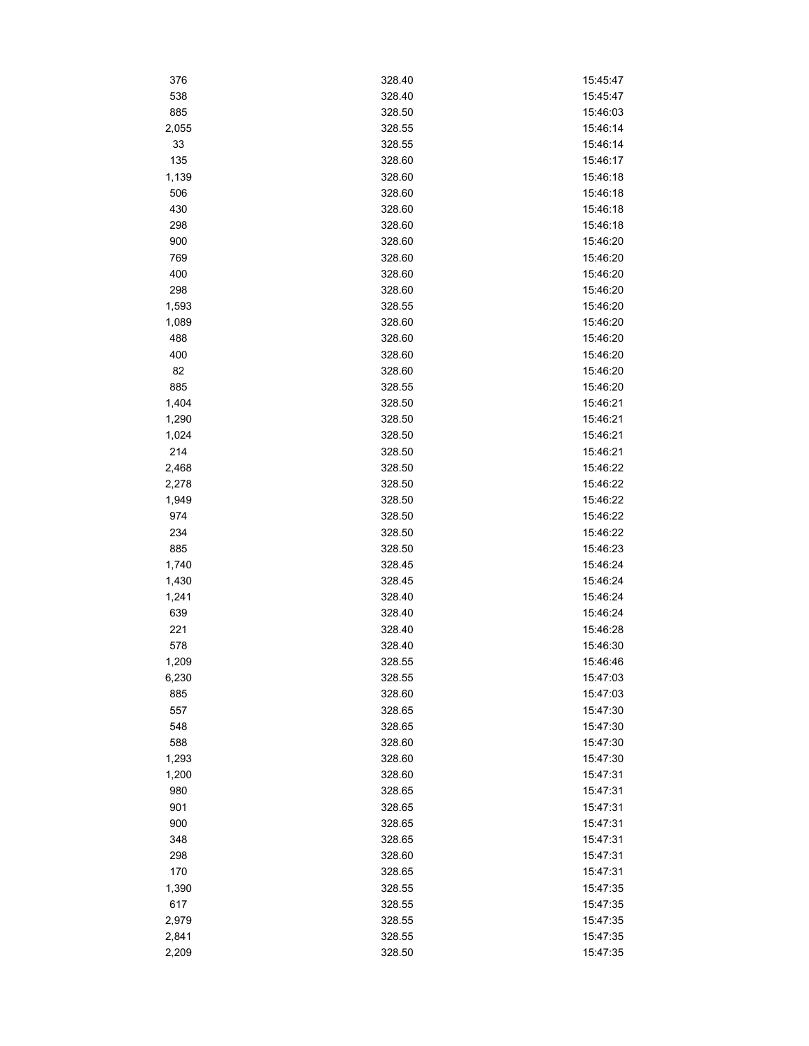| | | |
|---|---|---|
| 376 | 328.40 | 15:45:47 |
| 538 | 328.40 | 15:45:47 |
| 885 | 328.50 | 15:46:03 |
| 2,055 | 328.55 | 15:46:14 |
| 33 | 328.55 | 15:46:14 |
| 135 | 328.60 | 15:46:17 |
| 1,139 | 328.60 | 15:46:18 |
| 506 | 328.60 | 15:46:18 |
| 430 | 328.60 | 15:46:18 |
| 298 | 328.60 | 15:46:18 |
| 900 | 328.60 | 15:46:20 |
| 769 | 328.60 | 15:46:20 |
| 400 | 328.60 | 15:46:20 |
| 298 | 328.60 | 15:46:20 |
| 1,593 | 328.55 | 15:46:20 |
| 1,089 | 328.60 | 15:46:20 |
| 488 | 328.60 | 15:46:20 |
| 400 | 328.60 | 15:46:20 |
| 82 | 328.60 | 15:46:20 |
| 885 | 328.55 | 15:46:20 |
| 1,404 | 328.50 | 15:46:21 |
| 1,290 | 328.50 | 15:46:21 |
| 1,024 | 328.50 | 15:46:21 |
| 214 | 328.50 | 15:46:21 |
| 2,468 | 328.50 | 15:46:22 |
| 2,278 | 328.50 | 15:46:22 |
| 1,949 | 328.50 | 15:46:22 |
| 974 | 328.50 | 15:46:22 |
| 234 | 328.50 | 15:46:22 |
| 885 | 328.50 | 15:46:23 |
| 1,740 | 328.45 | 15:46:24 |
| 1,430 | 328.45 | 15:46:24 |
| 1,241 | 328.40 | 15:46:24 |
| 639 | 328.40 | 15:46:24 |
| 221 | 328.40 | 15:46:28 |
| 578 | 328.40 | 15:46:30 |
| 1,209 | 328.55 | 15:46:46 |
| 6,230 | 328.55 | 15:47:03 |
| 885 | 328.60 | 15:47:03 |
| 557 | 328.65 | 15:47:30 |
| 548 | 328.65 | 15:47:30 |
| 588 | 328.60 | 15:47:30 |
| 1,293 | 328.60 | 15:47:30 |
| 1,200 | 328.60 | 15:47:31 |
| 980 | 328.65 | 15:47:31 |
| 901 | 328.65 | 15:47:31 |
| 900 | 328.65 | 15:47:31 |
| 348 | 328.65 | 15:47:31 |
| 298 | 328.60 | 15:47:31 |
| 170 | 328.65 | 15:47:31 |
| 1,390 | 328.55 | 15:47:35 |
| 617 | 328.55 | 15:47:35 |
| 2,979 | 328.55 | 15:47:35 |
| 2,841 | 328.55 | 15:47:35 |
| 2,209 | 328.50 | 15:47:35 |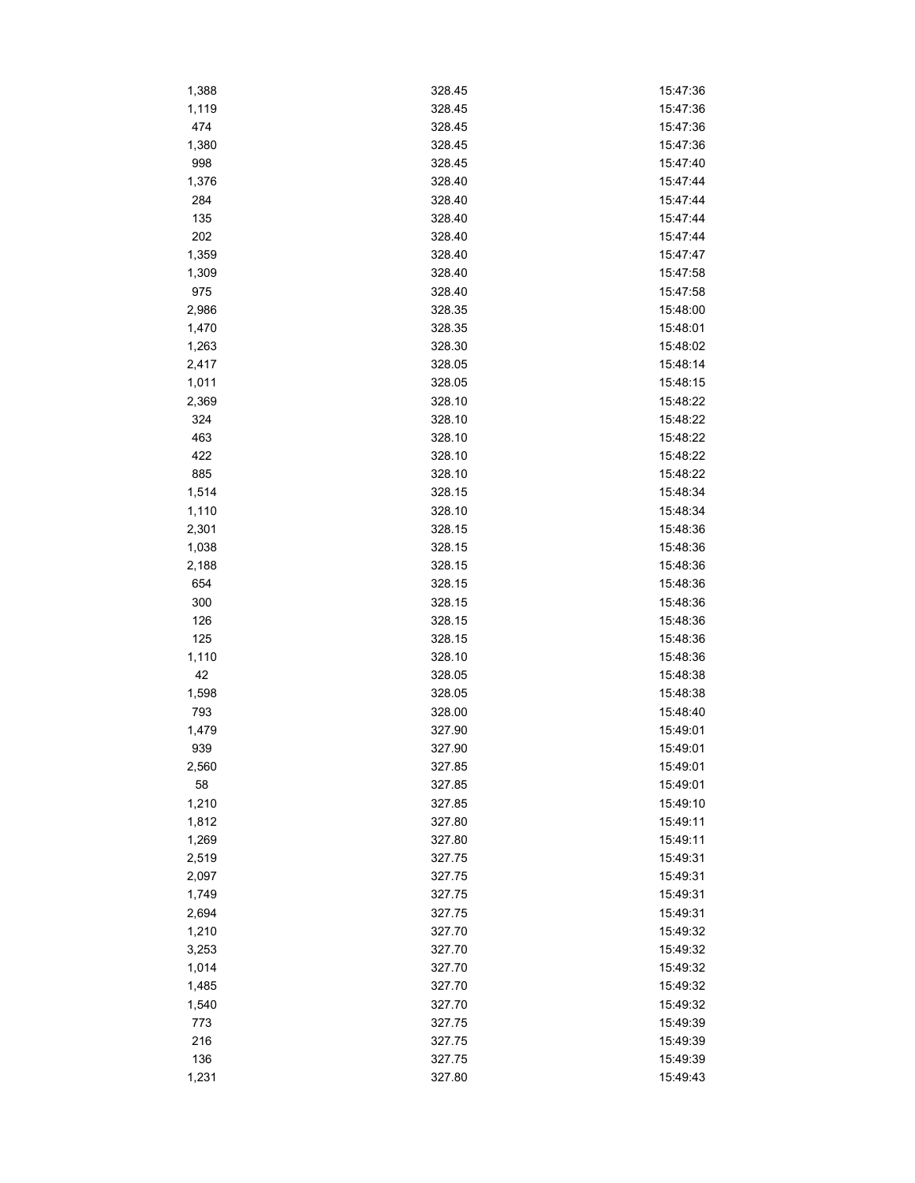| | | |
|---|---|---|
| 1,388 | 328.45 | 15:47:36 |
| 1,119 | 328.45 | 15:47:36 |
| 474 | 328.45 | 15:47:36 |
| 1,380 | 328.45 | 15:47:36 |
| 998 | 328.45 | 15:47:40 |
| 1,376 | 328.40 | 15:47:44 |
| 284 | 328.40 | 15:47:44 |
| 135 | 328.40 | 15:47:44 |
| 202 | 328.40 | 15:47:44 |
| 1,359 | 328.40 | 15:47:47 |
| 1,309 | 328.40 | 15:47:58 |
| 975 | 328.40 | 15:47:58 |
| 2,986 | 328.35 | 15:48:00 |
| 1,470 | 328.35 | 15:48:01 |
| 1,263 | 328.30 | 15:48:02 |
| 2,417 | 328.05 | 15:48:14 |
| 1,011 | 328.05 | 15:48:15 |
| 2,369 | 328.10 | 15:48:22 |
| 324 | 328.10 | 15:48:22 |
| 463 | 328.10 | 15:48:22 |
| 422 | 328.10 | 15:48:22 |
| 885 | 328.10 | 15:48:22 |
| 1,514 | 328.15 | 15:48:34 |
| 1,110 | 328.10 | 15:48:34 |
| 2,301 | 328.15 | 15:48:36 |
| 1,038 | 328.15 | 15:48:36 |
| 2,188 | 328.15 | 15:48:36 |
| 654 | 328.15 | 15:48:36 |
| 300 | 328.15 | 15:48:36 |
| 126 | 328.15 | 15:48:36 |
| 125 | 328.15 | 15:48:36 |
| 1,110 | 328.10 | 15:48:36 |
| 42 | 328.05 | 15:48:38 |
| 1,598 | 328.05 | 15:48:38 |
| 793 | 328.00 | 15:48:40 |
| 1,479 | 327.90 | 15:49:01 |
| 939 | 327.90 | 15:49:01 |
| 2,560 | 327.85 | 15:49:01 |
| 58 | 327.85 | 15:49:01 |
| 1,210 | 327.85 | 15:49:10 |
| 1,812 | 327.80 | 15:49:11 |
| 1,269 | 327.80 | 15:49:11 |
| 2,519 | 327.75 | 15:49:31 |
| 2,097 | 327.75 | 15:49:31 |
| 1,749 | 327.75 | 15:49:31 |
| 2,694 | 327.75 | 15:49:31 |
| 1,210 | 327.70 | 15:49:32 |
| 3,253 | 327.70 | 15:49:32 |
| 1,014 | 327.70 | 15:49:32 |
| 1,485 | 327.70 | 15:49:32 |
| 1,540 | 327.70 | 15:49:32 |
| 773 | 327.75 | 15:49:39 |
| 216 | 327.75 | 15:49:39 |
| 136 | 327.75 | 15:49:39 |
| 1,231 | 327.80 | 15:49:43 |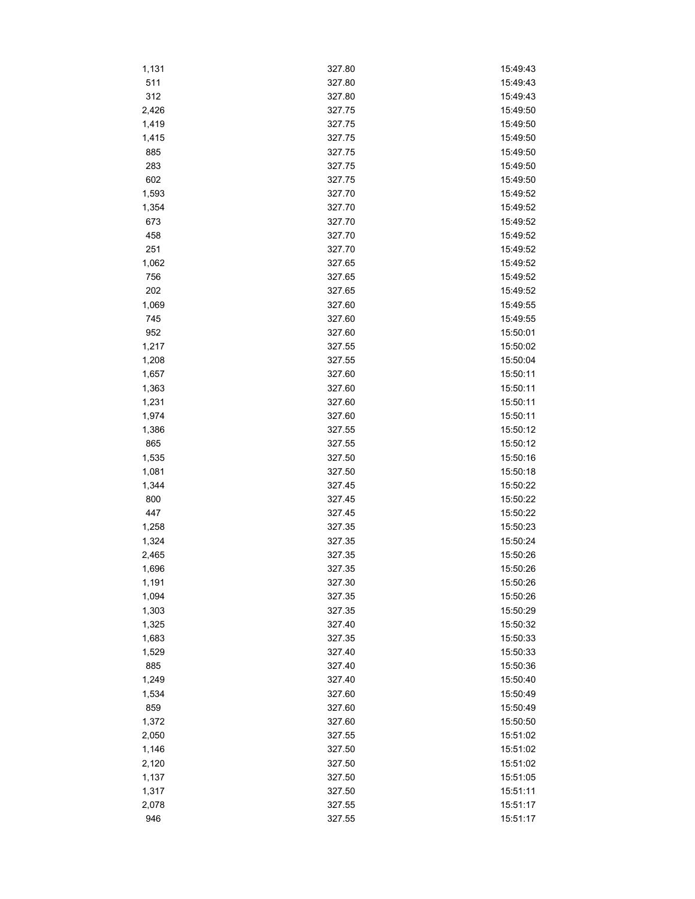| | | |
|---|---|---|
| 1,131 | 327.80 | 15:49:43 |
| 511 | 327.80 | 15:49:43 |
| 312 | 327.80 | 15:49:43 |
| 2,426 | 327.75 | 15:49:50 |
| 1,419 | 327.75 | 15:49:50 |
| 1,415 | 327.75 | 15:49:50 |
| 885 | 327.75 | 15:49:50 |
| 283 | 327.75 | 15:49:50 |
| 602 | 327.75 | 15:49:50 |
| 1,593 | 327.70 | 15:49:52 |
| 1,354 | 327.70 | 15:49:52 |
| 673 | 327.70 | 15:49:52 |
| 458 | 327.70 | 15:49:52 |
| 251 | 327.70 | 15:49:52 |
| 1,062 | 327.65 | 15:49:52 |
| 756 | 327.65 | 15:49:52 |
| 202 | 327.65 | 15:49:52 |
| 1,069 | 327.60 | 15:49:55 |
| 745 | 327.60 | 15:49:55 |
| 952 | 327.60 | 15:50:01 |
| 1,217 | 327.55 | 15:50:02 |
| 1,208 | 327.55 | 15:50:04 |
| 1,657 | 327.60 | 15:50:11 |
| 1,363 | 327.60 | 15:50:11 |
| 1,231 | 327.60 | 15:50:11 |
| 1,974 | 327.60 | 15:50:11 |
| 1,386 | 327.55 | 15:50:12 |
| 865 | 327.55 | 15:50:12 |
| 1,535 | 327.50 | 15:50:16 |
| 1,081 | 327.50 | 15:50:18 |
| 1,344 | 327.45 | 15:50:22 |
| 800 | 327.45 | 15:50:22 |
| 447 | 327.45 | 15:50:22 |
| 1,258 | 327.35 | 15:50:23 |
| 1,324 | 327.35 | 15:50:24 |
| 2,465 | 327.35 | 15:50:26 |
| 1,696 | 327.35 | 15:50:26 |
| 1,191 | 327.30 | 15:50:26 |
| 1,094 | 327.35 | 15:50:26 |
| 1,303 | 327.35 | 15:50:29 |
| 1,325 | 327.40 | 15:50:32 |
| 1,683 | 327.35 | 15:50:33 |
| 1,529 | 327.40 | 15:50:33 |
| 885 | 327.40 | 15:50:36 |
| 1,249 | 327.40 | 15:50:40 |
| 1,534 | 327.60 | 15:50:49 |
| 859 | 327.60 | 15:50:49 |
| 1,372 | 327.60 | 15:50:50 |
| 2,050 | 327.55 | 15:51:02 |
| 1,146 | 327.50 | 15:51:02 |
| 2,120 | 327.50 | 15:51:02 |
| 1,137 | 327.50 | 15:51:05 |
| 1,317 | 327.50 | 15:51:11 |
| 2,078 | 327.55 | 15:51:17 |
| 946 | 327.55 | 15:51:17 |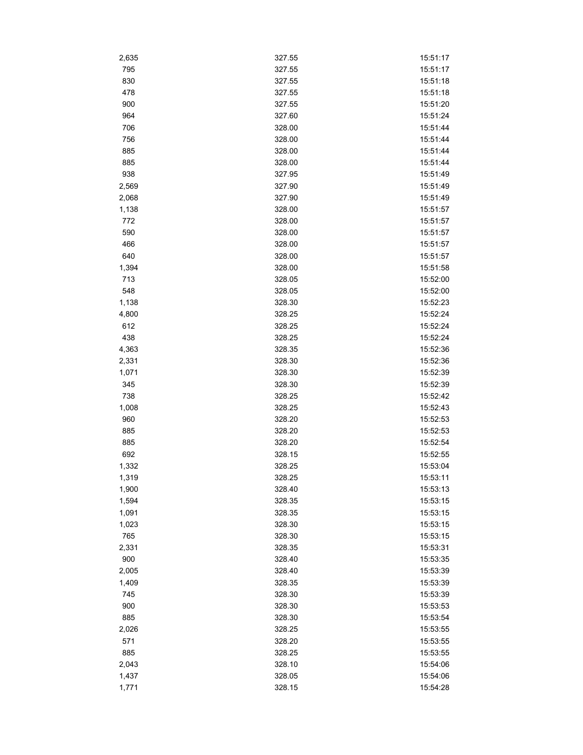| | | |
|---|---|---|
| 2,635 | 327.55 | 15:51:17 |
| 795 | 327.55 | 15:51:17 |
| 830 | 327.55 | 15:51:18 |
| 478 | 327.55 | 15:51:18 |
| 900 | 327.55 | 15:51:20 |
| 964 | 327.60 | 15:51:24 |
| 706 | 328.00 | 15:51:44 |
| 756 | 328.00 | 15:51:44 |
| 885 | 328.00 | 15:51:44 |
| 885 | 328.00 | 15:51:44 |
| 938 | 327.95 | 15:51:49 |
| 2,569 | 327.90 | 15:51:49 |
| 2,068 | 327.90 | 15:51:49 |
| 1,138 | 328.00 | 15:51:57 |
| 772 | 328.00 | 15:51:57 |
| 590 | 328.00 | 15:51:57 |
| 466 | 328.00 | 15:51:57 |
| 640 | 328.00 | 15:51:57 |
| 1,394 | 328.00 | 15:51:58 |
| 713 | 328.05 | 15:52:00 |
| 548 | 328.05 | 15:52:00 |
| 1,138 | 328.30 | 15:52:23 |
| 4,800 | 328.25 | 15:52:24 |
| 612 | 328.25 | 15:52:24 |
| 438 | 328.25 | 15:52:24 |
| 4,363 | 328.35 | 15:52:36 |
| 2,331 | 328.30 | 15:52:36 |
| 1,071 | 328.30 | 15:52:39 |
| 345 | 328.30 | 15:52:39 |
| 738 | 328.25 | 15:52:42 |
| 1,008 | 328.25 | 15:52:43 |
| 960 | 328.20 | 15:52:53 |
| 885 | 328.20 | 15:52:53 |
| 885 | 328.20 | 15:52:54 |
| 692 | 328.15 | 15:52:55 |
| 1,332 | 328.25 | 15:53:04 |
| 1,319 | 328.25 | 15:53:11 |
| 1,900 | 328.40 | 15:53:13 |
| 1,594 | 328.35 | 15:53:15 |
| 1,091 | 328.35 | 15:53:15 |
| 1,023 | 328.30 | 15:53:15 |
| 765 | 328.30 | 15:53:15 |
| 2,331 | 328.35 | 15:53:31 |
| 900 | 328.40 | 15:53:35 |
| 2,005 | 328.40 | 15:53:39 |
| 1,409 | 328.35 | 15:53:39 |
| 745 | 328.30 | 15:53:39 |
| 900 | 328.30 | 15:53:53 |
| 885 | 328.30 | 15:53:54 |
| 2,026 | 328.25 | 15:53:55 |
| 571 | 328.20 | 15:53:55 |
| 885 | 328.25 | 15:53:55 |
| 2,043 | 328.10 | 15:54:06 |
| 1,437 | 328.05 | 15:54:06 |
| 1,771 | 328.15 | 15:54:28 |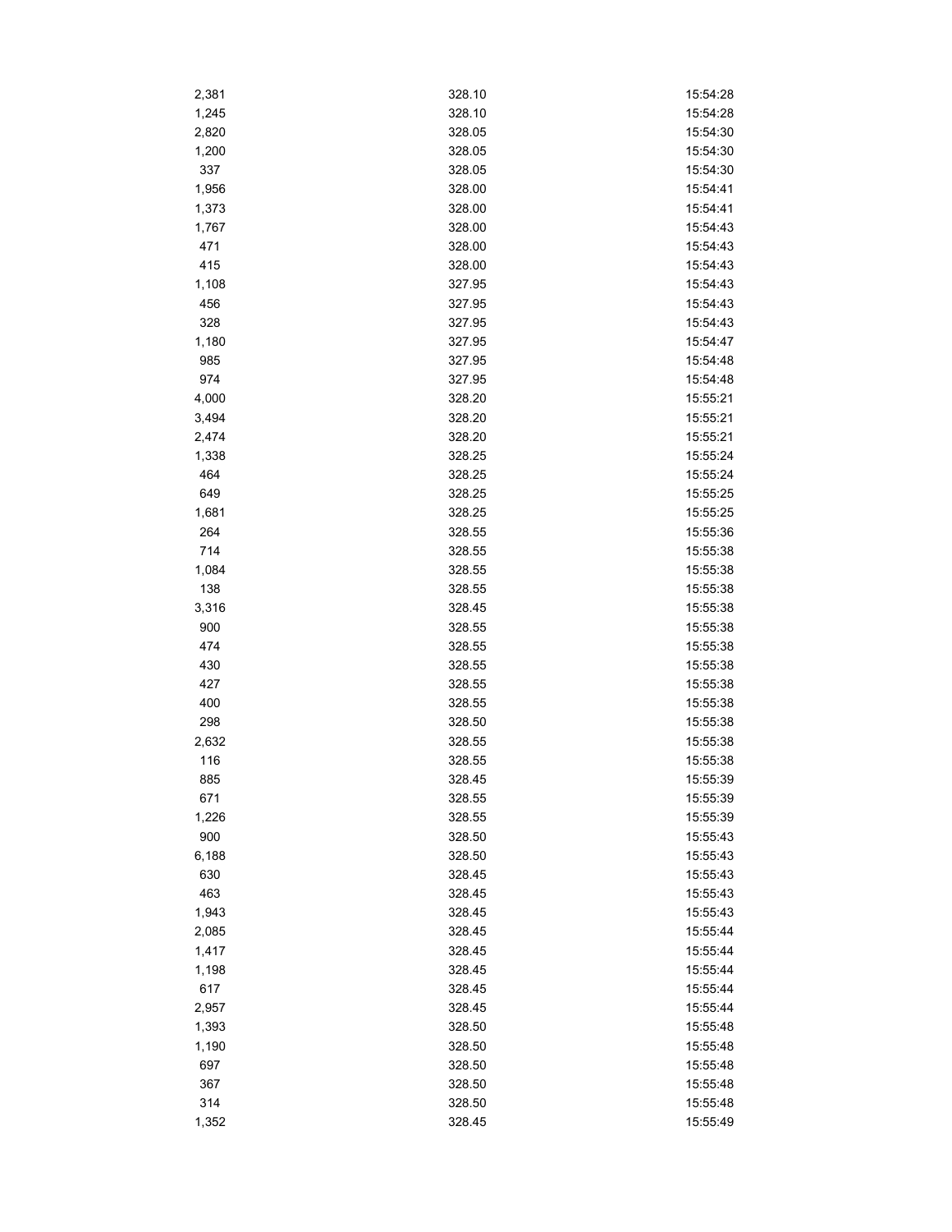| | | |
|---|---|---|
| 2,381 | 328.10 | 15:54:28 |
| 1,245 | 328.10 | 15:54:28 |
| 2,820 | 328.05 | 15:54:30 |
| 1,200 | 328.05 | 15:54:30 |
| 337 | 328.05 | 15:54:30 |
| 1,956 | 328.00 | 15:54:41 |
| 1,373 | 328.00 | 15:54:41 |
| 1,767 | 328.00 | 15:54:43 |
| 471 | 328.00 | 15:54:43 |
| 415 | 328.00 | 15:54:43 |
| 1,108 | 327.95 | 15:54:43 |
| 456 | 327.95 | 15:54:43 |
| 328 | 327.95 | 15:54:43 |
| 1,180 | 327.95 | 15:54:47 |
| 985 | 327.95 | 15:54:48 |
| 974 | 327.95 | 15:54:48 |
| 4,000 | 328.20 | 15:55:21 |
| 3,494 | 328.20 | 15:55:21 |
| 2,474 | 328.20 | 15:55:21 |
| 1,338 | 328.25 | 15:55:24 |
| 464 | 328.25 | 15:55:24 |
| 649 | 328.25 | 15:55:25 |
| 1,681 | 328.25 | 15:55:25 |
| 264 | 328.55 | 15:55:36 |
| 714 | 328.55 | 15:55:38 |
| 1,084 | 328.55 | 15:55:38 |
| 138 | 328.55 | 15:55:38 |
| 3,316 | 328.45 | 15:55:38 |
| 900 | 328.55 | 15:55:38 |
| 474 | 328.55 | 15:55:38 |
| 430 | 328.55 | 15:55:38 |
| 427 | 328.55 | 15:55:38 |
| 400 | 328.55 | 15:55:38 |
| 298 | 328.50 | 15:55:38 |
| 2,632 | 328.55 | 15:55:38 |
| 116 | 328.55 | 15:55:38 |
| 885 | 328.45 | 15:55:39 |
| 671 | 328.55 | 15:55:39 |
| 1,226 | 328.55 | 15:55:39 |
| 900 | 328.50 | 15:55:43 |
| 6,188 | 328.50 | 15:55:43 |
| 630 | 328.45 | 15:55:43 |
| 463 | 328.45 | 15:55:43 |
| 1,943 | 328.45 | 15:55:43 |
| 2,085 | 328.45 | 15:55:44 |
| 1,417 | 328.45 | 15:55:44 |
| 1,198 | 328.45 | 15:55:44 |
| 617 | 328.45 | 15:55:44 |
| 2,957 | 328.45 | 15:55:44 |
| 1,393 | 328.50 | 15:55:48 |
| 1,190 | 328.50 | 15:55:48 |
| 697 | 328.50 | 15:55:48 |
| 367 | 328.50 | 15:55:48 |
| 314 | 328.50 | 15:55:48 |
| 1,352 | 328.45 | 15:55:49 |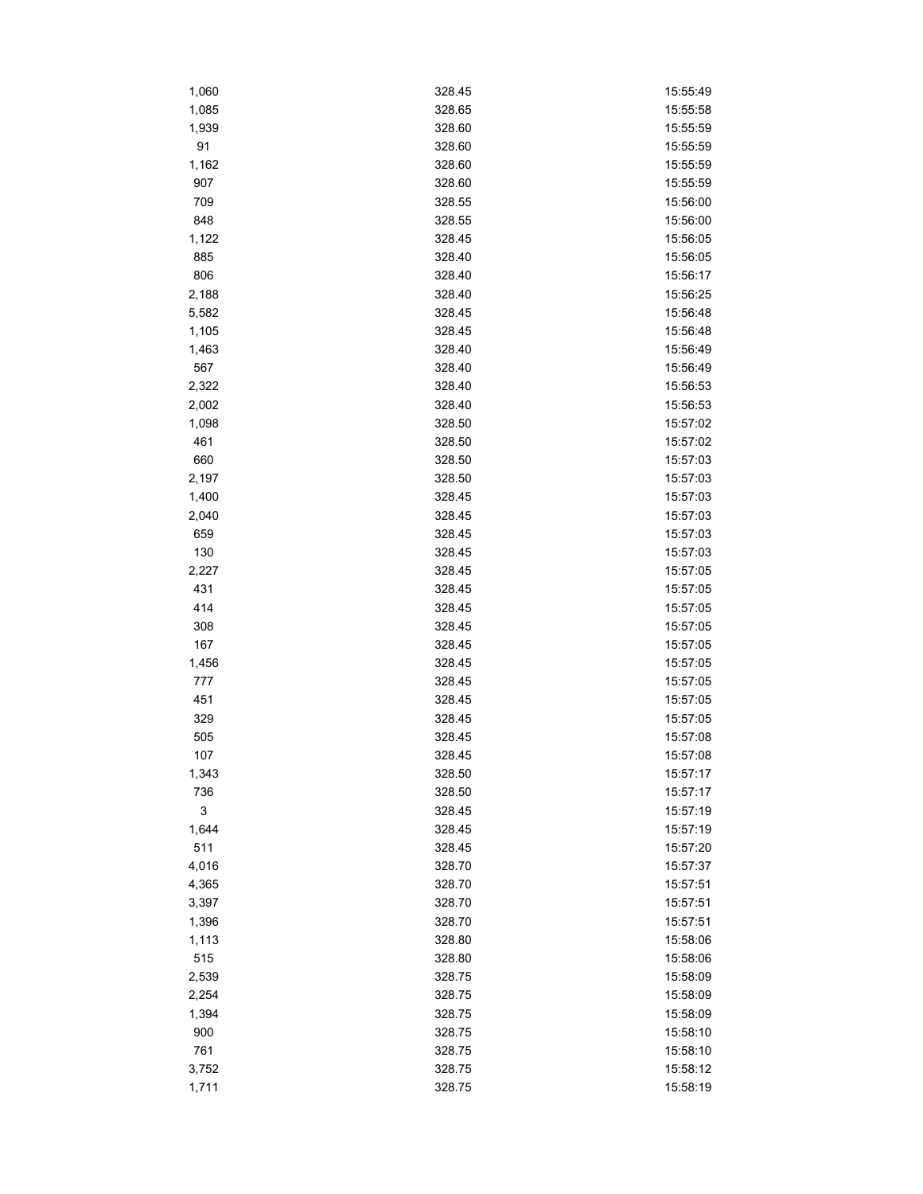| | | |
|---|---|---|
| 1,060 | 328.45 | 15:55:49 |
| 1,085 | 328.65 | 15:55:58 |
| 1,939 | 328.60 | 15:55:59 |
| 91 | 328.60 | 15:55:59 |
| 1,162 | 328.60 | 15:55:59 |
| 907 | 328.60 | 15:55:59 |
| 709 | 328.55 | 15:56:00 |
| 848 | 328.55 | 15:56:00 |
| 1,122 | 328.45 | 15:56:05 |
| 885 | 328.40 | 15:56:05 |
| 806 | 328.40 | 15:56:17 |
| 2,188 | 328.40 | 15:56:25 |
| 5,582 | 328.45 | 15:56:48 |
| 1,105 | 328.45 | 15:56:48 |
| 1,463 | 328.40 | 15:56:49 |
| 567 | 328.40 | 15:56:49 |
| 2,322 | 328.40 | 15:56:53 |
| 2,002 | 328.40 | 15:56:53 |
| 1,098 | 328.50 | 15:57:02 |
| 461 | 328.50 | 15:57:02 |
| 660 | 328.50 | 15:57:03 |
| 2,197 | 328.50 | 15:57:03 |
| 1,400 | 328.45 | 15:57:03 |
| 2,040 | 328.45 | 15:57:03 |
| 659 | 328.45 | 15:57:03 |
| 130 | 328.45 | 15:57:03 |
| 2,227 | 328.45 | 15:57:05 |
| 431 | 328.45 | 15:57:05 |
| 414 | 328.45 | 15:57:05 |
| 308 | 328.45 | 15:57:05 |
| 167 | 328.45 | 15:57:05 |
| 1,456 | 328.45 | 15:57:05 |
| 777 | 328.45 | 15:57:05 |
| 451 | 328.45 | 15:57:05 |
| 329 | 328.45 | 15:57:05 |
| 505 | 328.45 | 15:57:08 |
| 107 | 328.45 | 15:57:08 |
| 1,343 | 328.50 | 15:57:17 |
| 736 | 328.50 | 15:57:17 |
| 3 | 328.45 | 15:57:19 |
| 1,644 | 328.45 | 15:57:19 |
| 511 | 328.45 | 15:57:20 |
| 4,016 | 328.70 | 15:57:37 |
| 4,365 | 328.70 | 15:57:51 |
| 3,397 | 328.70 | 15:57:51 |
| 1,396 | 328.70 | 15:57:51 |
| 1,113 | 328.80 | 15:58:06 |
| 515 | 328.80 | 15:58:06 |
| 2,539 | 328.75 | 15:58:09 |
| 2,254 | 328.75 | 15:58:09 |
| 1,394 | 328.75 | 15:58:09 |
| 900 | 328.75 | 15:58:10 |
| 761 | 328.75 | 15:58:10 |
| 3,752 | 328.75 | 15:58:12 |
| 1,711 | 328.75 | 15:58:19 |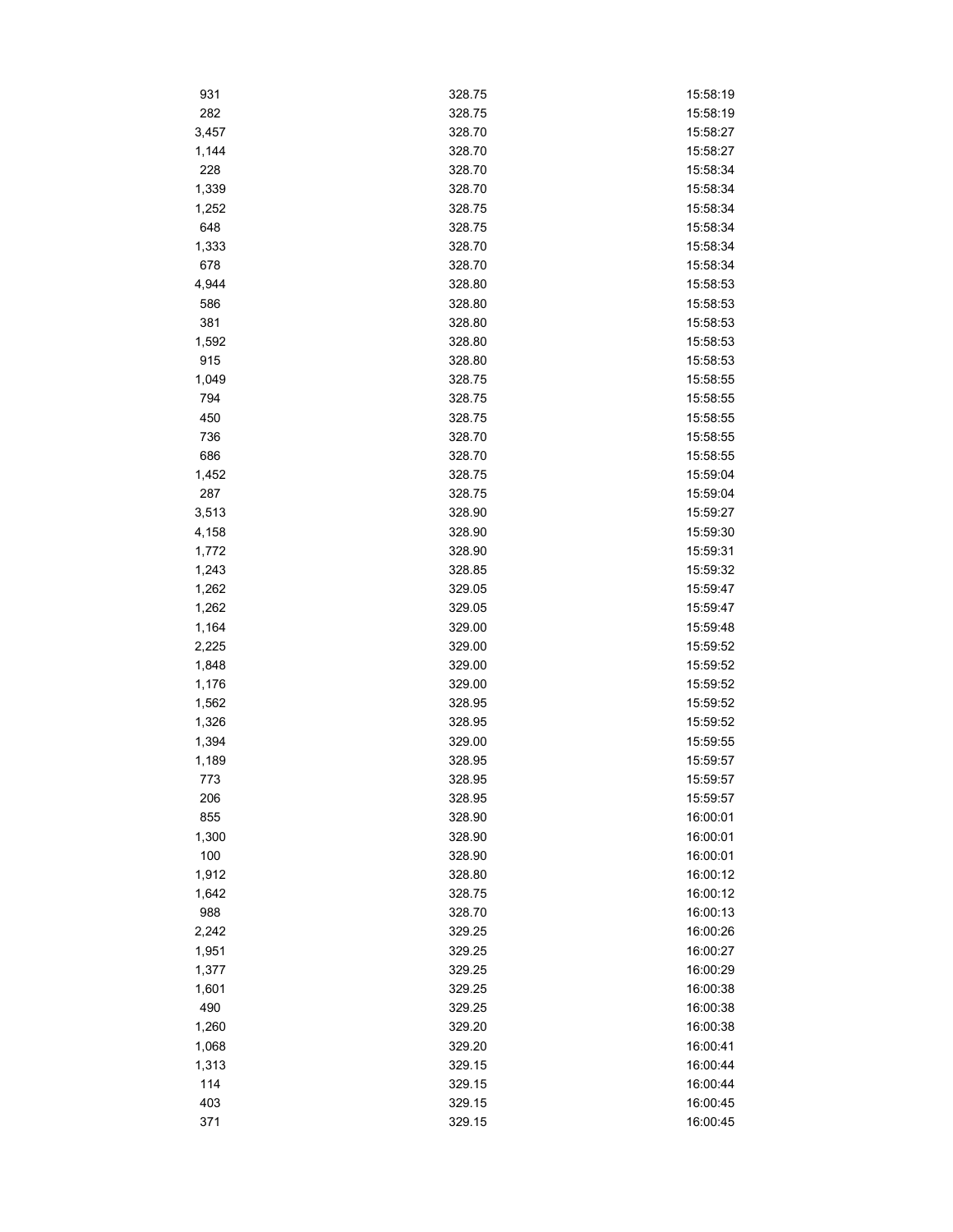| | | |
|---|---|---|
| 931 | 328.75 | 15:58:19 |
| 282 | 328.75 | 15:58:19 |
| 3,457 | 328.70 | 15:58:27 |
| 1,144 | 328.70 | 15:58:27 |
| 228 | 328.70 | 15:58:34 |
| 1,339 | 328.70 | 15:58:34 |
| 1,252 | 328.75 | 15:58:34 |
| 648 | 328.75 | 15:58:34 |
| 1,333 | 328.70 | 15:58:34 |
| 678 | 328.70 | 15:58:34 |
| 4,944 | 328.80 | 15:58:53 |
| 586 | 328.80 | 15:58:53 |
| 381 | 328.80 | 15:58:53 |
| 1,592 | 328.80 | 15:58:53 |
| 915 | 328.80 | 15:58:53 |
| 1,049 | 328.75 | 15:58:55 |
| 794 | 328.75 | 15:58:55 |
| 450 | 328.75 | 15:58:55 |
| 736 | 328.70 | 15:58:55 |
| 686 | 328.70 | 15:58:55 |
| 1,452 | 328.75 | 15:59:04 |
| 287 | 328.75 | 15:59:04 |
| 3,513 | 328.90 | 15:59:27 |
| 4,158 | 328.90 | 15:59:30 |
| 1,772 | 328.90 | 15:59:31 |
| 1,243 | 328.85 | 15:59:32 |
| 1,262 | 329.05 | 15:59:47 |
| 1,262 | 329.05 | 15:59:47 |
| 1,164 | 329.00 | 15:59:48 |
| 2,225 | 329.00 | 15:59:52 |
| 1,848 | 329.00 | 15:59:52 |
| 1,176 | 329.00 | 15:59:52 |
| 1,562 | 328.95 | 15:59:52 |
| 1,326 | 328.95 | 15:59:52 |
| 1,394 | 329.00 | 15:59:55 |
| 1,189 | 328.95 | 15:59:57 |
| 773 | 328.95 | 15:59:57 |
| 206 | 328.95 | 15:59:57 |
| 855 | 328.90 | 16:00:01 |
| 1,300 | 328.90 | 16:00:01 |
| 100 | 328.90 | 16:00:01 |
| 1,912 | 328.80 | 16:00:12 |
| 1,642 | 328.75 | 16:00:12 |
| 988 | 328.70 | 16:00:13 |
| 2,242 | 329.25 | 16:00:26 |
| 1,951 | 329.25 | 16:00:27 |
| 1,377 | 329.25 | 16:00:29 |
| 1,601 | 329.25 | 16:00:38 |
| 490 | 329.25 | 16:00:38 |
| 1,260 | 329.20 | 16:00:38 |
| 1,068 | 329.20 | 16:00:41 |
| 1,313 | 329.15 | 16:00:44 |
| 114 | 329.15 | 16:00:44 |
| 403 | 329.15 | 16:00:45 |
| 371 | 329.15 | 16:00:45 |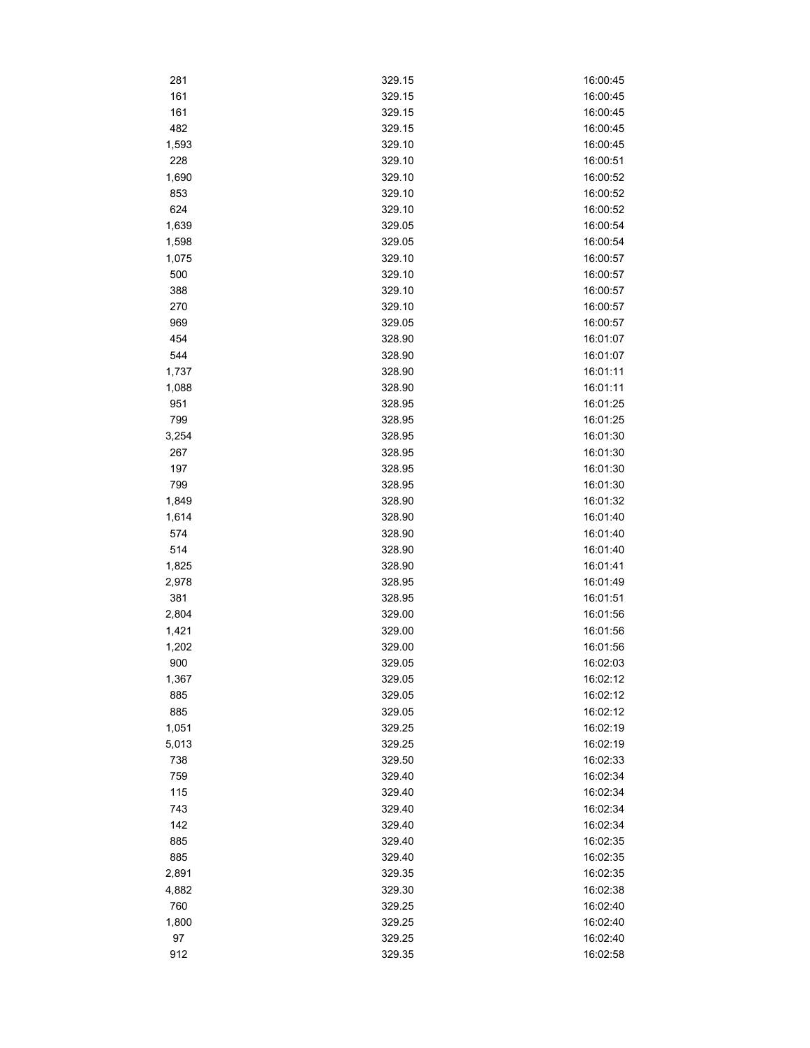| | | |
|---|---|---|
| 281 | 329.15 | 16:00:45 |
| 161 | 329.15 | 16:00:45 |
| 161 | 329.15 | 16:00:45 |
| 482 | 329.15 | 16:00:45 |
| 1,593 | 329.10 | 16:00:45 |
| 228 | 329.10 | 16:00:51 |
| 1,690 | 329.10 | 16:00:52 |
| 853 | 329.10 | 16:00:52 |
| 624 | 329.10 | 16:00:52 |
| 1,639 | 329.05 | 16:00:54 |
| 1,598 | 329.05 | 16:00:54 |
| 1,075 | 329.10 | 16:00:57 |
| 500 | 329.10 | 16:00:57 |
| 388 | 329.10 | 16:00:57 |
| 270 | 329.10 | 16:00:57 |
| 969 | 329.05 | 16:00:57 |
| 454 | 328.90 | 16:01:07 |
| 544 | 328.90 | 16:01:07 |
| 1,737 | 328.90 | 16:01:11 |
| 1,088 | 328.90 | 16:01:11 |
| 951 | 328.95 | 16:01:25 |
| 799 | 328.95 | 16:01:25 |
| 3,254 | 328.95 | 16:01:30 |
| 267 | 328.95 | 16:01:30 |
| 197 | 328.95 | 16:01:30 |
| 799 | 328.95 | 16:01:30 |
| 1,849 | 328.90 | 16:01:32 |
| 1,614 | 328.90 | 16:01:40 |
| 574 | 328.90 | 16:01:40 |
| 514 | 328.90 | 16:01:40 |
| 1,825 | 328.90 | 16:01:41 |
| 2,978 | 328.95 | 16:01:49 |
| 381 | 328.95 | 16:01:51 |
| 2,804 | 329.00 | 16:01:56 |
| 1,421 | 329.00 | 16:01:56 |
| 1,202 | 329.00 | 16:01:56 |
| 900 | 329.05 | 16:02:03 |
| 1,367 | 329.05 | 16:02:12 |
| 885 | 329.05 | 16:02:12 |
| 885 | 329.05 | 16:02:12 |
| 1,051 | 329.25 | 16:02:19 |
| 5,013 | 329.25 | 16:02:19 |
| 738 | 329.50 | 16:02:33 |
| 759 | 329.40 | 16:02:34 |
| 115 | 329.40 | 16:02:34 |
| 743 | 329.40 | 16:02:34 |
| 142 | 329.40 | 16:02:34 |
| 885 | 329.40 | 16:02:35 |
| 885 | 329.40 | 16:02:35 |
| 2,891 | 329.35 | 16:02:35 |
| 4,882 | 329.30 | 16:02:38 |
| 760 | 329.25 | 16:02:40 |
| 1,800 | 329.25 | 16:02:40 |
| 97 | 329.25 | 16:02:40 |
| 912 | 329.35 | 16:02:58 |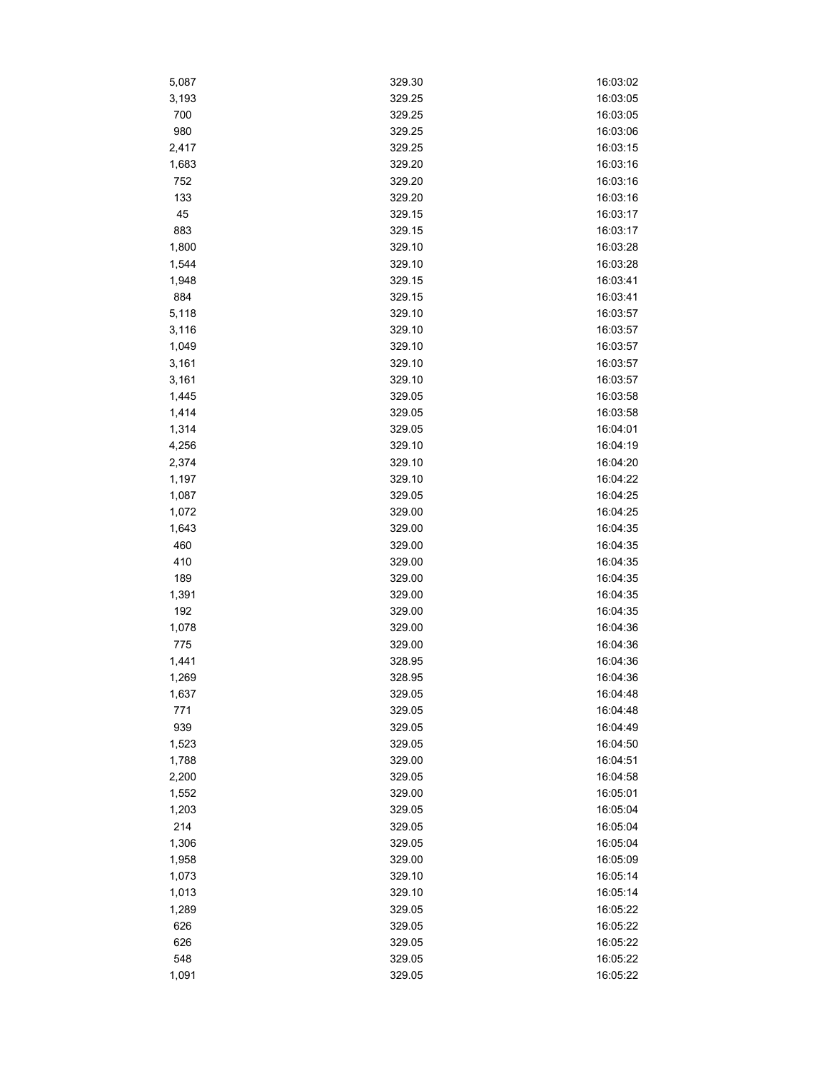| | | |
|---|---|---|
| 5,087 | 329.30 | 16:03:02 |
| 3,193 | 329.25 | 16:03:05 |
| 700 | 329.25 | 16:03:05 |
| 980 | 329.25 | 16:03:06 |
| 2,417 | 329.25 | 16:03:15 |
| 1,683 | 329.20 | 16:03:16 |
| 752 | 329.20 | 16:03:16 |
| 133 | 329.20 | 16:03:16 |
| 45 | 329.15 | 16:03:17 |
| 883 | 329.15 | 16:03:17 |
| 1,800 | 329.10 | 16:03:28 |
| 1,544 | 329.10 | 16:03:28 |
| 1,948 | 329.15 | 16:03:41 |
| 884 | 329.15 | 16:03:41 |
| 5,118 | 329.10 | 16:03:57 |
| 3,116 | 329.10 | 16:03:57 |
| 1,049 | 329.10 | 16:03:57 |
| 3,161 | 329.10 | 16:03:57 |
| 3,161 | 329.10 | 16:03:57 |
| 1,445 | 329.05 | 16:03:58 |
| 1,414 | 329.05 | 16:03:58 |
| 1,314 | 329.05 | 16:04:01 |
| 4,256 | 329.10 | 16:04:19 |
| 2,374 | 329.10 | 16:04:20 |
| 1,197 | 329.10 | 16:04:22 |
| 1,087 | 329.05 | 16:04:25 |
| 1,072 | 329.00 | 16:04:25 |
| 1,643 | 329.00 | 16:04:35 |
| 460 | 329.00 | 16:04:35 |
| 410 | 329.00 | 16:04:35 |
| 189 | 329.00 | 16:04:35 |
| 1,391 | 329.00 | 16:04:35 |
| 192 | 329.00 | 16:04:35 |
| 1,078 | 329.00 | 16:04:36 |
| 775 | 329.00 | 16:04:36 |
| 1,441 | 328.95 | 16:04:36 |
| 1,269 | 328.95 | 16:04:36 |
| 1,637 | 329.05 | 16:04:48 |
| 771 | 329.05 | 16:04:48 |
| 939 | 329.05 | 16:04:49 |
| 1,523 | 329.05 | 16:04:50 |
| 1,788 | 329.00 | 16:04:51 |
| 2,200 | 329.05 | 16:04:58 |
| 1,552 | 329.00 | 16:05:01 |
| 1,203 | 329.05 | 16:05:04 |
| 214 | 329.05 | 16:05:04 |
| 1,306 | 329.05 | 16:05:04 |
| 1,958 | 329.00 | 16:05:09 |
| 1,073 | 329.10 | 16:05:14 |
| 1,013 | 329.10 | 16:05:14 |
| 1,289 | 329.05 | 16:05:22 |
| 626 | 329.05 | 16:05:22 |
| 626 | 329.05 | 16:05:22 |
| 548 | 329.05 | 16:05:22 |
| 1,091 | 329.05 | 16:05:22 |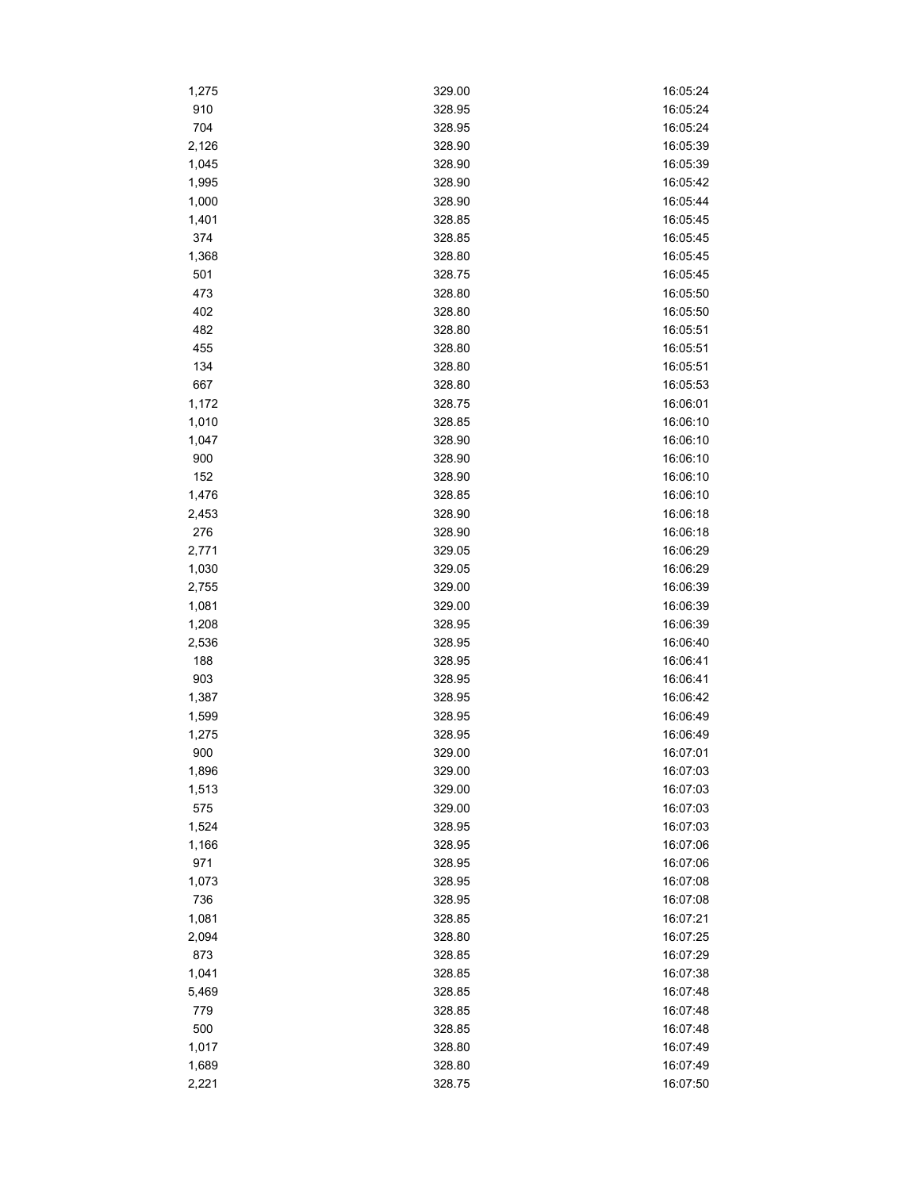| | | |
|---|---|---|
| 1,275 | 329.00 | 16:05:24 |
| 910 | 328.95 | 16:05:24 |
| 704 | 328.95 | 16:05:24 |
| 2,126 | 328.90 | 16:05:39 |
| 1,045 | 328.90 | 16:05:39 |
| 1,995 | 328.90 | 16:05:42 |
| 1,000 | 328.90 | 16:05:44 |
| 1,401 | 328.85 | 16:05:45 |
| 374 | 328.85 | 16:05:45 |
| 1,368 | 328.80 | 16:05:45 |
| 501 | 328.75 | 16:05:45 |
| 473 | 328.80 | 16:05:50 |
| 402 | 328.80 | 16:05:50 |
| 482 | 328.80 | 16:05:51 |
| 455 | 328.80 | 16:05:51 |
| 134 | 328.80 | 16:05:51 |
| 667 | 328.80 | 16:05:53 |
| 1,172 | 328.75 | 16:06:01 |
| 1,010 | 328.85 | 16:06:10 |
| 1,047 | 328.90 | 16:06:10 |
| 900 | 328.90 | 16:06:10 |
| 152 | 328.90 | 16:06:10 |
| 1,476 | 328.85 | 16:06:10 |
| 2,453 | 328.90 | 16:06:18 |
| 276 | 328.90 | 16:06:18 |
| 2,771 | 329.05 | 16:06:29 |
| 1,030 | 329.05 | 16:06:29 |
| 2,755 | 329.00 | 16:06:39 |
| 1,081 | 329.00 | 16:06:39 |
| 1,208 | 328.95 | 16:06:39 |
| 2,536 | 328.95 | 16:06:40 |
| 188 | 328.95 | 16:06:41 |
| 903 | 328.95 | 16:06:41 |
| 1,387 | 328.95 | 16:06:42 |
| 1,599 | 328.95 | 16:06:49 |
| 1,275 | 328.95 | 16:06:49 |
| 900 | 329.00 | 16:07:01 |
| 1,896 | 329.00 | 16:07:03 |
| 1,513 | 329.00 | 16:07:03 |
| 575 | 329.00 | 16:07:03 |
| 1,524 | 328.95 | 16:07:03 |
| 1,166 | 328.95 | 16:07:06 |
| 971 | 328.95 | 16:07:06 |
| 1,073 | 328.95 | 16:07:08 |
| 736 | 328.95 | 16:07:08 |
| 1,081 | 328.85 | 16:07:21 |
| 2,094 | 328.80 | 16:07:25 |
| 873 | 328.85 | 16:07:29 |
| 1,041 | 328.85 | 16:07:38 |
| 5,469 | 328.85 | 16:07:48 |
| 779 | 328.85 | 16:07:48 |
| 500 | 328.85 | 16:07:48 |
| 1,017 | 328.80 | 16:07:49 |
| 1,689 | 328.80 | 16:07:49 |
| 2,221 | 328.75 | 16:07:50 |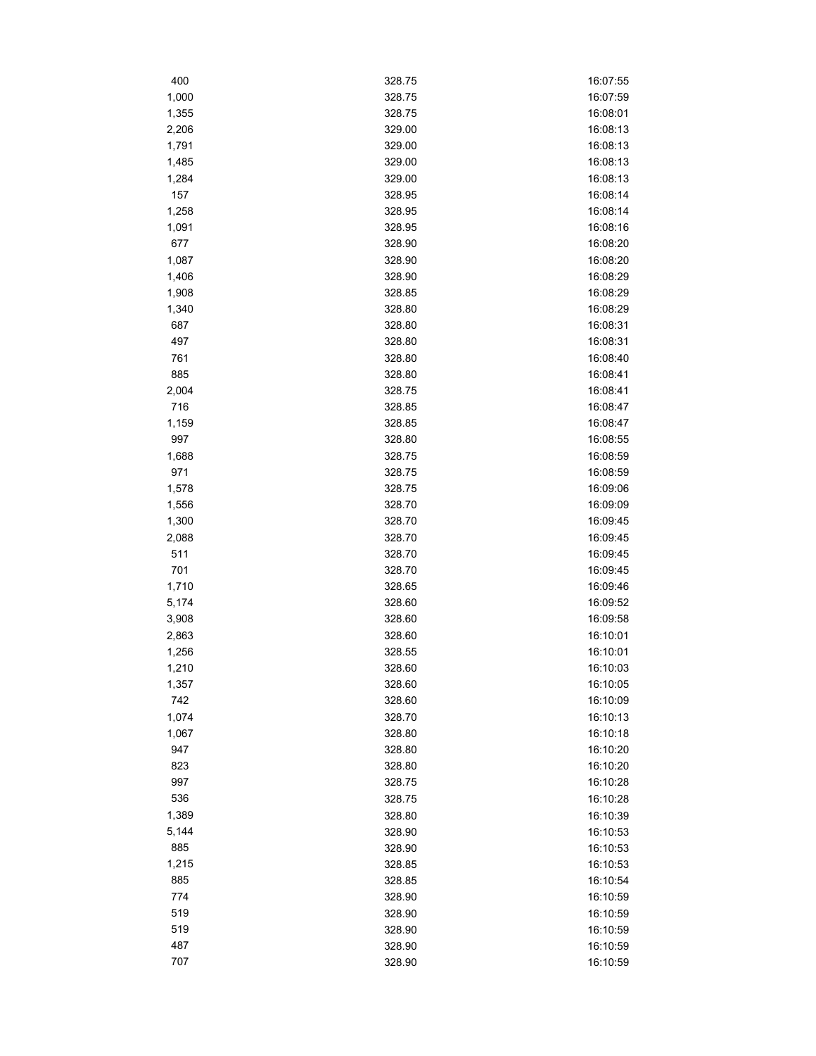| | | |
|---|---|---|
| 400 | 328.75 | 16:07:55 |
| 1,000 | 328.75 | 16:07:59 |
| 1,355 | 328.75 | 16:08:01 |
| 2,206 | 329.00 | 16:08:13 |
| 1,791 | 329.00 | 16:08:13 |
| 1,485 | 329.00 | 16:08:13 |
| 1,284 | 329.00 | 16:08:13 |
| 157 | 328.95 | 16:08:14 |
| 1,258 | 328.95 | 16:08:14 |
| 1,091 | 328.95 | 16:08:16 |
| 677 | 328.90 | 16:08:20 |
| 1,087 | 328.90 | 16:08:20 |
| 1,406 | 328.90 | 16:08:29 |
| 1,908 | 328.85 | 16:08:29 |
| 1,340 | 328.80 | 16:08:29 |
| 687 | 328.80 | 16:08:31 |
| 497 | 328.80 | 16:08:31 |
| 761 | 328.80 | 16:08:40 |
| 885 | 328.80 | 16:08:41 |
| 2,004 | 328.75 | 16:08:41 |
| 716 | 328.85 | 16:08:47 |
| 1,159 | 328.85 | 16:08:47 |
| 997 | 328.80 | 16:08:55 |
| 1,688 | 328.75 | 16:08:59 |
| 971 | 328.75 | 16:08:59 |
| 1,578 | 328.75 | 16:09:06 |
| 1,556 | 328.70 | 16:09:09 |
| 1,300 | 328.70 | 16:09:45 |
| 2,088 | 328.70 | 16:09:45 |
| 511 | 328.70 | 16:09:45 |
| 701 | 328.70 | 16:09:45 |
| 1,710 | 328.65 | 16:09:46 |
| 5,174 | 328.60 | 16:09:52 |
| 3,908 | 328.60 | 16:09:58 |
| 2,863 | 328.60 | 16:10:01 |
| 1,256 | 328.55 | 16:10:01 |
| 1,210 | 328.60 | 16:10:03 |
| 1,357 | 328.60 | 16:10:05 |
| 742 | 328.60 | 16:10:09 |
| 1,074 | 328.70 | 16:10:13 |
| 1,067 | 328.80 | 16:10:18 |
| 947 | 328.80 | 16:10:20 |
| 823 | 328.80 | 16:10:20 |
| 997 | 328.75 | 16:10:28 |
| 536 | 328.75 | 16:10:28 |
| 1,389 | 328.80 | 16:10:39 |
| 5,144 | 328.90 | 16:10:53 |
| 885 | 328.90 | 16:10:53 |
| 1,215 | 328.85 | 16:10:53 |
| 885 | 328.85 | 16:10:54 |
| 774 | 328.90 | 16:10:59 |
| 519 | 328.90 | 16:10:59 |
| 519 | 328.90 | 16:10:59 |
| 487 | 328.90 | 16:10:59 |
| 707 | 328.90 | 16:10:59 |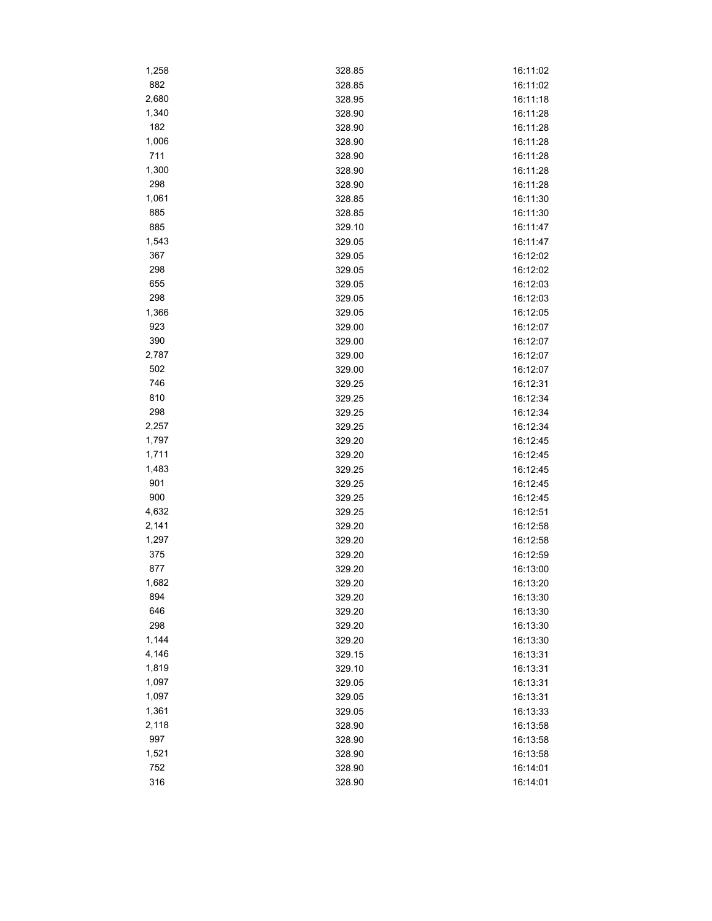| | | |
|---|---|---|
| 1,258 | 328.85 | 16:11:02 |
| 882 | 328.85 | 16:11:02 |
| 2,680 | 328.95 | 16:11:18 |
| 1,340 | 328.90 | 16:11:28 |
| 182 | 328.90 | 16:11:28 |
| 1,006 | 328.90 | 16:11:28 |
| 711 | 328.90 | 16:11:28 |
| 1,300 | 328.90 | 16:11:28 |
| 298 | 328.90 | 16:11:28 |
| 1,061 | 328.85 | 16:11:30 |
| 885 | 328.85 | 16:11:30 |
| 885 | 329.10 | 16:11:47 |
| 1,543 | 329.05 | 16:11:47 |
| 367 | 329.05 | 16:12:02 |
| 298 | 329.05 | 16:12:02 |
| 655 | 329.05 | 16:12:03 |
| 298 | 329.05 | 16:12:03 |
| 1,366 | 329.05 | 16:12:05 |
| 923 | 329.00 | 16:12:07 |
| 390 | 329.00 | 16:12:07 |
| 2,787 | 329.00 | 16:12:07 |
| 502 | 329.00 | 16:12:07 |
| 746 | 329.25 | 16:12:31 |
| 810 | 329.25 | 16:12:34 |
| 298 | 329.25 | 16:12:34 |
| 2,257 | 329.25 | 16:12:34 |
| 1,797 | 329.20 | 16:12:45 |
| 1,711 | 329.20 | 16:12:45 |
| 1,483 | 329.25 | 16:12:45 |
| 901 | 329.25 | 16:12:45 |
| 900 | 329.25 | 16:12:45 |
| 4,632 | 329.25 | 16:12:51 |
| 2,141 | 329.20 | 16:12:58 |
| 1,297 | 329.20 | 16:12:58 |
| 375 | 329.20 | 16:12:59 |
| 877 | 329.20 | 16:13:00 |
| 1,682 | 329.20 | 16:13:20 |
| 894 | 329.20 | 16:13:30 |
| 646 | 329.20 | 16:13:30 |
| 298 | 329.20 | 16:13:30 |
| 1,144 | 329.20 | 16:13:30 |
| 4,146 | 329.15 | 16:13:31 |
| 1,819 | 329.10 | 16:13:31 |
| 1,097 | 329.05 | 16:13:31 |
| 1,097 | 329.05 | 16:13:31 |
| 1,361 | 329.05 | 16:13:33 |
| 2,118 | 328.90 | 16:13:58 |
| 997 | 328.90 | 16:13:58 |
| 1,521 | 328.90 | 16:13:58 |
| 752 | 328.90 | 16:14:01 |
| 316 | 328.90 | 16:14:01 |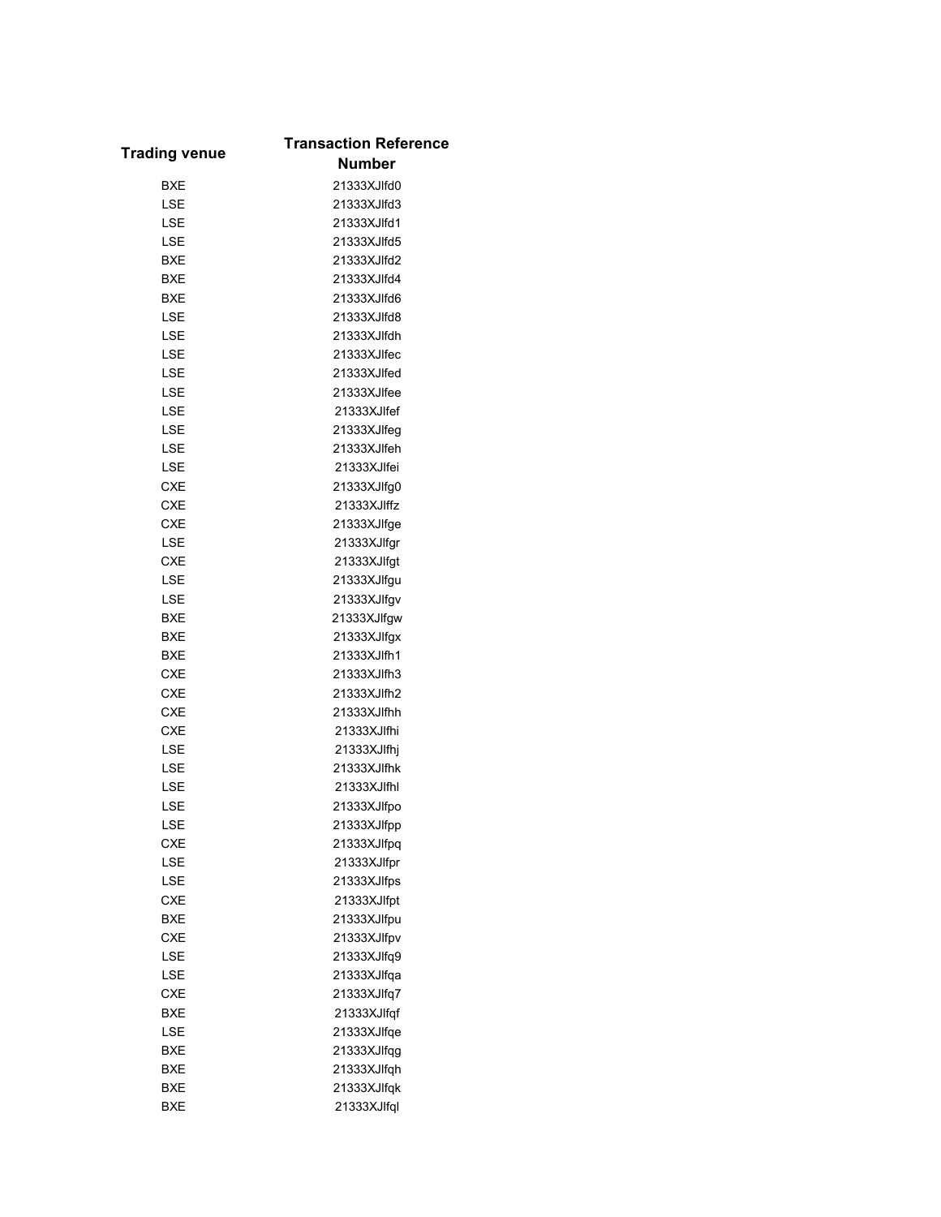| Trading venue | Transaction Reference Number |
| --- | --- |
| BXE | 21333XJlfd0 |
| LSE | 21333XJlfd3 |
| LSE | 21333XJlfd1 |
| LSE | 21333XJlfd5 |
| BXE | 21333XJlfd2 |
| BXE | 21333XJlfd4 |
| BXE | 21333XJlfd6 |
| LSE | 21333XJlfd8 |
| LSE | 21333XJlfdh |
| LSE | 21333XJlfec |
| LSE | 21333XJlfed |
| LSE | 21333XJlfee |
| LSE | 21333XJlfef |
| LSE | 21333XJlfeg |
| LSE | 21333XJlfeh |
| LSE | 21333XJlfei |
| CXE | 21333XJlfg0 |
| CXE | 21333XJlffz |
| CXE | 21333XJlfge |
| LSE | 21333XJlfgr |
| CXE | 21333XJlfgt |
| LSE | 21333XJlfgu |
| LSE | 21333XJlfgv |
| BXE | 21333XJlfgw |
| BXE | 21333XJlfgx |
| BXE | 21333XJlfh1 |
| CXE | 21333XJlfh3 |
| CXE | 21333XJlfh2 |
| CXE | 21333XJlfhh |
| CXE | 21333XJlfhi |
| LSE | 21333XJlfhj |
| LSE | 21333XJlfhk |
| LSE | 21333XJlfhl |
| LSE | 21333XJlfpo |
| LSE | 21333XJlfpp |
| CXE | 21333XJlfpq |
| LSE | 21333XJlfpr |
| LSE | 21333XJlfps |
| CXE | 21333XJlfpt |
| BXE | 21333XJlfpu |
| CXE | 21333XJlfpv |
| LSE | 21333XJlfq9 |
| LSE | 21333XJlfqa |
| CXE | 21333XJlfq7 |
| BXE | 21333XJlfqf |
| LSE | 21333XJlfqe |
| BXE | 21333XJlfqg |
| BXE | 21333XJlfqh |
| BXE | 21333XJlfqk |
| BXE | 21333XJlfql |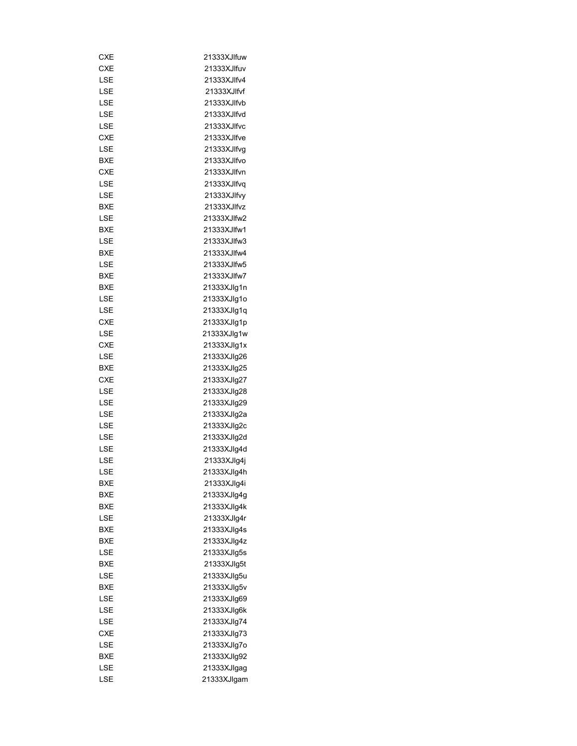| | |
|---|---|
| CXE | 21333XJlfuw |
| CXE | 21333XJlfuv |
| LSE | 21333XJlfv4 |
| LSE | 21333XJlfvf |
| LSE | 21333XJlfvb |
| LSE | 21333XJlfvd |
| LSE | 21333XJlfvc |
| CXE | 21333XJlfve |
| LSE | 21333XJlfvg |
| BXE | 21333XJlfvo |
| CXE | 21333XJlfvn |
| LSE | 21333XJlfvq |
| LSE | 21333XJlfvy |
| BXE | 21333XJlfvz |
| LSE | 21333XJlfw2 |
| BXE | 21333XJlfw1 |
| LSE | 21333XJlfw3 |
| BXE | 21333XJlfw4 |
| LSE | 21333XJlfw5 |
| BXE | 21333XJlfw7 |
| BXE | 21333XJlg1n |
| LSE | 21333XJlg1o |
| LSE | 21333XJlg1q |
| CXE | 21333XJlg1p |
| LSE | 21333XJlg1w |
| CXE | 21333XJlg1x |
| LSE | 21333XJlg26 |
| BXE | 21333XJlg25 |
| CXE | 21333XJlg27 |
| LSE | 21333XJlg28 |
| LSE | 21333XJlg29 |
| LSE | 21333XJlg2a |
| LSE | 21333XJlg2c |
| LSE | 21333XJlg2d |
| LSE | 21333XJlg4d |
| LSE | 21333XJlg4j |
| LSE | 21333XJlg4h |
| BXE | 21333XJlg4i |
| BXE | 21333XJlg4g |
| BXE | 21333XJlg4k |
| LSE | 21333XJlg4r |
| BXE | 21333XJlg4s |
| BXE | 21333XJlg4z |
| LSE | 21333XJlg5s |
| BXE | 21333XJlg5t |
| LSE | 21333XJlg5u |
| BXE | 21333XJlg5v |
| LSE | 21333XJlg69 |
| LSE | 21333XJlg6k |
| LSE | 21333XJlg74 |
| CXE | 21333XJlg73 |
| LSE | 21333XJlg7o |
| BXE | 21333XJlg92 |
| LSE | 21333XJlgag |
| LSE | 21333XJlgam |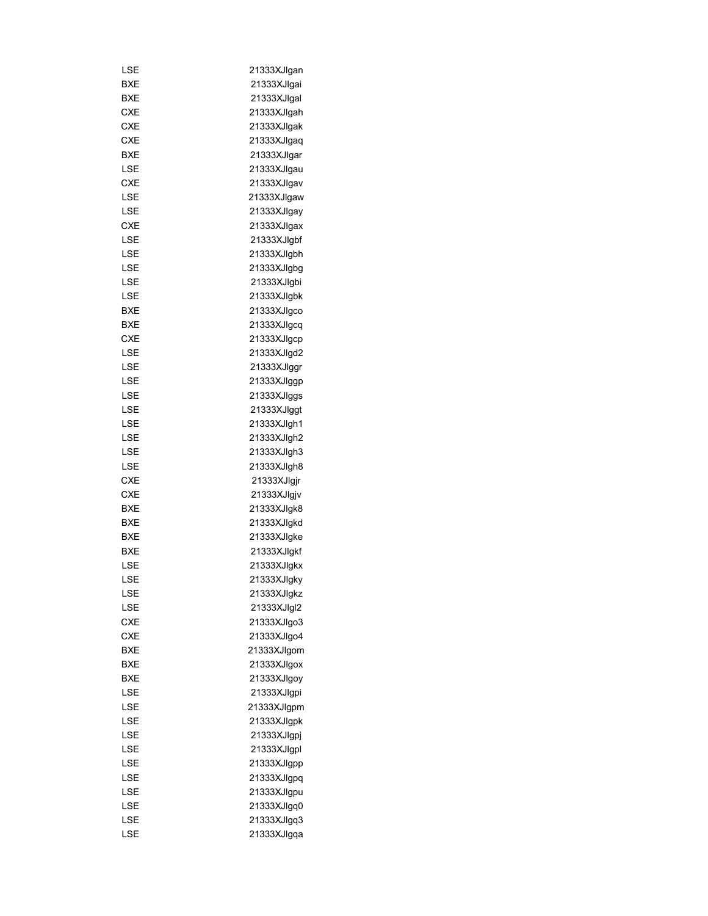| | |
|---|---|
| LSE | 21333XJlgan |
| BXE | 21333XJlgai |
| BXE | 21333XJlgal |
| CXE | 21333XJlgah |
| CXE | 21333XJlgak |
| CXE | 21333XJlgaq |
| BXE | 21333XJlgar |
| LSE | 21333XJlgau |
| CXE | 21333XJlgav |
| LSE | 21333XJlgaw |
| LSE | 21333XJlgay |
| CXE | 21333XJlgax |
| LSE | 21333XJlgbf |
| LSE | 21333XJlgbh |
| LSE | 21333XJlgbg |
| LSE | 21333XJlgbi |
| LSE | 21333XJlgbk |
| BXE | 21333XJlgco |
| BXE | 21333XJlgcq |
| CXE | 21333XJlgcp |
| LSE | 21333XJlgd2 |
| LSE | 21333XJlggr |
| LSE | 21333XJlggp |
| LSE | 21333XJlggs |
| LSE | 21333XJlggt |
| LSE | 21333XJlgh1 |
| LSE | 21333XJlgh2 |
| LSE | 21333XJlgh3 |
| LSE | 21333XJlgh8 |
| CXE | 21333XJlgjr |
| CXE | 21333XJlgjv |
| BXE | 21333XJlgk8 |
| BXE | 21333XJlgkd |
| BXE | 21333XJlgke |
| BXE | 21333XJlgkf |
| LSE | 21333XJlgkx |
| LSE | 21333XJlgky |
| LSE | 21333XJlgkz |
| LSE | 21333XJlgl2 |
| CXE | 21333XJlgo3 |
| CXE | 21333XJlgo4 |
| BXE | 21333XJlgom |
| BXE | 21333XJlgox |
| BXE | 21333XJlgoy |
| LSE | 21333XJlgpi |
| LSE | 21333XJlgpm |
| LSE | 21333XJlgpk |
| LSE | 21333XJlgpj |
| LSE | 21333XJlgpl |
| LSE | 21333XJlgpp |
| LSE | 21333XJlgpq |
| LSE | 21333XJlgpu |
| LSE | 21333XJlgq0 |
| LSE | 21333XJlgq3 |
| LSE | 21333XJlgqa |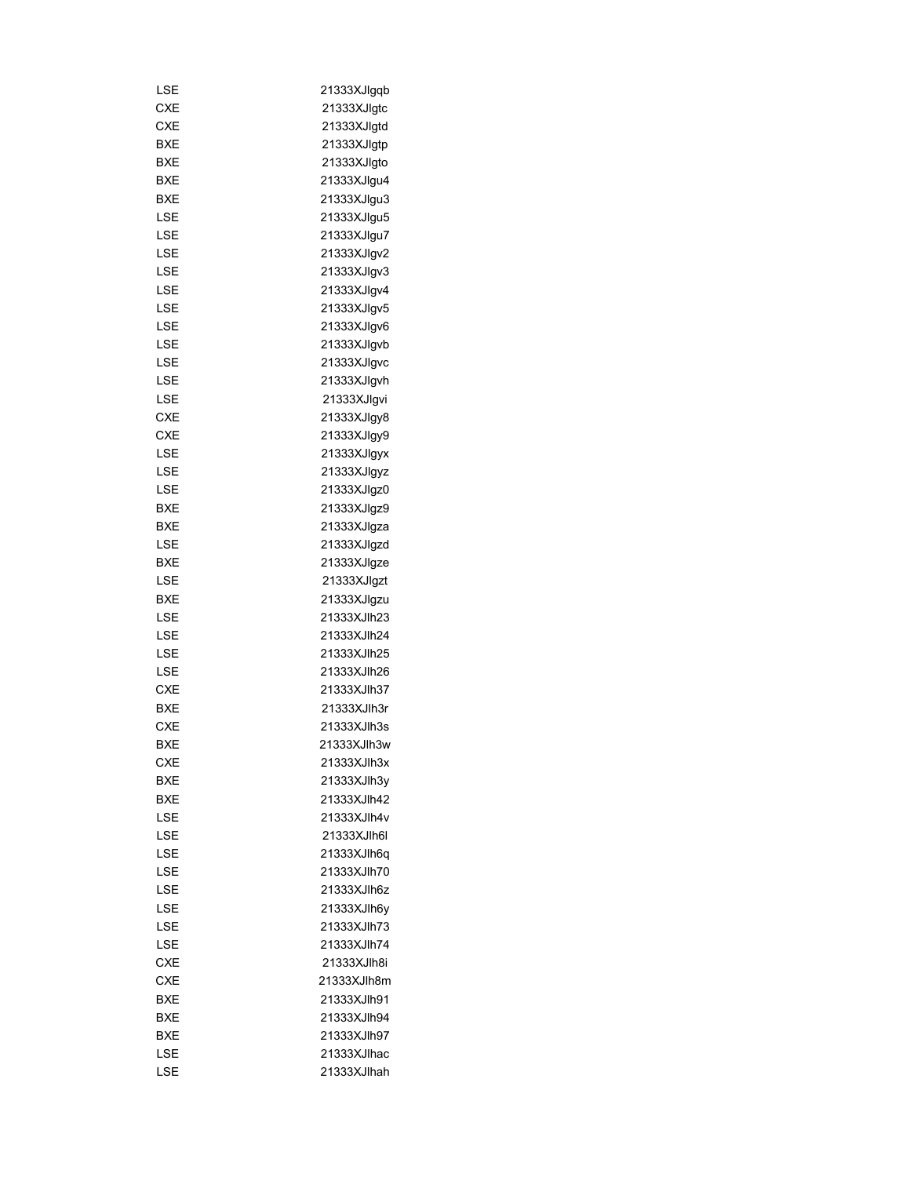| | |
|---|---|
| LSE | 21333XJlgqb |
| CXE | 21333XJlgtc |
| CXE | 21333XJlgtd |
| BXE | 21333XJlgtp |
| BXE | 21333XJlgto |
| BXE | 21333XJlgu4 |
| BXE | 21333XJlgu3 |
| LSE | 21333XJlgu5 |
| LSE | 21333XJlgu7 |
| LSE | 21333XJlgv2 |
| LSE | 21333XJlgv3 |
| LSE | 21333XJlgv4 |
| LSE | 21333XJlgv5 |
| LSE | 21333XJlgv6 |
| LSE | 21333XJlgvb |
| LSE | 21333XJlgvc |
| LSE | 21333XJlgvh |
| LSE | 21333XJlgvi |
| CXE | 21333XJlgy8 |
| CXE | 21333XJlgy9 |
| LSE | 21333XJlgyx |
| LSE | 21333XJlgyz |
| LSE | 21333XJlgz0 |
| BXE | 21333XJlgz9 |
| BXE | 21333XJlgza |
| LSE | 21333XJlgzd |
| BXE | 21333XJlgze |
| LSE | 21333XJlgzt |
| BXE | 21333XJlgzu |
| LSE | 21333XJlh23 |
| LSE | 21333XJlh24 |
| LSE | 21333XJlh25 |
| LSE | 21333XJlh26 |
| CXE | 21333XJlh37 |
| BXE | 21333XJlh3r |
| CXE | 21333XJlh3s |
| BXE | 21333XJlh3w |
| CXE | 21333XJlh3x |
| BXE | 21333XJlh3y |
| BXE | 21333XJlh42 |
| LSE | 21333XJlh4v |
| LSE | 21333XJlh6l |
| LSE | 21333XJlh6q |
| LSE | 21333XJlh70 |
| LSE | 21333XJlh6z |
| LSE | 21333XJlh6y |
| LSE | 21333XJlh73 |
| LSE | 21333XJlh74 |
| CXE | 21333XJlh8i |
| CXE | 21333XJlh8m |
| BXE | 21333XJlh91 |
| BXE | 21333XJlh94 |
| BXE | 21333XJlh97 |
| LSE | 21333XJlhac |
| LSE | 21333XJlhah |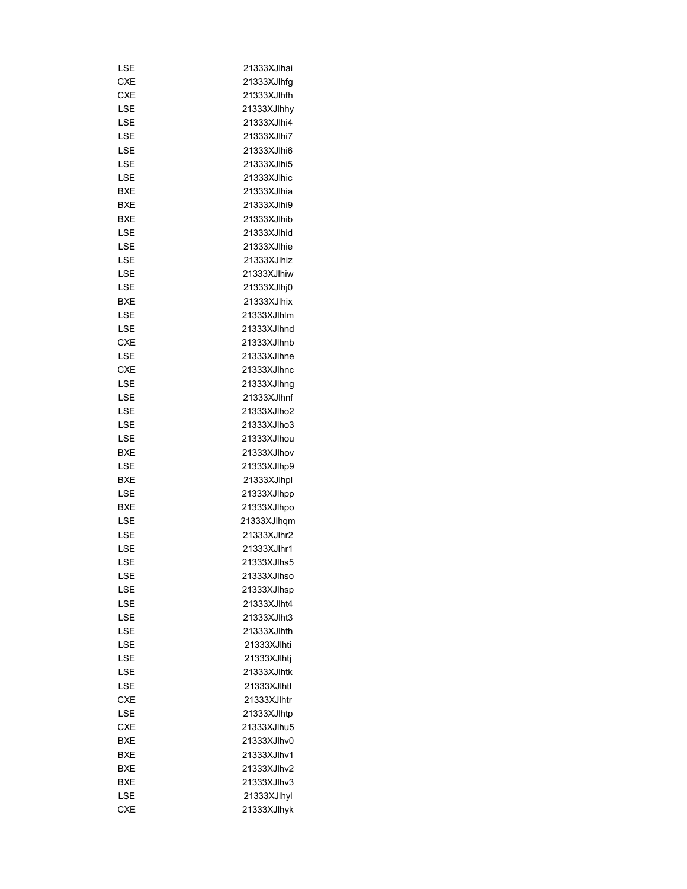| | |
|---|---|
| LSE | 21333XJlhai |
| CXE | 21333XJlhfg |
| CXE | 21333XJlhfh |
| LSE | 21333XJlhhy |
| LSE | 21333XJlhi4 |
| LSE | 21333XJlhi7 |
| LSE | 21333XJlhi6 |
| LSE | 21333XJlhi5 |
| LSE | 21333XJlhic |
| BXE | 21333XJlhia |
| BXE | 21333XJlhi9 |
| BXE | 21333XJlhib |
| LSE | 21333XJlhid |
| LSE | 21333XJlhie |
| LSE | 21333XJlhiz |
| LSE | 21333XJlhiw |
| LSE | 21333XJlhj0 |
| BXE | 21333XJlhix |
| LSE | 21333XJlhlm |
| LSE | 21333XJlhnd |
| CXE | 21333XJlhnb |
| LSE | 21333XJlhne |
| CXE | 21333XJlhnc |
| LSE | 21333XJlhng |
| LSE | 21333XJlhnf |
| LSE | 21333XJlho2 |
| LSE | 21333XJlho3 |
| LSE | 21333XJlhou |
| BXE | 21333XJlhov |
| LSE | 21333XJlhp9 |
| BXE | 21333XJlhpl |
| LSE | 21333XJlhpp |
| BXE | 21333XJlhpo |
| LSE | 21333XJlhqm |
| LSE | 21333XJlhr2 |
| LSE | 21333XJlhr1 |
| LSE | 21333XJlhs5 |
| LSE | 21333XJlhso |
| LSE | 21333XJlhsp |
| LSE | 21333XJlht4 |
| LSE | 21333XJlht3 |
| LSE | 21333XJlhth |
| LSE | 21333XJlhti |
| LSE | 21333XJlhtj |
| LSE | 21333XJlhtk |
| LSE | 21333XJlhtl |
| CXE | 21333XJlhtr |
| LSE | 21333XJlhtp |
| CXE | 21333XJlhu5 |
| BXE | 21333XJlhv0 |
| BXE | 21333XJlhv1 |
| BXE | 21333XJlhv2 |
| BXE | 21333XJlhv3 |
| LSE | 21333XJlhyl |
| CXE | 21333XJlhyk |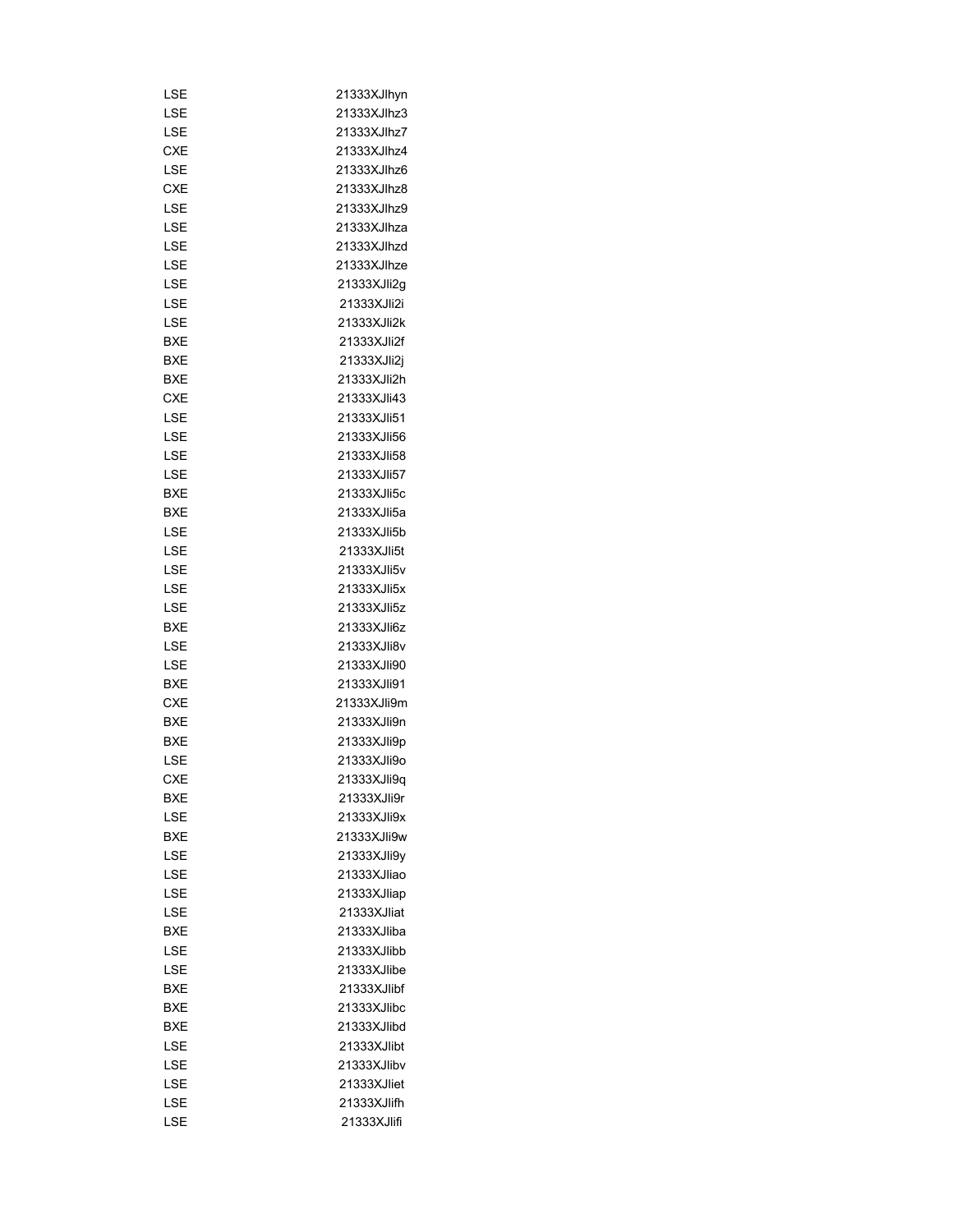| | |
|---|---|
| LSE | 21333XJlhyn |
| LSE | 21333XJlhz3 |
| LSE | 21333XJlhz7 |
| CXE | 21333XJlhz4 |
| LSE | 21333XJlhz6 |
| CXE | 21333XJlhz8 |
| LSE | 21333XJlhz9 |
| LSE | 21333XJlhza |
| LSE | 21333XJlhzd |
| LSE | 21333XJlhze |
| LSE | 21333XJli2g |
| LSE | 21333XJli2i |
| LSE | 21333XJli2k |
| BXE | 21333XJli2f |
| BXE | 21333XJli2j |
| BXE | 21333XJli2h |
| CXE | 21333XJli43 |
| LSE | 21333XJli51 |
| LSE | 21333XJli56 |
| LSE | 21333XJli58 |
| LSE | 21333XJli57 |
| BXE | 21333XJli5c |
| BXE | 21333XJli5a |
| LSE | 21333XJli5b |
| LSE | 21333XJli5t |
| LSE | 21333XJli5v |
| LSE | 21333XJli5x |
| LSE | 21333XJli5z |
| BXE | 21333XJli6z |
| LSE | 21333XJli8v |
| LSE | 21333XJli90 |
| BXE | 21333XJli91 |
| CXE | 21333XJli9m |
| BXE | 21333XJli9n |
| BXE | 21333XJli9p |
| LSE | 21333XJli9o |
| CXE | 21333XJli9q |
| BXE | 21333XJli9r |
| LSE | 21333XJli9x |
| BXE | 21333XJli9w |
| LSE | 21333XJli9y |
| LSE | 21333XJliao |
| LSE | 21333XJliap |
| LSE | 21333XJliat |
| BXE | 21333XJliba |
| LSE | 21333XJlibb |
| LSE | 21333XJlibe |
| BXE | 21333XJlibf |
| BXE | 21333XJlibc |
| BXE | 21333XJlibd |
| LSE | 21333XJlibt |
| LSE | 21333XJlibv |
| LSE | 21333XJliet |
| LSE | 21333XJlifh |
| LSE | 21333XJlifi |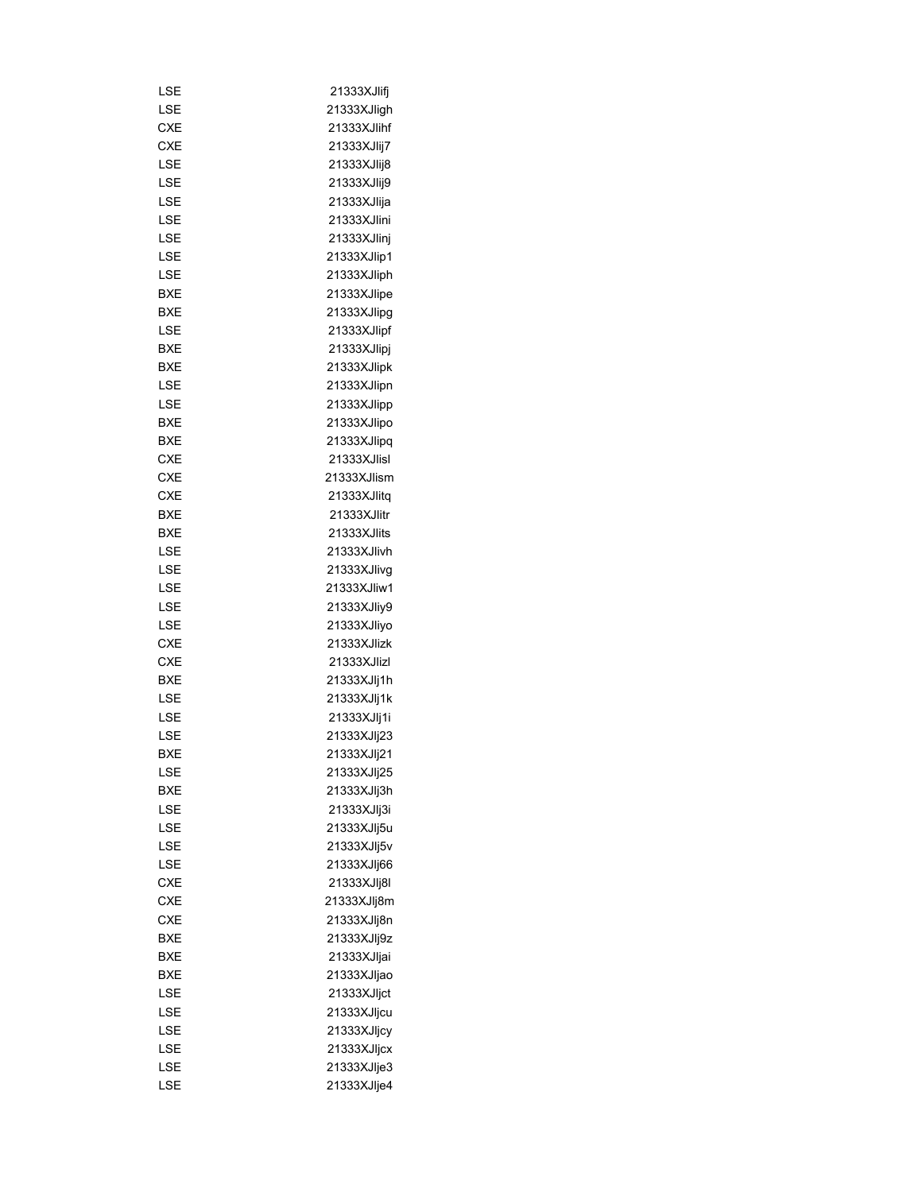| | |
|---|---|
| LSE | 21333XJlifj |
| LSE | 21333XJligh |
| CXE | 21333XJlihf |
| CXE | 21333XJlij7 |
| LSE | 21333XJlij8 |
| LSE | 21333XJlij9 |
| LSE | 21333XJlija |
| LSE | 21333XJlini |
| LSE | 21333XJlinj |
| LSE | 21333XJlip1 |
| LSE | 21333XJliph |
| BXE | 21333XJlipe |
| BXE | 21333XJlipg |
| LSE | 21333XJlipf |
| BXE | 21333XJlipj |
| BXE | 21333XJlipk |
| LSE | 21333XJlipn |
| LSE | 21333XJlipp |
| BXE | 21333XJlipo |
| BXE | 21333XJlipq |
| CXE | 21333XJlisl |
| CXE | 21333XJlism |
| CXE | 21333XJlitq |
| BXE | 21333XJlitr |
| BXE | 21333XJlits |
| LSE | 21333XJlivh |
| LSE | 21333XJlivg |
| LSE | 21333XJliw1 |
| LSE | 21333XJliy9 |
| LSE | 21333XJliyo |
| CXE | 21333XJlizk |
| CXE | 21333XJlizl |
| BXE | 21333XJlj1h |
| LSE | 21333XJlj1k |
| LSE | 21333XJlj1i |
| LSE | 21333XJlj23 |
| BXE | 21333XJlj21 |
| LSE | 21333XJlj25 |
| BXE | 21333XJlj3h |
| LSE | 21333XJlj3i |
| LSE | 21333XJlj5u |
| LSE | 21333XJlj5v |
| LSE | 21333XJlj66 |
| CXE | 21333XJlj8l |
| CXE | 21333XJlj8m |
| CXE | 21333XJlj8n |
| BXE | 21333XJlj9z |
| BXE | 21333XJljai |
| BXE | 21333XJljao |
| LSE | 21333XJljct |
| LSE | 21333XJljcu |
| LSE | 21333XJljcy |
| LSE | 21333XJljcx |
| LSE | 21333XJlje3 |
| LSE | 21333XJlje4 |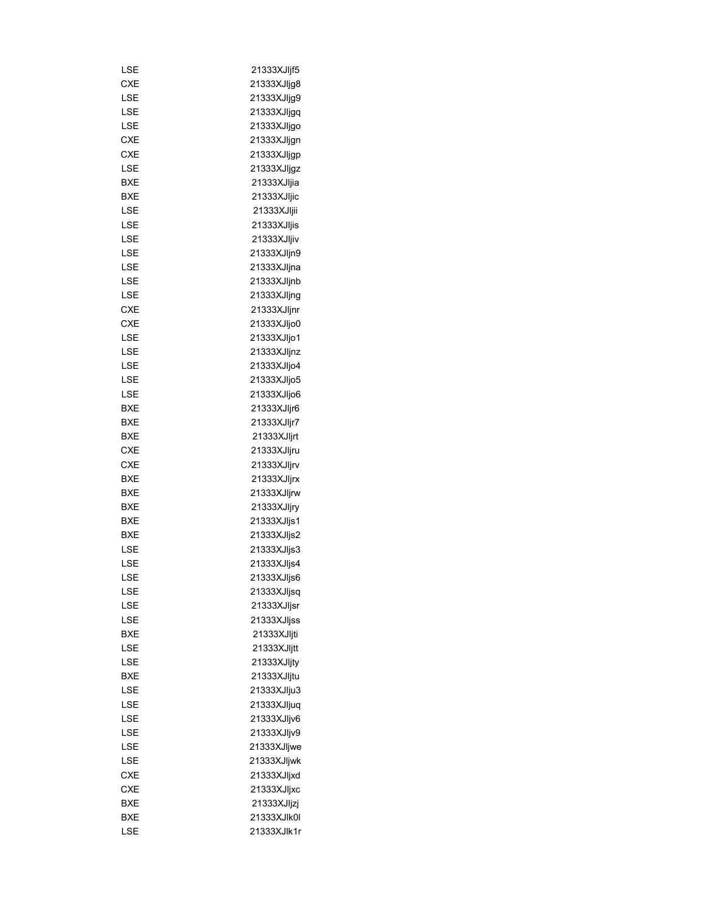| | |
|---|---|
| LSE | 21333XJljf5 |
| CXE | 21333XJljg8 |
| LSE | 21333XJljg9 |
| LSE | 21333XJljgq |
| LSE | 21333XJljgo |
| CXE | 21333XJljgn |
| CXE | 21333XJljgp |
| LSE | 21333XJljgz |
| BXE | 21333XJljia |
| BXE | 21333XJljic |
| LSE | 21333XJljii |
| LSE | 21333XJljis |
| LSE | 21333XJljiv |
| LSE | 21333XJljn9 |
| LSE | 21333XJljna |
| LSE | 21333XJljnb |
| LSE | 21333XJljng |
| CXE | 21333XJljnr |
| CXE | 21333XJljo0 |
| LSE | 21333XJljo1 |
| LSE | 21333XJljnz |
| LSE | 21333XJljo4 |
| LSE | 21333XJljo5 |
| LSE | 21333XJljo6 |
| BXE | 21333XJljr6 |
| BXE | 21333XJljr7 |
| BXE | 21333XJljrt |
| CXE | 21333XJljru |
| CXE | 21333XJljrv |
| BXE | 21333XJljrx |
| BXE | 21333XJljrw |
| BXE | 21333XJljry |
| BXE | 21333XJljs1 |
| BXE | 21333XJljs2 |
| LSE | 21333XJljs3 |
| LSE | 21333XJljs4 |
| LSE | 21333XJljs6 |
| LSE | 21333XJljsq |
| LSE | 21333XJljsr |
| LSE | 21333XJljss |
| BXE | 21333XJljti |
| LSE | 21333XJljtt |
| LSE | 21333XJljty |
| BXE | 21333XJljtu |
| LSE | 21333XJlju3 |
| LSE | 21333XJljuq |
| LSE | 21333XJljv6 |
| LSE | 21333XJljv9 |
| LSE | 21333XJljwe |
| LSE | 21333XJljwk |
| CXE | 21333XJljxd |
| CXE | 21333XJljxc |
| BXE | 21333XJljzj |
| BXE | 21333XJlk0l |
| LSE | 21333XJlk1r |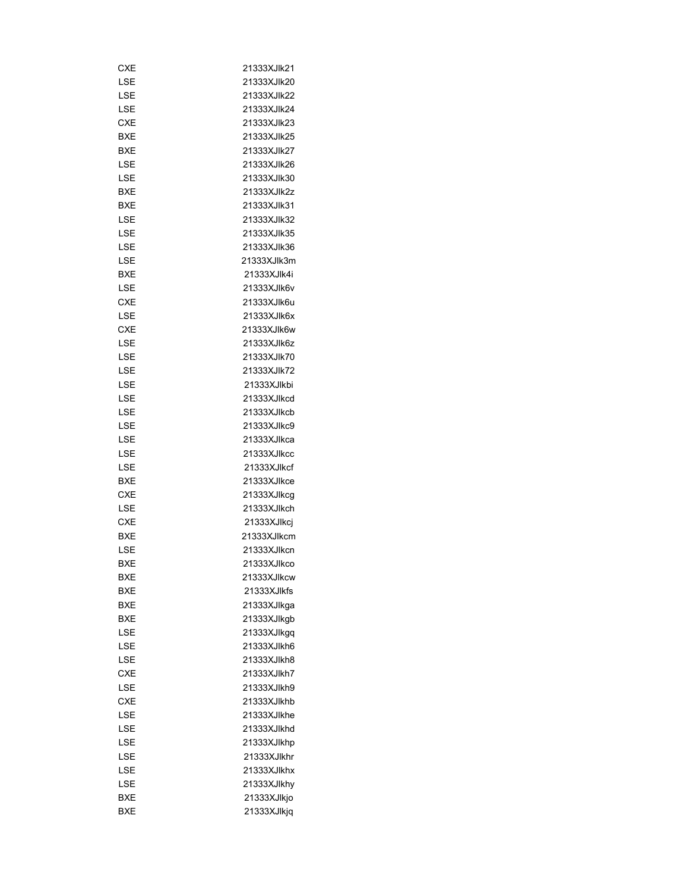| | |
|---|---|
| CXE | 21333XJlk21 |
| LSE | 21333XJlk20 |
| LSE | 21333XJlk22 |
| LSE | 21333XJlk24 |
| CXE | 21333XJlk23 |
| BXE | 21333XJlk25 |
| BXE | 21333XJlk27 |
| LSE | 21333XJlk26 |
| LSE | 21333XJlk30 |
| BXE | 21333XJlk2z |
| BXE | 21333XJlk31 |
| LSE | 21333XJlk32 |
| LSE | 21333XJlk35 |
| LSE | 21333XJlk36 |
| LSE | 21333XJlk3m |
| BXE | 21333XJlk4i |
| LSE | 21333XJlk6v |
| CXE | 21333XJlk6u |
| LSE | 21333XJlk6x |
| CXE | 21333XJlk6w |
| LSE | 21333XJlk6z |
| LSE | 21333XJlk70 |
| LSE | 21333XJlk72 |
| LSE | 21333XJlkbi |
| LSE | 21333XJlkcd |
| LSE | 21333XJlkcb |
| LSE | 21333XJlkc9 |
| LSE | 21333XJlkca |
| LSE | 21333XJlkcc |
| LSE | 21333XJlkcf |
| BXE | 21333XJlkce |
| CXE | 21333XJlkcg |
| LSE | 21333XJlkch |
| CXE | 21333XJlkcj |
| BXE | 21333XJlkcm |
| LSE | 21333XJlkcn |
| BXE | 21333XJlkco |
| BXE | 21333XJlkcw |
| BXE | 21333XJlkfs |
| BXE | 21333XJlkga |
| BXE | 21333XJlkgb |
| LSE | 21333XJlkgq |
| LSE | 21333XJlkh6 |
| LSE | 21333XJlkh8 |
| CXE | 21333XJlkh7 |
| LSE | 21333XJlkh9 |
| CXE | 21333XJlkhb |
| LSE | 21333XJlkhe |
| LSE | 21333XJlkhd |
| LSE | 21333XJlkhp |
| LSE | 21333XJlkhr |
| LSE | 21333XJlkhx |
| LSE | 21333XJlkhy |
| BXE | 21333XJlkjo |
| BXE | 21333XJlkjq |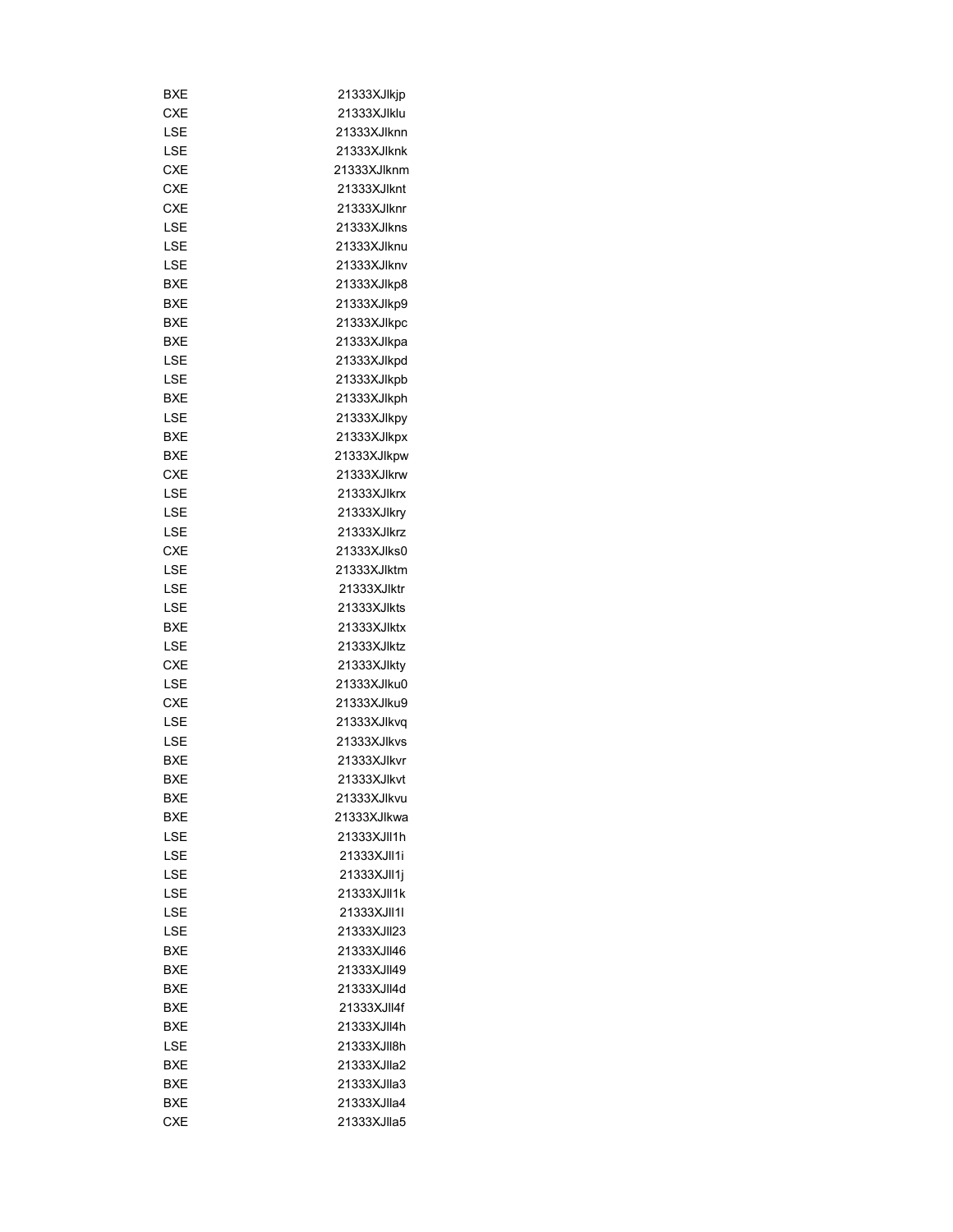| | |
|---|---|
| BXE | 21333XJlkjp |
| CXE | 21333XJlklu |
| LSE | 21333XJlknn |
| LSE | 21333XJlknk |
| CXE | 21333XJlknm |
| CXE | 21333XJlknt |
| CXE | 21333XJlknr |
| LSE | 21333XJlkns |
| LSE | 21333XJlknu |
| LSE | 21333XJlknv |
| BXE | 21333XJlkp8 |
| BXE | 21333XJlkp9 |
| BXE | 21333XJlkpc |
| BXE | 21333XJlkpa |
| LSE | 21333XJlkpd |
| LSE | 21333XJlkpb |
| BXE | 21333XJlkph |
| LSE | 21333XJlkpy |
| BXE | 21333XJlkpx |
| BXE | 21333XJlkpw |
| CXE | 21333XJlkrw |
| LSE | 21333XJlkrx |
| LSE | 21333XJlkry |
| LSE | 21333XJlkrz |
| CXE | 21333XJlks0 |
| LSE | 21333XJlktm |
| LSE | 21333XJlktr |
| LSE | 21333XJlkts |
| BXE | 21333XJlktx |
| LSE | 21333XJlktz |
| CXE | 21333XJlkty |
| LSE | 21333XJlku0 |
| CXE | 21333XJlku9 |
| LSE | 21333XJlkvq |
| LSE | 21333XJlkvs |
| BXE | 21333XJlkvr |
| BXE | 21333XJlkvt |
| BXE | 21333XJlkvu |
| BXE | 21333XJlkwa |
| LSE | 21333XJll1h |
| LSE | 21333XJll1i |
| LSE | 21333XJll1j |
| LSE | 21333XJll1k |
| LSE | 21333XJll1l |
| LSE | 21333XJll23 |
| BXE | 21333XJll46 |
| BXE | 21333XJll49 |
| BXE | 21333XJll4d |
| BXE | 21333XJll4f |
| BXE | 21333XJll4h |
| LSE | 21333XJll8h |
| BXE | 21333XJlla2 |
| BXE | 21333XJlla3 |
| BXE | 21333XJlla4 |
| CXE | 21333XJlla5 |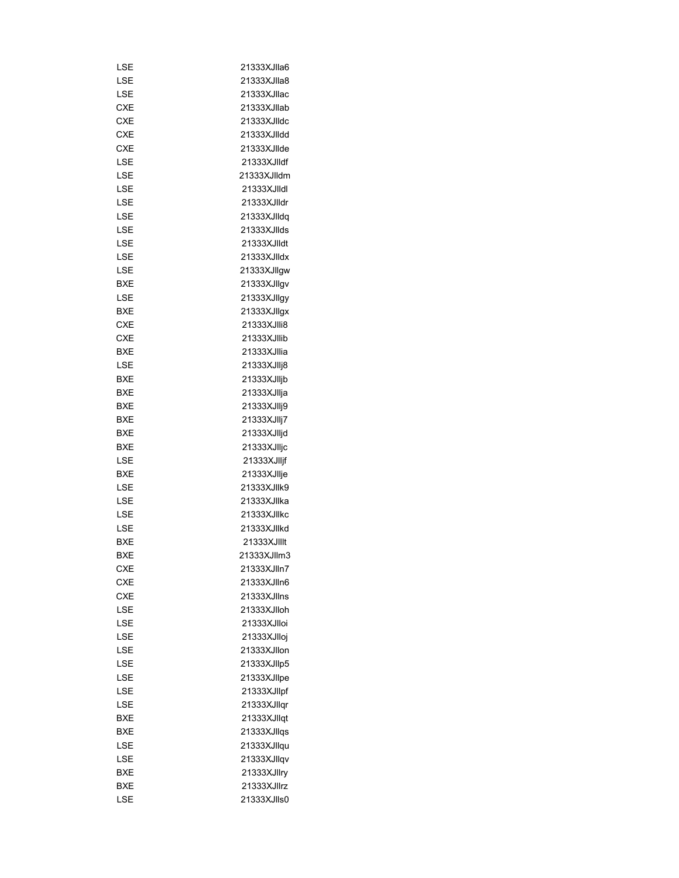| | |
|---|---|
| LSE | 21333XJlla6 |
| LSE | 21333XJlla8 |
| LSE | 21333XJllac |
| CXE | 21333XJllab |
| CXE | 21333XJlldc |
| CXE | 21333XJlldd |
| CXE | 21333XJllde |
| LSE | 21333XJlldf |
| LSE | 21333XJlldm |
| LSE | 21333XJlldl |
| LSE | 21333XJlldr |
| LSE | 21333XJlldq |
| LSE | 21333XJllds |
| LSE | 21333XJlldt |
| LSE | 21333XJlldx |
| LSE | 21333XJllgw |
| BXE | 21333XJllgv |
| LSE | 21333XJllgy |
| BXE | 21333XJllgx |
| CXE | 21333XJlli8 |
| CXE | 21333XJllib |
| BXE | 21333XJllia |
| LSE | 21333XJllj8 |
| BXE | 21333XJlljb |
| BXE | 21333XJllja |
| BXE | 21333XJllj9 |
| BXE | 21333XJllj7 |
| BXE | 21333XJlljd |
| BXE | 21333XJlljc |
| LSE | 21333XJlljf |
| BXE | 21333XJllje |
| LSE | 21333XJllk9 |
| LSE | 21333XJllka |
| LSE | 21333XJllkc |
| LSE | 21333XJllkd |
| BXE | 21333XJlllt |
| BXE | 21333XJllm3 |
| CXE | 21333XJlln7 |
| CXE | 21333XJlln6 |
| CXE | 21333XJllns |
| LSE | 21333XJlloh |
| LSE | 21333XJlloi |
| LSE | 21333XJlloj |
| LSE | 21333XJllon |
| LSE | 21333XJllp5 |
| LSE | 21333XJllpe |
| LSE | 21333XJllpf |
| LSE | 21333XJllqr |
| BXE | 21333XJllqt |
| BXE | 21333XJllqs |
| LSE | 21333XJllqu |
| LSE | 21333XJllqv |
| BXE | 21333XJllry |
| BXE | 21333XJllrz |
| LSE | 21333XJlls0 |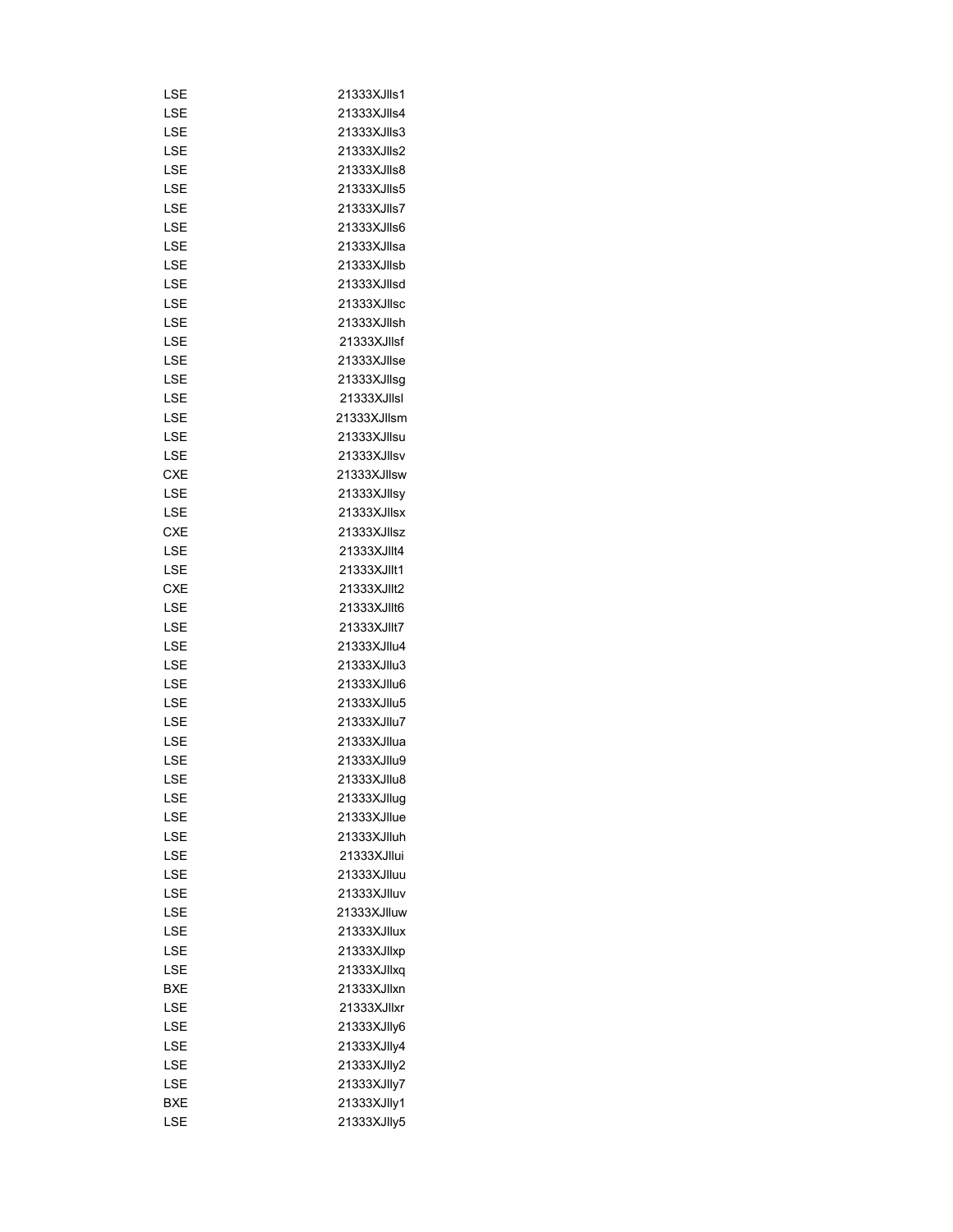| | |
|---|---|
| LSE | 21333XJlls1 |
| LSE | 21333XJlls4 |
| LSE | 21333XJlls3 |
| LSE | 21333XJlls2 |
| LSE | 21333XJlls8 |
| LSE | 21333XJlls5 |
| LSE | 21333XJlls7 |
| LSE | 21333XJlls6 |
| LSE | 21333XJllsa |
| LSE | 21333XJllsb |
| LSE | 21333XJllsd |
| LSE | 21333XJllsc |
| LSE | 21333XJllsh |
| LSE | 21333XJllsf |
| LSE | 21333XJllse |
| LSE | 21333XJllsg |
| LSE | 21333XJllsl |
| LSE | 21333XJllsm |
| LSE | 21333XJllsu |
| LSE | 21333XJllsv |
| CXE | 21333XJllsw |
| LSE | 21333XJllsy |
| LSE | 21333XJllsx |
| CXE | 21333XJllsz |
| LSE | 21333XJllt4 |
| LSE | 21333XJllt1 |
| CXE | 21333XJllt2 |
| LSE | 21333XJllt6 |
| LSE | 21333XJllt7 |
| LSE | 21333XJllu4 |
| LSE | 21333XJllu3 |
| LSE | 21333XJllu6 |
| LSE | 21333XJllu5 |
| LSE | 21333XJllu7 |
| LSE | 21333XJllua |
| LSE | 21333XJllu9 |
| LSE | 21333XJllu8 |
| LSE | 21333XJllug |
| LSE | 21333XJllue |
| LSE | 21333XJlluh |
| LSE | 21333XJllui |
| LSE | 21333XJlluu |
| LSE | 21333XJlluv |
| LSE | 21333XJlluw |
| LSE | 21333XJllux |
| LSE | 21333XJllxp |
| LSE | 21333XJllxq |
| BXE | 21333XJllxn |
| LSE | 21333XJllxr |
| LSE | 21333XJlly6 |
| LSE | 21333XJlly4 |
| LSE | 21333XJlly2 |
| LSE | 21333XJlly7 |
| BXE | 21333XJlly1 |
| LSE | 21333XJlly5 |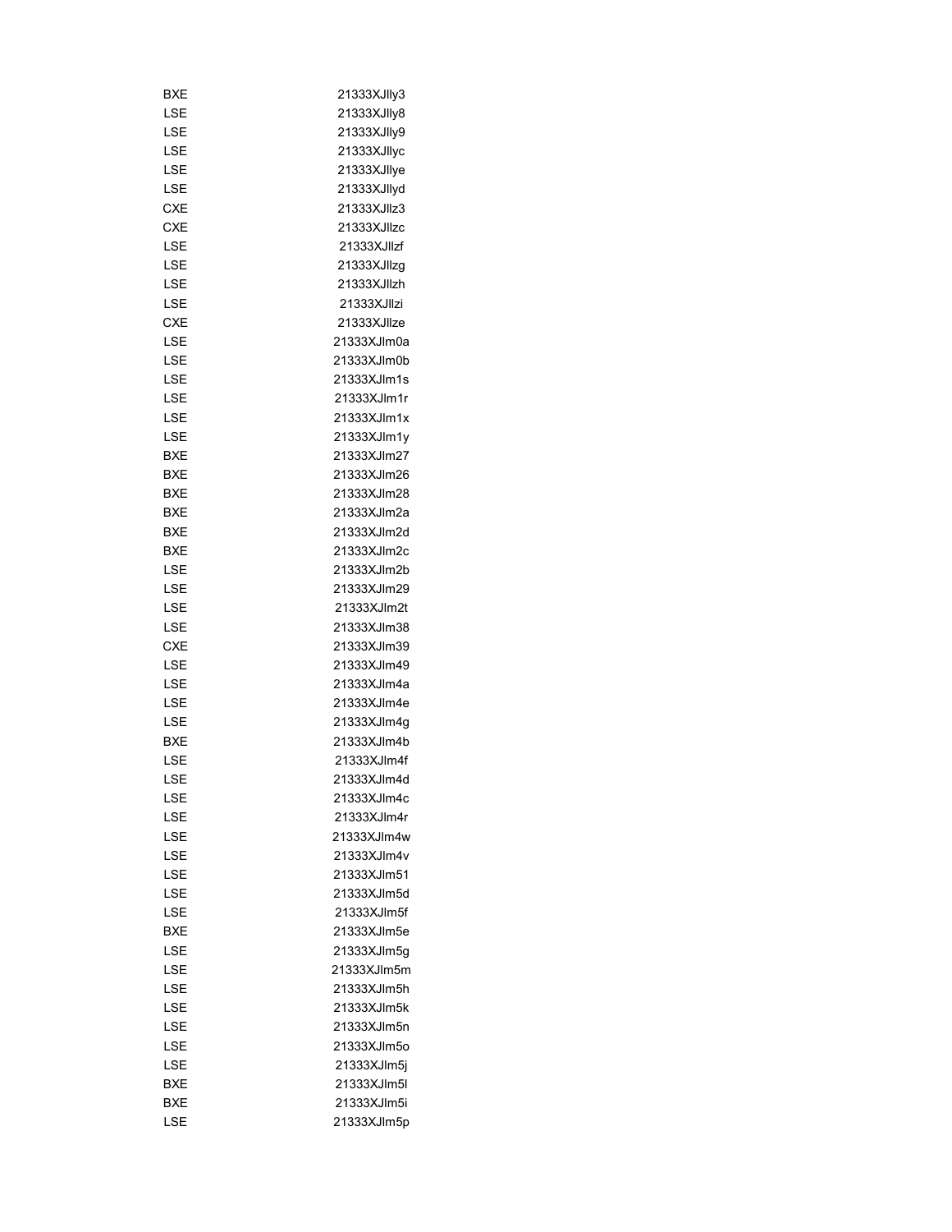| | |
|---|---|
| BXE | 21333XJlly3 |
| LSE | 21333XJlly8 |
| LSE | 21333XJlly9 |
| LSE | 21333XJllyc |
| LSE | 21333XJllye |
| LSE | 21333XJllyd |
| CXE | 21333XJllz3 |
| CXE | 21333XJllzc |
| LSE | 21333XJllzf |
| LSE | 21333XJllzg |
| LSE | 21333XJllzh |
| LSE | 21333XJllzi |
| CXE | 21333XJllze |
| LSE | 21333XJlm0a |
| LSE | 21333XJlm0b |
| LSE | 21333XJlm1s |
| LSE | 21333XJlm1r |
| LSE | 21333XJlm1x |
| LSE | 21333XJlm1y |
| BXE | 21333XJlm27 |
| BXE | 21333XJlm26 |
| BXE | 21333XJlm28 |
| BXE | 21333XJlm2a |
| BXE | 21333XJlm2d |
| BXE | 21333XJlm2c |
| LSE | 21333XJlm2b |
| LSE | 21333XJlm29 |
| LSE | 21333XJlm2t |
| LSE | 21333XJlm38 |
| CXE | 21333XJlm39 |
| LSE | 21333XJlm49 |
| LSE | 21333XJlm4a |
| LSE | 21333XJlm4e |
| LSE | 21333XJlm4g |
| BXE | 21333XJlm4b |
| LSE | 21333XJlm4f |
| LSE | 21333XJlm4d |
| LSE | 21333XJlm4c |
| LSE | 21333XJlm4r |
| LSE | 21333XJlm4w |
| LSE | 21333XJlm4v |
| LSE | 21333XJlm51 |
| LSE | 21333XJlm5d |
| LSE | 21333XJlm5f |
| BXE | 21333XJlm5e |
| LSE | 21333XJlm5g |
| LSE | 21333XJlm5m |
| LSE | 21333XJlm5h |
| LSE | 21333XJlm5k |
| LSE | 21333XJlm5n |
| LSE | 21333XJlm5o |
| LSE | 21333XJlm5j |
| BXE | 21333XJlm5l |
| BXE | 21333XJlm5i |
| LSE | 21333XJlm5p |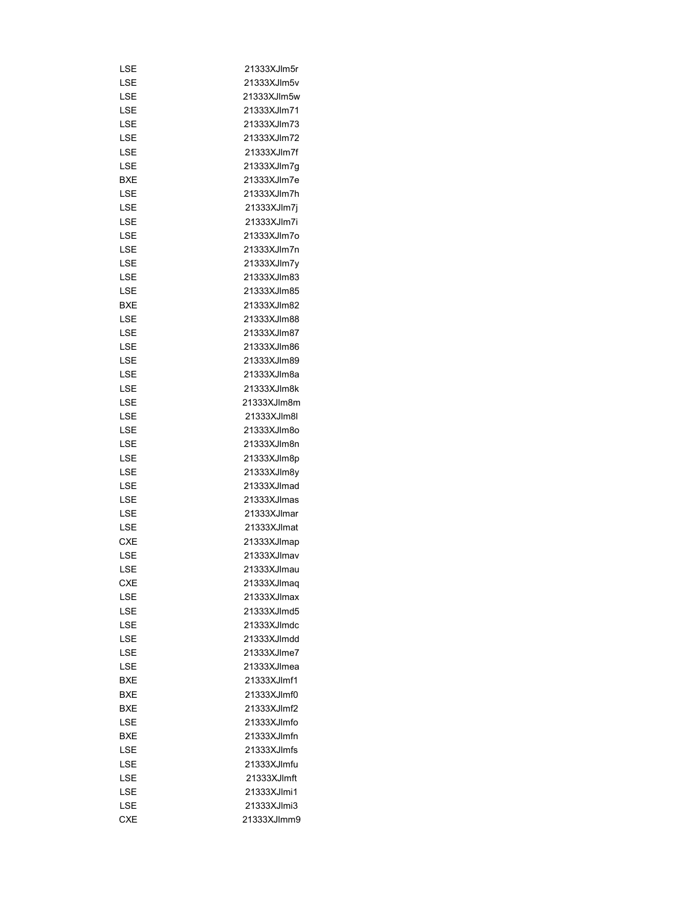| | |
|---|---|
| LSE | 21333XJlm5r |
| LSE | 21333XJlm5v |
| LSE | 21333XJlm5w |
| LSE | 21333XJlm71 |
| LSE | 21333XJlm73 |
| LSE | 21333XJlm72 |
| LSE | 21333XJlm7f |
| LSE | 21333XJlm7g |
| BXE | 21333XJlm7e |
| LSE | 21333XJlm7h |
| LSE | 21333XJlm7j |
| LSE | 21333XJlm7i |
| LSE | 21333XJlm7o |
| LSE | 21333XJlm7n |
| LSE | 21333XJlm7y |
| LSE | 21333XJlm83 |
| LSE | 21333XJlm85 |
| BXE | 21333XJlm82 |
| LSE | 21333XJlm88 |
| LSE | 21333XJlm87 |
| LSE | 21333XJlm86 |
| LSE | 21333XJlm89 |
| LSE | 21333XJlm8a |
| LSE | 21333XJlm8k |
| LSE | 21333XJlm8m |
| LSE | 21333XJlm8l |
| LSE | 21333XJlm8o |
| LSE | 21333XJlm8n |
| LSE | 21333XJlm8p |
| LSE | 21333XJlm8y |
| LSE | 21333XJlmad |
| LSE | 21333XJlmas |
| LSE | 21333XJlmar |
| LSE | 21333XJlmat |
| CXE | 21333XJlmap |
| LSE | 21333XJlmav |
| LSE | 21333XJlmau |
| CXE | 21333XJlmaq |
| LSE | 21333XJlmax |
| LSE | 21333XJlmd5 |
| LSE | 21333XJlmdc |
| LSE | 21333XJlmdd |
| LSE | 21333XJlme7 |
| LSE | 21333XJlmea |
| BXE | 21333XJlmf1 |
| BXE | 21333XJlmf0 |
| BXE | 21333XJlmf2 |
| LSE | 21333XJlmfo |
| BXE | 21333XJlmfn |
| LSE | 21333XJlmfs |
| LSE | 21333XJlmfu |
| LSE | 21333XJlmft |
| LSE | 21333XJlmi1 |
| LSE | 21333XJlmi3 |
| CXE | 21333XJlmm9 |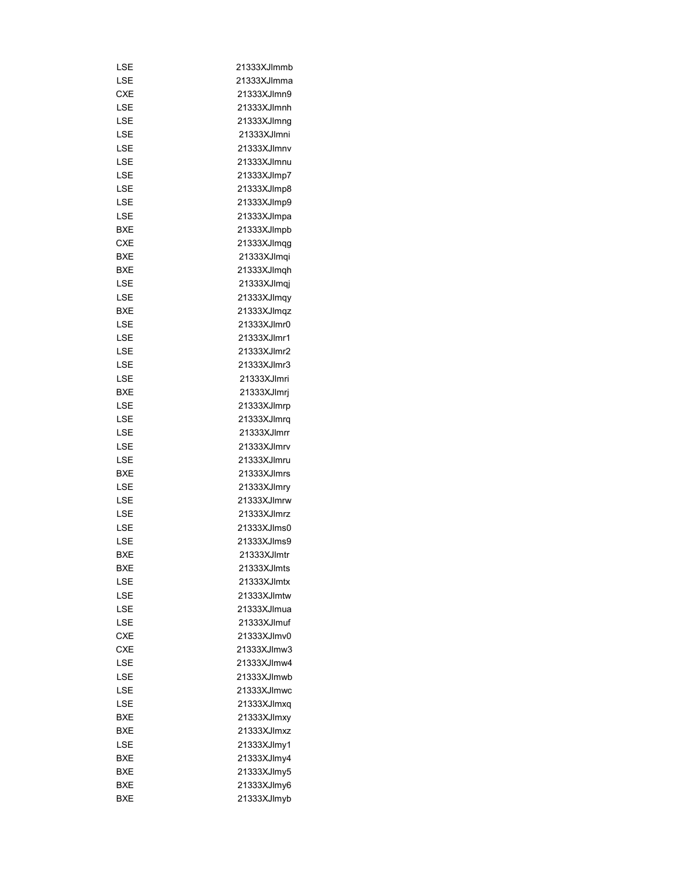| | |
|---|---|
| LSE | 21333XJlmmb |
| LSE | 21333XJlmma |
| CXE | 21333XJlmn9 |
| LSE | 21333XJlmnh |
| LSE | 21333XJlmng |
| LSE | 21333XJlmni |
| LSE | 21333XJlmnv |
| LSE | 21333XJlmnu |
| LSE | 21333XJlmp7 |
| LSE | 21333XJlmp8 |
| LSE | 21333XJlmp9 |
| LSE | 21333XJlmpa |
| BXE | 21333XJlmpb |
| CXE | 21333XJlmqg |
| BXE | 21333XJlmqi |
| BXE | 21333XJlmqh |
| LSE | 21333XJlmqj |
| LSE | 21333XJlmqy |
| BXE | 21333XJlmqz |
| LSE | 21333XJlmr0 |
| LSE | 21333XJlmr1 |
| LSE | 21333XJlmr2 |
| LSE | 21333XJlmr3 |
| LSE | 21333XJlmri |
| BXE | 21333XJlmrj |
| LSE | 21333XJlmrp |
| LSE | 21333XJlmrq |
| LSE | 21333XJlmrr |
| LSE | 21333XJlmrv |
| LSE | 21333XJlmru |
| BXE | 21333XJlmrs |
| LSE | 21333XJlmry |
| LSE | 21333XJlmrw |
| LSE | 21333XJlmrz |
| LSE | 21333XJlms0 |
| LSE | 21333XJlms9 |
| BXE | 21333XJlmtr |
| BXE | 21333XJlmts |
| LSE | 21333XJlmtx |
| LSE | 21333XJlmtw |
| LSE | 21333XJlmua |
| LSE | 21333XJlmuf |
| CXE | 21333XJlmv0 |
| CXE | 21333XJlmw3 |
| LSE | 21333XJlmw4 |
| LSE | 21333XJlmwb |
| LSE | 21333XJlmwc |
| LSE | 21333XJlmxq |
| BXE | 21333XJlmxy |
| BXE | 21333XJlmxz |
| LSE | 21333XJlmy1 |
| BXE | 21333XJlmy4 |
| BXE | 21333XJlmy5 |
| BXE | 21333XJlmy6 |
| BXE | 21333XJlmyb |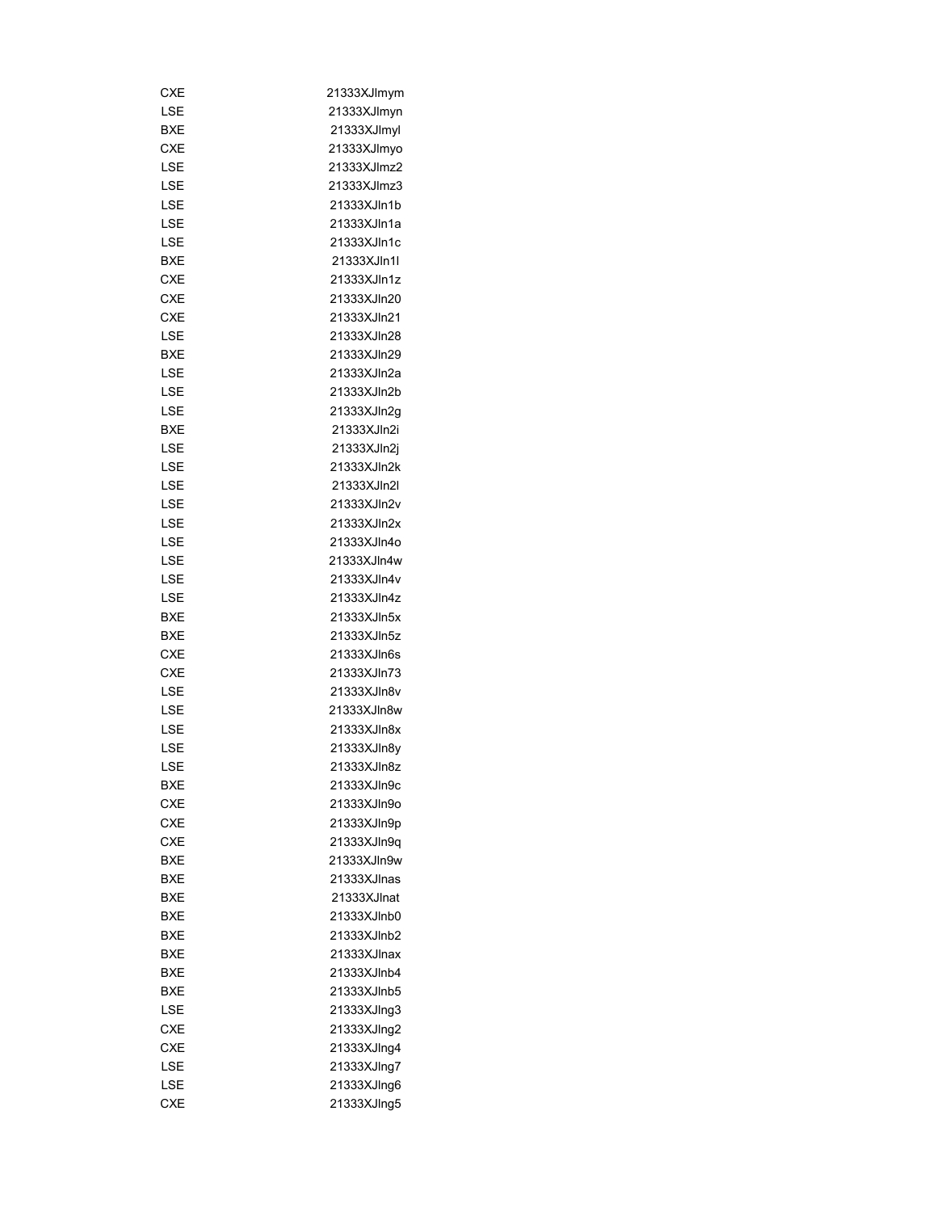| | |
|---|---|
| CXE | 21333XJlmym |
| LSE | 21333XJlmyn |
| BXE | 21333XJlmyl |
| CXE | 21333XJlmyo |
| LSE | 21333XJlmz2 |
| LSE | 21333XJlmz3 |
| LSE | 21333XJln1b |
| LSE | 21333XJln1a |
| LSE | 21333XJln1c |
| BXE | 21333XJln1l |
| CXE | 21333XJln1z |
| CXE | 21333XJln20 |
| CXE | 21333XJln21 |
| LSE | 21333XJln28 |
| BXE | 21333XJln29 |
| LSE | 21333XJln2a |
| LSE | 21333XJln2b |
| LSE | 21333XJln2g |
| BXE | 21333XJln2i |
| LSE | 21333XJln2j |
| LSE | 21333XJln2k |
| LSE | 21333XJln2l |
| LSE | 21333XJln2v |
| LSE | 21333XJln2x |
| LSE | 21333XJln4o |
| LSE | 21333XJln4w |
| LSE | 21333XJln4v |
| LSE | 21333XJln4z |
| BXE | 21333XJln5x |
| BXE | 21333XJln5z |
| CXE | 21333XJln6s |
| CXE | 21333XJln73 |
| LSE | 21333XJln8v |
| LSE | 21333XJln8w |
| LSE | 21333XJln8x |
| LSE | 21333XJln8y |
| LSE | 21333XJln8z |
| BXE | 21333XJln9c |
| CXE | 21333XJln9o |
| CXE | 21333XJln9p |
| CXE | 21333XJln9q |
| BXE | 21333XJln9w |
| BXE | 21333XJlnas |
| BXE | 21333XJlnat |
| BXE | 21333XJlnb0 |
| BXE | 21333XJlnb2 |
| BXE | 21333XJlnax |
| BXE | 21333XJlnb4 |
| BXE | 21333XJlnb5 |
| LSE | 21333XJlng3 |
| CXE | 21333XJlng2 |
| CXE | 21333XJlng4 |
| LSE | 21333XJlng7 |
| LSE | 21333XJlng6 |
| CXE | 21333XJlng5 |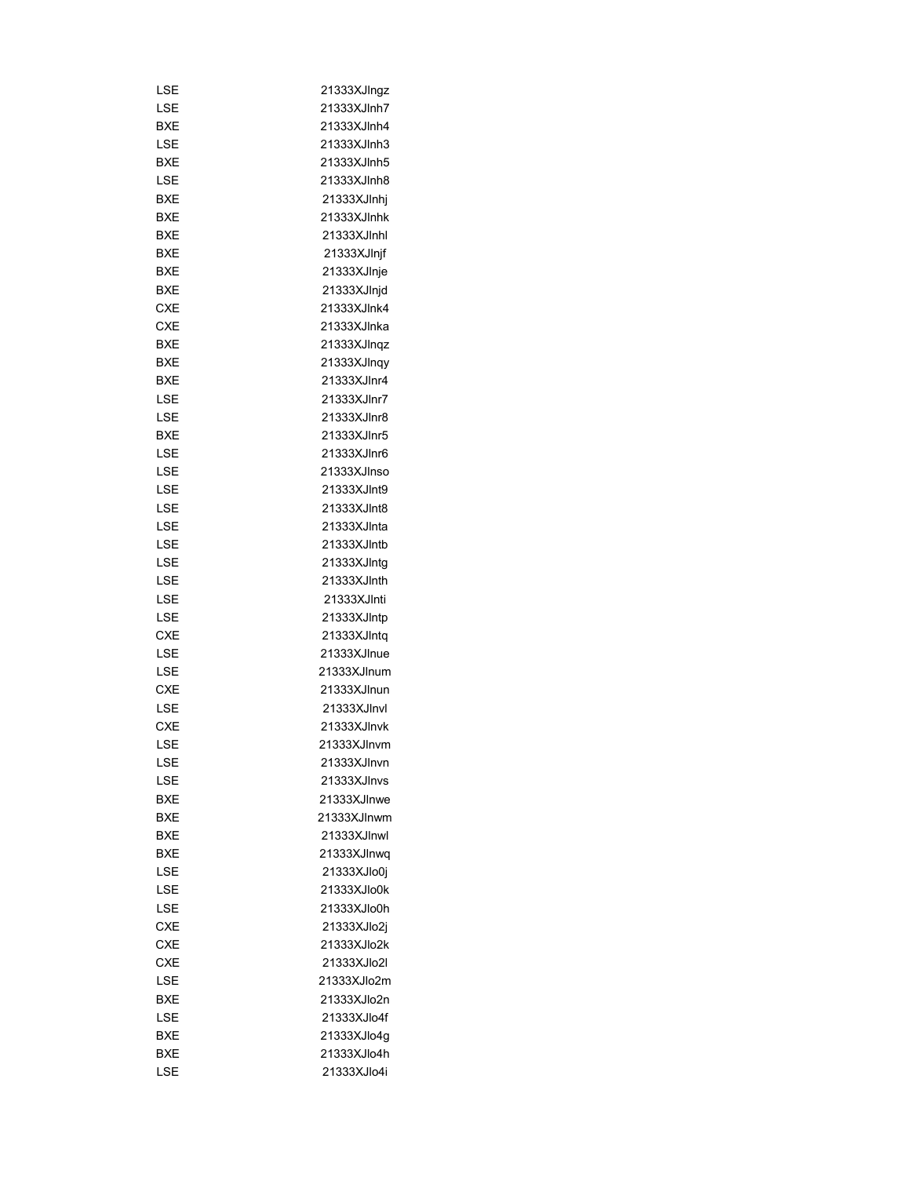| | |
|---|---|
| LSE | 21333XJlngz |
| LSE | 21333XJlnh7 |
| BXE | 21333XJlnh4 |
| LSE | 21333XJlnh3 |
| BXE | 21333XJlnh5 |
| LSE | 21333XJlnh8 |
| BXE | 21333XJlnhj |
| BXE | 21333XJlnhk |
| BXE | 21333XJlnhl |
| BXE | 21333XJlnjf |
| BXE | 21333XJlnje |
| BXE | 21333XJlnjd |
| CXE | 21333XJlnk4 |
| CXE | 21333XJlnka |
| BXE | 21333XJlnqz |
| BXE | 21333XJlnqy |
| BXE | 21333XJlnr4 |
| LSE | 21333XJlnr7 |
| LSE | 21333XJlnr8 |
| BXE | 21333XJlnr5 |
| LSE | 21333XJlnr6 |
| LSE | 21333XJlnso |
| LSE | 21333XJlnt9 |
| LSE | 21333XJlnt8 |
| LSE | 21333XJlnta |
| LSE | 21333XJlntb |
| LSE | 21333XJlntg |
| LSE | 21333XJlnth |
| LSE | 21333XJlnti |
| LSE | 21333XJlntp |
| CXE | 21333XJlntq |
| LSE | 21333XJlnue |
| LSE | 21333XJlnum |
| CXE | 21333XJlnun |
| LSE | 21333XJlnvl |
| CXE | 21333XJlnvk |
| LSE | 21333XJlnvm |
| LSE | 21333XJlnvn |
| LSE | 21333XJlnvs |
| BXE | 21333XJlnwe |
| BXE | 21333XJlnwm |
| BXE | 21333XJlnwl |
| BXE | 21333XJlnwq |
| LSE | 21333XJlo0j |
| LSE | 21333XJlo0k |
| LSE | 21333XJlo0h |
| CXE | 21333XJlo2j |
| CXE | 21333XJlo2k |
| CXE | 21333XJlo2l |
| LSE | 21333XJlo2m |
| BXE | 21333XJlo2n |
| LSE | 21333XJlo4f |
| BXE | 21333XJlo4g |
| BXE | 21333XJlo4h |
| LSE | 21333XJlo4i |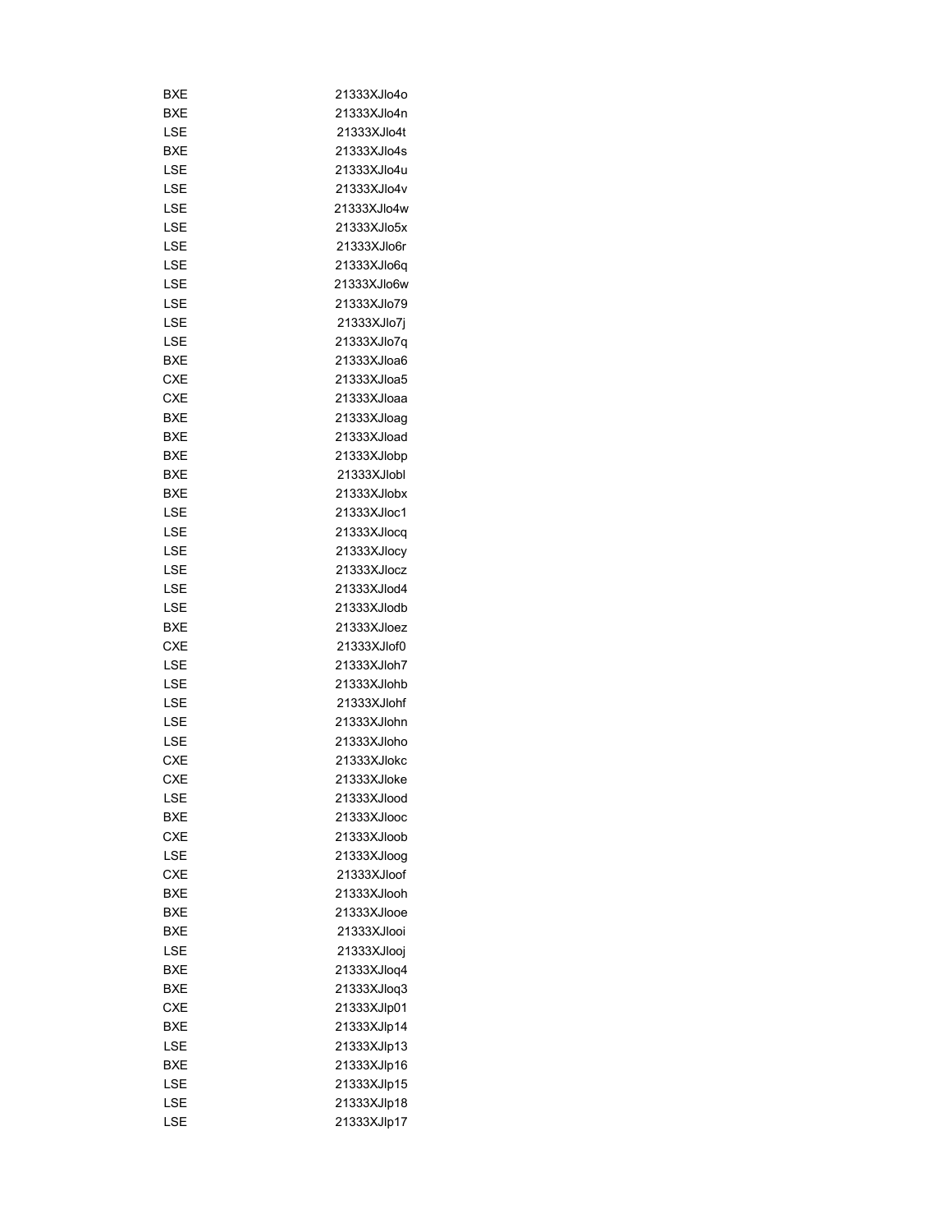| | |
|---|---|
| BXE | 21333XJlo4o |
| BXE | 21333XJlo4n |
| LSE | 21333XJlo4t |
| BXE | 21333XJlo4s |
| LSE | 21333XJlo4u |
| LSE | 21333XJlo4v |
| LSE | 21333XJlo4w |
| LSE | 21333XJlo5x |
| LSE | 21333XJlo6r |
| LSE | 21333XJlo6q |
| LSE | 21333XJlo6w |
| LSE | 21333XJlo79 |
| LSE | 21333XJlo7j |
| LSE | 21333XJlo7q |
| BXE | 21333XJloa6 |
| CXE | 21333XJloa5 |
| CXE | 21333XJloaa |
| BXE | 21333XJloag |
| BXE | 21333XJload |
| BXE | 21333XJlobp |
| BXE | 21333XJlobl |
| BXE | 21333XJlobx |
| LSE | 21333XJloc1 |
| LSE | 21333XJlocq |
| LSE | 21333XJlocy |
| LSE | 21333XJlocz |
| LSE | 21333XJlod4 |
| LSE | 21333XJlodb |
| BXE | 21333XJloez |
| CXE | 21333XJlof0 |
| LSE | 21333XJloh7 |
| LSE | 21333XJlohb |
| LSE | 21333XJlohf |
| LSE | 21333XJlohn |
| LSE | 21333XJloho |
| CXE | 21333XJlokc |
| CXE | 21333XJloke |
| LSE | 21333XJlood |
| BXE | 21333XJlooc |
| CXE | 21333XJloob |
| LSE | 21333XJloog |
| CXE | 21333XJloof |
| BXE | 21333XJlooh |
| BXE | 21333XJlooe |
| BXE | 21333XJlooi |
| LSE | 21333XJlooj |
| BXE | 21333XJloq4 |
| BXE | 21333XJloq3 |
| CXE | 21333XJlp01 |
| BXE | 21333XJlp14 |
| LSE | 21333XJlp13 |
| BXE | 21333XJlp16 |
| LSE | 21333XJlp15 |
| LSE | 21333XJlp18 |
| LSE | 21333XJlp17 |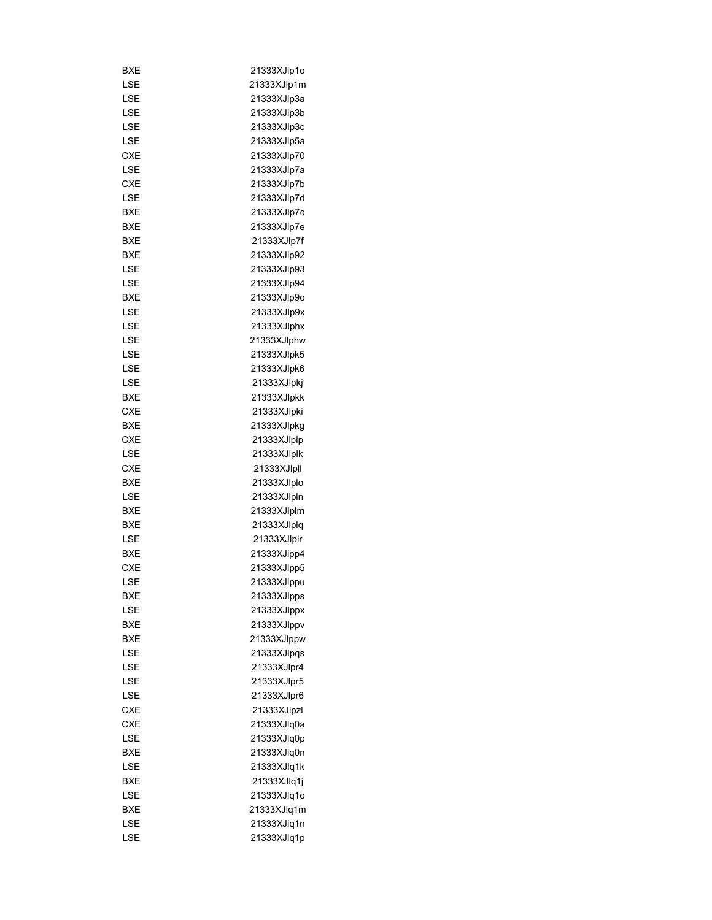| | |
|---|---|
| BXE | 21333XJlp1o |
| LSE | 21333XJlp1m |
| LSE | 21333XJlp3a |
| LSE | 21333XJlp3b |
| LSE | 21333XJlp3c |
| LSE | 21333XJlp5a |
| CXE | 21333XJlp70 |
| LSE | 21333XJlp7a |
| CXE | 21333XJlp7b |
| LSE | 21333XJlp7d |
| BXE | 21333XJlp7c |
| BXE | 21333XJlp7e |
| BXE | 21333XJlp7f |
| BXE | 21333XJlp92 |
| LSE | 21333XJlp93 |
| LSE | 21333XJlp94 |
| BXE | 21333XJlp9o |
| LSE | 21333XJlp9x |
| LSE | 21333XJlphx |
| LSE | 21333XJlphw |
| LSE | 21333XJlpk5 |
| LSE | 21333XJlpk6 |
| LSE | 21333XJlpkj |
| BXE | 21333XJlpkk |
| CXE | 21333XJlpki |
| BXE | 21333XJlpkg |
| CXE | 21333XJlplp |
| LSE | 21333XJlplk |
| CXE | 21333XJlpll |
| BXE | 21333XJlplo |
| LSE | 21333XJlpln |
| BXE | 21333XJlplm |
| BXE | 21333XJlplq |
| LSE | 21333XJlplr |
| BXE | 21333XJlpp4 |
| CXE | 21333XJlpp5 |
| LSE | 21333XJlppu |
| BXE | 21333XJlpps |
| LSE | 21333XJlppx |
| BXE | 21333XJlppv |
| BXE | 21333XJlppw |
| LSE | 21333XJlpqs |
| LSE | 21333XJlpr4 |
| LSE | 21333XJlpr5 |
| LSE | 21333XJlpr6 |
| CXE | 21333XJlpzl |
| CXE | 21333XJlq0a |
| LSE | 21333XJlq0p |
| BXE | 21333XJlq0n |
| LSE | 21333XJlq1k |
| BXE | 21333XJlq1j |
| LSE | 21333XJlq1o |
| BXE | 21333XJlq1m |
| LSE | 21333XJlq1n |
| LSE | 21333XJlq1p |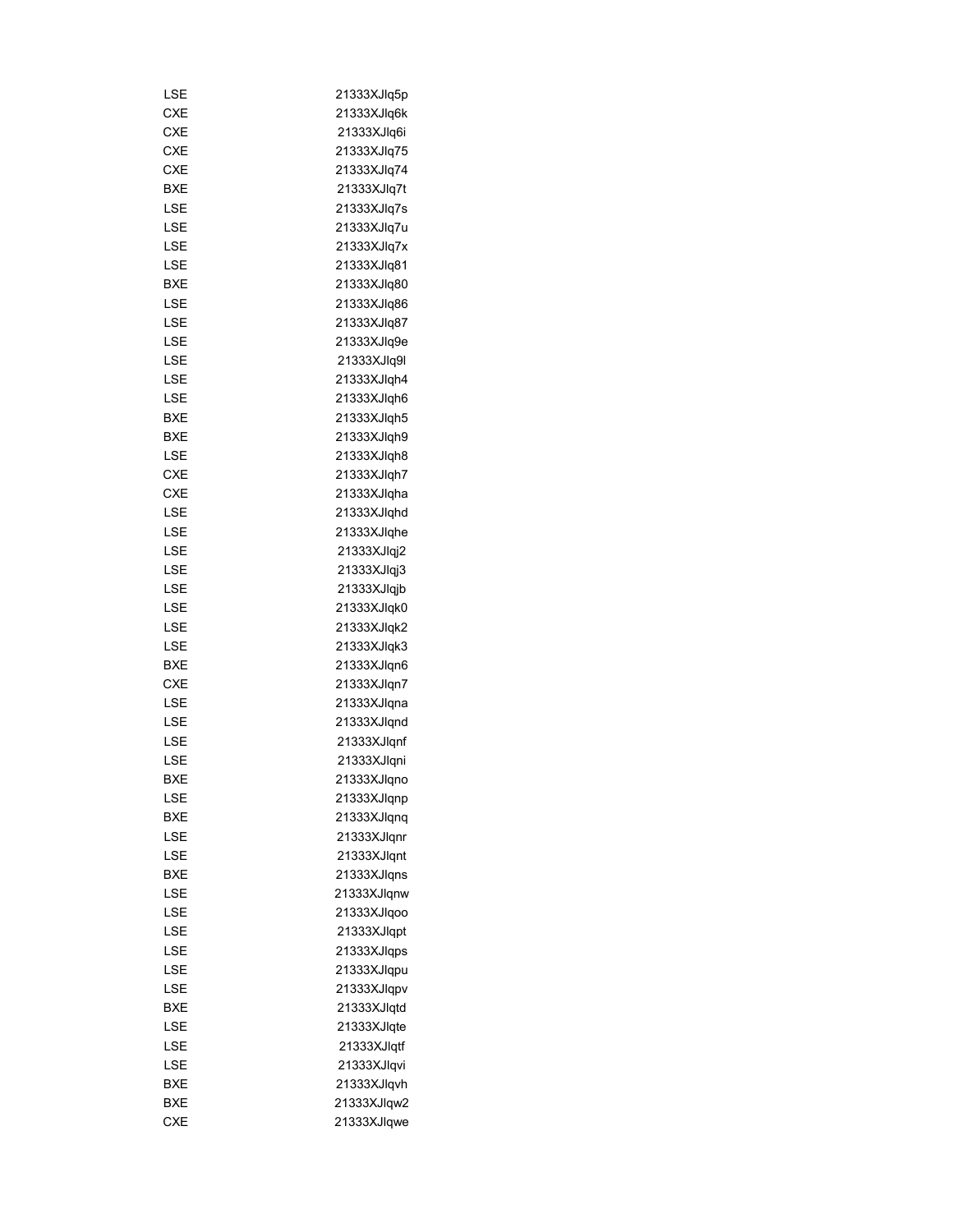| | |
|---|---|
| LSE | 21333XJlq5p |
| CXE | 21333XJlq6k |
| CXE | 21333XJlq6i |
| CXE | 21333XJlq75 |
| CXE | 21333XJlq74 |
| BXE | 21333XJlq7t |
| LSE | 21333XJlq7s |
| LSE | 21333XJlq7u |
| LSE | 21333XJlq7x |
| LSE | 21333XJlq81 |
| BXE | 21333XJlq80 |
| LSE | 21333XJlq86 |
| LSE | 21333XJlq87 |
| LSE | 21333XJlq9e |
| LSE | 21333XJlq9l |
| LSE | 21333XJlqh4 |
| LSE | 21333XJlqh6 |
| BXE | 21333XJlqh5 |
| BXE | 21333XJlqh9 |
| LSE | 21333XJlqh8 |
| CXE | 21333XJlqh7 |
| CXE | 21333XJlqha |
| LSE | 21333XJlqhd |
| LSE | 21333XJlqhe |
| LSE | 21333XJlqj2 |
| LSE | 21333XJlqj3 |
| LSE | 21333XJlqjb |
| LSE | 21333XJlqk0 |
| LSE | 21333XJlqk2 |
| LSE | 21333XJlqk3 |
| BXE | 21333XJlqn6 |
| CXE | 21333XJlqn7 |
| LSE | 21333XJlqna |
| LSE | 21333XJlqnd |
| LSE | 21333XJlqnf |
| LSE | 21333XJlqni |
| BXE | 21333XJlqno |
| LSE | 21333XJlqnp |
| BXE | 21333XJlqnq |
| LSE | 21333XJlqnr |
| LSE | 21333XJlqnt |
| BXE | 21333XJlqns |
| LSE | 21333XJlqnw |
| LSE | 21333XJlqoo |
| LSE | 21333XJlqpt |
| LSE | 21333XJlqps |
| LSE | 21333XJlqpu |
| LSE | 21333XJlqpv |
| BXE | 21333XJlqtd |
| LSE | 21333XJlqte |
| LSE | 21333XJlqtf |
| LSE | 21333XJlqvi |
| BXE | 21333XJlqvh |
| BXE | 21333XJlqw2 |
| CXE | 21333XJlqwe |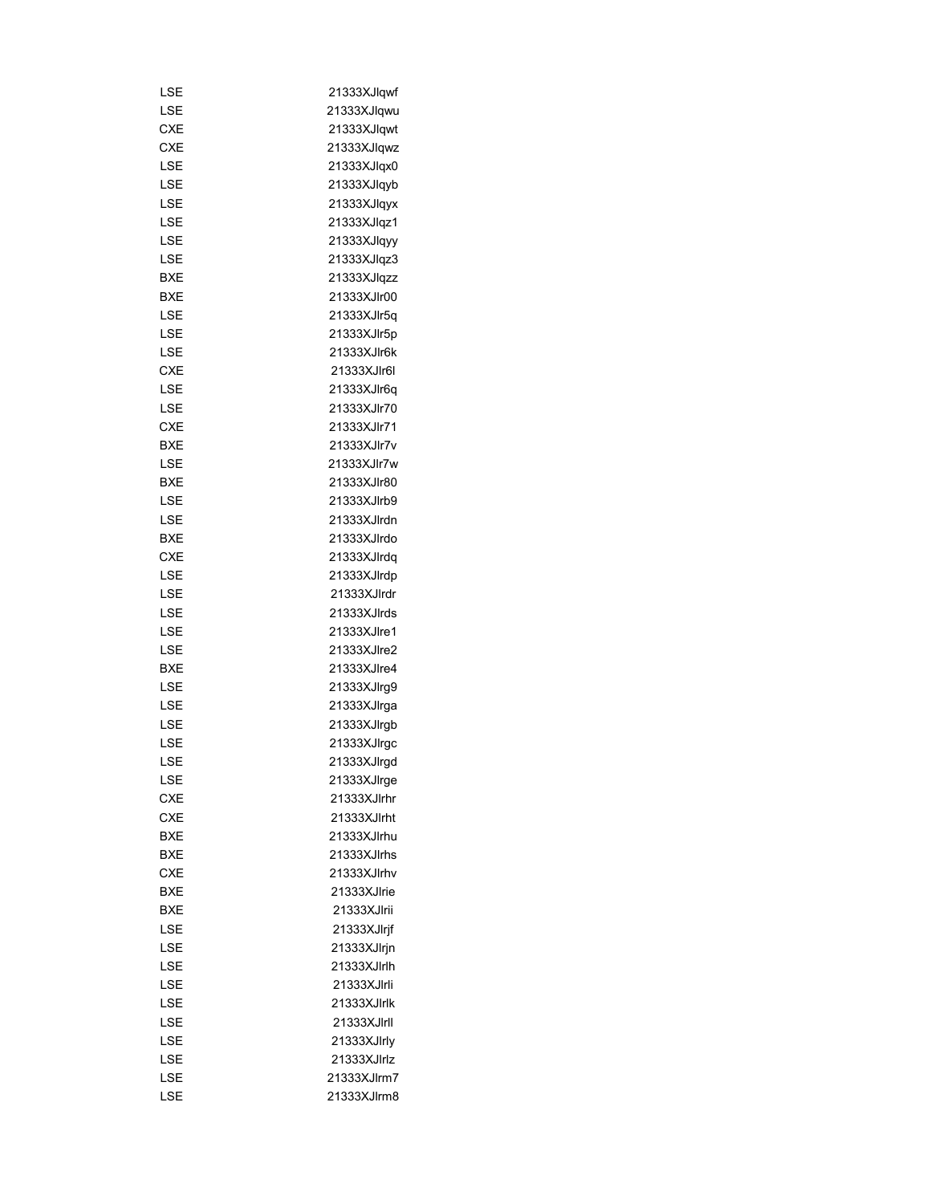| | |
|---|---|
| LSE | 21333XJlqwf |
| LSE | 21333XJlqwu |
| CXE | 21333XJlqwt |
| CXE | 21333XJlqwz |
| LSE | 21333XJlqx0 |
| LSE | 21333XJlqyb |
| LSE | 21333XJlqyx |
| LSE | 21333XJlqz1 |
| LSE | 21333XJlqyy |
| LSE | 21333XJlqz3 |
| BXE | 21333XJlqzz |
| BXE | 21333XJlr00 |
| LSE | 21333XJlr5q |
| LSE | 21333XJlr5p |
| LSE | 21333XJlr6k |
| CXE | 21333XJlr6l |
| LSE | 21333XJlr6q |
| LSE | 21333XJlr70 |
| CXE | 21333XJlr71 |
| BXE | 21333XJlr7v |
| LSE | 21333XJlr7w |
| BXE | 21333XJlr80 |
| LSE | 21333XJlrb9 |
| LSE | 21333XJlrdn |
| BXE | 21333XJlrdo |
| CXE | 21333XJlrdq |
| LSE | 21333XJlrdp |
| LSE | 21333XJlrdr |
| LSE | 21333XJlrds |
| LSE | 21333XJlre1 |
| LSE | 21333XJlre2 |
| BXE | 21333XJlre4 |
| LSE | 21333XJlrg9 |
| LSE | 21333XJlrga |
| LSE | 21333XJlrgb |
| LSE | 21333XJlrgc |
| LSE | 21333XJlrgd |
| LSE | 21333XJlrge |
| CXE | 21333XJlrhr |
| CXE | 21333XJlrht |
| BXE | 21333XJlrhu |
| BXE | 21333XJlrhs |
| CXE | 21333XJlrhv |
| BXE | 21333XJlrie |
| BXE | 21333XJlrii |
| LSE | 21333XJlrjf |
| LSE | 21333XJlrjn |
| LSE | 21333XJlrlh |
| LSE | 21333XJlrli |
| LSE | 21333XJlrlk |
| LSE | 21333XJlrll |
| LSE | 21333XJlrly |
| LSE | 21333XJlrlz |
| LSE | 21333XJlrm7 |
| LSE | 21333XJlrm8 |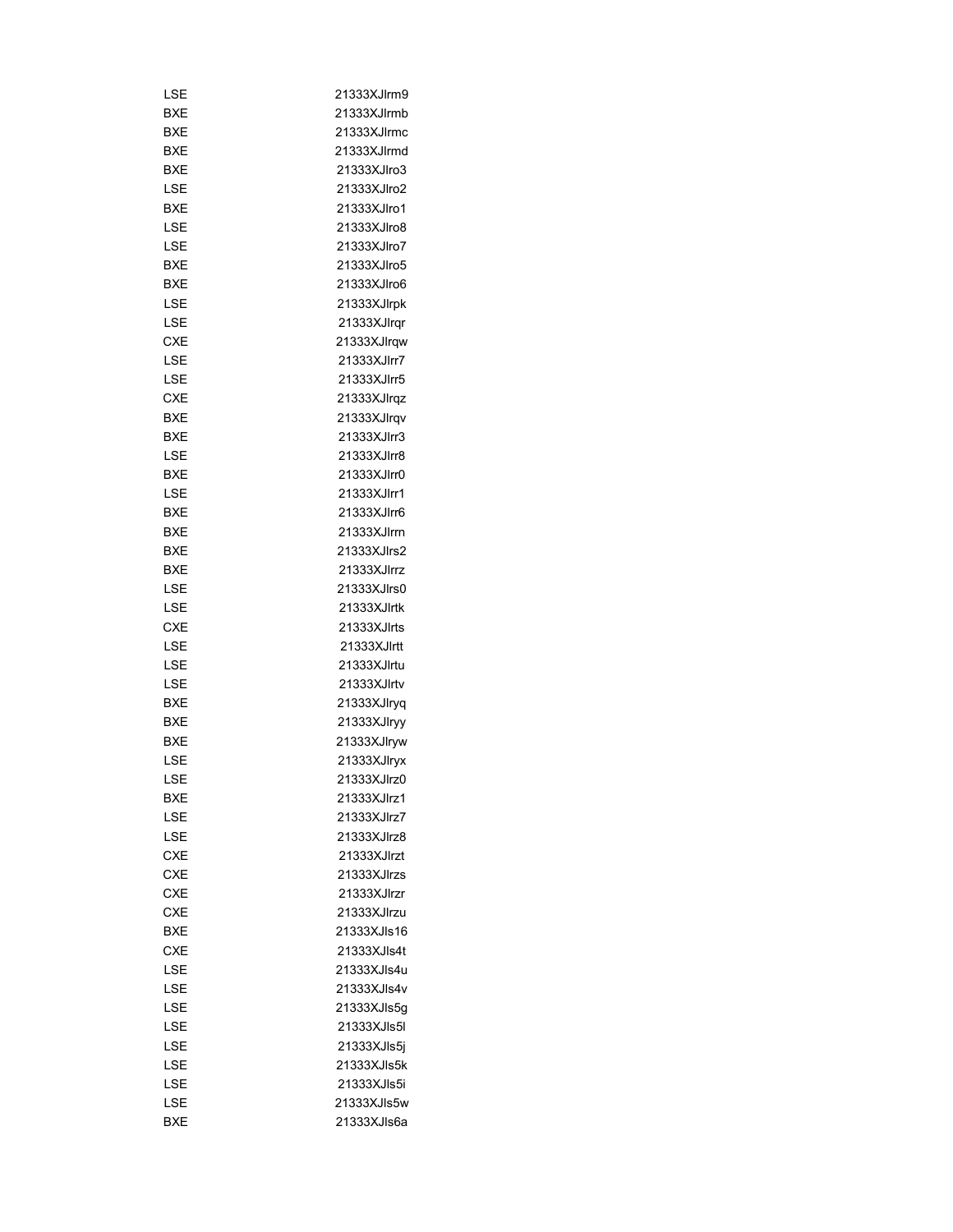| | |
|---|---|
| LSE | 21333XJlrm9 |
| BXE | 21333XJlrmb |
| BXE | 21333XJlrmc |
| BXE | 21333XJlrmd |
| BXE | 21333XJlro3 |
| LSE | 21333XJlro2 |
| BXE | 21333XJlro1 |
| LSE | 21333XJlro8 |
| LSE | 21333XJlro7 |
| BXE | 21333XJlro5 |
| BXE | 21333XJlro6 |
| LSE | 21333XJlrpk |
| LSE | 21333XJlrqr |
| CXE | 21333XJlrqw |
| LSE | 21333XJlrr7 |
| LSE | 21333XJlrr5 |
| CXE | 21333XJlrqz |
| BXE | 21333XJlrqv |
| BXE | 21333XJlrr3 |
| LSE | 21333XJlrr8 |
| BXE | 21333XJlrr0 |
| LSE | 21333XJlrr1 |
| BXE | 21333XJlrr6 |
| BXE | 21333XJlrrn |
| BXE | 21333XJlrs2 |
| BXE | 21333XJlrrz |
| LSE | 21333XJlrs0 |
| LSE | 21333XJlrtk |
| CXE | 21333XJlrts |
| LSE | 21333XJlrtt |
| LSE | 21333XJlrtu |
| LSE | 21333XJlrtv |
| BXE | 21333XJlryq |
| BXE | 21333XJlryy |
| BXE | 21333XJlryw |
| LSE | 21333XJlryx |
| LSE | 21333XJlrz0 |
| BXE | 21333XJlrz1 |
| LSE | 21333XJlrz7 |
| LSE | 21333XJlrz8 |
| CXE | 21333XJlrzt |
| CXE | 21333XJlrzs |
| CXE | 21333XJlrzr |
| CXE | 21333XJlrzu |
| BXE | 21333XJls16 |
| CXE | 21333XJls4t |
| LSE | 21333XJls4u |
| LSE | 21333XJls4v |
| LSE | 21333XJls5g |
| LSE | 21333XJls5l |
| LSE | 21333XJls5j |
| LSE | 21333XJls5k |
| LSE | 21333XJls5i |
| LSE | 21333XJls5w |
| BXE | 21333XJls6a |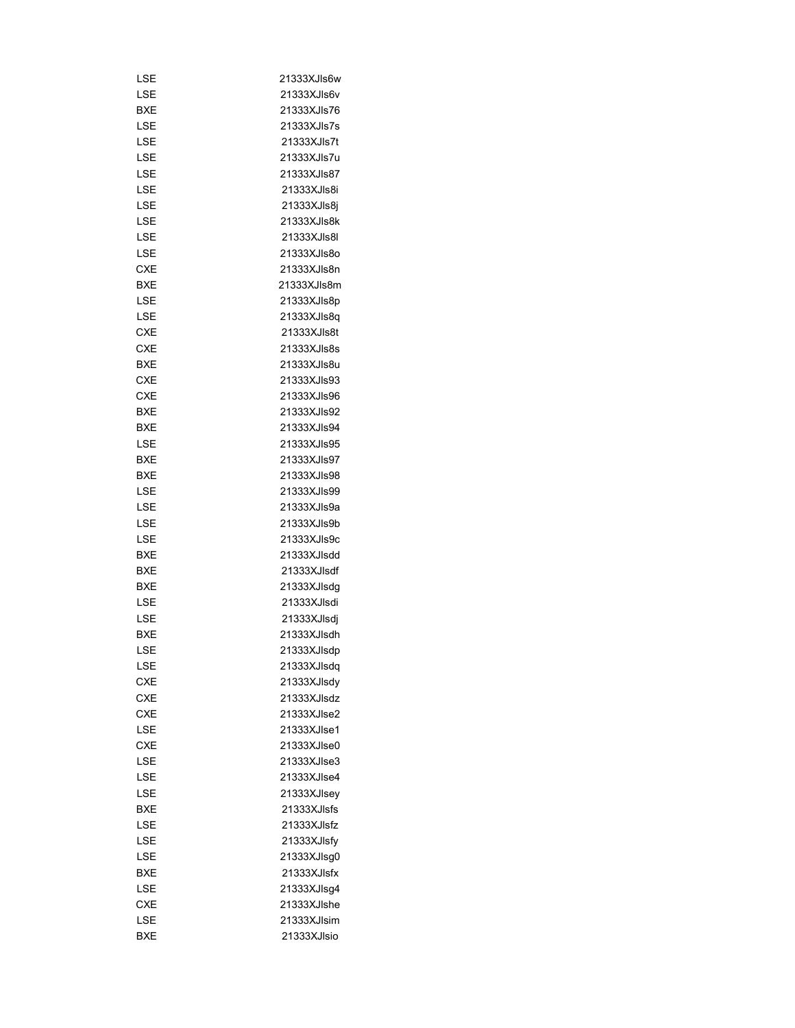| | |
|---|---|
| LSE | 21333XJls6w |
| LSE | 21333XJls6v |
| BXE | 21333XJls76 |
| LSE | 21333XJls7s |
| LSE | 21333XJls7t |
| LSE | 21333XJls7u |
| LSE | 21333XJls87 |
| LSE | 21333XJls8i |
| LSE | 21333XJls8j |
| LSE | 21333XJls8k |
| LSE | 21333XJls8l |
| LSE | 21333XJls8o |
| CXE | 21333XJls8n |
| BXE | 21333XJls8m |
| LSE | 21333XJls8p |
| LSE | 21333XJls8q |
| CXE | 21333XJls8t |
| CXE | 21333XJls8s |
| BXE | 21333XJls8u |
| CXE | 21333XJls93 |
| CXE | 21333XJls96 |
| BXE | 21333XJls92 |
| BXE | 21333XJls94 |
| LSE | 21333XJls95 |
| BXE | 21333XJls97 |
| BXE | 21333XJls98 |
| LSE | 21333XJls99 |
| LSE | 21333XJls9a |
| LSE | 21333XJls9b |
| LSE | 21333XJls9c |
| BXE | 21333XJlsdd |
| BXE | 21333XJlsdf |
| BXE | 21333XJlsdg |
| LSE | 21333XJlsdi |
| LSE | 21333XJlsdj |
| BXE | 21333XJlsdh |
| LSE | 21333XJlsdp |
| LSE | 21333XJlsdq |
| CXE | 21333XJlsdy |
| CXE | 21333XJlsdz |
| CXE | 21333XJlse2 |
| LSE | 21333XJlse1 |
| CXE | 21333XJlse0 |
| LSE | 21333XJlse3 |
| LSE | 21333XJlse4 |
| LSE | 21333XJlsey |
| BXE | 21333XJlsfs |
| LSE | 21333XJlsfz |
| LSE | 21333XJlsfy |
| LSE | 21333XJlsg0 |
| BXE | 21333XJlsfx |
| LSE | 21333XJlsg4 |
| CXE | 21333XJlshe |
| LSE | 21333XJlsim |
| BXE | 21333XJlsio |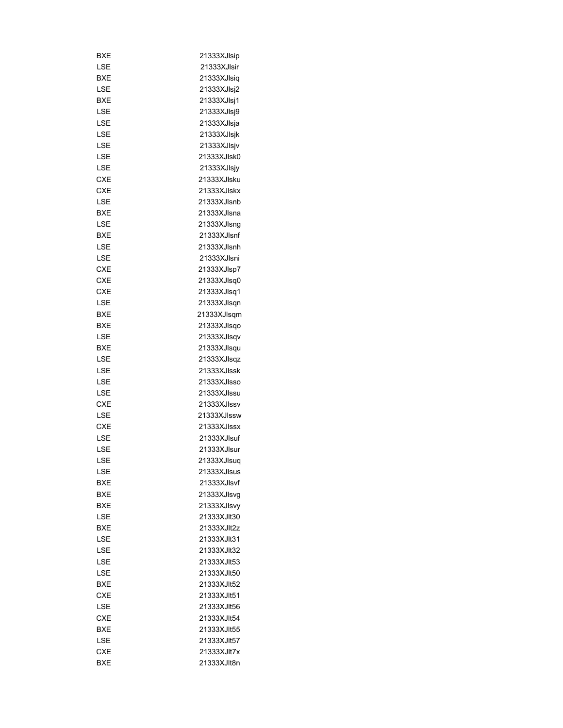| | |
|---|---|
| BXE | 21333XJlsip |
| LSE | 21333XJlsir |
| BXE | 21333XJlsiq |
| LSE | 21333XJlsj2 |
| BXE | 21333XJlsj1 |
| LSE | 21333XJlsj9 |
| LSE | 21333XJlsja |
| LSE | 21333XJlsjk |
| LSE | 21333XJlsjv |
| LSE | 21333XJlsk0 |
| LSE | 21333XJlsjy |
| CXE | 21333XJlsku |
| CXE | 21333XJlskx |
| LSE | 21333XJlsnb |
| BXE | 21333XJlsna |
| LSE | 21333XJlsng |
| BXE | 21333XJlsnf |
| LSE | 21333XJlsnh |
| LSE | 21333XJlsni |
| CXE | 21333XJlsp7 |
| CXE | 21333XJlsq0 |
| CXE | 21333XJlsq1 |
| LSE | 21333XJlsqn |
| BXE | 21333XJlsqm |
| BXE | 21333XJlsqo |
| LSE | 21333XJlsqv |
| BXE | 21333XJlsqu |
| LSE | 21333XJlsqz |
| LSE | 21333XJlssk |
| LSE | 21333XJlsso |
| LSE | 21333XJlssu |
| CXE | 21333XJlssv |
| LSE | 21333XJlssw |
| CXE | 21333XJlssx |
| LSE | 21333XJlsuf |
| LSE | 21333XJlsur |
| LSE | 21333XJlsuq |
| LSE | 21333XJlsus |
| BXE | 21333XJlsvf |
| BXE | 21333XJlsvg |
| BXE | 21333XJlsvy |
| LSE | 21333XJlt30 |
| BXE | 21333XJlt2z |
| LSE | 21333XJlt31 |
| LSE | 21333XJlt32 |
| LSE | 21333XJlt53 |
| LSE | 21333XJlt50 |
| BXE | 21333XJlt52 |
| CXE | 21333XJlt51 |
| LSE | 21333XJlt56 |
| CXE | 21333XJlt54 |
| BXE | 21333XJlt55 |
| LSE | 21333XJlt57 |
| CXE | 21333XJlt7x |
| BXE | 21333XJlt8n |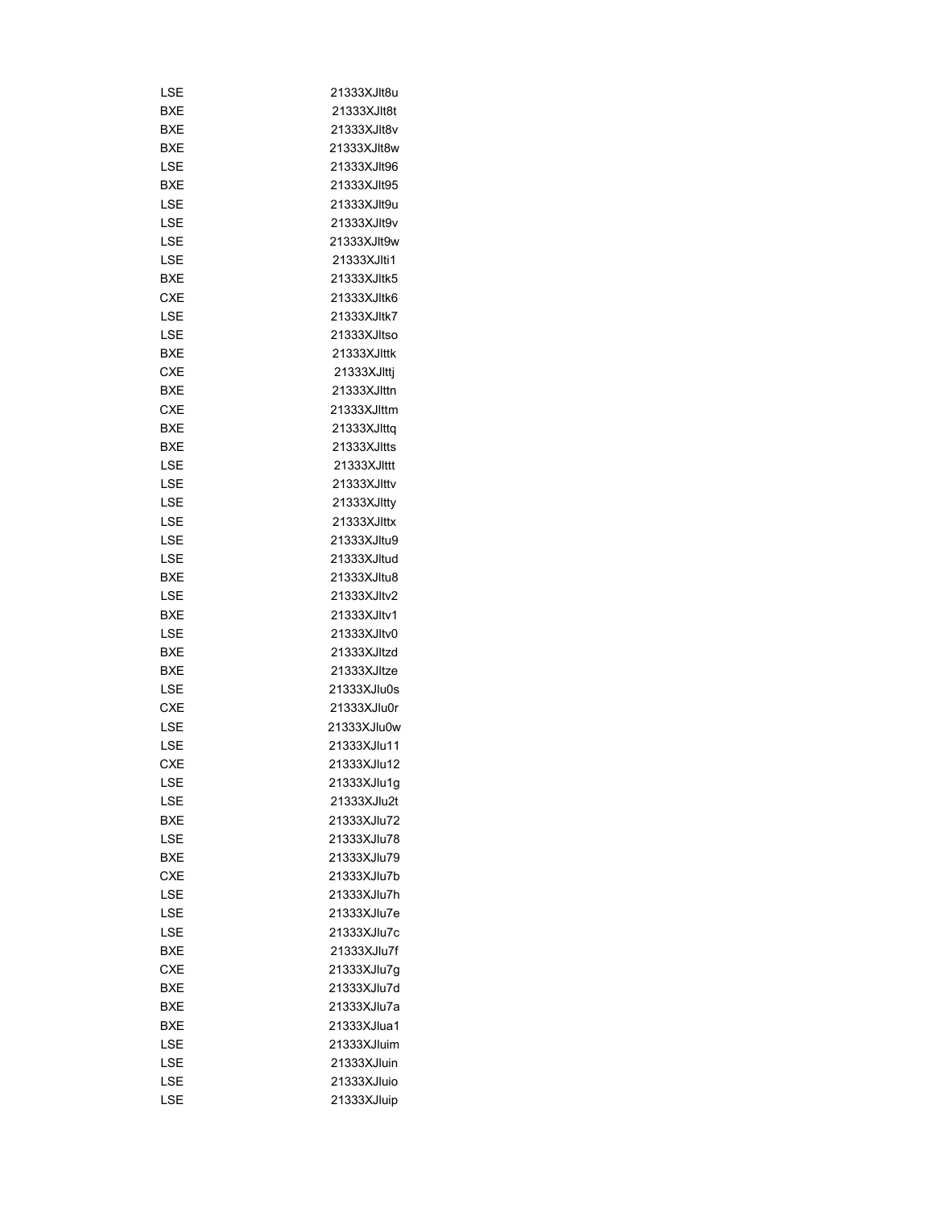| LSE | 21333XJlt8u |
|---|---|
| BXE | 21333XJlt8t |
| BXE | 21333XJlt8v |
| BXE | 21333XJlt8w |
| LSE | 21333XJlt96 |
| BXE | 21333XJlt95 |
| LSE | 21333XJlt9u |
| LSE | 21333XJlt9v |
| LSE | 21333XJlt9w |
| LSE | 21333XJlti1 |
| BXE | 21333XJltk5 |
| CXE | 21333XJltk6 |
| LSE | 21333XJltk7 |
| LSE | 21333XJltso |
| BXE | 21333XJlttk |
| CXE | 21333XJlttj |
| BXE | 21333XJlttn |
| CXE | 21333XJlttm |
| BXE | 21333XJlttq |
| BXE | 21333XJltts |
| LSE | 21333XJlttt |
| LSE | 21333XJlttv |
| LSE | 21333XJltty |
| LSE | 21333XJlttx |
| LSE | 21333XJltu9 |
| LSE | 21333XJltud |
| BXE | 21333XJltu8 |
| LSE | 21333XJltv2 |
| BXE | 21333XJltv1 |
| LSE | 21333XJltv0 |
| BXE | 21333XJltzd |
| BXE | 21333XJltze |
| LSE | 21333XJlu0s |
| CXE | 21333XJlu0r |
| LSE | 21333XJlu0w |
| LSE | 21333XJlu11 |
| CXE | 21333XJlu12 |
| LSE | 21333XJlu1g |
| LSE | 21333XJlu2t |
| BXE | 21333XJlu72 |
| LSE | 21333XJlu78 |
| BXE | 21333XJlu79 |
| CXE | 21333XJlu7b |
| LSE | 21333XJlu7h |
| LSE | 21333XJlu7e |
| LSE | 21333XJlu7c |
| BXE | 21333XJlu7f |
| CXE | 21333XJlu7g |
| BXE | 21333XJlu7d |
| BXE | 21333XJlu7a |
| BXE | 21333XJlua1 |
| LSE | 21333XJluim |
| LSE | 21333XJluin |
| LSE | 21333XJluio |
| LSE | 21333XJluip |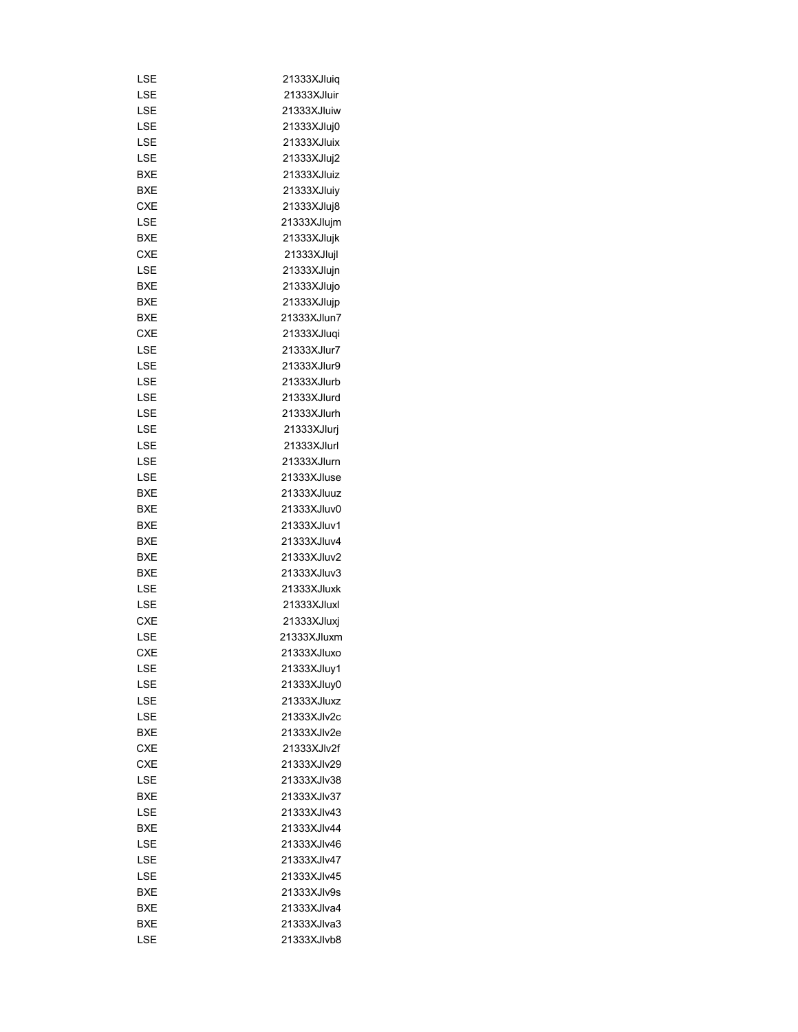| | |
|---|---|
| LSE | 21333XJluiq |
| LSE | 21333XJluir |
| LSE | 21333XJluiw |
| LSE | 21333XJluj0 |
| LSE | 21333XJluix |
| LSE | 21333XJluj2 |
| BXE | 21333XJluiz |
| BXE | 21333XJluiy |
| CXE | 21333XJluj8 |
| LSE | 21333XJlujm |
| BXE | 21333XJlujk |
| CXE | 21333XJlujl |
| LSE | 21333XJlujn |
| BXE | 21333XJlujo |
| BXE | 21333XJlujp |
| BXE | 21333XJlun7 |
| CXE | 21333XJluqi |
| LSE | 21333XJlur7 |
| LSE | 21333XJlur9 |
| LSE | 21333XJlurb |
| LSE | 21333XJlurd |
| LSE | 21333XJlurh |
| LSE | 21333XJlurj |
| LSE | 21333XJlurl |
| LSE | 21333XJlurn |
| LSE | 21333XJluse |
| BXE | 21333XJluuz |
| BXE | 21333XJluv0 |
| BXE | 21333XJluv1 |
| BXE | 21333XJluv4 |
| BXE | 21333XJluv2 |
| BXE | 21333XJluv3 |
| LSE | 21333XJluxk |
| LSE | 21333XJluxl |
| CXE | 21333XJluxj |
| LSE | 21333XJluxm |
| CXE | 21333XJluxo |
| LSE | 21333XJluy1 |
| LSE | 21333XJluy0 |
| LSE | 21333XJluxz |
| LSE | 21333XJlv2c |
| BXE | 21333XJlv2e |
| CXE | 21333XJlv2f |
| CXE | 21333XJlv29 |
| LSE | 21333XJlv38 |
| BXE | 21333XJlv37 |
| LSE | 21333XJlv43 |
| BXE | 21333XJlv44 |
| LSE | 21333XJlv46 |
| LSE | 21333XJlv47 |
| LSE | 21333XJlv45 |
| BXE | 21333XJlv9s |
| BXE | 21333XJlva4 |
| BXE | 21333XJlva3 |
| LSE | 21333XJlvb8 |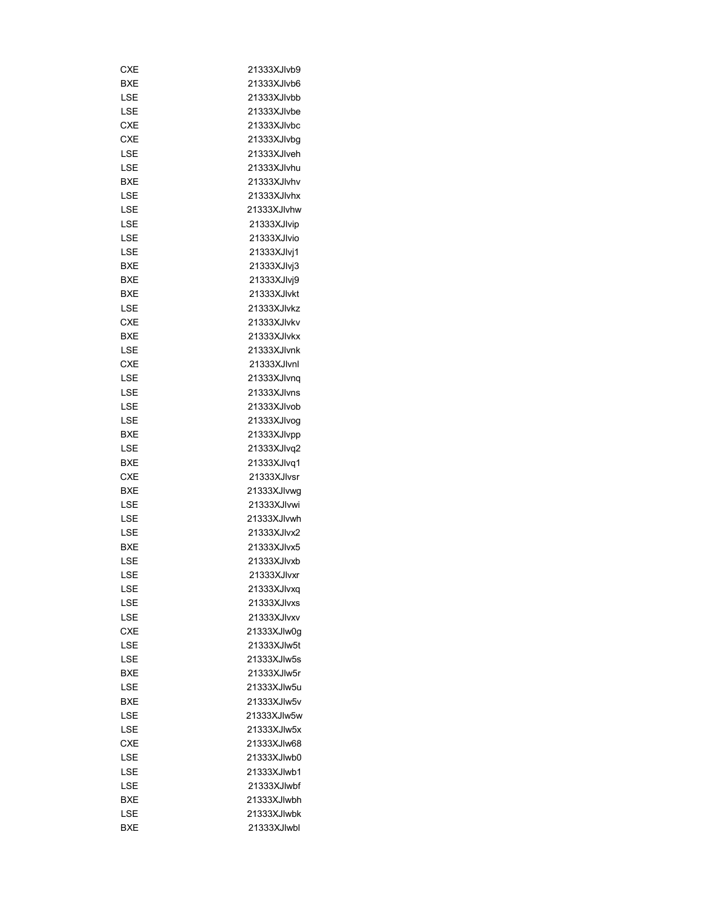| | |
|---|---|
| CXE | 21333XJlvb9 |
| BXE | 21333XJlvb6 |
| LSE | 21333XJlvbb |
| LSE | 21333XJlvbe |
| CXE | 21333XJlvbc |
| CXE | 21333XJlvbg |
| LSE | 21333XJlveh |
| LSE | 21333XJlvhu |
| BXE | 21333XJlvhv |
| LSE | 21333XJlvhx |
| LSE | 21333XJlvhw |
| LSE | 21333XJlvip |
| LSE | 21333XJlvio |
| LSE | 21333XJlvj1 |
| BXE | 21333XJlvj3 |
| BXE | 21333XJlvj9 |
| BXE | 21333XJlvkt |
| LSE | 21333XJlvkz |
| CXE | 21333XJlvkv |
| BXE | 21333XJlvkx |
| LSE | 21333XJlvnk |
| CXE | 21333XJlvnl |
| LSE | 21333XJlvnq |
| LSE | 21333XJlvns |
| LSE | 21333XJlvob |
| LSE | 21333XJlvog |
| BXE | 21333XJlvpp |
| LSE | 21333XJlvq2 |
| BXE | 21333XJlvq1 |
| CXE | 21333XJlvsr |
| BXE | 21333XJlvwg |
| LSE | 21333XJlvwi |
| LSE | 21333XJlvwh |
| LSE | 21333XJlvx2 |
| BXE | 21333XJlvx5 |
| LSE | 21333XJlvxb |
| LSE | 21333XJlvxr |
| LSE | 21333XJlvxq |
| LSE | 21333XJlvxs |
| LSE | 21333XJlvxv |
| CXE | 21333XJlw0g |
| LSE | 21333XJlw5t |
| LSE | 21333XJlw5s |
| BXE | 21333XJlw5r |
| LSE | 21333XJlw5u |
| BXE | 21333XJlw5v |
| LSE | 21333XJlw5w |
| LSE | 21333XJlw5x |
| CXE | 21333XJlw68 |
| LSE | 21333XJlwb0 |
| LSE | 21333XJlwb1 |
| LSE | 21333XJlwbf |
| BXE | 21333XJlwbh |
| LSE | 21333XJlwbk |
| BXE | 21333XJlwbl |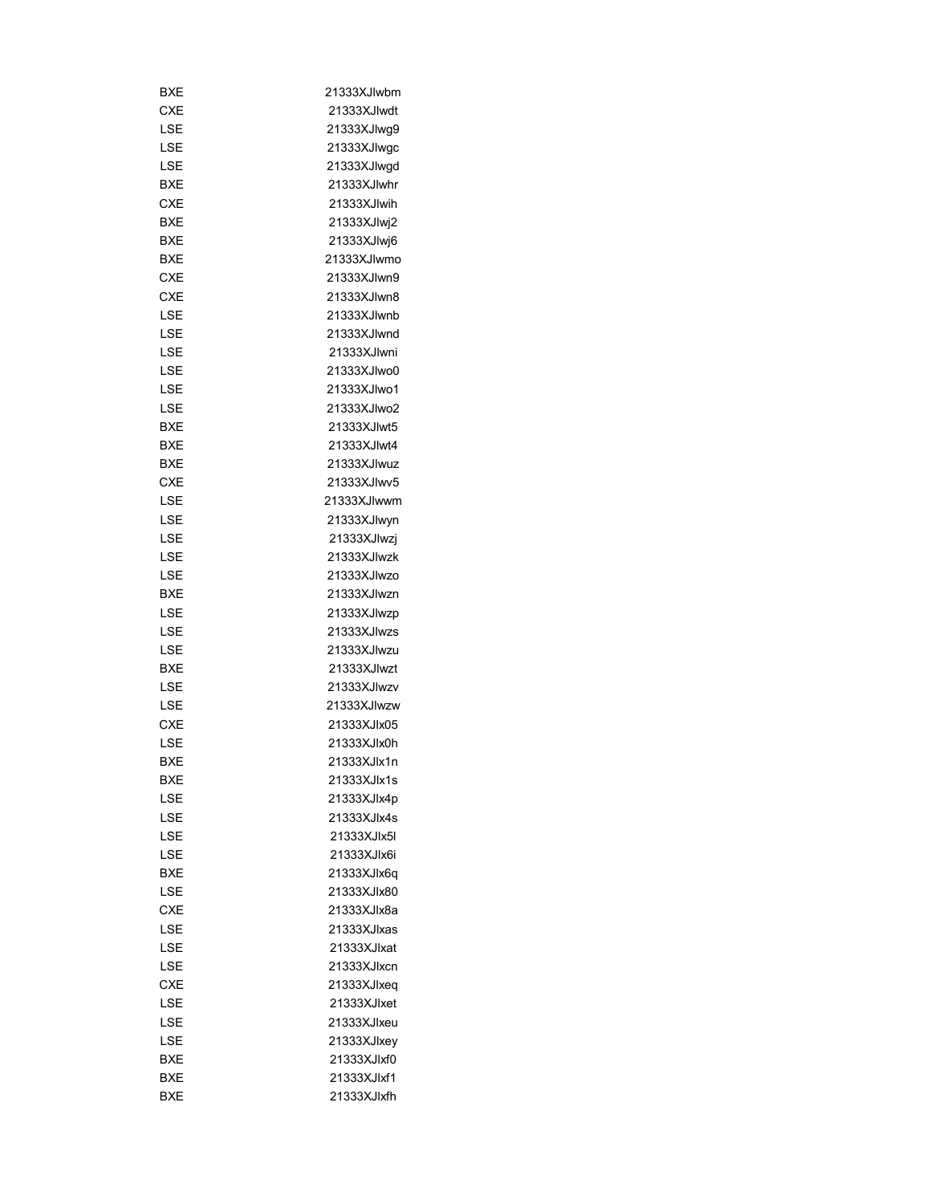| | |
|---|---|
| BXE | 21333XJlwbm |
| CXE | 21333XJlwdt |
| LSE | 21333XJlwg9 |
| LSE | 21333XJlwgc |
| LSE | 21333XJlwgd |
| BXE | 21333XJlwhr |
| CXE | 21333XJlwih |
| BXE | 21333XJlwj2 |
| BXE | 21333XJlwj6 |
| BXE | 21333XJlwmo |
| CXE | 21333XJlwn9 |
| CXE | 21333XJlwn8 |
| LSE | 21333XJlwnb |
| LSE | 21333XJlwnd |
| LSE | 21333XJlwni |
| LSE | 21333XJlwo0 |
| LSE | 21333XJlwo1 |
| LSE | 21333XJlwo2 |
| BXE | 21333XJlwt5 |
| BXE | 21333XJlwt4 |
| BXE | 21333XJlwuz |
| CXE | 21333XJlwv5 |
| LSE | 21333XJlwwm |
| LSE | 21333XJlwyn |
| LSE | 21333XJlwzj |
| LSE | 21333XJlwzk |
| LSE | 21333XJlwzo |
| BXE | 21333XJlwzn |
| LSE | 21333XJlwzp |
| LSE | 21333XJlwzs |
| LSE | 21333XJlwzu |
| BXE | 21333XJlwzt |
| LSE | 21333XJlwzv |
| LSE | 21333XJlwzw |
| CXE | 21333XJlx05 |
| LSE | 21333XJlx0h |
| BXE | 21333XJlx1n |
| BXE | 21333XJlx1s |
| LSE | 21333XJlx4p |
| LSE | 21333XJlx4s |
| LSE | 21333XJlx5l |
| LSE | 21333XJlx6i |
| BXE | 21333XJlx6q |
| LSE | 21333XJlx80 |
| CXE | 21333XJlx8a |
| LSE | 21333XJlxas |
| LSE | 21333XJlxat |
| LSE | 21333XJlxcn |
| CXE | 21333XJlxeq |
| LSE | 21333XJlxet |
| LSE | 21333XJlxeu |
| LSE | 21333XJlxey |
| BXE | 21333XJlxf0 |
| BXE | 21333XJlxf1 |
| BXE | 21333XJlxfh |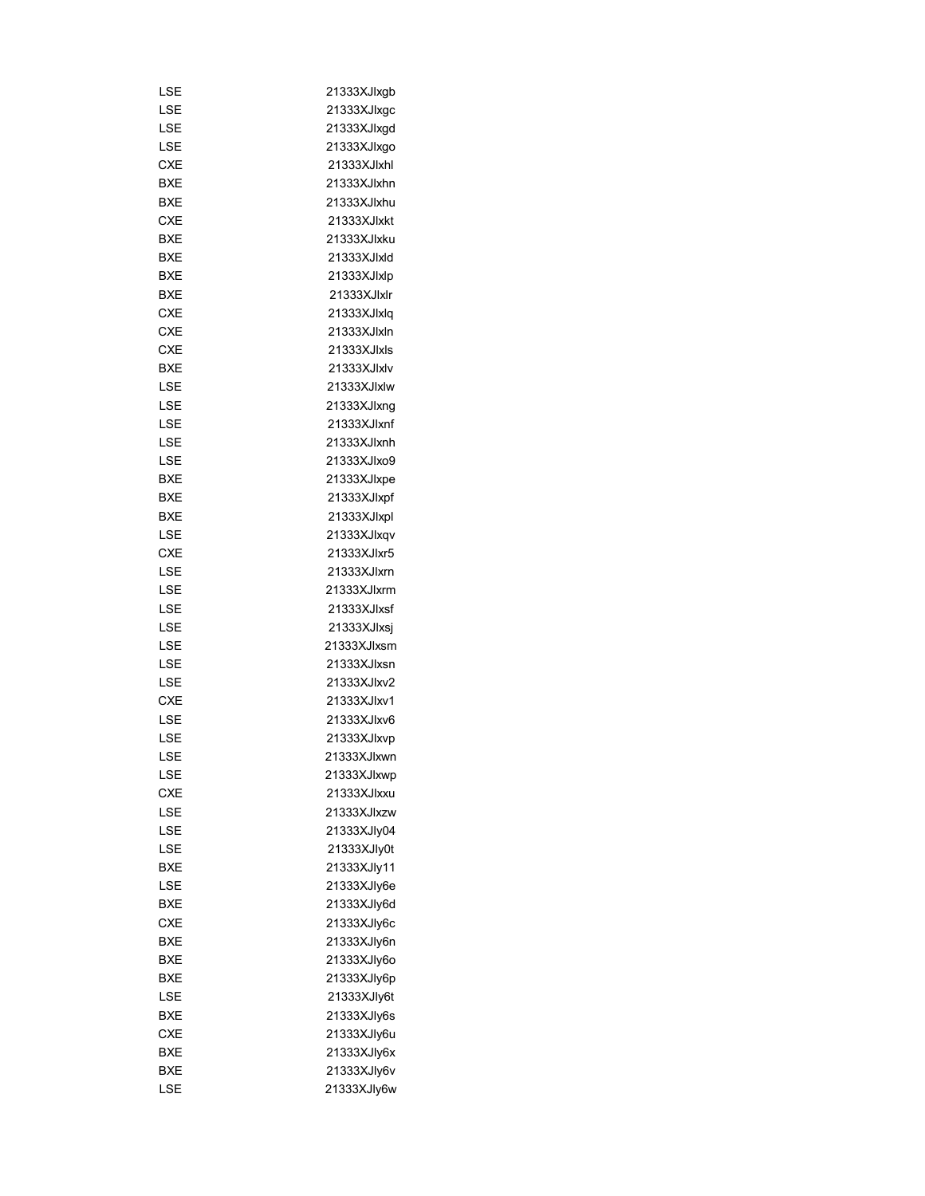| | |
|---|---|
| LSE | 21333XJlxgb |
| LSE | 21333XJlxgc |
| LSE | 21333XJlxgd |
| LSE | 21333XJlxgo |
| CXE | 21333XJlxhl |
| BXE | 21333XJlxhn |
| BXE | 21333XJlxhu |
| CXE | 21333XJlxkt |
| BXE | 21333XJlxku |
| BXE | 21333XJlxld |
| BXE | 21333XJlxlp |
| BXE | 21333XJlxlr |
| CXE | 21333XJlxlq |
| CXE | 21333XJlxln |
| CXE | 21333XJlxls |
| BXE | 21333XJlxlv |
| LSE | 21333XJlxlw |
| LSE | 21333XJlxng |
| LSE | 21333XJlxnf |
| LSE | 21333XJlxnh |
| LSE | 21333XJlxo9 |
| BXE | 21333XJlxpe |
| BXE | 21333XJlxpf |
| BXE | 21333XJlxpl |
| LSE | 21333XJlxqv |
| CXE | 21333XJlxr5 |
| LSE | 21333XJlxrn |
| LSE | 21333XJlxrm |
| LSE | 21333XJlxsf |
| LSE | 21333XJlxsj |
| LSE | 21333XJlxsm |
| LSE | 21333XJlxsn |
| LSE | 21333XJlxv2 |
| CXE | 21333XJlxv1 |
| LSE | 21333XJlxv6 |
| LSE | 21333XJlxvp |
| LSE | 21333XJlxwn |
| LSE | 21333XJlxwp |
| CXE | 21333XJlxxu |
| LSE | 21333XJlxzw |
| LSE | 21333XJly04 |
| LSE | 21333XJly0t |
| BXE | 21333XJly11 |
| LSE | 21333XJly6e |
| BXE | 21333XJly6d |
| CXE | 21333XJly6c |
| BXE | 21333XJly6n |
| BXE | 21333XJly6o |
| BXE | 21333XJly6p |
| LSE | 21333XJly6t |
| BXE | 21333XJly6s |
| CXE | 21333XJly6u |
| BXE | 21333XJly6x |
| BXE | 21333XJly6v |
| LSE | 21333XJly6w |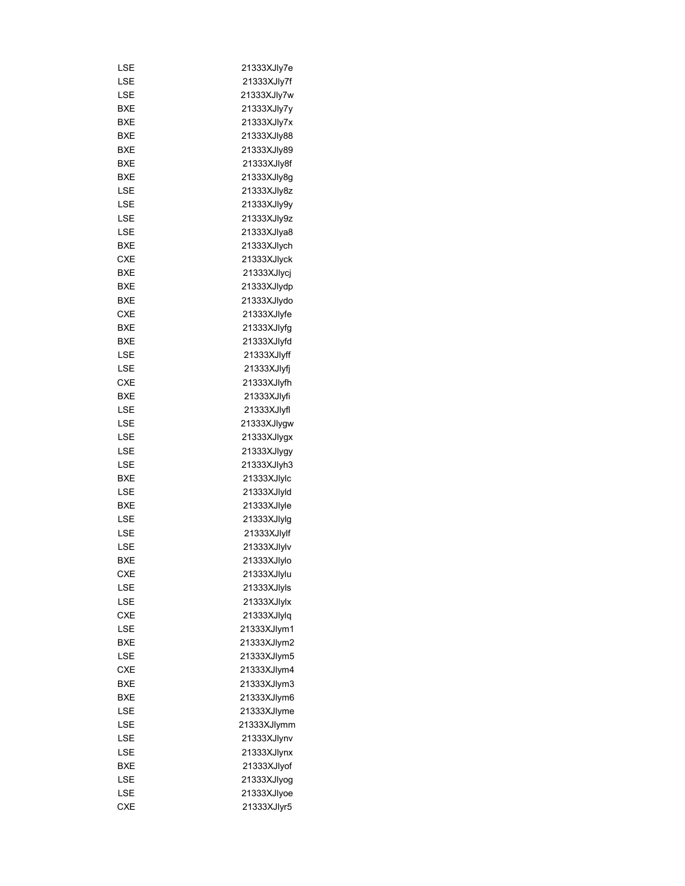| | |
|---|---|
| LSE | 21333XJly7e |
| LSE | 21333XJly7f |
| LSE | 21333XJly7w |
| BXE | 21333XJly7y |
| BXE | 21333XJly7x |
| BXE | 21333XJly88 |
| BXE | 21333XJly89 |
| BXE | 21333XJly8f |
| BXE | 21333XJly8g |
| LSE | 21333XJly8z |
| LSE | 21333XJly9y |
| LSE | 21333XJly9z |
| LSE | 21333XJlya8 |
| BXE | 21333XJlych |
| CXE | 21333XJlyck |
| BXE | 21333XJlycj |
| BXE | 21333XJlydp |
| BXE | 21333XJlydo |
| CXE | 21333XJlyfe |
| BXE | 21333XJlyfg |
| BXE | 21333XJlyfd |
| LSE | 21333XJlyff |
| LSE | 21333XJlyfj |
| CXE | 21333XJlyfh |
| BXE | 21333XJlyfi |
| LSE | 21333XJlyfl |
| LSE | 21333XJlygw |
| LSE | 21333XJlygx |
| LSE | 21333XJlygy |
| LSE | 21333XJlyh3 |
| BXE | 21333XJlylc |
| LSE | 21333XJlyld |
| BXE | 21333XJlyle |
| LSE | 21333XJlylg |
| LSE | 21333XJlylf |
| LSE | 21333XJlylv |
| BXE | 21333XJlylo |
| CXE | 21333XJlylu |
| LSE | 21333XJlyls |
| LSE | 21333XJlylx |
| CXE | 21333XJlylq |
| LSE | 21333XJlym1 |
| BXE | 21333XJlym2 |
| LSE | 21333XJlym5 |
| CXE | 21333XJlym4 |
| BXE | 21333XJlym3 |
| BXE | 21333XJlym6 |
| LSE | 21333XJlyme |
| LSE | 21333XJlymm |
| LSE | 21333XJlynv |
| LSE | 21333XJlynx |
| BXE | 21333XJlyof |
| LSE | 21333XJlyog |
| LSE | 21333XJlyoe |
| CXE | 21333XJlyr5 |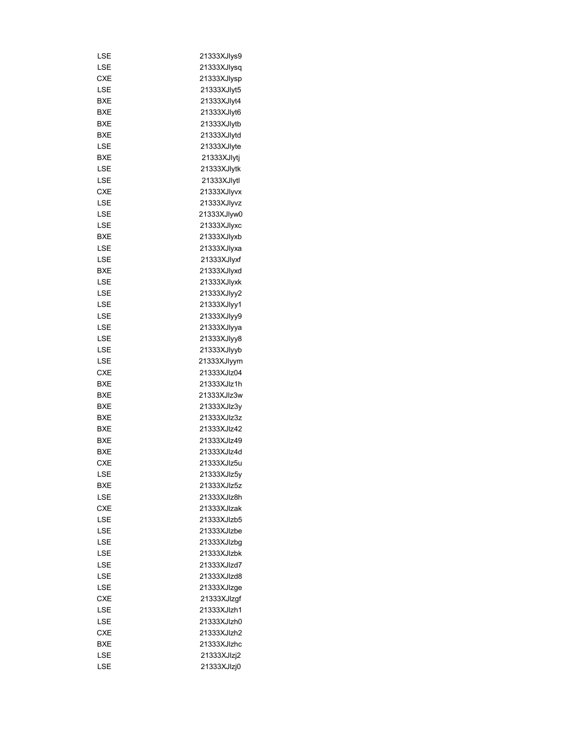| | |
|---|---|
| LSE | 21333XJlys9 |
| LSE | 21333XJlysq |
| CXE | 21333XJlysp |
| LSE | 21333XJlyt5 |
| BXE | 21333XJlyt4 |
| BXE | 21333XJlyt6 |
| BXE | 21333XJlytb |
| BXE | 21333XJlytd |
| LSE | 21333XJlyte |
| BXE | 21333XJlytj |
| LSE | 21333XJlytk |
| LSE | 21333XJlytl |
| CXE | 21333XJlyvx |
| LSE | 21333XJlyvz |
| LSE | 21333XJlyw0 |
| LSE | 21333XJlyxc |
| BXE | 21333XJlyxb |
| LSE | 21333XJlyxa |
| LSE | 21333XJlyxf |
| BXE | 21333XJlyxd |
| LSE | 21333XJlyxk |
| LSE | 21333XJlyy2 |
| LSE | 21333XJlyy1 |
| LSE | 21333XJlyy9 |
| LSE | 21333XJlyya |
| LSE | 21333XJlyy8 |
| LSE | 21333XJlyyb |
| LSE | 21333XJlyym |
| CXE | 21333XJlz04 |
| BXE | 21333XJlz1h |
| BXE | 21333XJlz3w |
| BXE | 21333XJlz3y |
| BXE | 21333XJlz3z |
| BXE | 21333XJlz42 |
| BXE | 21333XJlz49 |
| BXE | 21333XJlz4d |
| CXE | 21333XJlz5u |
| LSE | 21333XJlz5y |
| BXE | 21333XJlz5z |
| LSE | 21333XJlz8h |
| CXE | 21333XJlzak |
| LSE | 21333XJlzb5 |
| LSE | 21333XJlzbe |
| LSE | 21333XJlzbg |
| LSE | 21333XJlzbk |
| LSE | 21333XJlzd7 |
| LSE | 21333XJlzd8 |
| LSE | 21333XJlzge |
| CXE | 21333XJlzgf |
| LSE | 21333XJlzh1 |
| LSE | 21333XJlzh0 |
| CXE | 21333XJlzh2 |
| BXE | 21333XJlzhc |
| LSE | 21333XJlzj2 |
| LSE | 21333XJlzj0 |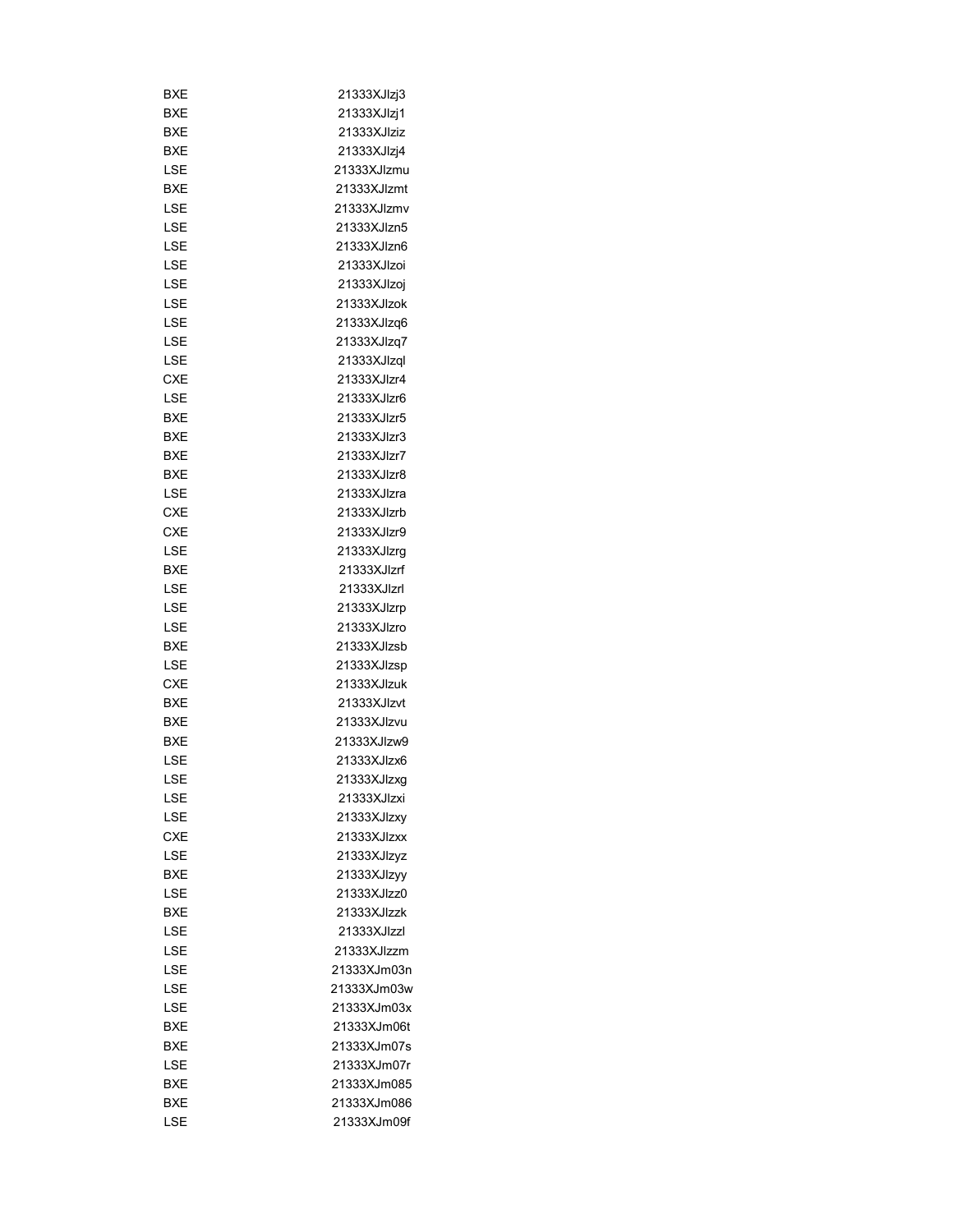| | |
|---|---|
| BXE | 21333XJlzj3 |
| BXE | 21333XJlzj1 |
| BXE | 21333XJlziz |
| BXE | 21333XJlzj4 |
| LSE | 21333XJlzmu |
| BXE | 21333XJlzmt |
| LSE | 21333XJlzmv |
| LSE | 21333XJlzn5 |
| LSE | 21333XJlzn6 |
| LSE | 21333XJlzoi |
| LSE | 21333XJlzoj |
| LSE | 21333XJlzok |
| LSE | 21333XJlzq6 |
| LSE | 21333XJlzq7 |
| LSE | 21333XJlzql |
| CXE | 21333XJlzr4 |
| LSE | 21333XJlzr6 |
| BXE | 21333XJlzr5 |
| BXE | 21333XJlzr3 |
| BXE | 21333XJlzr7 |
| BXE | 21333XJlzr8 |
| LSE | 21333XJlzra |
| CXE | 21333XJlzrb |
| CXE | 21333XJlzr9 |
| LSE | 21333XJlzrg |
| BXE | 21333XJlzrf |
| LSE | 21333XJlzrl |
| LSE | 21333XJlzrp |
| LSE | 21333XJlzro |
| BXE | 21333XJlzsb |
| LSE | 21333XJlzsp |
| CXE | 21333XJlzuk |
| BXE | 21333XJlzvt |
| BXE | 21333XJlzvu |
| BXE | 21333XJlzw9 |
| LSE | 21333XJlzx6 |
| LSE | 21333XJlzxg |
| LSE | 21333XJlzxi |
| LSE | 21333XJlzxy |
| CXE | 21333XJlzxx |
| LSE | 21333XJlzyz |
| BXE | 21333XJlzyy |
| LSE | 21333XJlzz0 |
| BXE | 21333XJlzzk |
| LSE | 21333XJlzzl |
| LSE | 21333XJlzzm |
| LSE | 21333XJm03n |
| LSE | 21333XJm03w |
| LSE | 21333XJm03x |
| BXE | 21333XJm06t |
| BXE | 21333XJm07s |
| LSE | 21333XJm07r |
| BXE | 21333XJm085 |
| BXE | 21333XJm086 |
| LSE | 21333XJm09f |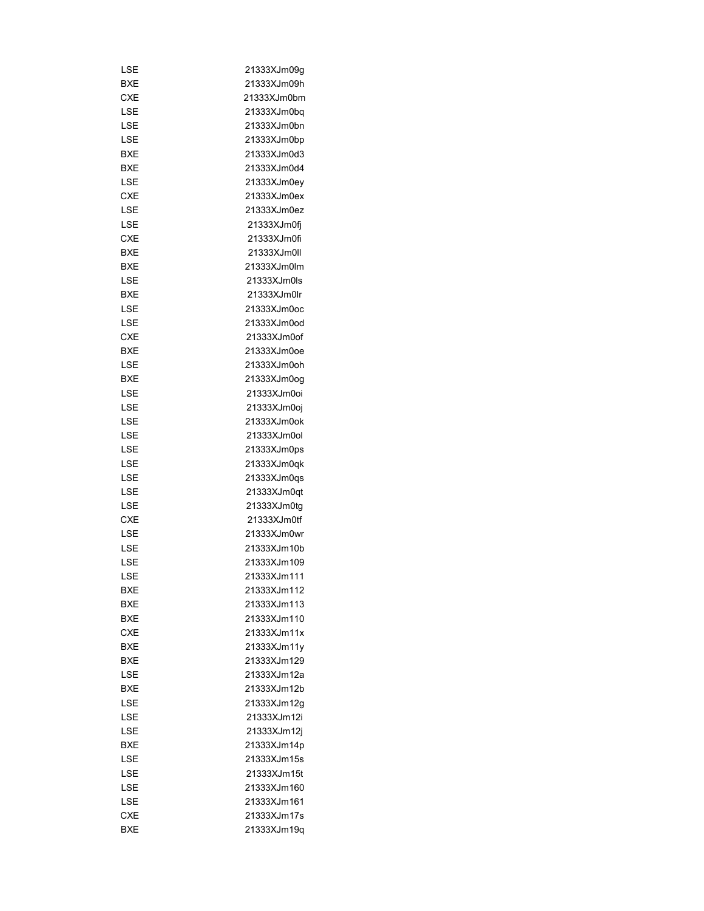| | |
|---|---|
| LSE | 21333XJm09g |
| BXE | 21333XJm09h |
| CXE | 21333XJm0bm |
| LSE | 21333XJm0bq |
| LSE | 21333XJm0bn |
| LSE | 21333XJm0bp |
| BXE | 21333XJm0d3 |
| BXE | 21333XJm0d4 |
| LSE | 21333XJm0ey |
| CXE | 21333XJm0ex |
| LSE | 21333XJm0ez |
| LSE | 21333XJm0fj |
| CXE | 21333XJm0fi |
| BXE | 21333XJm0ll |
| BXE | 21333XJm0lm |
| LSE | 21333XJm0ls |
| BXE | 21333XJm0lr |
| LSE | 21333XJm0oc |
| LSE | 21333XJm0od |
| CXE | 21333XJm0of |
| BXE | 21333XJm0oe |
| LSE | 21333XJm0oh |
| BXE | 21333XJm0og |
| LSE | 21333XJm0oi |
| LSE | 21333XJm0oj |
| LSE | 21333XJm0ok |
| LSE | 21333XJm0ol |
| LSE | 21333XJm0ps |
| LSE | 21333XJm0qk |
| LSE | 21333XJm0qs |
| LSE | 21333XJm0qt |
| LSE | 21333XJm0tg |
| CXE | 21333XJm0tf |
| LSE | 21333XJm0wr |
| LSE | 21333XJm10b |
| LSE | 21333XJm109 |
| LSE | 21333XJm111 |
| BXE | 21333XJm112 |
| BXE | 21333XJm113 |
| BXE | 21333XJm110 |
| CXE | 21333XJm11x |
| BXE | 21333XJm11y |
| BXE | 21333XJm129 |
| LSE | 21333XJm12a |
| BXE | 21333XJm12b |
| LSE | 21333XJm12g |
| LSE | 21333XJm12i |
| LSE | 21333XJm12j |
| BXE | 21333XJm14p |
| LSE | 21333XJm15s |
| LSE | 21333XJm15t |
| LSE | 21333XJm160 |
| LSE | 21333XJm161 |
| CXE | 21333XJm17s |
| BXE | 21333XJm19q |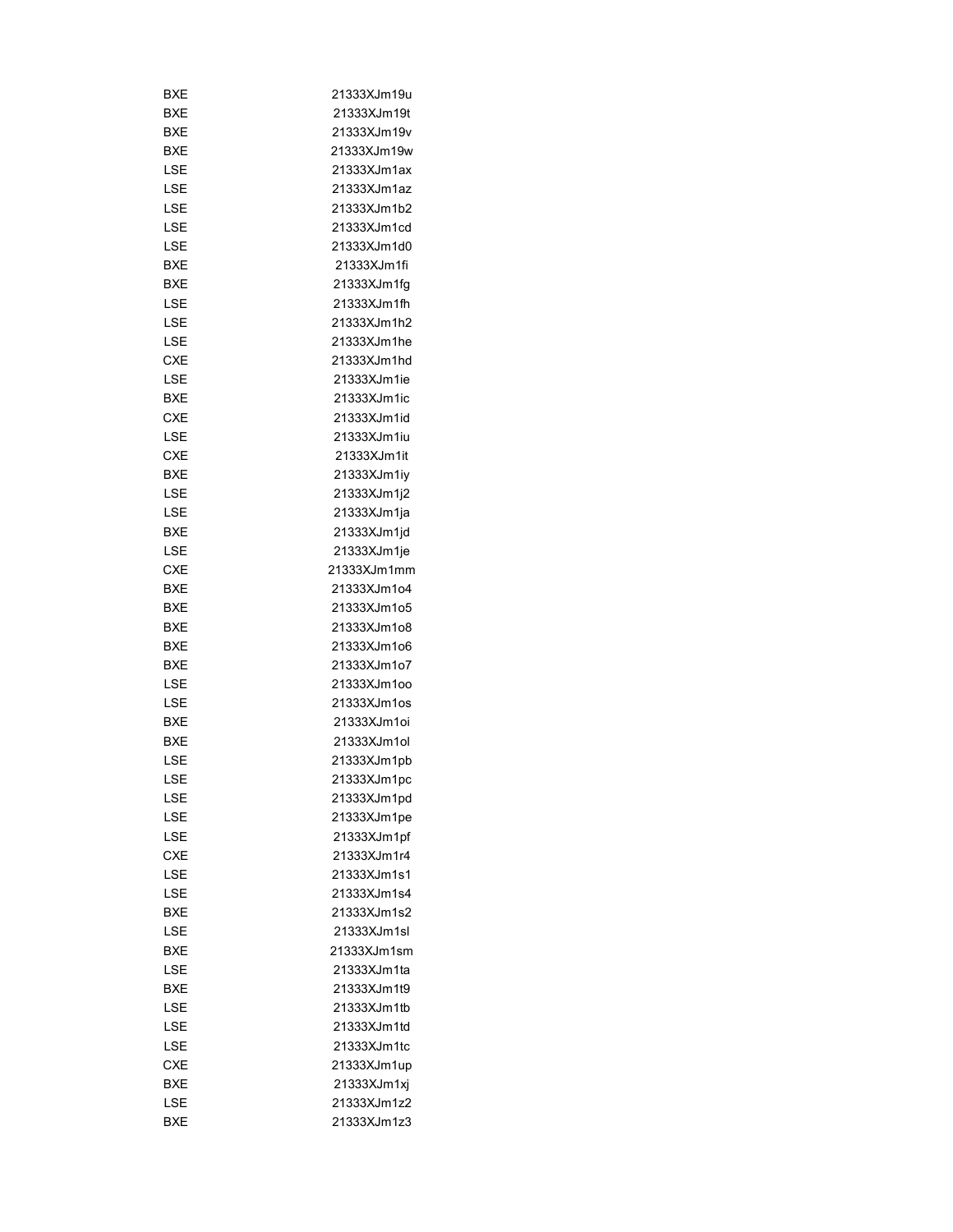| BXE | 21333XJm19u |
|---|---|
| BXE | 21333XJm19t |
| BXE | 21333XJm19v |
| BXE | 21333XJm19w |
| LSE | 21333XJm1ax |
| LSE | 21333XJm1az |
| LSE | 21333XJm1b2 |
| LSE | 21333XJm1cd |
| LSE | 21333XJm1d0 |
| BXE | 21333XJm1fi |
| BXE | 21333XJm1fg |
| LSE | 21333XJm1fh |
| LSE | 21333XJm1h2 |
| LSE | 21333XJm1he |
| CXE | 21333XJm1hd |
| LSE | 21333XJm1ie |
| BXE | 21333XJm1ic |
| CXE | 21333XJm1id |
| LSE | 21333XJm1iu |
| CXE | 21333XJm1it |
| BXE | 21333XJm1iy |
| LSE | 21333XJm1j2 |
| LSE | 21333XJm1ja |
| BXE | 21333XJm1jd |
| LSE | 21333XJm1je |
| CXE | 21333XJm1mm |
| BXE | 21333XJm1o4 |
| BXE | 21333XJm1o5 |
| BXE | 21333XJm1o8 |
| BXE | 21333XJm1o6 |
| BXE | 21333XJm1o7 |
| LSE | 21333XJm1oo |
| LSE | 21333XJm1os |
| BXE | 21333XJm1oi |
| BXE | 21333XJm1ol |
| LSE | 21333XJm1pb |
| LSE | 21333XJm1pc |
| LSE | 21333XJm1pd |
| LSE | 21333XJm1pe |
| LSE | 21333XJm1pf |
| CXE | 21333XJm1r4 |
| LSE | 21333XJm1s1 |
| LSE | 21333XJm1s4 |
| BXE | 21333XJm1s2 |
| LSE | 21333XJm1sl |
| BXE | 21333XJm1sm |
| LSE | 21333XJm1ta |
| BXE | 21333XJm1t9 |
| LSE | 21333XJm1tb |
| LSE | 21333XJm1td |
| LSE | 21333XJm1tc |
| CXE | 21333XJm1up |
| BXE | 21333XJm1xj |
| LSE | 21333XJm1z2 |
| BXE | 21333XJm1z3 |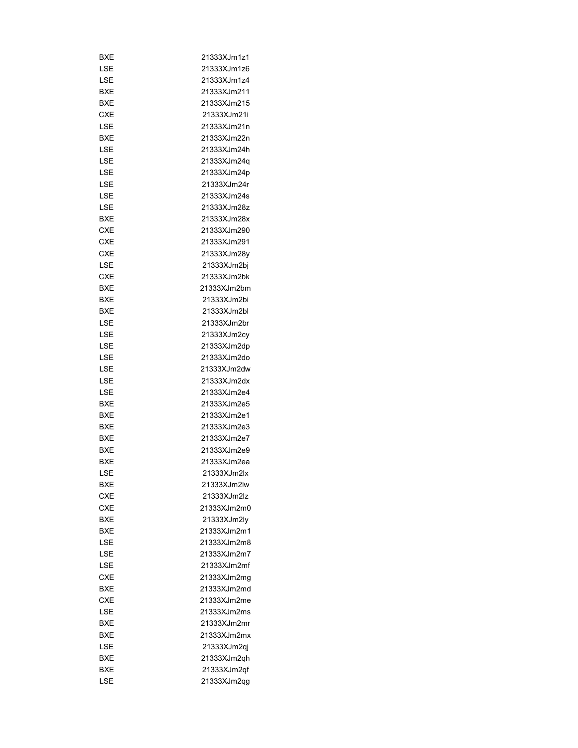| | |
|---|---|
| BXE | 21333XJm1z1 |
| LSE | 21333XJm1z6 |
| LSE | 21333XJm1z4 |
| BXE | 21333XJm211 |
| BXE | 21333XJm215 |
| CXE | 21333XJm21i |
| LSE | 21333XJm21n |
| BXE | 21333XJm22n |
| LSE | 21333XJm24h |
| LSE | 21333XJm24q |
| LSE | 21333XJm24p |
| LSE | 21333XJm24r |
| LSE | 21333XJm24s |
| LSE | 21333XJm28z |
| BXE | 21333XJm28x |
| CXE | 21333XJm290 |
| CXE | 21333XJm291 |
| CXE | 21333XJm28y |
| LSE | 21333XJm2bj |
| CXE | 21333XJm2bk |
| BXE | 21333XJm2bm |
| BXE | 21333XJm2bi |
| BXE | 21333XJm2bl |
| LSE | 21333XJm2br |
| LSE | 21333XJm2cy |
| LSE | 21333XJm2dp |
| LSE | 21333XJm2do |
| LSE | 21333XJm2dw |
| LSE | 21333XJm2dx |
| LSE | 21333XJm2e4 |
| BXE | 21333XJm2e5 |
| BXE | 21333XJm2e1 |
| BXE | 21333XJm2e3 |
| BXE | 21333XJm2e7 |
| BXE | 21333XJm2e9 |
| BXE | 21333XJm2ea |
| LSE | 21333XJm2lx |
| BXE | 21333XJm2lw |
| CXE | 21333XJm2lz |
| CXE | 21333XJm2m0 |
| BXE | 21333XJm2ly |
| BXE | 21333XJm2m1 |
| LSE | 21333XJm2m8 |
| LSE | 21333XJm2m7 |
| LSE | 21333XJm2mf |
| CXE | 21333XJm2mg |
| BXE | 21333XJm2md |
| CXE | 21333XJm2me |
| LSE | 21333XJm2ms |
| BXE | 21333XJm2mr |
| BXE | 21333XJm2mx |
| LSE | 21333XJm2qj |
| BXE | 21333XJm2qh |
| BXE | 21333XJm2qf |
| LSE | 21333XJm2qg |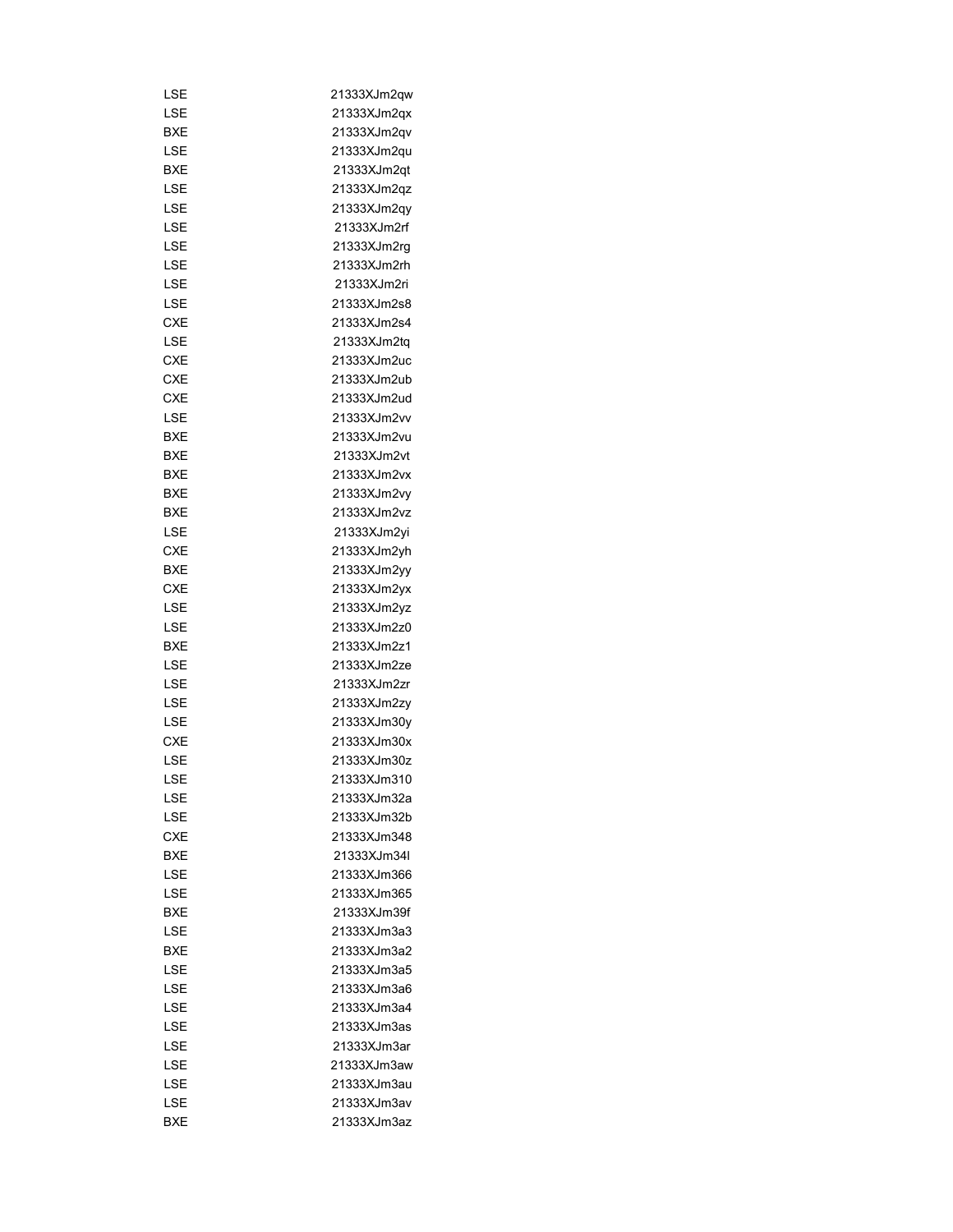| | |
|---|---|
| LSE | 21333XJm2qw |
| LSE | 21333XJm2qx |
| BXE | 21333XJm2qv |
| LSE | 21333XJm2qu |
| BXE | 21333XJm2qt |
| LSE | 21333XJm2qz |
| LSE | 21333XJm2qy |
| LSE | 21333XJm2rf |
| LSE | 21333XJm2rg |
| LSE | 21333XJm2rh |
| LSE | 21333XJm2ri |
| LSE | 21333XJm2s8 |
| CXE | 21333XJm2s4 |
| LSE | 21333XJm2tq |
| CXE | 21333XJm2uc |
| CXE | 21333XJm2ub |
| CXE | 21333XJm2ud |
| LSE | 21333XJm2vv |
| BXE | 21333XJm2vu |
| BXE | 21333XJm2vt |
| BXE | 21333XJm2vx |
| BXE | 21333XJm2vy |
| BXE | 21333XJm2vz |
| LSE | 21333XJm2yi |
| CXE | 21333XJm2yh |
| BXE | 21333XJm2yy |
| CXE | 21333XJm2yx |
| LSE | 21333XJm2yz |
| LSE | 21333XJm2z0 |
| BXE | 21333XJm2z1 |
| LSE | 21333XJm2ze |
| LSE | 21333XJm2zr |
| LSE | 21333XJm2zy |
| LSE | 21333XJm30y |
| CXE | 21333XJm30x |
| LSE | 21333XJm30z |
| LSE | 21333XJm310 |
| LSE | 21333XJm32a |
| LSE | 21333XJm32b |
| CXE | 21333XJm348 |
| BXE | 21333XJm34l |
| LSE | 21333XJm366 |
| LSE | 21333XJm365 |
| BXE | 21333XJm39f |
| LSE | 21333XJm3a3 |
| BXE | 21333XJm3a2 |
| LSE | 21333XJm3a5 |
| LSE | 21333XJm3a6 |
| LSE | 21333XJm3a4 |
| LSE | 21333XJm3as |
| LSE | 21333XJm3ar |
| LSE | 21333XJm3aw |
| LSE | 21333XJm3au |
| LSE | 21333XJm3av |
| BXE | 21333XJm3az |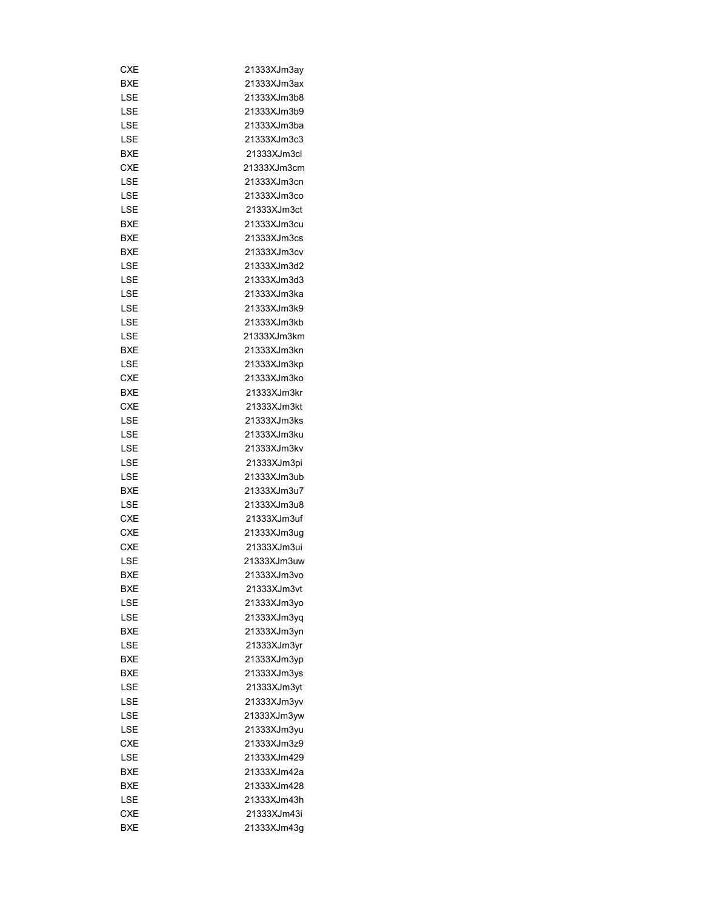| | |
|---|---|
| CXE | 21333XJm3ay |
| BXE | 21333XJm3ax |
| LSE | 21333XJm3b8 |
| LSE | 21333XJm3b9 |
| LSE | 21333XJm3ba |
| LSE | 21333XJm3c3 |
| BXE | 21333XJm3cl |
| CXE | 21333XJm3cm |
| LSE | 21333XJm3cn |
| LSE | 21333XJm3co |
| LSE | 21333XJm3ct |
| BXE | 21333XJm3cu |
| BXE | 21333XJm3cs |
| BXE | 21333XJm3cv |
| LSE | 21333XJm3d2 |
| LSE | 21333XJm3d3 |
| LSE | 21333XJm3ka |
| LSE | 21333XJm3k9 |
| LSE | 21333XJm3kb |
| LSE | 21333XJm3km |
| BXE | 21333XJm3kn |
| LSE | 21333XJm3kp |
| CXE | 21333XJm3ko |
| BXE | 21333XJm3kr |
| CXE | 21333XJm3kt |
| LSE | 21333XJm3ks |
| LSE | 21333XJm3ku |
| LSE | 21333XJm3kv |
| LSE | 21333XJm3pi |
| LSE | 21333XJm3ub |
| BXE | 21333XJm3u7 |
| LSE | 21333XJm3u8 |
| CXE | 21333XJm3uf |
| CXE | 21333XJm3ug |
| CXE | 21333XJm3ui |
| LSE | 21333XJm3uw |
| BXE | 21333XJm3vo |
| BXE | 21333XJm3vt |
| LSE | 21333XJm3yo |
| LSE | 21333XJm3yq |
| BXE | 21333XJm3yn |
| LSE | 21333XJm3yr |
| BXE | 21333XJm3yp |
| BXE | 21333XJm3ys |
| LSE | 21333XJm3yt |
| LSE | 21333XJm3yv |
| LSE | 21333XJm3yw |
| LSE | 21333XJm3yu |
| CXE | 21333XJm3z9 |
| LSE | 21333XJm429 |
| BXE | 21333XJm42a |
| BXE | 21333XJm428 |
| LSE | 21333XJm43h |
| CXE | 21333XJm43i |
| BXE | 21333XJm43g |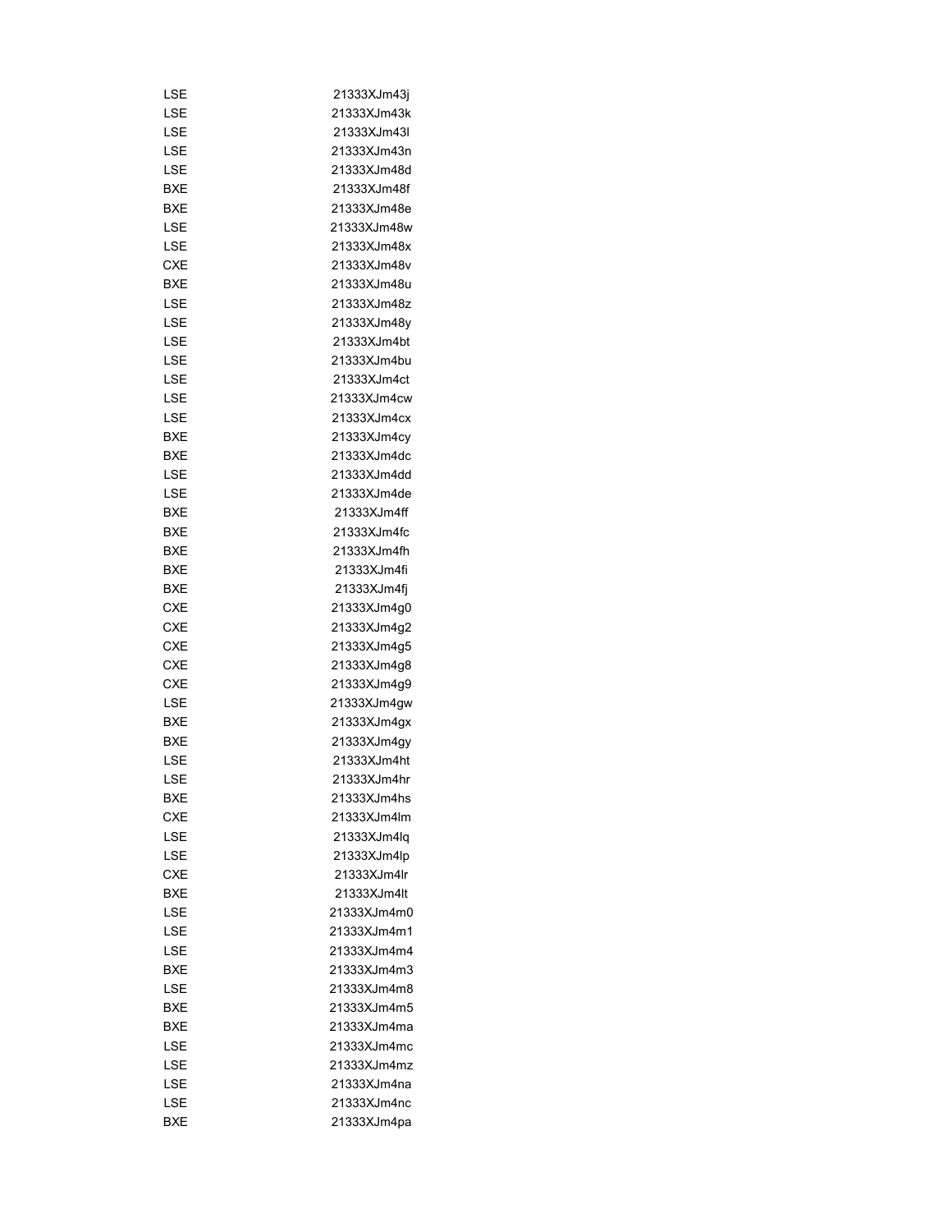| | |
|---|---|
| LSE | 21333XJm43j |
| LSE | 21333XJm43k |
| LSE | 21333XJm43l |
| LSE | 21333XJm43n |
| LSE | 21333XJm48d |
| BXE | 21333XJm48f |
| BXE | 21333XJm48e |
| LSE | 21333XJm48w |
| LSE | 21333XJm48x |
| CXE | 21333XJm48v |
| BXE | 21333XJm48u |
| LSE | 21333XJm48z |
| LSE | 21333XJm48y |
| LSE | 21333XJm4bt |
| LSE | 21333XJm4bu |
| LSE | 21333XJm4ct |
| LSE | 21333XJm4cw |
| LSE | 21333XJm4cx |
| BXE | 21333XJm4cy |
| BXE | 21333XJm4dc |
| LSE | 21333XJm4dd |
| LSE | 21333XJm4de |
| BXE | 21333XJm4ff |
| BXE | 21333XJm4fc |
| BXE | 21333XJm4fh |
| BXE | 21333XJm4fi |
| BXE | 21333XJm4fj |
| CXE | 21333XJm4g0 |
| CXE | 21333XJm4g2 |
| CXE | 21333XJm4g5 |
| CXE | 21333XJm4g8 |
| CXE | 21333XJm4g9 |
| LSE | 21333XJm4gw |
| BXE | 21333XJm4gx |
| BXE | 21333XJm4gy |
| LSE | 21333XJm4ht |
| LSE | 21333XJm4hr |
| BXE | 21333XJm4hs |
| CXE | 21333XJm4lm |
| LSE | 21333XJm4lq |
| LSE | 21333XJm4lp |
| CXE | 21333XJm4lr |
| BXE | 21333XJm4lt |
| LSE | 21333XJm4m0 |
| LSE | 21333XJm4m1 |
| LSE | 21333XJm4m4 |
| BXE | 21333XJm4m3 |
| LSE | 21333XJm4m8 |
| BXE | 21333XJm4m5 |
| BXE | 21333XJm4ma |
| LSE | 21333XJm4mc |
| LSE | 21333XJm4mz |
| LSE | 21333XJm4na |
| LSE | 21333XJm4nc |
| BXE | 21333XJm4pa |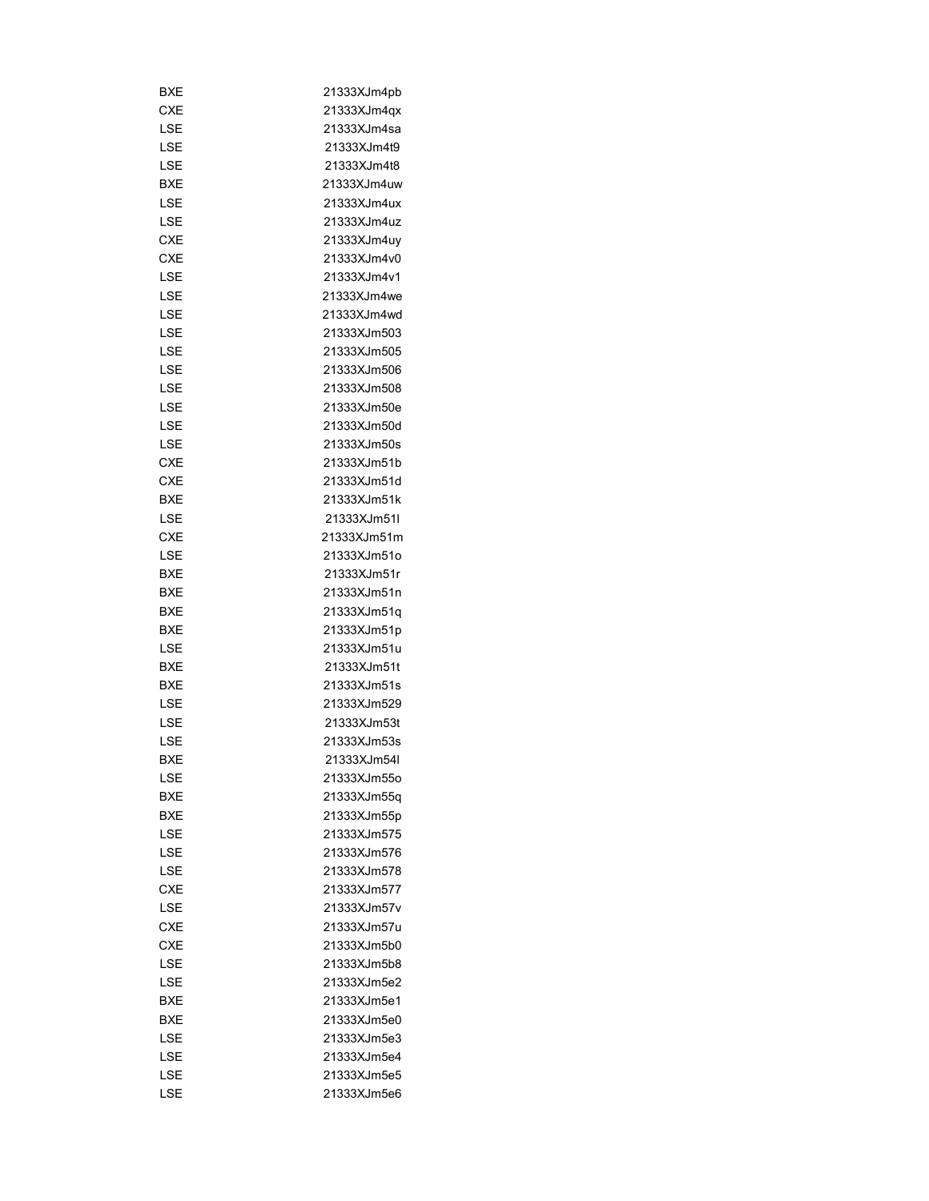| | |
|---|---|
| BXE | 21333XJm4pb |
| CXE | 21333XJm4qx |
| LSE | 21333XJm4sa |
| LSE | 21333XJm4t9 |
| LSE | 21333XJm4t8 |
| BXE | 21333XJm4uw |
| LSE | 21333XJm4ux |
| LSE | 21333XJm4uz |
| CXE | 21333XJm4uy |
| CXE | 21333XJm4v0 |
| LSE | 21333XJm4v1 |
| LSE | 21333XJm4we |
| LSE | 21333XJm4wd |
| LSE | 21333XJm503 |
| LSE | 21333XJm505 |
| LSE | 21333XJm506 |
| LSE | 21333XJm508 |
| LSE | 21333XJm50e |
| LSE | 21333XJm50d |
| LSE | 21333XJm50s |
| CXE | 21333XJm51b |
| CXE | 21333XJm51d |
| BXE | 21333XJm51k |
| LSE | 21333XJm51l |
| CXE | 21333XJm51m |
| LSE | 21333XJm51o |
| BXE | 21333XJm51r |
| BXE | 21333XJm51n |
| BXE | 21333XJm51q |
| BXE | 21333XJm51p |
| LSE | 21333XJm51u |
| BXE | 21333XJm51t |
| BXE | 21333XJm51s |
| LSE | 21333XJm529 |
| LSE | 21333XJm53t |
| LSE | 21333XJm53s |
| BXE | 21333XJm54l |
| LSE | 21333XJm55o |
| BXE | 21333XJm55q |
| BXE | 21333XJm55p |
| LSE | 21333XJm575 |
| LSE | 21333XJm576 |
| LSE | 21333XJm578 |
| CXE | 21333XJm577 |
| LSE | 21333XJm57v |
| CXE | 21333XJm57u |
| CXE | 21333XJm5b0 |
| LSE | 21333XJm5b8 |
| LSE | 21333XJm5e2 |
| BXE | 21333XJm5e1 |
| BXE | 21333XJm5e0 |
| LSE | 21333XJm5e3 |
| LSE | 21333XJm5e4 |
| LSE | 21333XJm5e5 |
| LSE | 21333XJm5e6 |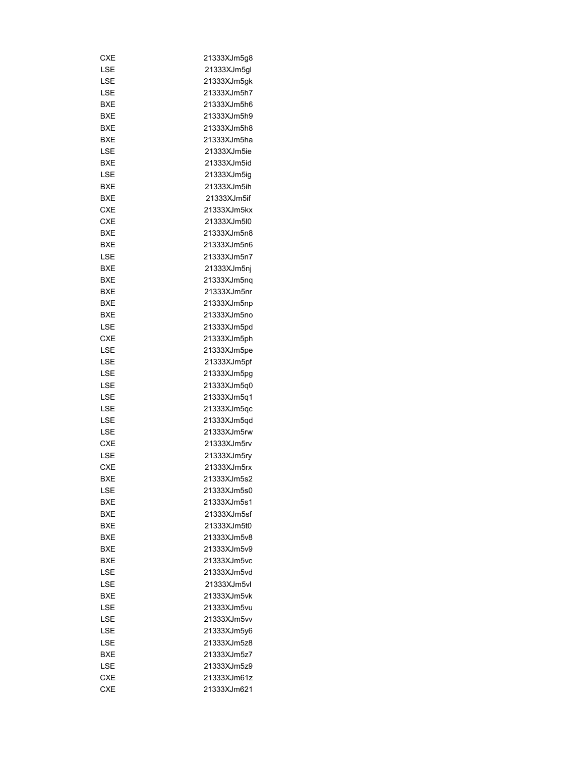| | |
|---|---|
| CXE | 21333XJm5g8 |
| LSE | 21333XJm5gl |
| LSE | 21333XJm5gk |
| LSE | 21333XJm5h7 |
| BXE | 21333XJm5h6 |
| BXE | 21333XJm5h9 |
| BXE | 21333XJm5h8 |
| BXE | 21333XJm5ha |
| LSE | 21333XJm5ie |
| BXE | 21333XJm5id |
| LSE | 21333XJm5ig |
| BXE | 21333XJm5ih |
| BXE | 21333XJm5if |
| CXE | 21333XJm5kx |
| CXE | 21333XJm5l0 |
| BXE | 21333XJm5n8 |
| BXE | 21333XJm5n6 |
| LSE | 21333XJm5n7 |
| BXE | 21333XJm5nj |
| BXE | 21333XJm5nq |
| BXE | 21333XJm5nr |
| BXE | 21333XJm5np |
| BXE | 21333XJm5no |
| LSE | 21333XJm5pd |
| CXE | 21333XJm5ph |
| LSE | 21333XJm5pe |
| LSE | 21333XJm5pf |
| LSE | 21333XJm5pg |
| LSE | 21333XJm5q0 |
| LSE | 21333XJm5q1 |
| LSE | 21333XJm5qc |
| LSE | 21333XJm5qd |
| LSE | 21333XJm5rw |
| CXE | 21333XJm5rv |
| LSE | 21333XJm5ry |
| CXE | 21333XJm5rx |
| BXE | 21333XJm5s2 |
| LSE | 21333XJm5s0 |
| BXE | 21333XJm5s1 |
| BXE | 21333XJm5sf |
| BXE | 21333XJm5t0 |
| BXE | 21333XJm5v8 |
| BXE | 21333XJm5v9 |
| BXE | 21333XJm5vc |
| LSE | 21333XJm5vd |
| LSE | 21333XJm5vl |
| BXE | 21333XJm5vk |
| LSE | 21333XJm5vu |
| LSE | 21333XJm5vv |
| LSE | 21333XJm5y6 |
| LSE | 21333XJm5z8 |
| BXE | 21333XJm5z7 |
| LSE | 21333XJm5z9 |
| CXE | 21333XJm61z |
| CXE | 21333XJm621 |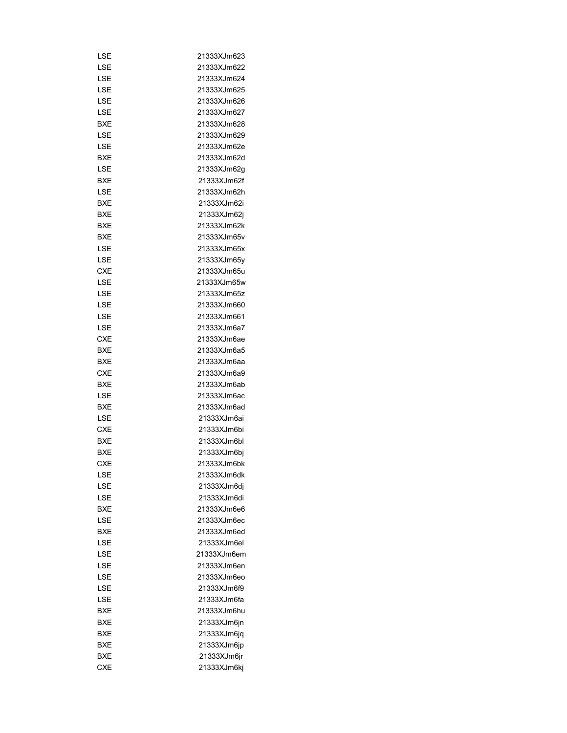| | |
|---|---|
| LSE | 21333XJm623 |
| LSE | 21333XJm622 |
| LSE | 21333XJm624 |
| LSE | 21333XJm625 |
| LSE | 21333XJm626 |
| LSE | 21333XJm627 |
| BXE | 21333XJm628 |
| LSE | 21333XJm629 |
| LSE | 21333XJm62e |
| BXE | 21333XJm62d |
| LSE | 21333XJm62g |
| BXE | 21333XJm62f |
| LSE | 21333XJm62h |
| BXE | 21333XJm62i |
| BXE | 21333XJm62j |
| BXE | 21333XJm62k |
| BXE | 21333XJm65v |
| LSE | 21333XJm65x |
| LSE | 21333XJm65y |
| CXE | 21333XJm65u |
| LSE | 21333XJm65w |
| LSE | 21333XJm65z |
| LSE | 21333XJm660 |
| LSE | 21333XJm661 |
| LSE | 21333XJm6a7 |
| CXE | 21333XJm6ae |
| BXE | 21333XJm6a5 |
| BXE | 21333XJm6aa |
| CXE | 21333XJm6a9 |
| BXE | 21333XJm6ab |
| LSE | 21333XJm6ac |
| BXE | 21333XJm6ad |
| LSE | 21333XJm6ai |
| CXE | 21333XJm6bi |
| BXE | 21333XJm6bl |
| BXE | 21333XJm6bj |
| CXE | 21333XJm6bk |
| LSE | 21333XJm6dk |
| LSE | 21333XJm6dj |
| LSE | 21333XJm6di |
| BXE | 21333XJm6e6 |
| LSE | 21333XJm6ec |
| BXE | 21333XJm6ed |
| LSE | 21333XJm6el |
| LSE | 21333XJm6em |
| LSE | 21333XJm6en |
| LSE | 21333XJm6eo |
| LSE | 21333XJm6f9 |
| LSE | 21333XJm6fa |
| BXE | 21333XJm6hu |
| BXE | 21333XJm6jn |
| BXE | 21333XJm6jq |
| BXE | 21333XJm6jp |
| BXE | 21333XJm6jr |
| CXE | 21333XJm6kj |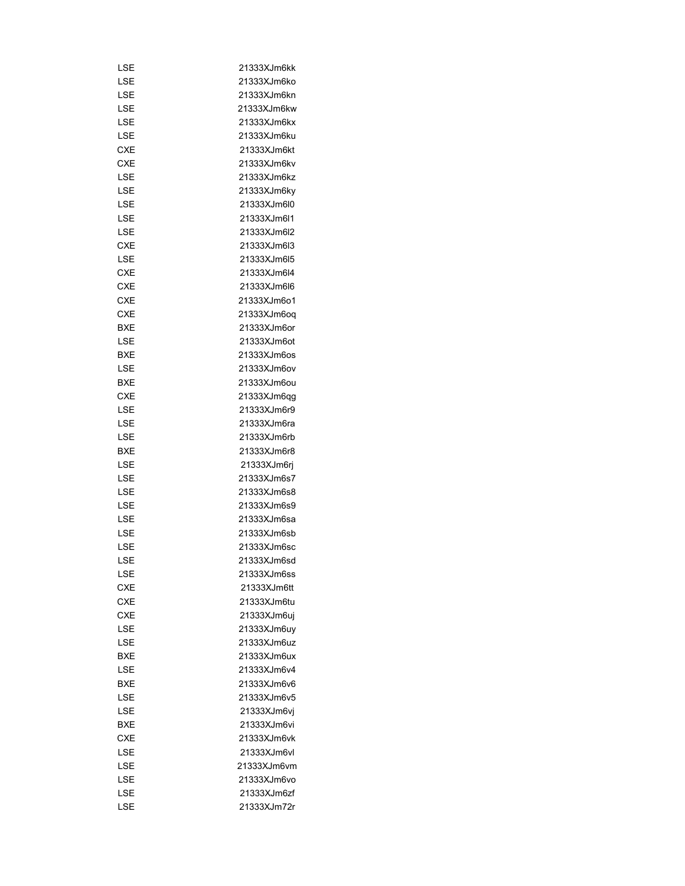| | |
|---|---|
| LSE | 21333XJm6kk |
| LSE | 21333XJm6ko |
| LSE | 21333XJm6kn |
| LSE | 21333XJm6kw |
| LSE | 21333XJm6kx |
| LSE | 21333XJm6ku |
| CXE | 21333XJm6kt |
| CXE | 21333XJm6kv |
| LSE | 21333XJm6kz |
| LSE | 21333XJm6ky |
| LSE | 21333XJm6l0 |
| LSE | 21333XJm6l1 |
| LSE | 21333XJm6l2 |
| CXE | 21333XJm6l3 |
| LSE | 21333XJm6l5 |
| CXE | 21333XJm6l4 |
| CXE | 21333XJm6l6 |
| CXE | 21333XJm6o1 |
| CXE | 21333XJm6oq |
| BXE | 21333XJm6or |
| LSE | 21333XJm6ot |
| BXE | 21333XJm6os |
| LSE | 21333XJm6ov |
| BXE | 21333XJm6ou |
| CXE | 21333XJm6qg |
| LSE | 21333XJm6r9 |
| LSE | 21333XJm6ra |
| LSE | 21333XJm6rb |
| BXE | 21333XJm6r8 |
| LSE | 21333XJm6rj |
| LSE | 21333XJm6s7 |
| LSE | 21333XJm6s8 |
| LSE | 21333XJm6s9 |
| LSE | 21333XJm6sa |
| LSE | 21333XJm6sb |
| LSE | 21333XJm6sc |
| LSE | 21333XJm6sd |
| LSE | 21333XJm6ss |
| CXE | 21333XJm6tt |
| CXE | 21333XJm6tu |
| CXE | 21333XJm6uj |
| LSE | 21333XJm6uy |
| LSE | 21333XJm6uz |
| BXE | 21333XJm6ux |
| LSE | 21333XJm6v4 |
| BXE | 21333XJm6v6 |
| LSE | 21333XJm6v5 |
| LSE | 21333XJm6vj |
| BXE | 21333XJm6vi |
| CXE | 21333XJm6vk |
| LSE | 21333XJm6vl |
| LSE | 21333XJm6vm |
| LSE | 21333XJm6vo |
| LSE | 21333XJm6zf |
| LSE | 21333XJm72r |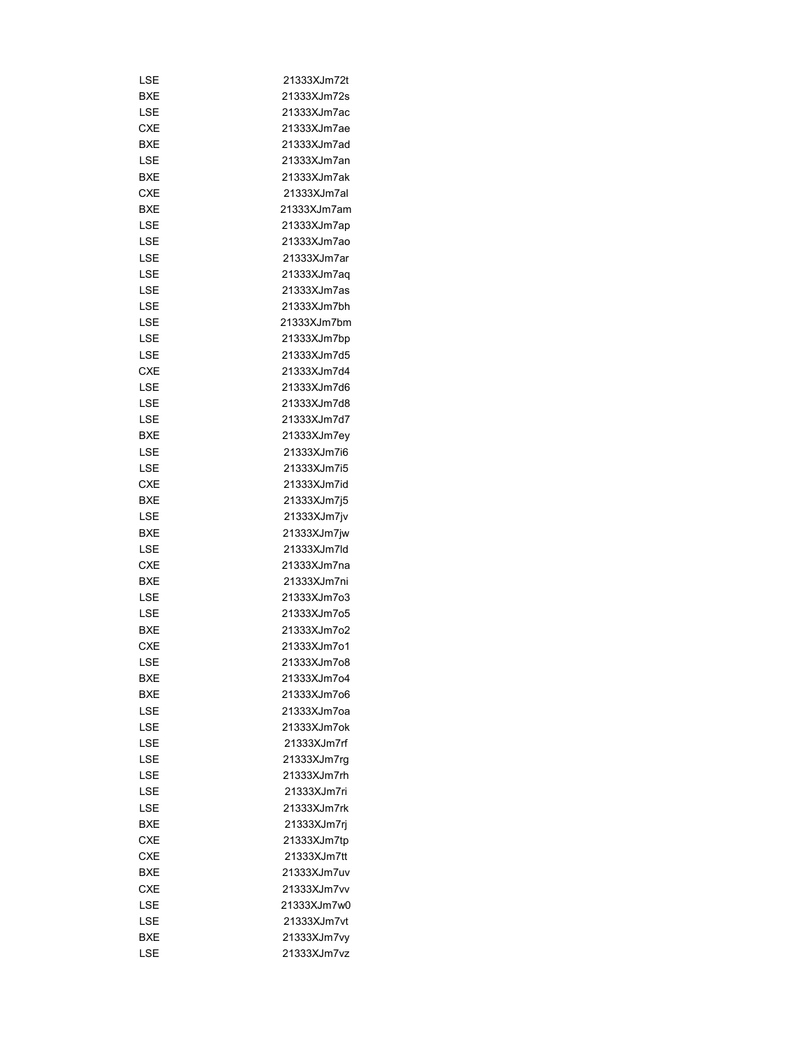| | |
|---|---|
| LSE | 21333XJm72t |
| BXE | 21333XJm72s |
| LSE | 21333XJm7ac |
| CXE | 21333XJm7ae |
| BXE | 21333XJm7ad |
| LSE | 21333XJm7an |
| BXE | 21333XJm7ak |
| CXE | 21333XJm7al |
| BXE | 21333XJm7am |
| LSE | 21333XJm7ap |
| LSE | 21333XJm7ao |
| LSE | 21333XJm7ar |
| LSE | 21333XJm7aq |
| LSE | 21333XJm7as |
| LSE | 21333XJm7bh |
| LSE | 21333XJm7bm |
| LSE | 21333XJm7bp |
| LSE | 21333XJm7d5 |
| CXE | 21333XJm7d4 |
| LSE | 21333XJm7d6 |
| LSE | 21333XJm7d8 |
| LSE | 21333XJm7d7 |
| BXE | 21333XJm7ey |
| LSE | 21333XJm7i6 |
| LSE | 21333XJm7i5 |
| CXE | 21333XJm7id |
| BXE | 21333XJm7j5 |
| LSE | 21333XJm7jv |
| BXE | 21333XJm7jw |
| LSE | 21333XJm7ld |
| CXE | 21333XJm7na |
| BXE | 21333XJm7ni |
| LSE | 21333XJm7o3 |
| LSE | 21333XJm7o5 |
| BXE | 21333XJm7o2 |
| CXE | 21333XJm7o1 |
| LSE | 21333XJm7o8 |
| BXE | 21333XJm7o4 |
| BXE | 21333XJm7o6 |
| LSE | 21333XJm7oa |
| LSE | 21333XJm7ok |
| LSE | 21333XJm7rf |
| LSE | 21333XJm7rg |
| LSE | 21333XJm7rh |
| LSE | 21333XJm7ri |
| LSE | 21333XJm7rk |
| BXE | 21333XJm7rj |
| CXE | 21333XJm7tp |
| CXE | 21333XJm7tt |
| BXE | 21333XJm7uv |
| CXE | 21333XJm7vv |
| LSE | 21333XJm7w0 |
| LSE | 21333XJm7vt |
| BXE | 21333XJm7vy |
| LSE | 21333XJm7vz |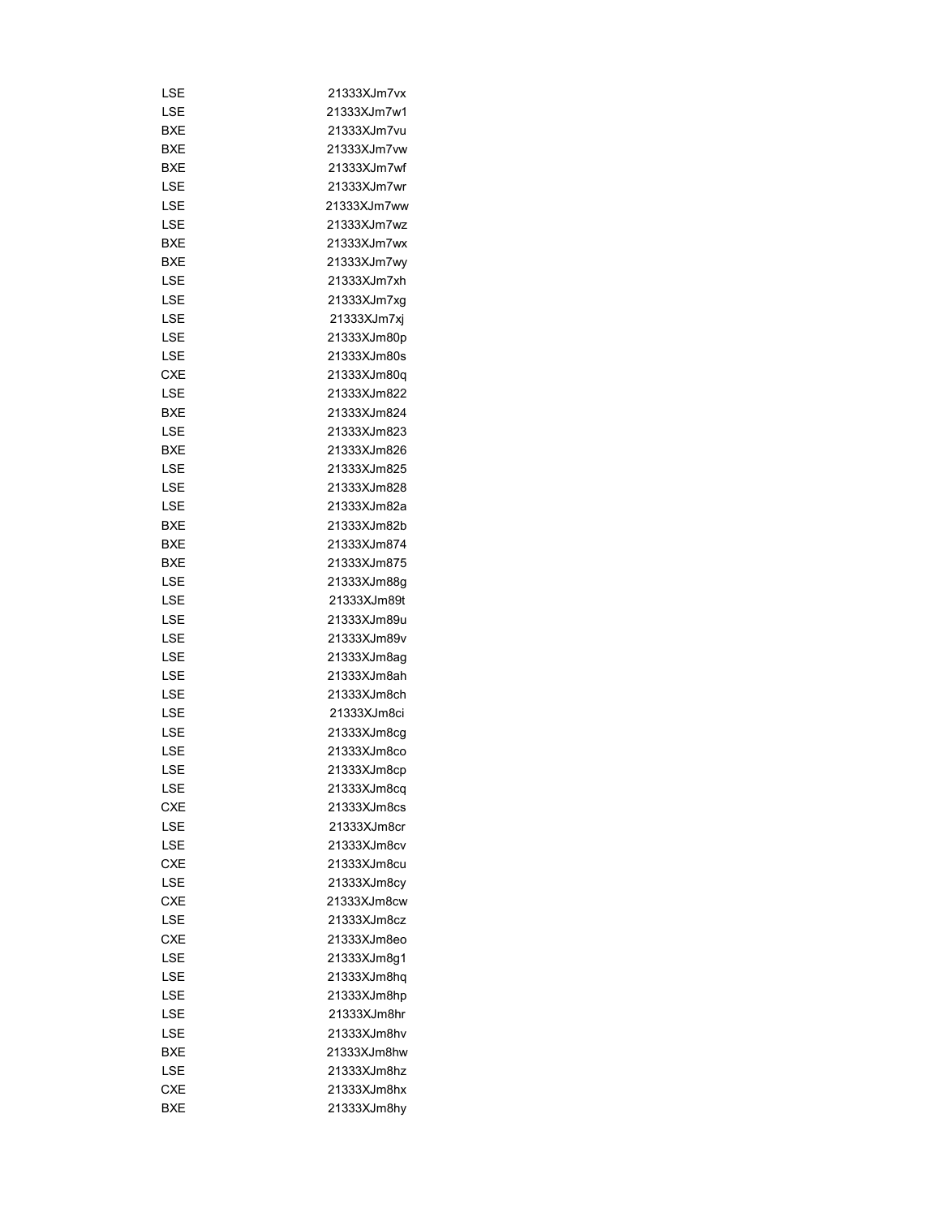| | |
|---|---|
| LSE | 21333XJm7vx |
| LSE | 21333XJm7w1 |
| BXE | 21333XJm7vu |
| BXE | 21333XJm7vw |
| BXE | 21333XJm7wf |
| LSE | 21333XJm7wr |
| LSE | 21333XJm7ww |
| LSE | 21333XJm7wz |
| BXE | 21333XJm7wx |
| BXE | 21333XJm7wy |
| LSE | 21333XJm7xh |
| LSE | 21333XJm7xg |
| LSE | 21333XJm7xj |
| LSE | 21333XJm80p |
| LSE | 21333XJm80s |
| CXE | 21333XJm80q |
| LSE | 21333XJm822 |
| BXE | 21333XJm824 |
| LSE | 21333XJm823 |
| BXE | 21333XJm826 |
| LSE | 21333XJm825 |
| LSE | 21333XJm828 |
| LSE | 21333XJm82a |
| BXE | 21333XJm82b |
| BXE | 21333XJm874 |
| BXE | 21333XJm875 |
| LSE | 21333XJm88g |
| LSE | 21333XJm89t |
| LSE | 21333XJm89u |
| LSE | 21333XJm89v |
| LSE | 21333XJm8ag |
| LSE | 21333XJm8ah |
| LSE | 21333XJm8ch |
| LSE | 21333XJm8ci |
| LSE | 21333XJm8cg |
| LSE | 21333XJm8co |
| LSE | 21333XJm8cp |
| LSE | 21333XJm8cq |
| CXE | 21333XJm8cs |
| LSE | 21333XJm8cr |
| LSE | 21333XJm8cv |
| CXE | 21333XJm8cu |
| LSE | 21333XJm8cy |
| CXE | 21333XJm8cw |
| LSE | 21333XJm8cz |
| CXE | 21333XJm8eo |
| LSE | 21333XJm8g1 |
| LSE | 21333XJm8hq |
| LSE | 21333XJm8hp |
| LSE | 21333XJm8hr |
| LSE | 21333XJm8hv |
| BXE | 21333XJm8hw |
| LSE | 21333XJm8hz |
| CXE | 21333XJm8hx |
| BXE | 21333XJm8hy |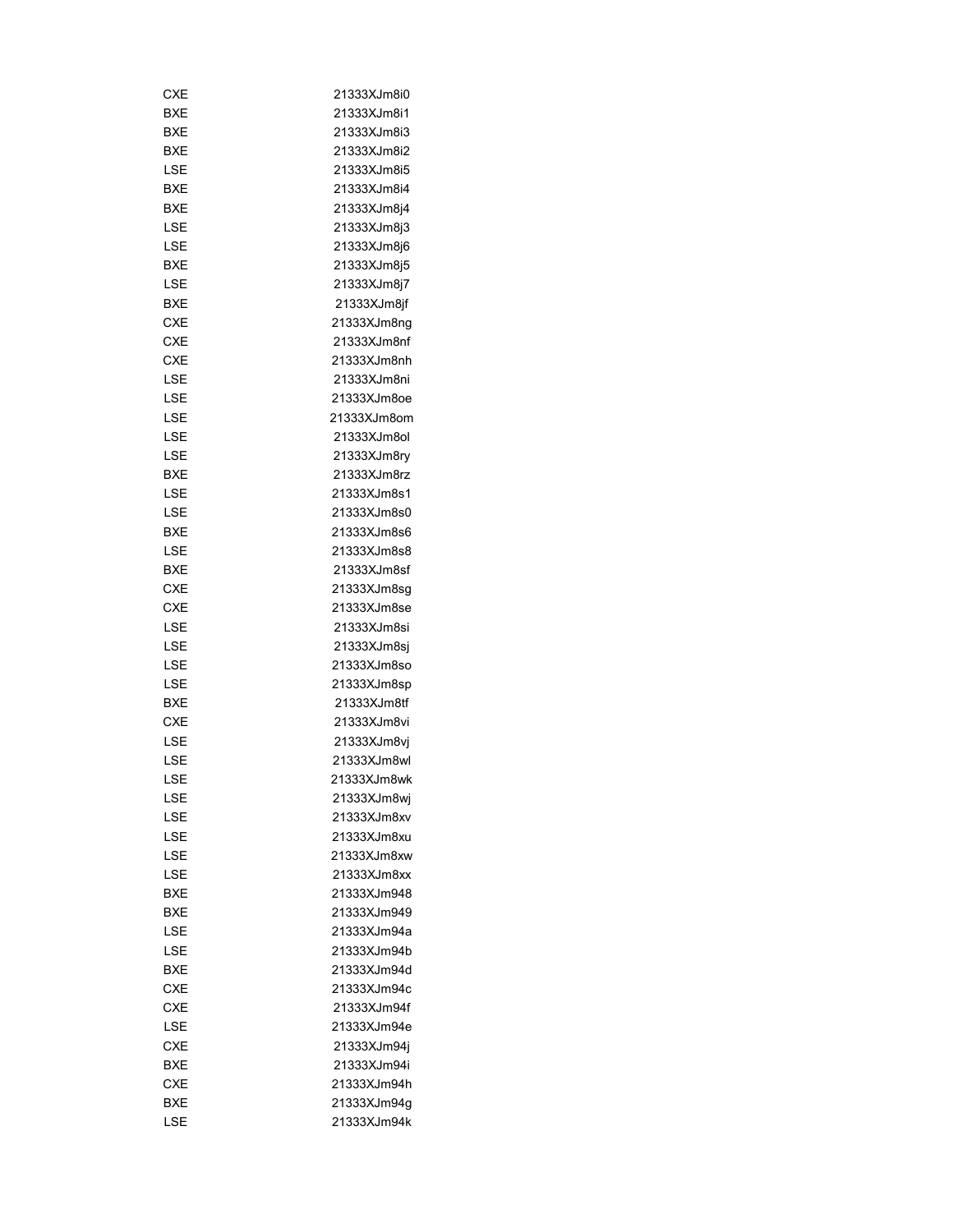| | |
|---|---|
| CXE | 21333XJm8i0 |
| BXE | 21333XJm8i1 |
| BXE | 21333XJm8i3 |
| BXE | 21333XJm8i2 |
| LSE | 21333XJm8i5 |
| BXE | 21333XJm8i4 |
| BXE | 21333XJm8j4 |
| LSE | 21333XJm8j3 |
| LSE | 21333XJm8j6 |
| BXE | 21333XJm8j5 |
| LSE | 21333XJm8j7 |
| BXE | 21333XJm8jf |
| CXE | 21333XJm8ng |
| CXE | 21333XJm8nf |
| CXE | 21333XJm8nh |
| LSE | 21333XJm8ni |
| LSE | 21333XJm8oe |
| LSE | 21333XJm8om |
| LSE | 21333XJm8ol |
| LSE | 21333XJm8ry |
| BXE | 21333XJm8rz |
| LSE | 21333XJm8s1 |
| LSE | 21333XJm8s0 |
| BXE | 21333XJm8s6 |
| LSE | 21333XJm8s8 |
| BXE | 21333XJm8sf |
| CXE | 21333XJm8sg |
| CXE | 21333XJm8se |
| LSE | 21333XJm8si |
| LSE | 21333XJm8sj |
| LSE | 21333XJm8so |
| LSE | 21333XJm8sp |
| BXE | 21333XJm8tf |
| CXE | 21333XJm8vi |
| LSE | 21333XJm8vj |
| LSE | 21333XJm8wl |
| LSE | 21333XJm8wk |
| LSE | 21333XJm8wj |
| LSE | 21333XJm8xv |
| LSE | 21333XJm8xu |
| LSE | 21333XJm8xw |
| LSE | 21333XJm8xx |
| BXE | 21333XJm948 |
| BXE | 21333XJm949 |
| LSE | 21333XJm94a |
| LSE | 21333XJm94b |
| BXE | 21333XJm94d |
| CXE | 21333XJm94c |
| CXE | 21333XJm94f |
| LSE | 21333XJm94e |
| CXE | 21333XJm94j |
| BXE | 21333XJm94i |
| CXE | 21333XJm94h |
| BXE | 21333XJm94g |
| LSE | 21333XJm94k |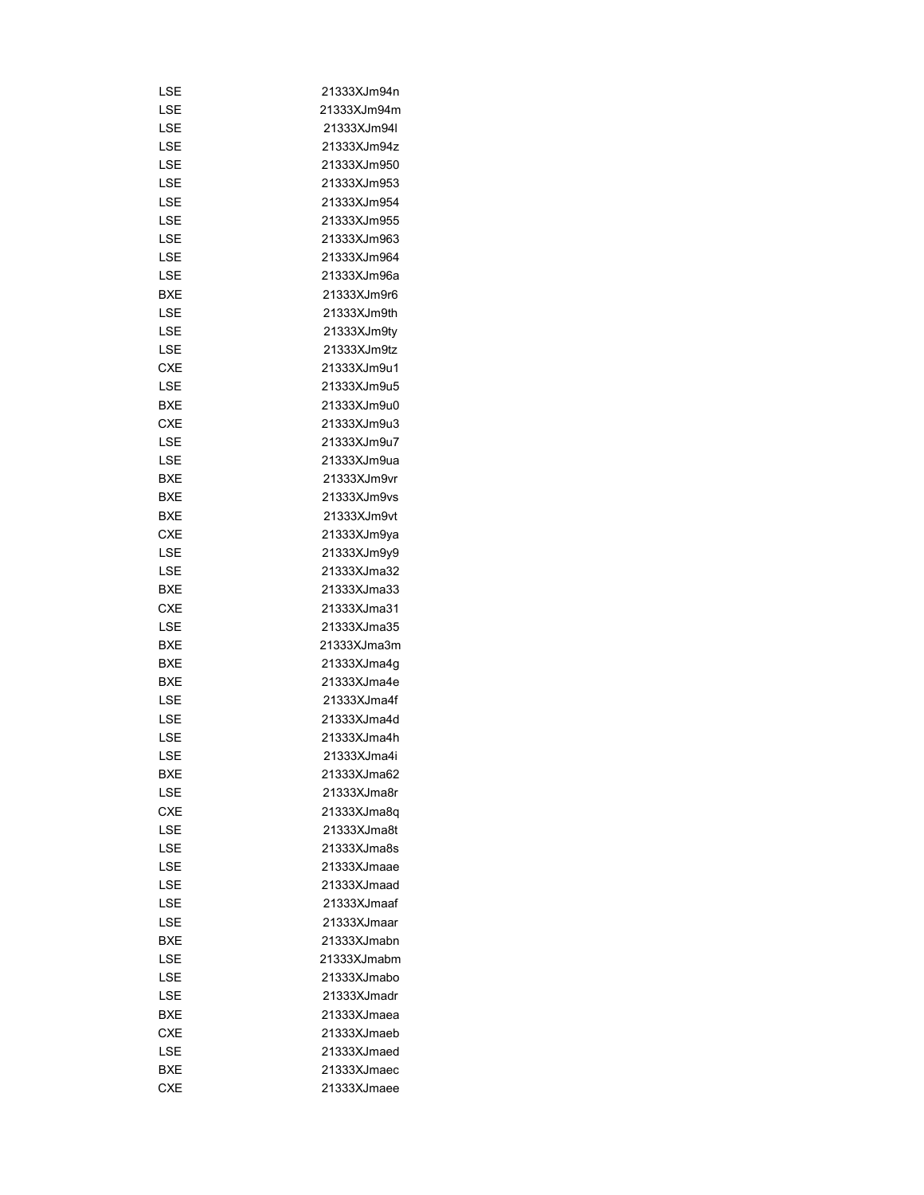| | |
|---|---|
| LSE | 21333XJm94n |
| LSE | 21333XJm94m |
| LSE | 21333XJm94l |
| LSE | 21333XJm94z |
| LSE | 21333XJm950 |
| LSE | 21333XJm953 |
| LSE | 21333XJm954 |
| LSE | 21333XJm955 |
| LSE | 21333XJm963 |
| LSE | 21333XJm964 |
| LSE | 21333XJm96a |
| BXE | 21333XJm9r6 |
| LSE | 21333XJm9th |
| LSE | 21333XJm9ty |
| LSE | 21333XJm9tz |
| CXE | 21333XJm9u1 |
| LSE | 21333XJm9u5 |
| BXE | 21333XJm9u0 |
| CXE | 21333XJm9u3 |
| LSE | 21333XJm9u7 |
| LSE | 21333XJm9ua |
| BXE | 21333XJm9vr |
| BXE | 21333XJm9vs |
| BXE | 21333XJm9vt |
| CXE | 21333XJm9ya |
| LSE | 21333XJm9y9 |
| LSE | 21333XJma32 |
| BXE | 21333XJma33 |
| CXE | 21333XJma31 |
| LSE | 21333XJma35 |
| BXE | 21333XJma3m |
| BXE | 21333XJma4g |
| BXE | 21333XJma4e |
| LSE | 21333XJma4f |
| LSE | 21333XJma4d |
| LSE | 21333XJma4h |
| LSE | 21333XJma4i |
| BXE | 21333XJma62 |
| LSE | 21333XJma8r |
| CXE | 21333XJma8q |
| LSE | 21333XJma8t |
| LSE | 21333XJma8s |
| LSE | 21333XJmaae |
| LSE | 21333XJmaad |
| LSE | 21333XJmaaf |
| LSE | 21333XJmaar |
| BXE | 21333XJmabn |
| LSE | 21333XJmabm |
| LSE | 21333XJmabo |
| LSE | 21333XJmadr |
| BXE | 21333XJmaea |
| CXE | 21333XJmaeb |
| LSE | 21333XJmaed |
| BXE | 21333XJmaec |
| CXE | 21333XJmaee |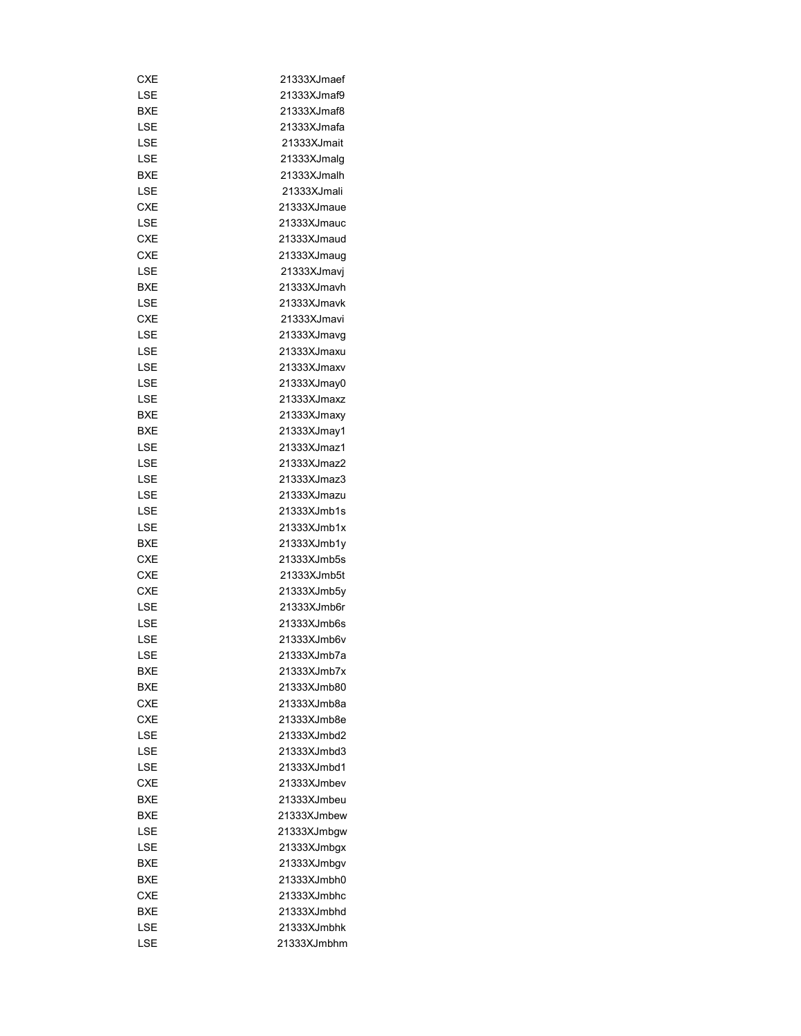| | |
|---|---|
| CXE | 21333XJmaef |
| LSE | 21333XJmaf9 |
| BXE | 21333XJmaf8 |
| LSE | 21333XJmafa |
| LSE | 21333XJmait |
| LSE | 21333XJmalg |
| BXE | 21333XJmalh |
| LSE | 21333XJmali |
| CXE | 21333XJmaue |
| LSE | 21333XJmauc |
| CXE | 21333XJmaud |
| CXE | 21333XJmaug |
| LSE | 21333XJmavj |
| BXE | 21333XJmavh |
| LSE | 21333XJmavk |
| CXE | 21333XJmavi |
| LSE | 21333XJmavg |
| LSE | 21333XJmaxu |
| LSE | 21333XJmaxv |
| LSE | 21333XJmay0 |
| LSE | 21333XJmaxz |
| BXE | 21333XJmaxy |
| BXE | 21333XJmay1 |
| LSE | 21333XJmaz1 |
| LSE | 21333XJmaz2 |
| LSE | 21333XJmaz3 |
| LSE | 21333XJmazu |
| LSE | 21333XJmb1s |
| LSE | 21333XJmb1x |
| BXE | 21333XJmb1y |
| CXE | 21333XJmb5s |
| CXE | 21333XJmb5t |
| CXE | 21333XJmb5y |
| LSE | 21333XJmb6r |
| LSE | 21333XJmb6s |
| LSE | 21333XJmb6v |
| LSE | 21333XJmb7a |
| BXE | 21333XJmb7x |
| BXE | 21333XJmb80 |
| CXE | 21333XJmb8a |
| CXE | 21333XJmb8e |
| LSE | 21333XJmbd2 |
| LSE | 21333XJmbd3 |
| LSE | 21333XJmbd1 |
| CXE | 21333XJmbev |
| BXE | 21333XJmbeu |
| BXE | 21333XJmbew |
| LSE | 21333XJmbgw |
| LSE | 21333XJmbgx |
| BXE | 21333XJmbgv |
| BXE | 21333XJmbh0 |
| CXE | 21333XJmbhc |
| BXE | 21333XJmbhd |
| LSE | 21333XJmbhk |
| LSE | 21333XJmbhm |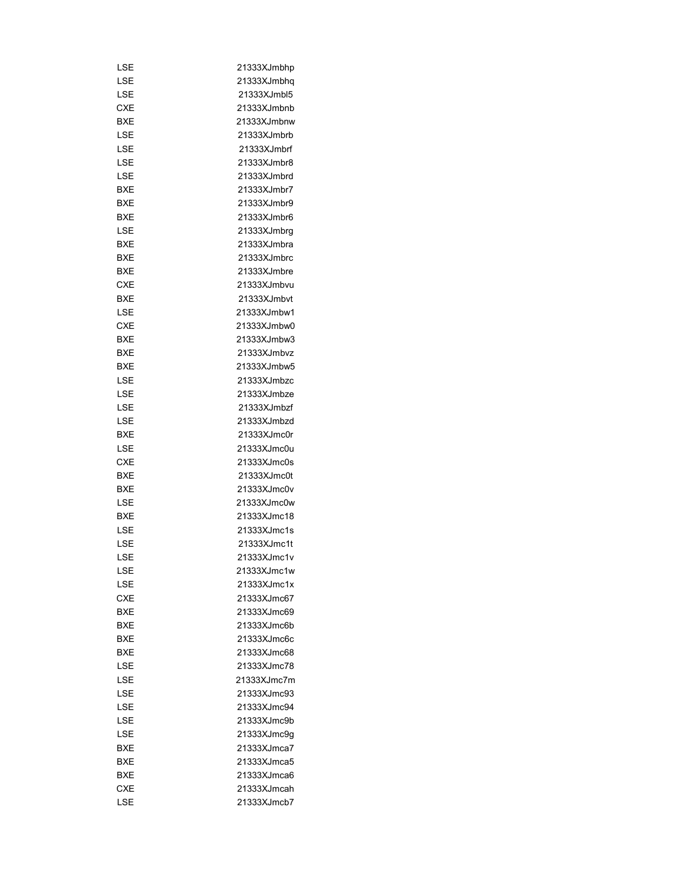| | |
|---|---|
| LSE | 21333XJmbhp |
| LSE | 21333XJmbhq |
| LSE | 21333XJmbl5 |
| CXE | 21333XJmbnb |
| BXE | 21333XJmbnw |
| LSE | 21333XJmbrb |
| LSE | 21333XJmbrf |
| LSE | 21333XJmbr8 |
| LSE | 21333XJmbrd |
| BXE | 21333XJmbr7 |
| BXE | 21333XJmbr9 |
| BXE | 21333XJmbr6 |
| LSE | 21333XJmbrg |
| BXE | 21333XJmbra |
| BXE | 21333XJmbrc |
| BXE | 21333XJmbre |
| CXE | 21333XJmbvu |
| BXE | 21333XJmbvt |
| LSE | 21333XJmbw1 |
| CXE | 21333XJmbw0 |
| BXE | 21333XJmbw3 |
| BXE | 21333XJmbvz |
| BXE | 21333XJmbw5 |
| LSE | 21333XJmbzc |
| LSE | 21333XJmbze |
| LSE | 21333XJmbzf |
| LSE | 21333XJmbzd |
| BXE | 21333XJmc0r |
| LSE | 21333XJmc0u |
| CXE | 21333XJmc0s |
| BXE | 21333XJmc0t |
| BXE | 21333XJmc0v |
| LSE | 21333XJmc0w |
| BXE | 21333XJmc18 |
| LSE | 21333XJmc1s |
| LSE | 21333XJmc1t |
| LSE | 21333XJmc1v |
| LSE | 21333XJmc1w |
| LSE | 21333XJmc1x |
| CXE | 21333XJmc67 |
| BXE | 21333XJmc69 |
| BXE | 21333XJmc6b |
| BXE | 21333XJmc6c |
| BXE | 21333XJmc68 |
| LSE | 21333XJmc78 |
| LSE | 21333XJmc7m |
| LSE | 21333XJmc93 |
| LSE | 21333XJmc94 |
| LSE | 21333XJmc9b |
| LSE | 21333XJmc9g |
| BXE | 21333XJmca7 |
| BXE | 21333XJmca5 |
| BXE | 21333XJmca6 |
| CXE | 21333XJmcah |
| LSE | 21333XJmcb7 |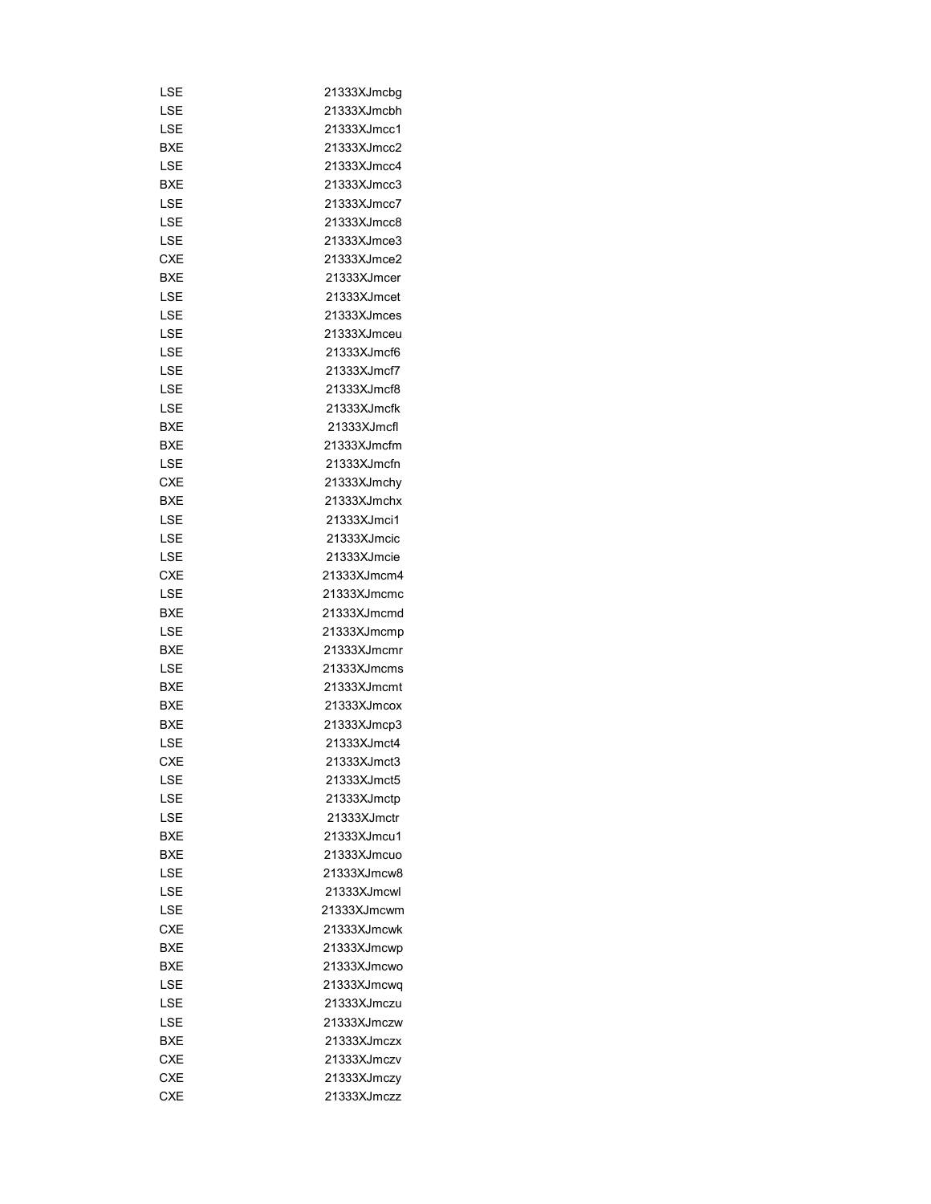| | |
|---|---|
| LSE | 21333XJmcbg |
| LSE | 21333XJmcbh |
| LSE | 21333XJmcc1 |
| BXE | 21333XJmcc2 |
| LSE | 21333XJmcc4 |
| BXE | 21333XJmcc3 |
| LSE | 21333XJmcc7 |
| LSE | 21333XJmcc8 |
| LSE | 21333XJmce3 |
| CXE | 21333XJmce2 |
| BXE | 21333XJmcer |
| LSE | 21333XJmcet |
| LSE | 21333XJmces |
| LSE | 21333XJmceu |
| LSE | 21333XJmcf6 |
| LSE | 21333XJmcf7 |
| LSE | 21333XJmcf8 |
| LSE | 21333XJmcfk |
| BXE | 21333XJmcfl |
| BXE | 21333XJmcfm |
| LSE | 21333XJmcfn |
| CXE | 21333XJmchy |
| BXE | 21333XJmchx |
| LSE | 21333XJmci1 |
| LSE | 21333XJmcic |
| LSE | 21333XJmcie |
| CXE | 21333XJmcm4 |
| LSE | 21333XJmcmc |
| BXE | 21333XJmcmd |
| LSE | 21333XJmcmp |
| BXE | 21333XJmcmr |
| LSE | 21333XJmcms |
| BXE | 21333XJmcmt |
| BXE | 21333XJmcox |
| BXE | 21333XJmcp3 |
| LSE | 21333XJmct4 |
| CXE | 21333XJmct3 |
| LSE | 21333XJmct5 |
| LSE | 21333XJmctp |
| LSE | 21333XJmctr |
| BXE | 21333XJmcu1 |
| BXE | 21333XJmcuo |
| LSE | 21333XJmcw8 |
| LSE | 21333XJmcwl |
| LSE | 21333XJmcwm |
| CXE | 21333XJmcwk |
| BXE | 21333XJmcwp |
| BXE | 21333XJmcwo |
| LSE | 21333XJmcwq |
| LSE | 21333XJmczu |
| LSE | 21333XJmczw |
| BXE | 21333XJmczx |
| CXE | 21333XJmczv |
| CXE | 21333XJmczy |
| CXE | 21333XJmczz |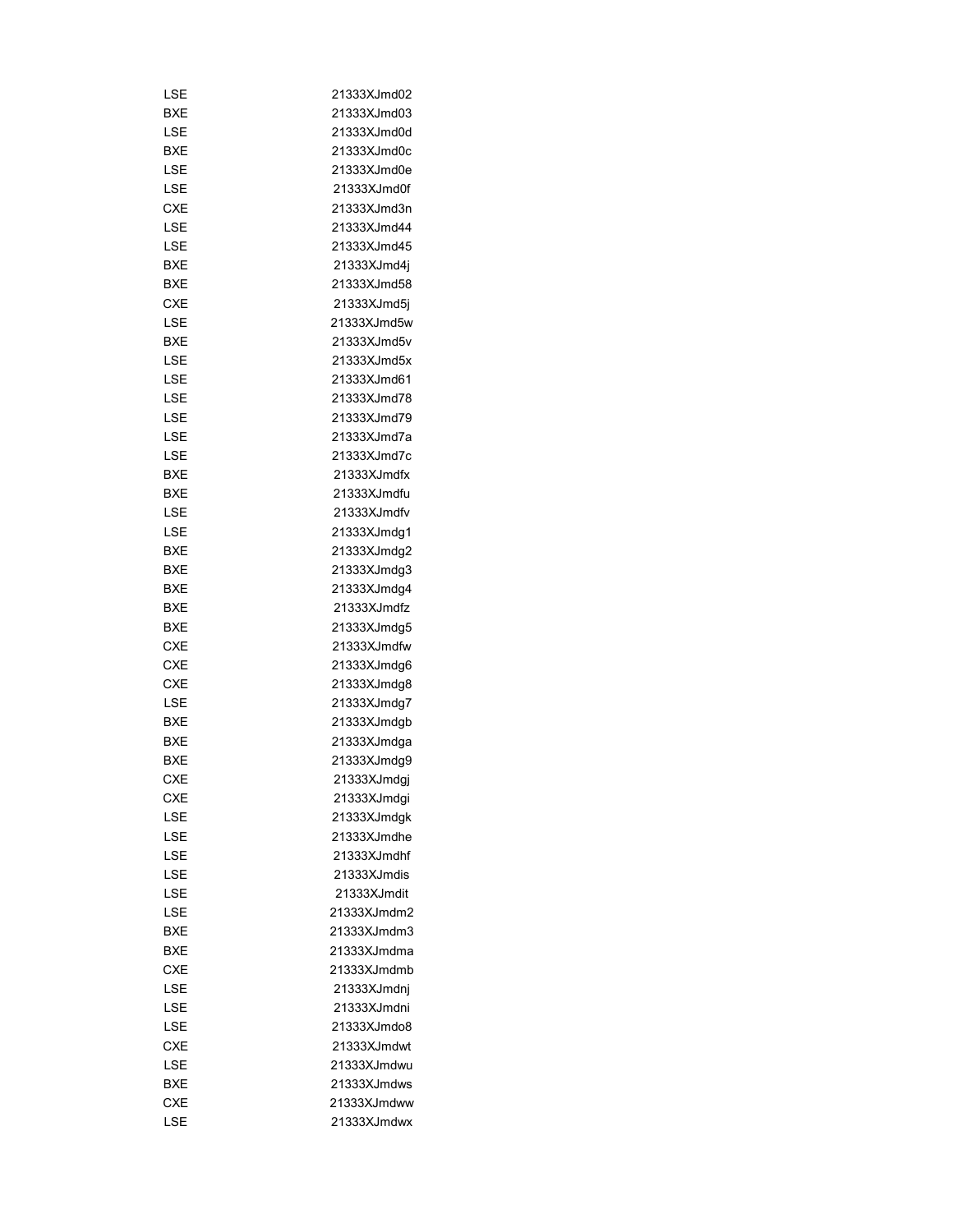| | |
|---|---|
| LSE | 21333XJmd02 |
| BXE | 21333XJmd03 |
| LSE | 21333XJmd0d |
| BXE | 21333XJmd0c |
| LSE | 21333XJmd0e |
| LSE | 21333XJmd0f |
| CXE | 21333XJmd3n |
| LSE | 21333XJmd44 |
| LSE | 21333XJmd45 |
| BXE | 21333XJmd4j |
| BXE | 21333XJmd58 |
| CXE | 21333XJmd5j |
| LSE | 21333XJmd5w |
| BXE | 21333XJmd5v |
| LSE | 21333XJmd5x |
| LSE | 21333XJmd61 |
| LSE | 21333XJmd78 |
| LSE | 21333XJmd79 |
| LSE | 21333XJmd7a |
| LSE | 21333XJmd7c |
| BXE | 21333XJmdfx |
| BXE | 21333XJmdfu |
| LSE | 21333XJmdfv |
| LSE | 21333XJmdg1 |
| BXE | 21333XJmdg2 |
| BXE | 21333XJmdg3 |
| BXE | 21333XJmdg4 |
| BXE | 21333XJmdfz |
| BXE | 21333XJmdg5 |
| CXE | 21333XJmdfw |
| CXE | 21333XJmdg6 |
| CXE | 21333XJmdg8 |
| LSE | 21333XJmdg7 |
| BXE | 21333XJmdgb |
| BXE | 21333XJmdga |
| BXE | 21333XJmdg9 |
| CXE | 21333XJmdgj |
| CXE | 21333XJmdgi |
| LSE | 21333XJmdgk |
| LSE | 21333XJmdhe |
| LSE | 21333XJmdhf |
| LSE | 21333XJmdis |
| LSE | 21333XJmdit |
| LSE | 21333XJmdm2 |
| BXE | 21333XJmdm3 |
| BXE | 21333XJmdma |
| CXE | 21333XJmdmb |
| LSE | 21333XJmdnj |
| LSE | 21333XJmdni |
| LSE | 21333XJmdo8 |
| CXE | 21333XJmdwt |
| LSE | 21333XJmdwu |
| BXE | 21333XJmdws |
| CXE | 21333XJmdww |
| LSE | 21333XJmdwx |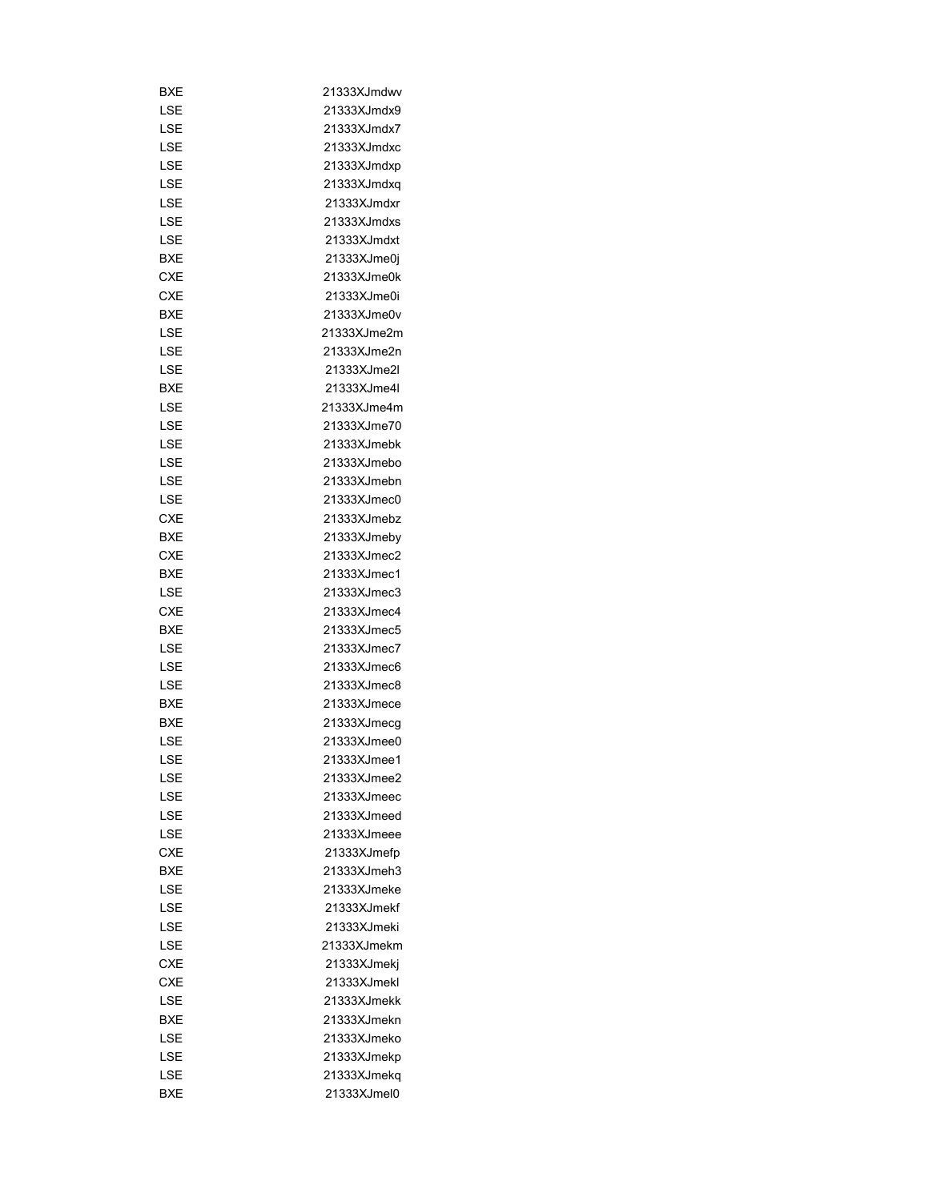| | |
|---|---|
| BXE | 21333XJmdwv |
| LSE | 21333XJmdx9 |
| LSE | 21333XJmdx7 |
| LSE | 21333XJmdxc |
| LSE | 21333XJmdxp |
| LSE | 21333XJmdxq |
| LSE | 21333XJmdxr |
| LSE | 21333XJmdxs |
| LSE | 21333XJmdxt |
| BXE | 21333XJme0j |
| CXE | 21333XJme0k |
| CXE | 21333XJme0i |
| BXE | 21333XJme0v |
| LSE | 21333XJme2m |
| LSE | 21333XJme2n |
| LSE | 21333XJme2l |
| BXE | 21333XJme4l |
| LSE | 21333XJme4m |
| LSE | 21333XJme70 |
| LSE | 21333XJmebk |
| LSE | 21333XJmebo |
| LSE | 21333XJmebn |
| LSE | 21333XJmec0 |
| CXE | 21333XJmebz |
| BXE | 21333XJmeby |
| CXE | 21333XJmec2 |
| BXE | 21333XJmec1 |
| LSE | 21333XJmec3 |
| CXE | 21333XJmec4 |
| BXE | 21333XJmec5 |
| LSE | 21333XJmec7 |
| LSE | 21333XJmec6 |
| LSE | 21333XJmec8 |
| BXE | 21333XJmece |
| BXE | 21333XJmecg |
| LSE | 21333XJmee0 |
| LSE | 21333XJmee1 |
| LSE | 21333XJmee2 |
| LSE | 21333XJmeec |
| LSE | 21333XJmeed |
| LSE | 21333XJmeee |
| CXE | 21333XJmefp |
| BXE | 21333XJmeh3 |
| LSE | 21333XJmeke |
| LSE | 21333XJmekf |
| LSE | 21333XJmeki |
| LSE | 21333XJmekm |
| CXE | 21333XJmekj |
| CXE | 21333XJmekl |
| LSE | 21333XJmekk |
| BXE | 21333XJmekn |
| LSE | 21333XJmeko |
| LSE | 21333XJmekp |
| LSE | 21333XJmekq |
| BXE | 21333XJmel0 |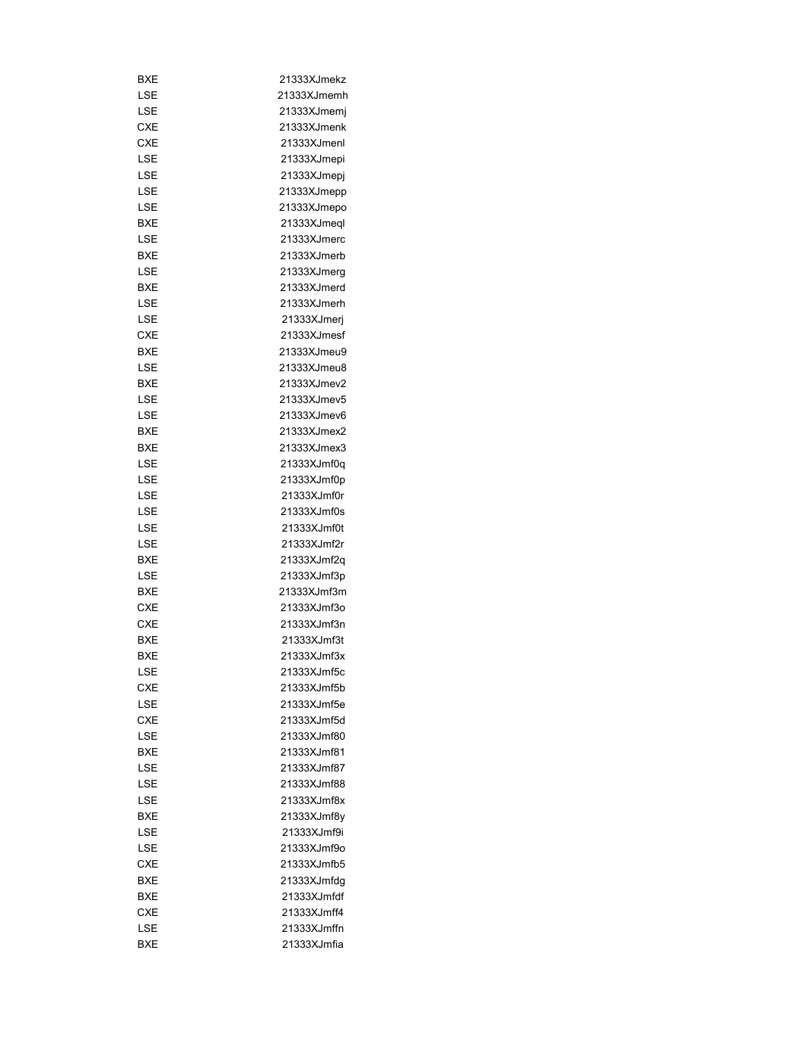| | |
|---|---|
| BXE | 21333XJmekz |
| LSE | 21333XJmemh |
| LSE | 21333XJmemj |
| CXE | 21333XJmenk |
| CXE | 21333XJmenl |
| LSE | 21333XJmepi |
| LSE | 21333XJmepj |
| LSE | 21333XJmepp |
| LSE | 21333XJmepo |
| BXE | 21333XJmeql |
| LSE | 21333XJmerc |
| BXE | 21333XJmerb |
| LSE | 21333XJmerg |
| BXE | 21333XJmerd |
| LSE | 21333XJmerh |
| LSE | 21333XJmerj |
| CXE | 21333XJmesf |
| BXE | 21333XJmeu9 |
| LSE | 21333XJmeu8 |
| BXE | 21333XJmev2 |
| LSE | 21333XJmev5 |
| LSE | 21333XJmev6 |
| BXE | 21333XJmex2 |
| BXE | 21333XJmex3 |
| LSE | 21333XJmf0q |
| LSE | 21333XJmf0p |
| LSE | 21333XJmf0r |
| LSE | 21333XJmf0s |
| LSE | 21333XJmf0t |
| LSE | 21333XJmf2r |
| BXE | 21333XJmf2q |
| LSE | 21333XJmf3p |
| BXE | 21333XJmf3m |
| CXE | 21333XJmf3o |
| CXE | 21333XJmf3n |
| BXE | 21333XJmf3t |
| BXE | 21333XJmf3x |
| LSE | 21333XJmf5c |
| CXE | 21333XJmf5b |
| LSE | 21333XJmf5e |
| CXE | 21333XJmf5d |
| LSE | 21333XJmf80 |
| BXE | 21333XJmf81 |
| LSE | 21333XJmf87 |
| LSE | 21333XJmf88 |
| LSE | 21333XJmf8x |
| BXE | 21333XJmf8y |
| LSE | 21333XJmf9i |
| LSE | 21333XJmf9o |
| CXE | 21333XJmfb5 |
| BXE | 21333XJmfdg |
| BXE | 21333XJmfdf |
| CXE | 21333XJmff4 |
| LSE | 21333XJmffn |
| BXE | 21333XJmfia |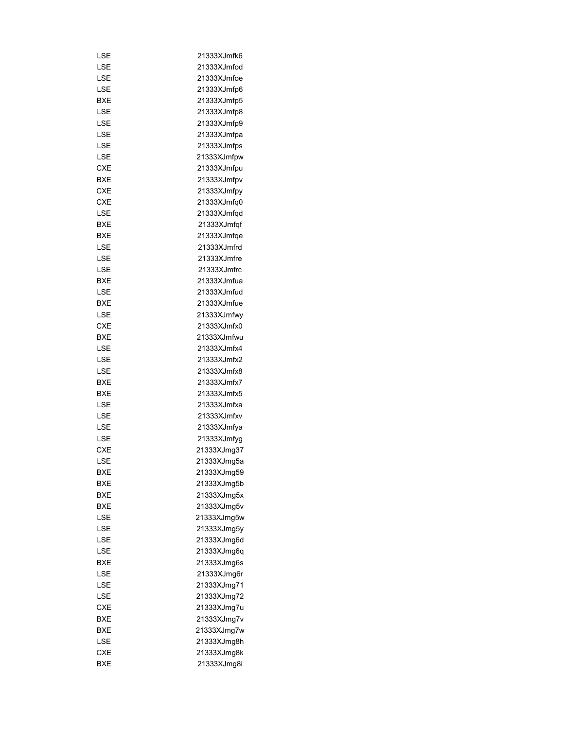| | |
|---|---|
| LSE | 21333XJmfk6 |
| LSE | 21333XJmfod |
| LSE | 21333XJmfoe |
| LSE | 21333XJmfp6 |
| BXE | 21333XJmfp5 |
| LSE | 21333XJmfp8 |
| LSE | 21333XJmfp9 |
| LSE | 21333XJmfpa |
| LSE | 21333XJmfps |
| LSE | 21333XJmfpw |
| CXE | 21333XJmfpu |
| BXE | 21333XJmfpv |
| CXE | 21333XJmfpy |
| CXE | 21333XJmfq0 |
| LSE | 21333XJmfqd |
| BXE | 21333XJmfqf |
| BXE | 21333XJmfqe |
| LSE | 21333XJmfrd |
| LSE | 21333XJmfre |
| LSE | 21333XJmfrc |
| BXE | 21333XJmfua |
| LSE | 21333XJmfud |
| BXE | 21333XJmfue |
| LSE | 21333XJmfwy |
| CXE | 21333XJmfx0 |
| BXE | 21333XJmfwu |
| LSE | 21333XJmfx4 |
| LSE | 21333XJmfx2 |
| LSE | 21333XJmfx8 |
| BXE | 21333XJmfx7 |
| BXE | 21333XJmfx5 |
| LSE | 21333XJmfxa |
| LSE | 21333XJmfxv |
| LSE | 21333XJmfya |
| LSE | 21333XJmfyg |
| CXE | 21333XJmg37 |
| LSE | 21333XJmg5a |
| BXE | 21333XJmg59 |
| BXE | 21333XJmg5b |
| BXE | 21333XJmg5x |
| BXE | 21333XJmg5v |
| LSE | 21333XJmg5w |
| LSE | 21333XJmg5y |
| LSE | 21333XJmg6d |
| LSE | 21333XJmg6q |
| BXE | 21333XJmg6s |
| LSE | 21333XJmg6r |
| LSE | 21333XJmg71 |
| LSE | 21333XJmg72 |
| CXE | 21333XJmg7u |
| BXE | 21333XJmg7v |
| BXE | 21333XJmg7w |
| LSE | 21333XJmg8h |
| CXE | 21333XJmg8k |
| BXE | 21333XJmg8i |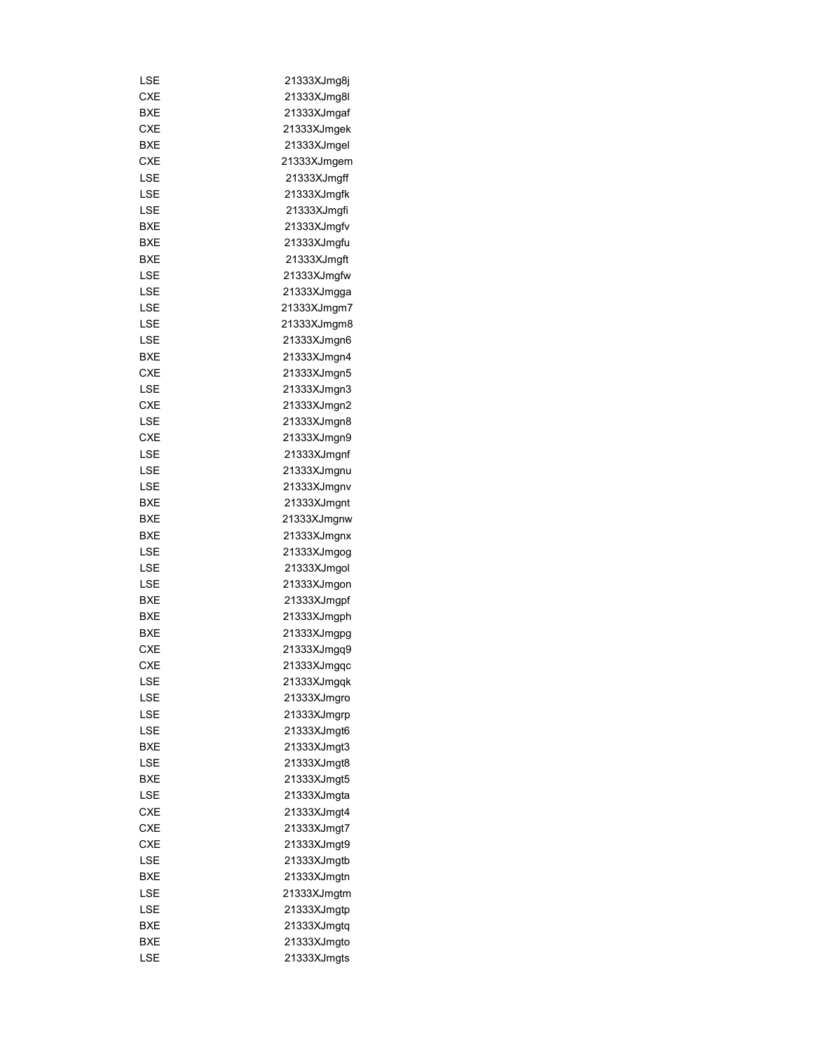| | |
|---|---|
| LSE | 21333XJmg8j |
| CXE | 21333XJmg8l |
| BXE | 21333XJmgaf |
| CXE | 21333XJmgek |
| BXE | 21333XJmgel |
| CXE | 21333XJmgem |
| LSE | 21333XJmgff |
| LSE | 21333XJmgfk |
| LSE | 21333XJmgfi |
| BXE | 21333XJmgfv |
| BXE | 21333XJmgfu |
| BXE | 21333XJmgft |
| LSE | 21333XJmgfw |
| LSE | 21333XJmgga |
| LSE | 21333XJmgm7 |
| LSE | 21333XJmgm8 |
| LSE | 21333XJmgn6 |
| BXE | 21333XJmgn4 |
| CXE | 21333XJmgn5 |
| LSE | 21333XJmgn3 |
| CXE | 21333XJmgn2 |
| LSE | 21333XJmgn8 |
| CXE | 21333XJmgn9 |
| LSE | 21333XJmgnf |
| LSE | 21333XJmgnu |
| LSE | 21333XJmgnv |
| BXE | 21333XJmgnt |
| BXE | 21333XJmgnw |
| BXE | 21333XJmgnx |
| LSE | 21333XJmgog |
| LSE | 21333XJmgol |
| LSE | 21333XJmgon |
| BXE | 21333XJmgpf |
| BXE | 21333XJmgph |
| BXE | 21333XJmgpg |
| CXE | 21333XJmgq9 |
| CXE | 21333XJmgqc |
| LSE | 21333XJmgqk |
| LSE | 21333XJmgro |
| LSE | 21333XJmgrp |
| LSE | 21333XJmgt6 |
| BXE | 21333XJmgt3 |
| LSE | 21333XJmgt8 |
| BXE | 21333XJmgt5 |
| LSE | 21333XJmgta |
| CXE | 21333XJmgt4 |
| CXE | 21333XJmgt7 |
| CXE | 21333XJmgt9 |
| LSE | 21333XJmgtb |
| BXE | 21333XJmgtn |
| LSE | 21333XJmgtm |
| LSE | 21333XJmgtp |
| BXE | 21333XJmgtq |
| BXE | 21333XJmgto |
| LSE | 21333XJmgts |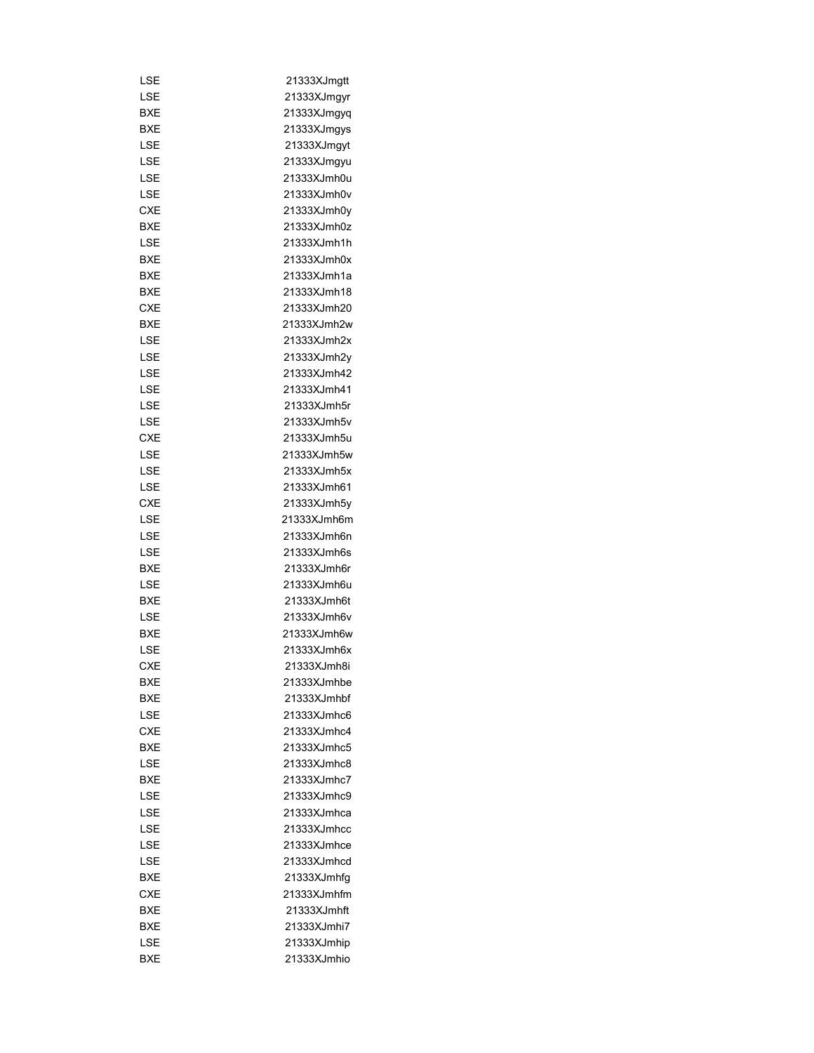| | |
|---|---|
| LSE | 21333XJmgtt |
| LSE | 21333XJmgyr |
| BXE | 21333XJmgyq |
| BXE | 21333XJmgys |
| LSE | 21333XJmgyt |
| LSE | 21333XJmgyu |
| LSE | 21333XJmh0u |
| LSE | 21333XJmh0v |
| CXE | 21333XJmh0y |
| BXE | 21333XJmh0z |
| LSE | 21333XJmh1h |
| BXE | 21333XJmh0x |
| BXE | 21333XJmh1a |
| BXE | 21333XJmh18 |
| CXE | 21333XJmh20 |
| BXE | 21333XJmh2w |
| LSE | 21333XJmh2x |
| LSE | 21333XJmh2y |
| LSE | 21333XJmh42 |
| LSE | 21333XJmh41 |
| LSE | 21333XJmh5r |
| LSE | 21333XJmh5v |
| CXE | 21333XJmh5u |
| LSE | 21333XJmh5w |
| LSE | 21333XJmh5x |
| LSE | 21333XJmh61 |
| CXE | 21333XJmh5y |
| LSE | 21333XJmh6m |
| LSE | 21333XJmh6n |
| LSE | 21333XJmh6s |
| BXE | 21333XJmh6r |
| LSE | 21333XJmh6u |
| BXE | 21333XJmh6t |
| LSE | 21333XJmh6v |
| BXE | 21333XJmh6w |
| LSE | 21333XJmh6x |
| CXE | 21333XJmh8i |
| BXE | 21333XJmhbe |
| BXE | 21333XJmhbf |
| LSE | 21333XJmhc6 |
| CXE | 21333XJmhc4 |
| BXE | 21333XJmhc5 |
| LSE | 21333XJmhc8 |
| BXE | 21333XJmhc7 |
| LSE | 21333XJmhc9 |
| LSE | 21333XJmhca |
| LSE | 21333XJmhcc |
| LSE | 21333XJmhce |
| LSE | 21333XJmhcd |
| BXE | 21333XJmhfg |
| CXE | 21333XJmhfm |
| BXE | 21333XJmhft |
| BXE | 21333XJmhi7 |
| LSE | 21333XJmhip |
| BXE | 21333XJmhio |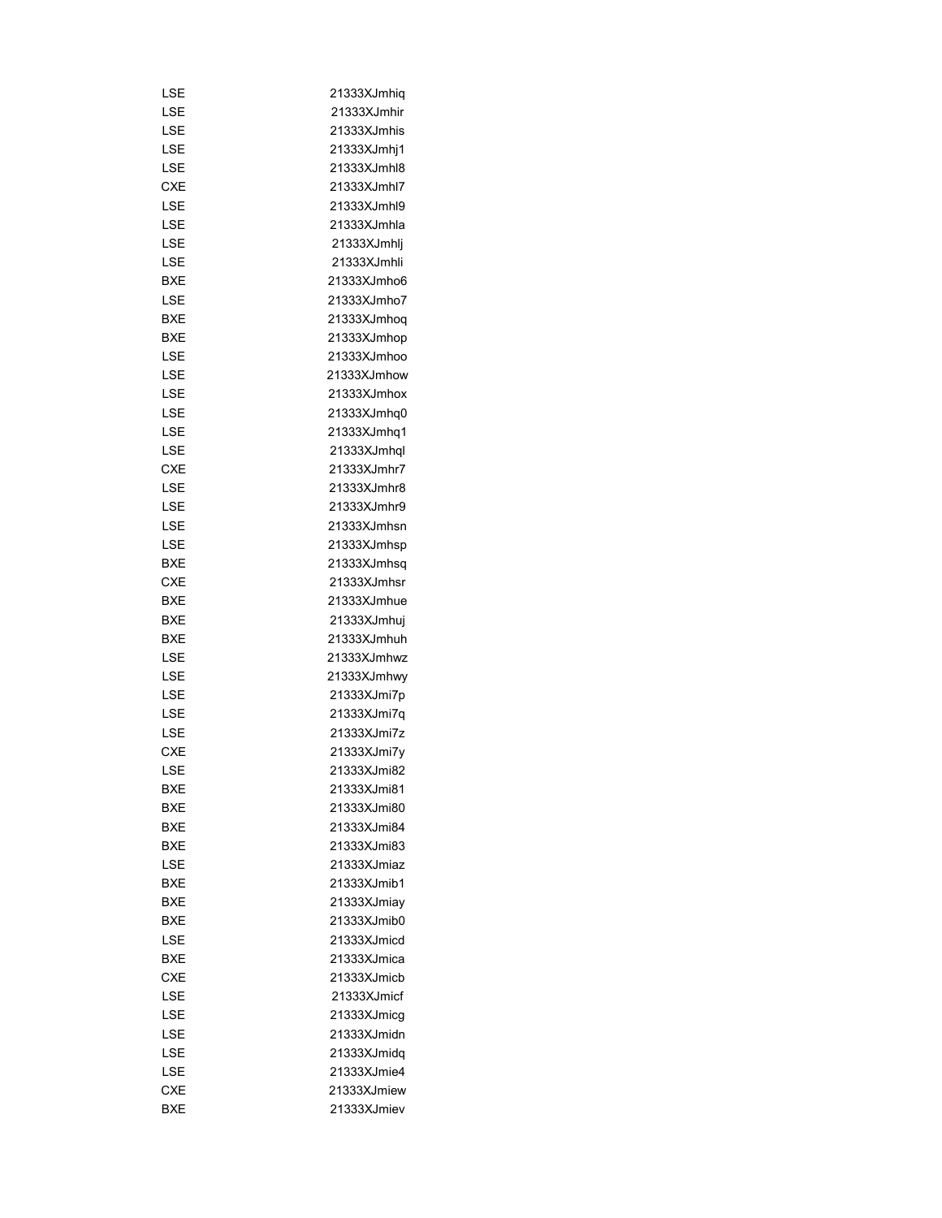| | |
|---|---|
| LSE | 21333XJmhiq |
| LSE | 21333XJmhir |
| LSE | 21333XJmhis |
| LSE | 21333XJmhj1 |
| LSE | 21333XJmhl8 |
| CXE | 21333XJmhl7 |
| LSE | 21333XJmhl9 |
| LSE | 21333XJmhla |
| LSE | 21333XJmhlj |
| LSE | 21333XJmhli |
| BXE | 21333XJmho6 |
| LSE | 21333XJmho7 |
| BXE | 21333XJmhoq |
| BXE | 21333XJmhop |
| LSE | 21333XJmhoo |
| LSE | 21333XJmhow |
| LSE | 21333XJmhox |
| LSE | 21333XJmhq0 |
| LSE | 21333XJmhq1 |
| LSE | 21333XJmhql |
| CXE | 21333XJmhr7 |
| LSE | 21333XJmhr8 |
| LSE | 21333XJmhr9 |
| LSE | 21333XJmhsn |
| LSE | 21333XJmhsp |
| BXE | 21333XJmhsq |
| CXE | 21333XJmhsr |
| BXE | 21333XJmhue |
| BXE | 21333XJmhuj |
| BXE | 21333XJmhuh |
| LSE | 21333XJmhwz |
| LSE | 21333XJmhwy |
| LSE | 21333XJmi7p |
| LSE | 21333XJmi7q |
| LSE | 21333XJmi7z |
| CXE | 21333XJmi7y |
| LSE | 21333XJmi82 |
| BXE | 21333XJmi81 |
| BXE | 21333XJmi80 |
| BXE | 21333XJmi84 |
| BXE | 21333XJmi83 |
| LSE | 21333XJmiaz |
| BXE | 21333XJmib1 |
| BXE | 21333XJmiay |
| BXE | 21333XJmib0 |
| LSE | 21333XJmicd |
| BXE | 21333XJmica |
| CXE | 21333XJmicb |
| LSE | 21333XJmicf |
| LSE | 21333XJmicg |
| LSE | 21333XJmidn |
| LSE | 21333XJmidq |
| LSE | 21333XJmie4 |
| CXE | 21333XJmiew |
| BXE | 21333XJmiev |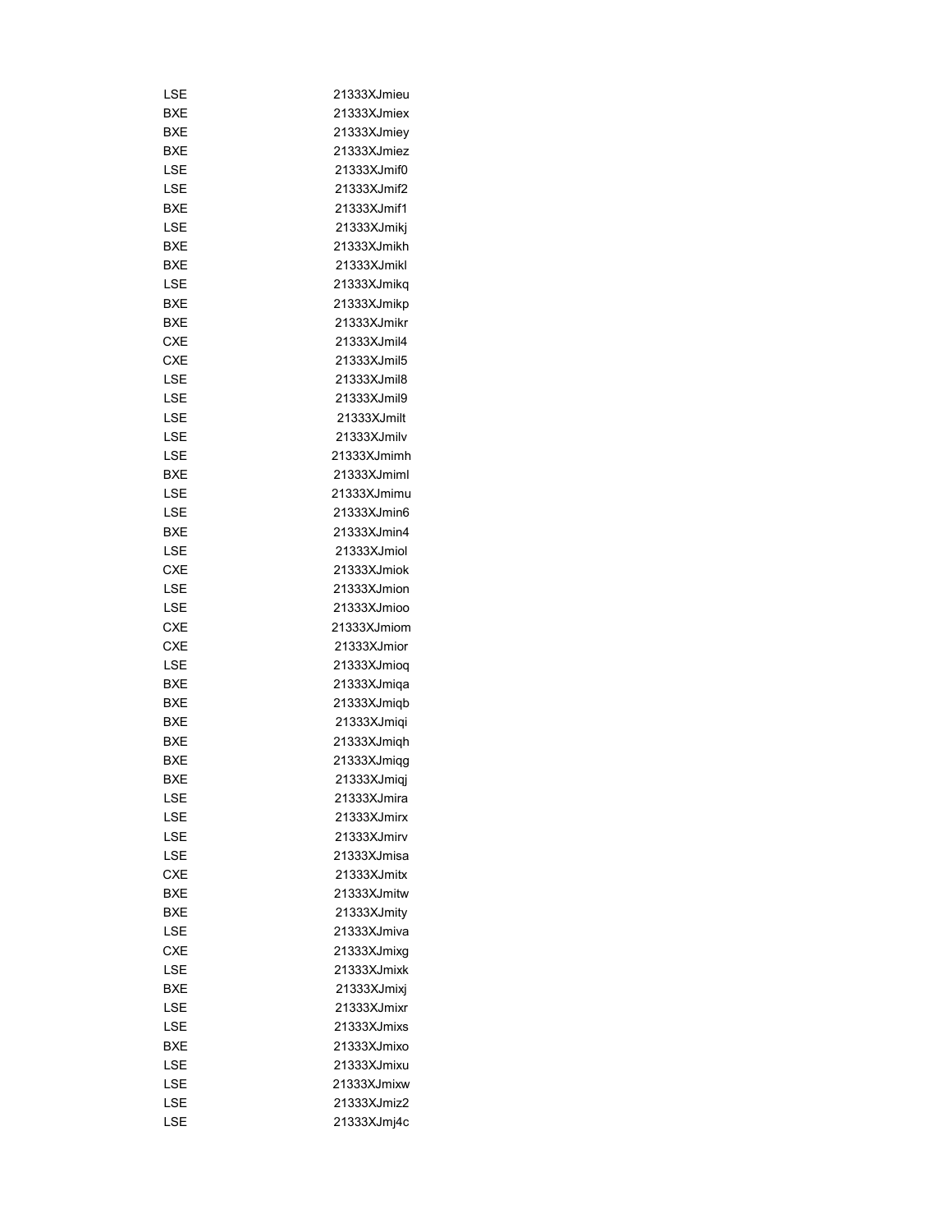| | |
|---|---|
| LSE | 21333XJmieu |
| BXE | 21333XJmiex |
| BXE | 21333XJmiey |
| BXE | 21333XJmiez |
| LSE | 21333XJmif0 |
| LSE | 21333XJmif2 |
| BXE | 21333XJmif1 |
| LSE | 21333XJmikj |
| BXE | 21333XJmikh |
| BXE | 21333XJmikl |
| LSE | 21333XJmikq |
| BXE | 21333XJmikp |
| BXE | 21333XJmikr |
| CXE | 21333XJmil4 |
| CXE | 21333XJmil5 |
| LSE | 21333XJmil8 |
| LSE | 21333XJmil9 |
| LSE | 21333XJmilt |
| LSE | 21333XJmilv |
| LSE | 21333XJmimh |
| BXE | 21333XJmiml |
| LSE | 21333XJmimu |
| LSE | 21333XJmin6 |
| BXE | 21333XJmin4 |
| LSE | 21333XJmiol |
| CXE | 21333XJmiok |
| LSE | 21333XJmion |
| LSE | 21333XJmioo |
| CXE | 21333XJmiom |
| CXE | 21333XJmior |
| LSE | 21333XJmioq |
| BXE | 21333XJmiqa |
| BXE | 21333XJmiqb |
| BXE | 21333XJmiqi |
| BXE | 21333XJmiqh |
| BXE | 21333XJmiqg |
| BXE | 21333XJmiqj |
| LSE | 21333XJmira |
| LSE | 21333XJmirx |
| LSE | 21333XJmirv |
| LSE | 21333XJmisa |
| CXE | 21333XJmitx |
| BXE | 21333XJmitw |
| BXE | 21333XJmity |
| LSE | 21333XJmiva |
| CXE | 21333XJmixg |
| LSE | 21333XJmixk |
| BXE | 21333XJmixj |
| LSE | 21333XJmixr |
| LSE | 21333XJmixs |
| BXE | 21333XJmixo |
| LSE | 21333XJmixu |
| LSE | 21333XJmixw |
| LSE | 21333XJmiz2 |
| LSE | 21333XJmj4c |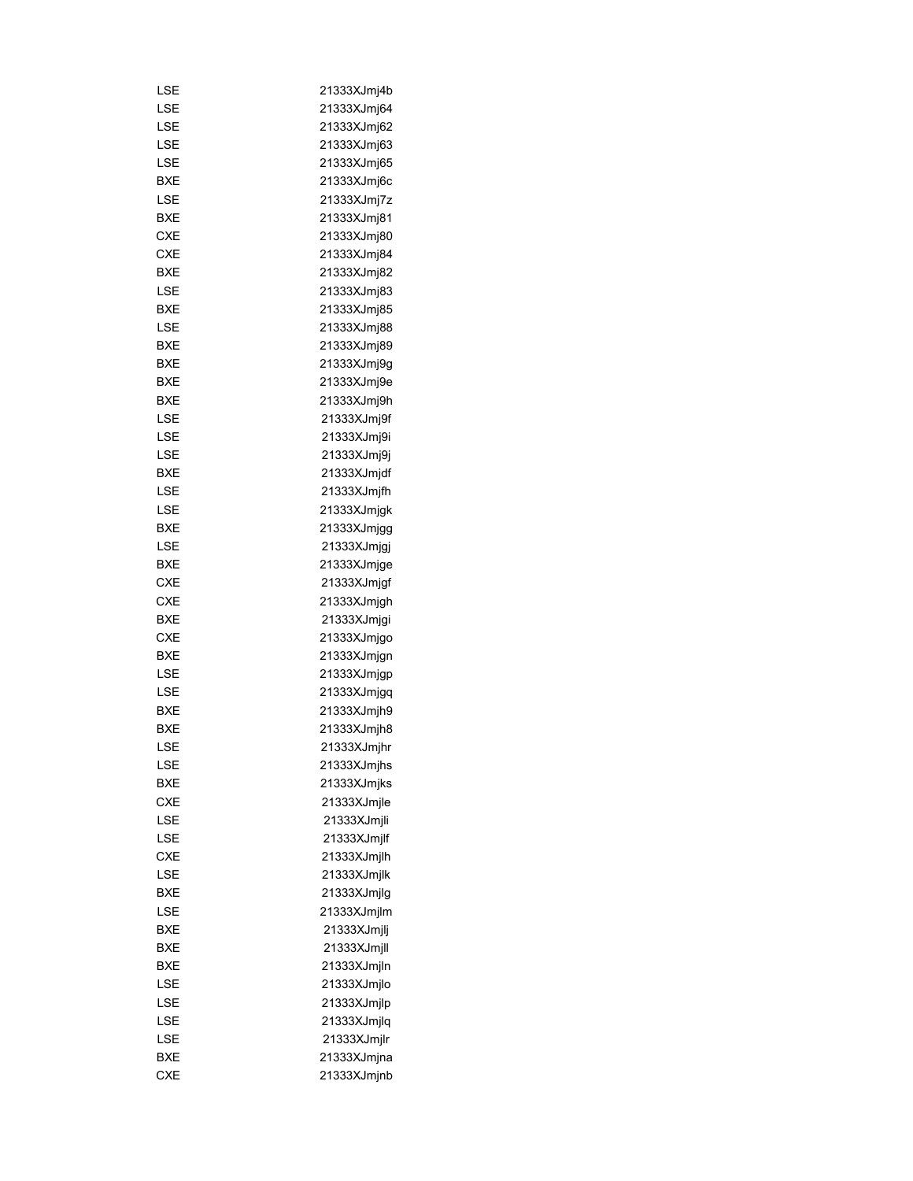| | |
|---|---|
| LSE | 21333XJmj4b |
| LSE | 21333XJmj64 |
| LSE | 21333XJmj62 |
| LSE | 21333XJmj63 |
| LSE | 21333XJmj65 |
| BXE | 21333XJmj6c |
| LSE | 21333XJmj7z |
| BXE | 21333XJmj81 |
| CXE | 21333XJmj80 |
| CXE | 21333XJmj84 |
| BXE | 21333XJmj82 |
| LSE | 21333XJmj83 |
| BXE | 21333XJmj85 |
| LSE | 21333XJmj88 |
| BXE | 21333XJmj89 |
| BXE | 21333XJmj9g |
| BXE | 21333XJmj9e |
| BXE | 21333XJmj9h |
| LSE | 21333XJmj9f |
| LSE | 21333XJmj9i |
| LSE | 21333XJmj9j |
| BXE | 21333XJmjdf |
| LSE | 21333XJmjfh |
| LSE | 21333XJmjgk |
| BXE | 21333XJmjgg |
| LSE | 21333XJmjgj |
| BXE | 21333XJmjge |
| CXE | 21333XJmjgf |
| CXE | 21333XJmjgh |
| BXE | 21333XJmjgi |
| CXE | 21333XJmjgo |
| BXE | 21333XJmjgn |
| LSE | 21333XJmjgp |
| LSE | 21333XJmjgq |
| BXE | 21333XJmjh9 |
| BXE | 21333XJmjh8 |
| LSE | 21333XJmjhr |
| LSE | 21333XJmjhs |
| BXE | 21333XJmjks |
| CXE | 21333XJmjle |
| LSE | 21333XJmjli |
| LSE | 21333XJmjlf |
| CXE | 21333XJmjlh |
| LSE | 21333XJmjlk |
| BXE | 21333XJmjlg |
| LSE | 21333XJmjlm |
| BXE | 21333XJmjlj |
| BXE | 21333XJmjll |
| BXE | 21333XJmjln |
| LSE | 21333XJmjlo |
| LSE | 21333XJmjlp |
| LSE | 21333XJmjlq |
| LSE | 21333XJmjlr |
| BXE | 21333XJmjna |
| CXE | 21333XJmjnb |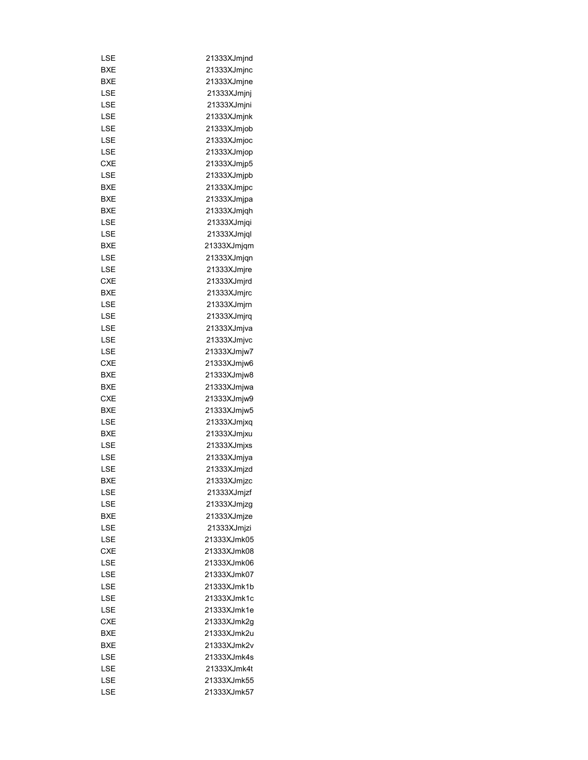| | |
|---|---|
| LSE | 21333XJmjnd |
| BXE | 21333XJmjnc |
| BXE | 21333XJmjne |
| LSE | 21333XJmjnj |
| LSE | 21333XJmjni |
| LSE | 21333XJmjnk |
| LSE | 21333XJmjob |
| LSE | 21333XJmjoc |
| LSE | 21333XJmjop |
| CXE | 21333XJmjp5 |
| LSE | 21333XJmjpb |
| BXE | 21333XJmjpc |
| BXE | 21333XJmjpa |
| BXE | 21333XJmjqh |
| LSE | 21333XJmjqi |
| LSE | 21333XJmjql |
| BXE | 21333XJmjqm |
| LSE | 21333XJmjqn |
| LSE | 21333XJmjre |
| CXE | 21333XJmjrd |
| BXE | 21333XJmjrc |
| LSE | 21333XJmjrn |
| LSE | 21333XJmjrq |
| LSE | 21333XJmjva |
| LSE | 21333XJmjvc |
| LSE | 21333XJmjw7 |
| CXE | 21333XJmjw6 |
| BXE | 21333XJmjw8 |
| BXE | 21333XJmjwa |
| CXE | 21333XJmjw9 |
| BXE | 21333XJmjw5 |
| LSE | 21333XJmjxq |
| BXE | 21333XJmjxu |
| LSE | 21333XJmjxs |
| LSE | 21333XJmjya |
| LSE | 21333XJmjzd |
| BXE | 21333XJmjzc |
| LSE | 21333XJmjzf |
| LSE | 21333XJmjzg |
| BXE | 21333XJmjze |
| LSE | 21333XJmjzi |
| LSE | 21333XJmk05 |
| CXE | 21333XJmk08 |
| LSE | 21333XJmk06 |
| LSE | 21333XJmk07 |
| LSE | 21333XJmk1b |
| LSE | 21333XJmk1c |
| LSE | 21333XJmk1e |
| CXE | 21333XJmk2g |
| BXE | 21333XJmk2u |
| BXE | 21333XJmk2v |
| LSE | 21333XJmk4s |
| LSE | 21333XJmk4t |
| LSE | 21333XJmk55 |
| LSE | 21333XJmk57 |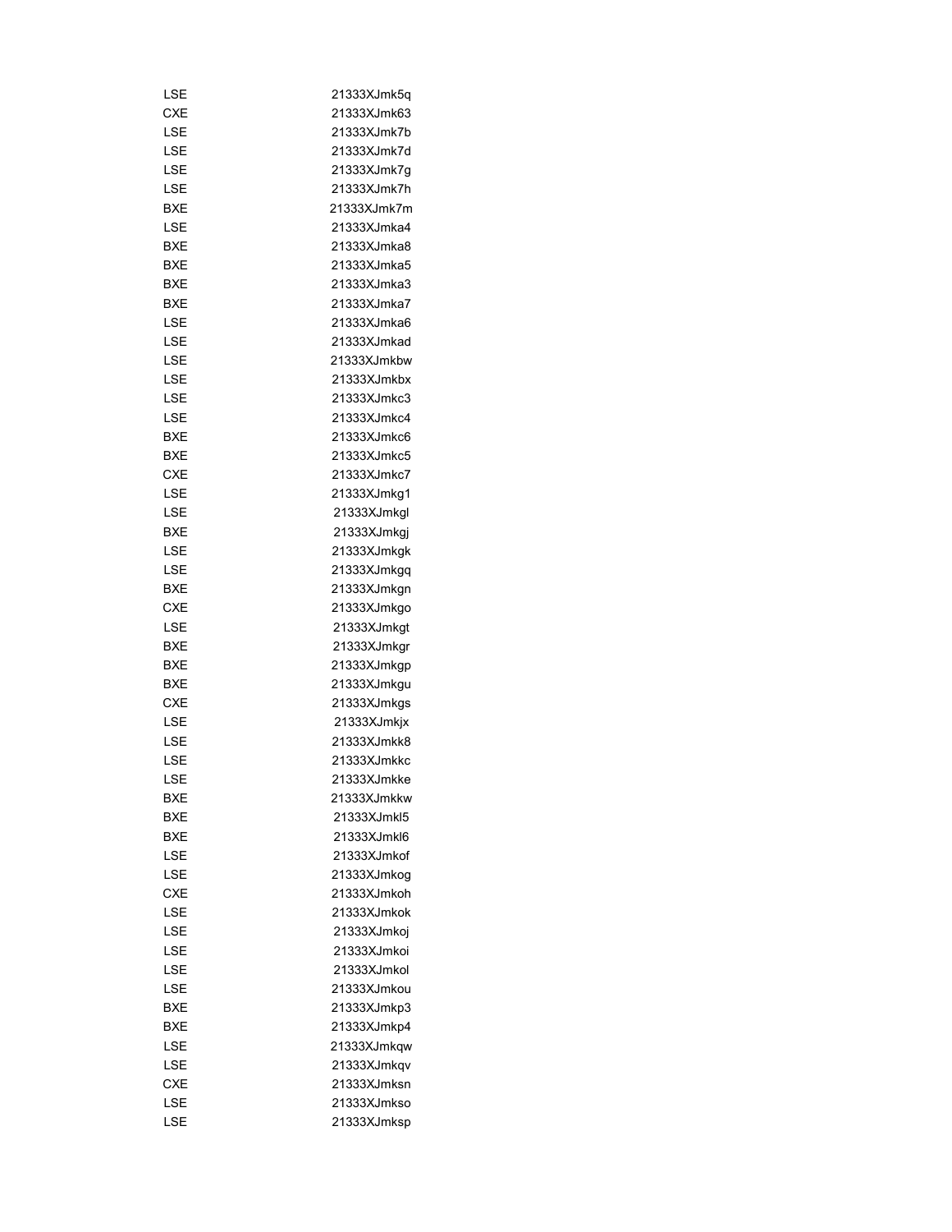| | |
|---|---|
| LSE | 21333XJmk5q |
| CXE | 21333XJmk63 |
| LSE | 21333XJmk7b |
| LSE | 21333XJmk7d |
| LSE | 21333XJmk7g |
| LSE | 21333XJmk7h |
| BXE | 21333XJmk7m |
| LSE | 21333XJmka4 |
| BXE | 21333XJmka8 |
| BXE | 21333XJmka5 |
| BXE | 21333XJmka3 |
| BXE | 21333XJmka7 |
| LSE | 21333XJmka6 |
| LSE | 21333XJmkad |
| LSE | 21333XJmkbw |
| LSE | 21333XJmkbx |
| LSE | 21333XJmkc3 |
| LSE | 21333XJmkc4 |
| BXE | 21333XJmkc6 |
| BXE | 21333XJmkc5 |
| CXE | 21333XJmkc7 |
| LSE | 21333XJmkg1 |
| LSE | 21333XJmkgl |
| BXE | 21333XJmkgj |
| LSE | 21333XJmkgk |
| LSE | 21333XJmkgq |
| BXE | 21333XJmkgn |
| CXE | 21333XJmkgo |
| LSE | 21333XJmkgt |
| BXE | 21333XJmkgr |
| BXE | 21333XJmkgp |
| BXE | 21333XJmkgu |
| CXE | 21333XJmkgs |
| LSE | 21333XJmkjx |
| LSE | 21333XJmkk8 |
| LSE | 21333XJmkkc |
| LSE | 21333XJmkke |
| BXE | 21333XJmkkw |
| BXE | 21333XJmkl5 |
| BXE | 21333XJmkl6 |
| LSE | 21333XJmkof |
| LSE | 21333XJmkog |
| CXE | 21333XJmkoh |
| LSE | 21333XJmkok |
| LSE | 21333XJmkoj |
| LSE | 21333XJmkoi |
| LSE | 21333XJmkol |
| LSE | 21333XJmkou |
| BXE | 21333XJmkp3 |
| BXE | 21333XJmkp4 |
| LSE | 21333XJmkqw |
| LSE | 21333XJmkqv |
| CXE | 21333XJmksn |
| LSE | 21333XJmkso |
| LSE | 21333XJmksp |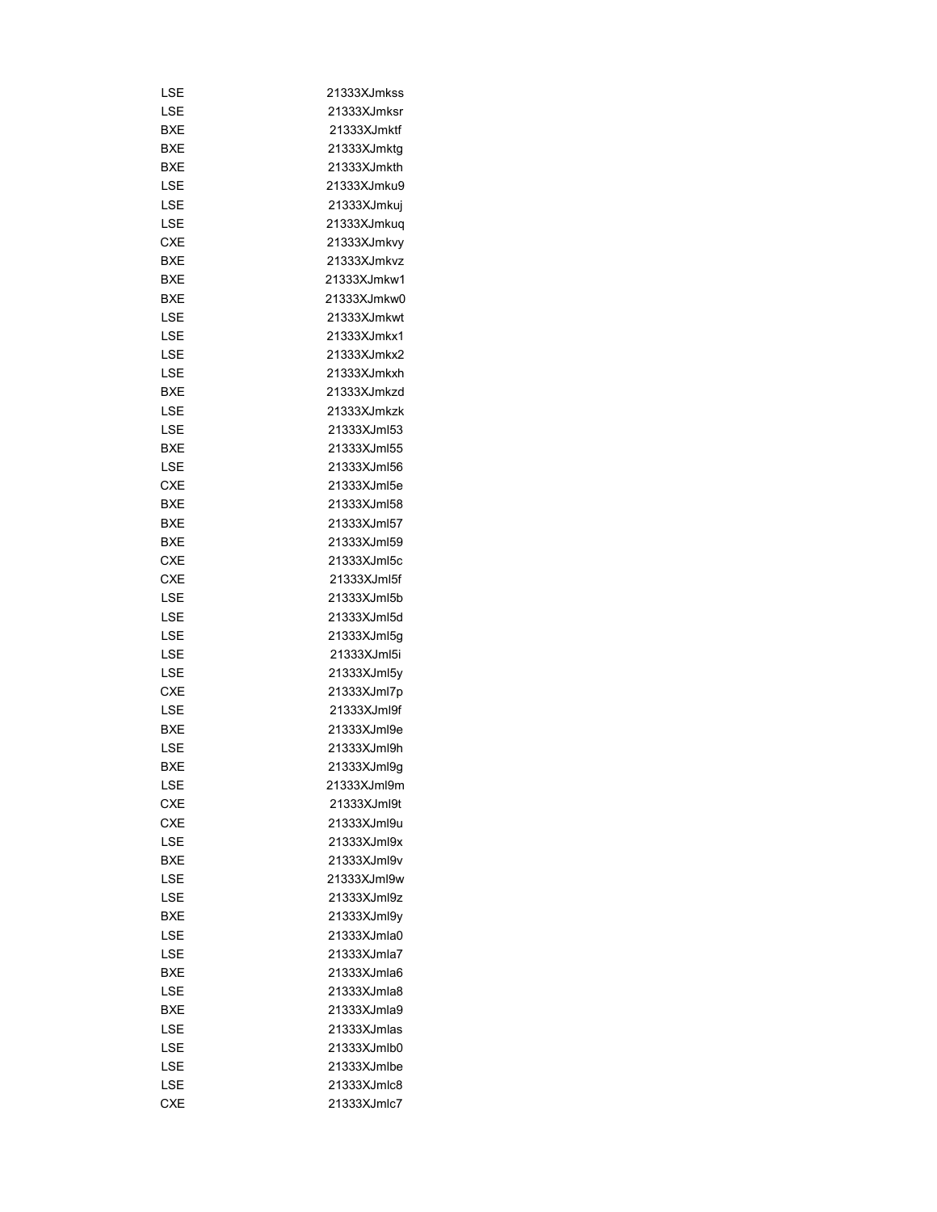| | |
|---|---|
| LSE | 21333XJmkss |
| LSE | 21333XJmksr |
| BXE | 21333XJmktf |
| BXE | 21333XJmktg |
| BXE | 21333XJmkth |
| LSE | 21333XJmku9 |
| LSE | 21333XJmkuj |
| LSE | 21333XJmkuq |
| CXE | 21333XJmkvy |
| BXE | 21333XJmkvz |
| BXE | 21333XJmkw1 |
| BXE | 21333XJmkw0 |
| LSE | 21333XJmkwt |
| LSE | 21333XJmkx1 |
| LSE | 21333XJmkx2 |
| LSE | 21333XJmkxh |
| BXE | 21333XJmkzd |
| LSE | 21333XJmkzk |
| LSE | 21333XJml53 |
| BXE | 21333XJml55 |
| LSE | 21333XJml56 |
| CXE | 21333XJml5e |
| BXE | 21333XJml58 |
| BXE | 21333XJml57 |
| BXE | 21333XJml59 |
| CXE | 21333XJml5c |
| CXE | 21333XJml5f |
| LSE | 21333XJml5b |
| LSE | 21333XJml5d |
| LSE | 21333XJml5g |
| LSE | 21333XJml5i |
| LSE | 21333XJml5y |
| CXE | 21333XJml7p |
| LSE | 21333XJml9f |
| BXE | 21333XJml9e |
| LSE | 21333XJml9h |
| BXE | 21333XJml9g |
| LSE | 21333XJml9m |
| CXE | 21333XJml9t |
| CXE | 21333XJml9u |
| LSE | 21333XJml9x |
| BXE | 21333XJml9v |
| LSE | 21333XJml9w |
| LSE | 21333XJml9z |
| BXE | 21333XJml9y |
| LSE | 21333XJmla0 |
| LSE | 21333XJmla7 |
| BXE | 21333XJmla6 |
| LSE | 21333XJmla8 |
| BXE | 21333XJmla9 |
| LSE | 21333XJmlas |
| LSE | 21333XJmlb0 |
| LSE | 21333XJmlbe |
| LSE | 21333XJmlc8 |
| CXE | 21333XJmlc7 |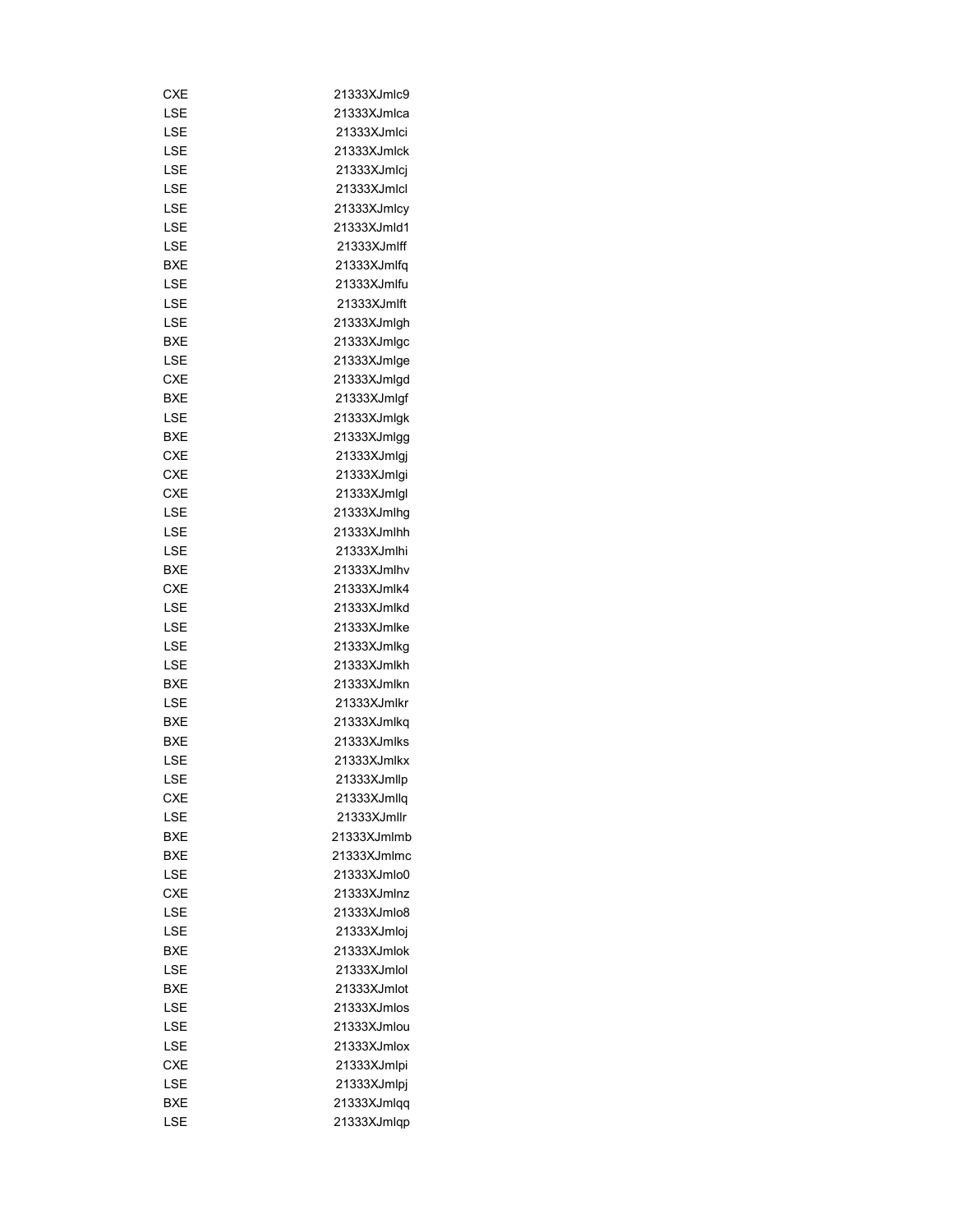| | |
|---|---|
| CXE | 21333XJmlc9 |
| LSE | 21333XJmlca |
| LSE | 21333XJmlci |
| LSE | 21333XJmlck |
| LSE | 21333XJmlcj |
| LSE | 21333XJmlcl |
| LSE | 21333XJmlcy |
| LSE | 21333XJmld1 |
| LSE | 21333XJmlff |
| BXE | 21333XJmlfq |
| LSE | 21333XJmlfu |
| LSE | 21333XJmlft |
| LSE | 21333XJmlgh |
| BXE | 21333XJmlgc |
| LSE | 21333XJmlge |
| CXE | 21333XJmlgd |
| BXE | 21333XJmlgf |
| LSE | 21333XJmlgk |
| BXE | 21333XJmlgg |
| CXE | 21333XJmlgj |
| CXE | 21333XJmlgi |
| CXE | 21333XJmlgl |
| LSE | 21333XJmlhg |
| LSE | 21333XJmlhh |
| LSE | 21333XJmlhi |
| BXE | 21333XJmlhv |
| CXE | 21333XJmlk4 |
| LSE | 21333XJmlkd |
| LSE | 21333XJmlke |
| LSE | 21333XJmlkg |
| LSE | 21333XJmlkh |
| BXE | 21333XJmlkn |
| LSE | 21333XJmlkr |
| BXE | 21333XJmlkq |
| BXE | 21333XJmlks |
| LSE | 21333XJmlkx |
| LSE | 21333XJmllp |
| CXE | 21333XJmllq |
| LSE | 21333XJmllr |
| BXE | 21333XJmlmb |
| BXE | 21333XJmlmc |
| LSE | 21333XJmlo0 |
| CXE | 21333XJmlnz |
| LSE | 21333XJmlo8 |
| LSE | 21333XJmloj |
| BXE | 21333XJmlok |
| LSE | 21333XJmlol |
| BXE | 21333XJmlot |
| LSE | 21333XJmlos |
| LSE | 21333XJmlou |
| LSE | 21333XJmlox |
| CXE | 21333XJmlpi |
| LSE | 21333XJmlpj |
| BXE | 21333XJmlqq |
| LSE | 21333XJmlqp |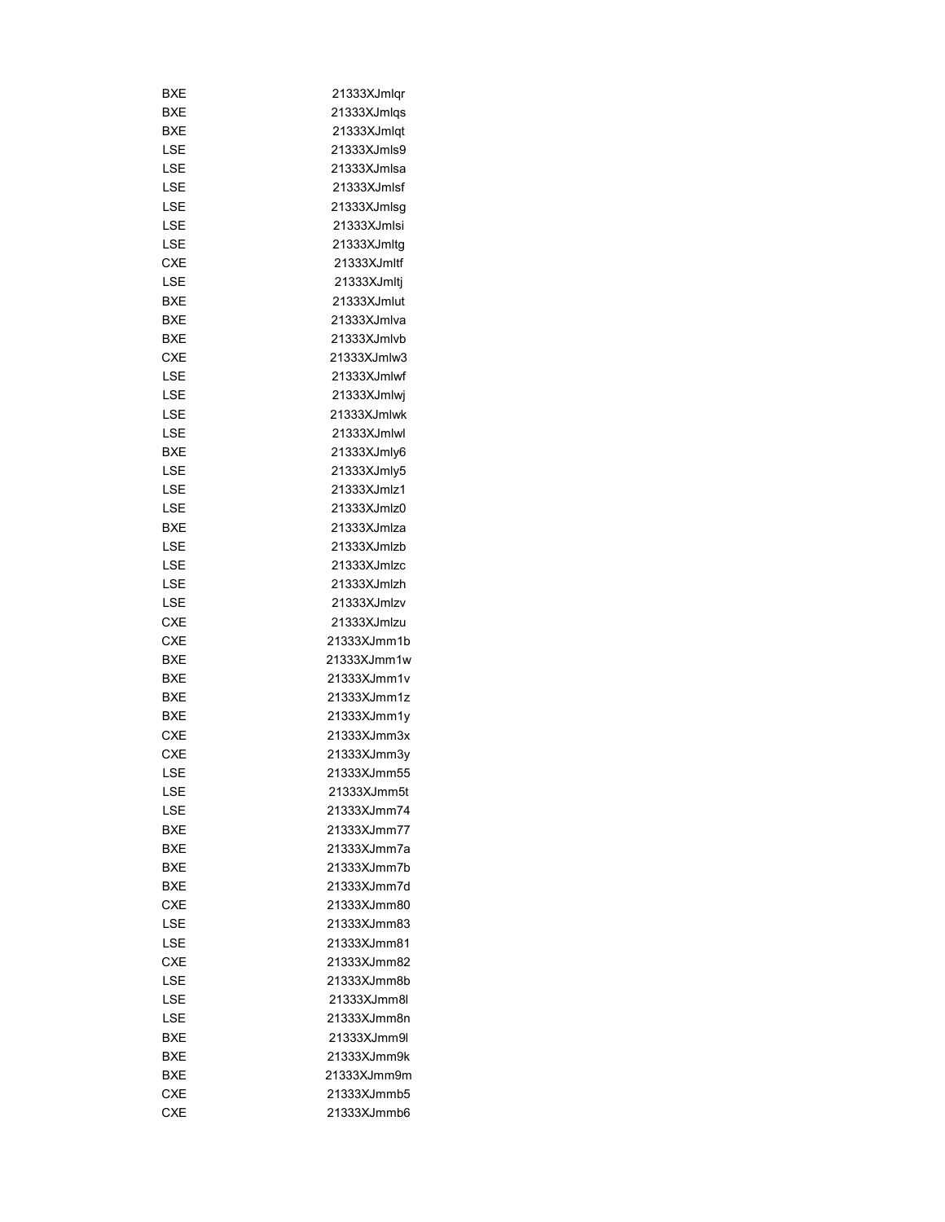| BXE | 21333XJmlqr |
|---|---|
| BXE | 21333XJmlqs |
| BXE | 21333XJmlqt |
| LSE | 21333XJmls9 |
| LSE | 21333XJmlsa |
| LSE | 21333XJmlsf |
| LSE | 21333XJmlsg |
| LSE | 21333XJmlsi |
| LSE | 21333XJmltg |
| CXE | 21333XJmltf |
| LSE | 21333XJmltj |
| BXE | 21333XJmlut |
| BXE | 21333XJmlva |
| BXE | 21333XJmlvb |
| CXE | 21333XJmlw3 |
| LSE | 21333XJmlwf |
| LSE | 21333XJmlwj |
| LSE | 21333XJmlwk |
| LSE | 21333XJmlwl |
| BXE | 21333XJmly6 |
| LSE | 21333XJmly5 |
| LSE | 21333XJmlz1 |
| LSE | 21333XJmlz0 |
| BXE | 21333XJmlza |
| LSE | 21333XJmlzb |
| LSE | 21333XJmlzc |
| LSE | 21333XJmlzh |
| LSE | 21333XJmlzv |
| CXE | 21333XJmlzu |
| CXE | 21333XJmm1b |
| BXE | 21333XJmm1w |
| BXE | 21333XJmm1v |
| BXE | 21333XJmm1z |
| BXE | 21333XJmm1y |
| CXE | 21333XJmm3x |
| CXE | 21333XJmm3y |
| LSE | 21333XJmm55 |
| LSE | 21333XJmm5t |
| LSE | 21333XJmm74 |
| BXE | 21333XJmm77 |
| BXE | 21333XJmm7a |
| BXE | 21333XJmm7b |
| BXE | 21333XJmm7d |
| CXE | 21333XJmm80 |
| LSE | 21333XJmm83 |
| LSE | 21333XJmm81 |
| CXE | 21333XJmm82 |
| LSE | 21333XJmm8b |
| LSE | 21333XJmm8l |
| LSE | 21333XJmm8n |
| BXE | 21333XJmm9l |
| BXE | 21333XJmm9k |
| BXE | 21333XJmm9m |
| CXE | 21333XJmmb5 |
| CXE | 21333XJmmb6 |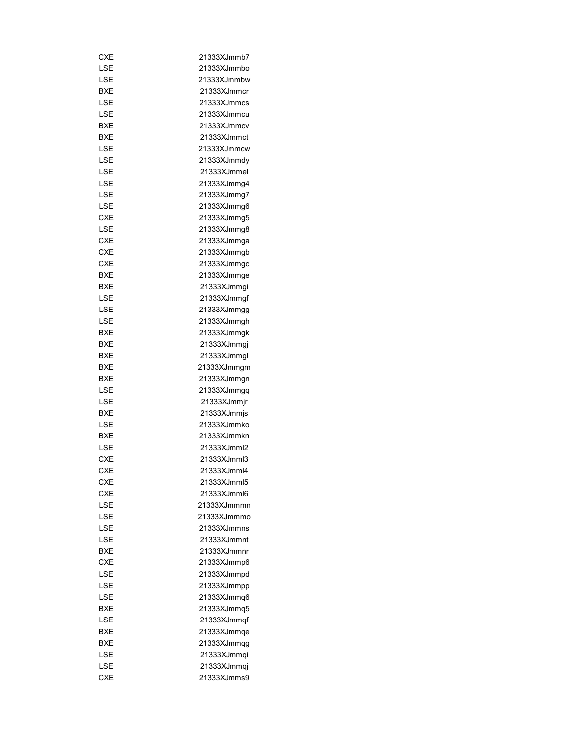| | |
|---|---|
| CXE | 21333XJmmb7 |
| LSE | 21333XJmmbo |
| LSE | 21333XJmmbw |
| BXE | 21333XJmmcr |
| LSE | 21333XJmmcs |
| LSE | 21333XJmmcu |
| BXE | 21333XJmmcv |
| BXE | 21333XJmmct |
| LSE | 21333XJmmcw |
| LSE | 21333XJmmdy |
| LSE | 21333XJmmel |
| LSE | 21333XJmmg4 |
| LSE | 21333XJmmg7 |
| LSE | 21333XJmmg6 |
| CXE | 21333XJmmg5 |
| LSE | 21333XJmmg8 |
| CXE | 21333XJmmga |
| CXE | 21333XJmmgb |
| CXE | 21333XJmmgc |
| BXE | 21333XJmmge |
| BXE | 21333XJmmgi |
| LSE | 21333XJmmgf |
| LSE | 21333XJmmgg |
| LSE | 21333XJmmgh |
| BXE | 21333XJmmgk |
| BXE | 21333XJmmgj |
| BXE | 21333XJmmgl |
| BXE | 21333XJmmgm |
| BXE | 21333XJmmgn |
| LSE | 21333XJmmgq |
| LSE | 21333XJmmjr |
| BXE | 21333XJmmjs |
| LSE | 21333XJmmko |
| BXE | 21333XJmmkn |
| LSE | 21333XJmml2 |
| CXE | 21333XJmml3 |
| CXE | 21333XJmml4 |
| CXE | 21333XJmml5 |
| CXE | 21333XJmml6 |
| LSE | 21333XJmmmn |
| LSE | 21333XJmmmo |
| LSE | 21333XJmmns |
| LSE | 21333XJmmnt |
| BXE | 21333XJmmnr |
| CXE | 21333XJmmp6 |
| LSE | 21333XJmmpd |
| LSE | 21333XJmmpp |
| LSE | 21333XJmmq6 |
| BXE | 21333XJmmq5 |
| LSE | 21333XJmmqf |
| BXE | 21333XJmmqe |
| BXE | 21333XJmmqg |
| LSE | 21333XJmmqi |
| LSE | 21333XJmmqj |
| CXE | 21333XJmms9 |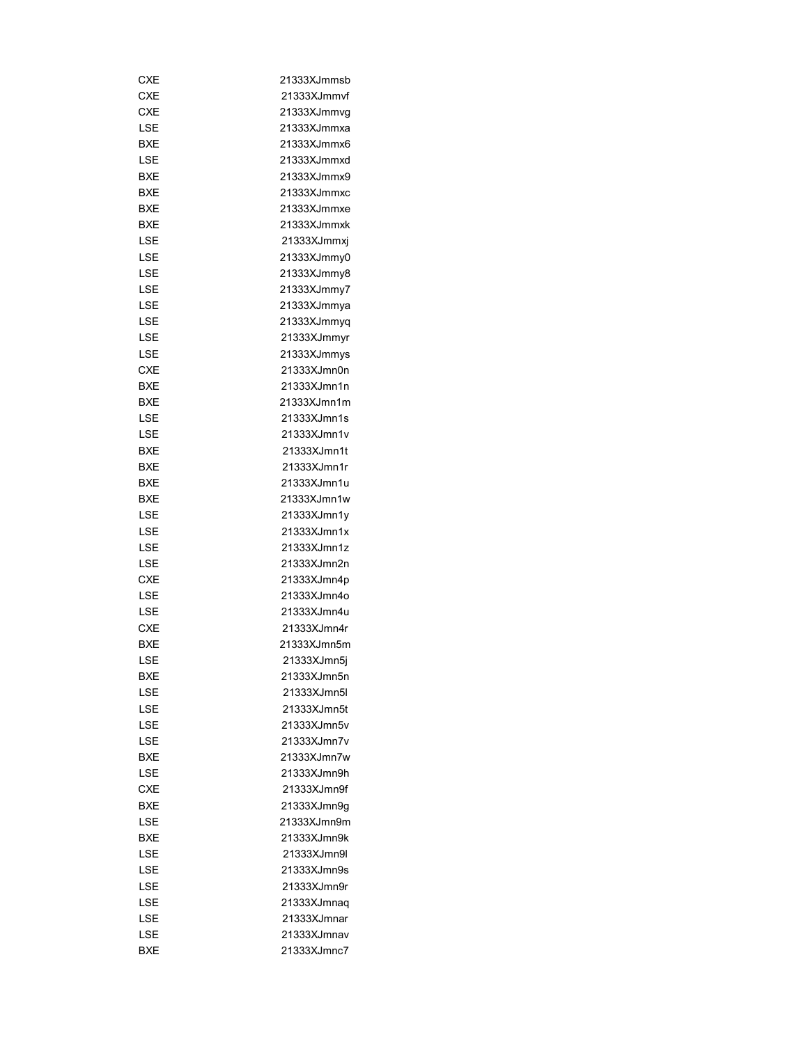| | |
|---|---|
| CXE | 21333XJmmsb |
| CXE | 21333XJmmvf |
| CXE | 21333XJmmvg |
| LSE | 21333XJmmxa |
| BXE | 21333XJmmx6 |
| LSE | 21333XJmmxd |
| BXE | 21333XJmmx9 |
| BXE | 21333XJmmxc |
| BXE | 21333XJmmxe |
| BXE | 21333XJmmxk |
| LSE | 21333XJmmxj |
| LSE | 21333XJmmy0 |
| LSE | 21333XJmmy8 |
| LSE | 21333XJmmy7 |
| LSE | 21333XJmmya |
| LSE | 21333XJmmyq |
| LSE | 21333XJmmyr |
| LSE | 21333XJmmys |
| CXE | 21333XJmn0n |
| BXE | 21333XJmn1n |
| BXE | 21333XJmn1m |
| LSE | 21333XJmn1s |
| LSE | 21333XJmn1v |
| BXE | 21333XJmn1t |
| BXE | 21333XJmn1r |
| BXE | 21333XJmn1u |
| BXE | 21333XJmn1w |
| LSE | 21333XJmn1y |
| LSE | 21333XJmn1x |
| LSE | 21333XJmn1z |
| LSE | 21333XJmn2n |
| CXE | 21333XJmn4p |
| LSE | 21333XJmn4o |
| LSE | 21333XJmn4u |
| CXE | 21333XJmn4r |
| BXE | 21333XJmn5m |
| LSE | 21333XJmn5j |
| BXE | 21333XJmn5n |
| LSE | 21333XJmn5l |
| LSE | 21333XJmn5t |
| LSE | 21333XJmn5v |
| LSE | 21333XJmn7v |
| BXE | 21333XJmn7w |
| LSE | 21333XJmn9h |
| CXE | 21333XJmn9f |
| BXE | 21333XJmn9g |
| LSE | 21333XJmn9m |
| BXE | 21333XJmn9k |
| LSE | 21333XJmn9l |
| LSE | 21333XJmn9s |
| LSE | 21333XJmn9r |
| LSE | 21333XJmnaq |
| LSE | 21333XJmnar |
| LSE | 21333XJmnav |
| BXE | 21333XJmnc7 |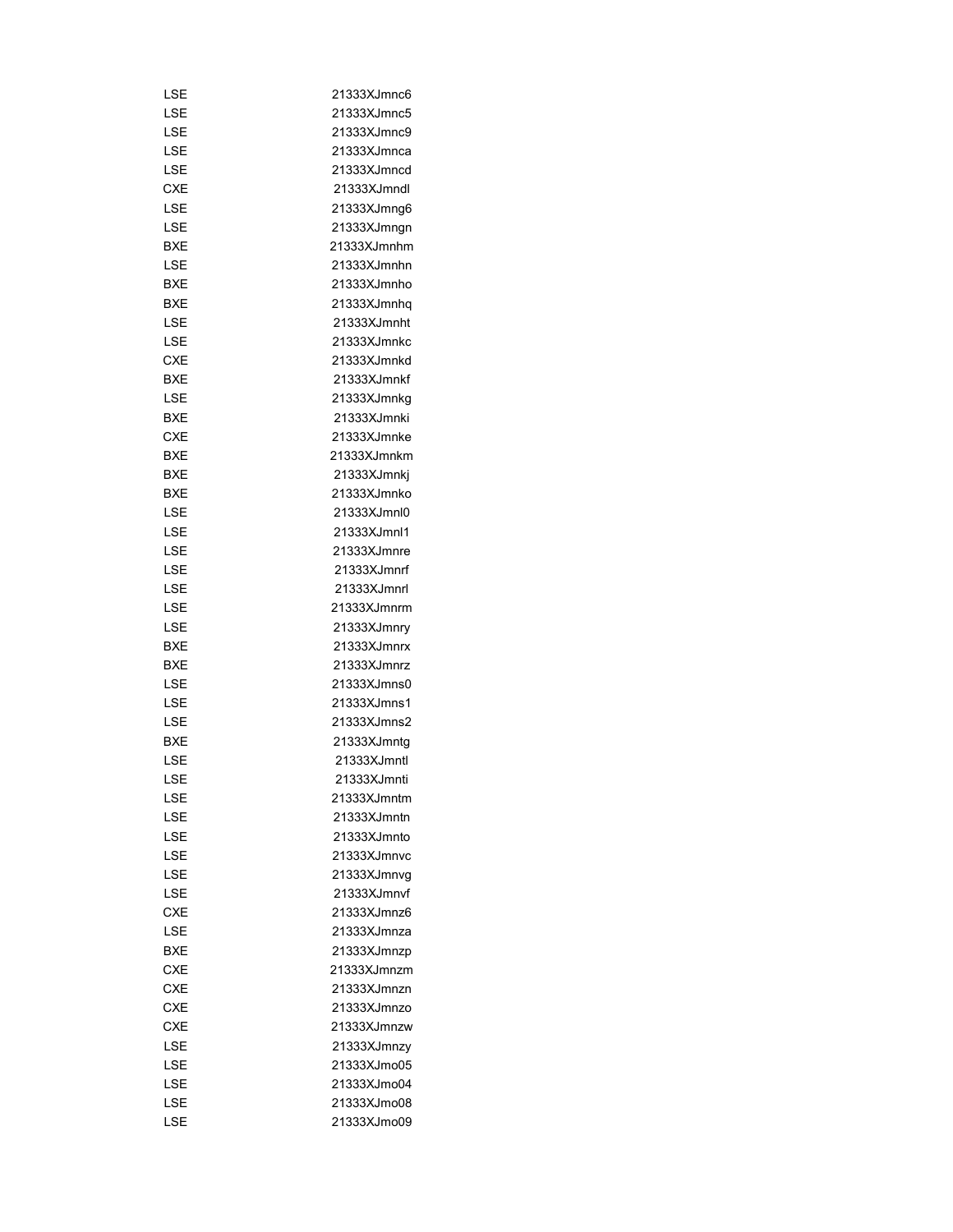| | |
|---|---|
| LSE | 21333XJmnc6 |
| LSE | 21333XJmnc5 |
| LSE | 21333XJmnc9 |
| LSE | 21333XJmnca |
| LSE | 21333XJmncd |
| CXE | 21333XJmndl |
| LSE | 21333XJmng6 |
| LSE | 21333XJmngn |
| BXE | 21333XJmnhm |
| LSE | 21333XJmnhn |
| BXE | 21333XJmnho |
| BXE | 21333XJmnhq |
| LSE | 21333XJmnht |
| LSE | 21333XJmnkc |
| CXE | 21333XJmnkd |
| BXE | 21333XJmnkf |
| LSE | 21333XJmnkg |
| BXE | 21333XJmnki |
| CXE | 21333XJmnke |
| BXE | 21333XJmnkm |
| BXE | 21333XJmnkj |
| BXE | 21333XJmnko |
| LSE | 21333XJmnl0 |
| LSE | 21333XJmnl1 |
| LSE | 21333XJmnre |
| LSE | 21333XJmnrf |
| LSE | 21333XJmnrl |
| LSE | 21333XJmnrm |
| LSE | 21333XJmnry |
| BXE | 21333XJmnrx |
| BXE | 21333XJmnrz |
| LSE | 21333XJmns0 |
| LSE | 21333XJmns1 |
| LSE | 21333XJmns2 |
| BXE | 21333XJmntg |
| LSE | 21333XJmntl |
| LSE | 21333XJmnti |
| LSE | 21333XJmntm |
| LSE | 21333XJmntn |
| LSE | 21333XJmnto |
| LSE | 21333XJmnvc |
| LSE | 21333XJmnvg |
| LSE | 21333XJmnvf |
| CXE | 21333XJmnz6 |
| LSE | 21333XJmnza |
| BXE | 21333XJmnzp |
| CXE | 21333XJmnzm |
| CXE | 21333XJmnzn |
| CXE | 21333XJmnzo |
| CXE | 21333XJmnzw |
| LSE | 21333XJmnzy |
| LSE | 21333XJmo05 |
| LSE | 21333XJmo04 |
| LSE | 21333XJmo08 |
| LSE | 21333XJmo09 |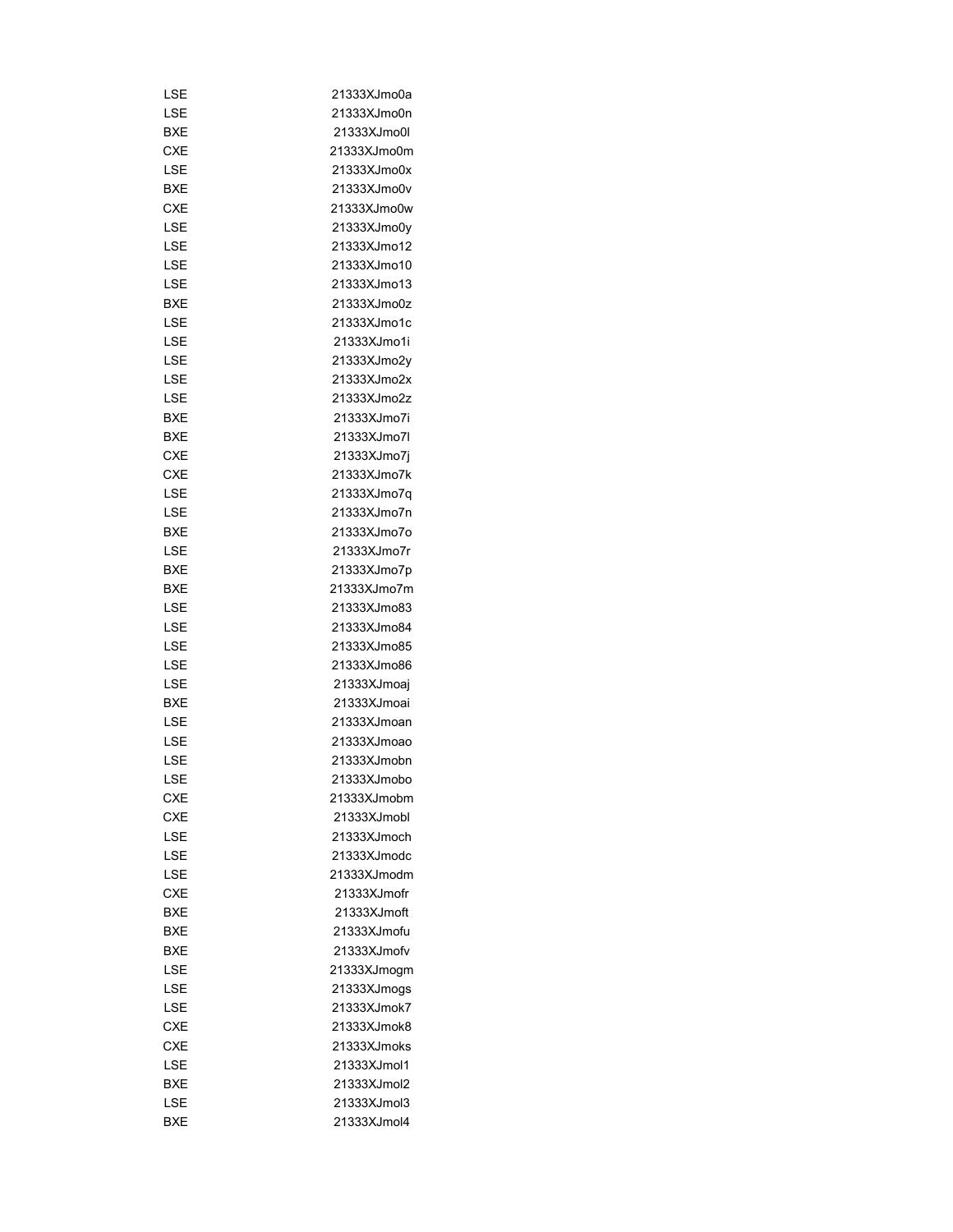| | |
|---|---|
| LSE | 21333XJmo0a |
| LSE | 21333XJmo0n |
| BXE | 21333XJmo0l |
| CXE | 21333XJmo0m |
| LSE | 21333XJmo0x |
| BXE | 21333XJmo0v |
| CXE | 21333XJmo0w |
| LSE | 21333XJmo0y |
| LSE | 21333XJmo12 |
| LSE | 21333XJmo10 |
| LSE | 21333XJmo13 |
| BXE | 21333XJmo0z |
| LSE | 21333XJmo1c |
| LSE | 21333XJmo1i |
| LSE | 21333XJmo2y |
| LSE | 21333XJmo2x |
| LSE | 21333XJmo2z |
| BXE | 21333XJmo7i |
| BXE | 21333XJmo7l |
| CXE | 21333XJmo7j |
| CXE | 21333XJmo7k |
| LSE | 21333XJmo7q |
| LSE | 21333XJmo7n |
| BXE | 21333XJmo7o |
| LSE | 21333XJmo7r |
| BXE | 21333XJmo7p |
| BXE | 21333XJmo7m |
| LSE | 21333XJmo83 |
| LSE | 21333XJmo84 |
| LSE | 21333XJmo85 |
| LSE | 21333XJmo86 |
| LSE | 21333XJmoaj |
| BXE | 21333XJmoai |
| LSE | 21333XJmoan |
| LSE | 21333XJmoao |
| LSE | 21333XJmobn |
| LSE | 21333XJmobo |
| CXE | 21333XJmobm |
| CXE | 21333XJmobl |
| LSE | 21333XJmoch |
| LSE | 21333XJmodc |
| LSE | 21333XJmodm |
| CXE | 21333XJmofr |
| BXE | 21333XJmoft |
| BXE | 21333XJmofu |
| BXE | 21333XJmofv |
| LSE | 21333XJmogm |
| LSE | 21333XJmogs |
| LSE | 21333XJmok7 |
| CXE | 21333XJmok8 |
| CXE | 21333XJmoks |
| LSE | 21333XJmol1 |
| BXE | 21333XJmol2 |
| LSE | 21333XJmol3 |
| BXE | 21333XJmol4 |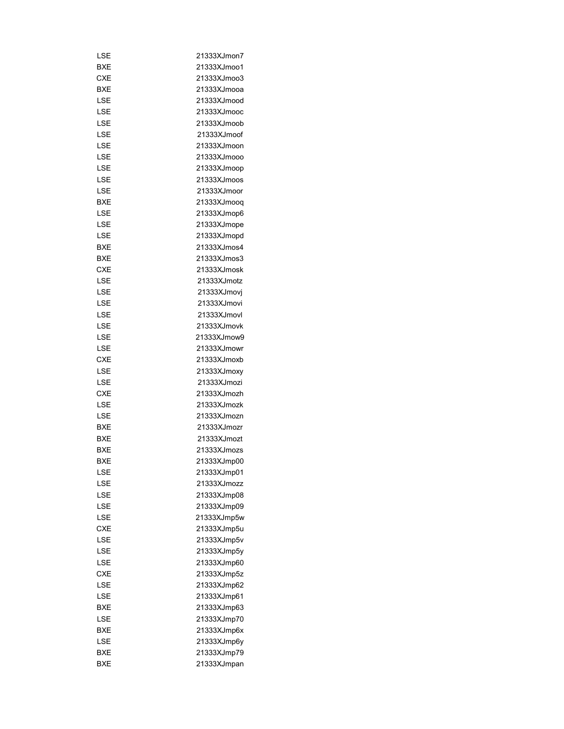| | |
|---|---|
| LSE | 21333XJmon7 |
| BXE | 21333XJmoo1 |
| CXE | 21333XJmoo3 |
| BXE | 21333XJmooa |
| LSE | 21333XJmood |
| LSE | 21333XJmooc |
| LSE | 21333XJmoob |
| LSE | 21333XJmoof |
| LSE | 21333XJmoon |
| LSE | 21333XJmooo |
| LSE | 21333XJmoop |
| LSE | 21333XJmoos |
| LSE | 21333XJmoor |
| BXE | 21333XJmooq |
| LSE | 21333XJmop6 |
| LSE | 21333XJmope |
| LSE | 21333XJmopd |
| BXE | 21333XJmos4 |
| BXE | 21333XJmos3 |
| CXE | 21333XJmosk |
| LSE | 21333XJmotz |
| LSE | 21333XJmovj |
| LSE | 21333XJmovi |
| LSE | 21333XJmovl |
| LSE | 21333XJmovk |
| LSE | 21333XJmow9 |
| LSE | 21333XJmowr |
| CXE | 21333XJmoxb |
| LSE | 21333XJmoxy |
| LSE | 21333XJmozi |
| CXE | 21333XJmozh |
| LSE | 21333XJmozk |
| LSE | 21333XJmozn |
| BXE | 21333XJmozr |
| BXE | 21333XJmozt |
| BXE | 21333XJmozs |
| BXE | 21333XJmp00 |
| LSE | 21333XJmp01 |
| LSE | 21333XJmozz |
| LSE | 21333XJmp08 |
| LSE | 21333XJmp09 |
| LSE | 21333XJmp5w |
| CXE | 21333XJmp5u |
| LSE | 21333XJmp5v |
| LSE | 21333XJmp5y |
| LSE | 21333XJmp60 |
| CXE | 21333XJmp5z |
| LSE | 21333XJmp62 |
| LSE | 21333XJmp61 |
| BXE | 21333XJmp63 |
| LSE | 21333XJmp70 |
| BXE | 21333XJmp6x |
| LSE | 21333XJmp6y |
| BXE | 21333XJmp79 |
| BXE | 21333XJmpan |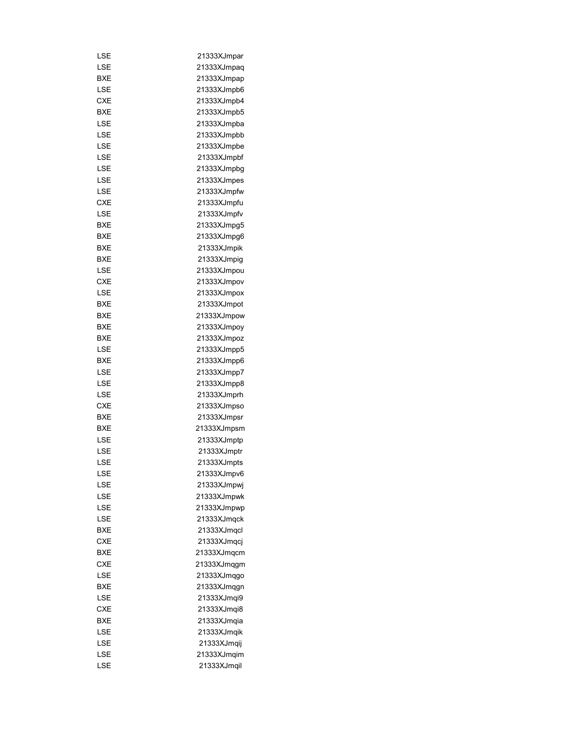| | |
|---|---|
| LSE | 21333XJmpar |
| LSE | 21333XJmpaq |
| BXE | 21333XJmpap |
| LSE | 21333XJmpb6 |
| CXE | 21333XJmpb4 |
| BXE | 21333XJmpb5 |
| LSE | 21333XJmpba |
| LSE | 21333XJmpbb |
| LSE | 21333XJmpbe |
| LSE | 21333XJmpbf |
| LSE | 21333XJmpbg |
| LSE | 21333XJmpes |
| LSE | 21333XJmpfw |
| CXE | 21333XJmpfu |
| LSE | 21333XJmpfv |
| BXE | 21333XJmpg5 |
| BXE | 21333XJmpg6 |
| BXE | 21333XJmpik |
| BXE | 21333XJmpig |
| LSE | 21333XJmpou |
| CXE | 21333XJmpov |
| LSE | 21333XJmpox |
| BXE | 21333XJmpot |
| BXE | 21333XJmpow |
| BXE | 21333XJmpoy |
| BXE | 21333XJmpoz |
| LSE | 21333XJmpp5 |
| BXE | 21333XJmpp6 |
| LSE | 21333XJmpp7 |
| LSE | 21333XJmpp8 |
| LSE | 21333XJmprh |
| CXE | 21333XJmpso |
| BXE | 21333XJmpsr |
| BXE | 21333XJmpsm |
| LSE | 21333XJmptp |
| LSE | 21333XJmptr |
| LSE | 21333XJmpts |
| LSE | 21333XJmpv6 |
| LSE | 21333XJmpwj |
| LSE | 21333XJmpwk |
| LSE | 21333XJmpwp |
| LSE | 21333XJmqck |
| BXE | 21333XJmqcl |
| CXE | 21333XJmqcj |
| BXE | 21333XJmqcm |
| CXE | 21333XJmqgm |
| LSE | 21333XJmqgo |
| BXE | 21333XJmqgn |
| LSE | 21333XJmqi9 |
| CXE | 21333XJmqi8 |
| BXE | 21333XJmqia |
| LSE | 21333XJmqik |
| LSE | 21333XJmqij |
| LSE | 21333XJmqim |
| LSE | 21333XJmqil |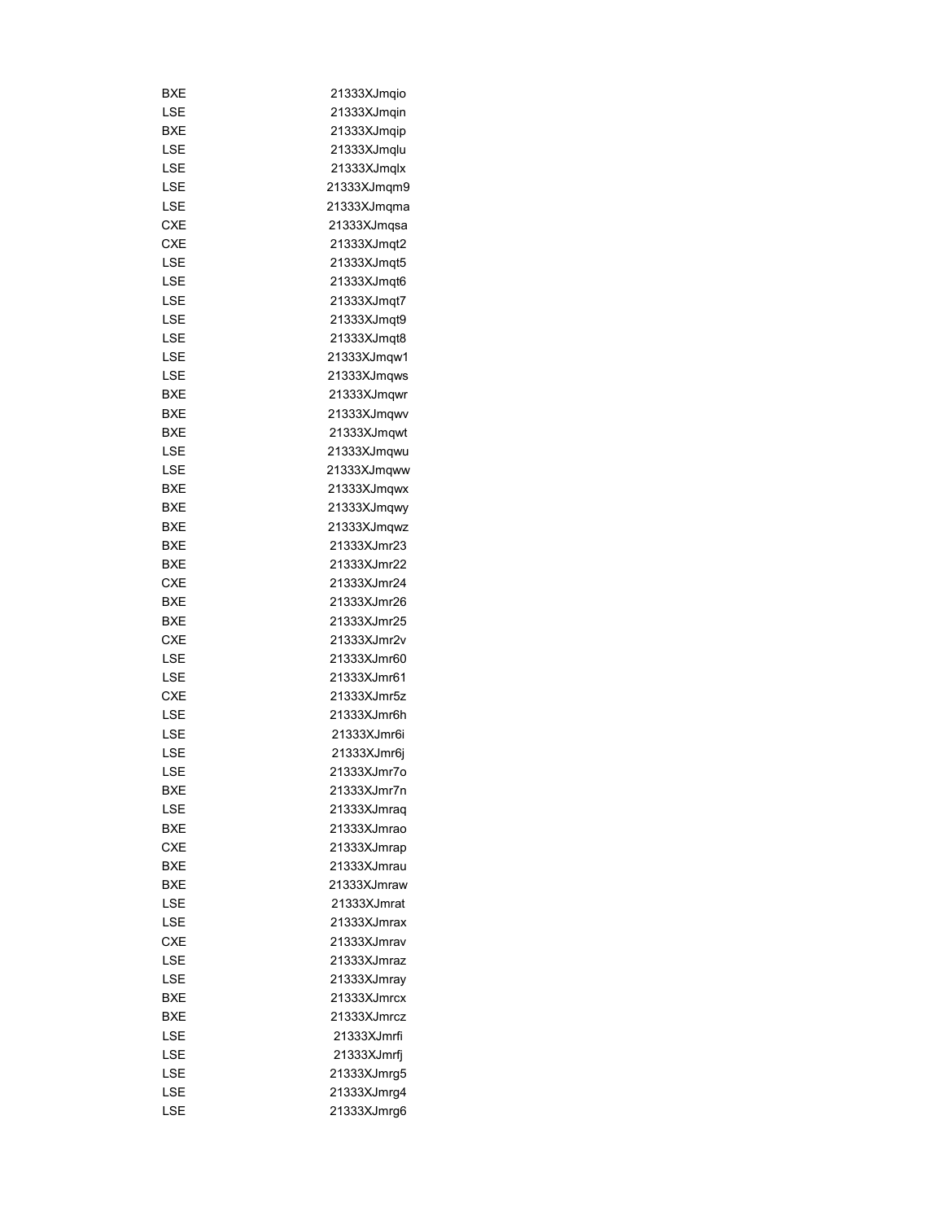| | |
|---|---|
| BXE | 21333XJmqio |
| LSE | 21333XJmqin |
| BXE | 21333XJmqip |
| LSE | 21333XJmqlu |
| LSE | 21333XJmqlx |
| LSE | 21333XJmqm9 |
| LSE | 21333XJmqma |
| CXE | 21333XJmqsa |
| CXE | 21333XJmqt2 |
| LSE | 21333XJmqt5 |
| LSE | 21333XJmqt6 |
| LSE | 21333XJmqt7 |
| LSE | 21333XJmqt9 |
| LSE | 21333XJmqt8 |
| LSE | 21333XJmqw1 |
| LSE | 21333XJmqws |
| BXE | 21333XJmqwr |
| BXE | 21333XJmqwv |
| BXE | 21333XJmqwt |
| LSE | 21333XJmqwu |
| LSE | 21333XJmqww |
| BXE | 21333XJmqwx |
| BXE | 21333XJmqwy |
| BXE | 21333XJmqwz |
| BXE | 21333XJmr23 |
| BXE | 21333XJmr22 |
| CXE | 21333XJmr24 |
| BXE | 21333XJmr26 |
| BXE | 21333XJmr25 |
| CXE | 21333XJmr2v |
| LSE | 21333XJmr60 |
| LSE | 21333XJmr61 |
| CXE | 21333XJmr5z |
| LSE | 21333XJmr6h |
| LSE | 21333XJmr6i |
| LSE | 21333XJmr6j |
| LSE | 21333XJmr7o |
| BXE | 21333XJmr7n |
| LSE | 21333XJmraq |
| BXE | 21333XJmrao |
| CXE | 21333XJmrap |
| BXE | 21333XJmrau |
| BXE | 21333XJmraw |
| LSE | 21333XJmrat |
| LSE | 21333XJmrax |
| CXE | 21333XJmrav |
| LSE | 21333XJmraz |
| LSE | 21333XJmray |
| BXE | 21333XJmrcx |
| BXE | 21333XJmrcz |
| LSE | 21333XJmrfi |
| LSE | 21333XJmrfj |
| LSE | 21333XJmrg5 |
| LSE | 21333XJmrg4 |
| LSE | 21333XJmrg6 |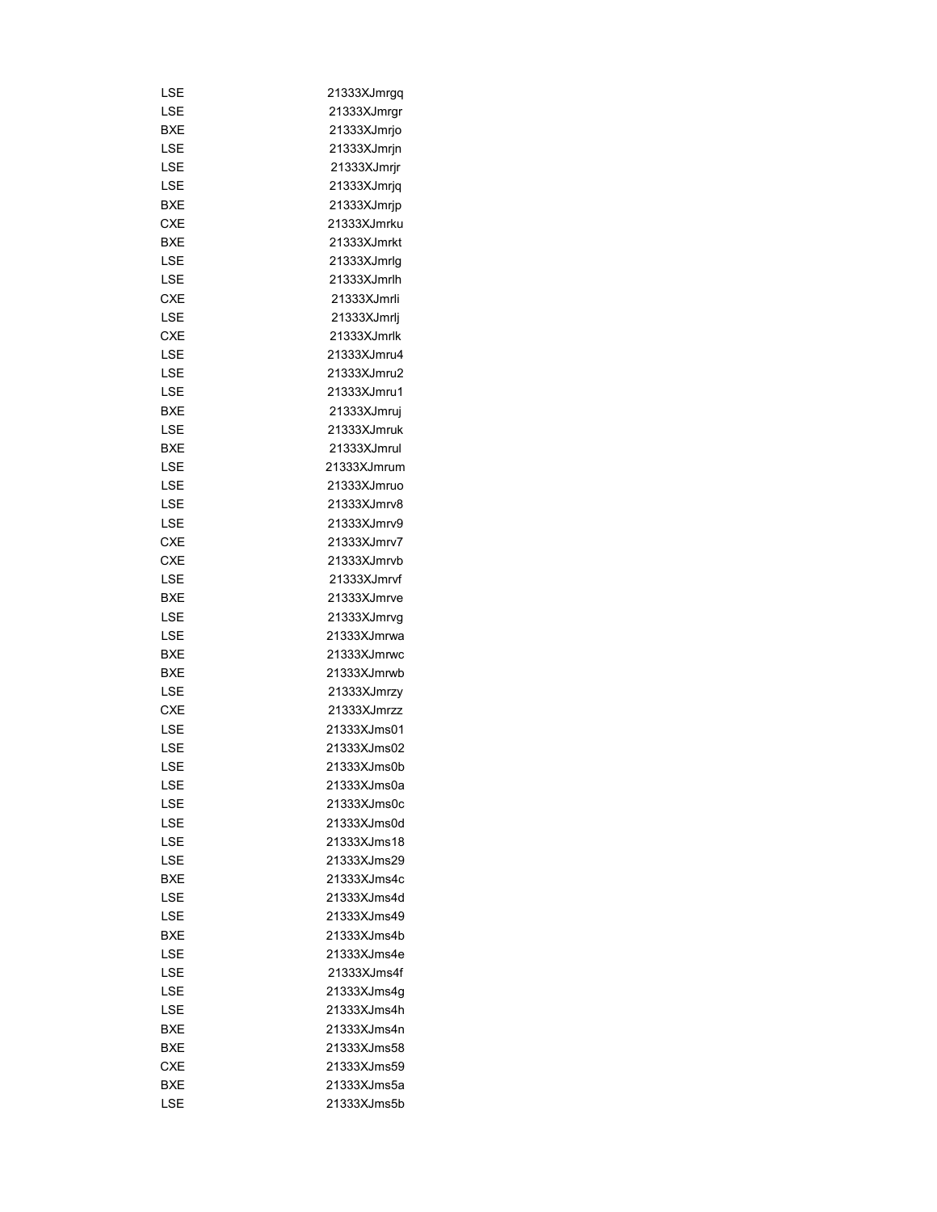| | |
|---|---|
| LSE | 21333XJmrgq |
| LSE | 21333XJmrgr |
| BXE | 21333XJmrjo |
| LSE | 21333XJmrjn |
| LSE | 21333XJmrjr |
| LSE | 21333XJmrjq |
| BXE | 21333XJmrjp |
| CXE | 21333XJmrku |
| BXE | 21333XJmrkt |
| LSE | 21333XJmrlg |
| LSE | 21333XJmrlh |
| CXE | 21333XJmrli |
| LSE | 21333XJmrlj |
| CXE | 21333XJmrlk |
| LSE | 21333XJmru4 |
| LSE | 21333XJmru2 |
| LSE | 21333XJmru1 |
| BXE | 21333XJmruj |
| LSE | 21333XJmruk |
| BXE | 21333XJmrul |
| LSE | 21333XJmrum |
| LSE | 21333XJmruo |
| LSE | 21333XJmrv8 |
| LSE | 21333XJmrv9 |
| CXE | 21333XJmrv7 |
| CXE | 21333XJmrvb |
| LSE | 21333XJmrvf |
| BXE | 21333XJmrve |
| LSE | 21333XJmrvg |
| LSE | 21333XJmrwa |
| BXE | 21333XJmrwc |
| BXE | 21333XJmrwb |
| LSE | 21333XJmrzy |
| CXE | 21333XJmrzz |
| LSE | 21333XJms01 |
| LSE | 21333XJms02 |
| LSE | 21333XJms0b |
| LSE | 21333XJms0a |
| LSE | 21333XJms0c |
| LSE | 21333XJms0d |
| LSE | 21333XJms18 |
| LSE | 21333XJms29 |
| BXE | 21333XJms4c |
| LSE | 21333XJms4d |
| LSE | 21333XJms49 |
| BXE | 21333XJms4b |
| LSE | 21333XJms4e |
| LSE | 21333XJms4f |
| LSE | 21333XJms4g |
| LSE | 21333XJms4h |
| BXE | 21333XJms4n |
| BXE | 21333XJms58 |
| CXE | 21333XJms59 |
| BXE | 21333XJms5a |
| LSE | 21333XJms5b |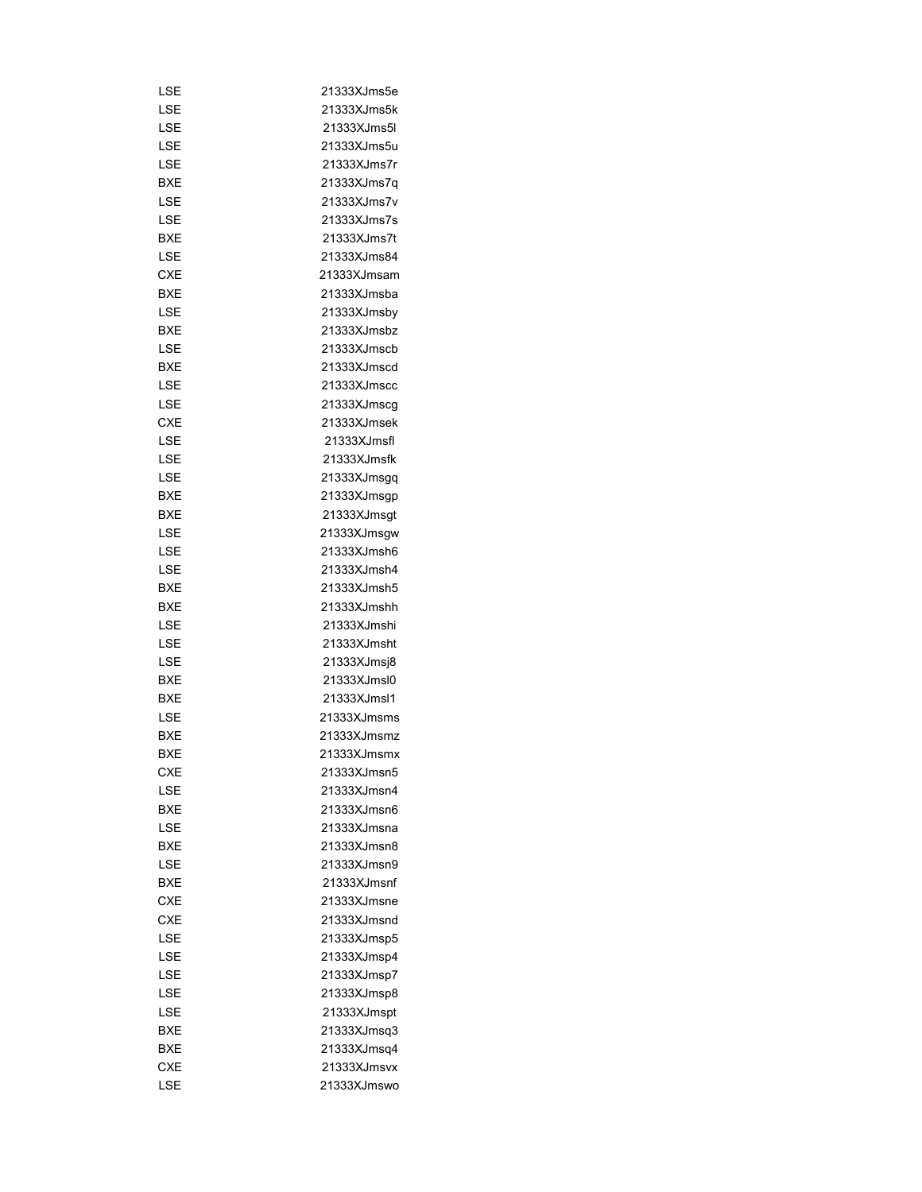| | |
|---|---|
| LSE | 21333XJms5e |
| LSE | 21333XJms5k |
| LSE | 21333XJms5l |
| LSE | 21333XJms5u |
| LSE | 21333XJms7r |
| BXE | 21333XJms7q |
| LSE | 21333XJms7v |
| LSE | 21333XJms7s |
| BXE | 21333XJms7t |
| LSE | 21333XJms84 |
| CXE | 21333XJmsam |
| BXE | 21333XJmsba |
| LSE | 21333XJmsby |
| BXE | 21333XJmsbz |
| LSE | 21333XJmscb |
| BXE | 21333XJmscd |
| LSE | 21333XJmscc |
| LSE | 21333XJmscg |
| CXE | 21333XJmsek |
| LSE | 21333XJmsfl |
| LSE | 21333XJmsfk |
| LSE | 21333XJmsgq |
| BXE | 21333XJmsgp |
| BXE | 21333XJmsgt |
| LSE | 21333XJmsgw |
| LSE | 21333XJmsh6 |
| LSE | 21333XJmsh4 |
| BXE | 21333XJmsh5 |
| BXE | 21333XJmshh |
| LSE | 21333XJmshi |
| LSE | 21333XJmsht |
| LSE | 21333XJmsj8 |
| BXE | 21333XJmsl0 |
| BXE | 21333XJmsl1 |
| LSE | 21333XJmsms |
| BXE | 21333XJmsmz |
| BXE | 21333XJmsmx |
| CXE | 21333XJmsn5 |
| LSE | 21333XJmsn4 |
| BXE | 21333XJmsn6 |
| LSE | 21333XJmsna |
| BXE | 21333XJmsn8 |
| LSE | 21333XJmsn9 |
| BXE | 21333XJmsnf |
| CXE | 21333XJmsne |
| CXE | 21333XJmsnd |
| LSE | 21333XJmsp5 |
| LSE | 21333XJmsp4 |
| LSE | 21333XJmsp7 |
| LSE | 21333XJmsp8 |
| LSE | 21333XJmspt |
| BXE | 21333XJmsq3 |
| BXE | 21333XJmsq4 |
| CXE | 21333XJmsvx |
| LSE | 21333XJmswo |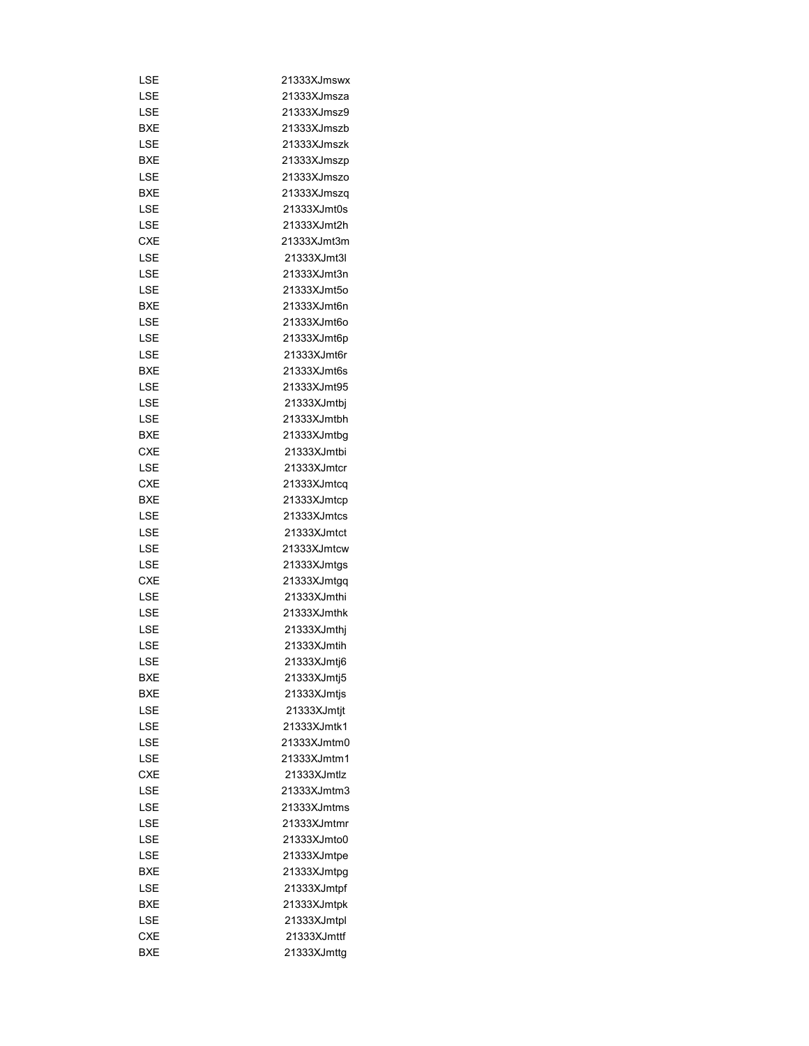| | |
|---|---|
| LSE | 21333XJmswx |
| LSE | 21333XJmsza |
| LSE | 21333XJmsz9 |
| BXE | 21333XJmszb |
| LSE | 21333XJmszk |
| BXE | 21333XJmszp |
| LSE | 21333XJmszo |
| BXE | 21333XJmszq |
| LSE | 21333XJmt0s |
| LSE | 21333XJmt2h |
| CXE | 21333XJmt3m |
| LSE | 21333XJmt3l |
| LSE | 21333XJmt3n |
| LSE | 21333XJmt5o |
| BXE | 21333XJmt6n |
| LSE | 21333XJmt6o |
| LSE | 21333XJmt6p |
| LSE | 21333XJmt6r |
| BXE | 21333XJmt6s |
| LSE | 21333XJmt95 |
| LSE | 21333XJmtbj |
| LSE | 21333XJmtbh |
| BXE | 21333XJmtbg |
| CXE | 21333XJmtbi |
| LSE | 21333XJmtcr |
| CXE | 21333XJmtcq |
| BXE | 21333XJmtcp |
| LSE | 21333XJmtcs |
| LSE | 21333XJmtct |
| LSE | 21333XJmtcw |
| LSE | 21333XJmtgs |
| CXE | 21333XJmtgq |
| LSE | 21333XJmthi |
| LSE | 21333XJmthk |
| LSE | 21333XJmthj |
| LSE | 21333XJmtih |
| LSE | 21333XJmtj6 |
| BXE | 21333XJmtj5 |
| BXE | 21333XJmtjs |
| LSE | 21333XJmtjt |
| LSE | 21333XJmtk1 |
| LSE | 21333XJmtm0 |
| LSE | 21333XJmtm1 |
| CXE | 21333XJmtlz |
| LSE | 21333XJmtm3 |
| LSE | 21333XJmtms |
| LSE | 21333XJmtmr |
| LSE | 21333XJmto0 |
| LSE | 21333XJmtpe |
| BXE | 21333XJmtpg |
| LSE | 21333XJmtpf |
| BXE | 21333XJmtpk |
| LSE | 21333XJmtpl |
| CXE | 21333XJmttf |
| BXE | 21333XJmttg |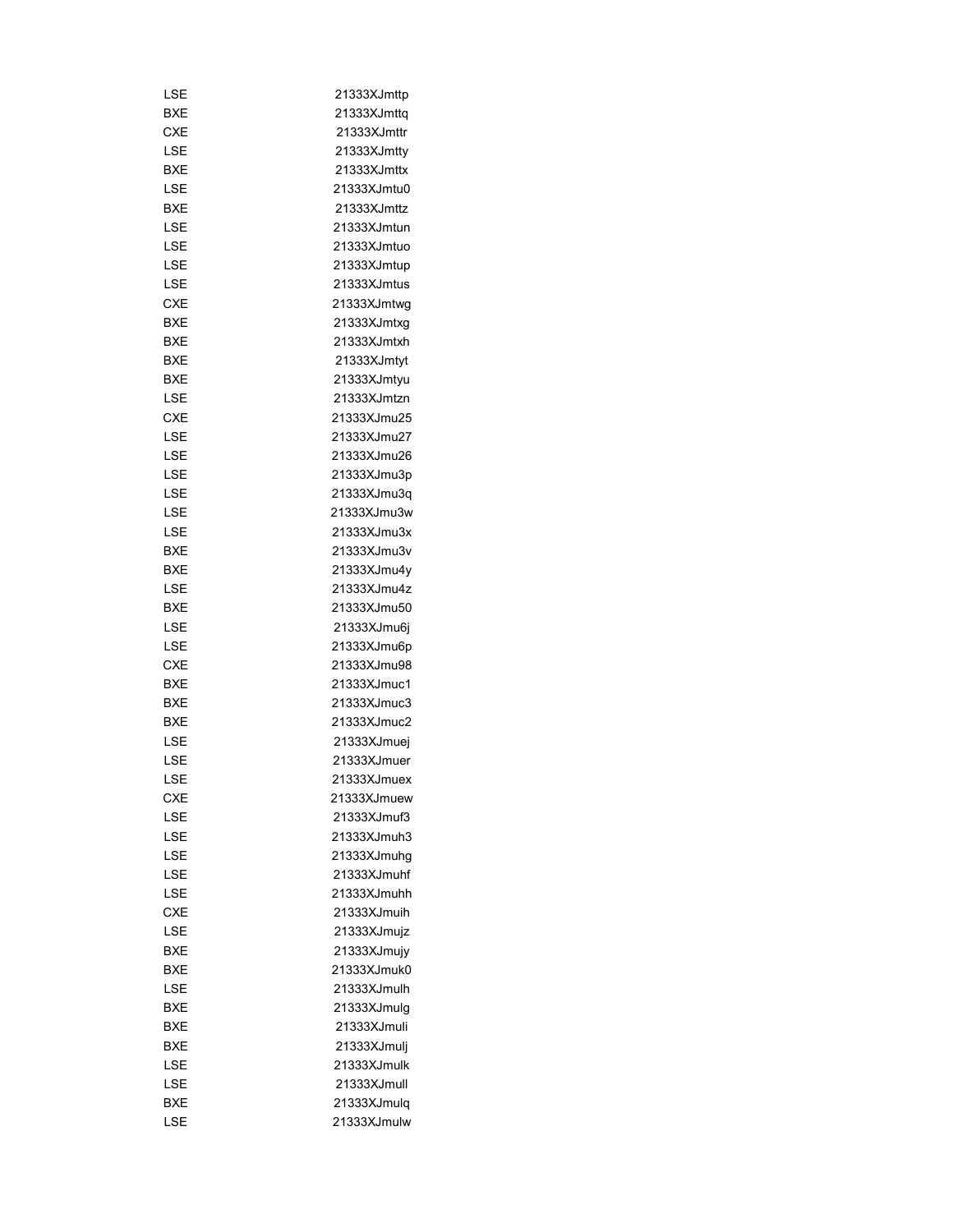| | |
|---|---|
| LSE | 21333XJmttp |
| BXE | 21333XJmttq |
| CXE | 21333XJmttr |
| LSE | 21333XJmtty |
| BXE | 21333XJmttx |
| LSE | 21333XJmtu0 |
| BXE | 21333XJmttz |
| LSE | 21333XJmtun |
| LSE | 21333XJmtuo |
| LSE | 21333XJmtup |
| LSE | 21333XJmtus |
| CXE | 21333XJmtwg |
| BXE | 21333XJmtxg |
| BXE | 21333XJmtxh |
| BXE | 21333XJmtyt |
| BXE | 21333XJmtyu |
| LSE | 21333XJmtzn |
| CXE | 21333XJmu25 |
| LSE | 21333XJmu27 |
| LSE | 21333XJmu26 |
| LSE | 21333XJmu3p |
| LSE | 21333XJmu3q |
| LSE | 21333XJmu3w |
| LSE | 21333XJmu3x |
| BXE | 21333XJmu3v |
| BXE | 21333XJmu4y |
| LSE | 21333XJmu4z |
| BXE | 21333XJmu50 |
| LSE | 21333XJmu6j |
| LSE | 21333XJmu6p |
| CXE | 21333XJmu98 |
| BXE | 21333XJmuc1 |
| BXE | 21333XJmuc3 |
| BXE | 21333XJmuc2 |
| LSE | 21333XJmuej |
| LSE | 21333XJmuer |
| LSE | 21333XJmuex |
| CXE | 21333XJmuew |
| LSE | 21333XJmuf3 |
| LSE | 21333XJmuh3 |
| LSE | 21333XJmuhg |
| LSE | 21333XJmuhf |
| LSE | 21333XJmuhh |
| CXE | 21333XJmuih |
| LSE | 21333XJmujz |
| BXE | 21333XJmujy |
| BXE | 21333XJmuk0 |
| LSE | 21333XJmulh |
| BXE | 21333XJmulg |
| BXE | 21333XJmuli |
| BXE | 21333XJmulj |
| LSE | 21333XJmulk |
| LSE | 21333XJmull |
| BXE | 21333XJmulq |
| LSE | 21333XJmulw |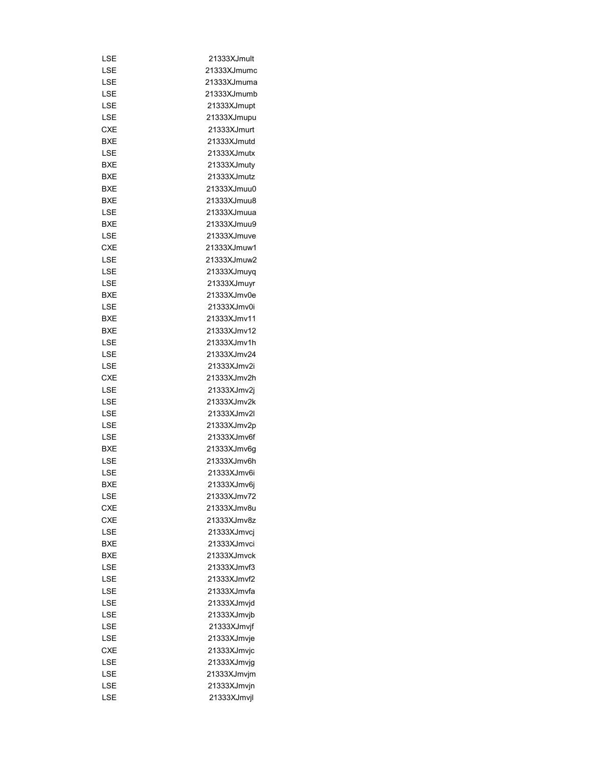| | |
|---|---|
| LSE | 21333XJmult |
| LSE | 21333XJmumc |
| LSE | 21333XJmuma |
| LSE | 21333XJmumb |
| LSE | 21333XJmupt |
| LSE | 21333XJmupu |
| CXE | 21333XJmurt |
| BXE | 21333XJmutd |
| LSE | 21333XJmutx |
| BXE | 21333XJmuty |
| BXE | 21333XJmutz |
| BXE | 21333XJmuu0 |
| BXE | 21333XJmuu8 |
| LSE | 21333XJmuua |
| BXE | 21333XJmuu9 |
| LSE | 21333XJmuve |
| CXE | 21333XJmuw1 |
| LSE | 21333XJmuw2 |
| LSE | 21333XJmuyq |
| LSE | 21333XJmuyr |
| BXE | 21333XJmv0e |
| LSE | 21333XJmv0i |
| BXE | 21333XJmv11 |
| BXE | 21333XJmv12 |
| LSE | 21333XJmv1h |
| LSE | 21333XJmv24 |
| LSE | 21333XJmv2i |
| CXE | 21333XJmv2h |
| LSE | 21333XJmv2j |
| LSE | 21333XJmv2k |
| LSE | 21333XJmv2l |
| LSE | 21333XJmv2p |
| LSE | 21333XJmv6f |
| BXE | 21333XJmv6g |
| LSE | 21333XJmv6h |
| LSE | 21333XJmv6i |
| BXE | 21333XJmv6j |
| LSE | 21333XJmv72 |
| CXE | 21333XJmv8u |
| CXE | 21333XJmv8z |
| LSE | 21333XJmvcj |
| BXE | 21333XJmvci |
| BXE | 21333XJmvck |
| LSE | 21333XJmvf3 |
| LSE | 21333XJmvf2 |
| LSE | 21333XJmvfa |
| LSE | 21333XJmvjd |
| LSE | 21333XJmvjb |
| LSE | 21333XJmvjf |
| LSE | 21333XJmvje |
| CXE | 21333XJmvjc |
| LSE | 21333XJmvjg |
| LSE | 21333XJmvjm |
| LSE | 21333XJmvjn |
| LSE | 21333XJmvjl |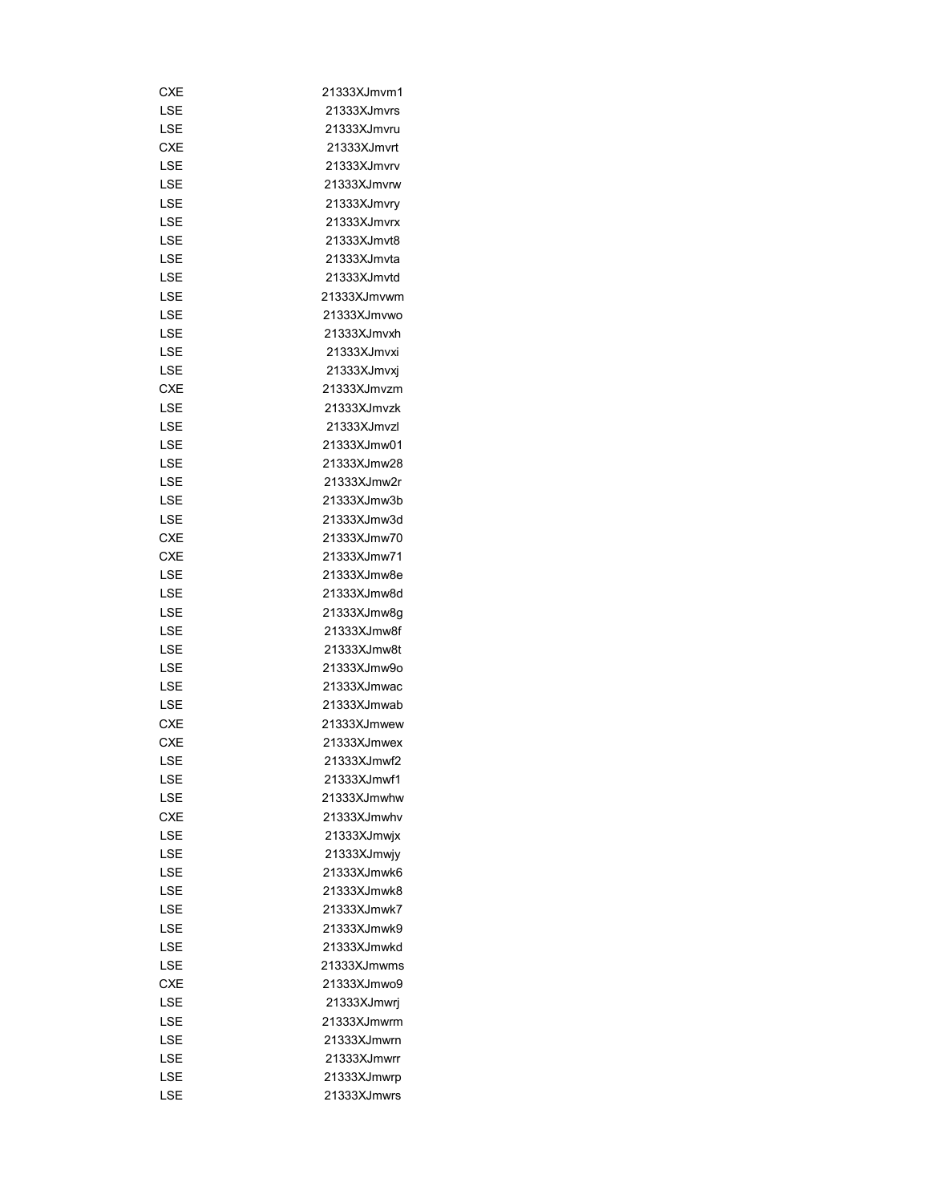| | |
|---|---|
| CXE | 21333XJmvm1 |
| LSE | 21333XJmvrs |
| LSE | 21333XJmvru |
| CXE | 21333XJmvrt |
| LSE | 21333XJmvrv |
| LSE | 21333XJmvrw |
| LSE | 21333XJmvry |
| LSE | 21333XJmvrx |
| LSE | 21333XJmvt8 |
| LSE | 21333XJmvta |
| LSE | 21333XJmvtd |
| LSE | 21333XJmvwm |
| LSE | 21333XJmvwo |
| LSE | 21333XJmvxh |
| LSE | 21333XJmvxi |
| LSE | 21333XJmvxj |
| CXE | 21333XJmvzm |
| LSE | 21333XJmvzk |
| LSE | 21333XJmvzl |
| LSE | 21333XJmw01 |
| LSE | 21333XJmw28 |
| LSE | 21333XJmw2r |
| LSE | 21333XJmw3b |
| LSE | 21333XJmw3d |
| CXE | 21333XJmw70 |
| CXE | 21333XJmw71 |
| LSE | 21333XJmw8e |
| LSE | 21333XJmw8d |
| LSE | 21333XJmw8g |
| LSE | 21333XJmw8f |
| LSE | 21333XJmw8t |
| LSE | 21333XJmw9o |
| LSE | 21333XJmwac |
| LSE | 21333XJmwab |
| CXE | 21333XJmwew |
| CXE | 21333XJmwex |
| LSE | 21333XJmwf2 |
| LSE | 21333XJmwf1 |
| LSE | 21333XJmwhw |
| CXE | 21333XJmwhv |
| LSE | 21333XJmwjx |
| LSE | 21333XJmwjy |
| LSE | 21333XJmwk6 |
| LSE | 21333XJmwk8 |
| LSE | 21333XJmwk7 |
| LSE | 21333XJmwk9 |
| LSE | 21333XJmwkd |
| LSE | 21333XJmwms |
| CXE | 21333XJmwo9 |
| LSE | 21333XJmwrj |
| LSE | 21333XJmwrm |
| LSE | 21333XJmwrn |
| LSE | 21333XJmwrr |
| LSE | 21333XJmwrp |
| LSE | 21333XJmwrs |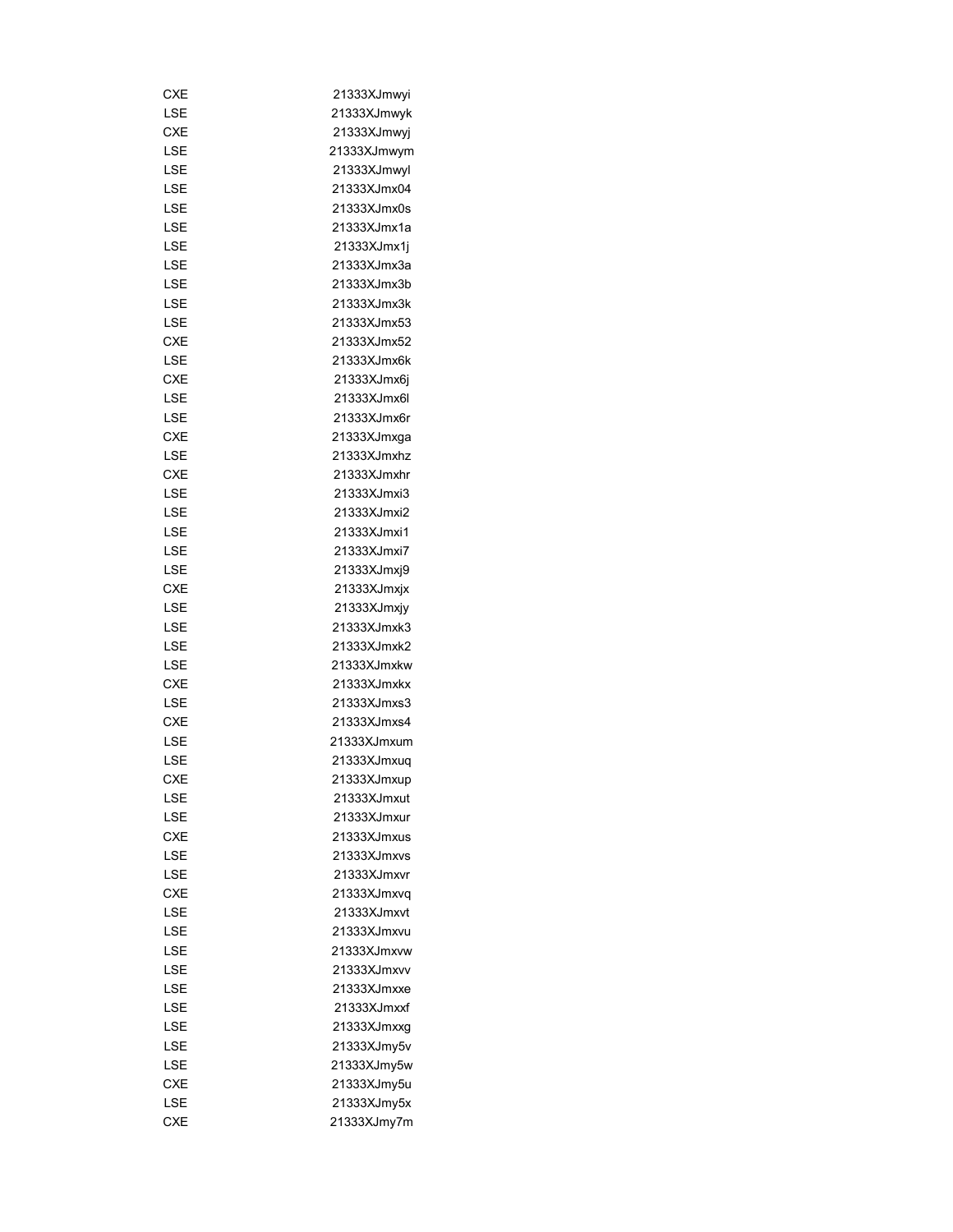| | |
|---|---|
| CXE | 21333XJmwyi |
| LSE | 21333XJmwyk |
| CXE | 21333XJmwyj |
| LSE | 21333XJmwym |
| LSE | 21333XJmwyl |
| LSE | 21333XJmx04 |
| LSE | 21333XJmx0s |
| LSE | 21333XJmx1a |
| LSE | 21333XJmx1j |
| LSE | 21333XJmx3a |
| LSE | 21333XJmx3b |
| LSE | 21333XJmx3k |
| LSE | 21333XJmx53 |
| CXE | 21333XJmx52 |
| LSE | 21333XJmx6k |
| CXE | 21333XJmx6j |
| LSE | 21333XJmx6l |
| LSE | 21333XJmx6r |
| CXE | 21333XJmxga |
| LSE | 21333XJmxhz |
| CXE | 21333XJmxhr |
| LSE | 21333XJmxi3 |
| LSE | 21333XJmxi2 |
| LSE | 21333XJmxi1 |
| LSE | 21333XJmxi7 |
| LSE | 21333XJmxj9 |
| CXE | 21333XJmxjx |
| LSE | 21333XJmxjy |
| LSE | 21333XJmxk3 |
| LSE | 21333XJmxk2 |
| LSE | 21333XJmxkw |
| CXE | 21333XJmxkx |
| LSE | 21333XJmxs3 |
| CXE | 21333XJmxs4 |
| LSE | 21333XJmxum |
| LSE | 21333XJmxuq |
| CXE | 21333XJmxup |
| LSE | 21333XJmxut |
| LSE | 21333XJmxur |
| CXE | 21333XJmxus |
| LSE | 21333XJmxvs |
| LSE | 21333XJmxvr |
| CXE | 21333XJmxvq |
| LSE | 21333XJmxvt |
| LSE | 21333XJmxvu |
| LSE | 21333XJmxvw |
| LSE | 21333XJmxvv |
| LSE | 21333XJmxxe |
| LSE | 21333XJmxxf |
| LSE | 21333XJmxxg |
| LSE | 21333XJmy5v |
| LSE | 21333XJmy5w |
| CXE | 21333XJmy5u |
| LSE | 21333XJmy5x |
| CXE | 21333XJmy7m |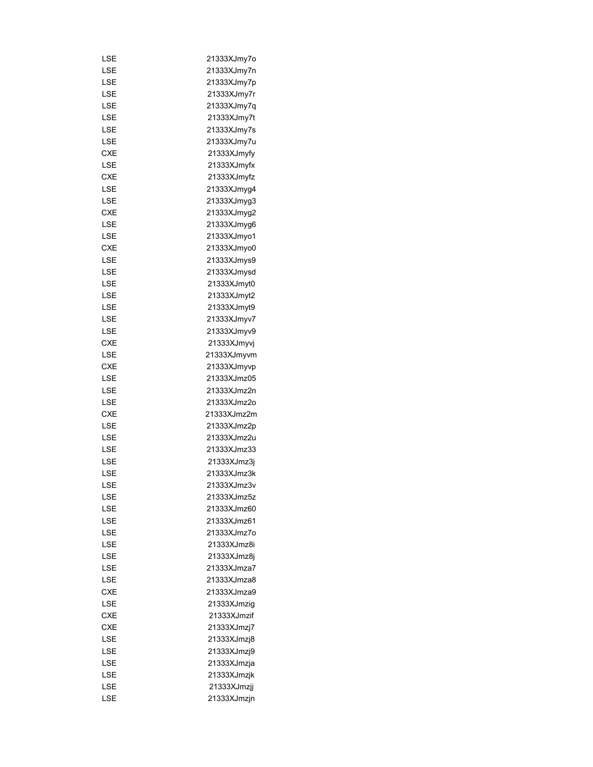| | |
|---|---|
| LSE | 21333XJmy7o |
| LSE | 21333XJmy7n |
| LSE | 21333XJmy7p |
| LSE | 21333XJmy7r |
| LSE | 21333XJmy7q |
| LSE | 21333XJmy7t |
| LSE | 21333XJmy7s |
| LSE | 21333XJmy7u |
| CXE | 21333XJmyfy |
| LSE | 21333XJmyfx |
| CXE | 21333XJmyfz |
| LSE | 21333XJmyg4 |
| LSE | 21333XJmyg3 |
| CXE | 21333XJmyg2 |
| LSE | 21333XJmyg6 |
| LSE | 21333XJmyo1 |
| CXE | 21333XJmyo0 |
| LSE | 21333XJmys9 |
| LSE | 21333XJmysd |
| LSE | 21333XJmyt0 |
| LSE | 21333XJmyt2 |
| LSE | 21333XJmyt9 |
| LSE | 21333XJmyv7 |
| LSE | 21333XJmyv9 |
| CXE | 21333XJmyvj |
| LSE | 21333XJmyvm |
| CXE | 21333XJmyvp |
| LSE | 21333XJmz05 |
| LSE | 21333XJmz2n |
| LSE | 21333XJmz2o |
| CXE | 21333XJmz2m |
| LSE | 21333XJmz2p |
| LSE | 21333XJmz2u |
| LSE | 21333XJmz33 |
| LSE | 21333XJmz3j |
| LSE | 21333XJmz3k |
| LSE | 21333XJmz3v |
| LSE | 21333XJmz5z |
| LSE | 21333XJmz60 |
| LSE | 21333XJmz61 |
| LSE | 21333XJmz7o |
| LSE | 21333XJmz8i |
| LSE | 21333XJmz8j |
| LSE | 21333XJmza7 |
| LSE | 21333XJmza8 |
| CXE | 21333XJmza9 |
| LSE | 21333XJmzig |
| CXE | 21333XJmzif |
| CXE | 21333XJmzj7 |
| LSE | 21333XJmzj8 |
| LSE | 21333XJmzj9 |
| LSE | 21333XJmzja |
| LSE | 21333XJmzjk |
| LSE | 21333XJmzjj |
| LSE | 21333XJmzjn |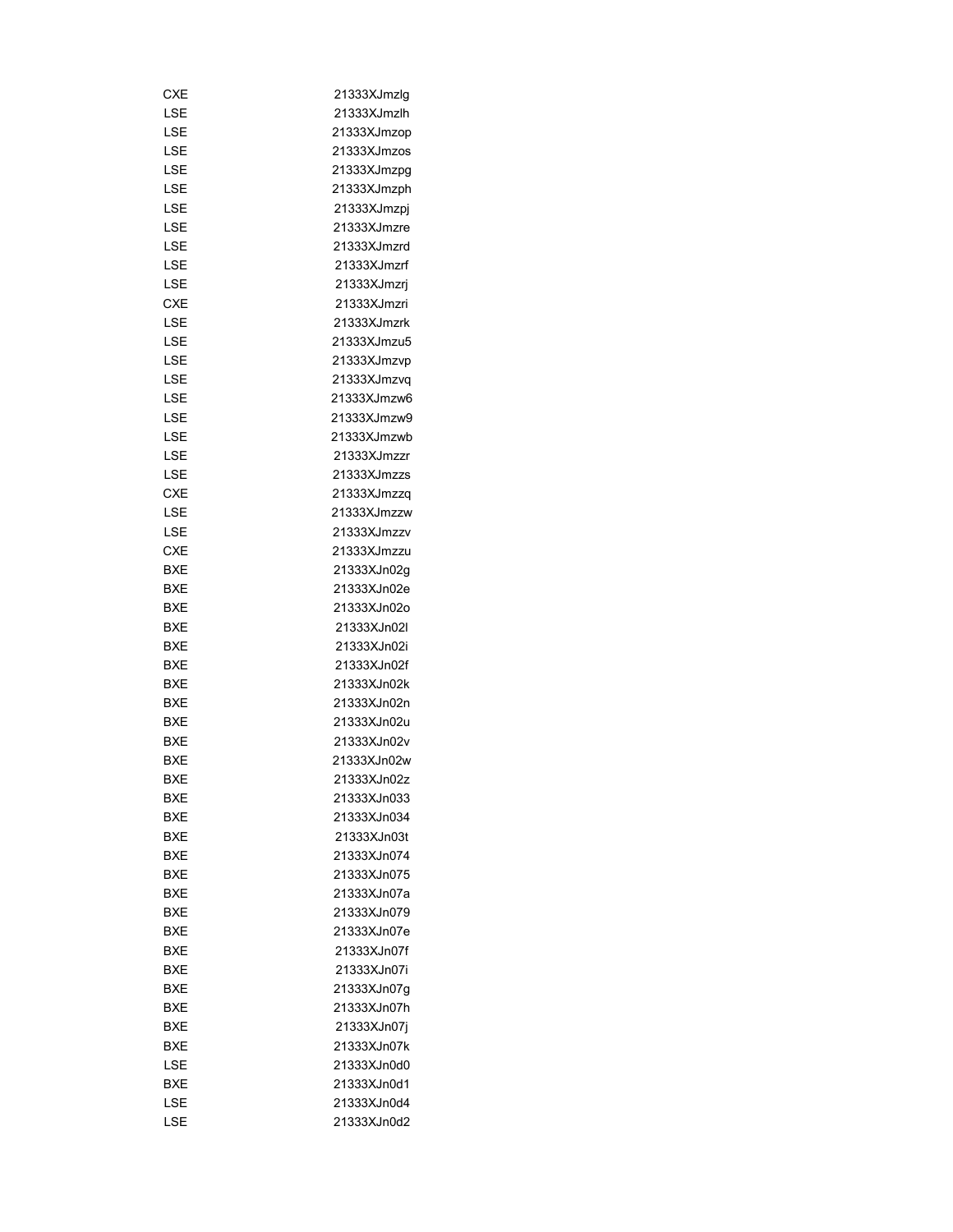| | |
|---|---|
| CXE | 21333XJmzlg |
| LSE | 21333XJmzlh |
| LSE | 21333XJmzop |
| LSE | 21333XJmzos |
| LSE | 21333XJmzpg |
| LSE | 21333XJmzph |
| LSE | 21333XJmzpj |
| LSE | 21333XJmzre |
| LSE | 21333XJmzrd |
| LSE | 21333XJmzrf |
| LSE | 21333XJmzrj |
| CXE | 21333XJmzri |
| LSE | 21333XJmzrk |
| LSE | 21333XJmzu5 |
| LSE | 21333XJmzvp |
| LSE | 21333XJmzvq |
| LSE | 21333XJmzw6 |
| LSE | 21333XJmzw9 |
| LSE | 21333XJmzwb |
| LSE | 21333XJmzzr |
| LSE | 21333XJmzzs |
| CXE | 21333XJmzzq |
| LSE | 21333XJmzzw |
| LSE | 21333XJmzzv |
| CXE | 21333XJmzzu |
| BXE | 21333XJn02g |
| BXE | 21333XJn02e |
| BXE | 21333XJn02o |
| BXE | 21333XJn02l |
| BXE | 21333XJn02i |
| BXE | 21333XJn02f |
| BXE | 21333XJn02k |
| BXE | 21333XJn02n |
| BXE | 21333XJn02u |
| BXE | 21333XJn02v |
| BXE | 21333XJn02w |
| BXE | 21333XJn02z |
| BXE | 21333XJn033 |
| BXE | 21333XJn034 |
| BXE | 21333XJn03t |
| BXE | 21333XJn074 |
| BXE | 21333XJn075 |
| BXE | 21333XJn07a |
| BXE | 21333XJn079 |
| BXE | 21333XJn07e |
| BXE | 21333XJn07f |
| BXE | 21333XJn07i |
| BXE | 21333XJn07g |
| BXE | 21333XJn07h |
| BXE | 21333XJn07j |
| BXE | 21333XJn07k |
| LSE | 21333XJn0d0 |
| BXE | 21333XJn0d1 |
| LSE | 21333XJn0d4 |
| LSE | 21333XJn0d2 |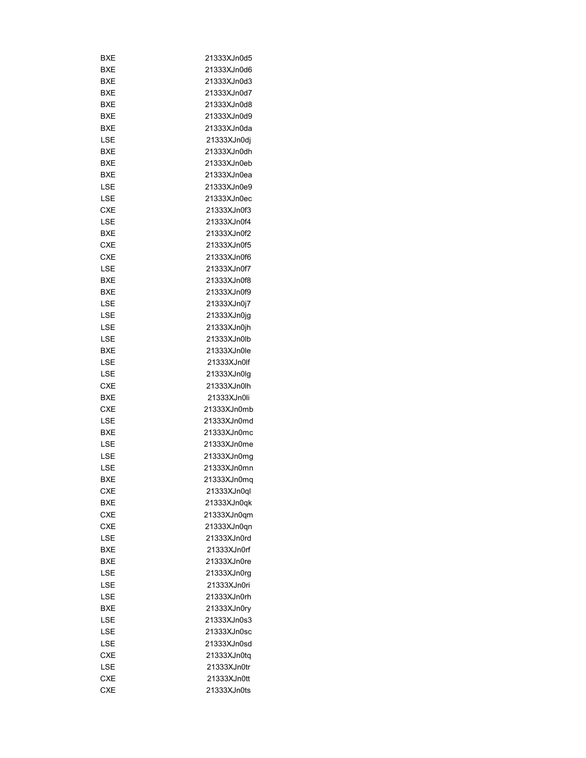| | |
|---|---|
| BXE | 21333XJn0d5 |
| BXE | 21333XJn0d6 |
| BXE | 21333XJn0d3 |
| BXE | 21333XJn0d7 |
| BXE | 21333XJn0d8 |
| BXE | 21333XJn0d9 |
| BXE | 21333XJn0da |
| LSE | 21333XJn0dj |
| BXE | 21333XJn0dh |
| BXE | 21333XJn0eb |
| BXE | 21333XJn0ea |
| LSE | 21333XJn0e9 |
| LSE | 21333XJn0ec |
| CXE | 21333XJn0f3 |
| LSE | 21333XJn0f4 |
| BXE | 21333XJn0f2 |
| CXE | 21333XJn0f5 |
| CXE | 21333XJn0f6 |
| LSE | 21333XJn0f7 |
| BXE | 21333XJn0f8 |
| BXE | 21333XJn0f9 |
| LSE | 21333XJn0j7 |
| LSE | 21333XJn0jg |
| LSE | 21333XJn0jh |
| LSE | 21333XJn0lb |
| BXE | 21333XJn0le |
| LSE | 21333XJn0lf |
| LSE | 21333XJn0lg |
| CXE | 21333XJn0lh |
| BXE | 21333XJn0li |
| CXE | 21333XJn0mb |
| LSE | 21333XJn0md |
| BXE | 21333XJn0mc |
| LSE | 21333XJn0me |
| LSE | 21333XJn0mg |
| LSE | 21333XJn0mn |
| BXE | 21333XJn0mq |
| CXE | 21333XJn0ql |
| BXE | 21333XJn0qk |
| CXE | 21333XJn0qm |
| CXE | 21333XJn0qn |
| LSE | 21333XJn0rd |
| BXE | 21333XJn0rf |
| BXE | 21333XJn0re |
| LSE | 21333XJn0rg |
| LSE | 21333XJn0ri |
| LSE | 21333XJn0rh |
| BXE | 21333XJn0ry |
| LSE | 21333XJn0s3 |
| LSE | 21333XJn0sc |
| LSE | 21333XJn0sd |
| CXE | 21333XJn0tq |
| LSE | 21333XJn0tr |
| CXE | 21333XJn0tt |
| CXE | 21333XJn0ts |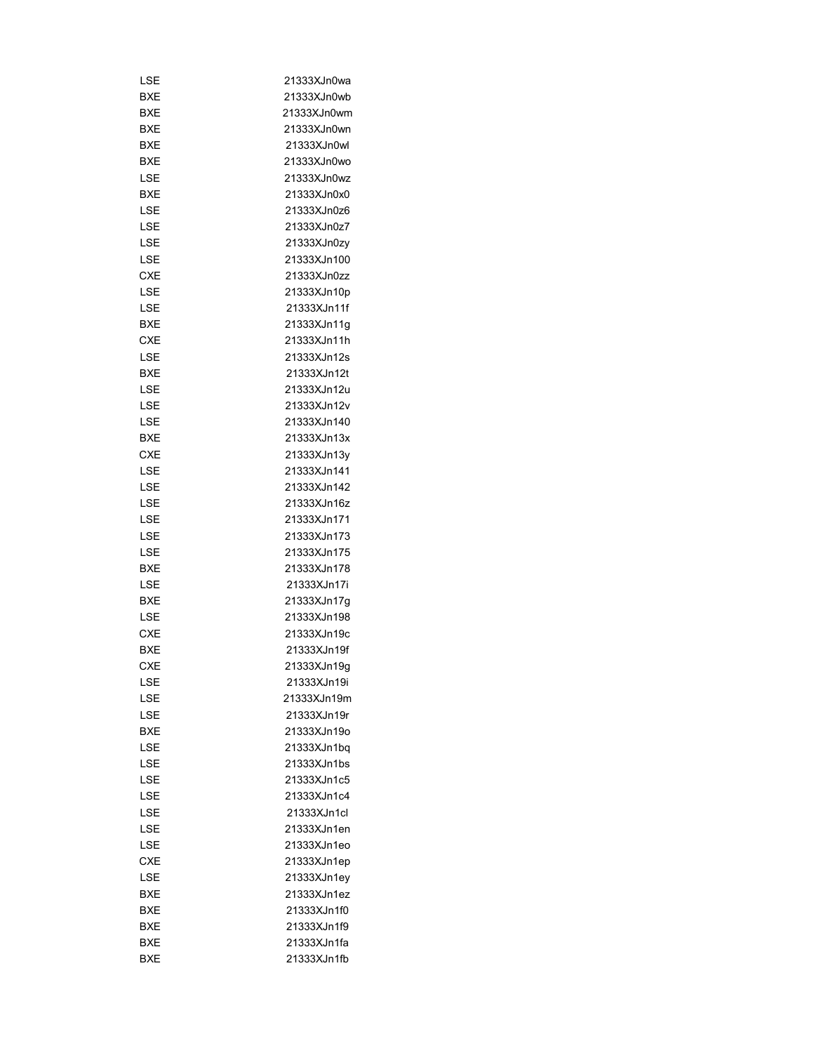| | |
|---|---|
| LSE | 21333XJn0wa |
| BXE | 21333XJn0wb |
| BXE | 21333XJn0wm |
| BXE | 21333XJn0wn |
| BXE | 21333XJn0wl |
| BXE | 21333XJn0wo |
| LSE | 21333XJn0wz |
| BXE | 21333XJn0x0 |
| LSE | 21333XJn0z6 |
| LSE | 21333XJn0z7 |
| LSE | 21333XJn0zy |
| LSE | 21333XJn100 |
| CXE | 21333XJn0zz |
| LSE | 21333XJn10p |
| LSE | 21333XJn11f |
| BXE | 21333XJn11g |
| CXE | 21333XJn11h |
| LSE | 21333XJn12s |
| BXE | 21333XJn12t |
| LSE | 21333XJn12u |
| LSE | 21333XJn12v |
| LSE | 21333XJn140 |
| BXE | 21333XJn13x |
| CXE | 21333XJn13y |
| LSE | 21333XJn141 |
| LSE | 21333XJn142 |
| LSE | 21333XJn16z |
| LSE | 21333XJn171 |
| LSE | 21333XJn173 |
| LSE | 21333XJn175 |
| BXE | 21333XJn178 |
| LSE | 21333XJn17i |
| BXE | 21333XJn17g |
| LSE | 21333XJn198 |
| CXE | 21333XJn19c |
| BXE | 21333XJn19f |
| CXE | 21333XJn19g |
| LSE | 21333XJn19i |
| LSE | 21333XJn19m |
| LSE | 21333XJn19r |
| BXE | 21333XJn19o |
| LSE | 21333XJn1bq |
| LSE | 21333XJn1bs |
| LSE | 21333XJn1c5 |
| LSE | 21333XJn1c4 |
| LSE | 21333XJn1cl |
| LSE | 21333XJn1en |
| LSE | 21333XJn1eo |
| CXE | 21333XJn1ep |
| LSE | 21333XJn1ey |
| BXE | 21333XJn1ez |
| BXE | 21333XJn1f0 |
| BXE | 21333XJn1f9 |
| BXE | 21333XJn1fa |
| BXE | 21333XJn1fb |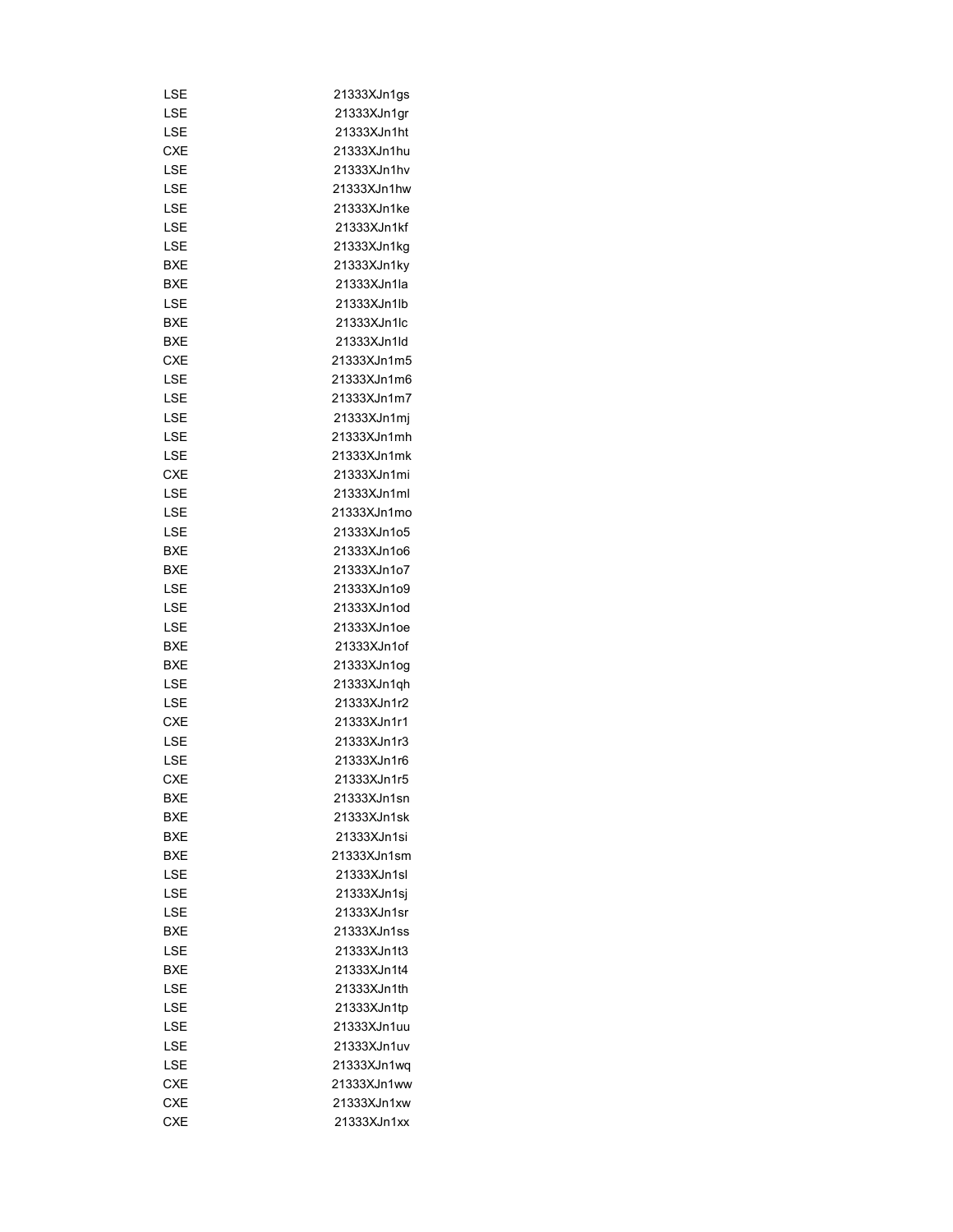| | |
|---|---|
| LSE | 21333XJn1gs |
| LSE | 21333XJn1gr |
| LSE | 21333XJn1ht |
| CXE | 21333XJn1hu |
| LSE | 21333XJn1hv |
| LSE | 21333XJn1hw |
| LSE | 21333XJn1ke |
| LSE | 21333XJn1kf |
| LSE | 21333XJn1kg |
| BXE | 21333XJn1ky |
| BXE | 21333XJn1la |
| LSE | 21333XJn1lb |
| BXE | 21333XJn1lc |
| BXE | 21333XJn1ld |
| CXE | 21333XJn1m5 |
| LSE | 21333XJn1m6 |
| LSE | 21333XJn1m7 |
| LSE | 21333XJn1mj |
| LSE | 21333XJn1mh |
| LSE | 21333XJn1mk |
| CXE | 21333XJn1mi |
| LSE | 21333XJn1ml |
| LSE | 21333XJn1mo |
| LSE | 21333XJn1o5 |
| BXE | 21333XJn1o6 |
| BXE | 21333XJn1o7 |
| LSE | 21333XJn1o9 |
| LSE | 21333XJn1od |
| LSE | 21333XJn1oe |
| BXE | 21333XJn1of |
| BXE | 21333XJn1og |
| LSE | 21333XJn1qh |
| LSE | 21333XJn1r2 |
| CXE | 21333XJn1r1 |
| LSE | 21333XJn1r3 |
| LSE | 21333XJn1r6 |
| CXE | 21333XJn1r5 |
| BXE | 21333XJn1sn |
| BXE | 21333XJn1sk |
| BXE | 21333XJn1si |
| BXE | 21333XJn1sm |
| LSE | 21333XJn1sl |
| LSE | 21333XJn1sj |
| LSE | 21333XJn1sr |
| BXE | 21333XJn1ss |
| LSE | 21333XJn1t3 |
| BXE | 21333XJn1t4 |
| LSE | 21333XJn1th |
| LSE | 21333XJn1tp |
| LSE | 21333XJn1uu |
| LSE | 21333XJn1uv |
| LSE | 21333XJn1wq |
| CXE | 21333XJn1ww |
| CXE | 21333XJn1xw |
| CXE | 21333XJn1xx |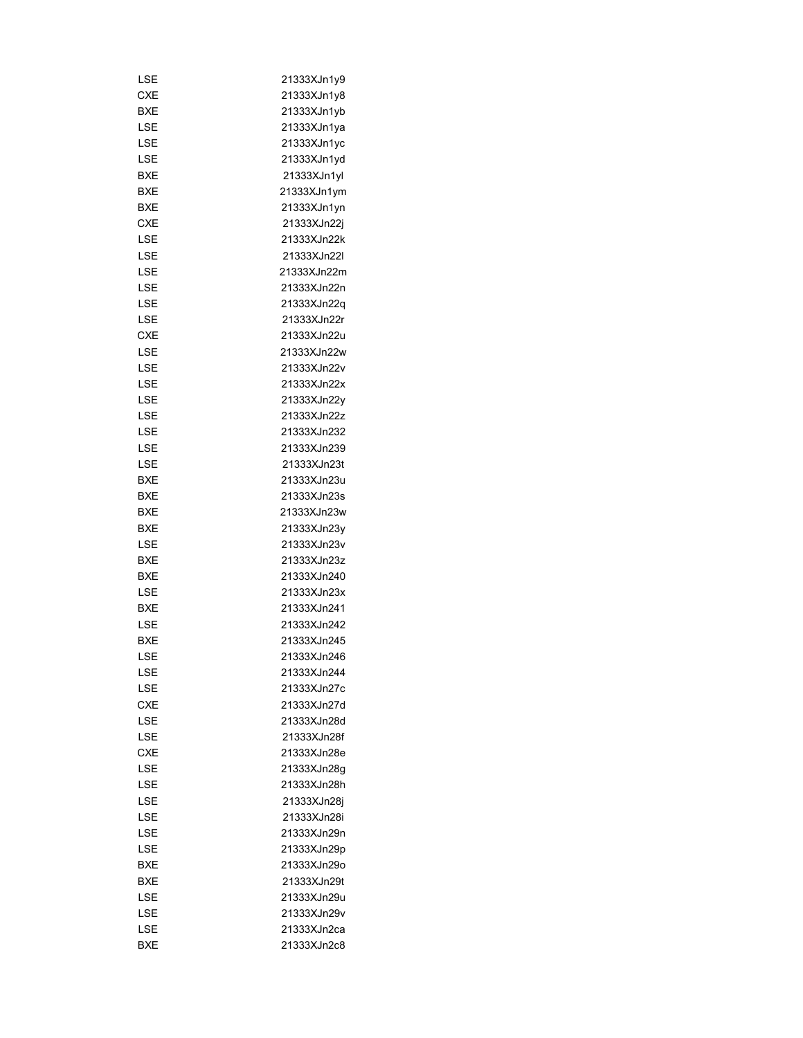| | |
|---|---|
| LSE | 21333XJn1y9 |
| CXE | 21333XJn1y8 |
| BXE | 21333XJn1yb |
| LSE | 21333XJn1ya |
| LSE | 21333XJn1yc |
| LSE | 21333XJn1yd |
| BXE | 21333XJn1yl |
| BXE | 21333XJn1ym |
| BXE | 21333XJn1yn |
| CXE | 21333XJn22j |
| LSE | 21333XJn22k |
| LSE | 21333XJn22l |
| LSE | 21333XJn22m |
| LSE | 21333XJn22n |
| LSE | 21333XJn22q |
| LSE | 21333XJn22r |
| CXE | 21333XJn22u |
| LSE | 21333XJn22w |
| LSE | 21333XJn22v |
| LSE | 21333XJn22x |
| LSE | 21333XJn22y |
| LSE | 21333XJn22z |
| LSE | 21333XJn232 |
| LSE | 21333XJn239 |
| LSE | 21333XJn23t |
| BXE | 21333XJn23u |
| BXE | 21333XJn23s |
| BXE | 21333XJn23w |
| BXE | 21333XJn23y |
| LSE | 21333XJn23v |
| BXE | 21333XJn23z |
| BXE | 21333XJn240 |
| LSE | 21333XJn23x |
| BXE | 21333XJn241 |
| LSE | 21333XJn242 |
| BXE | 21333XJn245 |
| LSE | 21333XJn246 |
| LSE | 21333XJn244 |
| LSE | 21333XJn27c |
| CXE | 21333XJn27d |
| LSE | 21333XJn28d |
| LSE | 21333XJn28f |
| CXE | 21333XJn28e |
| LSE | 21333XJn28g |
| LSE | 21333XJn28h |
| LSE | 21333XJn28j |
| LSE | 21333XJn28i |
| LSE | 21333XJn29n |
| LSE | 21333XJn29p |
| BXE | 21333XJn29o |
| BXE | 21333XJn29t |
| LSE | 21333XJn29u |
| LSE | 21333XJn29v |
| LSE | 21333XJn2ca |
| BXE | 21333XJn2c8 |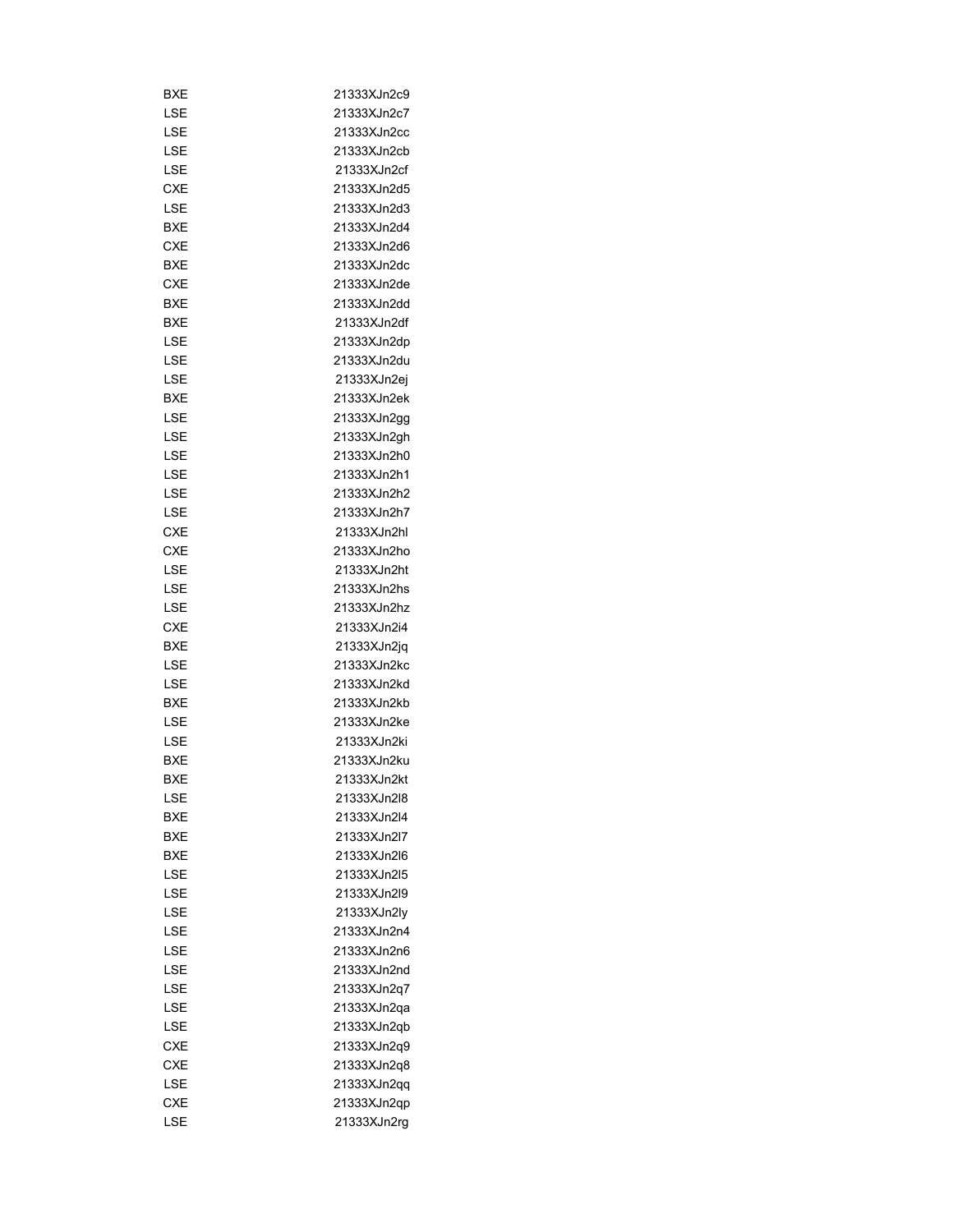| | |
|---|---|
| BXE | 21333XJn2c9 |
| LSE | 21333XJn2c7 |
| LSE | 21333XJn2cc |
| LSE | 21333XJn2cb |
| LSE | 21333XJn2cf |
| CXE | 21333XJn2d5 |
| LSE | 21333XJn2d3 |
| BXE | 21333XJn2d4 |
| CXE | 21333XJn2d6 |
| BXE | 21333XJn2dc |
| CXE | 21333XJn2de |
| BXE | 21333XJn2dd |
| BXE | 21333XJn2df |
| LSE | 21333XJn2dp |
| LSE | 21333XJn2du |
| LSE | 21333XJn2ej |
| BXE | 21333XJn2ek |
| LSE | 21333XJn2gg |
| LSE | 21333XJn2gh |
| LSE | 21333XJn2h0 |
| LSE | 21333XJn2h1 |
| LSE | 21333XJn2h2 |
| LSE | 21333XJn2h7 |
| CXE | 21333XJn2hl |
| CXE | 21333XJn2ho |
| LSE | 21333XJn2ht |
| LSE | 21333XJn2hs |
| LSE | 21333XJn2hz |
| CXE | 21333XJn2i4 |
| BXE | 21333XJn2jq |
| LSE | 21333XJn2kc |
| LSE | 21333XJn2kd |
| BXE | 21333XJn2kb |
| LSE | 21333XJn2ke |
| LSE | 21333XJn2ki |
| BXE | 21333XJn2ku |
| BXE | 21333XJn2kt |
| LSE | 21333XJn2l8 |
| BXE | 21333XJn2l4 |
| BXE | 21333XJn2l7 |
| BXE | 21333XJn2l6 |
| LSE | 21333XJn2l5 |
| LSE | 21333XJn2l9 |
| LSE | 21333XJn2ly |
| LSE | 21333XJn2n4 |
| LSE | 21333XJn2n6 |
| LSE | 21333XJn2nd |
| LSE | 21333XJn2q7 |
| LSE | 21333XJn2qa |
| LSE | 21333XJn2qb |
| CXE | 21333XJn2q9 |
| CXE | 21333XJn2q8 |
| LSE | 21333XJn2qq |
| CXE | 21333XJn2qp |
| LSE | 21333XJn2rg |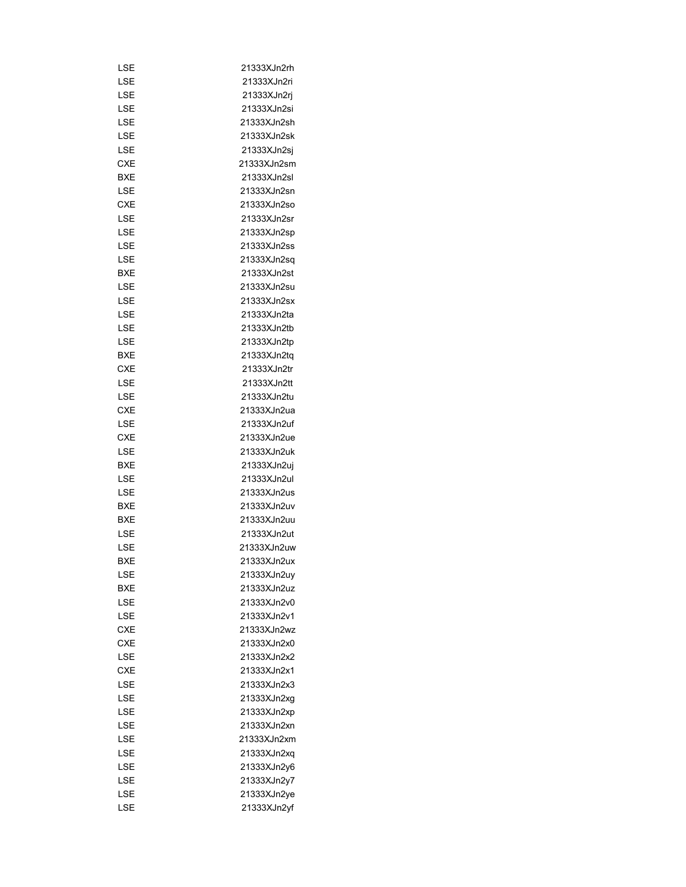| | |
|---|---|
| LSE | 21333XJn2rh |
| LSE | 21333XJn2ri |
| LSE | 21333XJn2rj |
| LSE | 21333XJn2si |
| LSE | 21333XJn2sh |
| LSE | 21333XJn2sk |
| LSE | 21333XJn2sj |
| CXE | 21333XJn2sm |
| BXE | 21333XJn2sl |
| LSE | 21333XJn2sn |
| CXE | 21333XJn2so |
| LSE | 21333XJn2sr |
| LSE | 21333XJn2sp |
| LSE | 21333XJn2ss |
| LSE | 21333XJn2sq |
| BXE | 21333XJn2st |
| LSE | 21333XJn2su |
| LSE | 21333XJn2sx |
| LSE | 21333XJn2ta |
| LSE | 21333XJn2tb |
| LSE | 21333XJn2tp |
| BXE | 21333XJn2tq |
| CXE | 21333XJn2tr |
| LSE | 21333XJn2tt |
| LSE | 21333XJn2tu |
| CXE | 21333XJn2ua |
| LSE | 21333XJn2uf |
| CXE | 21333XJn2ue |
| LSE | 21333XJn2uk |
| BXE | 21333XJn2uj |
| LSE | 21333XJn2ul |
| LSE | 21333XJn2us |
| BXE | 21333XJn2uv |
| BXE | 21333XJn2uu |
| LSE | 21333XJn2ut |
| LSE | 21333XJn2uw |
| BXE | 21333XJn2ux |
| LSE | 21333XJn2uy |
| BXE | 21333XJn2uz |
| LSE | 21333XJn2v0 |
| LSE | 21333XJn2v1 |
| CXE | 21333XJn2wz |
| CXE | 21333XJn2x0 |
| LSE | 21333XJn2x2 |
| CXE | 21333XJn2x1 |
| LSE | 21333XJn2x3 |
| LSE | 21333XJn2xg |
| LSE | 21333XJn2xp |
| LSE | 21333XJn2xn |
| LSE | 21333XJn2xm |
| LSE | 21333XJn2xq |
| LSE | 21333XJn2y6 |
| LSE | 21333XJn2y7 |
| LSE | 21333XJn2ye |
| LSE | 21333XJn2yf |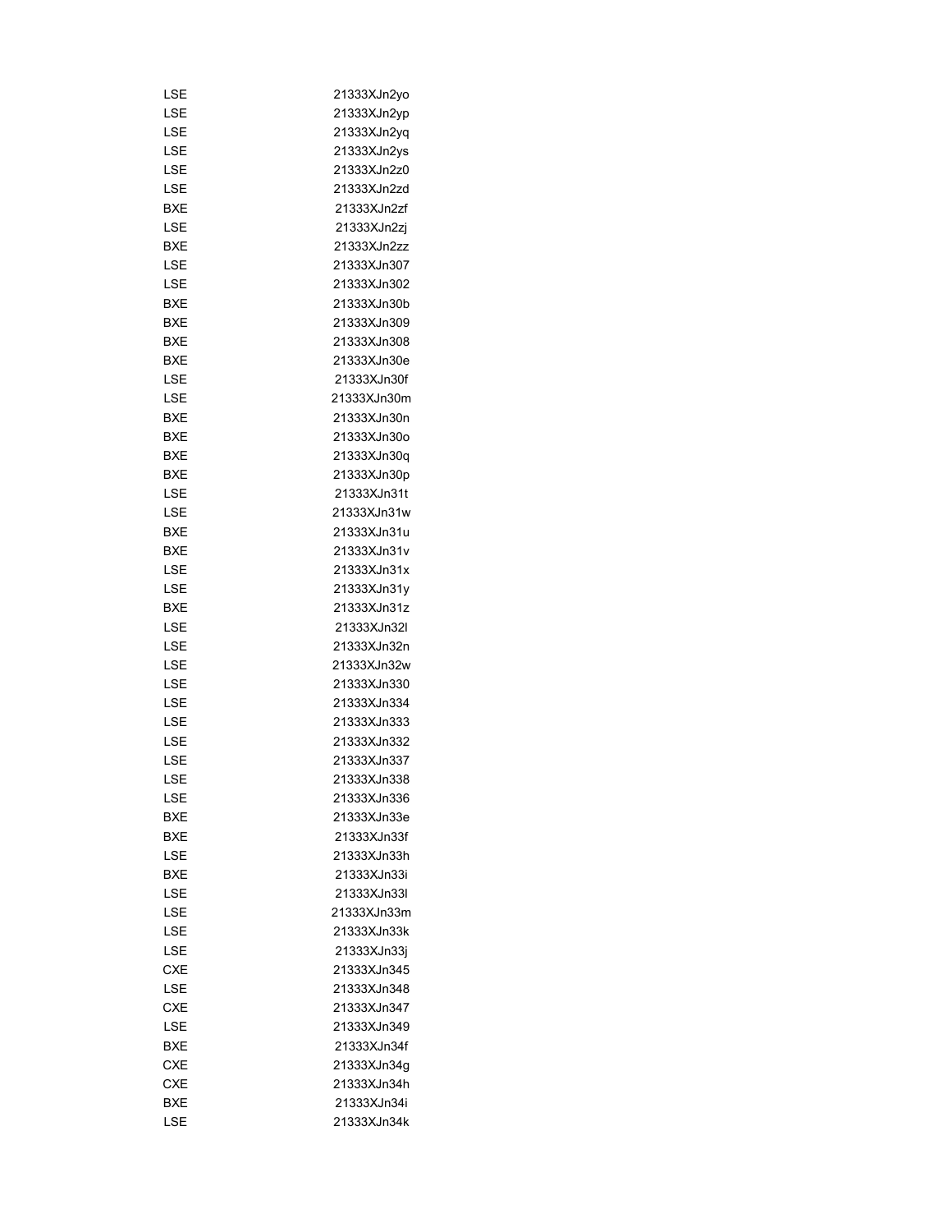| | |
|---|---|
| LSE | 21333XJn2yo |
| LSE | 21333XJn2yp |
| LSE | 21333XJn2yq |
| LSE | 21333XJn2ys |
| LSE | 21333XJn2z0 |
| LSE | 21333XJn2zd |
| BXE | 21333XJn2zf |
| LSE | 21333XJn2zj |
| BXE | 21333XJn2zz |
| LSE | 21333XJn307 |
| LSE | 21333XJn302 |
| BXE | 21333XJn30b |
| BXE | 21333XJn309 |
| BXE | 21333XJn308 |
| BXE | 21333XJn30e |
| LSE | 21333XJn30f |
| LSE | 21333XJn30m |
| BXE | 21333XJn30n |
| BXE | 21333XJn30o |
| BXE | 21333XJn30q |
| BXE | 21333XJn30p |
| LSE | 21333XJn31t |
| LSE | 21333XJn31w |
| BXE | 21333XJn31u |
| BXE | 21333XJn31v |
| LSE | 21333XJn31x |
| LSE | 21333XJn31y |
| BXE | 21333XJn31z |
| LSE | 21333XJn32l |
| LSE | 21333XJn32n |
| LSE | 21333XJn32w |
| LSE | 21333XJn330 |
| LSE | 21333XJn334 |
| LSE | 21333XJn333 |
| LSE | 21333XJn332 |
| LSE | 21333XJn337 |
| LSE | 21333XJn338 |
| LSE | 21333XJn336 |
| BXE | 21333XJn33e |
| BXE | 21333XJn33f |
| LSE | 21333XJn33h |
| BXE | 21333XJn33i |
| LSE | 21333XJn33l |
| LSE | 21333XJn33m |
| LSE | 21333XJn33k |
| LSE | 21333XJn33j |
| CXE | 21333XJn345 |
| LSE | 21333XJn348 |
| CXE | 21333XJn347 |
| LSE | 21333XJn349 |
| BXE | 21333XJn34f |
| CXE | 21333XJn34g |
| CXE | 21333XJn34h |
| BXE | 21333XJn34i |
| LSE | 21333XJn34k |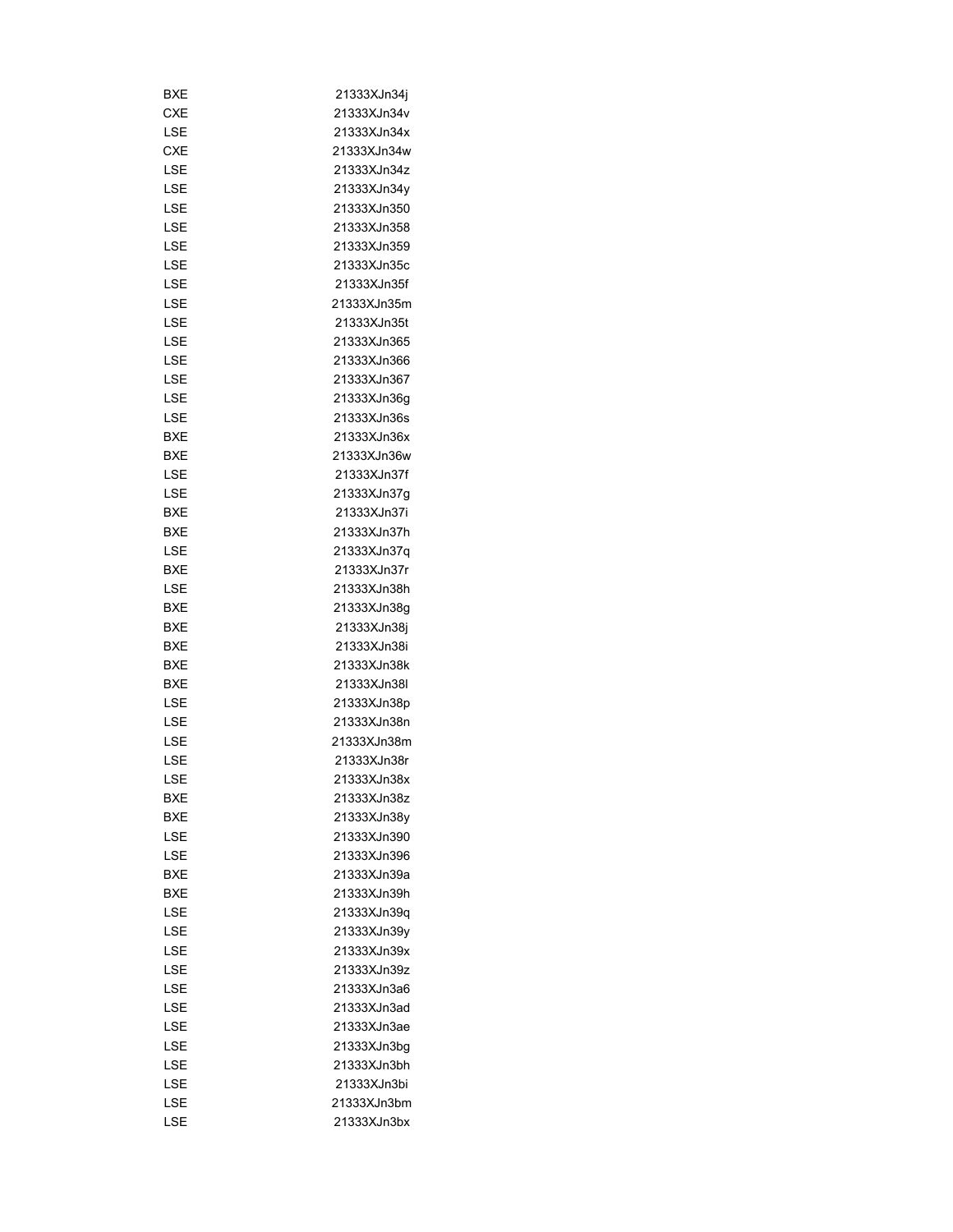| | |
|---|---|
| BXE | 21333XJn34j |
| CXE | 21333XJn34v |
| LSE | 21333XJn34x |
| CXE | 21333XJn34w |
| LSE | 21333XJn34z |
| LSE | 21333XJn34y |
| LSE | 21333XJn350 |
| LSE | 21333XJn358 |
| LSE | 21333XJn359 |
| LSE | 21333XJn35c |
| LSE | 21333XJn35f |
| LSE | 21333XJn35m |
| LSE | 21333XJn35t |
| LSE | 21333XJn365 |
| LSE | 21333XJn366 |
| LSE | 21333XJn367 |
| LSE | 21333XJn36g |
| LSE | 21333XJn36s |
| BXE | 21333XJn36x |
| BXE | 21333XJn36w |
| LSE | 21333XJn37f |
| LSE | 21333XJn37g |
| BXE | 21333XJn37i |
| BXE | 21333XJn37h |
| LSE | 21333XJn37q |
| BXE | 21333XJn37r |
| LSE | 21333XJn38h |
| BXE | 21333XJn38g |
| BXE | 21333XJn38j |
| BXE | 21333XJn38i |
| BXE | 21333XJn38k |
| BXE | 21333XJn38l |
| LSE | 21333XJn38p |
| LSE | 21333XJn38n |
| LSE | 21333XJn38m |
| LSE | 21333XJn38r |
| LSE | 21333XJn38x |
| BXE | 21333XJn38z |
| BXE | 21333XJn38y |
| LSE | 21333XJn390 |
| LSE | 21333XJn396 |
| BXE | 21333XJn39a |
| BXE | 21333XJn39h |
| LSE | 21333XJn39q |
| LSE | 21333XJn39y |
| LSE | 21333XJn39x |
| LSE | 21333XJn39z |
| LSE | 21333XJn3a6 |
| LSE | 21333XJn3ad |
| LSE | 21333XJn3ae |
| LSE | 21333XJn3bg |
| LSE | 21333XJn3bh |
| LSE | 21333XJn3bi |
| LSE | 21333XJn3bm |
| LSE | 21333XJn3bx |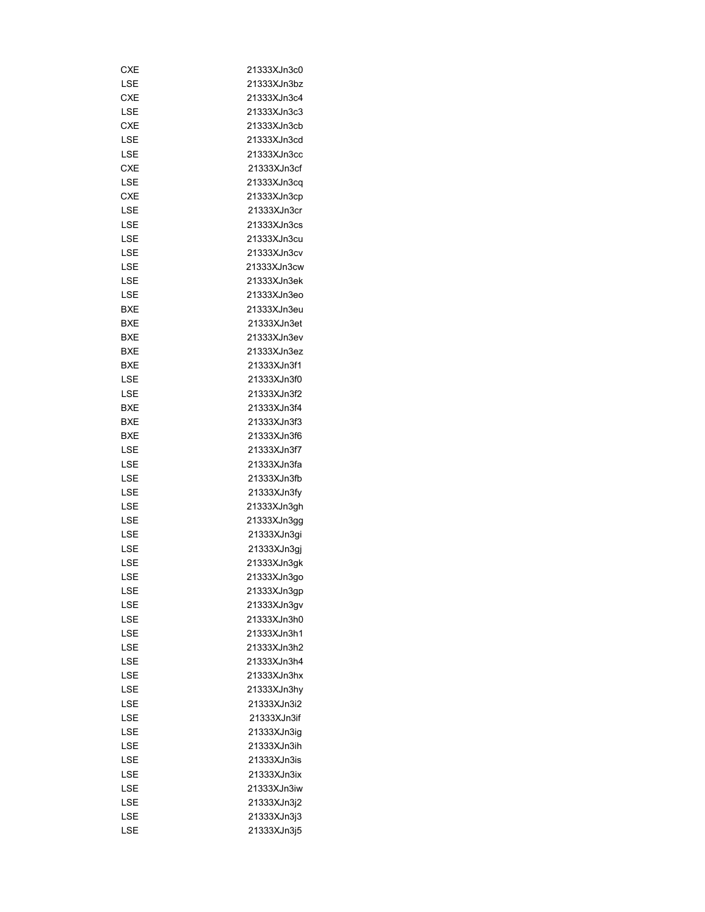| | |
|---|---|
| CXE | 21333XJn3c0 |
| LSE | 21333XJn3bz |
| CXE | 21333XJn3c4 |
| LSE | 21333XJn3c3 |
| CXE | 21333XJn3cb |
| LSE | 21333XJn3cd |
| LSE | 21333XJn3cc |
| CXE | 21333XJn3cf |
| LSE | 21333XJn3cq |
| CXE | 21333XJn3cp |
| LSE | 21333XJn3cr |
| LSE | 21333XJn3cs |
| LSE | 21333XJn3cu |
| LSE | 21333XJn3cv |
| LSE | 21333XJn3cw |
| LSE | 21333XJn3ek |
| LSE | 21333XJn3eo |
| BXE | 21333XJn3eu |
| BXE | 21333XJn3et |
| BXE | 21333XJn3ev |
| BXE | 21333XJn3ez |
| BXE | 21333XJn3f1 |
| LSE | 21333XJn3f0 |
| LSE | 21333XJn3f2 |
| BXE | 21333XJn3f4 |
| BXE | 21333XJn3f3 |
| BXE | 21333XJn3f6 |
| LSE | 21333XJn3f7 |
| LSE | 21333XJn3fa |
| LSE | 21333XJn3fb |
| LSE | 21333XJn3fy |
| LSE | 21333XJn3gh |
| LSE | 21333XJn3gg |
| LSE | 21333XJn3gi |
| LSE | 21333XJn3gj |
| LSE | 21333XJn3gk |
| LSE | 21333XJn3go |
| LSE | 21333XJn3gp |
| LSE | 21333XJn3gv |
| LSE | 21333XJn3h0 |
| LSE | 21333XJn3h1 |
| LSE | 21333XJn3h2 |
| LSE | 21333XJn3h4 |
| LSE | 21333XJn3hx |
| LSE | 21333XJn3hy |
| LSE | 21333XJn3i2 |
| LSE | 21333XJn3if |
| LSE | 21333XJn3ig |
| LSE | 21333XJn3ih |
| LSE | 21333XJn3is |
| LSE | 21333XJn3ix |
| LSE | 21333XJn3iw |
| LSE | 21333XJn3j2 |
| LSE | 21333XJn3j3 |
| LSE | 21333XJn3j5 |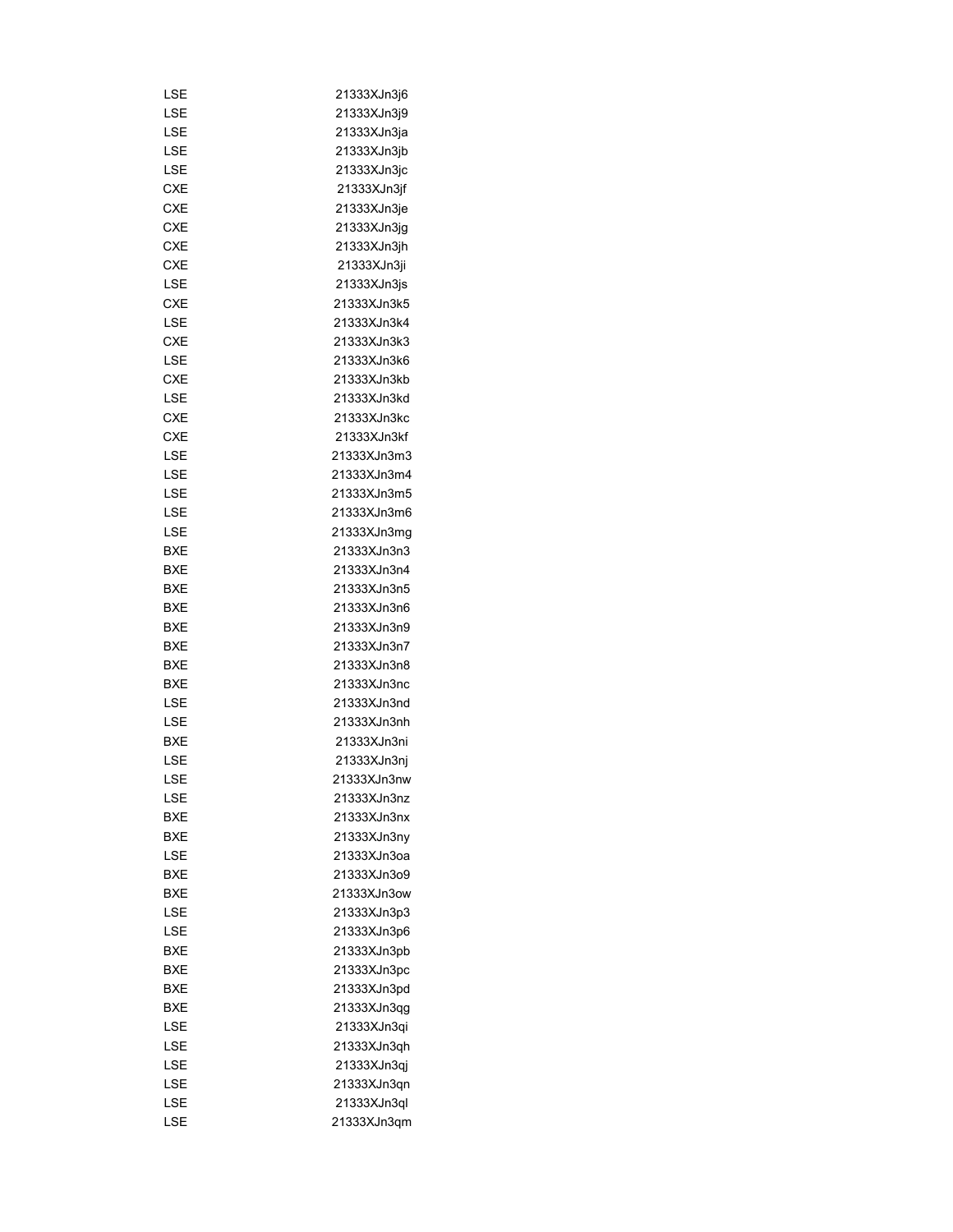| | |
|---|---|
| LSE | 21333XJn3j6 |
| LSE | 21333XJn3j9 |
| LSE | 21333XJn3ja |
| LSE | 21333XJn3jb |
| LSE | 21333XJn3jc |
| CXE | 21333XJn3jf |
| CXE | 21333XJn3je |
| CXE | 21333XJn3jg |
| CXE | 21333XJn3jh |
| CXE | 21333XJn3ji |
| LSE | 21333XJn3js |
| CXE | 21333XJn3k5 |
| LSE | 21333XJn3k4 |
| CXE | 21333XJn3k3 |
| LSE | 21333XJn3k6 |
| CXE | 21333XJn3kb |
| LSE | 21333XJn3kd |
| CXE | 21333XJn3kc |
| CXE | 21333XJn3kf |
| LSE | 21333XJn3m3 |
| LSE | 21333XJn3m4 |
| LSE | 21333XJn3m5 |
| LSE | 21333XJn3m6 |
| LSE | 21333XJn3mg |
| BXE | 21333XJn3n3 |
| BXE | 21333XJn3n4 |
| BXE | 21333XJn3n5 |
| BXE | 21333XJn3n6 |
| BXE | 21333XJn3n9 |
| BXE | 21333XJn3n7 |
| BXE | 21333XJn3n8 |
| BXE | 21333XJn3nc |
| LSE | 21333XJn3nd |
| LSE | 21333XJn3nh |
| BXE | 21333XJn3ni |
| LSE | 21333XJn3nj |
| LSE | 21333XJn3nw |
| LSE | 21333XJn3nz |
| BXE | 21333XJn3nx |
| BXE | 21333XJn3ny |
| LSE | 21333XJn3oa |
| BXE | 21333XJn3o9 |
| BXE | 21333XJn3ow |
| LSE | 21333XJn3p3 |
| LSE | 21333XJn3p6 |
| BXE | 21333XJn3pb |
| BXE | 21333XJn3pc |
| BXE | 21333XJn3pd |
| BXE | 21333XJn3qg |
| LSE | 21333XJn3qi |
| LSE | 21333XJn3qh |
| LSE | 21333XJn3qj |
| LSE | 21333XJn3qn |
| LSE | 21333XJn3ql |
| LSE | 21333XJn3qm |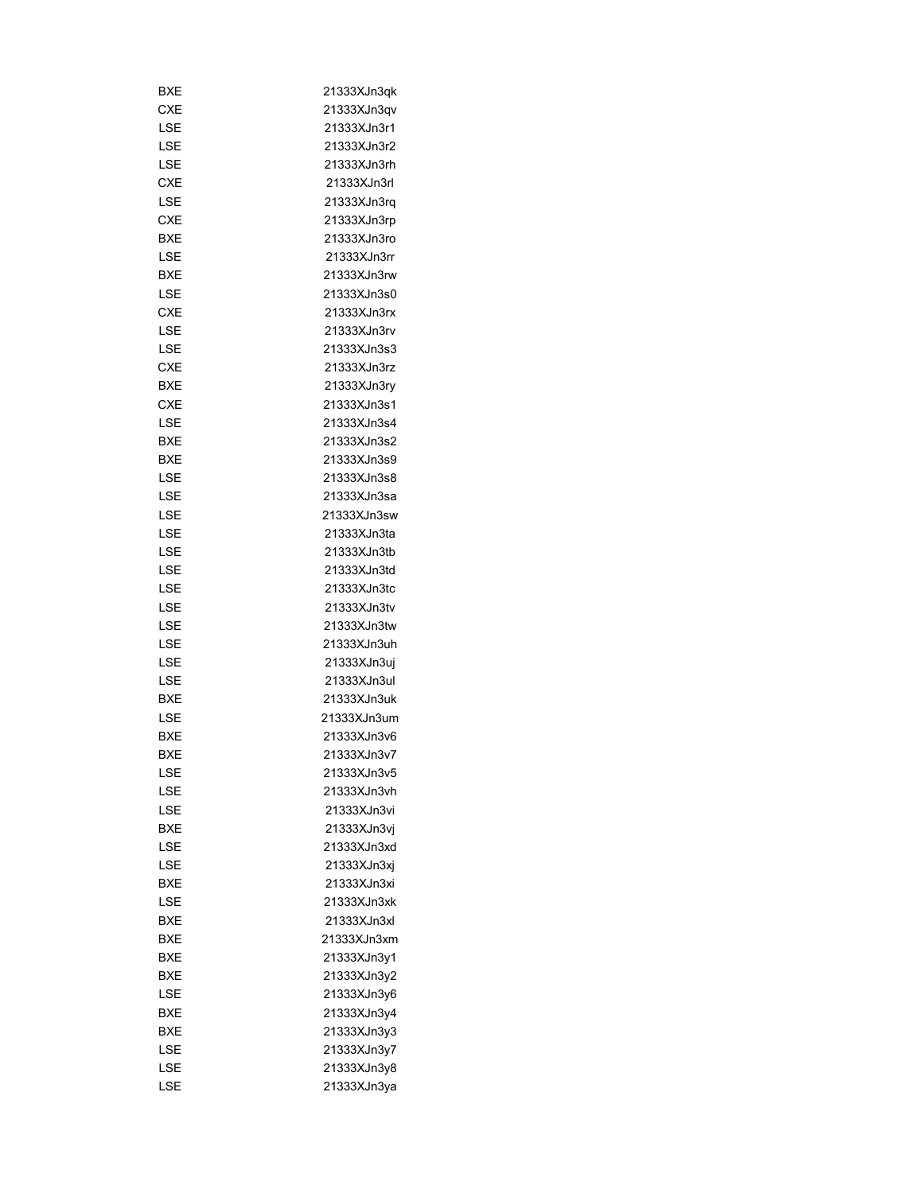| BXE | 21333XJn3qk |
|---|---|
| CXE | 21333XJn3qv |
| LSE | 21333XJn3r1 |
| LSE | 21333XJn3r2 |
| LSE | 21333XJn3rh |
| CXE | 21333XJn3rl |
| LSE | 21333XJn3rq |
| CXE | 21333XJn3rp |
| BXE | 21333XJn3ro |
| LSE | 21333XJn3rr |
| BXE | 21333XJn3rw |
| LSE | 21333XJn3s0 |
| CXE | 21333XJn3rx |
| LSE | 21333XJn3rv |
| LSE | 21333XJn3s3 |
| CXE | 21333XJn3rz |
| BXE | 21333XJn3ry |
| CXE | 21333XJn3s1 |
| LSE | 21333XJn3s4 |
| BXE | 21333XJn3s2 |
| BXE | 21333XJn3s9 |
| LSE | 21333XJn3s8 |
| LSE | 21333XJn3sa |
| LSE | 21333XJn3sw |
| LSE | 21333XJn3ta |
| LSE | 21333XJn3tb |
| LSE | 21333XJn3td |
| LSE | 21333XJn3tc |
| LSE | 21333XJn3tv |
| LSE | 21333XJn3tw |
| LSE | 21333XJn3uh |
| LSE | 21333XJn3uj |
| LSE | 21333XJn3ul |
| BXE | 21333XJn3uk |
| LSE | 21333XJn3um |
| BXE | 21333XJn3v6 |
| BXE | 21333XJn3v7 |
| LSE | 21333XJn3v5 |
| LSE | 21333XJn3vh |
| LSE | 21333XJn3vi |
| BXE | 21333XJn3vj |
| LSE | 21333XJn3xd |
| LSE | 21333XJn3xj |
| BXE | 21333XJn3xi |
| LSE | 21333XJn3xk |
| BXE | 21333XJn3xl |
| BXE | 21333XJn3xm |
| BXE | 21333XJn3y1 |
| BXE | 21333XJn3y2 |
| LSE | 21333XJn3y6 |
| BXE | 21333XJn3y4 |
| BXE | 21333XJn3y3 |
| LSE | 21333XJn3y7 |
| LSE | 21333XJn3y8 |
| LSE | 21333XJn3ya |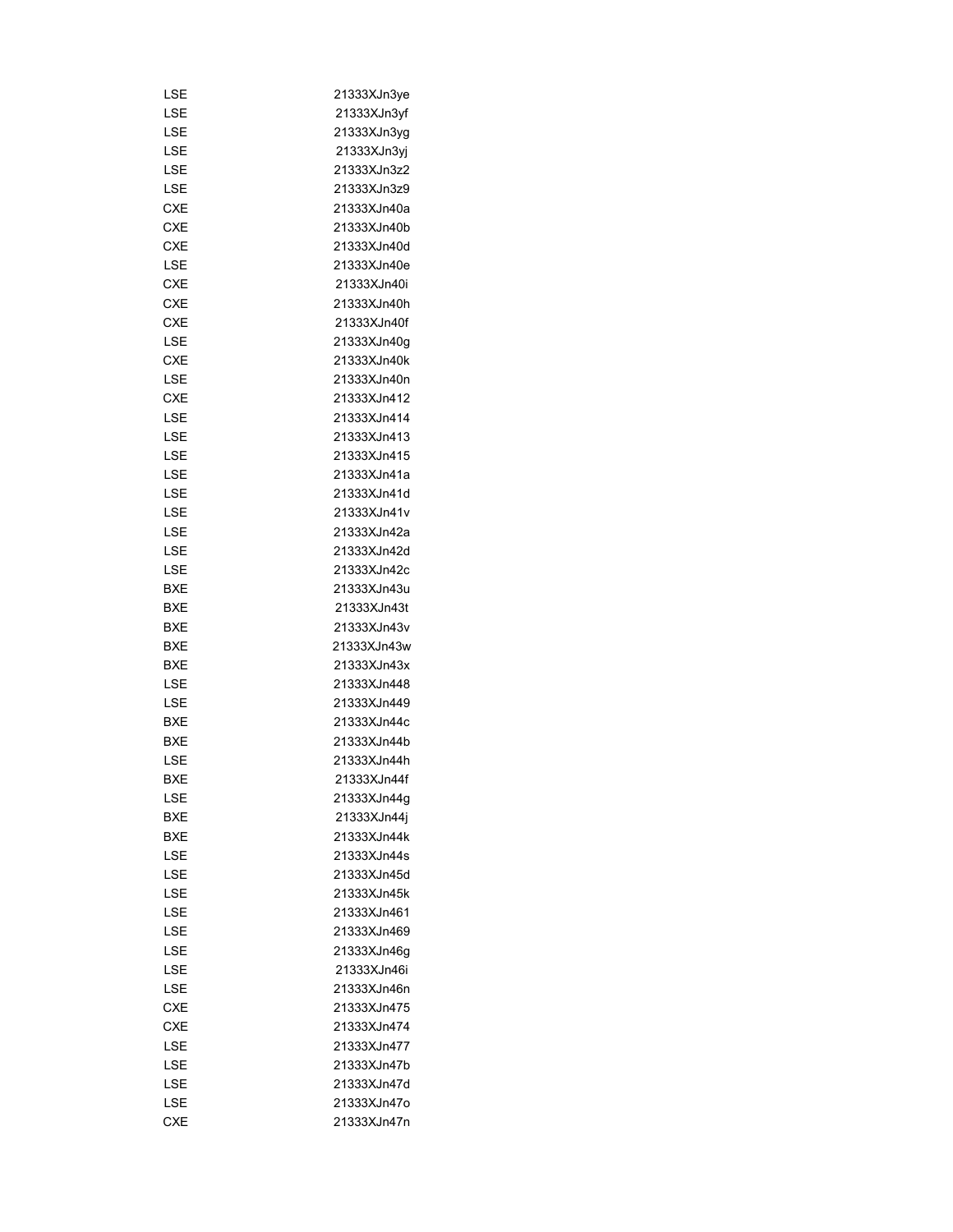| | |
|---|---|
| LSE | 21333XJn3ye |
| LSE | 21333XJn3yf |
| LSE | 21333XJn3yg |
| LSE | 21333XJn3yj |
| LSE | 21333XJn3z2 |
| LSE | 21333XJn3z9 |
| CXE | 21333XJn40a |
| CXE | 21333XJn40b |
| CXE | 21333XJn40d |
| LSE | 21333XJn40e |
| CXE | 21333XJn40i |
| CXE | 21333XJn40h |
| CXE | 21333XJn40f |
| LSE | 21333XJn40g |
| CXE | 21333XJn40k |
| LSE | 21333XJn40n |
| CXE | 21333XJn412 |
| LSE | 21333XJn414 |
| LSE | 21333XJn413 |
| LSE | 21333XJn415 |
| LSE | 21333XJn41a |
| LSE | 21333XJn41d |
| LSE | 21333XJn41v |
| LSE | 21333XJn42a |
| LSE | 21333XJn42d |
| LSE | 21333XJn42c |
| BXE | 21333XJn43u |
| BXE | 21333XJn43t |
| BXE | 21333XJn43v |
| BXE | 21333XJn43w |
| BXE | 21333XJn43x |
| LSE | 21333XJn448 |
| LSE | 21333XJn449 |
| BXE | 21333XJn44c |
| BXE | 21333XJn44b |
| LSE | 21333XJn44h |
| BXE | 21333XJn44f |
| LSE | 21333XJn44g |
| BXE | 21333XJn44j |
| BXE | 21333XJn44k |
| LSE | 21333XJn44s |
| LSE | 21333XJn45d |
| LSE | 21333XJn45k |
| LSE | 21333XJn461 |
| LSE | 21333XJn469 |
| LSE | 21333XJn46g |
| LSE | 21333XJn46i |
| LSE | 21333XJn46n |
| CXE | 21333XJn475 |
| CXE | 21333XJn474 |
| LSE | 21333XJn477 |
| LSE | 21333XJn47b |
| LSE | 21333XJn47d |
| LSE | 21333XJn47o |
| CXE | 21333XJn47n |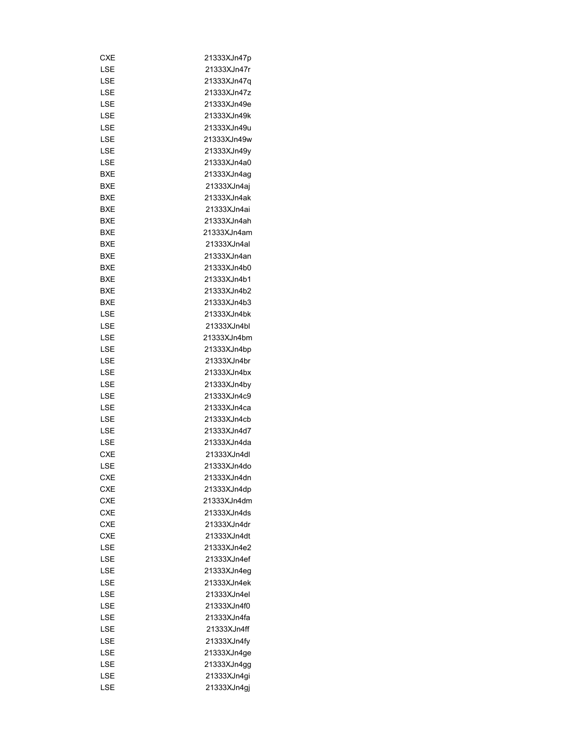| | |
|---|---|
| CXE | 21333XJn47p |
| LSE | 21333XJn47r |
| LSE | 21333XJn47q |
| LSE | 21333XJn47z |
| LSE | 21333XJn49e |
| LSE | 21333XJn49k |
| LSE | 21333XJn49u |
| LSE | 21333XJn49w |
| LSE | 21333XJn49y |
| LSE | 21333XJn4a0 |
| BXE | 21333XJn4ag |
| BXE | 21333XJn4aj |
| BXE | 21333XJn4ak |
| BXE | 21333XJn4ai |
| BXE | 21333XJn4ah |
| BXE | 21333XJn4am |
| BXE | 21333XJn4al |
| BXE | 21333XJn4an |
| BXE | 21333XJn4b0 |
| BXE | 21333XJn4b1 |
| BXE | 21333XJn4b2 |
| BXE | 21333XJn4b3 |
| LSE | 21333XJn4bk |
| LSE | 21333XJn4bl |
| LSE | 21333XJn4bm |
| LSE | 21333XJn4bp |
| LSE | 21333XJn4br |
| LSE | 21333XJn4bx |
| LSE | 21333XJn4by |
| LSE | 21333XJn4c9 |
| LSE | 21333XJn4ca |
| LSE | 21333XJn4cb |
| LSE | 21333XJn4d7 |
| LSE | 21333XJn4da |
| CXE | 21333XJn4dl |
| LSE | 21333XJn4do |
| CXE | 21333XJn4dn |
| CXE | 21333XJn4dp |
| CXE | 21333XJn4dm |
| CXE | 21333XJn4ds |
| CXE | 21333XJn4dr |
| CXE | 21333XJn4dt |
| LSE | 21333XJn4e2 |
| LSE | 21333XJn4ef |
| LSE | 21333XJn4eg |
| LSE | 21333XJn4ek |
| LSE | 21333XJn4el |
| LSE | 21333XJn4f0 |
| LSE | 21333XJn4fa |
| LSE | 21333XJn4ff |
| LSE | 21333XJn4fy |
| LSE | 21333XJn4ge |
| LSE | 21333XJn4gg |
| LSE | 21333XJn4gi |
| LSE | 21333XJn4gj |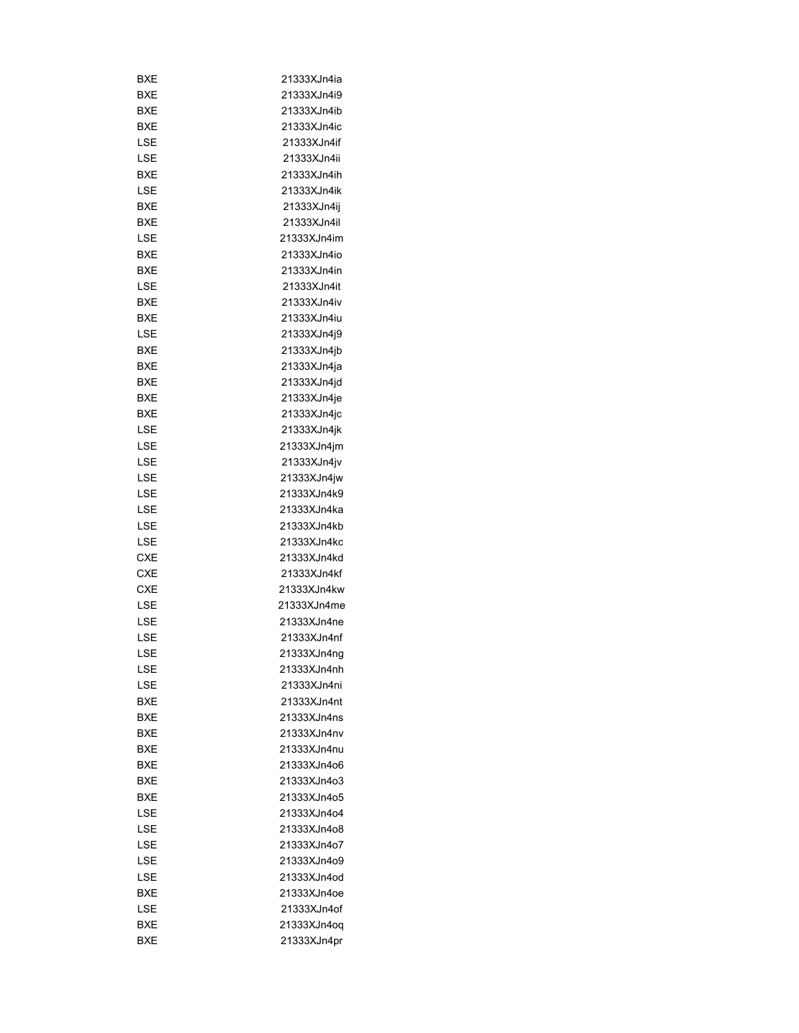| | |
|---|---|
| BXE | 21333XJn4ia |
| BXE | 21333XJn4i9 |
| BXE | 21333XJn4ib |
| BXE | 21333XJn4ic |
| LSE | 21333XJn4if |
| LSE | 21333XJn4ii |
| BXE | 21333XJn4ih |
| LSE | 21333XJn4ik |
| BXE | 21333XJn4ij |
| BXE | 21333XJn4il |
| LSE | 21333XJn4im |
| BXE | 21333XJn4io |
| BXE | 21333XJn4in |
| LSE | 21333XJn4it |
| BXE | 21333XJn4iv |
| BXE | 21333XJn4iu |
| LSE | 21333XJn4j9 |
| BXE | 21333XJn4jb |
| BXE | 21333XJn4ja |
| BXE | 21333XJn4jd |
| BXE | 21333XJn4je |
| BXE | 21333XJn4jc |
| LSE | 21333XJn4jk |
| LSE | 21333XJn4jm |
| LSE | 21333XJn4jv |
| LSE | 21333XJn4jw |
| LSE | 21333XJn4k9 |
| LSE | 21333XJn4ka |
| LSE | 21333XJn4kb |
| LSE | 21333XJn4kc |
| CXE | 21333XJn4kd |
| CXE | 21333XJn4kf |
| CXE | 21333XJn4kw |
| LSE | 21333XJn4me |
| LSE | 21333XJn4ne |
| LSE | 21333XJn4nf |
| LSE | 21333XJn4ng |
| LSE | 21333XJn4nh |
| LSE | 21333XJn4ni |
| BXE | 21333XJn4nt |
| BXE | 21333XJn4ns |
| BXE | 21333XJn4nv |
| BXE | 21333XJn4nu |
| BXE | 21333XJn4o6 |
| BXE | 21333XJn4o3 |
| BXE | 21333XJn4o5 |
| LSE | 21333XJn4o4 |
| LSE | 21333XJn4o8 |
| LSE | 21333XJn4o7 |
| LSE | 21333XJn4o9 |
| LSE | 21333XJn4od |
| BXE | 21333XJn4oe |
| LSE | 21333XJn4of |
| BXE | 21333XJn4oq |
| BXE | 21333XJn4pr |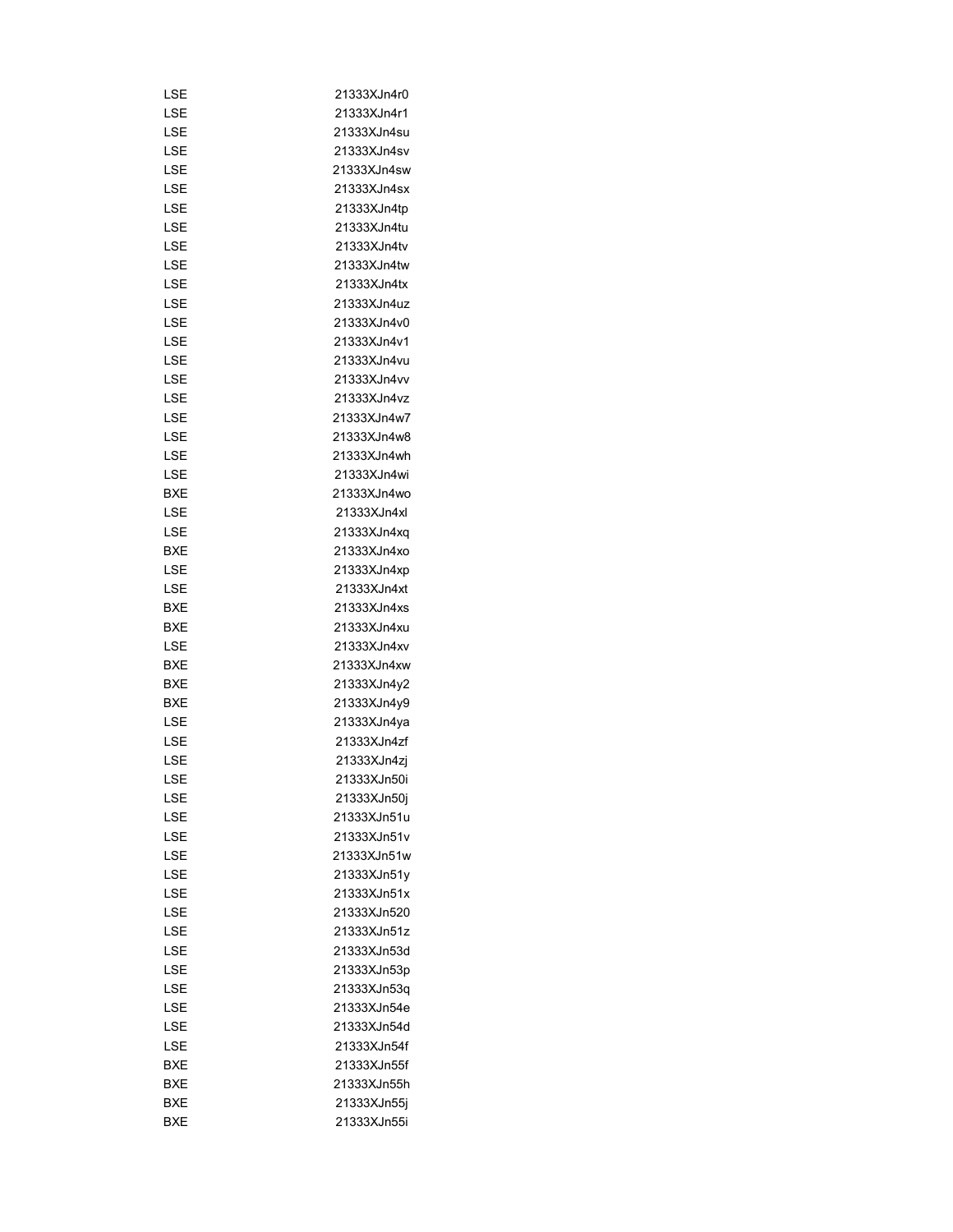| LSE | 21333XJn4r0 |
|---|---|
| LSE | 21333XJn4r1 |
| LSE | 21333XJn4su |
| LSE | 21333XJn4sv |
| LSE | 21333XJn4sw |
| LSE | 21333XJn4sx |
| LSE | 21333XJn4tp |
| LSE | 21333XJn4tu |
| LSE | 21333XJn4tv |
| LSE | 21333XJn4tw |
| LSE | 21333XJn4tx |
| LSE | 21333XJn4uz |
| LSE | 21333XJn4v0 |
| LSE | 21333XJn4v1 |
| LSE | 21333XJn4vu |
| LSE | 21333XJn4vv |
| LSE | 21333XJn4vz |
| LSE | 21333XJn4w7 |
| LSE | 21333XJn4w8 |
| LSE | 21333XJn4wh |
| LSE | 21333XJn4wi |
| BXE | 21333XJn4wo |
| LSE | 21333XJn4xl |
| LSE | 21333XJn4xq |
| BXE | 21333XJn4xo |
| LSE | 21333XJn4xp |
| LSE | 21333XJn4xt |
| BXE | 21333XJn4xs |
| BXE | 21333XJn4xu |
| LSE | 21333XJn4xv |
| BXE | 21333XJn4xw |
| BXE | 21333XJn4y2 |
| BXE | 21333XJn4y9 |
| LSE | 21333XJn4ya |
| LSE | 21333XJn4zf |
| LSE | 21333XJn4zj |
| LSE | 21333XJn50i |
| LSE | 21333XJn50j |
| LSE | 21333XJn51u |
| LSE | 21333XJn51v |
| LSE | 21333XJn51w |
| LSE | 21333XJn51y |
| LSE | 21333XJn51x |
| LSE | 21333XJn520 |
| LSE | 21333XJn51z |
| LSE | 21333XJn53d |
| LSE | 21333XJn53p |
| LSE | 21333XJn53q |
| LSE | 21333XJn54e |
| LSE | 21333XJn54d |
| LSE | 21333XJn54f |
| BXE | 21333XJn55f |
| BXE | 21333XJn55h |
| BXE | 21333XJn55j |
| BXE | 21333XJn55i |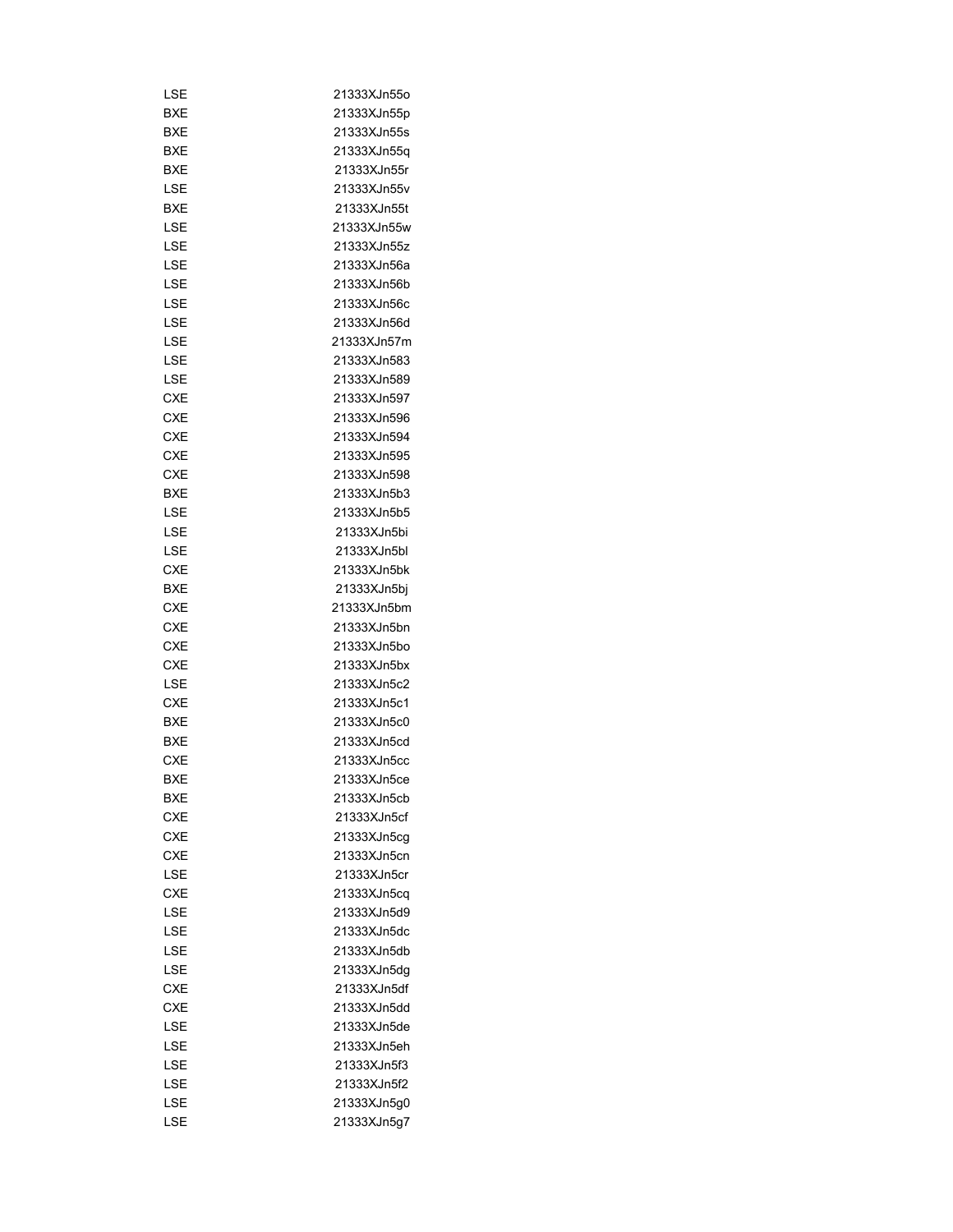| | |
|---|---|
| LSE | 21333XJn55o |
| BXE | 21333XJn55p |
| BXE | 21333XJn55s |
| BXE | 21333XJn55q |
| BXE | 21333XJn55r |
| LSE | 21333XJn55v |
| BXE | 21333XJn55t |
| LSE | 21333XJn55w |
| LSE | 21333XJn55z |
| LSE | 21333XJn56a |
| LSE | 21333XJn56b |
| LSE | 21333XJn56c |
| LSE | 21333XJn56d |
| LSE | 21333XJn57m |
| LSE | 21333XJn583 |
| LSE | 21333XJn589 |
| CXE | 21333XJn597 |
| CXE | 21333XJn596 |
| CXE | 21333XJn594 |
| CXE | 21333XJn595 |
| CXE | 21333XJn598 |
| BXE | 21333XJn5b3 |
| LSE | 21333XJn5b5 |
| LSE | 21333XJn5bi |
| LSE | 21333XJn5bl |
| CXE | 21333XJn5bk |
| BXE | 21333XJn5bj |
| CXE | 21333XJn5bm |
| CXE | 21333XJn5bn |
| CXE | 21333XJn5bo |
| CXE | 21333XJn5bx |
| LSE | 21333XJn5c2 |
| CXE | 21333XJn5c1 |
| BXE | 21333XJn5c0 |
| BXE | 21333XJn5cd |
| CXE | 21333XJn5cc |
| BXE | 21333XJn5ce |
| BXE | 21333XJn5cb |
| CXE | 21333XJn5cf |
| CXE | 21333XJn5cg |
| CXE | 21333XJn5cn |
| LSE | 21333XJn5cr |
| CXE | 21333XJn5cq |
| LSE | 21333XJn5d9 |
| LSE | 21333XJn5dc |
| LSE | 21333XJn5db |
| LSE | 21333XJn5dg |
| CXE | 21333XJn5df |
| CXE | 21333XJn5dd |
| LSE | 21333XJn5de |
| LSE | 21333XJn5eh |
| LSE | 21333XJn5f3 |
| LSE | 21333XJn5f2 |
| LSE | 21333XJn5g0 |
| LSE | 21333XJn5g7 |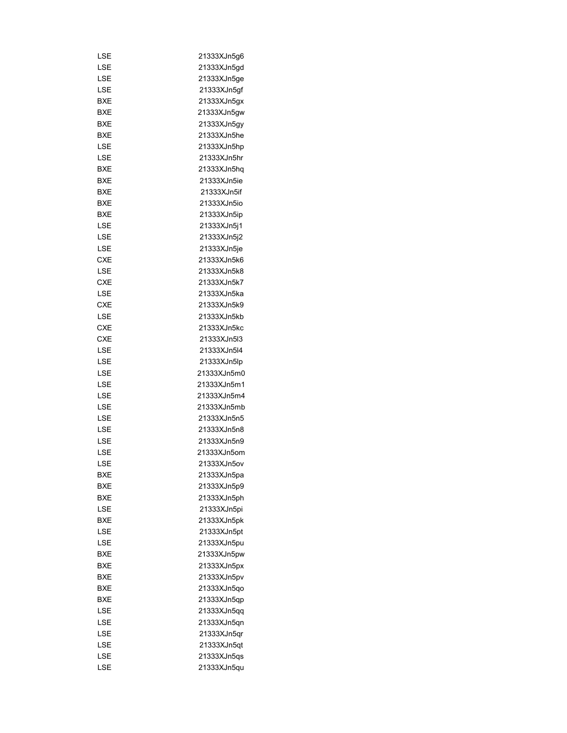| | |
|---|---|
| LSE | 21333XJn5g6 |
| LSE | 21333XJn5gd |
| LSE | 21333XJn5ge |
| LSE | 21333XJn5gf |
| BXE | 21333XJn5gx |
| BXE | 21333XJn5gw |
| BXE | 21333XJn5gy |
| BXE | 21333XJn5he |
| LSE | 21333XJn5hp |
| LSE | 21333XJn5hr |
| BXE | 21333XJn5hq |
| BXE | 21333XJn5ie |
| BXE | 21333XJn5if |
| BXE | 21333XJn5io |
| BXE | 21333XJn5ip |
| LSE | 21333XJn5j1 |
| LSE | 21333XJn5j2 |
| LSE | 21333XJn5je |
| CXE | 21333XJn5k6 |
| LSE | 21333XJn5k8 |
| CXE | 21333XJn5k7 |
| LSE | 21333XJn5ka |
| CXE | 21333XJn5k9 |
| LSE | 21333XJn5kb |
| CXE | 21333XJn5kc |
| CXE | 21333XJn5l3 |
| LSE | 21333XJn5l4 |
| LSE | 21333XJn5lp |
| LSE | 21333XJn5m0 |
| LSE | 21333XJn5m1 |
| LSE | 21333XJn5m4 |
| LSE | 21333XJn5mb |
| LSE | 21333XJn5n5 |
| LSE | 21333XJn5n8 |
| LSE | 21333XJn5n9 |
| LSE | 21333XJn5om |
| LSE | 21333XJn5ov |
| BXE | 21333XJn5pa |
| BXE | 21333XJn5p9 |
| BXE | 21333XJn5ph |
| LSE | 21333XJn5pi |
| BXE | 21333XJn5pk |
| LSE | 21333XJn5pt |
| LSE | 21333XJn5pu |
| BXE | 21333XJn5pw |
| BXE | 21333XJn5px |
| BXE | 21333XJn5pv |
| BXE | 21333XJn5qo |
| BXE | 21333XJn5qp |
| LSE | 21333XJn5qq |
| LSE | 21333XJn5qn |
| LSE | 21333XJn5qr |
| LSE | 21333XJn5qt |
| LSE | 21333XJn5qs |
| LSE | 21333XJn5qu |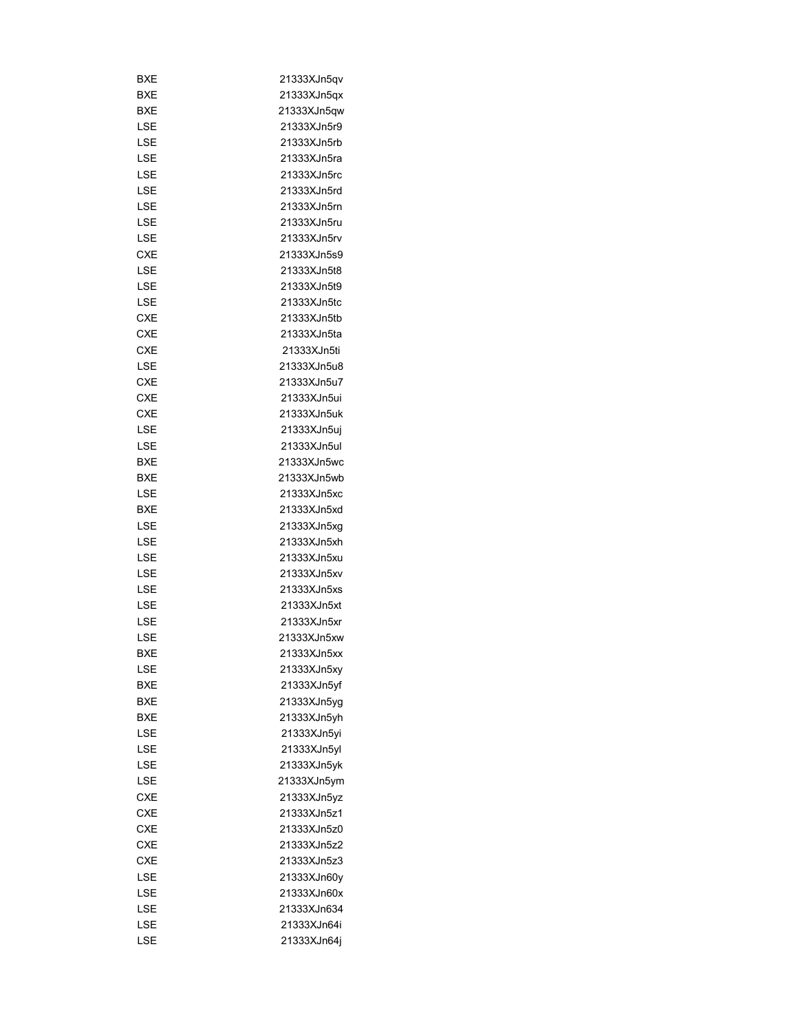| | |
|---|---|
| BXE | 21333XJn5qv |
| BXE | 21333XJn5qx |
| BXE | 21333XJn5qw |
| LSE | 21333XJn5r9 |
| LSE | 21333XJn5rb |
| LSE | 21333XJn5ra |
| LSE | 21333XJn5rc |
| LSE | 21333XJn5rd |
| LSE | 21333XJn5rn |
| LSE | 21333XJn5ru |
| LSE | 21333XJn5rv |
| CXE | 21333XJn5s9 |
| LSE | 21333XJn5t8 |
| LSE | 21333XJn5t9 |
| LSE | 21333XJn5tc |
| CXE | 21333XJn5tb |
| CXE | 21333XJn5ta |
| CXE | 21333XJn5ti |
| LSE | 21333XJn5u8 |
| CXE | 21333XJn5u7 |
| CXE | 21333XJn5ui |
| CXE | 21333XJn5uk |
| LSE | 21333XJn5uj |
| LSE | 21333XJn5ul |
| BXE | 21333XJn5wc |
| BXE | 21333XJn5wb |
| LSE | 21333XJn5xc |
| BXE | 21333XJn5xd |
| LSE | 21333XJn5xg |
| LSE | 21333XJn5xh |
| LSE | 21333XJn5xu |
| LSE | 21333XJn5xv |
| LSE | 21333XJn5xs |
| LSE | 21333XJn5xt |
| LSE | 21333XJn5xr |
| LSE | 21333XJn5xw |
| BXE | 21333XJn5xx |
| LSE | 21333XJn5xy |
| BXE | 21333XJn5yf |
| BXE | 21333XJn5yg |
| BXE | 21333XJn5yh |
| LSE | 21333XJn5yi |
| LSE | 21333XJn5yl |
| LSE | 21333XJn5yk |
| LSE | 21333XJn5ym |
| CXE | 21333XJn5yz |
| CXE | 21333XJn5z1 |
| CXE | 21333XJn5z0 |
| CXE | 21333XJn5z2 |
| CXE | 21333XJn5z3 |
| LSE | 21333XJn60y |
| LSE | 21333XJn60x |
| LSE | 21333XJn634 |
| LSE | 21333XJn64i |
| LSE | 21333XJn64j |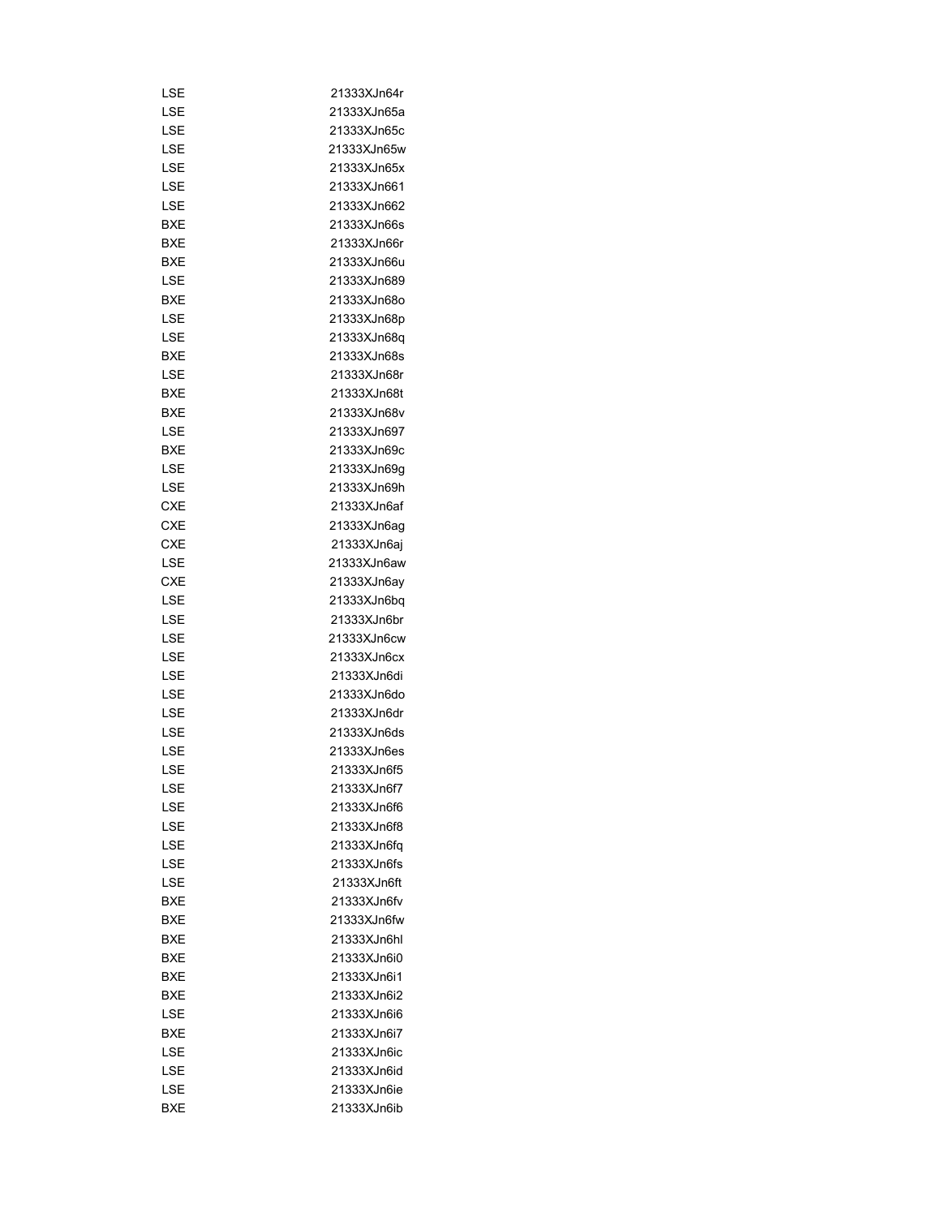| | |
|---|---|
| LSE | 21333XJn64r |
| LSE | 21333XJn65a |
| LSE | 21333XJn65c |
| LSE | 21333XJn65w |
| LSE | 21333XJn65x |
| LSE | 21333XJn661 |
| LSE | 21333XJn662 |
| BXE | 21333XJn66s |
| BXE | 21333XJn66r |
| BXE | 21333XJn66u |
| LSE | 21333XJn689 |
| BXE | 21333XJn68o |
| LSE | 21333XJn68p |
| LSE | 21333XJn68q |
| BXE | 21333XJn68s |
| LSE | 21333XJn68r |
| BXE | 21333XJn68t |
| BXE | 21333XJn68v |
| LSE | 21333XJn697 |
| BXE | 21333XJn69c |
| LSE | 21333XJn69g |
| LSE | 21333XJn69h |
| CXE | 21333XJn6af |
| CXE | 21333XJn6ag |
| CXE | 21333XJn6aj |
| LSE | 21333XJn6aw |
| CXE | 21333XJn6ay |
| LSE | 21333XJn6bq |
| LSE | 21333XJn6br |
| LSE | 21333XJn6cw |
| LSE | 21333XJn6cx |
| LSE | 21333XJn6di |
| LSE | 21333XJn6do |
| LSE | 21333XJn6dr |
| LSE | 21333XJn6ds |
| LSE | 21333XJn6es |
| LSE | 21333XJn6f5 |
| LSE | 21333XJn6f7 |
| LSE | 21333XJn6f6 |
| LSE | 21333XJn6f8 |
| LSE | 21333XJn6fq |
| LSE | 21333XJn6fs |
| LSE | 21333XJn6ft |
| BXE | 21333XJn6fv |
| BXE | 21333XJn6fw |
| BXE | 21333XJn6hl |
| BXE | 21333XJn6i0 |
| BXE | 21333XJn6i1 |
| BXE | 21333XJn6i2 |
| LSE | 21333XJn6i6 |
| BXE | 21333XJn6i7 |
| LSE | 21333XJn6ic |
| LSE | 21333XJn6id |
| LSE | 21333XJn6ie |
| BXE | 21333XJn6ib |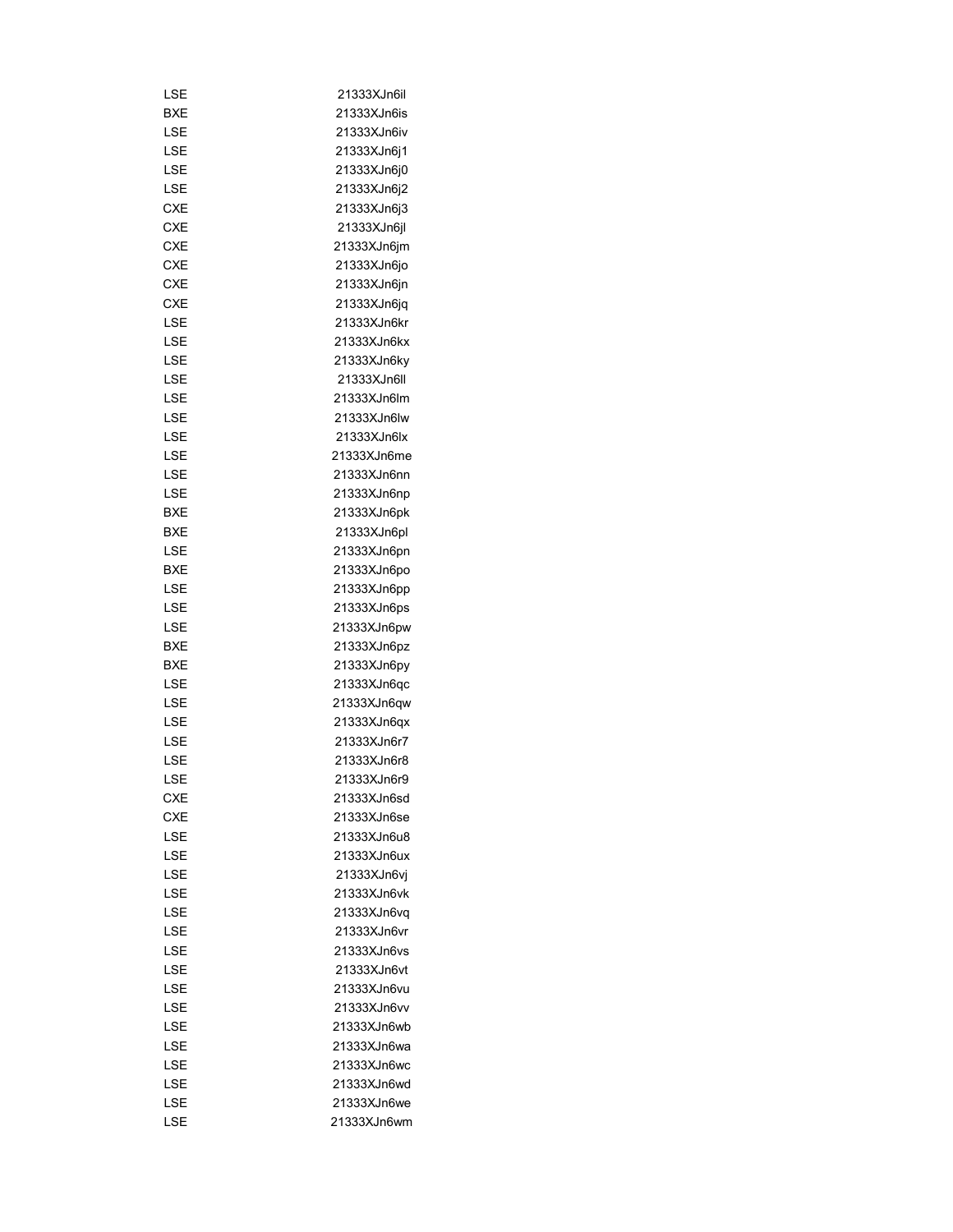| | |
|---|---|
| LSE | 21333XJn6il |
| BXE | 21333XJn6is |
| LSE | 21333XJn6iv |
| LSE | 21333XJn6j1 |
| LSE | 21333XJn6j0 |
| LSE | 21333XJn6j2 |
| CXE | 21333XJn6j3 |
| CXE | 21333XJn6jl |
| CXE | 21333XJn6jm |
| CXE | 21333XJn6jo |
| CXE | 21333XJn6jn |
| CXE | 21333XJn6jq |
| LSE | 21333XJn6kr |
| LSE | 21333XJn6kx |
| LSE | 21333XJn6ky |
| LSE | 21333XJn6ll |
| LSE | 21333XJn6lm |
| LSE | 21333XJn6lw |
| LSE | 21333XJn6lx |
| LSE | 21333XJn6me |
| LSE | 21333XJn6nn |
| LSE | 21333XJn6np |
| BXE | 21333XJn6pk |
| BXE | 21333XJn6pl |
| LSE | 21333XJn6pn |
| BXE | 21333XJn6po |
| LSE | 21333XJn6pp |
| LSE | 21333XJn6ps |
| LSE | 21333XJn6pw |
| BXE | 21333XJn6pz |
| BXE | 21333XJn6py |
| LSE | 21333XJn6qc |
| LSE | 21333XJn6qw |
| LSE | 21333XJn6qx |
| LSE | 21333XJn6r7 |
| LSE | 21333XJn6r8 |
| LSE | 21333XJn6r9 |
| CXE | 21333XJn6sd |
| CXE | 21333XJn6se |
| LSE | 21333XJn6u8 |
| LSE | 21333XJn6ux |
| LSE | 21333XJn6vj |
| LSE | 21333XJn6vk |
| LSE | 21333XJn6vq |
| LSE | 21333XJn6vr |
| LSE | 21333XJn6vs |
| LSE | 21333XJn6vt |
| LSE | 21333XJn6vu |
| LSE | 21333XJn6vv |
| LSE | 21333XJn6wb |
| LSE | 21333XJn6wa |
| LSE | 21333XJn6wc |
| LSE | 21333XJn6wd |
| LSE | 21333XJn6we |
| LSE | 21333XJn6wm |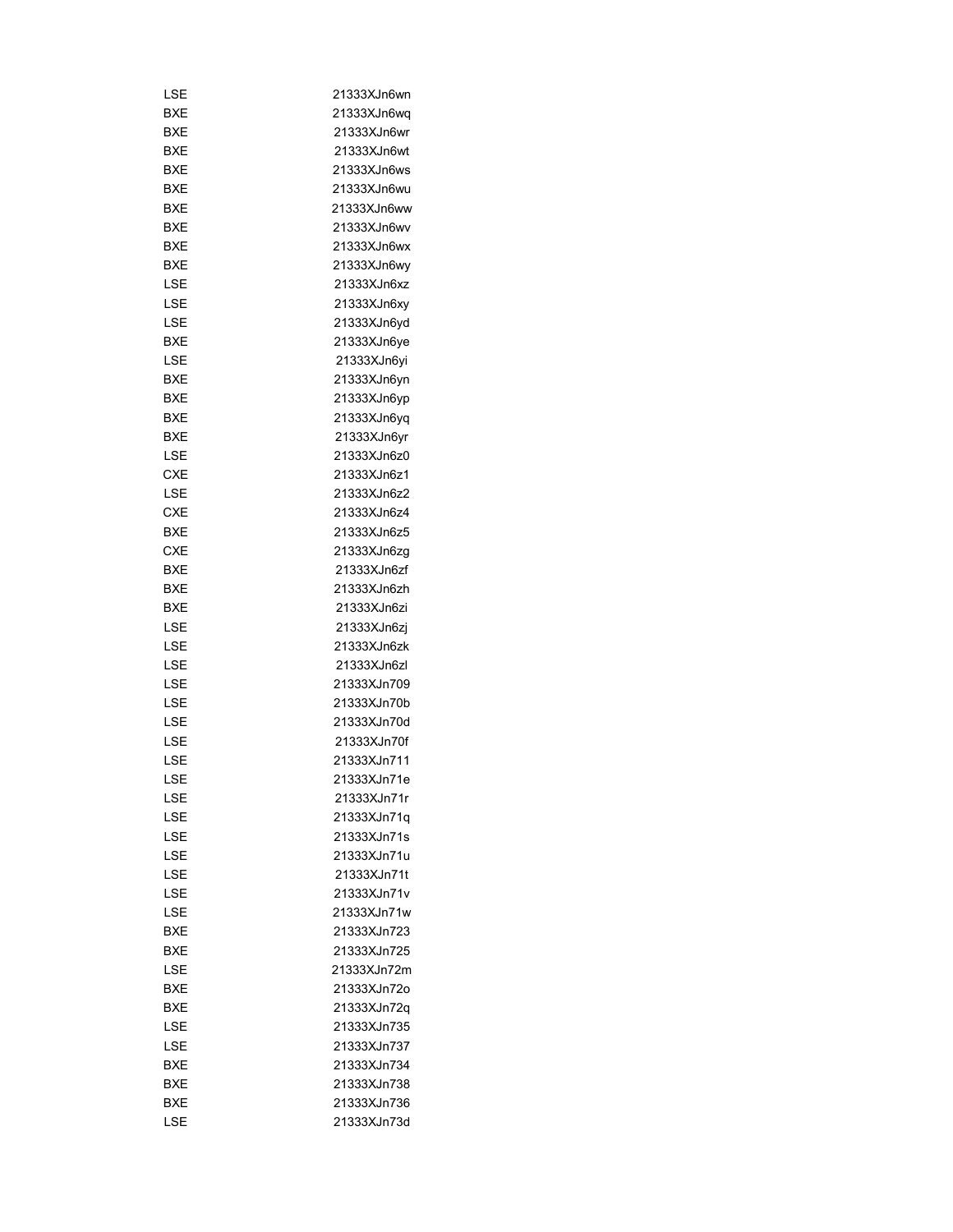| | |
|---|---|
| LSE | 21333XJn6wn |
| BXE | 21333XJn6wq |
| BXE | 21333XJn6wr |
| BXE | 21333XJn6wt |
| BXE | 21333XJn6ws |
| BXE | 21333XJn6wu |
| BXE | 21333XJn6ww |
| BXE | 21333XJn6wv |
| BXE | 21333XJn6wx |
| BXE | 21333XJn6wy |
| LSE | 21333XJn6xz |
| LSE | 21333XJn6xy |
| LSE | 21333XJn6yd |
| BXE | 21333XJn6ye |
| LSE | 21333XJn6yi |
| BXE | 21333XJn6yn |
| BXE | 21333XJn6yp |
| BXE | 21333XJn6yq |
| BXE | 21333XJn6yr |
| LSE | 21333XJn6z0 |
| CXE | 21333XJn6z1 |
| LSE | 21333XJn6z2 |
| CXE | 21333XJn6z4 |
| BXE | 21333XJn6z5 |
| CXE | 21333XJn6zg |
| BXE | 21333XJn6zf |
| BXE | 21333XJn6zh |
| BXE | 21333XJn6zi |
| LSE | 21333XJn6zj |
| LSE | 21333XJn6zk |
| LSE | 21333XJn6zl |
| LSE | 21333XJn709 |
| LSE | 21333XJn70b |
| LSE | 21333XJn70d |
| LSE | 21333XJn70f |
| LSE | 21333XJn711 |
| LSE | 21333XJn71e |
| LSE | 21333XJn71r |
| LSE | 21333XJn71q |
| LSE | 21333XJn71s |
| LSE | 21333XJn71u |
| LSE | 21333XJn71t |
| LSE | 21333XJn71v |
| LSE | 21333XJn71w |
| BXE | 21333XJn723 |
| BXE | 21333XJn725 |
| LSE | 21333XJn72m |
| BXE | 21333XJn72o |
| BXE | 21333XJn72q |
| LSE | 21333XJn735 |
| LSE | 21333XJn737 |
| BXE | 21333XJn734 |
| BXE | 21333XJn738 |
| BXE | 21333XJn736 |
| LSE | 21333XJn73d |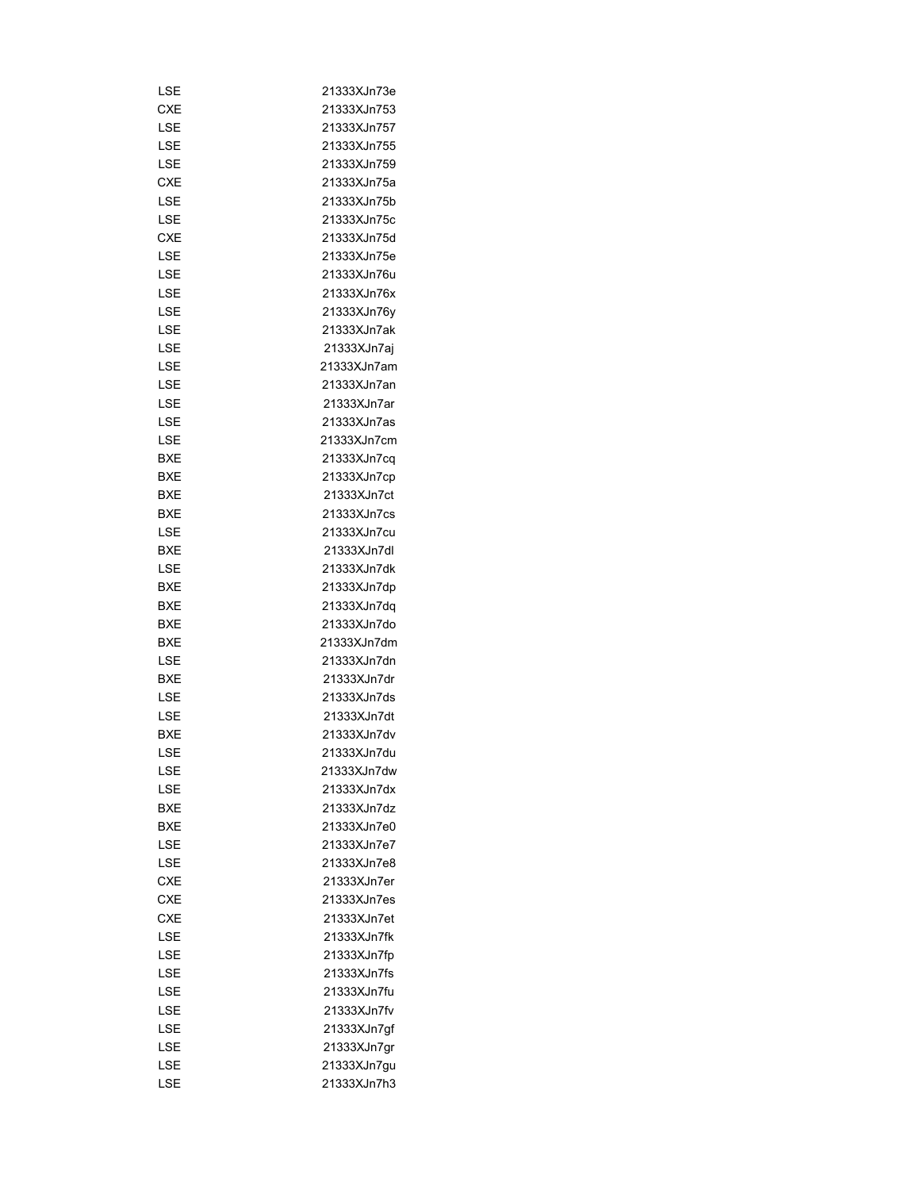| | |
|---|---|
| LSE | 21333XJn73e |
| CXE | 21333XJn753 |
| LSE | 21333XJn757 |
| LSE | 21333XJn755 |
| LSE | 21333XJn759 |
| CXE | 21333XJn75a |
| LSE | 21333XJn75b |
| LSE | 21333XJn75c |
| CXE | 21333XJn75d |
| LSE | 21333XJn75e |
| LSE | 21333XJn76u |
| LSE | 21333XJn76x |
| LSE | 21333XJn76y |
| LSE | 21333XJn7ak |
| LSE | 21333XJn7aj |
| LSE | 21333XJn7am |
| LSE | 21333XJn7an |
| LSE | 21333XJn7ar |
| LSE | 21333XJn7as |
| LSE | 21333XJn7cm |
| BXE | 21333XJn7cq |
| BXE | 21333XJn7cp |
| BXE | 21333XJn7ct |
| BXE | 21333XJn7cs |
| LSE | 21333XJn7cu |
| BXE | 21333XJn7dl |
| LSE | 21333XJn7dk |
| BXE | 21333XJn7dp |
| BXE | 21333XJn7dq |
| BXE | 21333XJn7do |
| BXE | 21333XJn7dm |
| LSE | 21333XJn7dn |
| BXE | 21333XJn7dr |
| LSE | 21333XJn7ds |
| LSE | 21333XJn7dt |
| BXE | 21333XJn7dv |
| LSE | 21333XJn7du |
| LSE | 21333XJn7dw |
| LSE | 21333XJn7dx |
| BXE | 21333XJn7dz |
| BXE | 21333XJn7e0 |
| LSE | 21333XJn7e7 |
| LSE | 21333XJn7e8 |
| CXE | 21333XJn7er |
| CXE | 21333XJn7es |
| CXE | 21333XJn7et |
| LSE | 21333XJn7fk |
| LSE | 21333XJn7fp |
| LSE | 21333XJn7fs |
| LSE | 21333XJn7fu |
| LSE | 21333XJn7fv |
| LSE | 21333XJn7gf |
| LSE | 21333XJn7gr |
| LSE | 21333XJn7gu |
| LSE | 21333XJn7h3 |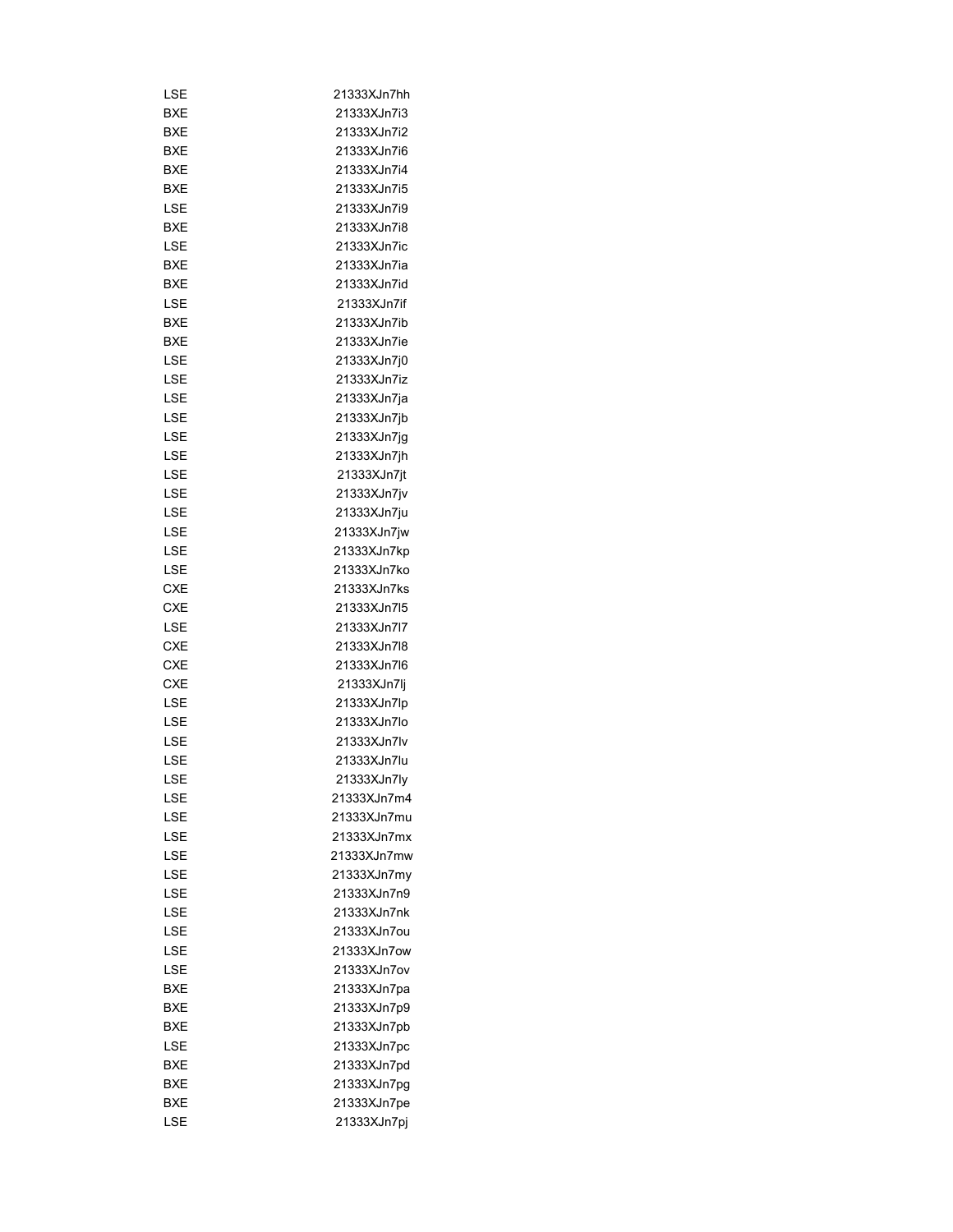| | |
|---|---|
| LSE | 21333XJn7hh |
| BXE | 21333XJn7i3 |
| BXE | 21333XJn7i2 |
| BXE | 21333XJn7i6 |
| BXE | 21333XJn7i4 |
| BXE | 21333XJn7i5 |
| LSE | 21333XJn7i9 |
| BXE | 21333XJn7i8 |
| LSE | 21333XJn7ic |
| BXE | 21333XJn7ia |
| BXE | 21333XJn7id |
| LSE | 21333XJn7if |
| BXE | 21333XJn7ib |
| BXE | 21333XJn7ie |
| LSE | 21333XJn7j0 |
| LSE | 21333XJn7iz |
| LSE | 21333XJn7ja |
| LSE | 21333XJn7jb |
| LSE | 21333XJn7jg |
| LSE | 21333XJn7jh |
| LSE | 21333XJn7jt |
| LSE | 21333XJn7jv |
| LSE | 21333XJn7ju |
| LSE | 21333XJn7jw |
| LSE | 21333XJn7kp |
| LSE | 21333XJn7ko |
| CXE | 21333XJn7ks |
| CXE | 21333XJn7l5 |
| LSE | 21333XJn7l7 |
| CXE | 21333XJn7l8 |
| CXE | 21333XJn7l6 |
| CXE | 21333XJn7lj |
| LSE | 21333XJn7lp |
| LSE | 21333XJn7lo |
| LSE | 21333XJn7lv |
| LSE | 21333XJn7lu |
| LSE | 21333XJn7ly |
| LSE | 21333XJn7m4 |
| LSE | 21333XJn7mu |
| LSE | 21333XJn7mx |
| LSE | 21333XJn7mw |
| LSE | 21333XJn7my |
| LSE | 21333XJn7n9 |
| LSE | 21333XJn7nk |
| LSE | 21333XJn7ou |
| LSE | 21333XJn7ow |
| LSE | 21333XJn7ov |
| BXE | 21333XJn7pa |
| BXE | 21333XJn7p9 |
| BXE | 21333XJn7pb |
| LSE | 21333XJn7pc |
| BXE | 21333XJn7pd |
| BXE | 21333XJn7pg |
| BXE | 21333XJn7pe |
| LSE | 21333XJn7pj |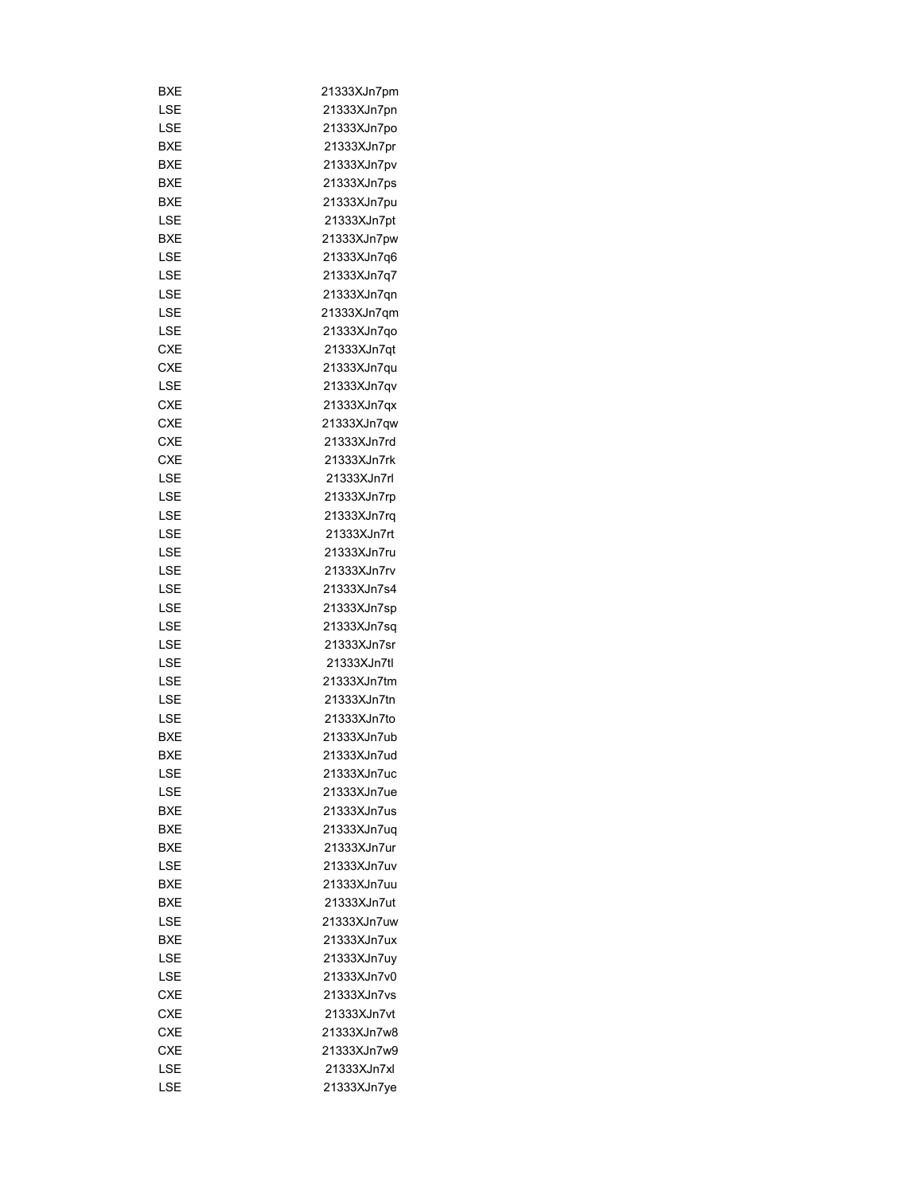| | |
|---|---|
| BXE | 21333XJn7pm |
| LSE | 21333XJn7pn |
| LSE | 21333XJn7po |
| BXE | 21333XJn7pr |
| BXE | 21333XJn7pv |
| BXE | 21333XJn7ps |
| BXE | 21333XJn7pu |
| LSE | 21333XJn7pt |
| BXE | 21333XJn7pw |
| LSE | 21333XJn7q6 |
| LSE | 21333XJn7q7 |
| LSE | 21333XJn7qn |
| LSE | 21333XJn7qm |
| LSE | 21333XJn7qo |
| CXE | 21333XJn7qt |
| CXE | 21333XJn7qu |
| LSE | 21333XJn7qv |
| CXE | 21333XJn7qx |
| CXE | 21333XJn7qw |
| CXE | 21333XJn7rd |
| CXE | 21333XJn7rk |
| LSE | 21333XJn7rl |
| LSE | 21333XJn7rp |
| LSE | 21333XJn7rq |
| LSE | 21333XJn7rt |
| LSE | 21333XJn7ru |
| LSE | 21333XJn7rv |
| LSE | 21333XJn7s4 |
| LSE | 21333XJn7sp |
| LSE | 21333XJn7sq |
| LSE | 21333XJn7sr |
| LSE | 21333XJn7tl |
| LSE | 21333XJn7tm |
| LSE | 21333XJn7tn |
| LSE | 21333XJn7to |
| BXE | 21333XJn7ub |
| BXE | 21333XJn7ud |
| LSE | 21333XJn7uc |
| LSE | 21333XJn7ue |
| BXE | 21333XJn7us |
| BXE | 21333XJn7uq |
| BXE | 21333XJn7ur |
| LSE | 21333XJn7uv |
| BXE | 21333XJn7uu |
| BXE | 21333XJn7ut |
| LSE | 21333XJn7uw |
| BXE | 21333XJn7ux |
| LSE | 21333XJn7uy |
| LSE | 21333XJn7v0 |
| CXE | 21333XJn7vs |
| CXE | 21333XJn7vt |
| CXE | 21333XJn7w8 |
| CXE | 21333XJn7w9 |
| LSE | 21333XJn7xl |
| LSE | 21333XJn7ye |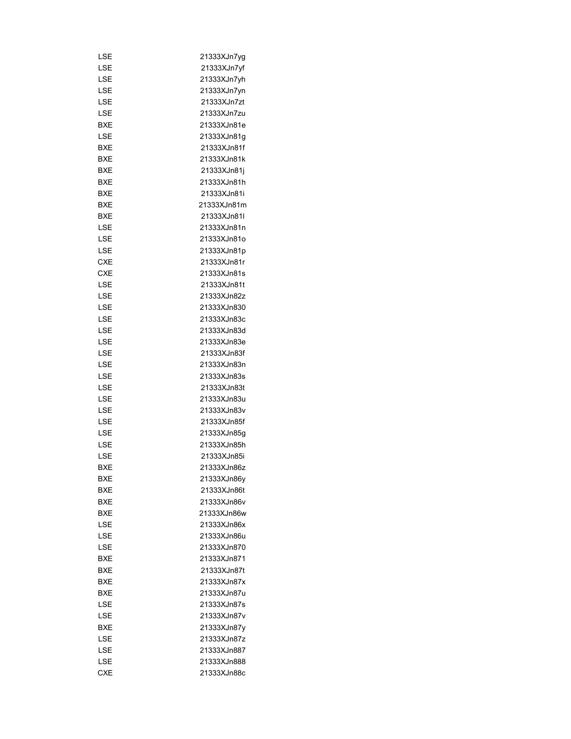| | |
|---|---|
| LSE | 21333XJn7yg |
| LSE | 21333XJn7yf |
| LSE | 21333XJn7yh |
| LSE | 21333XJn7yn |
| LSE | 21333XJn7zt |
| LSE | 21333XJn7zu |
| BXE | 21333XJn81e |
| LSE | 21333XJn81g |
| BXE | 21333XJn81f |
| BXE | 21333XJn81k |
| BXE | 21333XJn81j |
| BXE | 21333XJn81h |
| BXE | 21333XJn81i |
| BXE | 21333XJn81m |
| BXE | 21333XJn81l |
| LSE | 21333XJn81n |
| LSE | 21333XJn81o |
| LSE | 21333XJn81p |
| CXE | 21333XJn81r |
| CXE | 21333XJn81s |
| LSE | 21333XJn81t |
| LSE | 21333XJn82z |
| LSE | 21333XJn830 |
| LSE | 21333XJn83c |
| LSE | 21333XJn83d |
| LSE | 21333XJn83e |
| LSE | 21333XJn83f |
| LSE | 21333XJn83n |
| LSE | 21333XJn83s |
| LSE | 21333XJn83t |
| LSE | 21333XJn83u |
| LSE | 21333XJn83v |
| LSE | 21333XJn85f |
| LSE | 21333XJn85g |
| LSE | 21333XJn85h |
| LSE | 21333XJn85i |
| BXE | 21333XJn86z |
| BXE | 21333XJn86y |
| BXE | 21333XJn86t |
| BXE | 21333XJn86v |
| BXE | 21333XJn86w |
| LSE | 21333XJn86x |
| LSE | 21333XJn86u |
| LSE | 21333XJn870 |
| BXE | 21333XJn871 |
| BXE | 21333XJn87t |
| BXE | 21333XJn87x |
| BXE | 21333XJn87u |
| LSE | 21333XJn87s |
| LSE | 21333XJn87v |
| BXE | 21333XJn87y |
| LSE | 21333XJn87z |
| LSE | 21333XJn887 |
| LSE | 21333XJn888 |
| CXE | 21333XJn88c |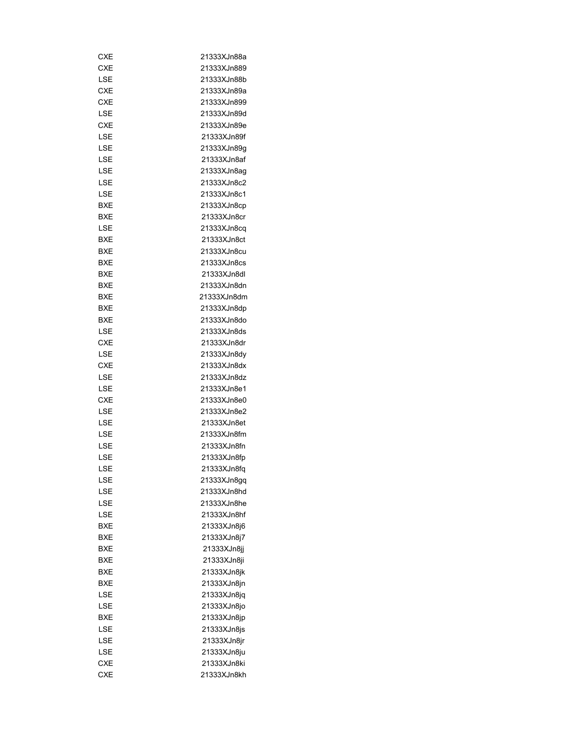| | |
|---|---|
| CXE | 21333XJn88a |
| CXE | 21333XJn889 |
| LSE | 21333XJn88b |
| CXE | 21333XJn89a |
| CXE | 21333XJn899 |
| LSE | 21333XJn89d |
| CXE | 21333XJn89e |
| LSE | 21333XJn89f |
| LSE | 21333XJn89g |
| LSE | 21333XJn8af |
| LSE | 21333XJn8ag |
| LSE | 21333XJn8c2 |
| LSE | 21333XJn8c1 |
| BXE | 21333XJn8cp |
| BXE | 21333XJn8cr |
| LSE | 21333XJn8cq |
| BXE | 21333XJn8ct |
| BXE | 21333XJn8cu |
| BXE | 21333XJn8cs |
| BXE | 21333XJn8dl |
| BXE | 21333XJn8dn |
| BXE | 21333XJn8dm |
| BXE | 21333XJn8dp |
| BXE | 21333XJn8do |
| LSE | 21333XJn8ds |
| CXE | 21333XJn8dr |
| LSE | 21333XJn8dy |
| CXE | 21333XJn8dx |
| LSE | 21333XJn8dz |
| LSE | 21333XJn8e1 |
| CXE | 21333XJn8e0 |
| LSE | 21333XJn8e2 |
| LSE | 21333XJn8et |
| LSE | 21333XJn8fm |
| LSE | 21333XJn8fn |
| LSE | 21333XJn8fp |
| LSE | 21333XJn8fq |
| LSE | 21333XJn8gq |
| LSE | 21333XJn8hd |
| LSE | 21333XJn8he |
| LSE | 21333XJn8hf |
| BXE | 21333XJn8j6 |
| BXE | 21333XJn8j7 |
| BXE | 21333XJn8jj |
| BXE | 21333XJn8ji |
| BXE | 21333XJn8jk |
| BXE | 21333XJn8jn |
| LSE | 21333XJn8jq |
| LSE | 21333XJn8jo |
| BXE | 21333XJn8jp |
| LSE | 21333XJn8js |
| LSE | 21333XJn8jr |
| LSE | 21333XJn8ju |
| CXE | 21333XJn8ki |
| CXE | 21333XJn8kh |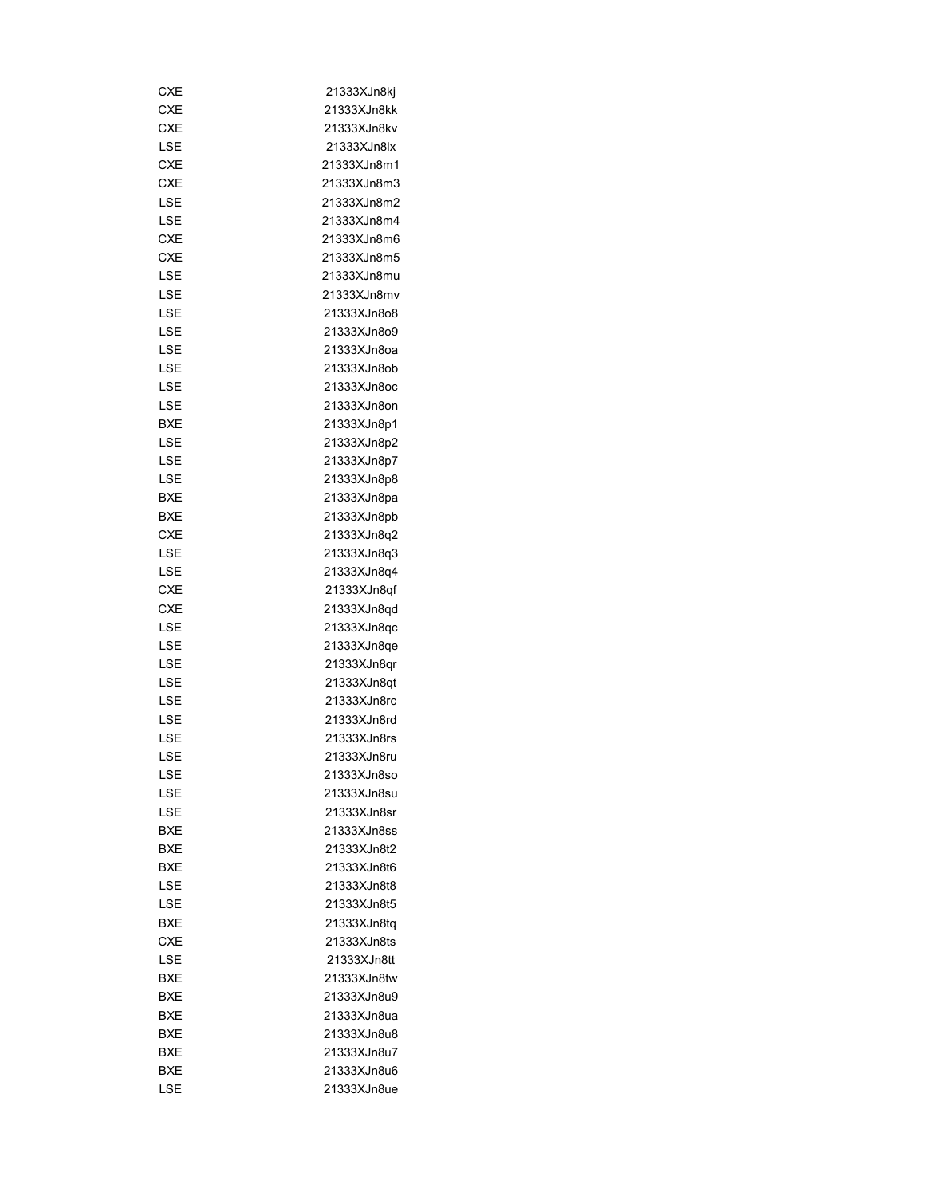| CXE | 21333XJn8kj |
|---|---|
| CXE | 21333XJn8kk |
| CXE | 21333XJn8kv |
| LSE | 21333XJn8lx |
| CXE | 21333XJn8m1 |
| CXE | 21333XJn8m3 |
| LSE | 21333XJn8m2 |
| LSE | 21333XJn8m4 |
| CXE | 21333XJn8m6 |
| CXE | 21333XJn8m5 |
| LSE | 21333XJn8mu |
| LSE | 21333XJn8mv |
| LSE | 21333XJn8o8 |
| LSE | 21333XJn8o9 |
| LSE | 21333XJn8oa |
| LSE | 21333XJn8ob |
| LSE | 21333XJn8oc |
| LSE | 21333XJn8on |
| BXE | 21333XJn8p1 |
| LSE | 21333XJn8p2 |
| LSE | 21333XJn8p7 |
| LSE | 21333XJn8p8 |
| BXE | 21333XJn8pa |
| BXE | 21333XJn8pb |
| CXE | 21333XJn8q2 |
| LSE | 21333XJn8q3 |
| LSE | 21333XJn8q4 |
| CXE | 21333XJn8qf |
| CXE | 21333XJn8qd |
| LSE | 21333XJn8qc |
| LSE | 21333XJn8qe |
| LSE | 21333XJn8qr |
| LSE | 21333XJn8qt |
| LSE | 21333XJn8rc |
| LSE | 21333XJn8rd |
| LSE | 21333XJn8rs |
| LSE | 21333XJn8ru |
| LSE | 21333XJn8so |
| LSE | 21333XJn8su |
| LSE | 21333XJn8sr |
| BXE | 21333XJn8ss |
| BXE | 21333XJn8t2 |
| BXE | 21333XJn8t6 |
| LSE | 21333XJn8t8 |
| LSE | 21333XJn8t5 |
| BXE | 21333XJn8tq |
| CXE | 21333XJn8ts |
| LSE | 21333XJn8tt |
| BXE | 21333XJn8tw |
| BXE | 21333XJn8u9 |
| BXE | 21333XJn8ua |
| BXE | 21333XJn8u8 |
| BXE | 21333XJn8u7 |
| BXE | 21333XJn8u6 |
| LSE | 21333XJn8ue |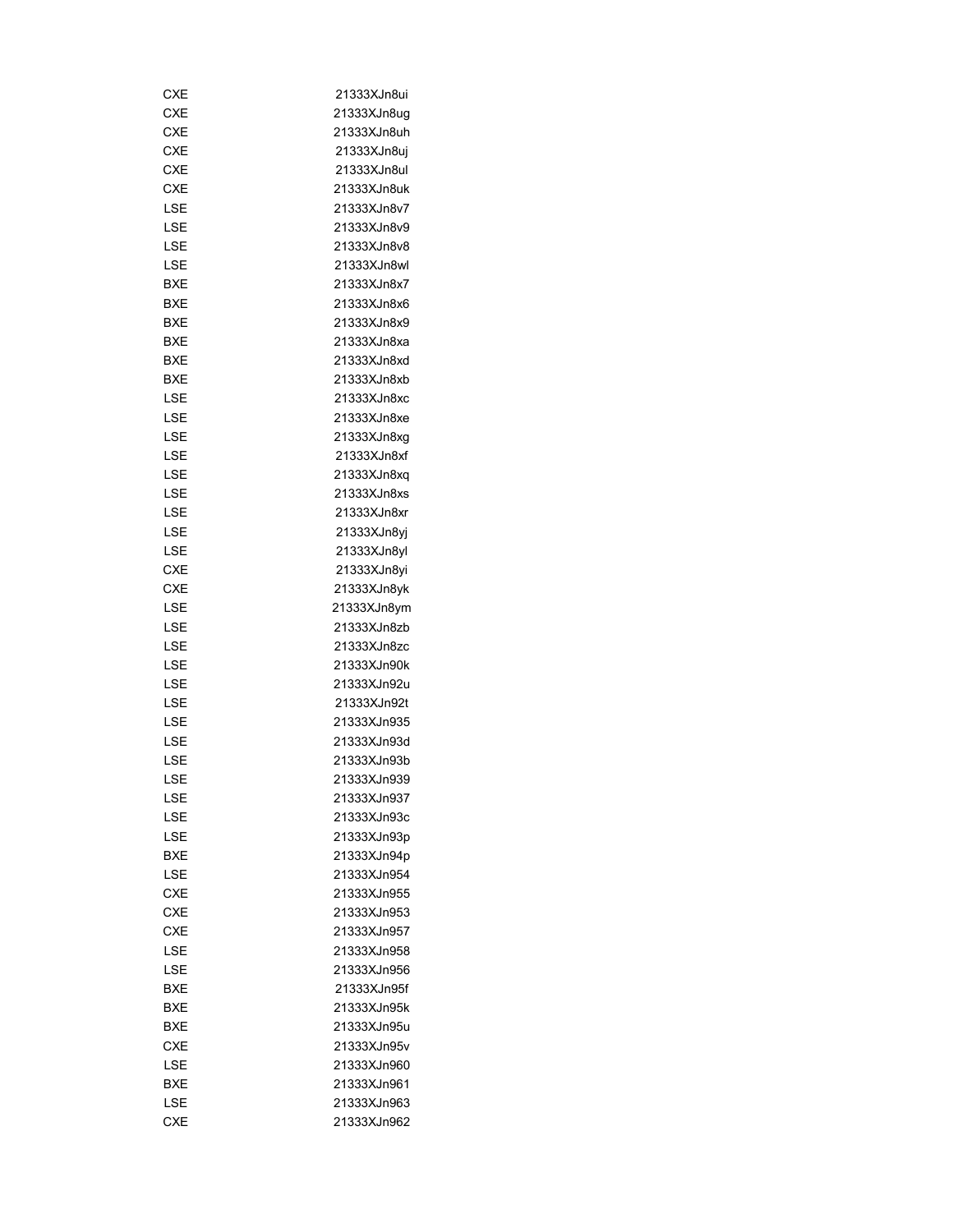| | |
|---|---|
| CXE | 21333XJn8ui |
| CXE | 21333XJn8ug |
| CXE | 21333XJn8uh |
| CXE | 21333XJn8uj |
| CXE | 21333XJn8ul |
| CXE | 21333XJn8uk |
| LSE | 21333XJn8v7 |
| LSE | 21333XJn8v9 |
| LSE | 21333XJn8v8 |
| LSE | 21333XJn8wl |
| BXE | 21333XJn8x7 |
| BXE | 21333XJn8x6 |
| BXE | 21333XJn8x9 |
| BXE | 21333XJn8xa |
| BXE | 21333XJn8xd |
| BXE | 21333XJn8xb |
| LSE | 21333XJn8xc |
| LSE | 21333XJn8xe |
| LSE | 21333XJn8xg |
| LSE | 21333XJn8xf |
| LSE | 21333XJn8xq |
| LSE | 21333XJn8xs |
| LSE | 21333XJn8xr |
| LSE | 21333XJn8yj |
| LSE | 21333XJn8yl |
| CXE | 21333XJn8yi |
| CXE | 21333XJn8yk |
| LSE | 21333XJn8ym |
| LSE | 21333XJn8zb |
| LSE | 21333XJn8zc |
| LSE | 21333XJn90k |
| LSE | 21333XJn92u |
| LSE | 21333XJn92t |
| LSE | 21333XJn935 |
| LSE | 21333XJn93d |
| LSE | 21333XJn93b |
| LSE | 21333XJn939 |
| LSE | 21333XJn937 |
| LSE | 21333XJn93c |
| LSE | 21333XJn93p |
| BXE | 21333XJn94p |
| LSE | 21333XJn954 |
| CXE | 21333XJn955 |
| CXE | 21333XJn953 |
| CXE | 21333XJn957 |
| LSE | 21333XJn958 |
| LSE | 21333XJn956 |
| BXE | 21333XJn95f |
| BXE | 21333XJn95k |
| BXE | 21333XJn95u |
| CXE | 21333XJn95v |
| LSE | 21333XJn960 |
| BXE | 21333XJn961 |
| LSE | 21333XJn963 |
| CXE | 21333XJn962 |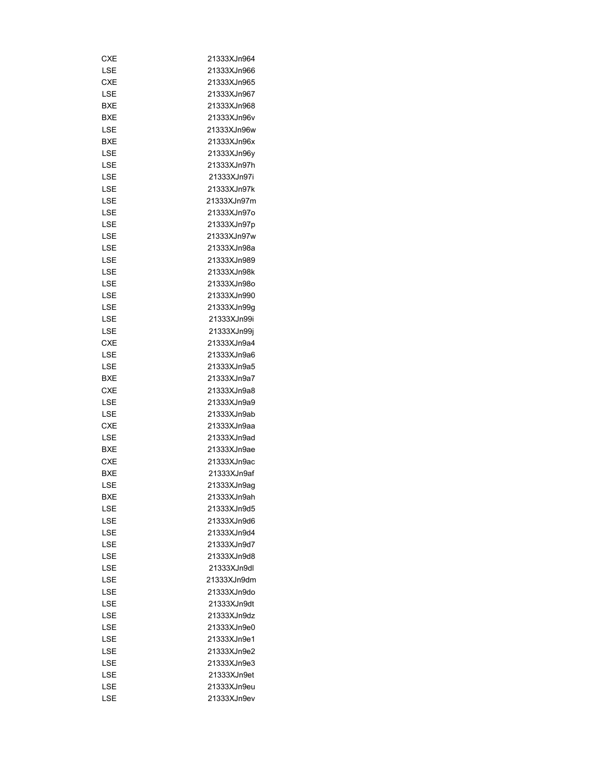| | |
|---|---|
| CXE | 21333XJn964 |
| LSE | 21333XJn966 |
| CXE | 21333XJn965 |
| LSE | 21333XJn967 |
| BXE | 21333XJn968 |
| BXE | 21333XJn96v |
| LSE | 21333XJn96w |
| BXE | 21333XJn96x |
| LSE | 21333XJn96y |
| LSE | 21333XJn97h |
| LSE | 21333XJn97i |
| LSE | 21333XJn97k |
| LSE | 21333XJn97m |
| LSE | 21333XJn97o |
| LSE | 21333XJn97p |
| LSE | 21333XJn97w |
| LSE | 21333XJn98a |
| LSE | 21333XJn989 |
| LSE | 21333XJn98k |
| LSE | 21333XJn98o |
| LSE | 21333XJn990 |
| LSE | 21333XJn99g |
| LSE | 21333XJn99i |
| LSE | 21333XJn99j |
| CXE | 21333XJn9a4 |
| LSE | 21333XJn9a6 |
| LSE | 21333XJn9a5 |
| BXE | 21333XJn9a7 |
| CXE | 21333XJn9a8 |
| LSE | 21333XJn9a9 |
| LSE | 21333XJn9ab |
| CXE | 21333XJn9aa |
| LSE | 21333XJn9ad |
| BXE | 21333XJn9ae |
| CXE | 21333XJn9ac |
| BXE | 21333XJn9af |
| LSE | 21333XJn9ag |
| BXE | 21333XJn9ah |
| LSE | 21333XJn9d5 |
| LSE | 21333XJn9d6 |
| LSE | 21333XJn9d4 |
| LSE | 21333XJn9d7 |
| LSE | 21333XJn9d8 |
| LSE | 21333XJn9dl |
| LSE | 21333XJn9dm |
| LSE | 21333XJn9do |
| LSE | 21333XJn9dt |
| LSE | 21333XJn9dz |
| LSE | 21333XJn9e0 |
| LSE | 21333XJn9e1 |
| LSE | 21333XJn9e2 |
| LSE | 21333XJn9e3 |
| LSE | 21333XJn9et |
| LSE | 21333XJn9eu |
| LSE | 21333XJn9ev |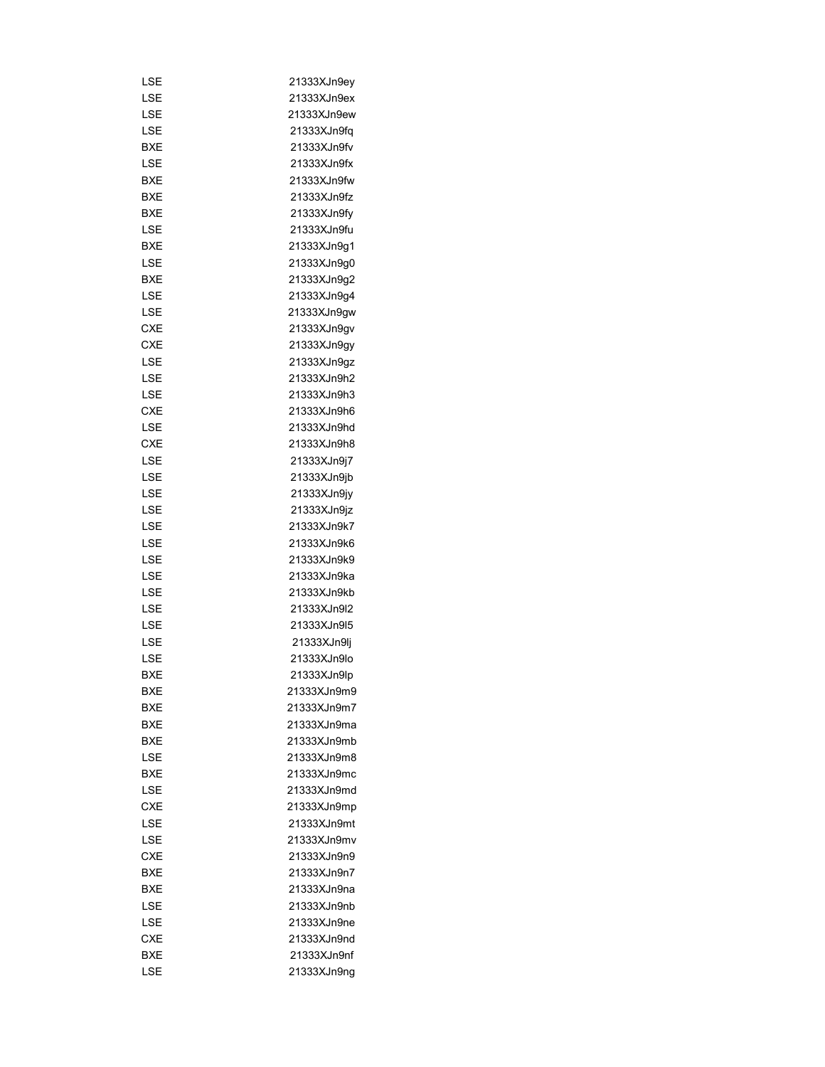| | |
|---|---|
| LSE | 21333XJn9ey |
| LSE | 21333XJn9ex |
| LSE | 21333XJn9ew |
| LSE | 21333XJn9fq |
| BXE | 21333XJn9fv |
| LSE | 21333XJn9fx |
| BXE | 21333XJn9fw |
| BXE | 21333XJn9fz |
| BXE | 21333XJn9fy |
| LSE | 21333XJn9fu |
| BXE | 21333XJn9g1 |
| LSE | 21333XJn9g0 |
| BXE | 21333XJn9g2 |
| LSE | 21333XJn9g4 |
| LSE | 21333XJn9gw |
| CXE | 21333XJn9gv |
| CXE | 21333XJn9gy |
| LSE | 21333XJn9gz |
| LSE | 21333XJn9h2 |
| LSE | 21333XJn9h3 |
| CXE | 21333XJn9h6 |
| LSE | 21333XJn9hd |
| CXE | 21333XJn9h8 |
| LSE | 21333XJn9j7 |
| LSE | 21333XJn9jb |
| LSE | 21333XJn9jy |
| LSE | 21333XJn9jz |
| LSE | 21333XJn9k7 |
| LSE | 21333XJn9k6 |
| LSE | 21333XJn9k9 |
| LSE | 21333XJn9ka |
| LSE | 21333XJn9kb |
| LSE | 21333XJn9l2 |
| LSE | 21333XJn9l5 |
| LSE | 21333XJn9lj |
| LSE | 21333XJn9lo |
| BXE | 21333XJn9lp |
| BXE | 21333XJn9m9 |
| BXE | 21333XJn9m7 |
| BXE | 21333XJn9ma |
| BXE | 21333XJn9mb |
| LSE | 21333XJn9m8 |
| BXE | 21333XJn9mc |
| LSE | 21333XJn9md |
| CXE | 21333XJn9mp |
| LSE | 21333XJn9mt |
| LSE | 21333XJn9mv |
| CXE | 21333XJn9n9 |
| BXE | 21333XJn9n7 |
| BXE | 21333XJn9na |
| LSE | 21333XJn9nb |
| LSE | 21333XJn9ne |
| CXE | 21333XJn9nd |
| BXE | 21333XJn9nf |
| LSE | 21333XJn9ng |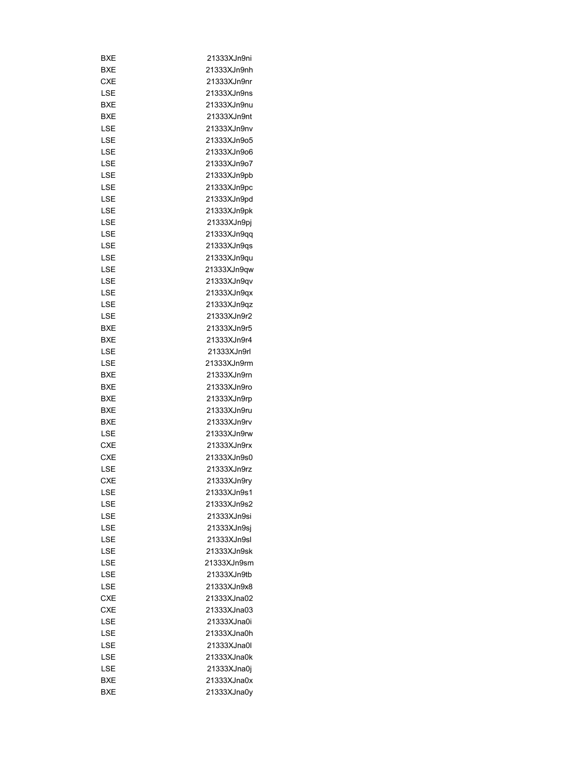| | |
|---|---|
| BXE | 21333XJn9ni |
| BXE | 21333XJn9nh |
| CXE | 21333XJn9nr |
| LSE | 21333XJn9ns |
| BXE | 21333XJn9nu |
| BXE | 21333XJn9nt |
| LSE | 21333XJn9nv |
| LSE | 21333XJn9o5 |
| LSE | 21333XJn9o6 |
| LSE | 21333XJn9o7 |
| LSE | 21333XJn9pb |
| LSE | 21333XJn9pc |
| LSE | 21333XJn9pd |
| LSE | 21333XJn9pk |
| LSE | 21333XJn9pj |
| LSE | 21333XJn9qq |
| LSE | 21333XJn9qs |
| LSE | 21333XJn9qu |
| LSE | 21333XJn9qw |
| LSE | 21333XJn9qv |
| LSE | 21333XJn9qx |
| LSE | 21333XJn9qz |
| LSE | 21333XJn9r2 |
| BXE | 21333XJn9r5 |
| BXE | 21333XJn9r4 |
| LSE | 21333XJn9rl |
| LSE | 21333XJn9rm |
| BXE | 21333XJn9rn |
| BXE | 21333XJn9ro |
| BXE | 21333XJn9rp |
| BXE | 21333XJn9ru |
| BXE | 21333XJn9rv |
| LSE | 21333XJn9rw |
| CXE | 21333XJn9rx |
| CXE | 21333XJn9s0 |
| LSE | 21333XJn9rz |
| CXE | 21333XJn9ry |
| LSE | 21333XJn9s1 |
| LSE | 21333XJn9s2 |
| LSE | 21333XJn9si |
| LSE | 21333XJn9sj |
| LSE | 21333XJn9sl |
| LSE | 21333XJn9sk |
| LSE | 21333XJn9sm |
| LSE | 21333XJn9tb |
| LSE | 21333XJn9x8 |
| CXE | 21333XJna02 |
| CXE | 21333XJna03 |
| LSE | 21333XJna0i |
| LSE | 21333XJna0h |
| LSE | 21333XJna0l |
| LSE | 21333XJna0k |
| LSE | 21333XJna0j |
| BXE | 21333XJna0x |
| BXE | 21333XJna0y |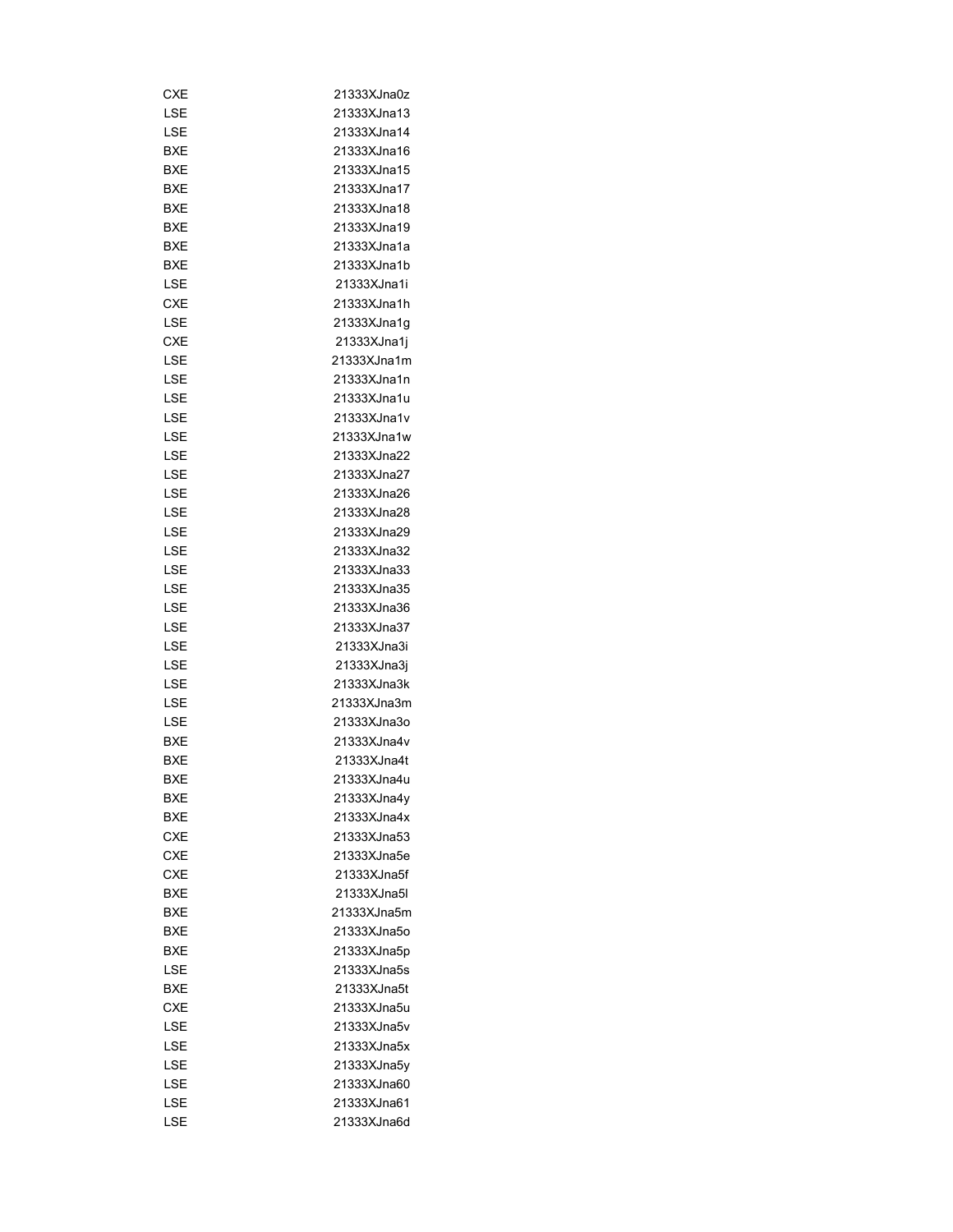| | |
|---|---|
| CXE | 21333XJna0z |
| LSE | 21333XJna13 |
| LSE | 21333XJna14 |
| BXE | 21333XJna16 |
| BXE | 21333XJna15 |
| BXE | 21333XJna17 |
| BXE | 21333XJna18 |
| BXE | 21333XJna19 |
| BXE | 21333XJna1a |
| BXE | 21333XJna1b |
| LSE | 21333XJna1i |
| CXE | 21333XJna1h |
| LSE | 21333XJna1g |
| CXE | 21333XJna1j |
| LSE | 21333XJna1m |
| LSE | 21333XJna1n |
| LSE | 21333XJna1u |
| LSE | 21333XJna1v |
| LSE | 21333XJna1w |
| LSE | 21333XJna22 |
| LSE | 21333XJna27 |
| LSE | 21333XJna26 |
| LSE | 21333XJna28 |
| LSE | 21333XJna29 |
| LSE | 21333XJna32 |
| LSE | 21333XJna33 |
| LSE | 21333XJna35 |
| LSE | 21333XJna36 |
| LSE | 21333XJna37 |
| LSE | 21333XJna3i |
| LSE | 21333XJna3j |
| LSE | 21333XJna3k |
| LSE | 21333XJna3m |
| LSE | 21333XJna3o |
| BXE | 21333XJna4v |
| BXE | 21333XJna4t |
| BXE | 21333XJna4u |
| BXE | 21333XJna4y |
| BXE | 21333XJna4x |
| CXE | 21333XJna53 |
| CXE | 21333XJna5e |
| CXE | 21333XJna5f |
| BXE | 21333XJna5l |
| BXE | 21333XJna5m |
| BXE | 21333XJna5o |
| BXE | 21333XJna5p |
| LSE | 21333XJna5s |
| BXE | 21333XJna5t |
| CXE | 21333XJna5u |
| LSE | 21333XJna5v |
| LSE | 21333XJna5x |
| LSE | 21333XJna5y |
| LSE | 21333XJna60 |
| LSE | 21333XJna61 |
| LSE | 21333XJna6d |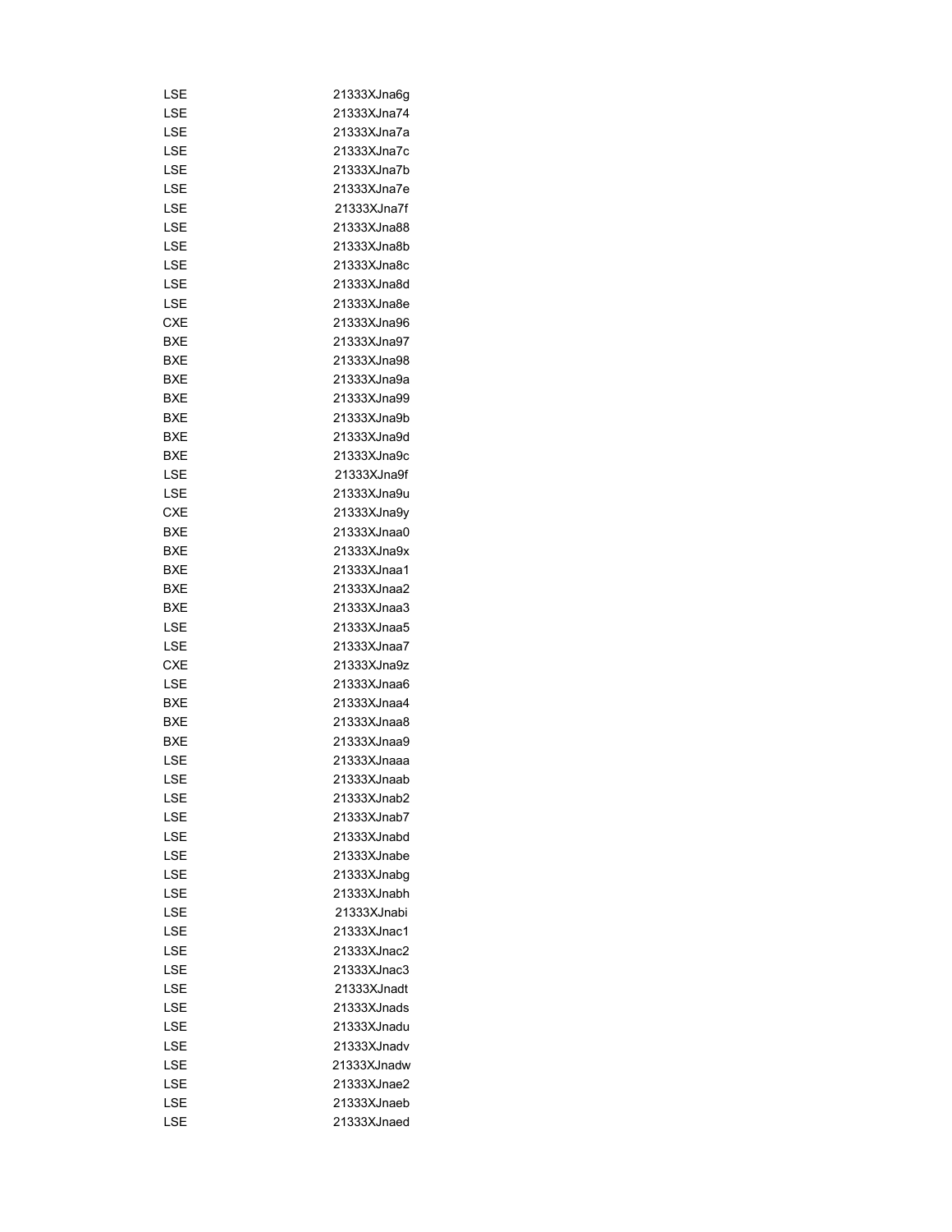| | |
|---|---|
| LSE | 21333XJna6g |
| LSE | 21333XJna74 |
| LSE | 21333XJna7a |
| LSE | 21333XJna7c |
| LSE | 21333XJna7b |
| LSE | 21333XJna7e |
| LSE | 21333XJna7f |
| LSE | 21333XJna88 |
| LSE | 21333XJna8b |
| LSE | 21333XJna8c |
| LSE | 21333XJna8d |
| LSE | 21333XJna8e |
| CXE | 21333XJna96 |
| BXE | 21333XJna97 |
| BXE | 21333XJna98 |
| BXE | 21333XJna9a |
| BXE | 21333XJna99 |
| BXE | 21333XJna9b |
| BXE | 21333XJna9d |
| BXE | 21333XJna9c |
| LSE | 21333XJna9f |
| LSE | 21333XJna9u |
| CXE | 21333XJna9y |
| BXE | 21333XJnaa0 |
| BXE | 21333XJna9x |
| BXE | 21333XJnaa1 |
| BXE | 21333XJnaa2 |
| BXE | 21333XJnaa3 |
| LSE | 21333XJnaa5 |
| LSE | 21333XJnaa7 |
| CXE | 21333XJna9z |
| LSE | 21333XJnaa6 |
| BXE | 21333XJnaa4 |
| BXE | 21333XJnaa8 |
| BXE | 21333XJnaa9 |
| LSE | 21333XJnaaa |
| LSE | 21333XJnaab |
| LSE | 21333XJnab2 |
| LSE | 21333XJnab7 |
| LSE | 21333XJnabd |
| LSE | 21333XJnabe |
| LSE | 21333XJnabg |
| LSE | 21333XJnabh |
| LSE | 21333XJnabi |
| LSE | 21333XJnac1 |
| LSE | 21333XJnac2 |
| LSE | 21333XJnac3 |
| LSE | 21333XJnadt |
| LSE | 21333XJnads |
| LSE | 21333XJnadu |
| LSE | 21333XJnadv |
| LSE | 21333XJnadw |
| LSE | 21333XJnae2 |
| LSE | 21333XJnaeb |
| LSE | 21333XJnaed |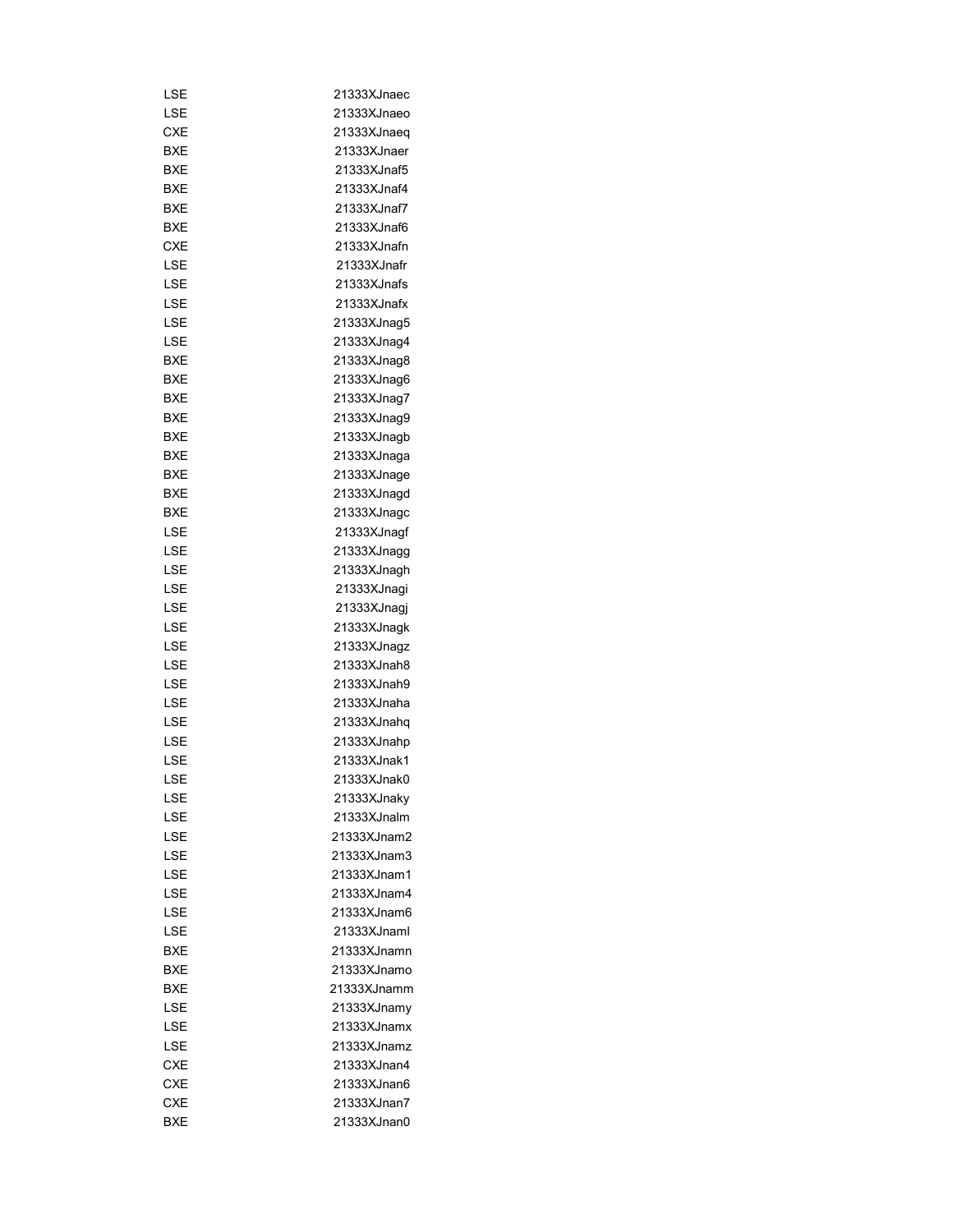| | |
|---|---|
| LSE | 21333XJnaec |
| LSE | 21333XJnaeo |
| CXE | 21333XJnaeq |
| BXE | 21333XJnaer |
| BXE | 21333XJnaf5 |
| BXE | 21333XJnaf4 |
| BXE | 21333XJnaf7 |
| BXE | 21333XJnaf6 |
| CXE | 21333XJnafn |
| LSE | 21333XJnafr |
| LSE | 21333XJnafs |
| LSE | 21333XJnafx |
| LSE | 21333XJnag5 |
| LSE | 21333XJnag4 |
| BXE | 21333XJnag8 |
| BXE | 21333XJnag6 |
| BXE | 21333XJnag7 |
| BXE | 21333XJnag9 |
| BXE | 21333XJnagb |
| BXE | 21333XJnaga |
| BXE | 21333XJnage |
| BXE | 21333XJnagd |
| BXE | 21333XJnagc |
| LSE | 21333XJnagf |
| LSE | 21333XJnagg |
| LSE | 21333XJnagh |
| LSE | 21333XJnagi |
| LSE | 21333XJnagj |
| LSE | 21333XJnagk |
| LSE | 21333XJnagz |
| LSE | 21333XJnah8 |
| LSE | 21333XJnah9 |
| LSE | 21333XJnaha |
| LSE | 21333XJnahq |
| LSE | 21333XJnahp |
| LSE | 21333XJnak1 |
| LSE | 21333XJnak0 |
| LSE | 21333XJnaky |
| LSE | 21333XJnalm |
| LSE | 21333XJnam2 |
| LSE | 21333XJnam3 |
| LSE | 21333XJnam1 |
| LSE | 21333XJnam4 |
| LSE | 21333XJnam6 |
| LSE | 21333XJnaml |
| BXE | 21333XJnamn |
| BXE | 21333XJnamo |
| BXE | 21333XJnamm |
| LSE | 21333XJnamy |
| LSE | 21333XJnamx |
| LSE | 21333XJnamz |
| CXE | 21333XJnan4 |
| CXE | 21333XJnan6 |
| CXE | 21333XJnan7 |
| BXE | 21333XJnan0 |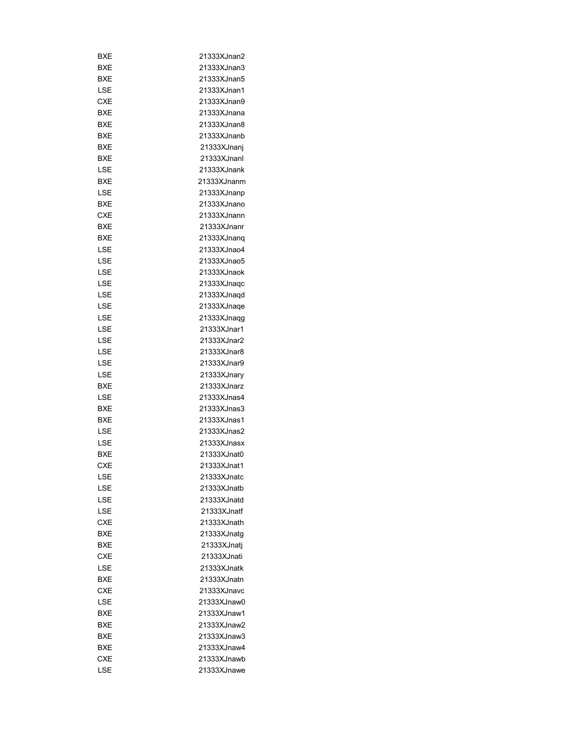| | |
|---|---|
| BXE | 21333XJnan2 |
| BXE | 21333XJnan3 |
| BXE | 21333XJnan5 |
| LSE | 21333XJnan1 |
| CXE | 21333XJnan9 |
| BXE | 21333XJnana |
| BXE | 21333XJnan8 |
| BXE | 21333XJnanb |
| BXE | 21333XJnanj |
| BXE | 21333XJnanl |
| LSE | 21333XJnank |
| BXE | 21333XJnanm |
| LSE | 21333XJnanp |
| BXE | 21333XJnano |
| CXE | 21333XJnann |
| BXE | 21333XJnanr |
| BXE | 21333XJnanq |
| LSE | 21333XJnao4 |
| LSE | 21333XJnao5 |
| LSE | 21333XJnaok |
| LSE | 21333XJnaqc |
| LSE | 21333XJnaqd |
| LSE | 21333XJnaqe |
| LSE | 21333XJnaqg |
| LSE | 21333XJnar1 |
| LSE | 21333XJnar2 |
| LSE | 21333XJnar8 |
| LSE | 21333XJnar9 |
| LSE | 21333XJnary |
| BXE | 21333XJnarz |
| LSE | 21333XJnas4 |
| BXE | 21333XJnas3 |
| BXE | 21333XJnas1 |
| LSE | 21333XJnas2 |
| LSE | 21333XJnasx |
| BXE | 21333XJnat0 |
| CXE | 21333XJnat1 |
| LSE | 21333XJnatc |
| LSE | 21333XJnatb |
| LSE | 21333XJnatd |
| LSE | 21333XJnatf |
| CXE | 21333XJnath |
| BXE | 21333XJnatg |
| BXE | 21333XJnatj |
| CXE | 21333XJnati |
| LSE | 21333XJnatk |
| BXE | 21333XJnatn |
| CXE | 21333XJnavc |
| LSE | 21333XJnaw0 |
| BXE | 21333XJnaw1 |
| BXE | 21333XJnaw2 |
| BXE | 21333XJnaw3 |
| BXE | 21333XJnaw4 |
| CXE | 21333XJnawb |
| LSE | 21333XJnawe |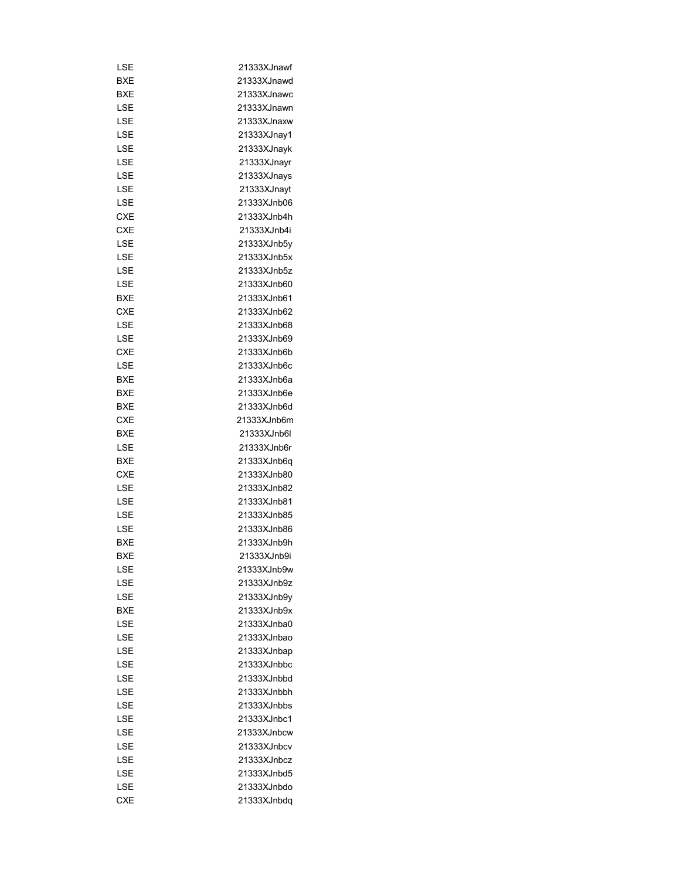| | |
|---|---|
| LSE | 21333XJnawf |
| BXE | 21333XJnawd |
| BXE | 21333XJnawc |
| LSE | 21333XJnawn |
| LSE | 21333XJnaxw |
| LSE | 21333XJnay1 |
| LSE | 21333XJnayk |
| LSE | 21333XJnayr |
| LSE | 21333XJnays |
| LSE | 21333XJnayt |
| LSE | 21333XJnb06 |
| CXE | 21333XJnb4h |
| CXE | 21333XJnb4i |
| LSE | 21333XJnb5y |
| LSE | 21333XJnb5x |
| LSE | 21333XJnb5z |
| LSE | 21333XJnb60 |
| BXE | 21333XJnb61 |
| CXE | 21333XJnb62 |
| LSE | 21333XJnb68 |
| LSE | 21333XJnb69 |
| CXE | 21333XJnb6b |
| LSE | 21333XJnb6c |
| BXE | 21333XJnb6a |
| BXE | 21333XJnb6e |
| BXE | 21333XJnb6d |
| CXE | 21333XJnb6m |
| BXE | 21333XJnb6l |
| LSE | 21333XJnb6r |
| BXE | 21333XJnb6q |
| CXE | 21333XJnb80 |
| LSE | 21333XJnb82 |
| LSE | 21333XJnb81 |
| LSE | 21333XJnb85 |
| LSE | 21333XJnb86 |
| BXE | 21333XJnb9h |
| BXE | 21333XJnb9i |
| LSE | 21333XJnb9w |
| LSE | 21333XJnb9z |
| LSE | 21333XJnb9y |
| BXE | 21333XJnb9x |
| LSE | 21333XJnba0 |
| LSE | 21333XJnbao |
| LSE | 21333XJnbap |
| LSE | 21333XJnbbc |
| LSE | 21333XJnbbd |
| LSE | 21333XJnbbh |
| LSE | 21333XJnbbs |
| LSE | 21333XJnbc1 |
| LSE | 21333XJnbcw |
| LSE | 21333XJnbcv |
| LSE | 21333XJnbcz |
| LSE | 21333XJnbd5 |
| LSE | 21333XJnbdo |
| CXE | 21333XJnbdq |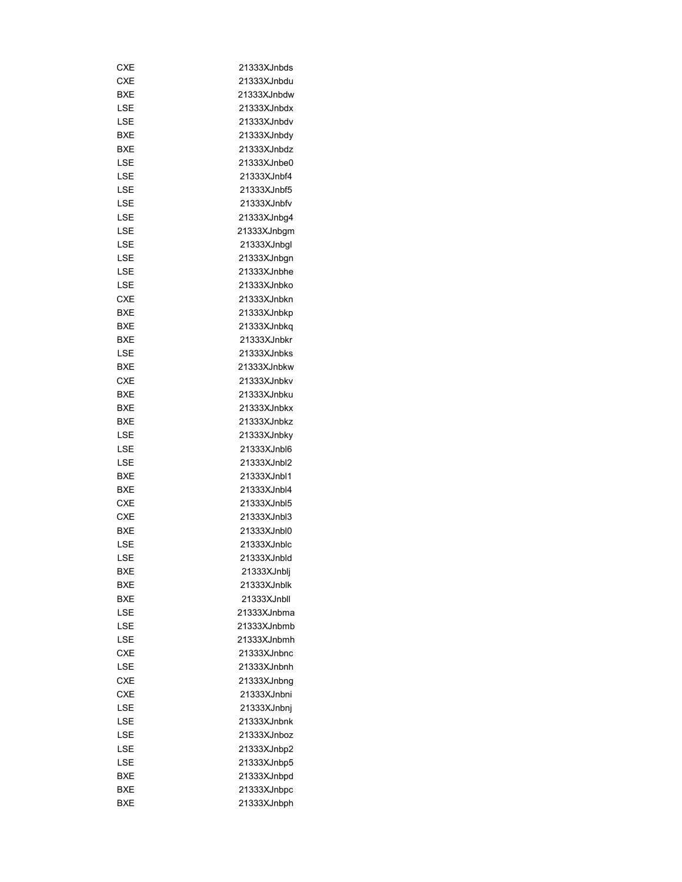| | |
|---|---|
| CXE | 21333XJnbds |
| CXE | 21333XJnbdu |
| BXE | 21333XJnbdw |
| LSE | 21333XJnbdx |
| LSE | 21333XJnbdv |
| BXE | 21333XJnbdy |
| BXE | 21333XJnbdz |
| LSE | 21333XJnbe0 |
| LSE | 21333XJnbf4 |
| LSE | 21333XJnbf5 |
| LSE | 21333XJnbfv |
| LSE | 21333XJnbg4 |
| LSE | 21333XJnbgm |
| LSE | 21333XJnbgl |
| LSE | 21333XJnbgn |
| LSE | 21333XJnbhe |
| LSE | 21333XJnbko |
| CXE | 21333XJnbkn |
| BXE | 21333XJnbkp |
| BXE | 21333XJnbkq |
| BXE | 21333XJnbkr |
| LSE | 21333XJnbks |
| BXE | 21333XJnbkw |
| CXE | 21333XJnbkv |
| BXE | 21333XJnbku |
| BXE | 21333XJnbkx |
| BXE | 21333XJnbkz |
| LSE | 21333XJnbky |
| LSE | 21333XJnbl6 |
| LSE | 21333XJnbl2 |
| BXE | 21333XJnbl1 |
| BXE | 21333XJnbl4 |
| CXE | 21333XJnbl5 |
| CXE | 21333XJnbl3 |
| BXE | 21333XJnbl0 |
| LSE | 21333XJnblc |
| LSE | 21333XJnbld |
| BXE | 21333XJnblj |
| BXE | 21333XJnblk |
| BXE | 21333XJnbll |
| LSE | 21333XJnbma |
| LSE | 21333XJnbmb |
| LSE | 21333XJnbmh |
| CXE | 21333XJnbnc |
| LSE | 21333XJnbnh |
| CXE | 21333XJnbng |
| CXE | 21333XJnbni |
| LSE | 21333XJnbnj |
| LSE | 21333XJnbnk |
| LSE | 21333XJnboz |
| LSE | 21333XJnbp2 |
| LSE | 21333XJnbp5 |
| BXE | 21333XJnbpd |
| BXE | 21333XJnbpc |
| BXE | 21333XJnbph |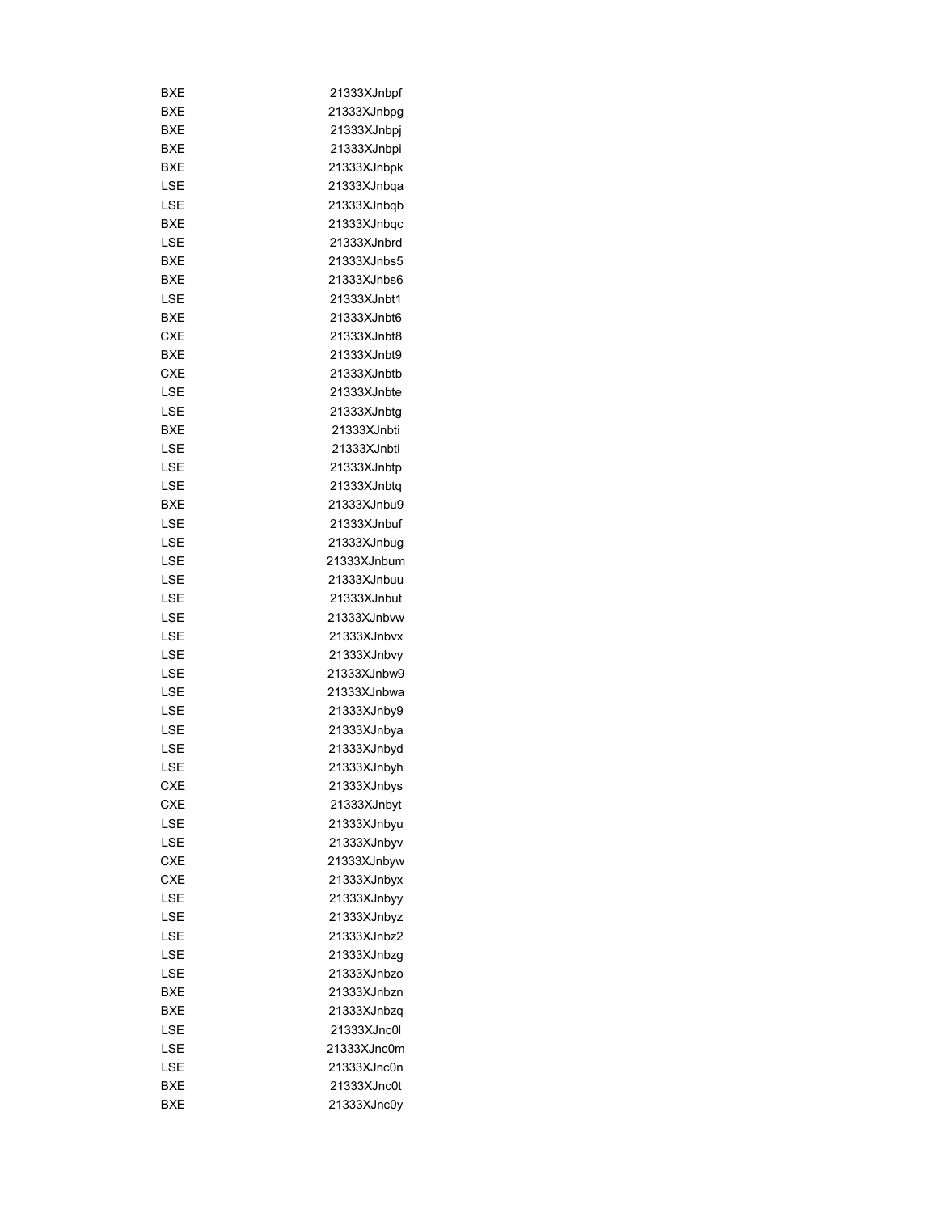| | |
|---|---|
| BXE | 21333XJnbpf |
| BXE | 21333XJnbpg |
| BXE | 21333XJnbpj |
| BXE | 21333XJnbpi |
| BXE | 21333XJnbpk |
| LSE | 21333XJnbqa |
| LSE | 21333XJnbqb |
| BXE | 21333XJnbqc |
| LSE | 21333XJnbrd |
| BXE | 21333XJnbs5 |
| BXE | 21333XJnbs6 |
| LSE | 21333XJnbt1 |
| BXE | 21333XJnbt6 |
| CXE | 21333XJnbt8 |
| BXE | 21333XJnbt9 |
| CXE | 21333XJnbtb |
| LSE | 21333XJnbte |
| LSE | 21333XJnbtg |
| BXE | 21333XJnbti |
| LSE | 21333XJnbtl |
| LSE | 21333XJnbtp |
| LSE | 21333XJnbtq |
| BXE | 21333XJnbu9 |
| LSE | 21333XJnbuf |
| LSE | 21333XJnbug |
| LSE | 21333XJnbum |
| LSE | 21333XJnbuu |
| LSE | 21333XJnbut |
| LSE | 21333XJnbvw |
| LSE | 21333XJnbvx |
| LSE | 21333XJnbvy |
| LSE | 21333XJnbw9 |
| LSE | 21333XJnbwa |
| LSE | 21333XJnby9 |
| LSE | 21333XJnbya |
| LSE | 21333XJnbyd |
| LSE | 21333XJnbyh |
| CXE | 21333XJnbys |
| CXE | 21333XJnbyt |
| LSE | 21333XJnbyu |
| LSE | 21333XJnbyv |
| CXE | 21333XJnbyw |
| CXE | 21333XJnbyx |
| LSE | 21333XJnbyy |
| LSE | 21333XJnbyz |
| LSE | 21333XJnbz2 |
| LSE | 21333XJnbzg |
| LSE | 21333XJnbzo |
| BXE | 21333XJnbzn |
| BXE | 21333XJnbzq |
| LSE | 21333XJnc0l |
| LSE | 21333XJnc0m |
| LSE | 21333XJnc0n |
| BXE | 21333XJnc0t |
| BXE | 21333XJnc0y |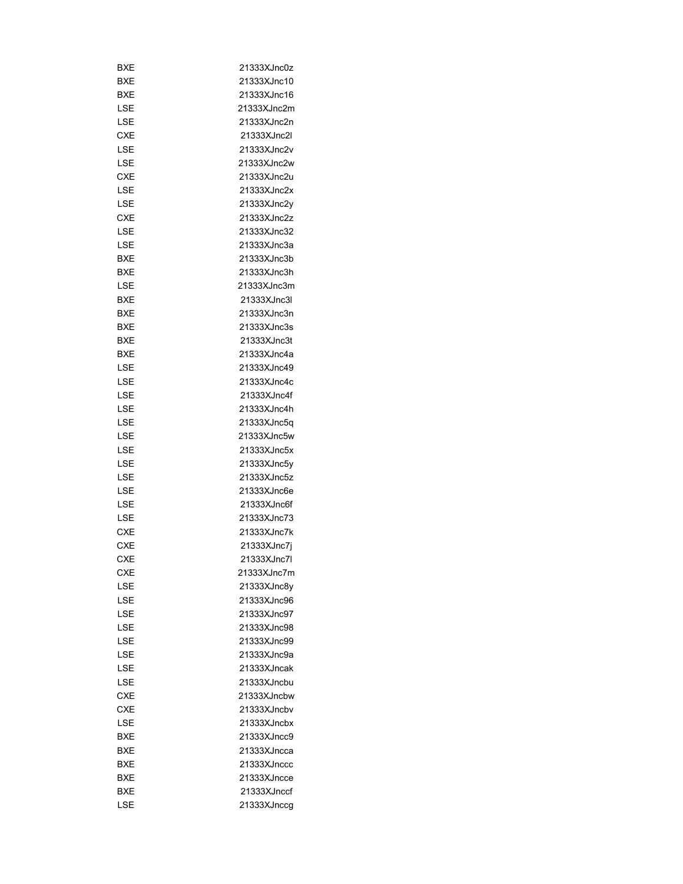| | |
|---|---|
| BXE | 21333XJnc0z |
| BXE | 21333XJnc10 |
| BXE | 21333XJnc16 |
| LSE | 21333XJnc2m |
| LSE | 21333XJnc2n |
| CXE | 21333XJnc2l |
| LSE | 21333XJnc2v |
| LSE | 21333XJnc2w |
| CXE | 21333XJnc2u |
| LSE | 21333XJnc2x |
| LSE | 21333XJnc2y |
| CXE | 21333XJnc2z |
| LSE | 21333XJnc32 |
| LSE | 21333XJnc3a |
| BXE | 21333XJnc3b |
| BXE | 21333XJnc3h |
| LSE | 21333XJnc3m |
| BXE | 21333XJnc3l |
| BXE | 21333XJnc3n |
| BXE | 21333XJnc3s |
| BXE | 21333XJnc3t |
| BXE | 21333XJnc4a |
| LSE | 21333XJnc49 |
| LSE | 21333XJnc4c |
| LSE | 21333XJnc4f |
| LSE | 21333XJnc4h |
| LSE | 21333XJnc5q |
| LSE | 21333XJnc5w |
| LSE | 21333XJnc5x |
| LSE | 21333XJnc5y |
| LSE | 21333XJnc5z |
| LSE | 21333XJnc6e |
| LSE | 21333XJnc6f |
| LSE | 21333XJnc73 |
| CXE | 21333XJnc7k |
| CXE | 21333XJnc7j |
| CXE | 21333XJnc7l |
| CXE | 21333XJnc7m |
| LSE | 21333XJnc8y |
| LSE | 21333XJnc96 |
| LSE | 21333XJnc97 |
| LSE | 21333XJnc98 |
| LSE | 21333XJnc99 |
| LSE | 21333XJnc9a |
| LSE | 21333XJncak |
| LSE | 21333XJncbu |
| CXE | 21333XJncbw |
| CXE | 21333XJncbv |
| LSE | 21333XJncbx |
| BXE | 21333XJncc9 |
| BXE | 21333XJncca |
| BXE | 21333XJnccc |
| BXE | 21333XJncce |
| BXE | 21333XJnccf |
| LSE | 21333XJnccg |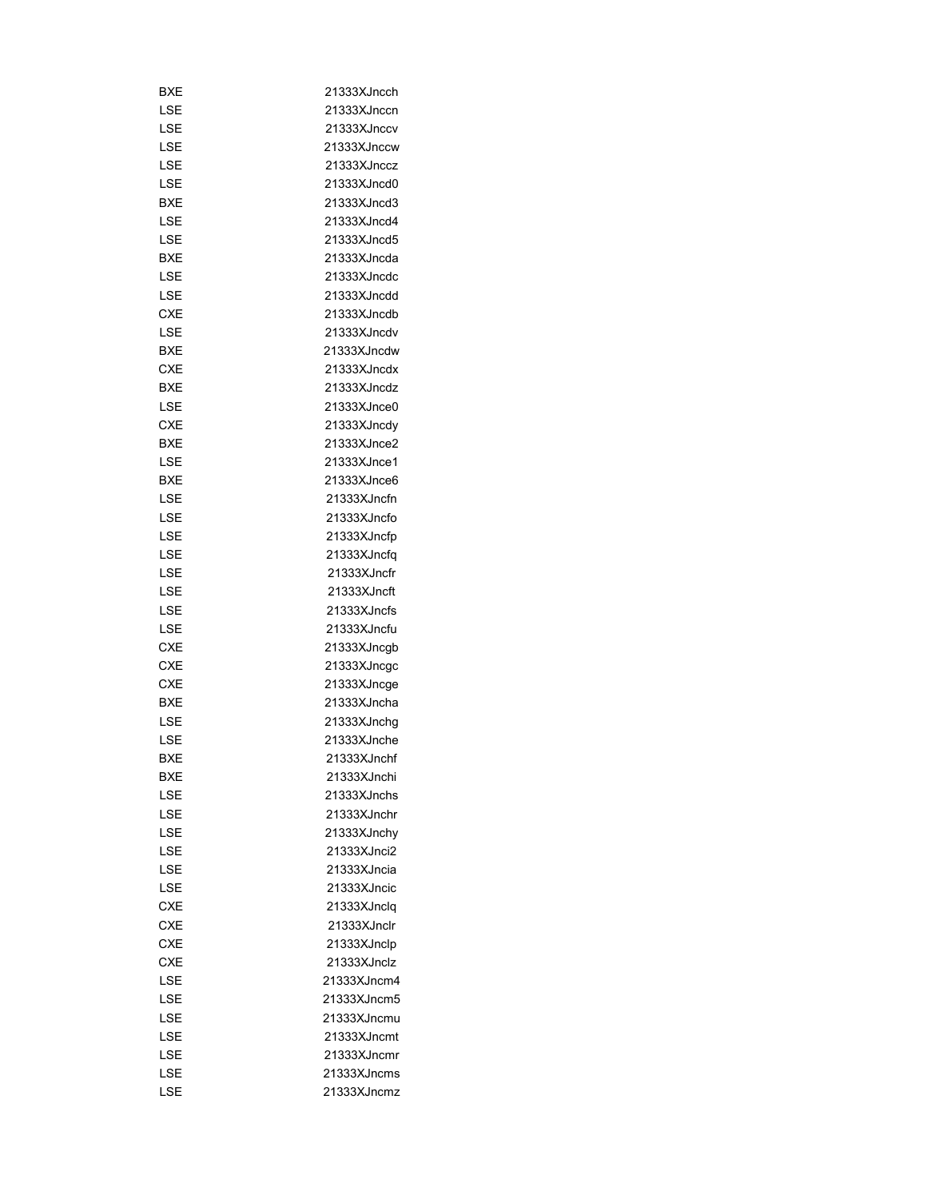| | |
|---|---|
| BXE | 21333XJncch |
| LSE | 21333XJnccn |
| LSE | 21333XJnccv |
| LSE | 21333XJnccw |
| LSE | 21333XJnccz |
| LSE | 21333XJncd0 |
| BXE | 21333XJncd3 |
| LSE | 21333XJncd4 |
| LSE | 21333XJncd5 |
| BXE | 21333XJncda |
| LSE | 21333XJncdc |
| LSE | 21333XJncdd |
| CXE | 21333XJncdb |
| LSE | 21333XJncdv |
| BXE | 21333XJncdw |
| CXE | 21333XJncdx |
| BXE | 21333XJncdz |
| LSE | 21333XJnce0 |
| CXE | 21333XJncdy |
| BXE | 21333XJnce2 |
| LSE | 21333XJnce1 |
| BXE | 21333XJnce6 |
| LSE | 21333XJncfn |
| LSE | 21333XJncfo |
| LSE | 21333XJncfp |
| LSE | 21333XJncfq |
| LSE | 21333XJncfr |
| LSE | 21333XJncft |
| LSE | 21333XJncfs |
| LSE | 21333XJncfu |
| CXE | 21333XJncgb |
| CXE | 21333XJncgc |
| CXE | 21333XJncge |
| BXE | 21333XJncha |
| LSE | 21333XJnchg |
| LSE | 21333XJnche |
| BXE | 21333XJnchf |
| BXE | 21333XJnchi |
| LSE | 21333XJnchs |
| LSE | 21333XJnchr |
| LSE | 21333XJnchy |
| LSE | 21333XJnci2 |
| LSE | 21333XJncia |
| LSE | 21333XJncic |
| CXE | 21333XJnclq |
| CXE | 21333XJnclr |
| CXE | 21333XJnclp |
| CXE | 21333XJnclz |
| LSE | 21333XJncm4 |
| LSE | 21333XJncm5 |
| LSE | 21333XJncmu |
| LSE | 21333XJncmt |
| LSE | 21333XJncmr |
| LSE | 21333XJncms |
| LSE | 21333XJncmz |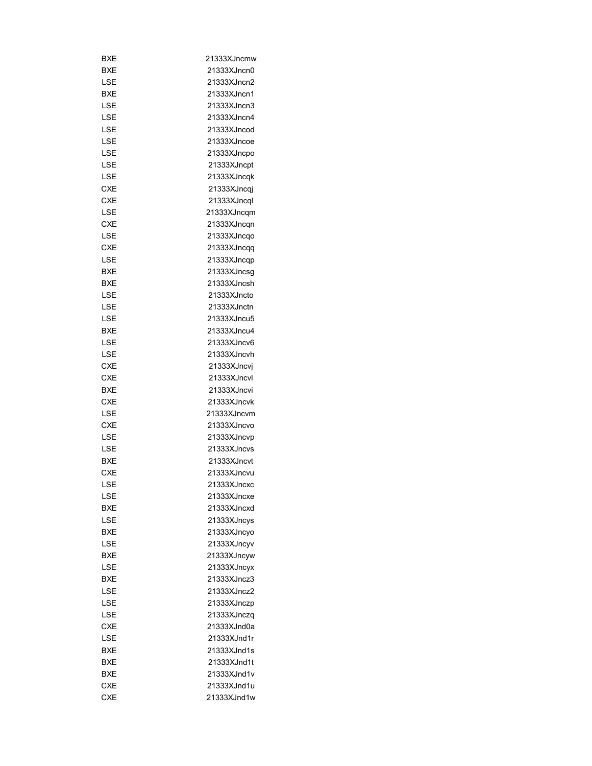| | |
|---|---|
| BXE | 21333XJncmw |
| BXE | 21333XJncn0 |
| LSE | 21333XJncn2 |
| BXE | 21333XJncn1 |
| LSE | 21333XJncn3 |
| LSE | 21333XJncn4 |
| LSE | 21333XJncod |
| LSE | 21333XJncoe |
| LSE | 21333XJncpo |
| LSE | 21333XJncpt |
| LSE | 21333XJncqk |
| CXE | 21333XJncqj |
| CXE | 21333XJncql |
| LSE | 21333XJncqm |
| CXE | 21333XJncqn |
| LSE | 21333XJncqo |
| CXE | 21333XJncqq |
| LSE | 21333XJncqp |
| BXE | 21333XJncsg |
| BXE | 21333XJncsh |
| LSE | 21333XJncto |
| LSE | 21333XJnctn |
| LSE | 21333XJncu5 |
| BXE | 21333XJncu4 |
| LSE | 21333XJncv6 |
| LSE | 21333XJncvh |
| CXE | 21333XJncvj |
| CXE | 21333XJncvl |
| BXE | 21333XJncvi |
| CXE | 21333XJncvk |
| LSE | 21333XJncvm |
| CXE | 21333XJncvo |
| LSE | 21333XJncvp |
| LSE | 21333XJncvs |
| BXE | 21333XJncvt |
| CXE | 21333XJncvu |
| LSE | 21333XJncxc |
| LSE | 21333XJncxe |
| BXE | 21333XJncxd |
| LSE | 21333XJncys |
| BXE | 21333XJncyo |
| LSE | 21333XJncyv |
| BXE | 21333XJncyw |
| LSE | 21333XJncyx |
| BXE | 21333XJncz3 |
| LSE | 21333XJncz2 |
| LSE | 21333XJnczp |
| LSE | 21333XJnczq |
| CXE | 21333XJnd0a |
| LSE | 21333XJnd1r |
| BXE | 21333XJnd1s |
| BXE | 21333XJnd1t |
| BXE | 21333XJnd1v |
| CXE | 21333XJnd1u |
| CXE | 21333XJnd1w |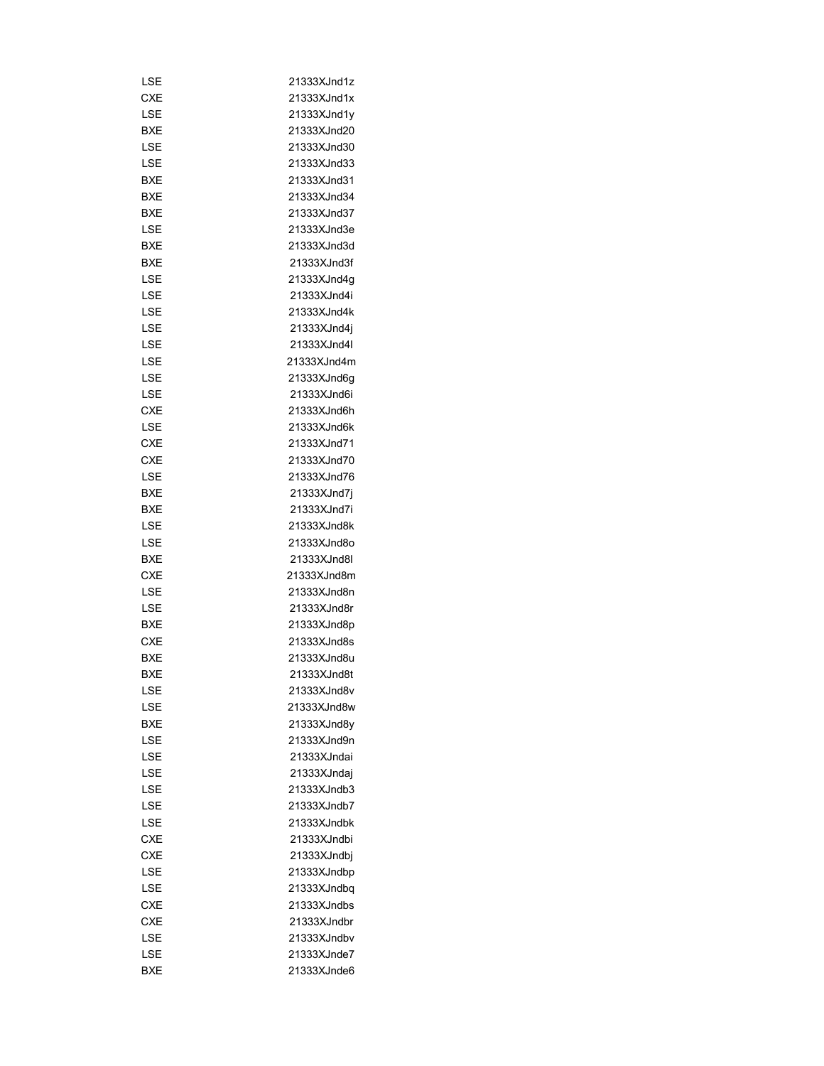| | |
|---|---|
| LSE | 21333XJnd1z |
| CXE | 21333XJnd1x |
| LSE | 21333XJnd1y |
| BXE | 21333XJnd20 |
| LSE | 21333XJnd30 |
| LSE | 21333XJnd33 |
| BXE | 21333XJnd31 |
| BXE | 21333XJnd34 |
| BXE | 21333XJnd37 |
| LSE | 21333XJnd3e |
| BXE | 21333XJnd3d |
| BXE | 21333XJnd3f |
| LSE | 21333XJnd4g |
| LSE | 21333XJnd4i |
| LSE | 21333XJnd4k |
| LSE | 21333XJnd4j |
| LSE | 21333XJnd4l |
| LSE | 21333XJnd4m |
| LSE | 21333XJnd6g |
| LSE | 21333XJnd6i |
| CXE | 21333XJnd6h |
| LSE | 21333XJnd6k |
| CXE | 21333XJnd71 |
| CXE | 21333XJnd70 |
| LSE | 21333XJnd76 |
| BXE | 21333XJnd7j |
| BXE | 21333XJnd7i |
| LSE | 21333XJnd8k |
| LSE | 21333XJnd8o |
| BXE | 21333XJnd8l |
| CXE | 21333XJnd8m |
| LSE | 21333XJnd8n |
| LSE | 21333XJnd8r |
| BXE | 21333XJnd8p |
| CXE | 21333XJnd8s |
| BXE | 21333XJnd8u |
| BXE | 21333XJnd8t |
| LSE | 21333XJnd8v |
| LSE | 21333XJnd8w |
| BXE | 21333XJnd8y |
| LSE | 21333XJnd9n |
| LSE | 21333XJndai |
| LSE | 21333XJndaj |
| LSE | 21333XJndb3 |
| LSE | 21333XJndb7 |
| LSE | 21333XJndbk |
| CXE | 21333XJndbi |
| CXE | 21333XJndbj |
| LSE | 21333XJndbp |
| LSE | 21333XJndbq |
| CXE | 21333XJndbs |
| CXE | 21333XJndbr |
| LSE | 21333XJndbv |
| LSE | 21333XJnde7 |
| BXE | 21333XJnde6 |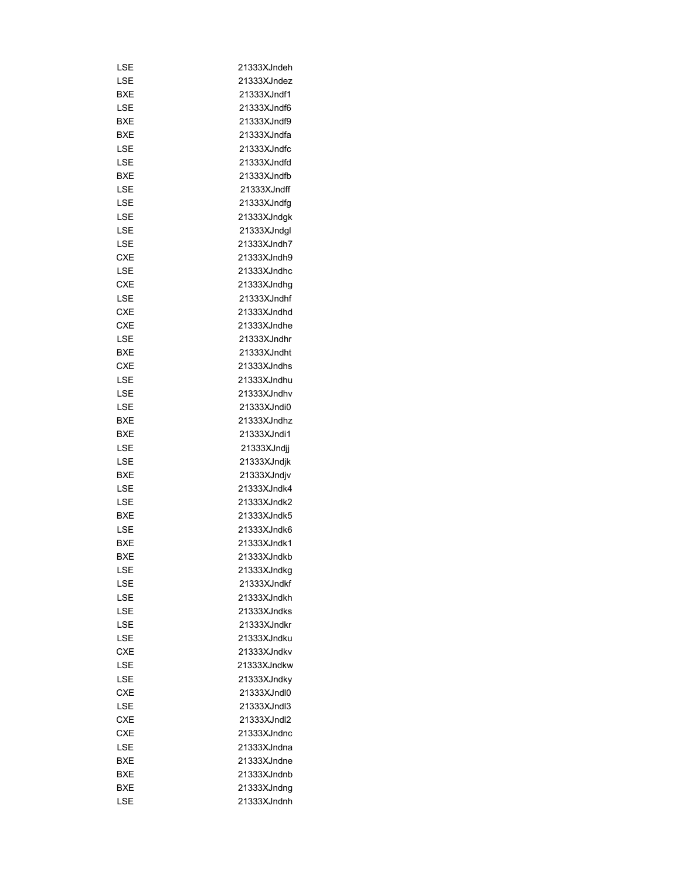| | |
|---|---|
| LSE | 21333XJndeh |
| LSE | 21333XJndez |
| BXE | 21333XJndf1 |
| LSE | 21333XJndf6 |
| BXE | 21333XJndf9 |
| BXE | 21333XJndfa |
| LSE | 21333XJndfc |
| LSE | 21333XJndfd |
| BXE | 21333XJndfb |
| LSE | 21333XJndff |
| LSE | 21333XJndfg |
| LSE | 21333XJndgk |
| LSE | 21333XJndgl |
| LSE | 21333XJndh7 |
| CXE | 21333XJndh9 |
| LSE | 21333XJndhc |
| CXE | 21333XJndhg |
| LSE | 21333XJndhf |
| CXE | 21333XJndhd |
| CXE | 21333XJndhe |
| LSE | 21333XJndhr |
| BXE | 21333XJndht |
| CXE | 21333XJndhs |
| LSE | 21333XJndhu |
| LSE | 21333XJndhv |
| LSE | 21333XJndi0 |
| BXE | 21333XJndhz |
| BXE | 21333XJndi1 |
| LSE | 21333XJndjj |
| LSE | 21333XJndjk |
| BXE | 21333XJndjv |
| LSE | 21333XJndk4 |
| LSE | 21333XJndk2 |
| BXE | 21333XJndk5 |
| LSE | 21333XJndk6 |
| BXE | 21333XJndk1 |
| BXE | 21333XJndkb |
| LSE | 21333XJndkg |
| LSE | 21333XJndkf |
| LSE | 21333XJndkh |
| LSE | 21333XJndks |
| LSE | 21333XJndkr |
| LSE | 21333XJndku |
| CXE | 21333XJndkv |
| LSE | 21333XJndkw |
| LSE | 21333XJndky |
| CXE | 21333XJndl0 |
| LSE | 21333XJndl3 |
| CXE | 21333XJndl2 |
| CXE | 21333XJndnc |
| LSE | 21333XJndna |
| BXE | 21333XJndne |
| BXE | 21333XJndnb |
| BXE | 21333XJndng |
| LSE | 21333XJndnh |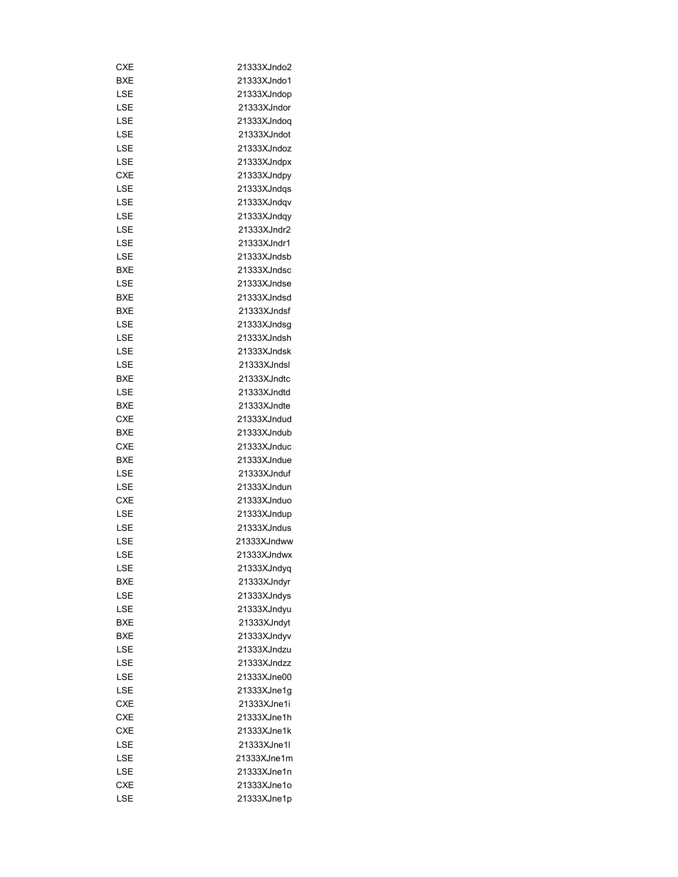| | |
|---|---|
| CXE | 21333XJndo2 |
| BXE | 21333XJndo1 |
| LSE | 21333XJndop |
| LSE | 21333XJndor |
| LSE | 21333XJndoq |
| LSE | 21333XJndot |
| LSE | 21333XJndoz |
| LSE | 21333XJndpx |
| CXE | 21333XJndpy |
| LSE | 21333XJndqs |
| LSE | 21333XJndqv |
| LSE | 21333XJndqy |
| LSE | 21333XJndr2 |
| LSE | 21333XJndr1 |
| LSE | 21333XJndsb |
| BXE | 21333XJndsc |
| LSE | 21333XJndse |
| BXE | 21333XJndsd |
| BXE | 21333XJndsf |
| LSE | 21333XJndsg |
| LSE | 21333XJndsh |
| LSE | 21333XJndsk |
| LSE | 21333XJndsl |
| BXE | 21333XJndtc |
| LSE | 21333XJndtd |
| BXE | 21333XJndte |
| CXE | 21333XJndud |
| BXE | 21333XJndub |
| CXE | 21333XJnduc |
| BXE | 21333XJndue |
| LSE | 21333XJnduf |
| LSE | 21333XJndun |
| CXE | 21333XJnduo |
| LSE | 21333XJndup |
| LSE | 21333XJndus |
| LSE | 21333XJndww |
| LSE | 21333XJndwx |
| LSE | 21333XJndyq |
| BXE | 21333XJndyr |
| LSE | 21333XJndys |
| LSE | 21333XJndyu |
| BXE | 21333XJndyt |
| BXE | 21333XJndyv |
| LSE | 21333XJndzu |
| LSE | 21333XJndzz |
| LSE | 21333XJne00 |
| LSE | 21333XJne1g |
| CXE | 21333XJne1i |
| CXE | 21333XJne1h |
| CXE | 21333XJne1k |
| LSE | 21333XJne1l |
| LSE | 21333XJne1m |
| LSE | 21333XJne1n |
| CXE | 21333XJne1o |
| LSE | 21333XJne1p |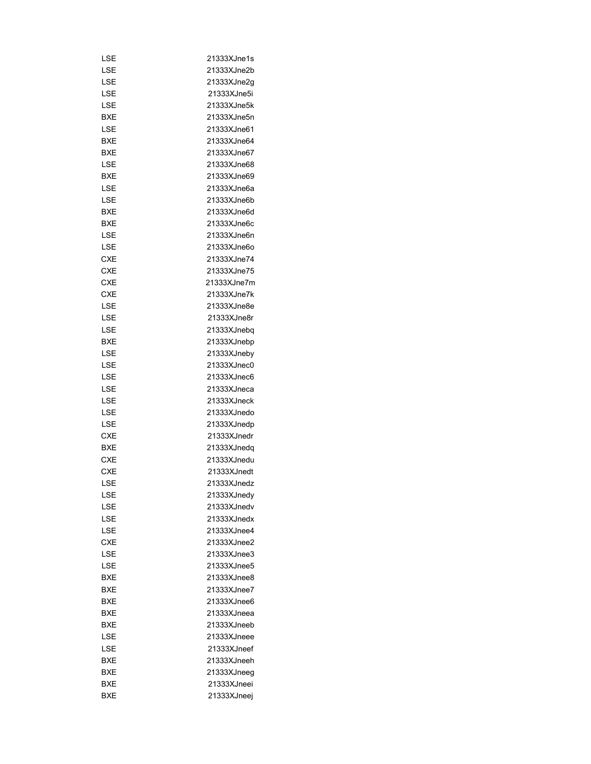| | |
|---|---|
| LSE | 21333XJne1s |
| LSE | 21333XJne2b |
| LSE | 21333XJne2g |
| LSE | 21333XJne5i |
| LSE | 21333XJne5k |
| BXE | 21333XJne5n |
| LSE | 21333XJne61 |
| BXE | 21333XJne64 |
| BXE | 21333XJne67 |
| LSE | 21333XJne68 |
| BXE | 21333XJne69 |
| LSE | 21333XJne6a |
| LSE | 21333XJne6b |
| BXE | 21333XJne6d |
| BXE | 21333XJne6c |
| LSE | 21333XJne6n |
| LSE | 21333XJne6o |
| CXE | 21333XJne74 |
| CXE | 21333XJne75 |
| CXE | 21333XJne7m |
| CXE | 21333XJne7k |
| LSE | 21333XJne8e |
| LSE | 21333XJne8r |
| LSE | 21333XJnebq |
| BXE | 21333XJnebp |
| LSE | 21333XJneby |
| LSE | 21333XJnec0 |
| LSE | 21333XJnec6 |
| LSE | 21333XJneca |
| LSE | 21333XJneck |
| LSE | 21333XJnedo |
| LSE | 21333XJnedp |
| CXE | 21333XJnedr |
| BXE | 21333XJnedq |
| CXE | 21333XJnedu |
| CXE | 21333XJnedt |
| LSE | 21333XJnedz |
| LSE | 21333XJnedy |
| LSE | 21333XJnedv |
| LSE | 21333XJnedx |
| LSE | 21333XJnee4 |
| CXE | 21333XJnee2 |
| LSE | 21333XJnee3 |
| LSE | 21333XJnee5 |
| BXE | 21333XJnee8 |
| BXE | 21333XJnee7 |
| BXE | 21333XJnee6 |
| BXE | 21333XJneea |
| BXE | 21333XJneeb |
| LSE | 21333XJneee |
| LSE | 21333XJneef |
| BXE | 21333XJneeh |
| BXE | 21333XJneeg |
| BXE | 21333XJneei |
| BXE | 21333XJneej |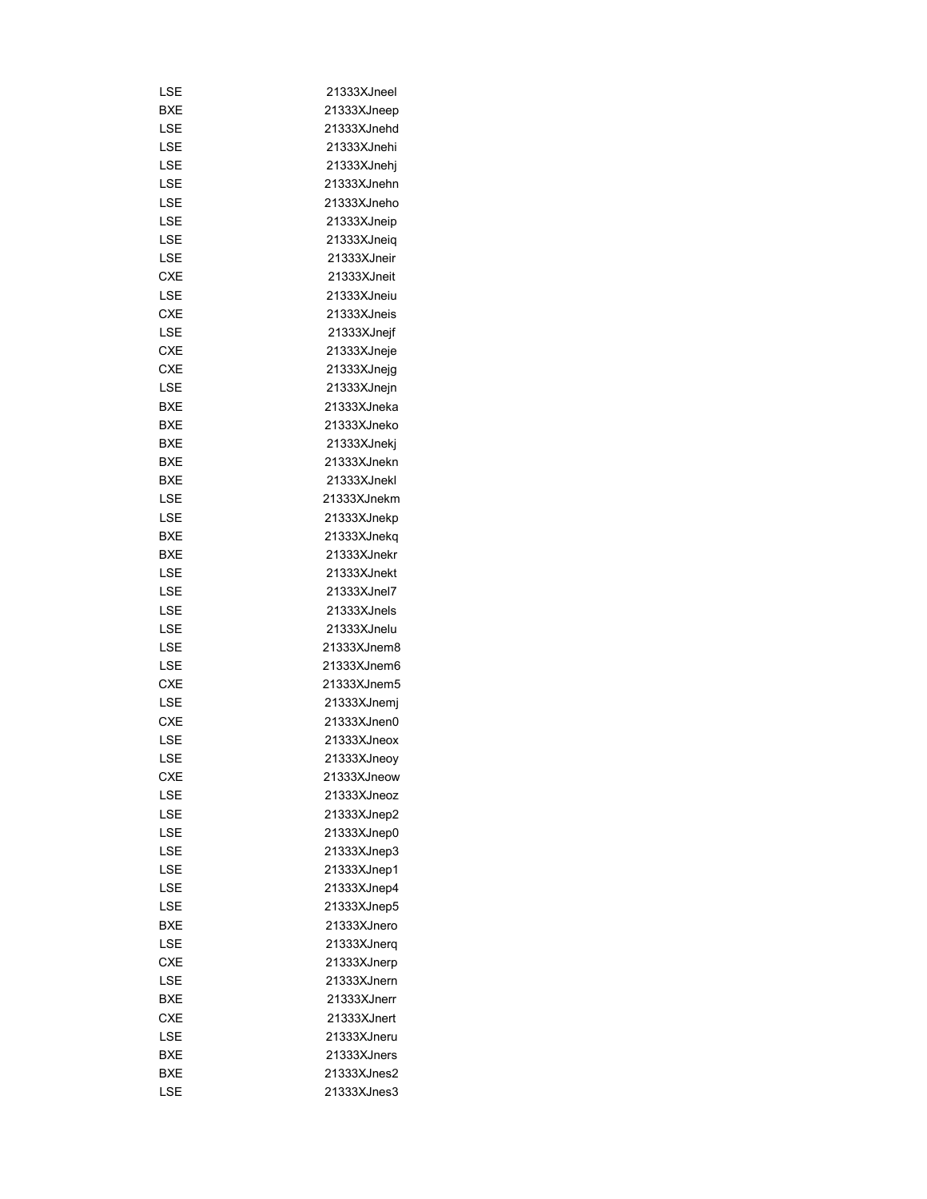| | |
|---|---|
| LSE | 21333XJneel |
| BXE | 21333XJneep |
| LSE | 21333XJnehd |
| LSE | 21333XJnehi |
| LSE | 21333XJnehj |
| LSE | 21333XJnehn |
| LSE | 21333XJneho |
| LSE | 21333XJneip |
| LSE | 21333XJneiq |
| LSE | 21333XJneir |
| CXE | 21333XJneit |
| LSE | 21333XJneiu |
| CXE | 21333XJneis |
| LSE | 21333XJnejf |
| CXE | 21333XJneje |
| CXE | 21333XJnejg |
| LSE | 21333XJnejn |
| BXE | 21333XJneka |
| BXE | 21333XJneko |
| BXE | 21333XJnekj |
| BXE | 21333XJnekn |
| BXE | 21333XJnekl |
| LSE | 21333XJnekm |
| LSE | 21333XJnekp |
| BXE | 21333XJnekq |
| BXE | 21333XJnekr |
| LSE | 21333XJnekt |
| LSE | 21333XJnel7 |
| LSE | 21333XJnels |
| LSE | 21333XJnelu |
| LSE | 21333XJnem8 |
| LSE | 21333XJnem6 |
| CXE | 21333XJnem5 |
| LSE | 21333XJnemj |
| CXE | 21333XJnen0 |
| LSE | 21333XJneox |
| LSE | 21333XJneoy |
| CXE | 21333XJneow |
| LSE | 21333XJneoz |
| LSE | 21333XJnep2 |
| LSE | 21333XJnep0 |
| LSE | 21333XJnep3 |
| LSE | 21333XJnep1 |
| LSE | 21333XJnep4 |
| LSE | 21333XJnep5 |
| BXE | 21333XJnero |
| LSE | 21333XJnerq |
| CXE | 21333XJnerp |
| LSE | 21333XJnern |
| BXE | 21333XJnerr |
| CXE | 21333XJnert |
| LSE | 21333XJneru |
| BXE | 21333XJners |
| BXE | 21333XJnes2 |
| LSE | 21333XJnes3 |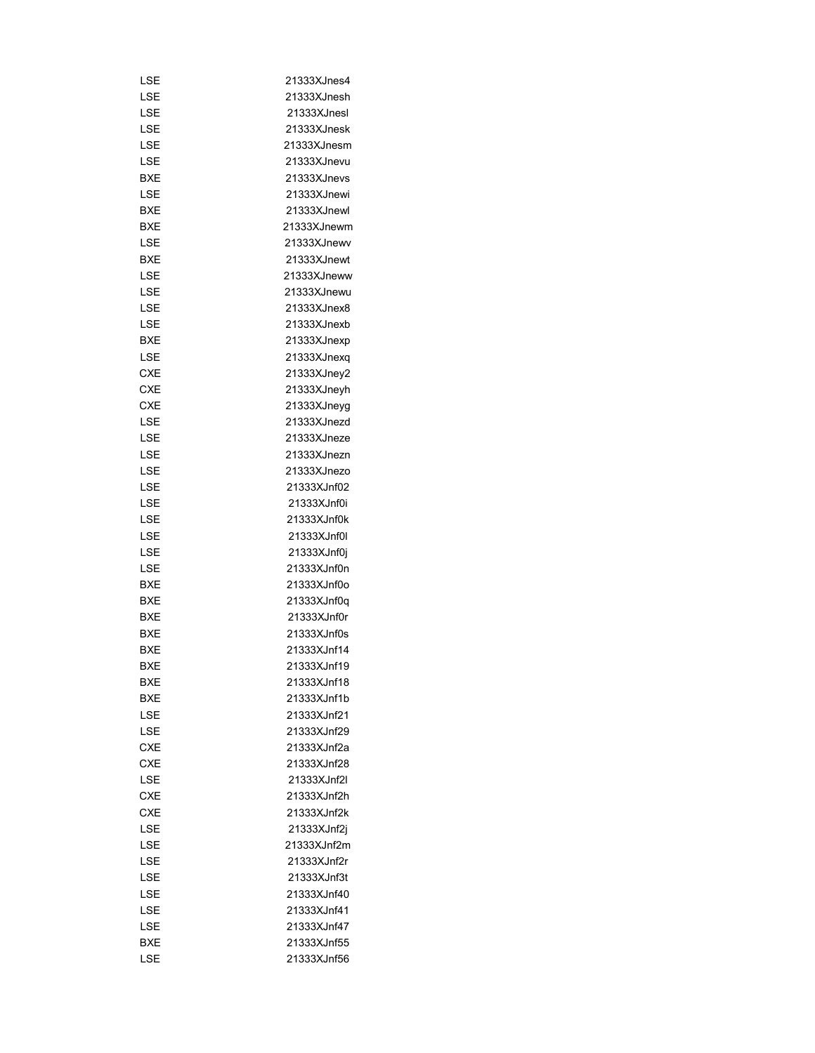| | |
|---|---|
| LSE | 21333XJnes4 |
| LSE | 21333XJnesh |
| LSE | 21333XJnesl |
| LSE | 21333XJnesk |
| LSE | 21333XJnesm |
| LSE | 21333XJnevu |
| BXE | 21333XJnevs |
| LSE | 21333XJnewi |
| BXE | 21333XJnewl |
| BXE | 21333XJnewm |
| LSE | 21333XJnewv |
| BXE | 21333XJnewt |
| LSE | 21333XJneww |
| LSE | 21333XJnewu |
| LSE | 21333XJnex8 |
| LSE | 21333XJnexb |
| BXE | 21333XJnexp |
| LSE | 21333XJnexq |
| CXE | 21333XJney2 |
| CXE | 21333XJneyh |
| CXE | 21333XJneyg |
| LSE | 21333XJnezd |
| LSE | 21333XJneze |
| LSE | 21333XJnezn |
| LSE | 21333XJnezo |
| LSE | 21333XJnf02 |
| LSE | 21333XJnf0i |
| LSE | 21333XJnf0k |
| LSE | 21333XJnf0l |
| LSE | 21333XJnf0j |
| LSE | 21333XJnf0n |
| BXE | 21333XJnf0o |
| BXE | 21333XJnf0q |
| BXE | 21333XJnf0r |
| BXE | 21333XJnf0s |
| BXE | 21333XJnf14 |
| BXE | 21333XJnf19 |
| BXE | 21333XJnf18 |
| BXE | 21333XJnf1b |
| LSE | 21333XJnf21 |
| LSE | 21333XJnf29 |
| CXE | 21333XJnf2a |
| CXE | 21333XJnf28 |
| LSE | 21333XJnf2l |
| CXE | 21333XJnf2h |
| CXE | 21333XJnf2k |
| LSE | 21333XJnf2j |
| LSE | 21333XJnf2m |
| LSE | 21333XJnf2r |
| LSE | 21333XJnf3t |
| LSE | 21333XJnf40 |
| LSE | 21333XJnf41 |
| LSE | 21333XJnf47 |
| BXE | 21333XJnf55 |
| LSE | 21333XJnf56 |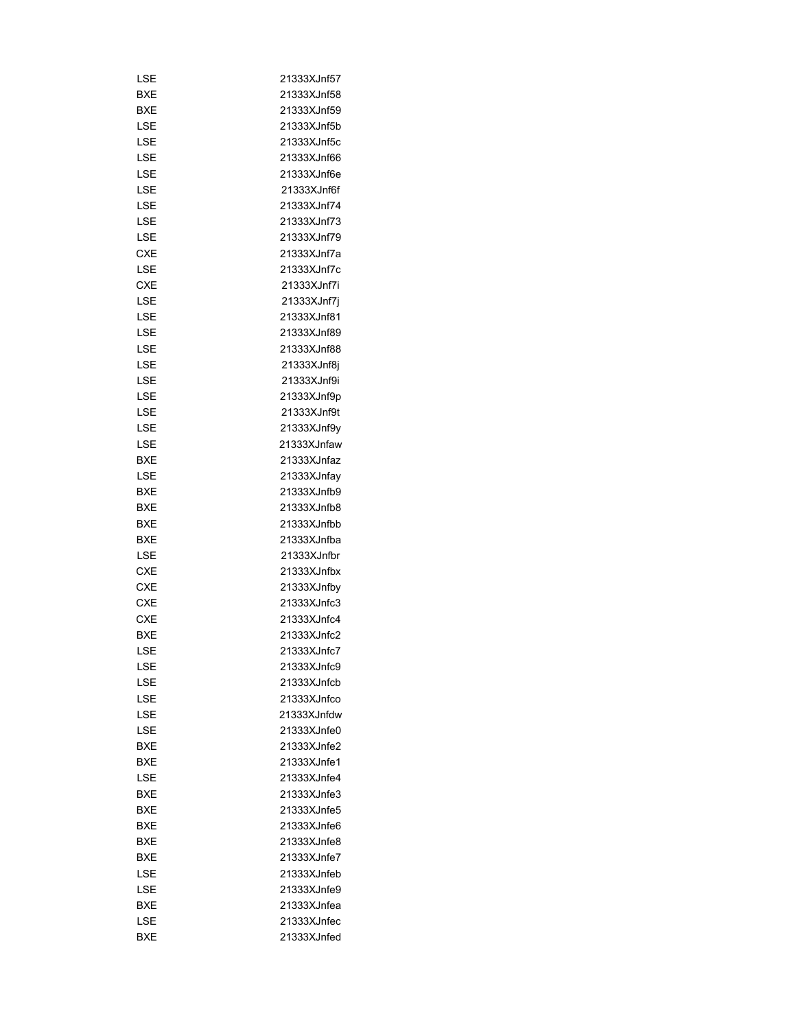| | |
|---|---|
| LSE | 21333XJnf57 |
| BXE | 21333XJnf58 |
| BXE | 21333XJnf59 |
| LSE | 21333XJnf5b |
| LSE | 21333XJnf5c |
| LSE | 21333XJnf66 |
| LSE | 21333XJnf6e |
| LSE | 21333XJnf6f |
| LSE | 21333XJnf74 |
| LSE | 21333XJnf73 |
| LSE | 21333XJnf79 |
| CXE | 21333XJnf7a |
| LSE | 21333XJnf7c |
| CXE | 21333XJnf7i |
| LSE | 21333XJnf7j |
| LSE | 21333XJnf81 |
| LSE | 21333XJnf89 |
| LSE | 21333XJnf88 |
| LSE | 21333XJnf8j |
| LSE | 21333XJnf9i |
| LSE | 21333XJnf9p |
| LSE | 21333XJnf9t |
| LSE | 21333XJnf9y |
| LSE | 21333XJnfaw |
| BXE | 21333XJnfaz |
| LSE | 21333XJnfay |
| BXE | 21333XJnfb9 |
| BXE | 21333XJnfb8 |
| BXE | 21333XJnfbb |
| BXE | 21333XJnfba |
| LSE | 21333XJnfbr |
| CXE | 21333XJnfbx |
| CXE | 21333XJnfby |
| CXE | 21333XJnfc3 |
| CXE | 21333XJnfc4 |
| BXE | 21333XJnfc2 |
| LSE | 21333XJnfc7 |
| LSE | 21333XJnfc9 |
| LSE | 21333XJnfcb |
| LSE | 21333XJnfco |
| LSE | 21333XJnfdw |
| LSE | 21333XJnfe0 |
| BXE | 21333XJnfe2 |
| BXE | 21333XJnfe1 |
| LSE | 21333XJnfe4 |
| BXE | 21333XJnfe3 |
| BXE | 21333XJnfe5 |
| BXE | 21333XJnfe6 |
| BXE | 21333XJnfe8 |
| BXE | 21333XJnfe7 |
| LSE | 21333XJnfeb |
| LSE | 21333XJnfe9 |
| BXE | 21333XJnfea |
| LSE | 21333XJnfec |
| BXE | 21333XJnfed |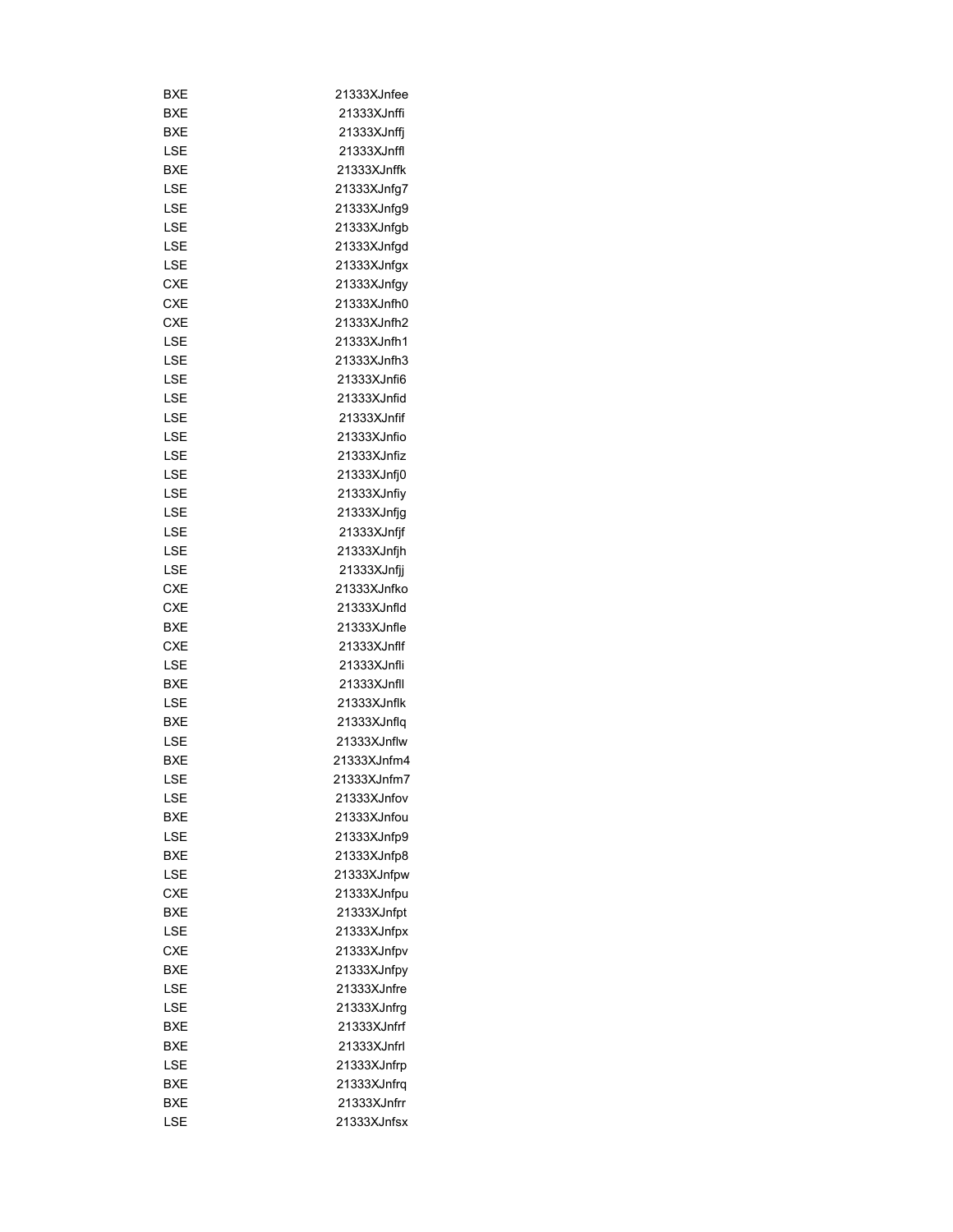| | |
|---|---|
| BXE | 21333XJnfee |
| BXE | 21333XJnffi |
| BXE | 21333XJnffj |
| LSE | 21333XJnffl |
| BXE | 21333XJnffk |
| LSE | 21333XJnfg7 |
| LSE | 21333XJnfg9 |
| LSE | 21333XJnfgb |
| LSE | 21333XJnfgd |
| LSE | 21333XJnfgx |
| CXE | 21333XJnfgy |
| CXE | 21333XJnfh0 |
| CXE | 21333XJnfh2 |
| LSE | 21333XJnfh1 |
| LSE | 21333XJnfh3 |
| LSE | 21333XJnfi6 |
| LSE | 21333XJnfid |
| LSE | 21333XJnfif |
| LSE | 21333XJnfio |
| LSE | 21333XJnfiz |
| LSE | 21333XJnfj0 |
| LSE | 21333XJnfiy |
| LSE | 21333XJnfjg |
| LSE | 21333XJnfjf |
| LSE | 21333XJnfjh |
| LSE | 21333XJnfjj |
| CXE | 21333XJnfko |
| CXE | 21333XJnfld |
| BXE | 21333XJnfle |
| CXE | 21333XJnflf |
| LSE | 21333XJnfli |
| BXE | 21333XJnfll |
| LSE | 21333XJnflk |
| BXE | 21333XJnflq |
| LSE | 21333XJnflw |
| BXE | 21333XJnfm4 |
| LSE | 21333XJnfm7 |
| LSE | 21333XJnfov |
| BXE | 21333XJnfou |
| LSE | 21333XJnfp9 |
| BXE | 21333XJnfp8 |
| LSE | 21333XJnfpw |
| CXE | 21333XJnfpu |
| BXE | 21333XJnfpt |
| LSE | 21333XJnfpx |
| CXE | 21333XJnfpv |
| BXE | 21333XJnfpy |
| LSE | 21333XJnfre |
| LSE | 21333XJnfrg |
| BXE | 21333XJnfrf |
| BXE | 21333XJnfrl |
| LSE | 21333XJnfrp |
| BXE | 21333XJnfrq |
| BXE | 21333XJnfrr |
| LSE | 21333XJnfsx |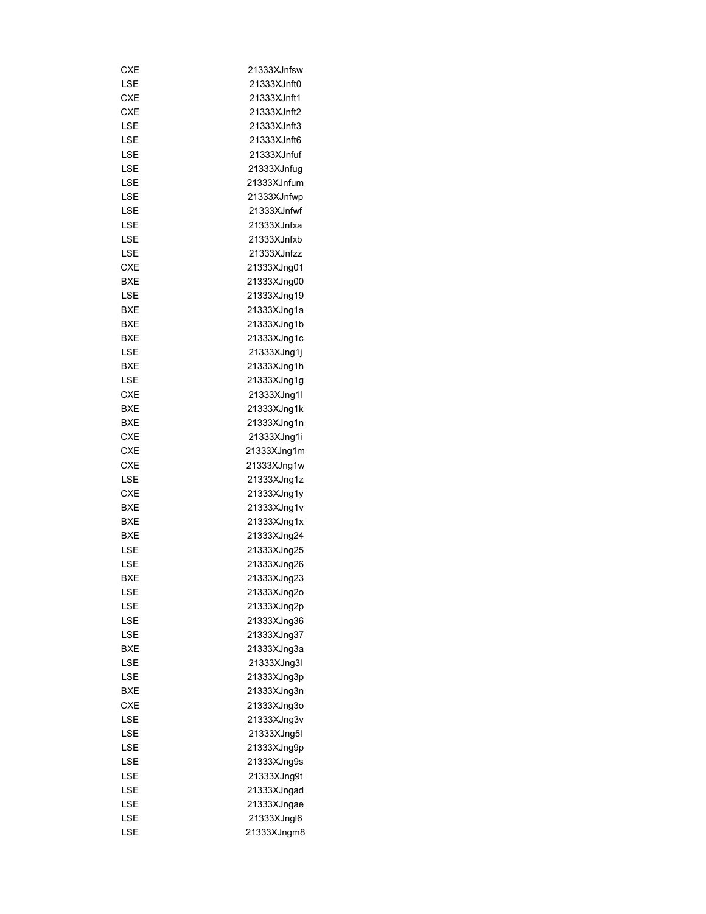| | |
|---|---|
| CXE | 21333XJnfsw |
| LSE | 21333XJnft0 |
| CXE | 21333XJnft1 |
| CXE | 21333XJnft2 |
| LSE | 21333XJnft3 |
| LSE | 21333XJnft6 |
| LSE | 21333XJnfuf |
| LSE | 21333XJnfug |
| LSE | 21333XJnfum |
| LSE | 21333XJnfwp |
| LSE | 21333XJnfwf |
| LSE | 21333XJnfxa |
| LSE | 21333XJnfxb |
| LSE | 21333XJnfzz |
| CXE | 21333XJng01 |
| BXE | 21333XJng00 |
| LSE | 21333XJng19 |
| BXE | 21333XJng1a |
| BXE | 21333XJng1b |
| BXE | 21333XJng1c |
| LSE | 21333XJng1j |
| BXE | 21333XJng1h |
| LSE | 21333XJng1g |
| CXE | 21333XJng1l |
| BXE | 21333XJng1k |
| BXE | 21333XJng1n |
| CXE | 21333XJng1i |
| CXE | 21333XJng1m |
| CXE | 21333XJng1w |
| LSE | 21333XJng1z |
| CXE | 21333XJng1y |
| BXE | 21333XJng1v |
| BXE | 21333XJng1x |
| BXE | 21333XJng24 |
| LSE | 21333XJng25 |
| LSE | 21333XJng26 |
| BXE | 21333XJng23 |
| LSE | 21333XJng2o |
| LSE | 21333XJng2p |
| LSE | 21333XJng36 |
| LSE | 21333XJng37 |
| BXE | 21333XJng3a |
| LSE | 21333XJng3l |
| LSE | 21333XJng3p |
| BXE | 21333XJng3n |
| CXE | 21333XJng3o |
| LSE | 21333XJng3v |
| LSE | 21333XJng5l |
| LSE | 21333XJng9p |
| LSE | 21333XJng9s |
| LSE | 21333XJng9t |
| LSE | 21333XJngad |
| LSE | 21333XJngae |
| LSE | 21333XJngl6 |
| LSE | 21333XJngm8 |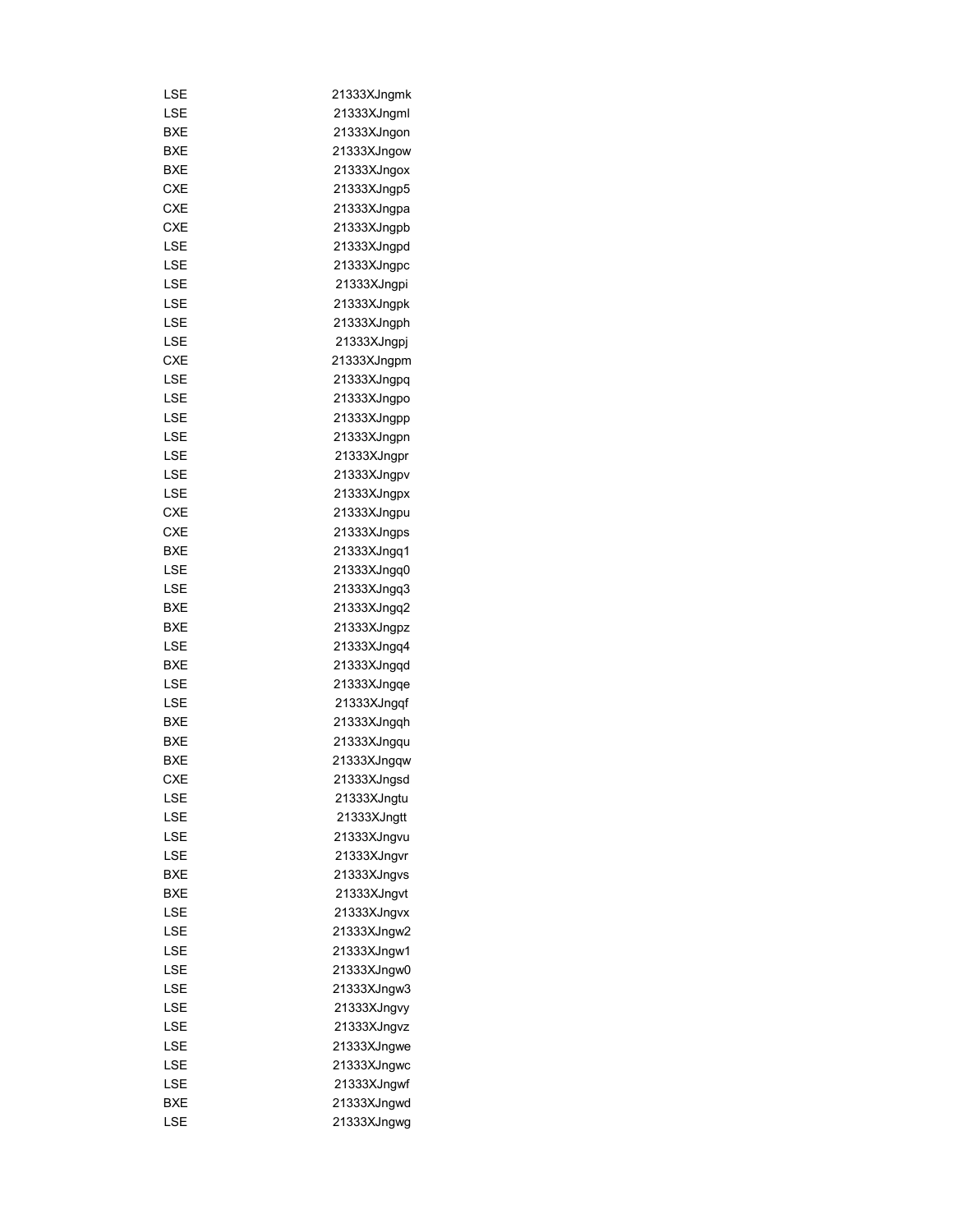| | |
|---|---|
| LSE | 21333XJngmk |
| LSE | 21333XJngml |
| BXE | 21333XJngon |
| BXE | 21333XJngow |
| BXE | 21333XJngox |
| CXE | 21333XJngp5 |
| CXE | 21333XJngpa |
| CXE | 21333XJngpb |
| LSE | 21333XJngpd |
| LSE | 21333XJngpc |
| LSE | 21333XJngpi |
| LSE | 21333XJngpk |
| LSE | 21333XJngph |
| LSE | 21333XJngpj |
| CXE | 21333XJngpm |
| LSE | 21333XJngpq |
| LSE | 21333XJngpo |
| LSE | 21333XJngpp |
| LSE | 21333XJngpn |
| LSE | 21333XJngpr |
| LSE | 21333XJngpv |
| LSE | 21333XJngpx |
| CXE | 21333XJngpu |
| CXE | 21333XJngps |
| BXE | 21333XJngq1 |
| LSE | 21333XJngq0 |
| LSE | 21333XJngq3 |
| BXE | 21333XJngq2 |
| BXE | 21333XJngpz |
| LSE | 21333XJngq4 |
| BXE | 21333XJngqd |
| LSE | 21333XJngqe |
| LSE | 21333XJngqf |
| BXE | 21333XJngqh |
| BXE | 21333XJngqu |
| BXE | 21333XJngqw |
| CXE | 21333XJngsd |
| LSE | 21333XJngtu |
| LSE | 21333XJngtt |
| LSE | 21333XJngvu |
| LSE | 21333XJngvr |
| BXE | 21333XJngvs |
| BXE | 21333XJngvt |
| LSE | 21333XJngvx |
| LSE | 21333XJngw2 |
| LSE | 21333XJngw1 |
| LSE | 21333XJngw0 |
| LSE | 21333XJngw3 |
| LSE | 21333XJngvy |
| LSE | 21333XJngvz |
| LSE | 21333XJngwe |
| LSE | 21333XJngwc |
| LSE | 21333XJngwf |
| BXE | 21333XJngwd |
| LSE | 21333XJngwg |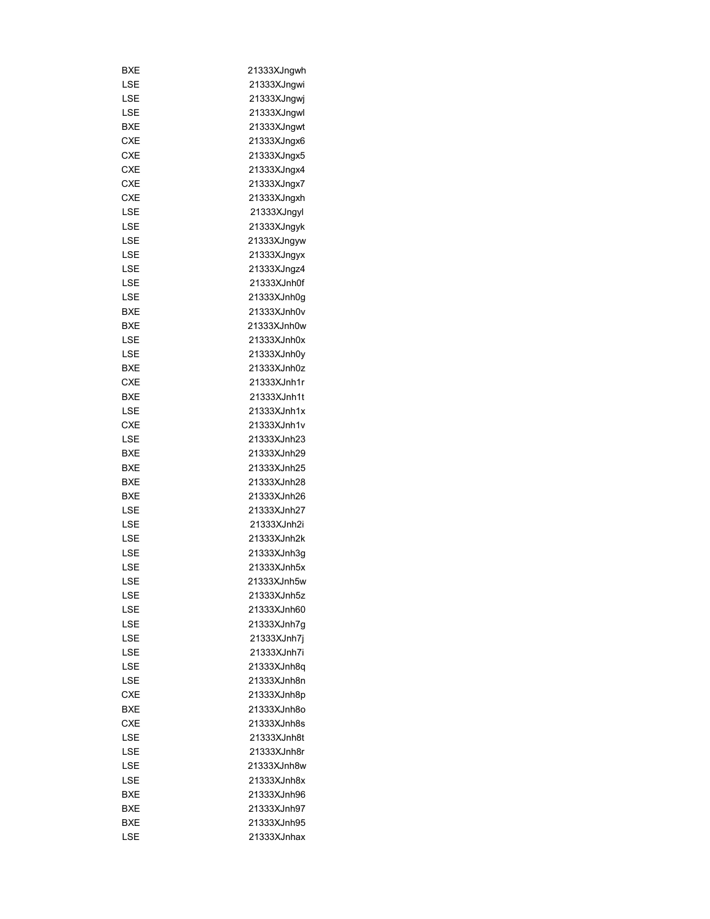| | |
|---|---|
| BXE | 21333XJngwh |
| LSE | 21333XJngwi |
| LSE | 21333XJngwj |
| LSE | 21333XJngwl |
| BXE | 21333XJngwt |
| CXE | 21333XJngx6 |
| CXE | 21333XJngx5 |
| CXE | 21333XJngx4 |
| CXE | 21333XJngx7 |
| CXE | 21333XJngxh |
| LSE | 21333XJngyl |
| LSE | 21333XJngyk |
| LSE | 21333XJngyw |
| LSE | 21333XJngyx |
| LSE | 21333XJngz4 |
| LSE | 21333XJnh0f |
| LSE | 21333XJnh0g |
| BXE | 21333XJnh0v |
| BXE | 21333XJnh0w |
| LSE | 21333XJnh0x |
| LSE | 21333XJnh0y |
| BXE | 21333XJnh0z |
| CXE | 21333XJnh1r |
| BXE | 21333XJnh1t |
| LSE | 21333XJnh1x |
| CXE | 21333XJnh1v |
| LSE | 21333XJnh23 |
| BXE | 21333XJnh29 |
| BXE | 21333XJnh25 |
| BXE | 21333XJnh28 |
| BXE | 21333XJnh26 |
| LSE | 21333XJnh27 |
| LSE | 21333XJnh2i |
| LSE | 21333XJnh2k |
| LSE | 21333XJnh3g |
| LSE | 21333XJnh5x |
| LSE | 21333XJnh5w |
| LSE | 21333XJnh5z |
| LSE | 21333XJnh60 |
| LSE | 21333XJnh7g |
| LSE | 21333XJnh7j |
| LSE | 21333XJnh7i |
| LSE | 21333XJnh8q |
| LSE | 21333XJnh8n |
| CXE | 21333XJnh8p |
| BXE | 21333XJnh8o |
| CXE | 21333XJnh8s |
| LSE | 21333XJnh8t |
| LSE | 21333XJnh8r |
| LSE | 21333XJnh8w |
| LSE | 21333XJnh8x |
| BXE | 21333XJnh96 |
| BXE | 21333XJnh97 |
| BXE | 21333XJnh95 |
| LSE | 21333XJnhax |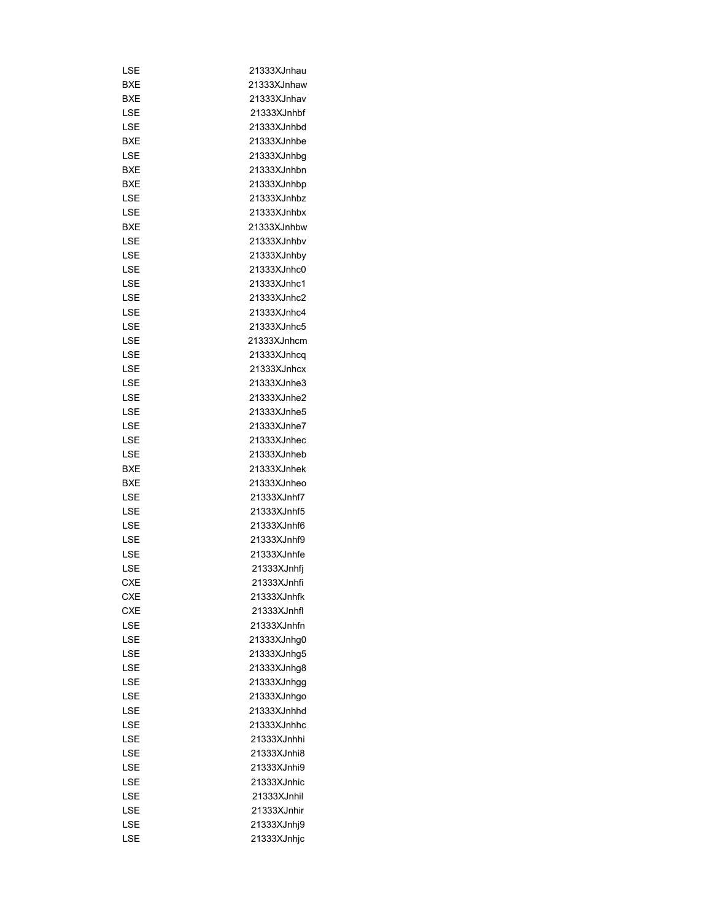| | |
|---|---|
| LSE | 21333XJnhau |
| BXE | 21333XJnhaw |
| BXE | 21333XJnhav |
| LSE | 21333XJnhbf |
| LSE | 21333XJnhbd |
| BXE | 21333XJnhbe |
| LSE | 21333XJnhbg |
| BXE | 21333XJnhbn |
| BXE | 21333XJnhbp |
| LSE | 21333XJnhbz |
| LSE | 21333XJnhbx |
| BXE | 21333XJnhbw |
| LSE | 21333XJnhbv |
| LSE | 21333XJnhby |
| LSE | 21333XJnhc0 |
| LSE | 21333XJnhc1 |
| LSE | 21333XJnhc2 |
| LSE | 21333XJnhc4 |
| LSE | 21333XJnhc5 |
| LSE | 21333XJnhcm |
| LSE | 21333XJnhcq |
| LSE | 21333XJnhcx |
| LSE | 21333XJnhe3 |
| LSE | 21333XJnhe2 |
| LSE | 21333XJnhe5 |
| LSE | 21333XJnhe7 |
| LSE | 21333XJnhec |
| LSE | 21333XJnheb |
| BXE | 21333XJnhek |
| BXE | 21333XJnheo |
| LSE | 21333XJnhf7 |
| LSE | 21333XJnhf5 |
| LSE | 21333XJnhf6 |
| LSE | 21333XJnhf9 |
| LSE | 21333XJnhfe |
| LSE | 21333XJnhfj |
| CXE | 21333XJnhfi |
| CXE | 21333XJnhfk |
| CXE | 21333XJnhfl |
| LSE | 21333XJnhfn |
| LSE | 21333XJnhg0 |
| LSE | 21333XJnhg5 |
| LSE | 21333XJnhg8 |
| LSE | 21333XJnhgg |
| LSE | 21333XJnhgo |
| LSE | 21333XJnhhd |
| LSE | 21333XJnhhc |
| LSE | 21333XJnhhi |
| LSE | 21333XJnhi8 |
| LSE | 21333XJnhi9 |
| LSE | 21333XJnhic |
| LSE | 21333XJnhil |
| LSE | 21333XJnhir |
| LSE | 21333XJnhj9 |
| LSE | 21333XJnhjc |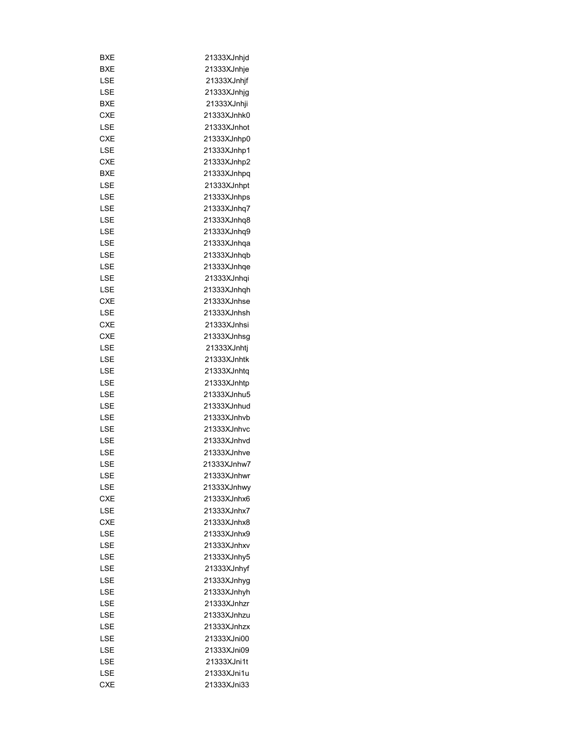| | |
|---|---|
| BXE | 21333XJnhjd |
| BXE | 21333XJnhje |
| LSE | 21333XJnhjf |
| LSE | 21333XJnhjg |
| BXE | 21333XJnhji |
| CXE | 21333XJnhk0 |
| LSE | 21333XJnhot |
| CXE | 21333XJnhp0 |
| LSE | 21333XJnhp1 |
| CXE | 21333XJnhp2 |
| BXE | 21333XJnhpq |
| LSE | 21333XJnhpt |
| LSE | 21333XJnhps |
| LSE | 21333XJnhq7 |
| LSE | 21333XJnhq8 |
| LSE | 21333XJnhq9 |
| LSE | 21333XJnhqa |
| LSE | 21333XJnhqb |
| LSE | 21333XJnhqe |
| LSE | 21333XJnhqi |
| LSE | 21333XJnhqh |
| CXE | 21333XJnhse |
| LSE | 21333XJnhsh |
| CXE | 21333XJnhsi |
| CXE | 21333XJnhsg |
| LSE | 21333XJnhtj |
| LSE | 21333XJnhtk |
| LSE | 21333XJnhtq |
| LSE | 21333XJnhtp |
| LSE | 21333XJnhu5 |
| LSE | 21333XJnhud |
| LSE | 21333XJnhvb |
| LSE | 21333XJnhvc |
| LSE | 21333XJnhvd |
| LSE | 21333XJnhve |
| LSE | 21333XJnhw7 |
| LSE | 21333XJnhwr |
| LSE | 21333XJnhwy |
| CXE | 21333XJnhx6 |
| LSE | 21333XJnhx7 |
| CXE | 21333XJnhx8 |
| LSE | 21333XJnhx9 |
| LSE | 21333XJnhxv |
| LSE | 21333XJnhy5 |
| LSE | 21333XJnhyf |
| LSE | 21333XJnhyg |
| LSE | 21333XJnhyh |
| LSE | 21333XJnhzr |
| LSE | 21333XJnhzu |
| LSE | 21333XJnhzx |
| LSE | 21333XJni00 |
| LSE | 21333XJni09 |
| LSE | 21333XJni1t |
| LSE | 21333XJni1u |
| CXE | 21333XJni33 |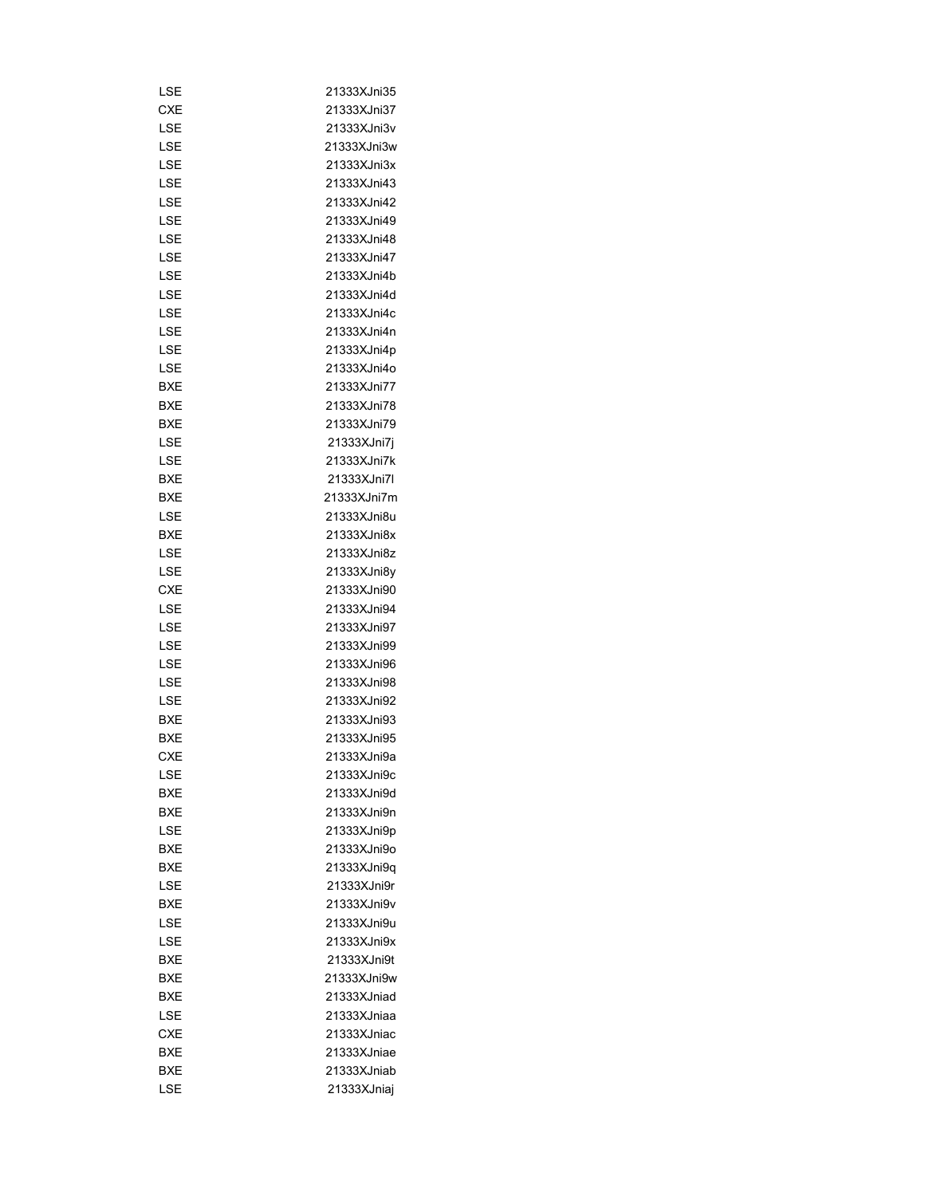| | |
|---|---|
| LSE | 21333XJni35 |
| CXE | 21333XJni37 |
| LSE | 21333XJni3v |
| LSE | 21333XJni3w |
| LSE | 21333XJni3x |
| LSE | 21333XJni43 |
| LSE | 21333XJni42 |
| LSE | 21333XJni49 |
| LSE | 21333XJni48 |
| LSE | 21333XJni47 |
| LSE | 21333XJni4b |
| LSE | 21333XJni4d |
| LSE | 21333XJni4c |
| LSE | 21333XJni4n |
| LSE | 21333XJni4p |
| LSE | 21333XJni4o |
| BXE | 21333XJni77 |
| BXE | 21333XJni78 |
| BXE | 21333XJni79 |
| LSE | 21333XJni7j |
| LSE | 21333XJni7k |
| BXE | 21333XJni7l |
| BXE | 21333XJni7m |
| LSE | 21333XJni8u |
| BXE | 21333XJni8x |
| LSE | 21333XJni8z |
| LSE | 21333XJni8y |
| CXE | 21333XJni90 |
| LSE | 21333XJni94 |
| LSE | 21333XJni97 |
| LSE | 21333XJni99 |
| LSE | 21333XJni96 |
| LSE | 21333XJni98 |
| LSE | 21333XJni92 |
| BXE | 21333XJni93 |
| BXE | 21333XJni95 |
| CXE | 21333XJni9a |
| LSE | 21333XJni9c |
| BXE | 21333XJni9d |
| BXE | 21333XJni9n |
| LSE | 21333XJni9p |
| BXE | 21333XJni9o |
| BXE | 21333XJni9q |
| LSE | 21333XJni9r |
| BXE | 21333XJni9v |
| LSE | 21333XJni9u |
| LSE | 21333XJni9x |
| BXE | 21333XJni9t |
| BXE | 21333XJni9w |
| BXE | 21333XJniad |
| LSE | 21333XJniaa |
| CXE | 21333XJniac |
| BXE | 21333XJniae |
| BXE | 21333XJniab |
| LSE | 21333XJniaj |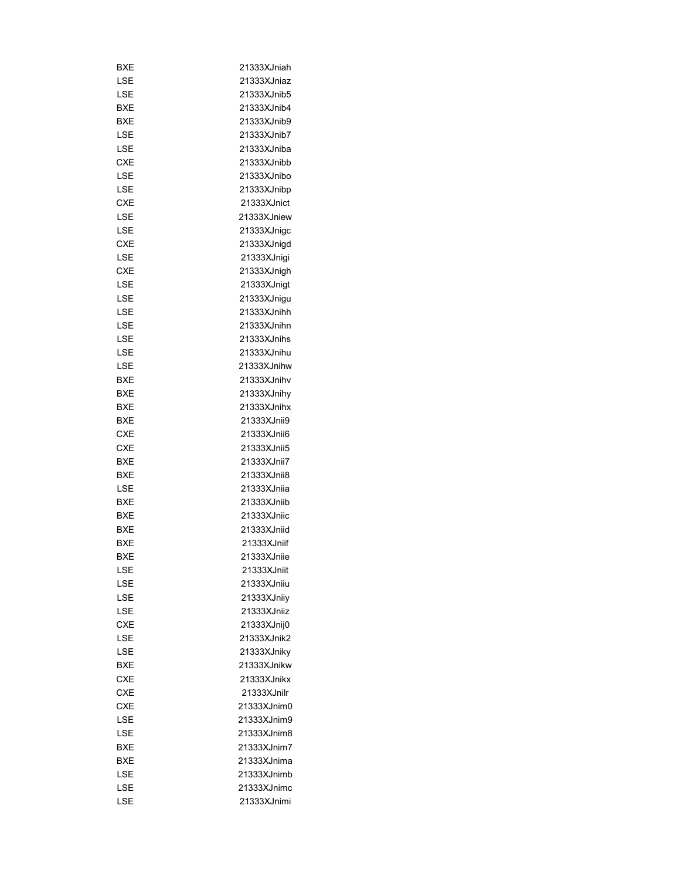| | |
|---|---|
| BXE | 21333XJniah |
| LSE | 21333XJniaz |
| LSE | 21333XJnib5 |
| BXE | 21333XJnib4 |
| BXE | 21333XJnib9 |
| LSE | 21333XJnib7 |
| LSE | 21333XJniba |
| CXE | 21333XJnibb |
| LSE | 21333XJnibo |
| LSE | 21333XJnibp |
| CXE | 21333XJnict |
| LSE | 21333XJniew |
| LSE | 21333XJnigc |
| CXE | 21333XJnigd |
| LSE | 21333XJnigi |
| CXE | 21333XJnigh |
| LSE | 21333XJnigt |
| LSE | 21333XJnigu |
| LSE | 21333XJnihh |
| LSE | 21333XJnihn |
| LSE | 21333XJnihs |
| LSE | 21333XJnihu |
| LSE | 21333XJnihw |
| BXE | 21333XJnihv |
| BXE | 21333XJnihy |
| BXE | 21333XJnihx |
| BXE | 21333XJnii9 |
| CXE | 21333XJnii6 |
| CXE | 21333XJnii5 |
| BXE | 21333XJnii7 |
| BXE | 21333XJnii8 |
| LSE | 21333XJniia |
| BXE | 21333XJniib |
| BXE | 21333XJniic |
| BXE | 21333XJniid |
| BXE | 21333XJniif |
| BXE | 21333XJniie |
| LSE | 21333XJniit |
| LSE | 21333XJniiu |
| LSE | 21333XJniiy |
| LSE | 21333XJniiz |
| CXE | 21333XJnij0 |
| LSE | 21333XJnik2 |
| LSE | 21333XJniky |
| BXE | 21333XJnikw |
| CXE | 21333XJnikx |
| CXE | 21333XJnilr |
| CXE | 21333XJnim0 |
| LSE | 21333XJnim9 |
| LSE | 21333XJnim8 |
| BXE | 21333XJnim7 |
| BXE | 21333XJnima |
| LSE | 21333XJnimb |
| LSE | 21333XJnimc |
| LSE | 21333XJnimi |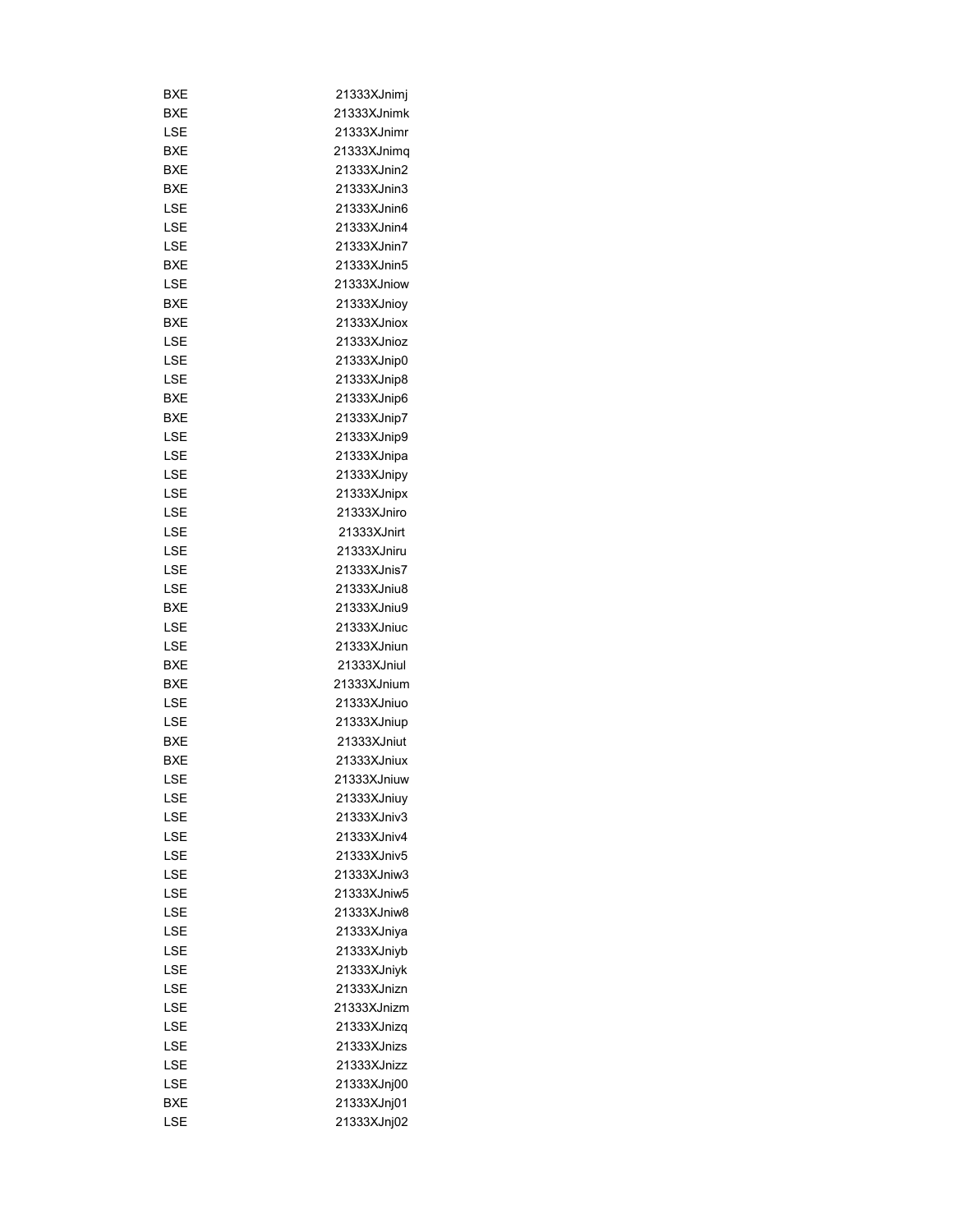| | |
|---|---|
| BXE | 21333XJnimj |
| BXE | 21333XJnimk |
| LSE | 21333XJnimr |
| BXE | 21333XJnimq |
| BXE | 21333XJnin2 |
| BXE | 21333XJnin3 |
| LSE | 21333XJnin6 |
| LSE | 21333XJnin4 |
| LSE | 21333XJnin7 |
| BXE | 21333XJnin5 |
| LSE | 21333XJniow |
| BXE | 21333XJnioy |
| BXE | 21333XJniox |
| LSE | 21333XJnioz |
| LSE | 21333XJnip0 |
| LSE | 21333XJnip8 |
| BXE | 21333XJnip6 |
| BXE | 21333XJnip7 |
| LSE | 21333XJnip9 |
| LSE | 21333XJnipa |
| LSE | 21333XJnipy |
| LSE | 21333XJnipx |
| LSE | 21333XJniro |
| LSE | 21333XJnirt |
| LSE | 21333XJniru |
| LSE | 21333XJnis7 |
| LSE | 21333XJniu8 |
| BXE | 21333XJniu9 |
| LSE | 21333XJniuc |
| LSE | 21333XJniun |
| BXE | 21333XJniul |
| BXE | 21333XJnium |
| LSE | 21333XJniuo |
| LSE | 21333XJniup |
| BXE | 21333XJniut |
| BXE | 21333XJniux |
| LSE | 21333XJniuw |
| LSE | 21333XJniuy |
| LSE | 21333XJniv3 |
| LSE | 21333XJniv4 |
| LSE | 21333XJniv5 |
| LSE | 21333XJniw3 |
| LSE | 21333XJniw5 |
| LSE | 21333XJniw8 |
| LSE | 21333XJniya |
| LSE | 21333XJniyb |
| LSE | 21333XJniyk |
| LSE | 21333XJnizn |
| LSE | 21333XJnizm |
| LSE | 21333XJnizq |
| LSE | 21333XJnizs |
| LSE | 21333XJnizz |
| LSE | 21333XJnj00 |
| BXE | 21333XJnj01 |
| LSE | 21333XJnj02 |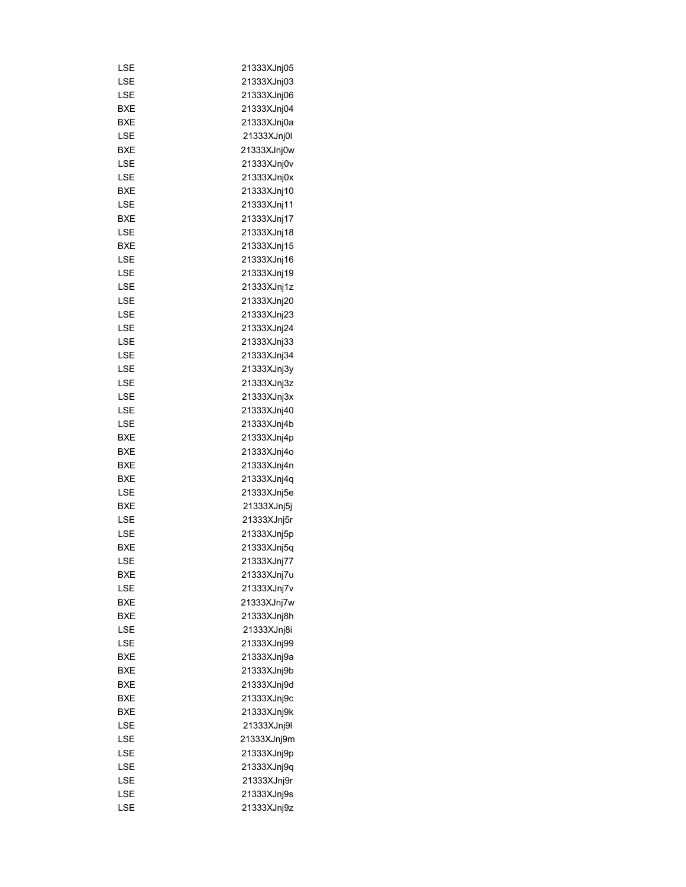| | |
|---|---|
| LSE | 21333XJnj05 |
| LSE | 21333XJnj03 |
| LSE | 21333XJnj06 |
| BXE | 21333XJnj04 |
| BXE | 21333XJnj0a |
| LSE | 21333XJnj0l |
| BXE | 21333XJnj0w |
| LSE | 21333XJnj0v |
| LSE | 21333XJnj0x |
| BXE | 21333XJnj10 |
| LSE | 21333XJnj11 |
| BXE | 21333XJnj17 |
| LSE | 21333XJnj18 |
| BXE | 21333XJnj15 |
| LSE | 21333XJnj16 |
| LSE | 21333XJnj19 |
| LSE | 21333XJnj1z |
| LSE | 21333XJnj20 |
| LSE | 21333XJnj23 |
| LSE | 21333XJnj24 |
| LSE | 21333XJnj33 |
| LSE | 21333XJnj34 |
| LSE | 21333XJnj3y |
| LSE | 21333XJnj3z |
| LSE | 21333XJnj3x |
| LSE | 21333XJnj40 |
| LSE | 21333XJnj4b |
| BXE | 21333XJnj4p |
| BXE | 21333XJnj4o |
| BXE | 21333XJnj4n |
| BXE | 21333XJnj4q |
| LSE | 21333XJnj5e |
| BXE | 21333XJnj5j |
| LSE | 21333XJnj5r |
| LSE | 21333XJnj5p |
| BXE | 21333XJnj5q |
| LSE | 21333XJnj77 |
| BXE | 21333XJnj7u |
| LSE | 21333XJnj7v |
| BXE | 21333XJnj7w |
| BXE | 21333XJnj8h |
| LSE | 21333XJnj8i |
| LSE | 21333XJnj99 |
| BXE | 21333XJnj9a |
| BXE | 21333XJnj9b |
| BXE | 21333XJnj9d |
| BXE | 21333XJnj9c |
| BXE | 21333XJnj9k |
| LSE | 21333XJnj9l |
| LSE | 21333XJnj9m |
| LSE | 21333XJnj9p |
| LSE | 21333XJnj9q |
| LSE | 21333XJnj9r |
| LSE | 21333XJnj9s |
| LSE | 21333XJnj9z |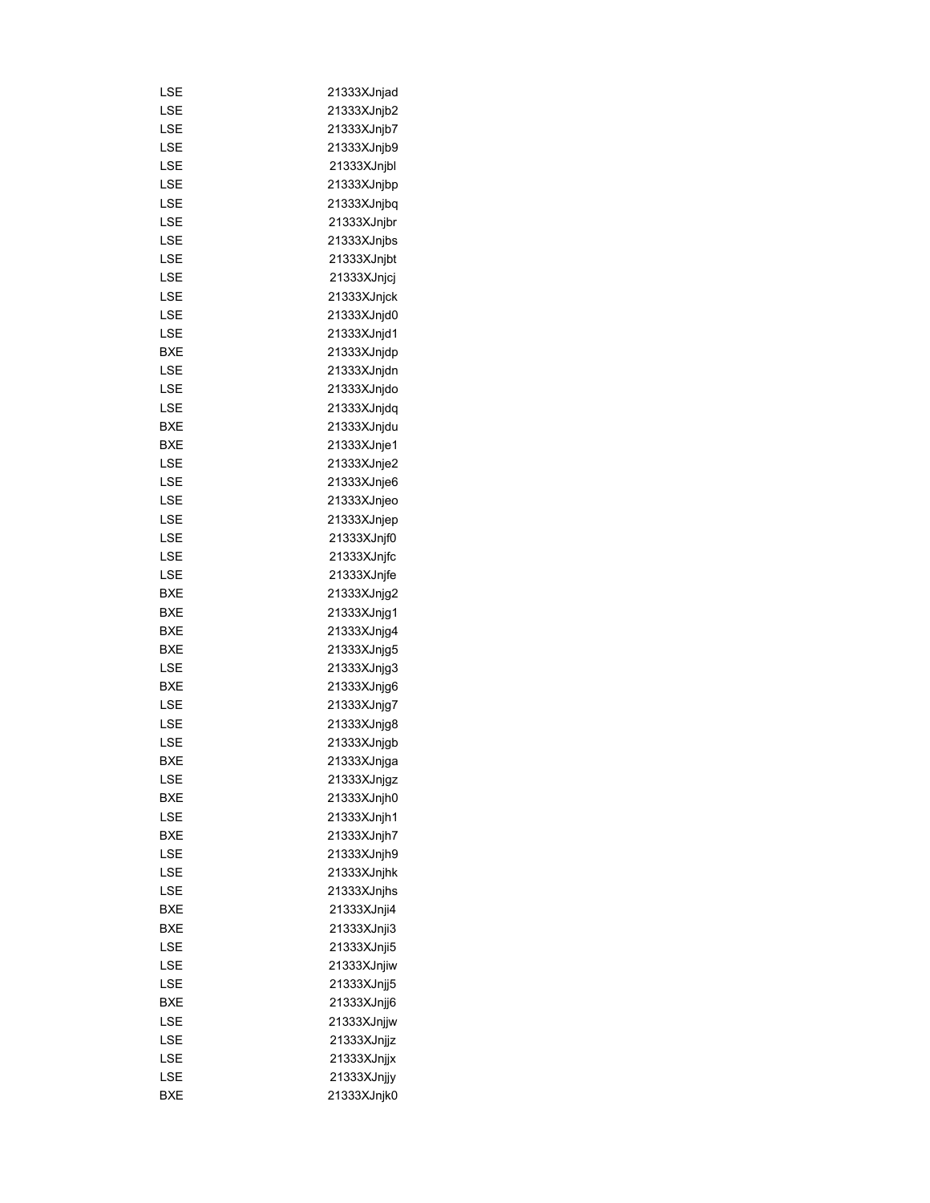| | |
|---|---|
| LSE | 21333XJnjad |
| LSE | 21333XJnjb2 |
| LSE | 21333XJnjb7 |
| LSE | 21333XJnjb9 |
| LSE | 21333XJnjbl |
| LSE | 21333XJnjbp |
| LSE | 21333XJnjbq |
| LSE | 21333XJnjbr |
| LSE | 21333XJnjbs |
| LSE | 21333XJnjbt |
| LSE | 21333XJnjcj |
| LSE | 21333XJnjck |
| LSE | 21333XJnjd0 |
| LSE | 21333XJnjd1 |
| BXE | 21333XJnjdp |
| LSE | 21333XJnjdn |
| LSE | 21333XJnjdo |
| LSE | 21333XJnjdq |
| BXE | 21333XJnjdu |
| BXE | 21333XJnje1 |
| LSE | 21333XJnje2 |
| LSE | 21333XJnje6 |
| LSE | 21333XJnjeo |
| LSE | 21333XJnjep |
| LSE | 21333XJnjf0 |
| LSE | 21333XJnjfc |
| LSE | 21333XJnjfe |
| BXE | 21333XJnjg2 |
| BXE | 21333XJnjg1 |
| BXE | 21333XJnjg4 |
| BXE | 21333XJnjg5 |
| LSE | 21333XJnjg3 |
| BXE | 21333XJnjg6 |
| LSE | 21333XJnjg7 |
| LSE | 21333XJnjg8 |
| LSE | 21333XJnjgb |
| BXE | 21333XJnjga |
| LSE | 21333XJnjgz |
| BXE | 21333XJnjh0 |
| LSE | 21333XJnjh1 |
| BXE | 21333XJnjh7 |
| LSE | 21333XJnjh9 |
| LSE | 21333XJnjhk |
| LSE | 21333XJnjhs |
| BXE | 21333XJnji4 |
| BXE | 21333XJnji3 |
| LSE | 21333XJnji5 |
| LSE | 21333XJnjiw |
| LSE | 21333XJnjj5 |
| BXE | 21333XJnjj6 |
| LSE | 21333XJnjjw |
| LSE | 21333XJnjjz |
| LSE | 21333XJnjjx |
| LSE | 21333XJnjjy |
| BXE | 21333XJnjk0 |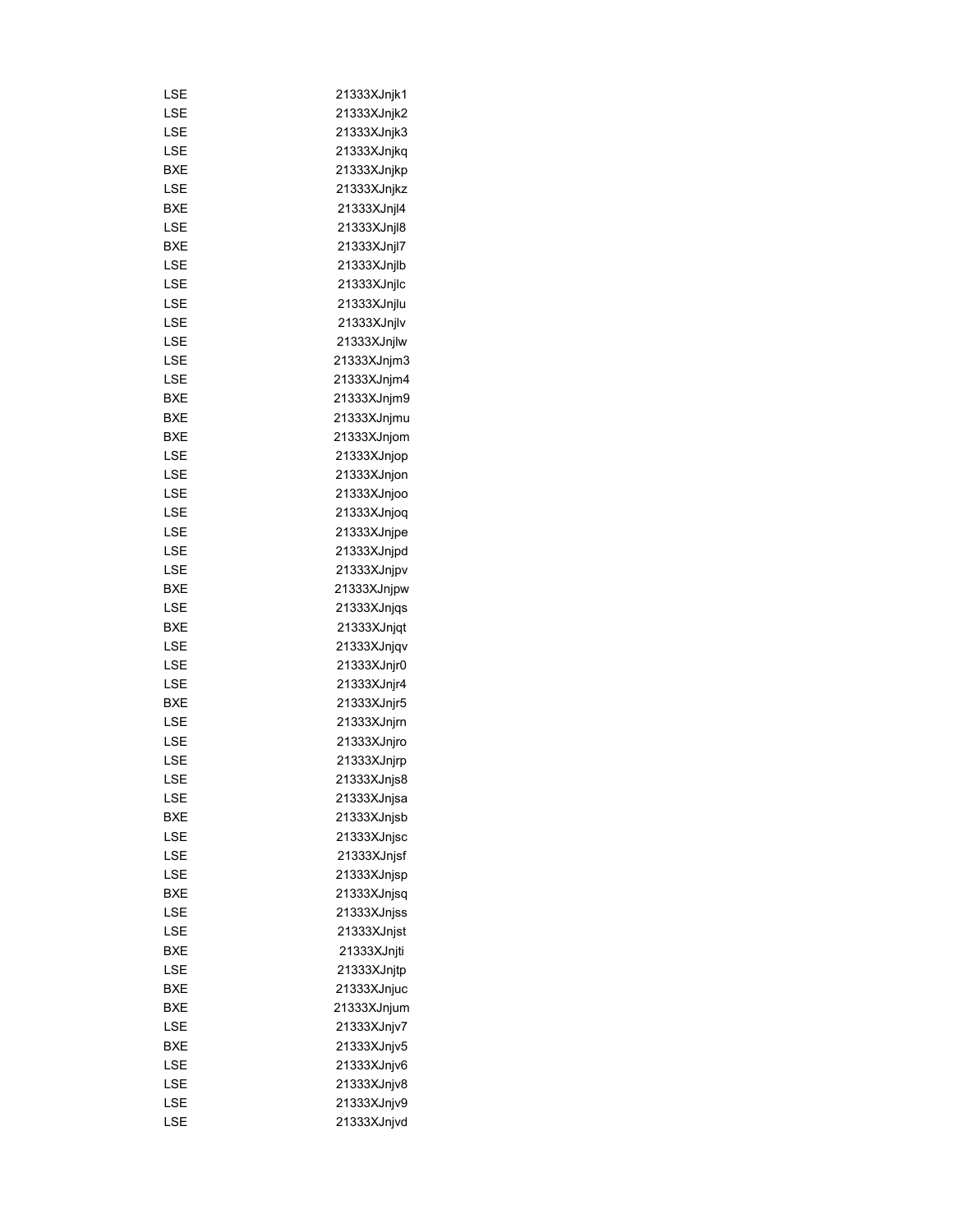| | |
|---|---|
| LSE | 21333XJnjk1 |
| LSE | 21333XJnjk2 |
| LSE | 21333XJnjk3 |
| LSE | 21333XJnjkq |
| BXE | 21333XJnjkp |
| LSE | 21333XJnjkz |
| BXE | 21333XJnjl4 |
| LSE | 21333XJnjl8 |
| BXE | 21333XJnjl7 |
| LSE | 21333XJnjlb |
| LSE | 21333XJnjlc |
| LSE | 21333XJnjlu |
| LSE | 21333XJnjlv |
| LSE | 21333XJnjlw |
| LSE | 21333XJnjm3 |
| LSE | 21333XJnjm4 |
| BXE | 21333XJnjm9 |
| BXE | 21333XJnjmu |
| BXE | 21333XJnjom |
| LSE | 21333XJnjop |
| LSE | 21333XJnjon |
| LSE | 21333XJnjoo |
| LSE | 21333XJnjoq |
| LSE | 21333XJnjpe |
| LSE | 21333XJnjpd |
| LSE | 21333XJnjpv |
| BXE | 21333XJnjpw |
| LSE | 21333XJnjqs |
| BXE | 21333XJnjqt |
| LSE | 21333XJnjqv |
| LSE | 21333XJnjr0 |
| LSE | 21333XJnjr4 |
| BXE | 21333XJnjr5 |
| LSE | 21333XJnjrn |
| LSE | 21333XJnjro |
| LSE | 21333XJnjrp |
| LSE | 21333XJnjs8 |
| LSE | 21333XJnjsa |
| BXE | 21333XJnjsb |
| LSE | 21333XJnjsc |
| LSE | 21333XJnjsf |
| LSE | 21333XJnjsp |
| BXE | 21333XJnjsq |
| LSE | 21333XJnjss |
| LSE | 21333XJnjst |
| BXE | 21333XJnjti |
| LSE | 21333XJnjtp |
| BXE | 21333XJnjuc |
| BXE | 21333XJnjum |
| LSE | 21333XJnjv7 |
| BXE | 21333XJnjv5 |
| LSE | 21333XJnjv6 |
| LSE | 21333XJnjv8 |
| LSE | 21333XJnjv9 |
| LSE | 21333XJnjvd |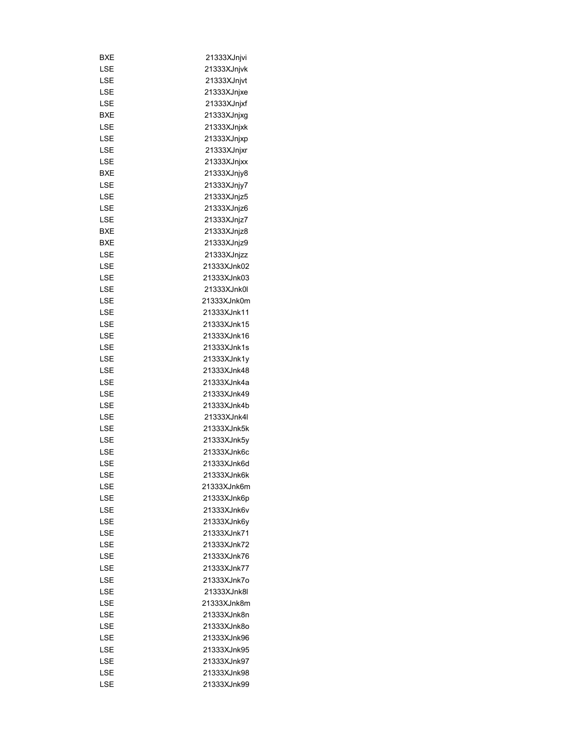| | |
|---|---|
| BXE | 21333XJnjvi |
| LSE | 21333XJnjvk |
| LSE | 21333XJnjvt |
| LSE | 21333XJnjxe |
| LSE | 21333XJnjxf |
| BXE | 21333XJnjxg |
| LSE | 21333XJnjxk |
| LSE | 21333XJnjxp |
| LSE | 21333XJnjxr |
| LSE | 21333XJnjxx |
| BXE | 21333XJnjy8 |
| LSE | 21333XJnjy7 |
| LSE | 21333XJnjz5 |
| LSE | 21333XJnjz6 |
| LSE | 21333XJnjz7 |
| BXE | 21333XJnjz8 |
| BXE | 21333XJnjz9 |
| LSE | 21333XJnjzz |
| LSE | 21333XJnk02 |
| LSE | 21333XJnk03 |
| LSE | 21333XJnk0l |
| LSE | 21333XJnk0m |
| LSE | 21333XJnk11 |
| LSE | 21333XJnk15 |
| LSE | 21333XJnk16 |
| LSE | 21333XJnk1s |
| LSE | 21333XJnk1y |
| LSE | 21333XJnk48 |
| LSE | 21333XJnk4a |
| LSE | 21333XJnk49 |
| LSE | 21333XJnk4b |
| LSE | 21333XJnk4l |
| LSE | 21333XJnk5k |
| LSE | 21333XJnk5y |
| LSE | 21333XJnk6c |
| LSE | 21333XJnk6d |
| LSE | 21333XJnk6k |
| LSE | 21333XJnk6m |
| LSE | 21333XJnk6p |
| LSE | 21333XJnk6v |
| LSE | 21333XJnk6y |
| LSE | 21333XJnk71 |
| LSE | 21333XJnk72 |
| LSE | 21333XJnk76 |
| LSE | 21333XJnk77 |
| LSE | 21333XJnk7o |
| LSE | 21333XJnk8l |
| LSE | 21333XJnk8m |
| LSE | 21333XJnk8n |
| LSE | 21333XJnk8o |
| LSE | 21333XJnk96 |
| LSE | 21333XJnk95 |
| LSE | 21333XJnk97 |
| LSE | 21333XJnk98 |
| LSE | 21333XJnk99 |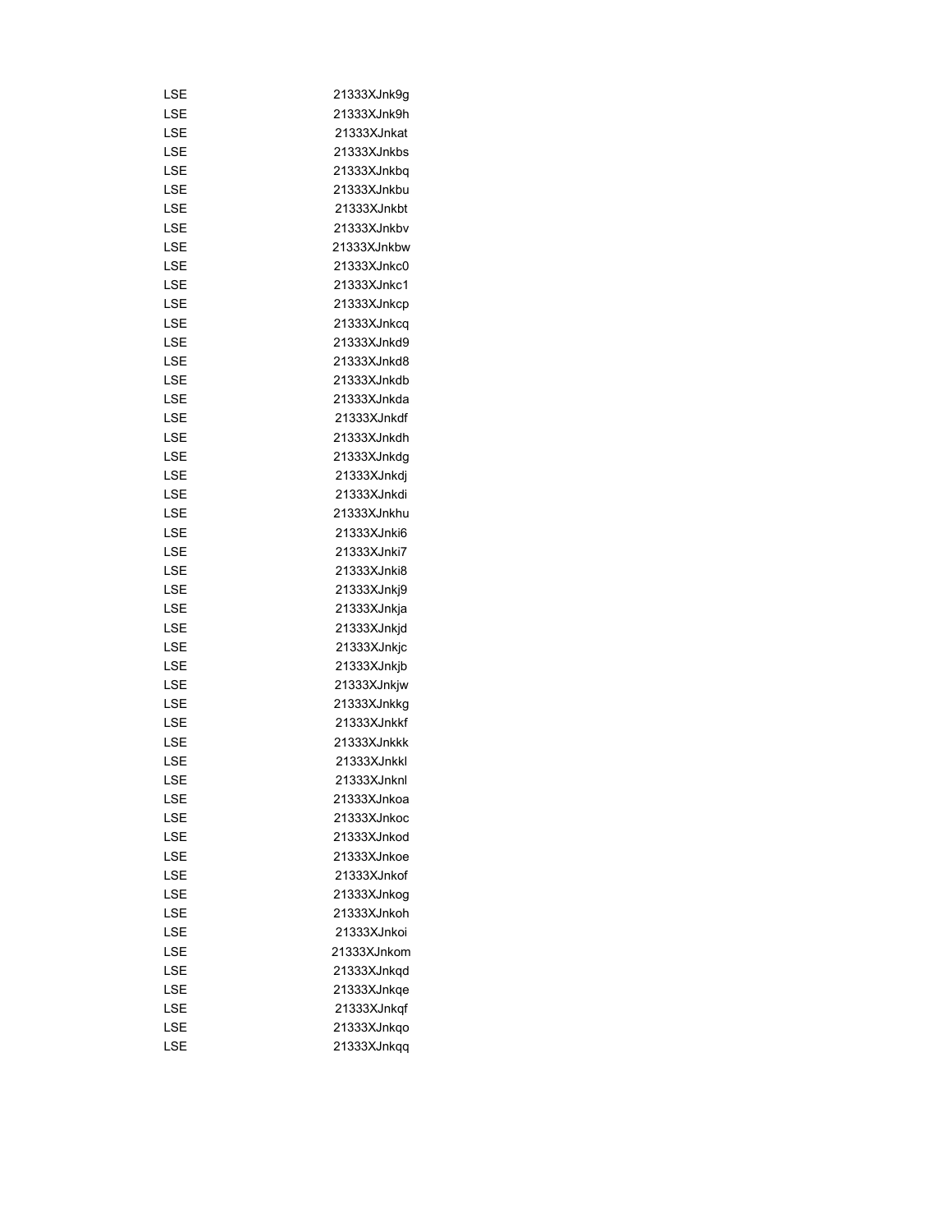| | |
|---|---|
| LSE | 21333XJnk9g |
| LSE | 21333XJnk9h |
| LSE | 21333XJnkat |
| LSE | 21333XJnkbs |
| LSE | 21333XJnkbq |
| LSE | 21333XJnkbu |
| LSE | 21333XJnkbt |
| LSE | 21333XJnkbv |
| LSE | 21333XJnkbw |
| LSE | 21333XJnkc0 |
| LSE | 21333XJnkc1 |
| LSE | 21333XJnkcp |
| LSE | 21333XJnkcq |
| LSE | 21333XJnkd9 |
| LSE | 21333XJnkd8 |
| LSE | 21333XJnkdb |
| LSE | 21333XJnkda |
| LSE | 21333XJnkdf |
| LSE | 21333XJnkdh |
| LSE | 21333XJnkdg |
| LSE | 21333XJnkdj |
| LSE | 21333XJnkdi |
| LSE | 21333XJnkhu |
| LSE | 21333XJnki6 |
| LSE | 21333XJnki7 |
| LSE | 21333XJnki8 |
| LSE | 21333XJnkj9 |
| LSE | 21333XJnkja |
| LSE | 21333XJnkjd |
| LSE | 21333XJnkjc |
| LSE | 21333XJnkjb |
| LSE | 21333XJnkjw |
| LSE | 21333XJnkkg |
| LSE | 21333XJnkkf |
| LSE | 21333XJnkkk |
| LSE | 21333XJnkkl |
| LSE | 21333XJnknl |
| LSE | 21333XJnkoa |
| LSE | 21333XJnkoc |
| LSE | 21333XJnkod |
| LSE | 21333XJnkoe |
| LSE | 21333XJnkof |
| LSE | 21333XJnkog |
| LSE | 21333XJnkoh |
| LSE | 21333XJnkoi |
| LSE | 21333XJnkom |
| LSE | 21333XJnkqd |
| LSE | 21333XJnkqe |
| LSE | 21333XJnkqf |
| LSE | 21333XJnkqo |
| LSE | 21333XJnkqq |